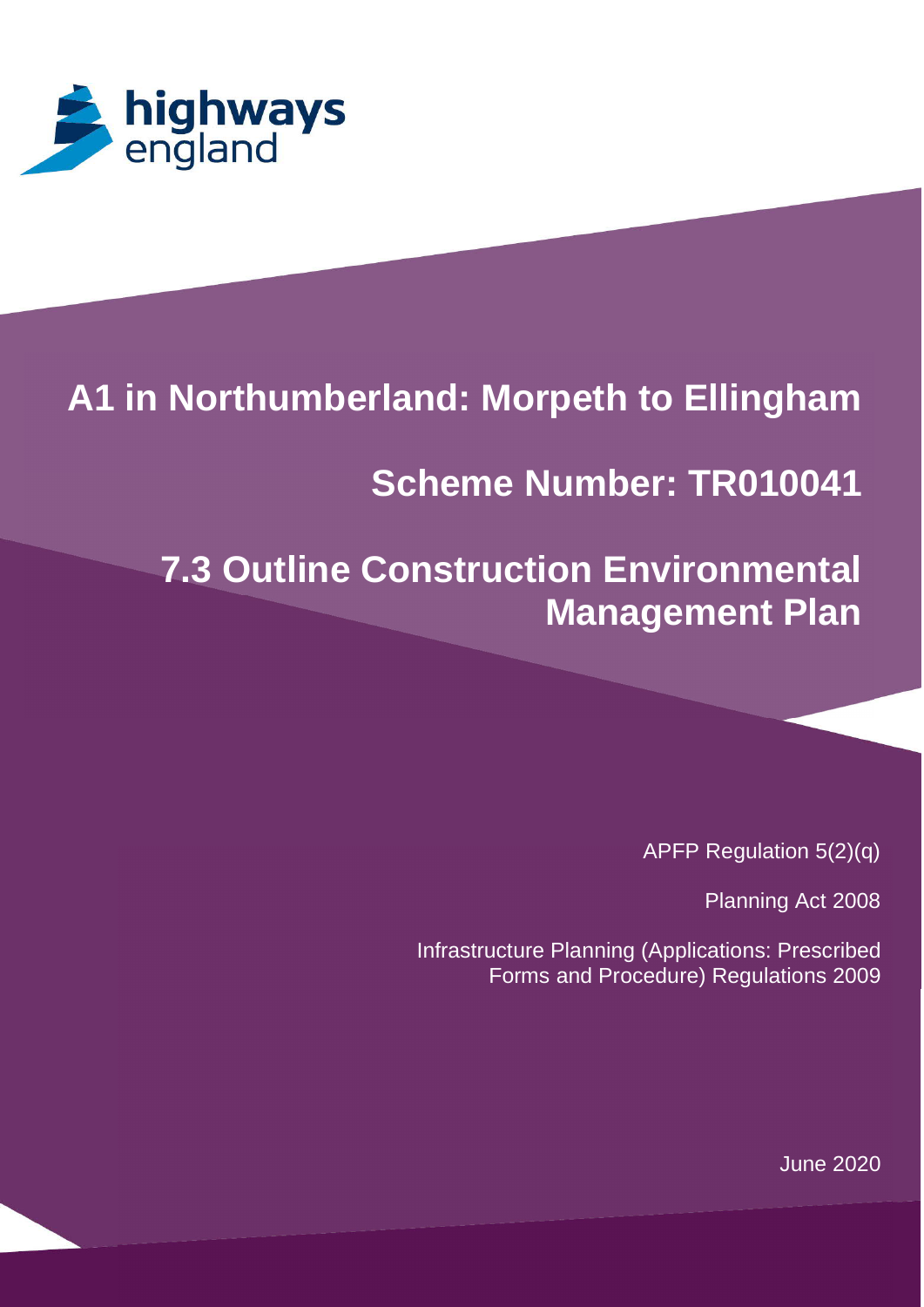highways england

# A1 in Northumberland: Morpeth to Ellingham

# Scheme Number: TR010041

# 7.3 Outline Construction Environmental Management Plan

APFP Regulation 5(2)(q)

Planning Act 2008

Infrastructure Planning (Applications: Prescribed Forms and Procedure) Regulations 2009

June 2020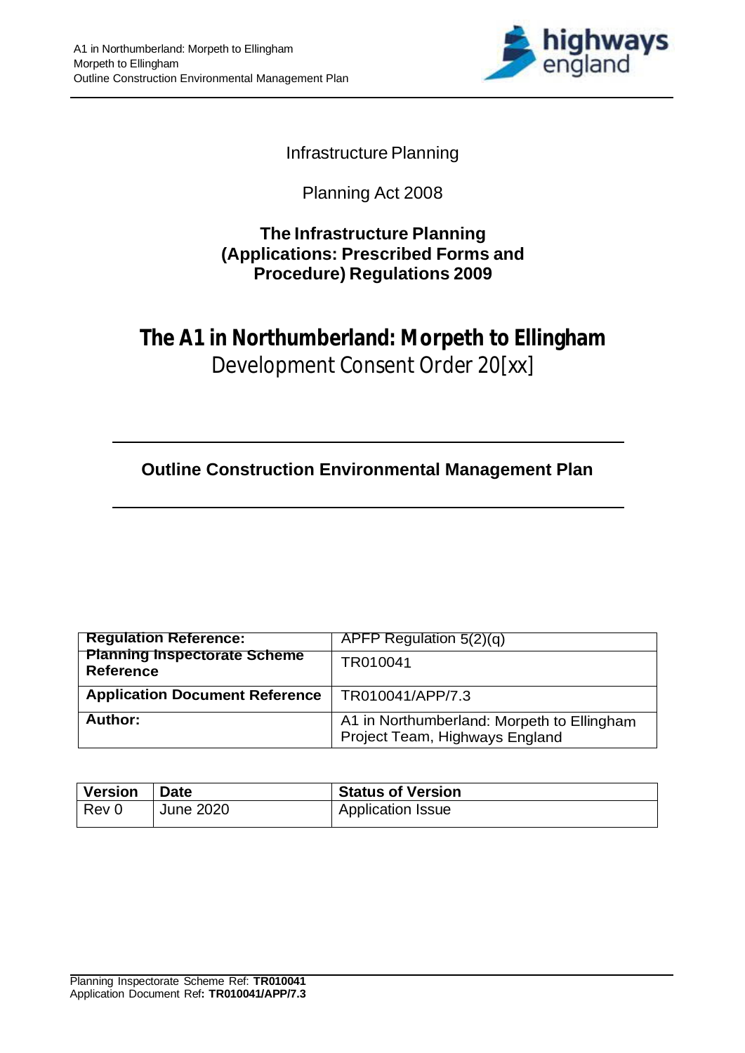Infrastructure Planning

Planning Act 2008

**The Infrastructure Planning (Applications: Prescribed Forms and Procedure) Regulations 2009**

# The A1 in Northumberland: Morpeth to Ellingham

Development Consent Order 20[xx]

## Outline Construction Environmental Management Plan

| | |
|---|---|
| **Regulation Reference:** | APFP Regulation 5(2)(q) |
| **Planning Inspectorate Scheme Reference** | TR010041 |
| **Application Document Reference** | TR010041/APP/7.3 |
| **Author:** | A1 in Northumberland: Morpeth to Ellingham Project Team, Highways England |

| Version | Date | Status of Version |
|---|---|---|
| Rev 0 | June 2020 | Application Issue |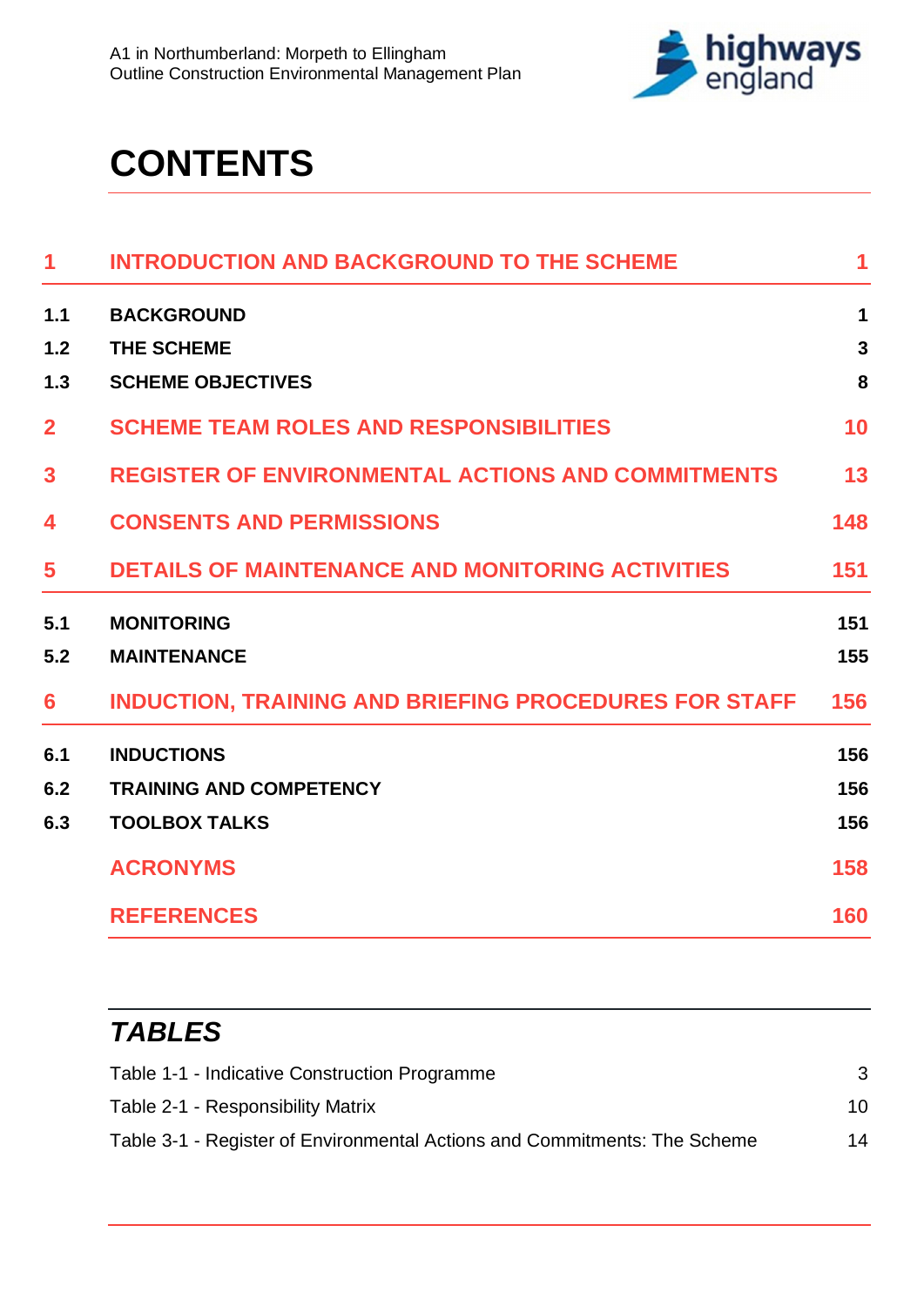# CONTENTS

| | | |
|---|---|---|
| **1** | **INTRODUCTION AND BACKGROUND TO THE SCHEME** | **1** |
| **1.1** | **BACKGROUND** | **1** |
| **1.2** | **THE SCHEME** | **3** |
| **1.3** | **SCHEME OBJECTIVES** | **8** |
| **2** | **SCHEME TEAM ROLES AND RESPONSIBILITIES** | **10** |
| **3** | **REGISTER OF ENVIRONMENTAL ACTIONS AND COMMITMENTS** | **13** |
| **4** | **CONSENTS AND PERMISSIONS** | **148** |
| **5** | **DETAILS OF MAINTENANCE AND MONITORING ACTIVITIES** | **151** |
| **5.1** | **MONITORING** | **151** |
| **5.2** | **MAINTENANCE** | **155** |
| **6** | **INDUCTION, TRAINING AND BRIEFING PROCEDURES FOR STAFF** | **156** |
| **6.1** | **INDUCTIONS** | **156** |
| **6.2** | **TRAINING AND COMPETENCY** | **156** |
| **6.3** | **TOOLBOX TALKS** | **156** |
| | **ACRONYMS** | **158** |
| | **REFERENCES** | **160** |

## *TABLES*

| | |
|---|---|
| Table 1-1 - Indicative Construction Programme | 3 |
| Table 2-1 - Responsibility Matrix | 10 |
| Table 3-1 - Register of Environmental Actions and Commitments: The Scheme | 14 |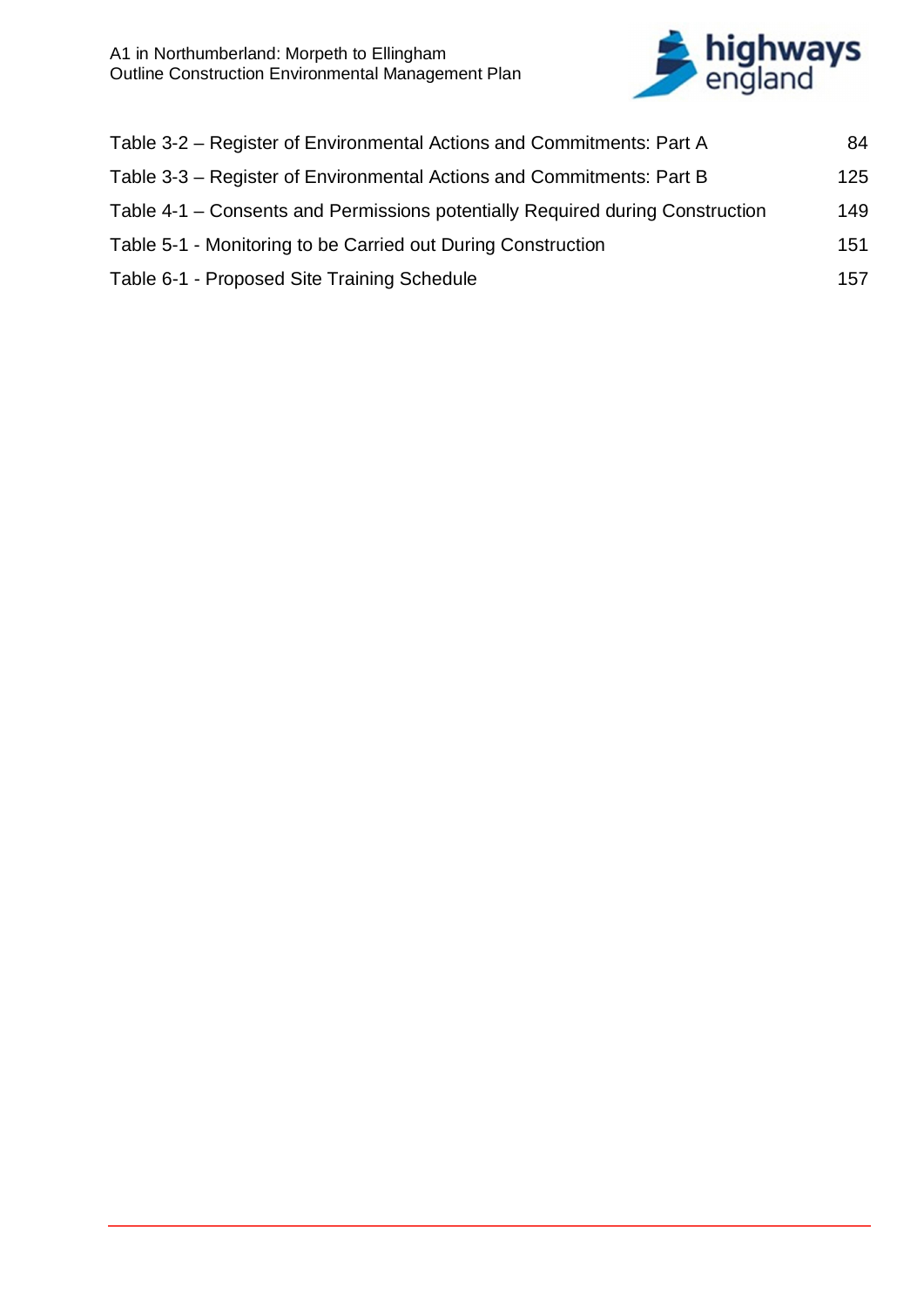| | |
|---|---|
| Table 3-2 – Register of Environmental Actions and Commitments: Part A | 84 |
| Table 3-3 – Register of Environmental Actions and Commitments: Part B | 125 |
| Table 4-1 – Consents and Permissions potentially Required during Construction | 149 |
| Table 5-1 - Monitoring to be Carried out During Construction | 151 |
| Table 6-1 - Proposed Site Training Schedule | 157 |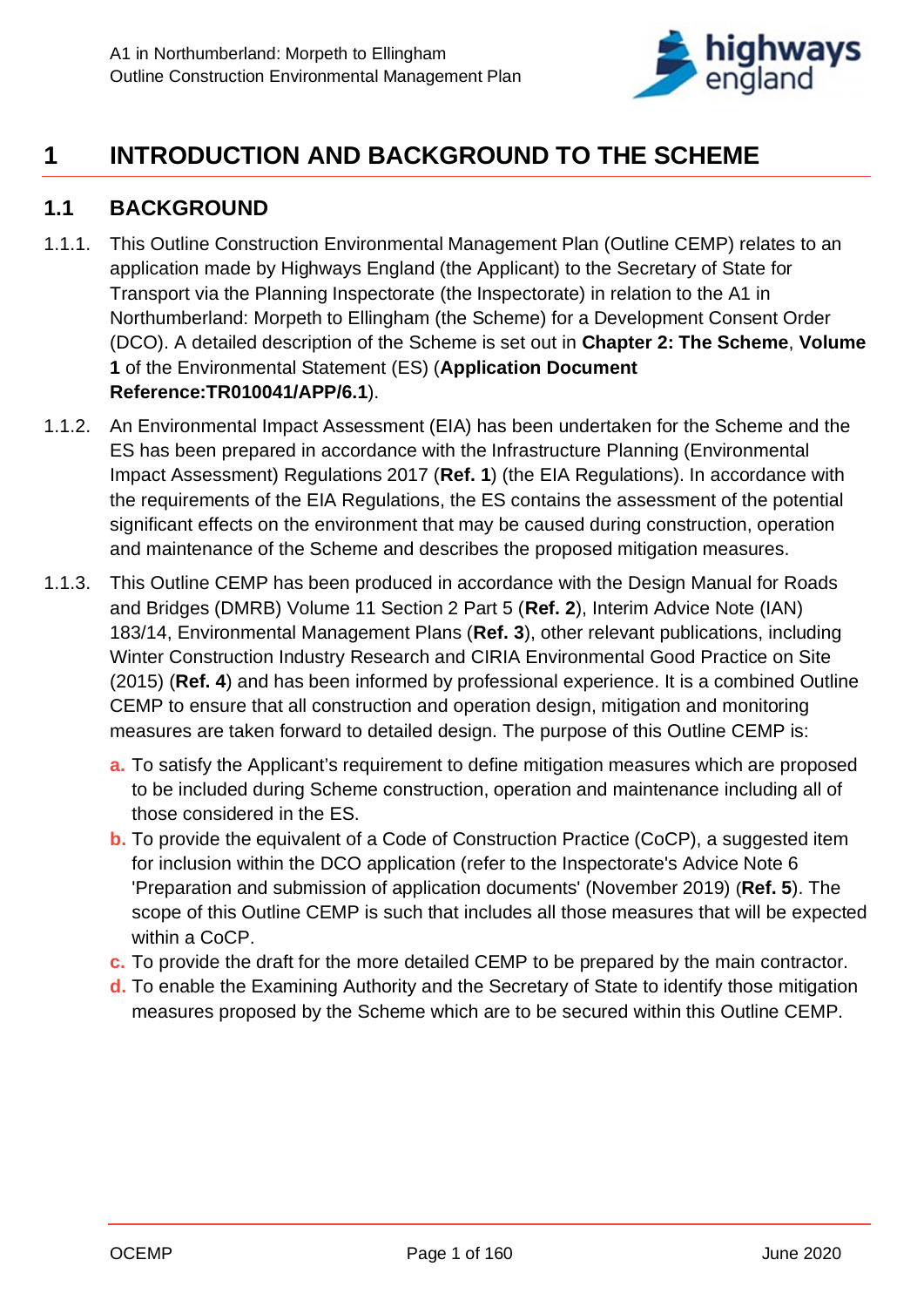# 1 INTRODUCTION AND BACKGROUND TO THE SCHEME

## 1.1 BACKGROUND

1.1.1. This Outline Construction Environmental Management Plan (Outline CEMP) relates to an application made by Highways England (the Applicant) to the Secretary of State for Transport via the Planning Inspectorate (the Inspectorate) in relation to the A1 in Northumberland: Morpeth to Ellingham (the Scheme) for a Development Consent Order (DCO). A detailed description of the Scheme is set out in **Chapter 2: The Scheme**, **Volume 1** of the Environmental Statement (ES) (**Application Document Reference:TR010041/APP/6.1**).

1.1.2. An Environmental Impact Assessment (EIA) has been undertaken for the Scheme and the ES has been prepared in accordance with the Infrastructure Planning (Environmental Impact Assessment) Regulations 2017 (**Ref. 1**) (the EIA Regulations). In accordance with the requirements of the EIA Regulations, the ES contains the assessment of the potential significant effects on the environment that may be caused during construction, operation and maintenance of the Scheme and describes the proposed mitigation measures.

1.1.3. This Outline CEMP has been produced in accordance with the Design Manual for Roads and Bridges (DMRB) Volume 11 Section 2 Part 5 (**Ref. 2**), Interim Advice Note (IAN) 183/14, Environmental Management Plans (**Ref. 3**), other relevant publications, including Winter Construction Industry Research and CIRIA Environmental Good Practice on Site (2015) (**Ref. 4**) and has been informed by professional experience. It is a combined Outline CEMP to ensure that all construction and operation design, mitigation and monitoring measures are taken forward to detailed design. The purpose of this Outline CEMP is:

a. To satisfy the Applicant's requirement to define mitigation measures which are proposed to be included during Scheme construction, operation and maintenance including all of those considered in the ES.

b. To provide the equivalent of a Code of Construction Practice (CoCP), a suggested item for inclusion within the DCO application (refer to the Inspectorate's Advice Note 6 'Preparation and submission of application documents' (November 2019) (**Ref. 5**). The scope of this Outline CEMP is such that includes all those measures that will be expected within a CoCP.

c. To provide the draft for the more detailed CEMP to be prepared by the main contractor.

d. To enable the Examining Authority and the Secretary of State to identify those mitigation measures proposed by the Scheme which are to be secured within this Outline CEMP.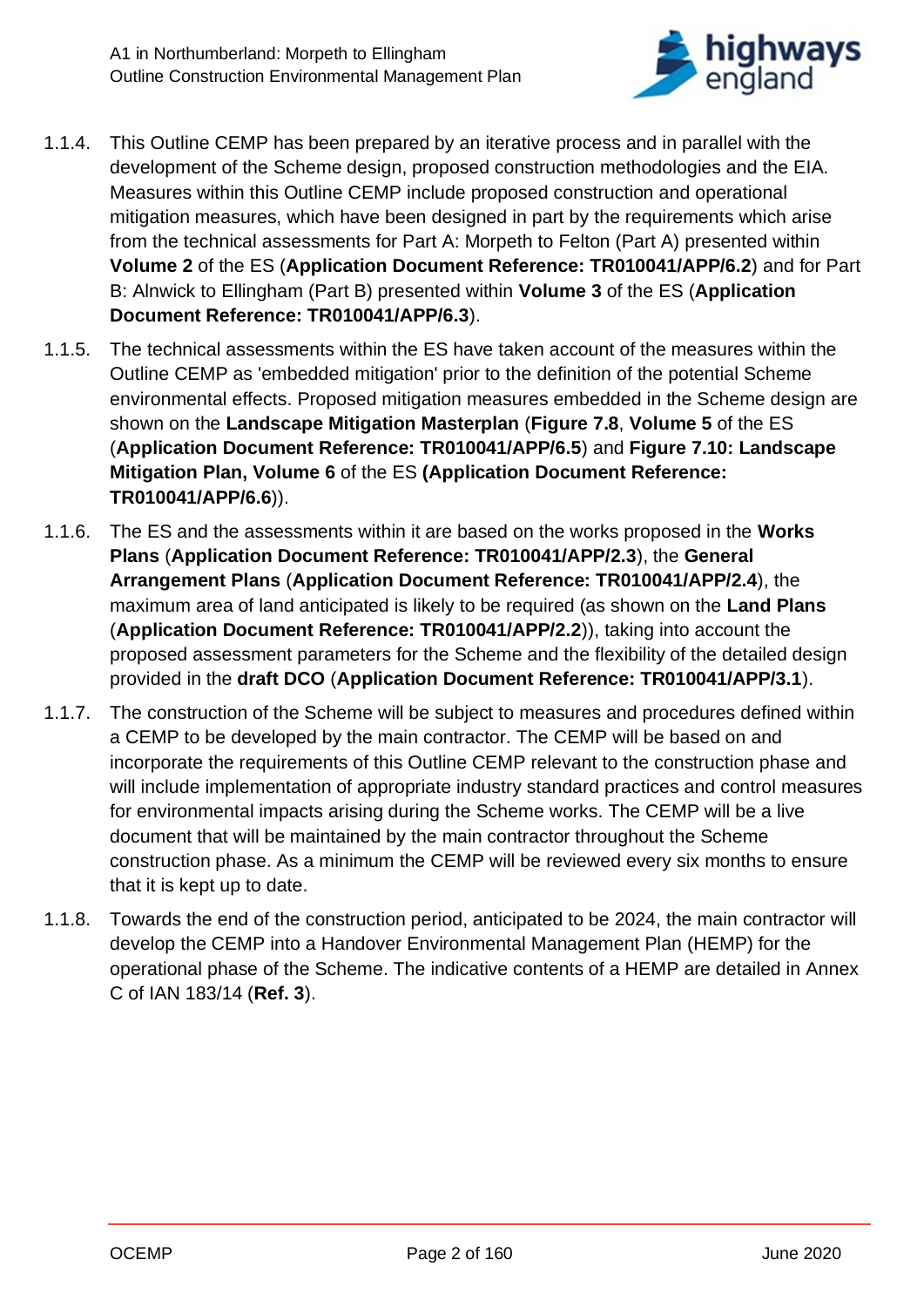1.1.4. This Outline CEMP has been prepared by an iterative process and in parallel with the development of the Scheme design, proposed construction methodologies and the EIA. Measures within this Outline CEMP include proposed construction and operational mitigation measures, which have been designed in part by the requirements which arise from the technical assessments for Part A: Morpeth to Felton (Part A) presented within **Volume 2** of the ES (**Application Document Reference: TR010041/APP/6.2**) and for Part B: Alnwick to Ellingham (Part B) presented within **Volume 3** of the ES (**Application Document Reference: TR010041/APP/6.3**).

1.1.5. The technical assessments within the ES have taken account of the measures within the Outline CEMP as 'embedded mitigation' prior to the definition of the potential Scheme environmental effects. Proposed mitigation measures embedded in the Scheme design are shown on the **Landscape Mitigation Masterplan** (**Figure 7.8**, **Volume 5** of the ES (**Application Document Reference: TR010041/APP/6.5**) and **Figure 7.10: Landscape Mitigation Plan, Volume 6** of the ES **(Application Document Reference: TR010041/APP/6.6**)).

1.1.6. The ES and the assessments within it are based on the works proposed in the **Works Plans** (**Application Document Reference: TR010041/APP/2.3**), the **General Arrangement Plans** (**Application Document Reference: TR010041/APP/2.4**), the maximum area of land anticipated is likely to be required (as shown on the **Land Plans** (**Application Document Reference: TR010041/APP/2.2**)), taking into account the proposed assessment parameters for the Scheme and the flexibility of the detailed design provided in the **draft DCO** (**Application Document Reference: TR010041/APP/3.1**).

1.1.7. The construction of the Scheme will be subject to measures and procedures defined within a CEMP to be developed by the main contractor. The CEMP will be based on and incorporate the requirements of this Outline CEMP relevant to the construction phase and will include implementation of appropriate industry standard practices and control measures for environmental impacts arising during the Scheme works. The CEMP will be a live document that will be maintained by the main contractor throughout the Scheme construction phase. As a minimum the CEMP will be reviewed every six months to ensure that it is kept up to date.

1.1.8. Towards the end of the construction period, anticipated to be 2024, the main contractor will develop the CEMP into a Handover Environmental Management Plan (HEMP) for the operational phase of the Scheme. The indicative contents of a HEMP are detailed in Annex C of IAN 183/14 (**Ref. 3**).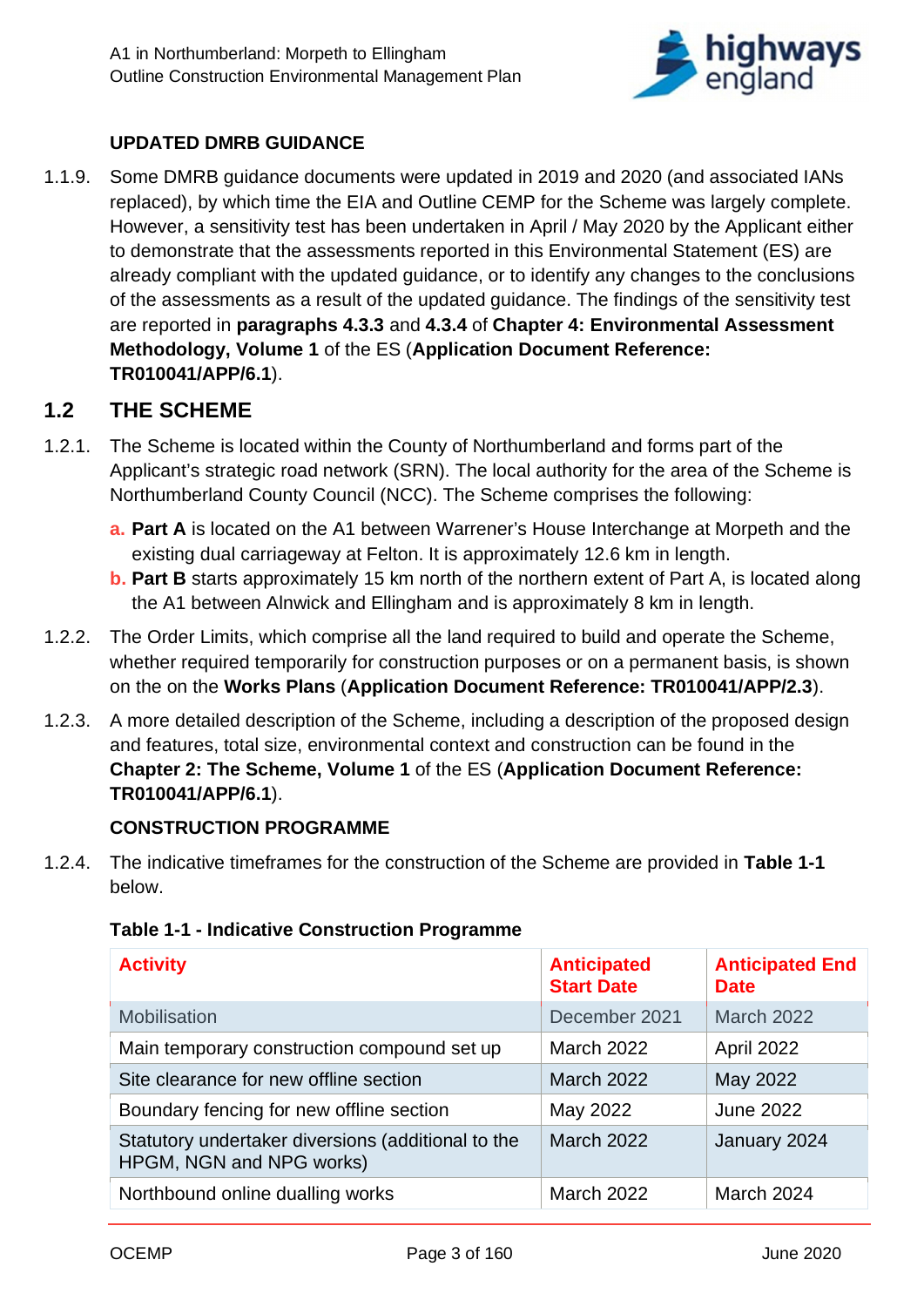### UPDATED DMRB GUIDANCE

1.1.9. Some DMRB guidance documents were updated in 2019 and 2020 (and associated IANs replaced), by which time the EIA and Outline CEMP for the Scheme was largely complete. However, a sensitivity test has been undertaken in April / May 2020 by the Applicant either to demonstrate that the assessments reported in this Environmental Statement (ES) are already compliant with the updated guidance, or to identify any changes to the conclusions of the assessments as a result of the updated guidance. The findings of the sensitivity test are reported in **paragraphs 4.3.3** and **4.3.4** of **Chapter 4: Environmental Assessment Methodology, Volume 1** of the ES (**Application Document Reference: TR010041/APP/6.1**).

## 1.2 THE SCHEME

1.2.1. The Scheme is located within the County of Northumberland and forms part of the Applicant's strategic road network (SRN). The local authority for the area of the Scheme is Northumberland County Council (NCC). The Scheme comprises the following:

a. **Part A** is located on the A1 between Warrener's House Interchange at Morpeth and the existing dual carriageway at Felton. It is approximately 12.6 km in length.

b. **Part B** starts approximately 15 km north of the northern extent of Part A, is located along the A1 between Alnwick and Ellingham and is approximately 8 km in length.

1.2.2. The Order Limits, which comprise all the land required to build and operate the Scheme, whether required temporarily for construction purposes or on a permanent basis, is shown on the on the **Works Plans** (**Application Document Reference: TR010041/APP/2.3**).

1.2.3. A more detailed description of the Scheme, including a description of the proposed design and features, total size, environmental context and construction can be found in the **Chapter 2: The Scheme, Volume 1** of the ES (**Application Document Reference: TR010041/APP/6.1**).

### CONSTRUCTION PROGRAMME

1.2.4. The indicative timeframes for the construction of the Scheme are provided in **Table 1-1** below.

**Table 1-1 - Indicative Construction Programme**

| Activity | Anticipated Start Date | Anticipated End Date |
|---|---|---|
| Mobilisation | December 2021 | March 2022 |
| Main temporary construction compound set up | March 2022 | April 2022 |
| Site clearance for new offline section | March 2022 | May 2022 |
| Boundary fencing for new offline section | May 2022 | June 2022 |
| Statutory undertaker diversions (additional to the HPGM, NGN and NPG works) | March 2022 | January 2024 |
| Northbound online dualling works | March 2022 | March 2024 |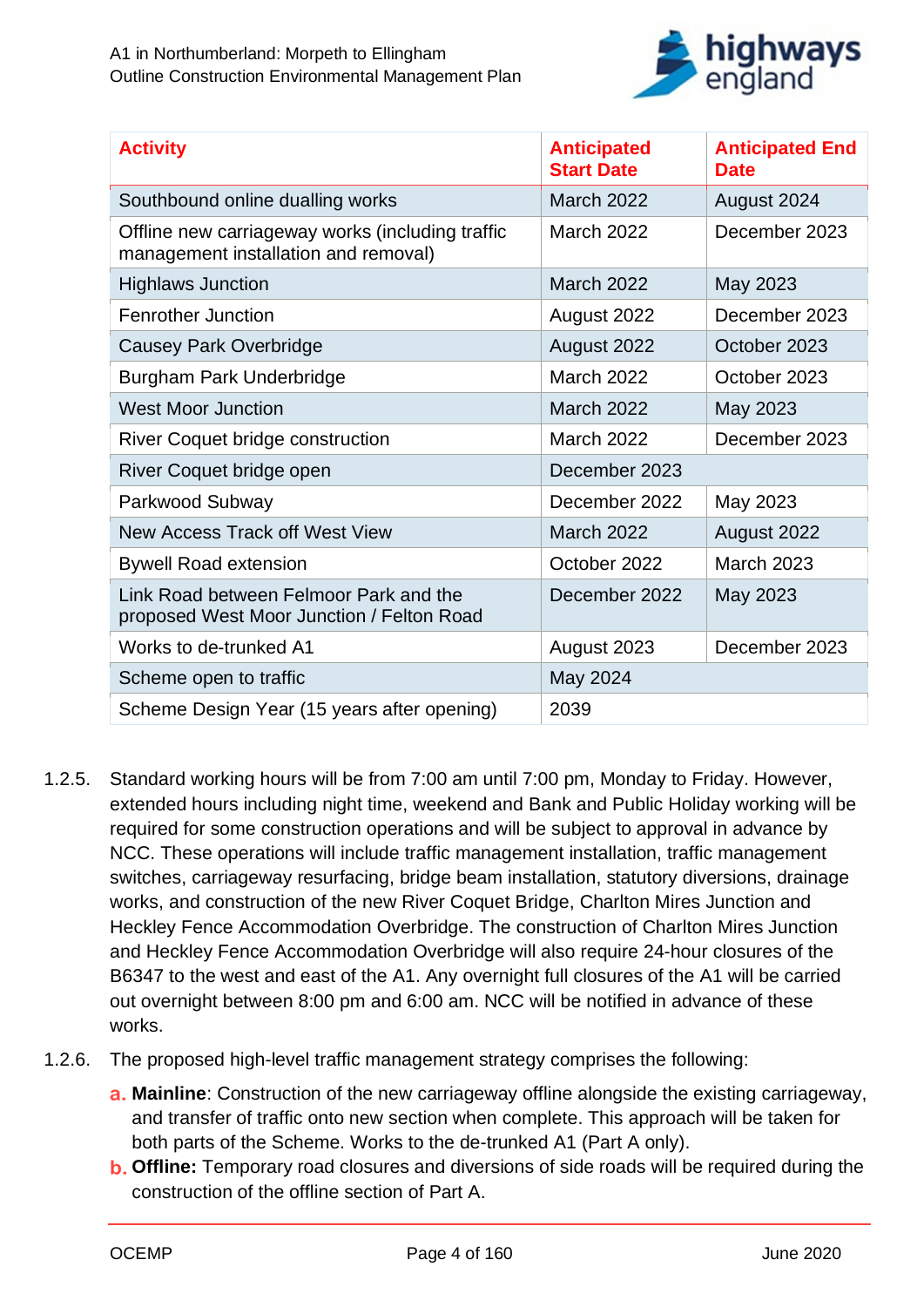| Activity | Anticipated Start Date | Anticipated End Date |
| --- | --- | --- |
| Southbound online dualling works | March 2022 | August 2024 |
| Offline new carriageway works (including traffic management installation and removal) | March 2022 | December 2023 |
| Highlaws Junction | March 2022 | May 2023 |
| Fenrother Junction | August 2022 | December 2023 |
| Causey Park Overbridge | August 2022 | October 2023 |
| Burgham Park Underbridge | March 2022 | October 2023 |
| West Moor Junction | March 2022 | May 2023 |
| River Coquet bridge construction | March 2022 | December 2023 |
| River Coquet bridge open | December 2023 | |
| Parkwood Subway | December 2022 | May 2023 |
| New Access Track off West View | March 2022 | August 2022 |
| Bywell Road extension | October 2022 | March 2023 |
| Link Road between Felmoor Park and the proposed West Moor Junction / Felton Road | December 2022 | May 2023 |
| Works to de-trunked A1 | August 2023 | December 2023 |
| Scheme open to traffic | May 2024 | |
| Scheme Design Year (15 years after opening) | 2039 | |

1.2.5. Standard working hours will be from 7:00 am until 7:00 pm, Monday to Friday. However, extended hours including night time, weekend and Bank and Public Holiday working will be required for some construction operations and will be subject to approval in advance by NCC. These operations will include traffic management installation, traffic management switches, carriageway resurfacing, bridge beam installation, statutory diversions, drainage works, and construction of the new River Coquet Bridge, Charlton Mires Junction and Heckley Fence Accommodation Overbridge. The construction of Charlton Mires Junction and Heckley Fence Accommodation Overbridge will also require 24-hour closures of the B6347 to the west and east of the A1. Any overnight full closures of the A1 will be carried out overnight between 8:00 pm and 6:00 am. NCC will be notified in advance of these works.

1.2.6. The proposed high-level traffic management strategy comprises the following:

a. **Mainline**: Construction of the new carriageway offline alongside the existing carriageway, and transfer of traffic onto new section when complete. This approach will be taken for both parts of the Scheme. Works to the de-trunked A1 (Part A only).

b. **Offline:** Temporary road closures and diversions of side roads will be required during the construction of the offline section of Part A.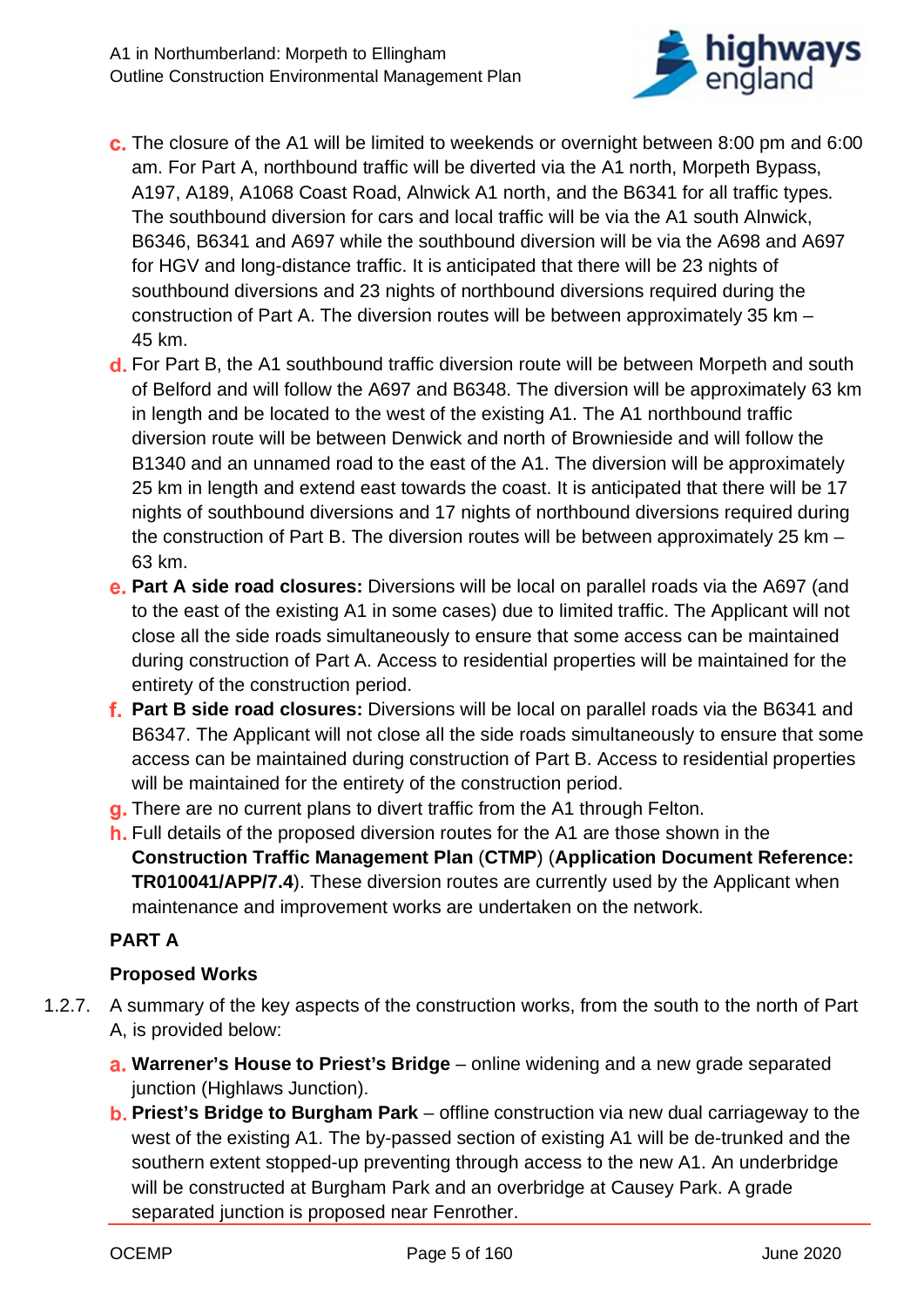c. The closure of the A1 will be limited to weekends or overnight between 8:00 pm and 6:00 am. For Part A, northbound traffic will be diverted via the A1 north, Morpeth Bypass, A197, A189, A1068 Coast Road, Alnwick A1 north, and the B6341 for all traffic types. The southbound diversion for cars and local traffic will be via the A1 south Alnwick, B6346, B6341 and A697 while the southbound diversion will be via the A698 and A697 for HGV and long-distance traffic. It is anticipated that there will be 23 nights of southbound diversions and 23 nights of northbound diversions required during the construction of Part A. The diversion routes will be between approximately 35 km – 45 km.

d. For Part B, the A1 southbound traffic diversion route will be between Morpeth and south of Belford and will follow the A697 and B6348. The diversion will be approximately 63 km in length and be located to the west of the existing A1. The A1 northbound traffic diversion route will be between Denwick and north of Brownieside and will follow the B1340 and an unnamed road to the east of the A1. The diversion will be approximately 25 km in length and extend east towards the coast. It is anticipated that there will be 17 nights of southbound diversions and 17 nights of northbound diversions required during the construction of Part B. The diversion routes will be between approximately 25 km – 63 km.

e. **Part A side road closures:** Diversions will be local on parallel roads via the A697 (and to the east of the existing A1 in some cases) due to limited traffic. The Applicant will not close all the side roads simultaneously to ensure that some access can be maintained during construction of Part A. Access to residential properties will be maintained for the entirety of the construction period.

f. **Part B side road closures:** Diversions will be local on parallel roads via the B6341 and B6347. The Applicant will not close all the side roads simultaneously to ensure that some access can be maintained during construction of Part B. Access to residential properties will be maintained for the entirety of the construction period.

g. There are no current plans to divert traffic from the A1 through Felton.

h. Full details of the proposed diversion routes for the A1 are those shown in the **Construction Traffic Management Plan** (**CTMP**) (**Application Document Reference: TR010041/APP/7.4**). These diversion routes are currently used by the Applicant when maintenance and improvement works are undertaken on the network.

**PART A**

**Proposed Works**

1.2.7. A summary of the key aspects of the construction works, from the south to the north of Part A, is provided below:

a. **Warrener's House to Priest's Bridge** – online widening and a new grade separated junction (Highlaws Junction).

b. **Priest's Bridge to Burgham Park** – offline construction via new dual carriageway to the west of the existing A1. The by-passed section of existing A1 will be de-trunked and the southern extent stopped-up preventing through access to the new A1. An underbridge will be constructed at Burgham Park and an overbridge at Causey Park. A grade separated junction is proposed near Fenrother.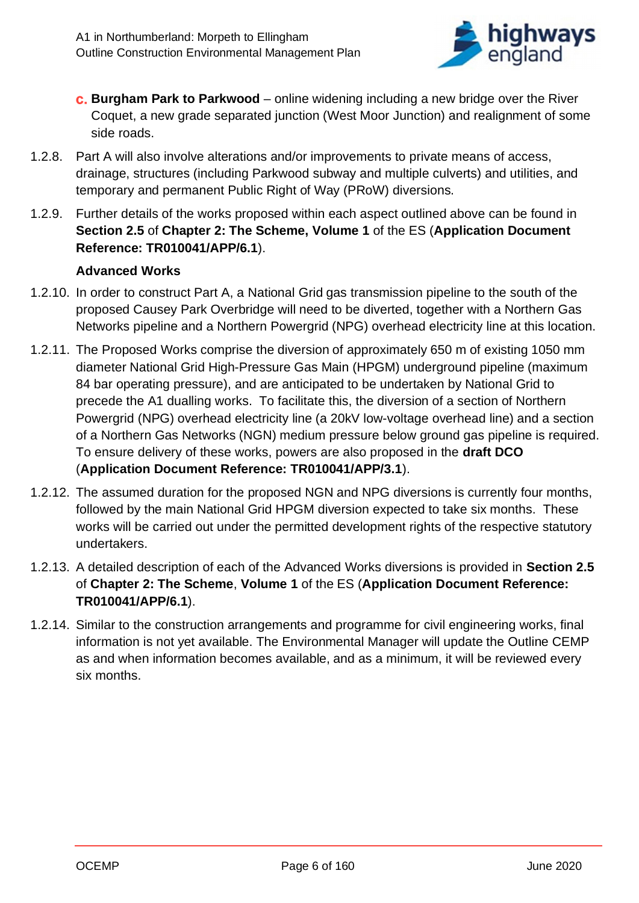c. **Burgham Park to Parkwood** – online widening including a new bridge over the River Coquet, a new grade separated junction (West Moor Junction) and realignment of some side roads.

1.2.8. Part A will also involve alterations and/or improvements to private means of access, drainage, structures (including Parkwood subway and multiple culverts) and utilities, and temporary and permanent Public Right of Way (PRoW) diversions.

1.2.9. Further details of the works proposed within each aspect outlined above can be found in **Section 2.5** of **Chapter 2: The Scheme, Volume 1** of the ES (**Application Document Reference: TR010041/APP/6.1**).

**Advanced Works**

1.2.10. In order to construct Part A, a National Grid gas transmission pipeline to the south of the proposed Causey Park Overbridge will need to be diverted, together with a Northern Gas Networks pipeline and a Northern Powergrid (NPG) overhead electricity line at this location.

1.2.11. The Proposed Works comprise the diversion of approximately 650 m of existing 1050 mm diameter National Grid High-Pressure Gas Main (HPGM) underground pipeline (maximum 84 bar operating pressure), and are anticipated to be undertaken by National Grid to precede the A1 dualling works. To facilitate this, the diversion of a section of Northern Powergrid (NPG) overhead electricity line (a 20kV low-voltage overhead line) and a section of a Northern Gas Networks (NGN) medium pressure below ground gas pipeline is required. To ensure delivery of these works, powers are also proposed in the **draft DCO** (**Application Document Reference: TR010041/APP/3.1**).

1.2.12. The assumed duration for the proposed NGN and NPG diversions is currently four months, followed by the main National Grid HPGM diversion expected to take six months. These works will be carried out under the permitted development rights of the respective statutory undertakers.

1.2.13. A detailed description of each of the Advanced Works diversions is provided in **Section 2.5** of **Chapter 2: The Scheme**, **Volume 1** of the ES (**Application Document Reference: TR010041/APP/6.1**).

1.2.14. Similar to the construction arrangements and programme for civil engineering works, final information is not yet available. The Environmental Manager will update the Outline CEMP as and when information becomes available, and as a minimum, it will be reviewed every six months.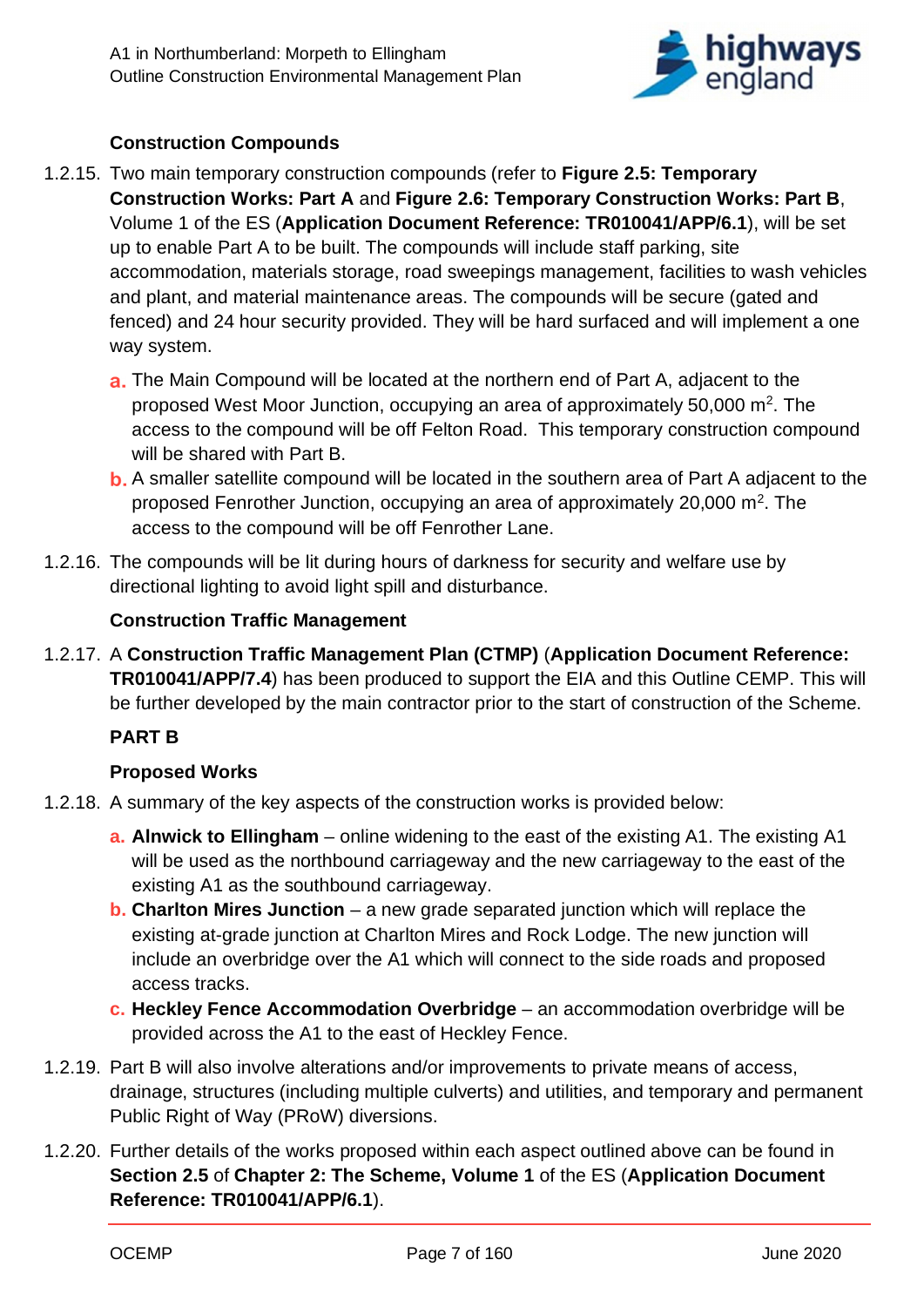### Construction Compounds

1.2.15. Two main temporary construction compounds (refer to **Figure 2.5: Temporary Construction Works: Part A** and **Figure 2.6: Temporary Construction Works: Part B**, Volume 1 of the ES (**Application Document Reference: TR010041/APP/6.1**), will be set up to enable Part A to be built. The compounds will include staff parking, site accommodation, materials storage, road sweepings management, facilities to wash vehicles and plant, and material maintenance areas. The compounds will be secure (gated and fenced) and 24 hour security provided. They will be hard surfaced and will implement a one way system.

a. The Main Compound will be located at the northern end of Part A, adjacent to the proposed West Moor Junction, occupying an area of approximately 50,000 $m^2$. The access to the compound will be off Felton Road. This temporary construction compound will be shared with Part B.

b. A smaller satellite compound will be located in the southern area of Part A adjacent to the proposed Fenrother Junction, occupying an area of approximately 20,000 $m^2$. The access to the compound will be off Fenrother Lane.

1.2.16. The compounds will be lit during hours of darkness for security and welfare use by directional lighting to avoid light spill and disturbance.

### Construction Traffic Management

1.2.17. A **Construction Traffic Management Plan (CTMP)** (**Application Document Reference: TR010041/APP/7.4**) has been produced to support the EIA and this Outline CEMP. This will be further developed by the main contractor prior to the start of construction of the Scheme.

### PART B

### Proposed Works

1.2.18. A summary of the key aspects of the construction works is provided below:

a. **Alnwick to Ellingham** – online widening to the east of the existing A1. The existing A1 will be used as the northbound carriageway and the new carriageway to the east of the existing A1 as the southbound carriageway.

b. **Charlton Mires Junction** – a new grade separated junction which will replace the existing at-grade junction at Charlton Mires and Rock Lodge. The new junction will include an overbridge over the A1 which will connect to the side roads and proposed access tracks.

c. **Heckley Fence Accommodation Overbridge** – an accommodation overbridge will be provided across the A1 to the east of Heckley Fence.

1.2.19. Part B will also involve alterations and/or improvements to private means of access, drainage, structures (including multiple culverts) and utilities, and temporary and permanent Public Right of Way (PRoW) diversions.

1.2.20. Further details of the works proposed within each aspect outlined above can be found in **Section 2.5** of **Chapter 2: The Scheme, Volume 1** of the ES (**Application Document Reference: TR010041/APP/6.1**).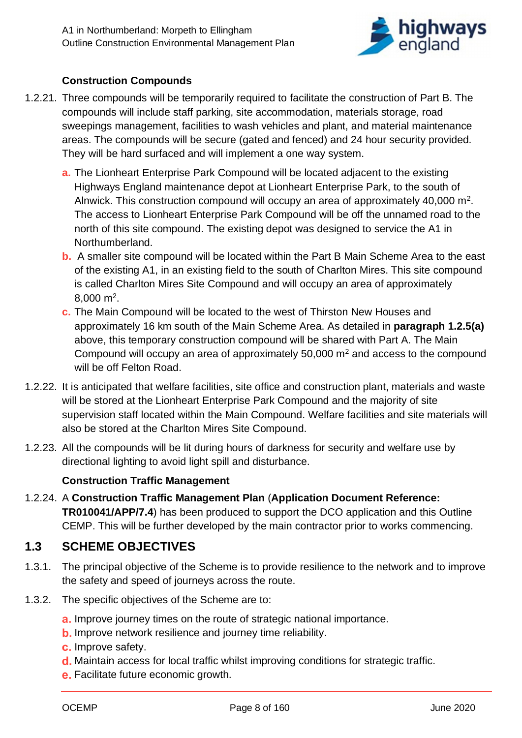### Construction Compounds

1.2.21. Three compounds will be temporarily required to facilitate the construction of Part B. The compounds will include staff parking, site accommodation, materials storage, road sweepings management, facilities to wash vehicles and plant, and material maintenance areas. The compounds will be secure (gated and fenced) and 24 hour security provided. They will be hard surfaced and will implement a one way system.

a. The Lionheart Enterprise Park Compound will be located adjacent to the existing Highways England maintenance depot at Lionheart Enterprise Park, to the south of Alnwick. This construction compound will occupy an area of approximately 40,000 $m^2$. The access to Lionheart Enterprise Park Compound will be off the unnamed road to the north of this site compound. The existing depot was designed to service the A1 in Northumberland.

b. A smaller site compound will be located within the Part B Main Scheme Area to the east of the existing A1, in an existing field to the south of Charlton Mires. This site compound is called Charlton Mires Site Compound and will occupy an area of approximately 8,000 $m^2$.

c. The Main Compound will be located to the west of Thirston New Houses and approximately 16 km south of the Main Scheme Area. As detailed in **paragraph 1.2.5(a)** above, this temporary construction compound will be shared with Part A. The Main Compound will occupy an area of approximately 50,000 $m^2$ and access to the compound will be off Felton Road.

1.2.22. It is anticipated that welfare facilities, site office and construction plant, materials and waste will be stored at the Lionheart Enterprise Park Compound and the majority of site supervision staff located within the Main Compound. Welfare facilities and site materials will also be stored at the Charlton Mires Site Compound.

1.2.23. All the compounds will be lit during hours of darkness for security and welfare use by directional lighting to avoid light spill and disturbance.

### Construction Traffic Management

1.2.24. A **Construction Traffic Management Plan** (**Application Document Reference: TR010041/APP/7.4**) has been produced to support the DCO application and this Outline CEMP. This will be further developed by the main contractor prior to works commencing.

## 1.3 SCHEME OBJECTIVES

1.3.1. The principal objective of the Scheme is to provide resilience to the network and to improve the safety and speed of journeys across the route.

1.3.2. The specific objectives of the Scheme are to:

a. Improve journey times on the route of strategic national importance.
b. Improve network resilience and journey time reliability.
c. Improve safety.
d. Maintain access for local traffic whilst improving conditions for strategic traffic.
e. Facilitate future economic growth.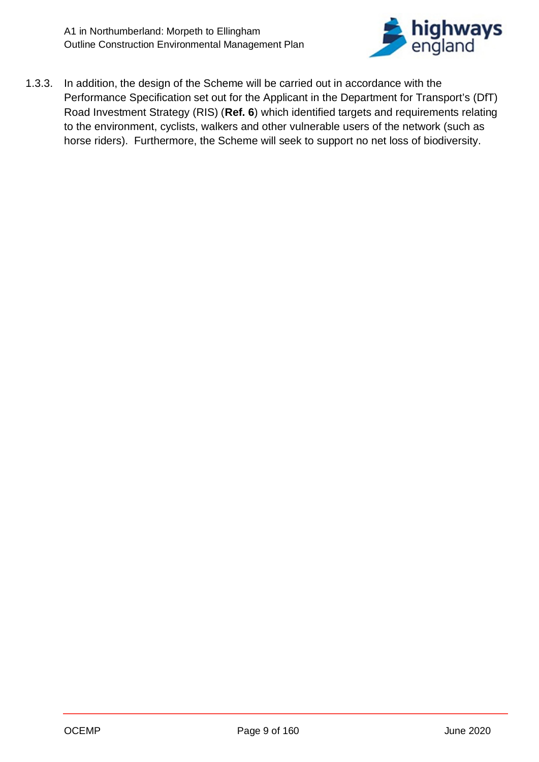1.3.3. In addition, the design of the Scheme will be carried out in accordance with the Performance Specification set out for the Applicant in the Department for Transport's (DfT) Road Investment Strategy (RIS) (**Ref. 6**) which identified targets and requirements relating to the environment, cyclists, walkers and other vulnerable users of the network (such as horse riders). Furthermore, the Scheme will seek to support no net loss of biodiversity.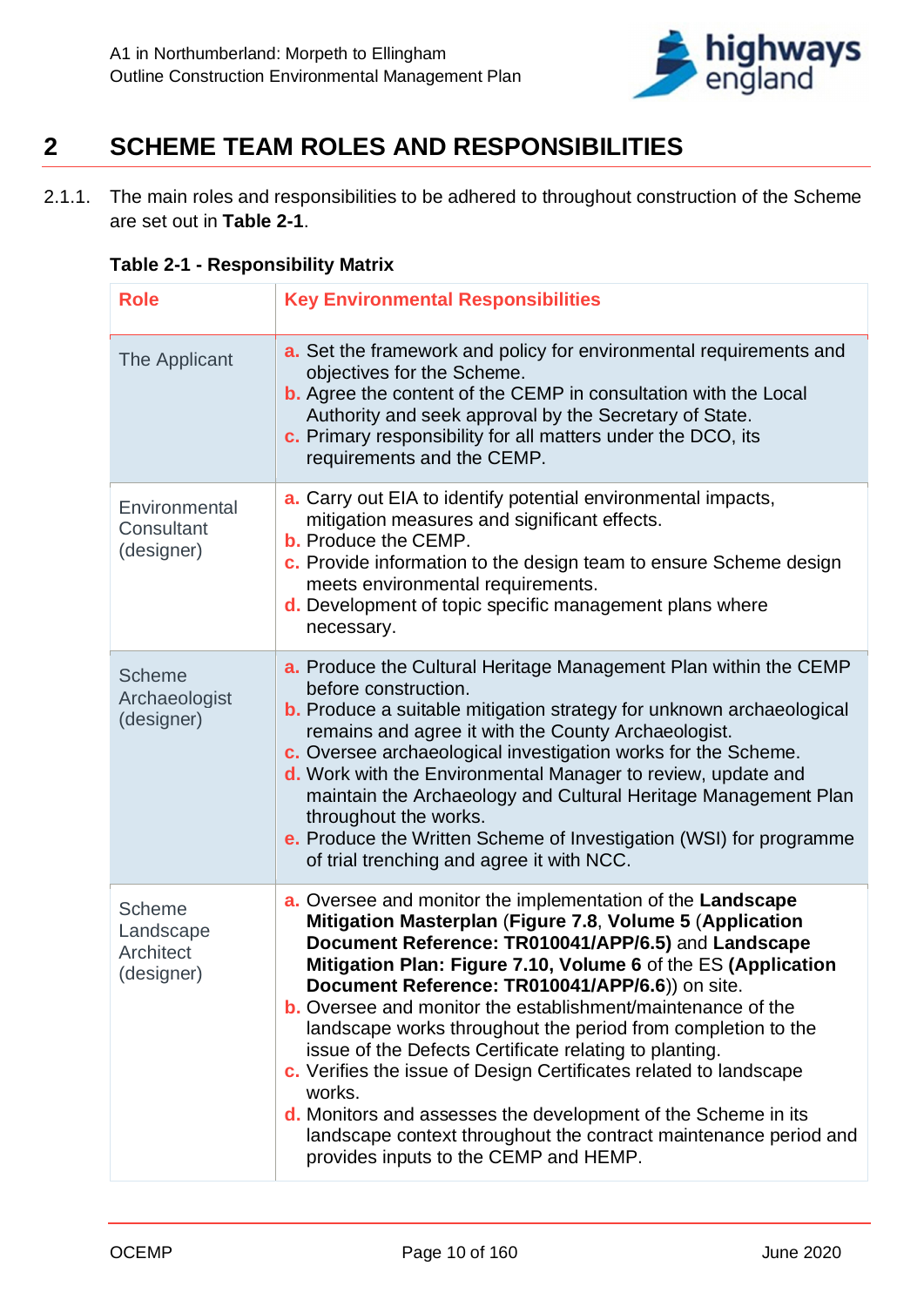# 2 SCHEME TEAM ROLES AND RESPONSIBILITIES

2.1.1. The main roles and responsibilities to be adhered to throughout construction of the Scheme are set out in **Table 2-1**.

**Table 2-1 - Responsibility Matrix**

| Role | Key Environmental Responsibilities |
|---|---|
| The Applicant | a. Set the framework and policy for environmental requirements and objectives for the Scheme.<br>b. Agree the content of the CEMP in consultation with the Local Authority and seek approval by the Secretary of State.<br>c. Primary responsibility for all matters under the DCO, its requirements and the CEMP. |
| Environmental Consultant (designer) | a. Carry out EIA to identify potential environmental impacts, mitigation measures and significant effects.<br>b. Produce the CEMP.<br>c. Provide information to the design team to ensure Scheme design meets environmental requirements.<br>d. Development of topic specific management plans where necessary. |
| Scheme Archaeologist (designer) | a. Produce the Cultural Heritage Management Plan within the CEMP before construction.<br>b. Produce a suitable mitigation strategy for unknown archaeological remains and agree it with the County Archaeologist.<br>c. Oversee archaeological investigation works for the Scheme.<br>d. Work with the Environmental Manager to review, update and maintain the Archaeology and Cultural Heritage Management Plan throughout the works.<br>e. Produce the Written Scheme of Investigation (WSI) for programme of trial trenching and agree it with NCC. |
| Scheme Landscape Architect (designer) | a. Oversee and monitor the implementation of the **Landscape Mitigation Masterplan** (**Figure 7.8**, **Volume 5** (**Application Document Reference: TR010041/APP/6.5)** and **Landscape Mitigation Plan: Figure 7.10, Volume 6** of the ES **(Application Document Reference: TR010041/APP/6.6**)) on site.<br>b. Oversee and monitor the establishment/maintenance of the landscape works throughout the period from completion to the issue of the Defects Certificate relating to planting.<br>c. Verifies the issue of Design Certificates related to landscape works.<br>d. Monitors and assesses the development of the Scheme in its landscape context throughout the contract maintenance period and provides inputs to the CEMP and HEMP. |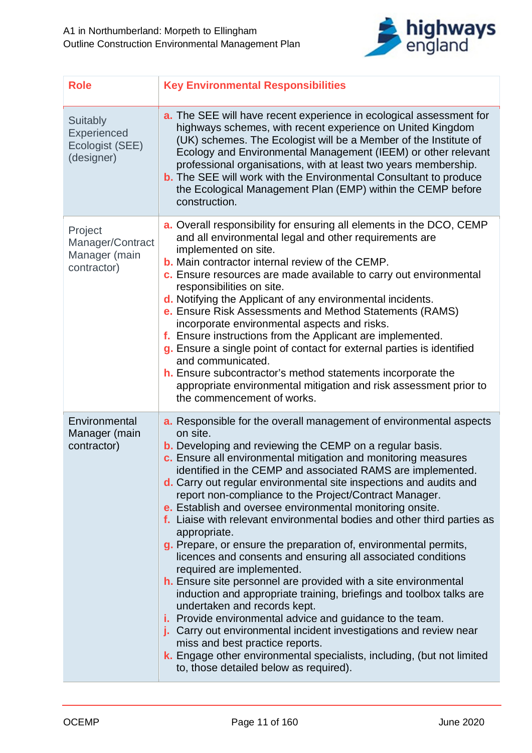| Role | Key Environmental Responsibilities |
|---|---|
| Suitably Experienced Ecologist (SEE) (designer) | a. The SEE will have recent experience in ecological assessment for highways schemes, with recent experience on United Kingdom (UK) schemes. The Ecologist will be a Member of the Institute of Ecology and Environmental Management (IEEM) or other relevant professional organisations, with at least two years membership.<br>b. The SEE will work with the Environmental Consultant to produce the Ecological Management Plan (EMP) within the CEMP before construction. |
| Project Manager/Contract Manager (main contractor) | a. Overall responsibility for ensuring all elements in the DCO, CEMP and all environmental legal and other requirements are implemented on site.<br>b. Main contractor internal review of the CEMP.<br>c. Ensure resources are made available to carry out environmental responsibilities on site.<br>d. Notifying the Applicant of any environmental incidents.<br>e. Ensure Risk Assessments and Method Statements (RAMS) incorporate environmental aspects and risks.<br>f. Ensure instructions from the Applicant are implemented.<br>g. Ensure a single point of contact for external parties is identified and communicated.<br>h. Ensure subcontractor's method statements incorporate the appropriate environmental mitigation and risk assessment prior to the commencement of works. |
| Environmental Manager (main contractor) | a. Responsible for the overall management of environmental aspects on site.<br>b. Developing and reviewing the CEMP on a regular basis.<br>c. Ensure all environmental mitigation and monitoring measures identified in the CEMP and associated RAMS are implemented.<br>d. Carry out regular environmental site inspections and audits and report non-compliance to the Project/Contract Manager.<br>e. Establish and oversee environmental monitoring onsite.<br>f. Liaise with relevant environmental bodies and other third parties as appropriate.<br>g. Prepare, or ensure the preparation of, environmental permits, licences and consents and ensuring all associated conditions required are implemented.<br>h. Ensure site personnel are provided with a site environmental induction and appropriate training, briefings and toolbox talks are undertaken and records kept.<br>i. Provide environmental advice and guidance to the team.<br>j. Carry out environmental incident investigations and review near miss and best practice reports.<br>k. Engage other environmental specialists, including, (but not limited to, those detailed below as required). |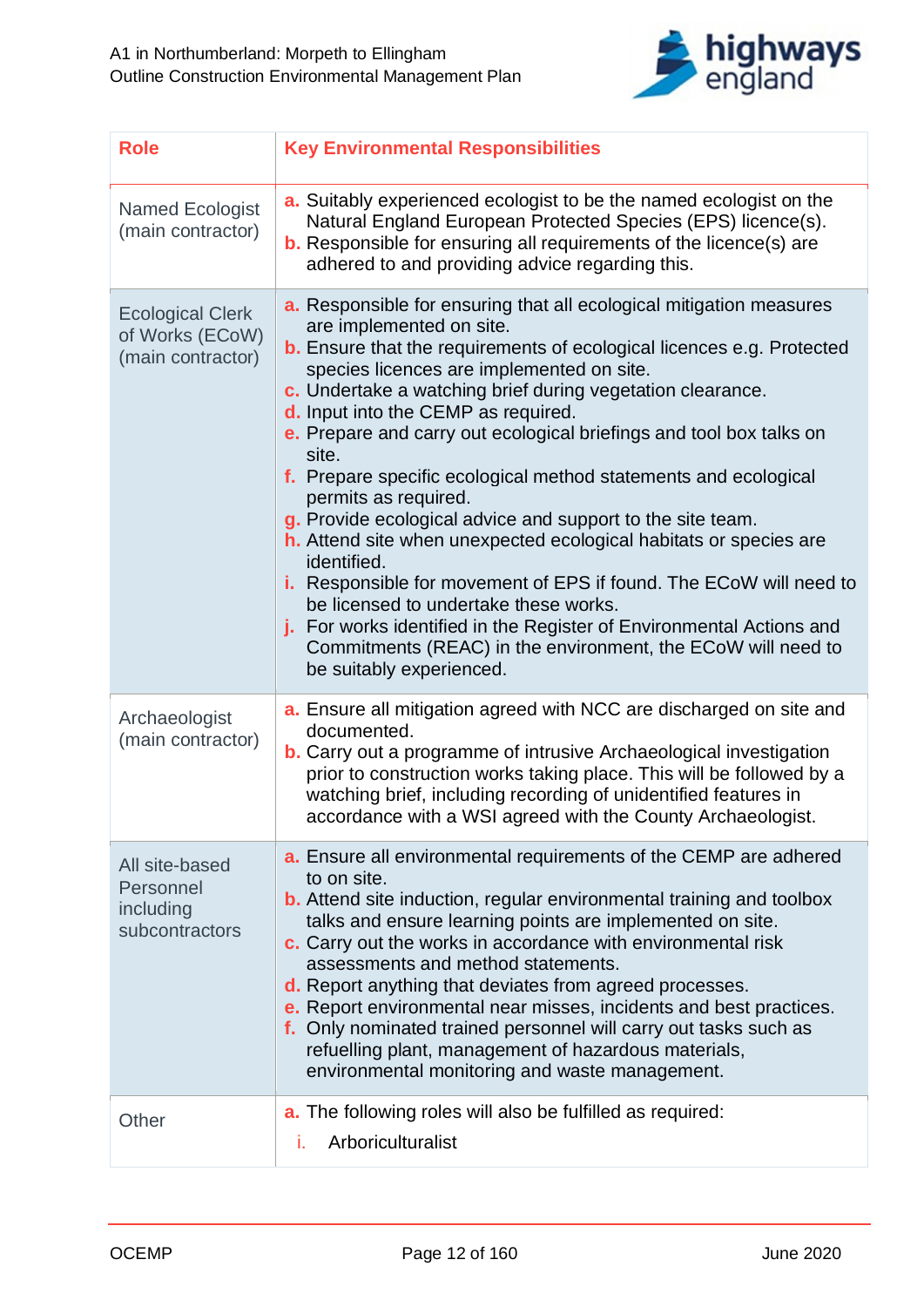| Role | Key Environmental Responsibilities |
| --- | --- |
| Named Ecologist (main contractor) | a. Suitably experienced ecologist to be the named ecologist on the Natural England European Protected Species (EPS) licence(s).<br>b. Responsible for ensuring all requirements of the licence(s) are adhered to and providing advice regarding this. |
| Ecological Clerk of Works (ECoW) (main contractor) | a. Responsible for ensuring that all ecological mitigation measures are implemented on site.<br>b. Ensure that the requirements of ecological licences e.g. Protected species licences are implemented on site.<br>c. Undertake a watching brief during vegetation clearance.<br>d. Input into the CEMP as required.<br>e. Prepare and carry out ecological briefings and tool box talks on site.<br>f. Prepare specific ecological method statements and ecological permits as required.<br>g. Provide ecological advice and support to the site team.<br>h. Attend site when unexpected ecological habitats or species are identified.<br>i. Responsible for movement of EPS if found. The ECoW will need to be licensed to undertake these works.<br>j. For works identified in the Register of Environmental Actions and Commitments (REAC) in the environment, the ECoW will need to be suitably experienced. |
| Archaeologist (main contractor) | a. Ensure all mitigation agreed with NCC are discharged on site and documented.<br>b. Carry out a programme of intrusive Archaeological investigation prior to construction works taking place. This will be followed by a watching brief, including recording of unidentified features in accordance with a WSI agreed with the County Archaeologist. |
| All site-based Personnel including subcontractors | a. Ensure all environmental requirements of the CEMP are adhered to on site.<br>b. Attend site induction, regular environmental training and toolbox talks and ensure learning points are implemented on site.<br>c. Carry out the works in accordance with environmental risk assessments and method statements.<br>d. Report anything that deviates from agreed processes.<br>e. Report environmental near misses, incidents and best practices.<br>f. Only nominated trained personnel will carry out tasks such as refuelling plant, management of hazardous materials, environmental monitoring and waste management. |
| Other | a. The following roles will also be fulfilled as required:<br>i. Arboriculturalist |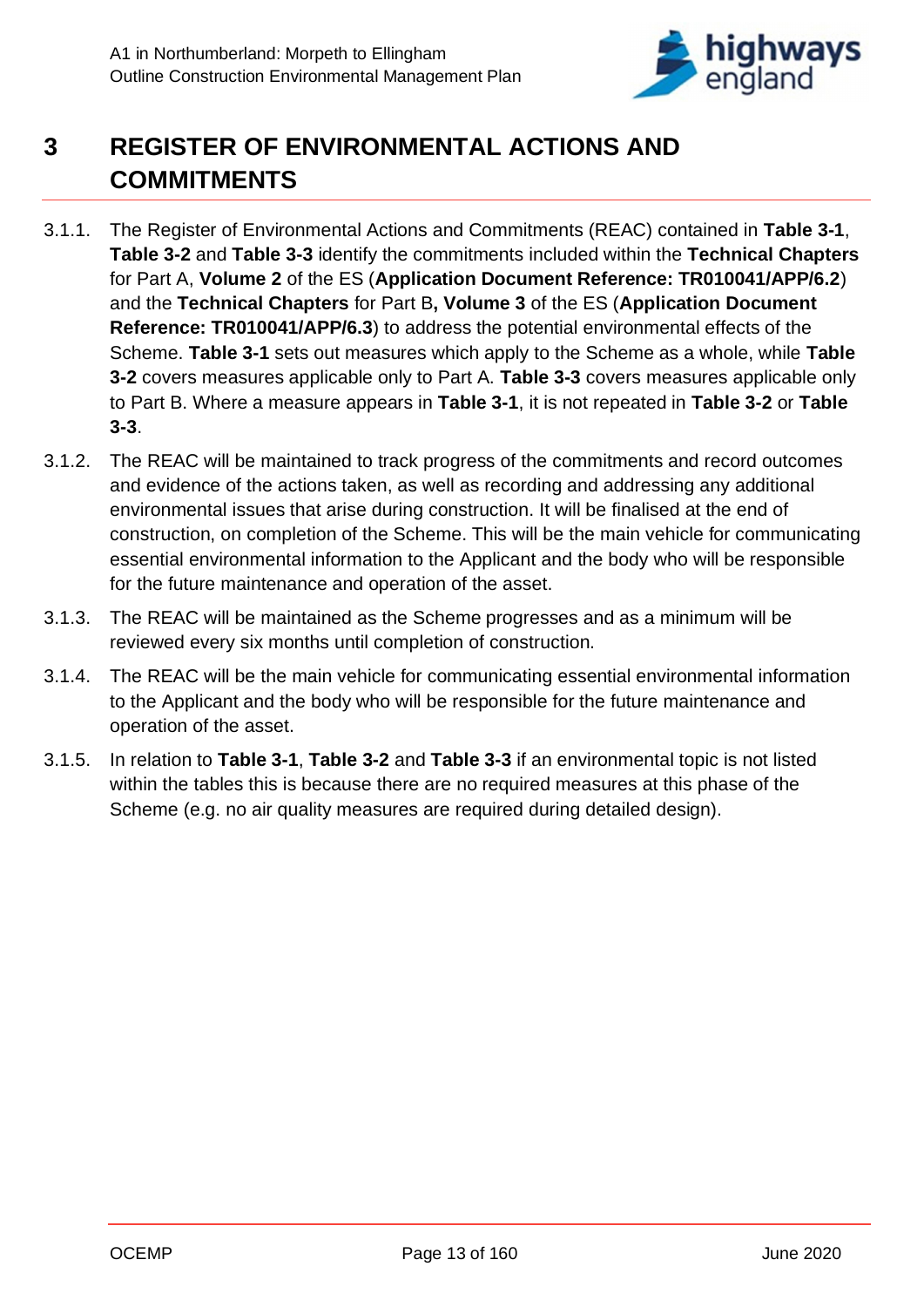# 3 REGISTER OF ENVIRONMENTAL ACTIONS AND COMMITMENTS

3.1.1. The Register of Environmental Actions and Commitments (REAC) contained in **Table 3-1**, **Table 3-2** and **Table 3-3** identify the commitments included within the **Technical Chapters** for Part A, **Volume 2** of the ES (**Application Document Reference: TR010041/APP/6.2**) and the **Technical Chapters** for Part B**, Volume 3** of the ES (**Application Document Reference: TR010041/APP/6.3**) to address the potential environmental effects of the Scheme. **Table 3-1** sets out measures which apply to the Scheme as a whole, while **Table 3-2** covers measures applicable only to Part A. **Table 3-3** covers measures applicable only to Part B. Where a measure appears in **Table 3-1**, it is not repeated in **Table 3-2** or **Table 3-3**.

3.1.2. The REAC will be maintained to track progress of the commitments and record outcomes and evidence of the actions taken, as well as recording and addressing any additional environmental issues that arise during construction. It will be finalised at the end of construction, on completion of the Scheme. This will be the main vehicle for communicating essential environmental information to the Applicant and the body who will be responsible for the future maintenance and operation of the asset.

3.1.3. The REAC will be maintained as the Scheme progresses and as a minimum will be reviewed every six months until completion of construction.

3.1.4. The REAC will be the main vehicle for communicating essential environmental information to the Applicant and the body who will be responsible for the future maintenance and operation of the asset.

3.1.5. In relation to **Table 3-1**, **Table 3-2** and **Table 3-3** if an environmental topic is not listed within the tables this is because there are no required measures at this phase of the Scheme (e.g. no air quality measures are required during detailed design).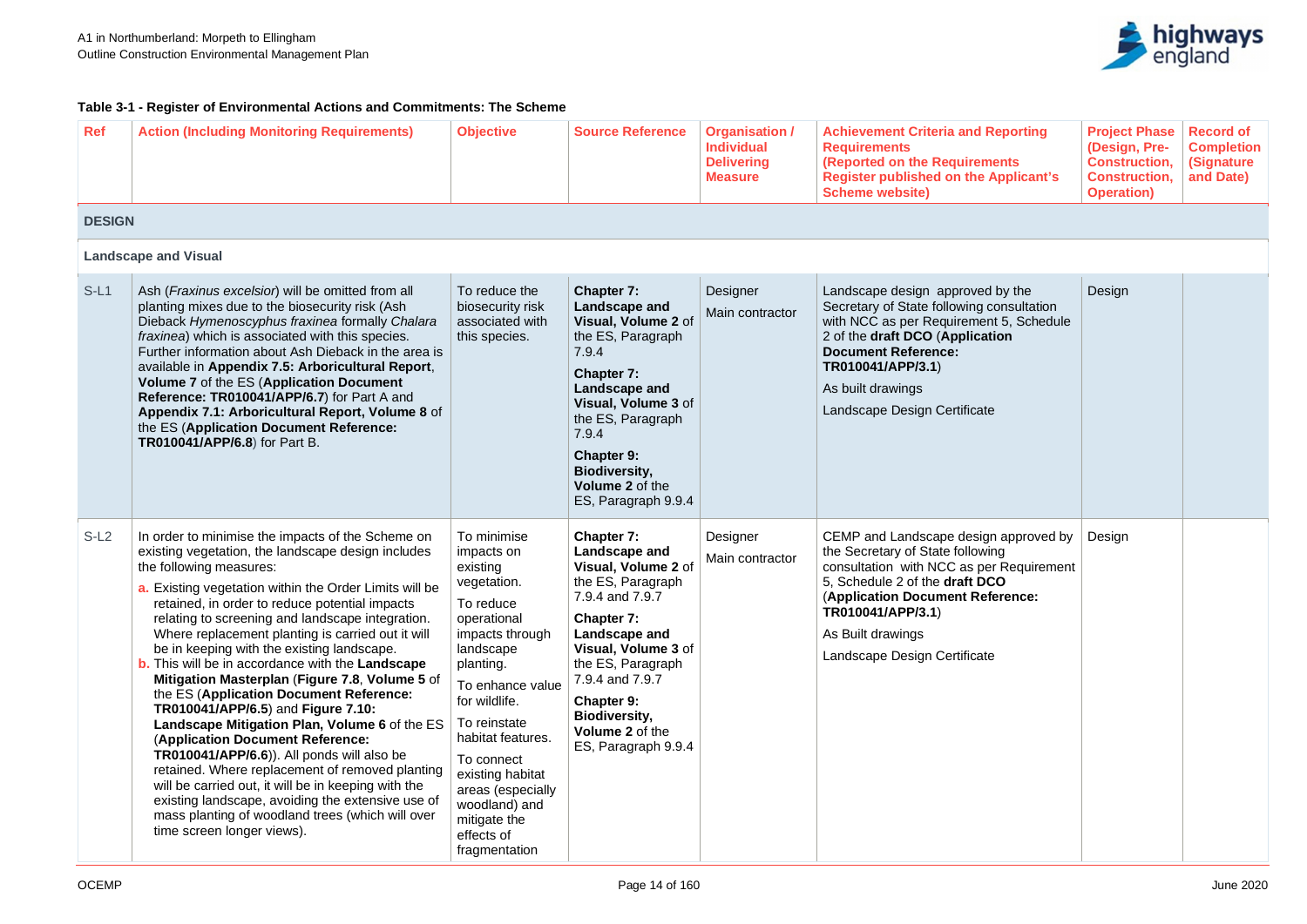**Table 3-1 - Register of Environmental Actions and Commitments: The Scheme**

| Ref | Action (Including Monitoring Requirements) | Objective | Source Reference | Organisation / Individual Delivering Measure | Achievement Criteria and Reporting Requirements (Reported on the Requirements Register published on the Applicant's Scheme website) | Project Phase (Design, Pre-Construction, Construction, Operation) | Record of Completion (Signature and Date) |
|---|---|---|---|---|---|---|---|
| **DESIGN** | | | | | | | |
| **Landscape and Visual** | | | | | | | |
| S-L1 | Ash (*Fraxinus excelsior*) will be omitted from all planting mixes due to the biosecurity risk (Ash Dieback *Hymenoscyphus fraxinea* formally *Chalara fraxinea*) which is associated with this species. Further information about Ash Dieback in the area is available in **Appendix 7.5: Arboricultural Report, Volume 7** of the ES (**Application Document Reference: TR010041/APP/6.7**) for Part A and **Appendix 7.1: Arboricultural Report, Volume 8** of the ES (**Application Document Reference: TR010041/APP/6.8**) for Part B. | To reduce the biosecurity risk associated with this species. | **Chapter 7: Landscape and Visual, Volume 2** of the ES, Paragraph 7.9.4<br>**Chapter 7: Landscape and Visual, Volume 3** of the ES, Paragraph 7.9.4<br>**Chapter 9: Biodiversity, Volume 2** of the ES, Paragraph 9.9.4 | Designer<br>Main contractor | Landscape design approved by the Secretary of State following consultation with NCC as per Requirement 5, Schedule 2 of the **draft DCO** (**Application Document Reference: TR010041/APP/3.1**)<br>As built drawings<br>Landscape Design Certificate | Design | |
| S-L2 | In order to minimise the impacts of the Scheme on existing vegetation, the landscape design includes the following measures:<br>a. Existing vegetation within the Order Limits will be retained, in order to reduce potential impacts relating to screening and landscape integration. Where replacement planting is carried out it will be in keeping with the existing landscape.<br>b. This will be in accordance with the **Landscape Mitigation Masterplan** (**Figure 7.8**, **Volume 5** of the ES (**Application Document Reference: TR010041/APP/6.5**) and **Figure 7.10: Landscape Mitigation Plan, Volume 6** of the ES (**Application Document Reference: TR010041/APP/6.6**)). All ponds will also be retained. Where replacement of removed planting will be carried out, it will be in keeping with the existing landscape, avoiding the extensive use of mass planting of woodland trees (which will over time screen longer views). | To minimise impacts on existing vegetation.<br>To reduce operational impacts through landscape planting.<br>To enhance value for wildlife.<br>To reinstate habitat features.<br>To connect existing habitat areas (especially woodland) and mitigate the effects of fragmentation | **Chapter 7: Landscape and Visual, Volume 2** of the ES, Paragraph 7.9.4 and 7.9.7<br>**Chapter 7: Landscape and Visual, Volume 3** of the ES, Paragraph 7.9.4 and 7.9.7<br>**Chapter 9: Biodiversity, Volume 2** of the ES, Paragraph 9.9.4 | Designer<br>Main contractor | CEMP and Landscape design approved by the Secretary of State following consultation with NCC as per Requirement 5, Schedule 2 of the **draft DCO** (**Application Document Reference: TR010041/APP/3.1**)<br>As Built drawings<br>Landscape Design Certificate | Design | |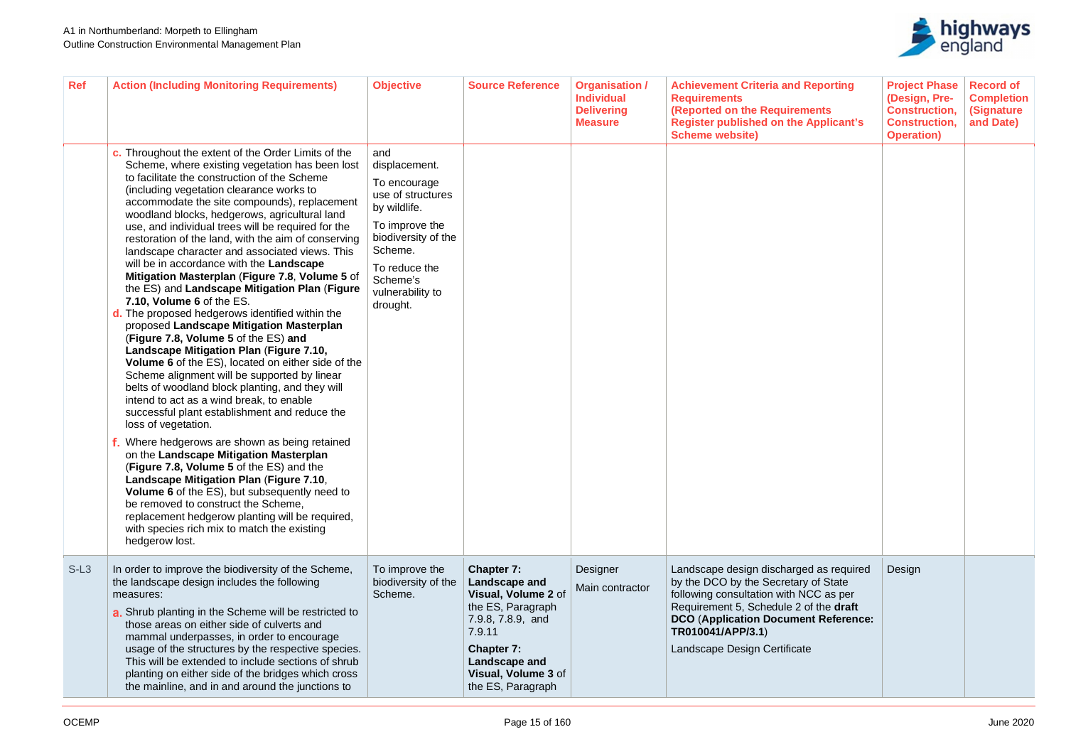| Ref | Action (Including Monitoring Requirements) | Objective | Source Reference | Organisation / Individual Delivering Measure | Achievement Criteria and Reporting Requirements (Reported on the Requirements Register published on the Applicant's Scheme website) | Project Phase (Design, Pre-Construction, Construction, Operation) | Record of Completion (Signature and Date) |
|---|---|---|---|---|---|---|---|
| | c. Throughout the extent of the Order Limits of the Scheme, where existing vegetation has been lost to facilitate the construction of the Scheme (including vegetation clearance works to accommodate the site compounds), replacement woodland blocks, hedgerows, agricultural land use, and individual trees will be required for the restoration of the land, with the aim of conserving landscape character and associated views. This will be in accordance with the **Landscape Mitigation Masterplan** (**Figure 7.8**, **Volume 5** of the ES) and **Landscape Mitigation Plan** (**Figure 7.10, Volume 6** of the ES.<br>d. The proposed hedgerows identified within the proposed **Landscape Mitigation Masterplan** (**Figure 7.8, Volume 5** of the ES) **and Landscape Mitigation Plan** (**Figure 7.10, Volume 6** of the ES), located on either side of the Scheme alignment will be supported by linear belts of woodland block planting, and they will intend to act as a wind break, to enable successful plant establishment and reduce the loss of vegetation.<br>f. Where hedgerows are shown as being retained on the **Landscape Mitigation Masterplan** (**Figure 7.8, Volume 5** of the ES) and the **Landscape Mitigation Plan** (**Figure 7.10**, **Volume 6** of the ES), but subsequently need to be removed to construct the Scheme, replacement hedgerow planting will be required, with species rich mix to match the existing hedgerow lost. | and displacement.<br>To encourage use of structures by wildlife.<br>To improve the biodiversity of the Scheme.<br>To reduce the Scheme's vulnerability to drought. | | | | | |
| S-L3 | In order to improve the biodiversity of the Scheme, the landscape design includes the following measures:<br>a. Shrub planting in the Scheme will be restricted to those areas on either side of culverts and mammal underpasses, in order to encourage usage of the structures by the respective species. This will be extended to include sections of shrub planting on either side of the bridges which cross the mainline, and in and around the junctions to | To improve the biodiversity of the Scheme. | **Chapter 7: Landscape and Visual, Volume 2** of the ES, Paragraph 7.9.8, 7.8.9, and 7.9.11<br>**Chapter 7: Landscape and Visual, Volume 3** of the ES, Paragraph | Designer<br>Main contractor | Landscape design discharged as required by the DCO by the Secretary of State following consultation with NCC as per Requirement 5, Schedule 2 of the **draft DCO** (**Application Document Reference: TR010041/APP/3.1**)<br>Landscape Design Certificate | Design | |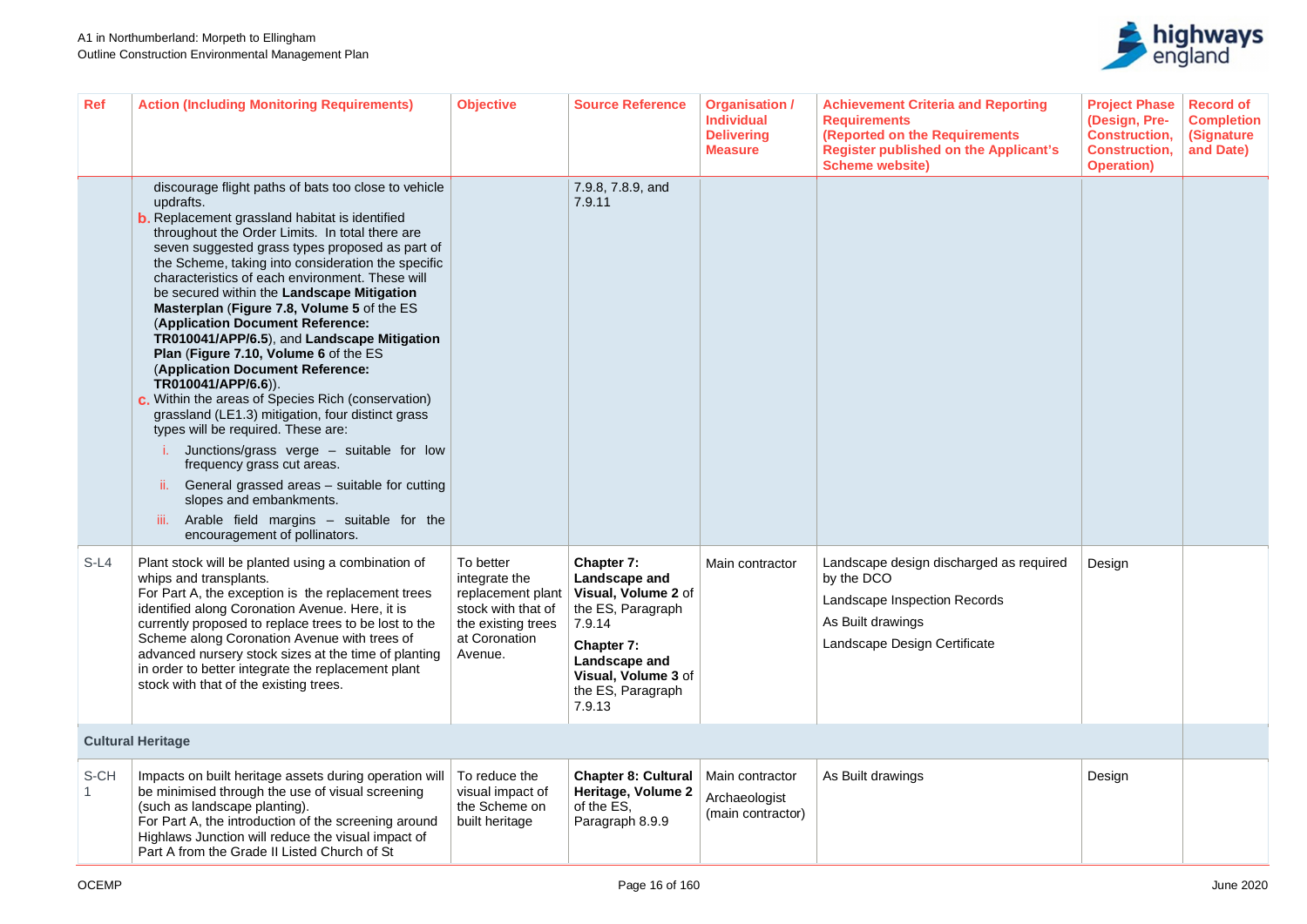| Ref | Action (Including Monitoring Requirements) | Objective | Source Reference | Organisation / Individual Delivering Measure | Achievement Criteria and Reporting Requirements (Reported on the Requirements Register published on the Applicant's Scheme website) | Project Phase (Design, Pre-Construction, Construction, Operation) | Record of Completion (Signature and Date) |
|---|---|---|---|---|---|---|---|
| | discourage flight paths of bats too close to vehicle updrafts.<br>b. Replacement grassland habitat is identified throughout the Order Limits. In total there are seven suggested grass types proposed as part of the Scheme, taking into consideration the specific characteristics of each environment. These will be secured within the **Landscape Mitigation Masterplan** (**Figure 7.8, Volume 5** of the ES (**Application Document Reference: TR010041/APP/6.5**), and **Landscape Mitigation Plan** (**Figure 7.10, Volume 6** of the ES (**Application Document Reference: TR010041/APP/6.6**)).<br>c. Within the areas of Species Rich (conservation) grassland (LE1.3) mitigation, four distinct grass types will be required. These are:<br>i. Junctions/grass verge – suitable for low frequency grass cut areas.<br>ii. General grassed areas – suitable for cutting slopes and embankments.<br>iii. Arable field margins – suitable for the encouragement of pollinators. | | 7.9.8, 7.8.9, and 7.9.11 | | | | |
| S-L4 | Plant stock will be planted using a combination of whips and transplants.<br>For Part A, the exception is the replacement trees identified along Coronation Avenue. Here, it is currently proposed to replace trees to be lost to the Scheme along Coronation Avenue with trees of advanced nursery stock sizes at the time of planting in order to better integrate the replacement plant stock with that of the existing trees. | To better integrate the replacement plant stock with that of the existing trees at Coronation Avenue. | **Chapter 7: Landscape and Visual, Volume 2** of the ES, Paragraph 7.9.14<br>**Chapter 7: Landscape and Visual, Volume 3** of the ES, Paragraph 7.9.13 | Main contractor | Landscape design discharged as required by the DCO<br>Landscape Inspection Records<br>As Built drawings<br>Landscape Design Certificate | Design | |
| **Cultural Heritage** | | | | | | | |
| S-CH 1 | Impacts on built heritage assets during operation will be minimised through the use of visual screening (such as landscape planting).<br>For Part A, the introduction of the screening around Highlaws Junction will reduce the visual impact of Part A from the Grade II Listed Church of St | To reduce the visual impact of the Scheme on built heritage | **Chapter 8: Cultural Heritage, Volume 2** of the ES, Paragraph 8.9.9 | Main contractor<br>Archaeologist (main contractor) | As Built drawings | Design | |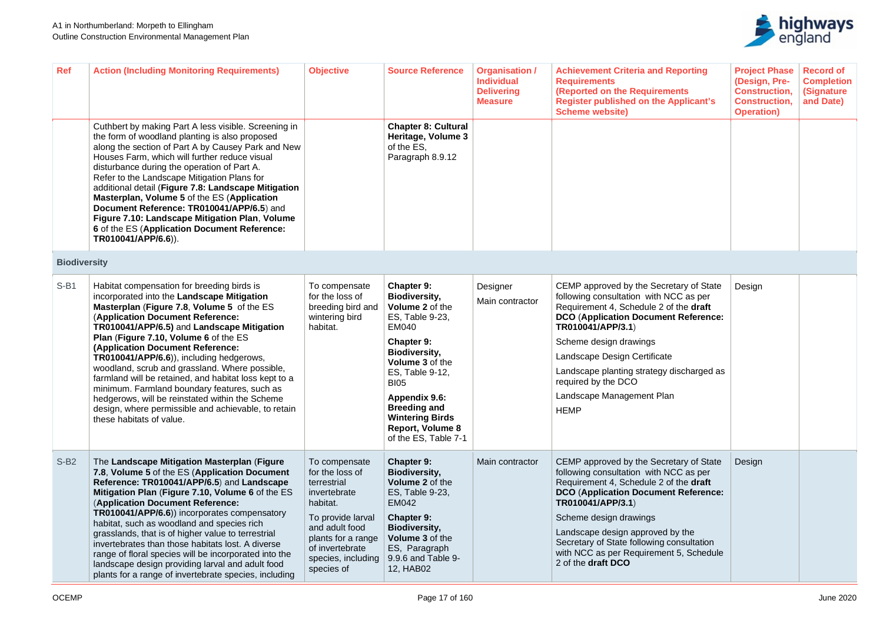| Ref | Action (Including Monitoring Requirements) | Objective | Source Reference | Organisation / Individual Delivering Measure | Achievement Criteria and Reporting Requirements (Reported on the Requirements Register published on the Applicant's Scheme website) | Project Phase (Design, Pre-Construction, Construction, Operation) | Record of Completion (Signature and Date) |
|---|---|---|---|---|---|---|---|
| | Cuthbert by making Part A less visible. Screening in the form of woodland planting is also proposed along the section of Part A by Causey Park and New Houses Farm, which will further reduce visual disturbance during the operation of Part A. Refer to the Landscape Mitigation Plans for additional detail (**Figure 7.8: Landscape Mitigation Masterplan, Volume 5** of the ES (**Application Document Reference: TR010041/APP/6.5**) and **Figure 7.10: Landscape Mitigation Plan**, **Volume 6** of the ES (**Application Document Reference: TR010041/APP/6.6**)). | | **Chapter 8: Cultural Heritage, Volume 3** of the ES, Paragraph 8.9.12 | | | | |
| **Biodiversity** | | | | | | | |
| S-B1 | Habitat compensation for breeding birds is incorporated into the **Landscape Mitigation Masterplan** (**Figure 7.8**, **Volume 5** of the ES (**Application Document Reference: TR010041/APP/6.5)** and **Landscape Mitigation Plan** (**Figure 7.10, Volume 6** of the ES (**Application Document Reference: TR010041/APP/6.6**)), including hedgerows, woodland, scrub and grassland. Where possible, farmland will be retained, and habitat loss kept to a minimum. Farmland boundary features, such as hedgerows, will be reinstated within the Scheme design, where permissible and achievable, to retain these habitats of value. | To compensate for the loss of breeding bird and wintering bird habitat. | **Chapter 9: Biodiversity, Volume 2** of the ES, Table 9-23, EM040<br><br>**Chapter 9: Biodiversity, Volume 3** of the ES, Table 9-12, BI05<br><br>**Appendix 9.6: Breeding and Wintering Birds Report, Volume 8** of the ES, Table 7-1 | Designer<br><br>Main contractor | CEMP approved by the Secretary of State following consultation with NCC as per Requirement 4, Schedule 2 of the **draft DCO** (**Application Document Reference: TR010041/APP/3.1**)<br><br>Scheme design drawings<br><br>Landscape Design Certificate<br><br>Landscape planting strategy discharged as required by the DCO<br><br>Landscape Management Plan<br><br>HEMP | Design | |
| S-B2 | The **Landscape Mitigation Masterplan** (**Figure 7.8**, **Volume 5** of the ES (**Application Document Reference: TR010041/APP/6.5**) and **Landscape Mitigation Plan** (**Figure 7.10**, **Volume 6** of the ES (**Application Document Reference: TR010041/APP/6.6**)) incorporates compensatory habitat, such as woodland and species rich grasslands, that is of higher value to terrestrial invertebrates than those habitats lost. A diverse range of floral species will be incorporated into the landscape design providing larval and adult food plants for a range of invertebrate species, including | To compensate for the loss of terrestrial invertebrate habitat.<br><br>To provide larval and adult food plants for a range of invertebrate species, including species of | **Chapter 9: Biodiversity, Volume 2** of the ES, Table 9-23, EM042<br><br>**Chapter 9: Biodiversity, Volume 3** of the ES, Paragraph 9.9.6 and Table 9-12, HAB02 | Main contractor | CEMP approved by the Secretary of State following consultation with NCC as per Requirement 4, Schedule 2 of the **draft DCO** (**Application Document Reference: TR010041/APP/3.1**)<br><br>Scheme design drawings<br><br>Landscape design approved by the Secretary of State following consultation with NCC as per Requirement 5, Schedule 2 of the **draft DCO** | Design | |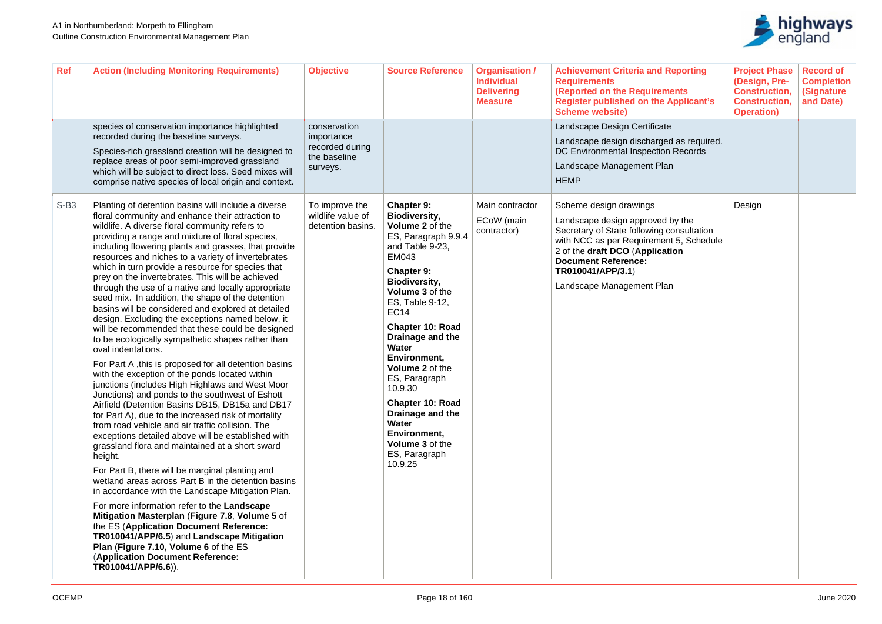| Ref | Action (Including Monitoring Requirements) | Objective | Source Reference | Organisation / Individual Delivering Measure | Achievement Criteria and Reporting Requirements (Reported on the Requirements Register published on the Applicant's Scheme website) | Project Phase (Design, Pre-Construction, Construction, Operation) | Record of Completion (Signature and Date) |
|---|---|---|---|---|---|---|---|
| | species of conservation importance highlighted recorded during the baseline surveys.<br><br>Species-rich grassland creation will be designed to replace areas of poor semi-improved grassland which will be subject to direct loss. Seed mixes will comprise native species of local origin and context. | conservation importance recorded during the baseline surveys. | | | Landscape Design Certificate<br><br>Landscape design discharged as required. DC Environmental Inspection Records<br><br>Landscape Management Plan<br><br>HEMP | | |
| S-B3 | Planting of detention basins will include a diverse floral community and enhance their attraction to wildlife. A diverse floral community refers to providing a range and mixture of floral species, including flowering plants and grasses, that provide resources and niches to a variety of invertebrates which in turn provide a resource for species that prey on the invertebrates. This will be achieved through the use of a native and locally appropriate seed mix. In addition, the shape of the detention basins will be considered and explored at detailed design. Excluding the exceptions named below, it will be recommended that these could be designed to be ecologically sympathetic shapes rather than oval indentations.<br><br>For Part A ,this is proposed for all detention basins with the exception of the ponds located within junctions (includes High Highlaws and West Moor Junctions) and ponds to the southwest of Eshott Airfield (Detention Basins DB15, DB15a and DB17 for Part A), due to the increased risk of mortality from road vehicle and air traffic collision. The exceptions detailed above will be established with grassland flora and maintained at a short sward height.<br><br>For Part B, there will be marginal planting and wetland areas across Part B in the detention basins in accordance with the Landscape Mitigation Plan.<br><br>For more information refer to the **Landscape Mitigation Masterplan** (**Figure 7.8**, **Volume 5** of the ES (**Application Document Reference: TR010041/APP/6.5**) and **Landscape Mitigation Plan** (**Figure 7.10, Volume 6** of the ES (**Application Document Reference: TR010041/APP/6.6**)). | To improve the wildlife value of detention basins. | **Chapter 9: Biodiversity, Volume 2** of the ES, Paragraph 9.9.4 and Table 9-23, EM043<br><br>**Chapter 9: Biodiversity, Volume 3** of the ES, Table 9-12, EC14<br><br>**Chapter 10: Road Drainage and the Water Environment, Volume 2** of the ES, Paragraph 10.9.30<br><br>**Chapter 10: Road Drainage and the Water Environment, Volume 3** of the ES, Paragraph 10.9.25 | Main contractor<br><br>ECoW (main contractor) | Scheme design drawings<br><br>Landscape design approved by the Secretary of State following consultation with NCC as per Requirement 5, Schedule 2 of the **draft DCO** (**Application Document Reference: TR010041/APP/3.1**)<br><br>Landscape Management Plan | Design | |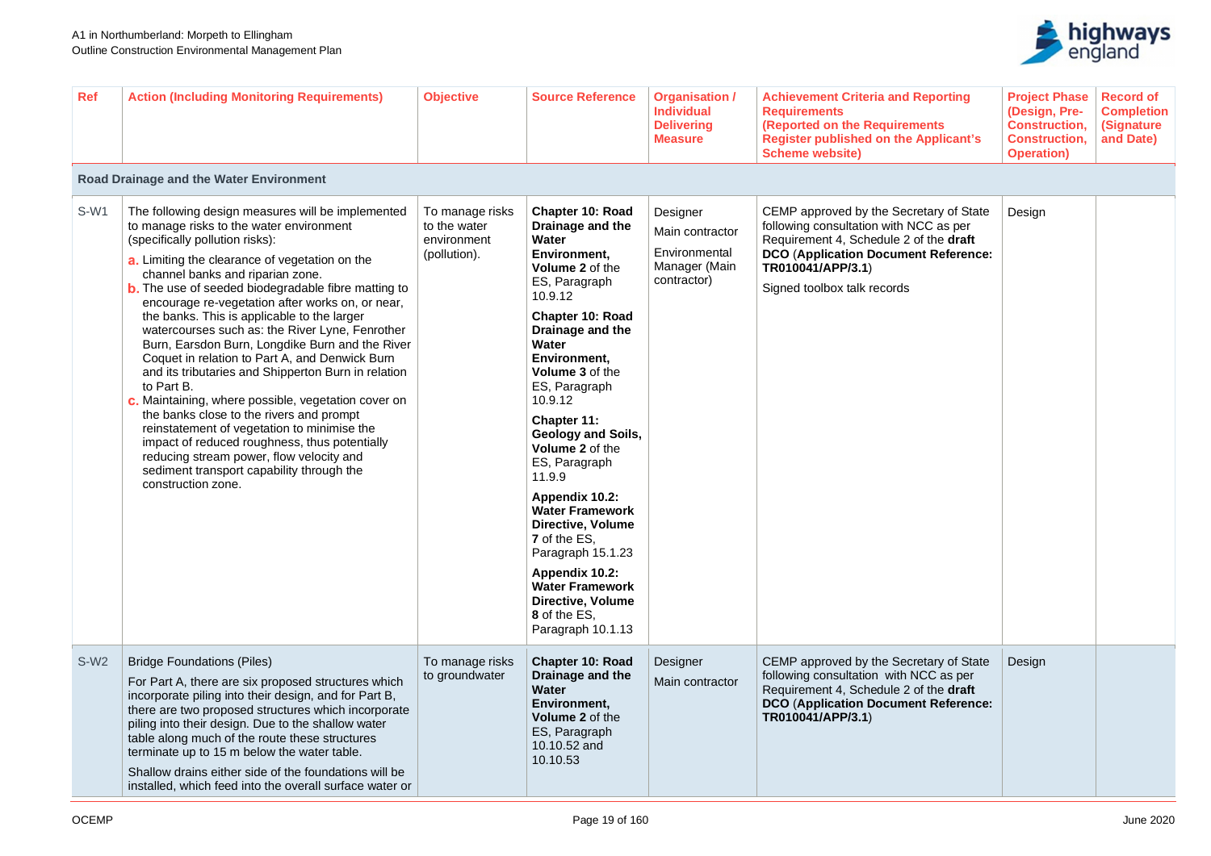| Ref | Action (Including Monitoring Requirements) | Objective | Source Reference | Organisation / Individual Delivering Measure | Achievement Criteria and Reporting Requirements (Reported on the Requirements Register published on the Applicant's Scheme website) | Project Phase (Design, Pre-Construction, Construction, Operation) | Record of Completion (Signature and Date) |
|---|---|---|---|---|---|---|---|
| **Road Drainage and the Water Environment** | | | | | | | |
| S-W1 | The following design measures will be implemented to manage risks to the water environment (specifically pollution risks):<br>a. Limiting the clearance of vegetation on the channel banks and riparian zone.<br>b. The use of seeded biodegradable fibre matting to encourage re-vegetation after works on, or near, the banks. This is applicable to the larger watercourses such as: the River Lyne, Fenrother Burn, Earsdon Burn, Longdike Burn and the River Coquet in relation to Part A, and Denwick Burn and its tributaries and Shipperton Burn in relation to Part B.<br>c. Maintaining, where possible, vegetation cover on the banks close to the rivers and prompt reinstatement of vegetation to minimise the impact of reduced roughness, thus potentially reducing stream power, flow velocity and sediment transport capability through the construction zone. | To manage risks to the water environment (pollution). | **Chapter 10: Road Drainage and the Water Environment, Volume 2** of the ES, Paragraph 10.9.12<br>**Chapter 10: Road Drainage and the Water Environment, Volume 3** of the ES, Paragraph 10.9.12<br>**Chapter 11: Geology and Soils, Volume 2** of the ES, Paragraph 11.9.9<br>**Appendix 10.2: Water Framework Directive, Volume 7** of the ES, Paragraph 15.1.23<br>**Appendix 10.2: Water Framework Directive, Volume 8** of the ES, Paragraph 10.1.13 | Designer<br>Main contractor<br>Environmental Manager (Main contractor) | CEMP approved by the Secretary of State following consultation with NCC as per Requirement 4, Schedule 2 of the **draft DCO** (**Application Document Reference: TR010041/APP/3.1**)<br>Signed toolbox talk records | Design | |
| S-W2 | Bridge Foundations (Piles)<br>For Part A, there are six proposed structures which incorporate piling into their design, and for Part B, there are two proposed structures which incorporate piling into their design. Due to the shallow water table along much of the route these structures terminate up to 15 m below the water table.<br>Shallow drains either side of the foundations will be installed, which feed into the overall surface water or | To manage risks to groundwater | **Chapter 10: Road Drainage and the Water Environment, Volume 2** of the ES, Paragraph 10.10.52 and 10.10.53 | Designer<br>Main contractor | CEMP approved by the Secretary of State following consultation with NCC as per Requirement 4, Schedule 2 of the **draft DCO** (**Application Document Reference: TR010041/APP/3.1**) | Design | |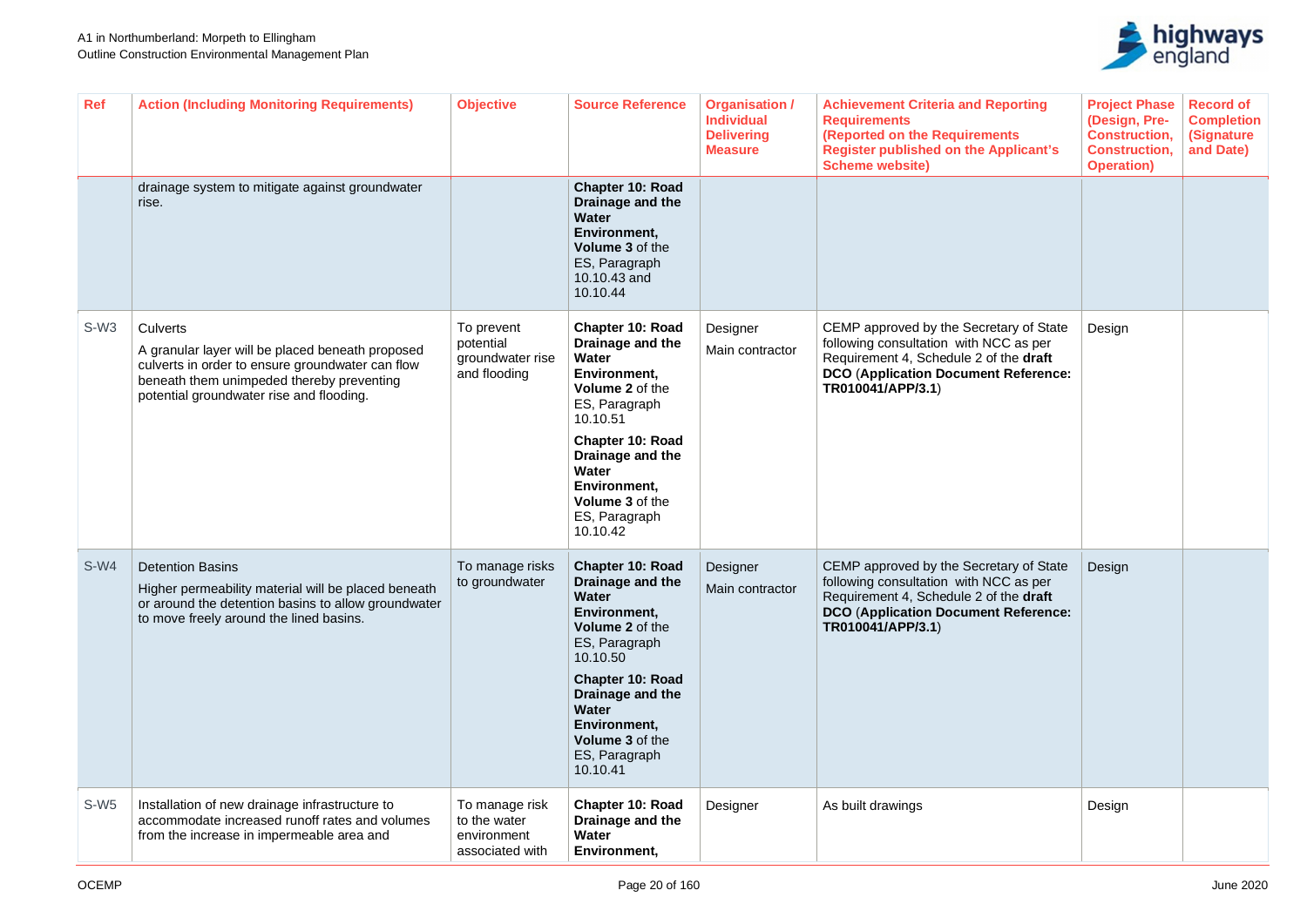| Ref | Action (Including Monitoring Requirements) | Objective | Source Reference | Organisation / Individual Delivering Measure | Achievement Criteria and Reporting Requirements (Reported on the Requirements Register published on the Applicant's Scheme website) | Project Phase (Design, Pre-Construction, Construction, Operation) | Record of Completion (Signature and Date) |
|---|---|---|---|---|---|---|---|
| | drainage system to mitigate against groundwater rise. | | **Chapter 10: Road Drainage and the Water Environment, Volume 3** of the ES, Paragraph 10.10.43 and 10.10.44 | | | | |
| S-W3 | Culverts<br>A granular layer will be placed beneath proposed culverts in order to ensure groundwater can flow beneath them unimpeded thereby preventing potential groundwater rise and flooding. | To prevent potential groundwater rise and flooding | **Chapter 10: Road Drainage and the Water Environment, Volume 2** of the ES, Paragraph 10.10.51<br>**Chapter 10: Road Drainage and the Water Environment, Volume 3** of the ES, Paragraph 10.10.42 | Designer<br>Main contractor | CEMP approved by the Secretary of State following consultation with NCC as per Requirement 4, Schedule 2 of the **draft DCO** (**Application Document Reference: TR010041/APP/3.1**) | Design | |
| S-W4 | Detention Basins<br>Higher permeability material will be placed beneath or around the detention basins to allow groundwater to move freely around the lined basins. | To manage risks to groundwater | **Chapter 10: Road Drainage and the Water Environment, Volume 2** of the ES, Paragraph 10.10.50<br>**Chapter 10: Road Drainage and the Water Environment, Volume 3** of the ES, Paragraph 10.10.41 | Designer<br>Main contractor | CEMP approved by the Secretary of State following consultation with NCC as per Requirement 4, Schedule 2 of the **draft DCO** (**Application Document Reference: TR010041/APP/3.1**) | Design | |
| S-W5 | Installation of new drainage infrastructure to accommodate increased runoff rates and volumes from the increase in impermeable area and | To manage risk to the water environment associated with | **Chapter 10: Road Drainage and the Water Environment,** | Designer | As built drawings | Design | |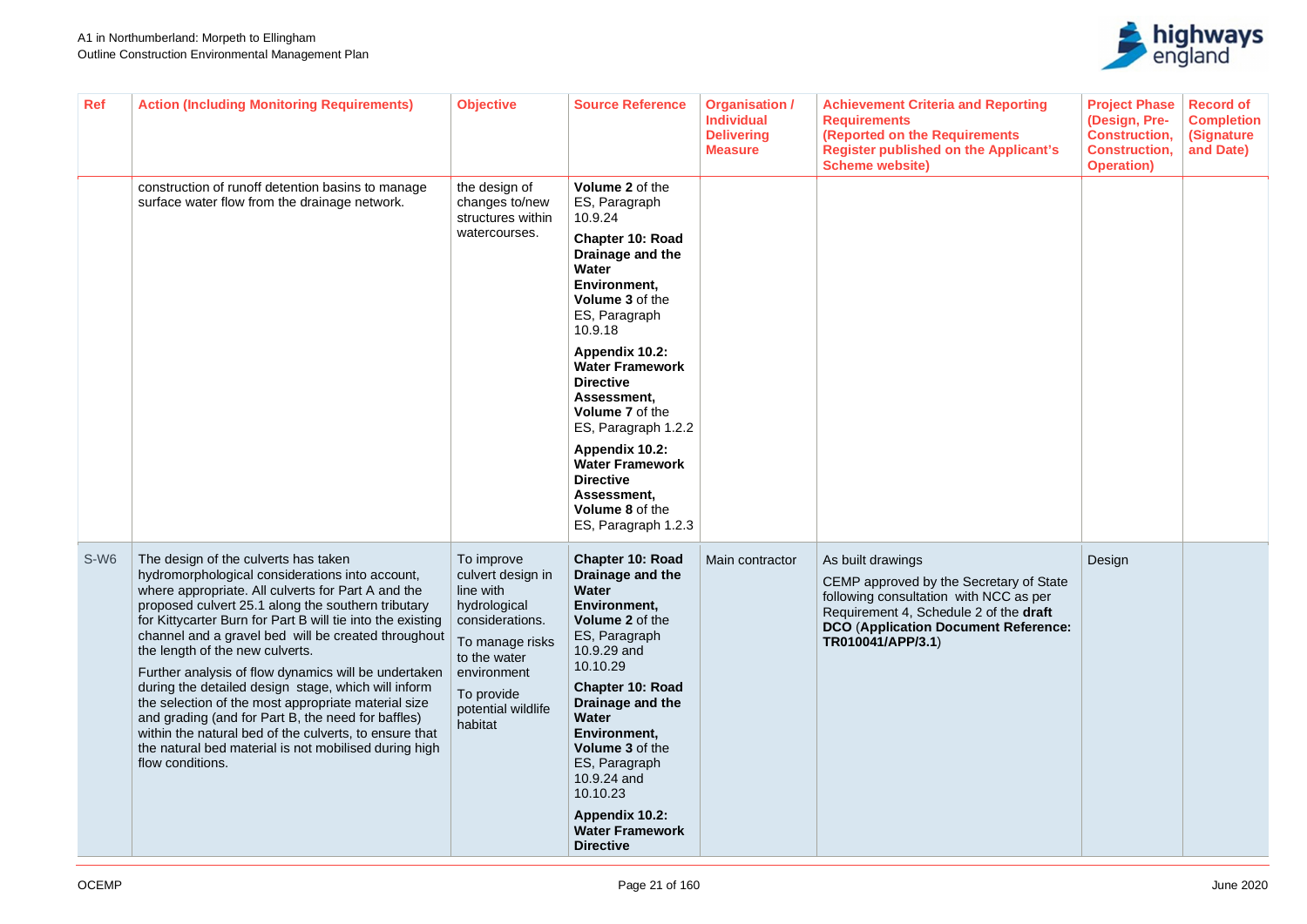| Ref | Action (Including Monitoring Requirements) | Objective | Source Reference | Organisation / Individual Delivering Measure | Achievement Criteria and Reporting Requirements (Reported on the Requirements Register published on the Applicant's Scheme website) | Project Phase (Design, Pre-Construction, Construction, Operation) | Record of Completion (Signature and Date) |
|---|---|---|---|---|---|---|---|
| | construction of runoff detention basins to manage surface water flow from the drainage network. | the design of changes to/new structures within watercourses. | **Volume 2** of the ES, Paragraph 10.9.24 **Chapter 10: Road Drainage and the Water Environment, Volume 3** of the ES, Paragraph 10.9.18 **Appendix 10.2: Water Framework Directive Assessment, Volume 7** of the ES, Paragraph 1.2.2 **Appendix 10.2: Water Framework Directive Assessment, Volume 8** of the ES, Paragraph 1.2.3 | | | | |
| S-W6 | The design of the culverts has taken hydromorphological considerations into account, where appropriate. All culverts for Part A and the proposed culvert 25.1 along the southern tributary for Kittycarter Burn for Part B will tie into the existing channel and a gravel bed will be created throughout the length of the new culverts. Further analysis of flow dynamics will be undertaken during the detailed design stage, which will inform the selection of the most appropriate material size and grading (and for Part B, the need for baffles) within the natural bed of the culverts, to ensure that the natural bed material is not mobilised during high flow conditions. | To improve culvert design in line with hydrological considerations. To manage risks to the water environment To provide potential wildlife habitat | **Chapter 10: Road Drainage and the Water Environment, Volume 2** of the ES, Paragraph 10.9.29 and 10.10.29 **Chapter 10: Road Drainage and the Water Environment, Volume 3** of the ES, Paragraph 10.9.24 and 10.10.23 **Appendix 10.2: Water Framework Directive** | Main contractor | As built drawings CEMP approved by the Secretary of State following consultation with NCC as per Requirement 4, Schedule 2 of the **draft DCO** (**Application Document Reference: TR010041/APP/3.1**) | Design | |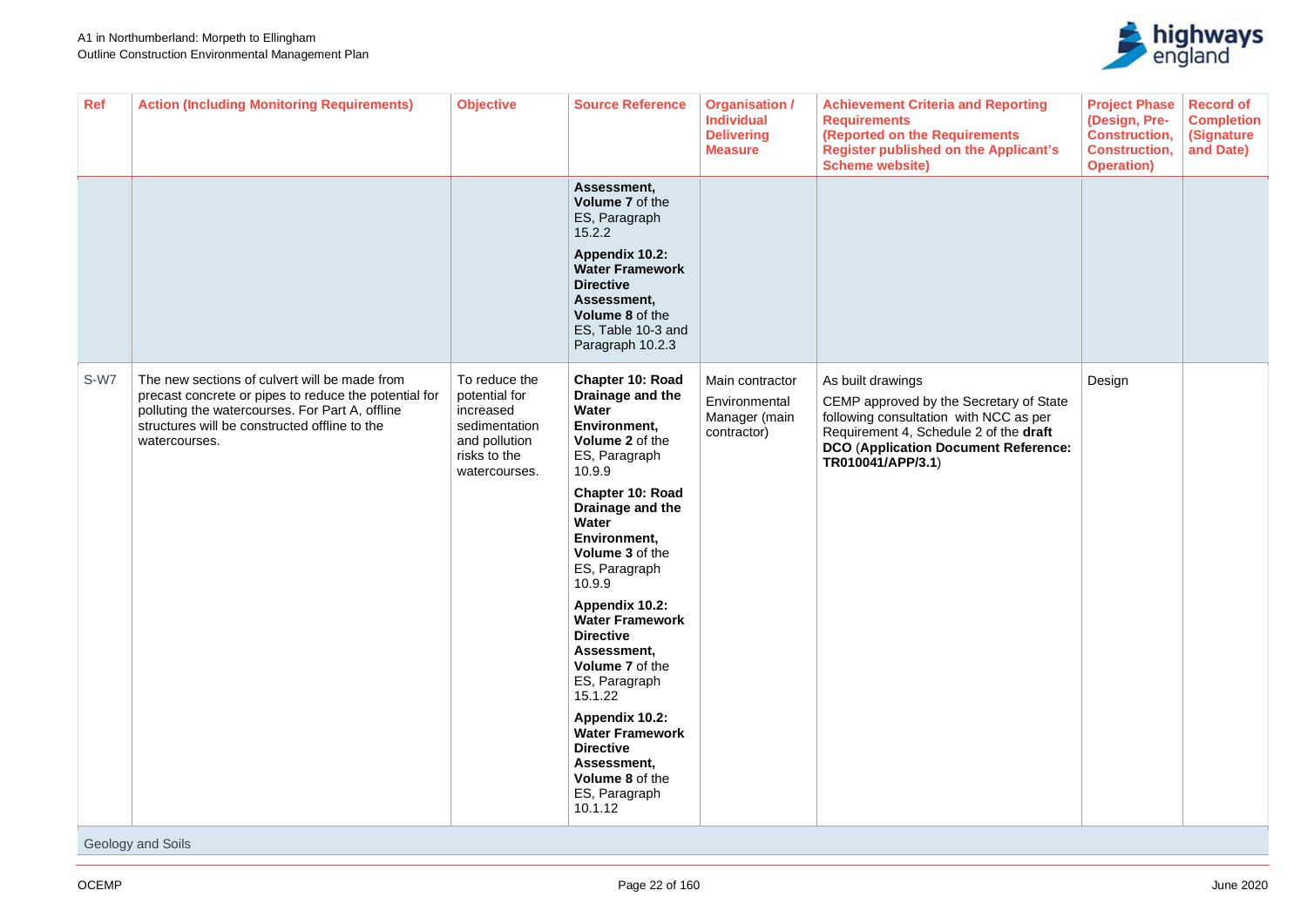| Ref | Action (Including Monitoring Requirements) | Objective | Source Reference | Organisation / Individual Delivering Measure | Achievement Criteria and Reporting Requirements (Reported on the Requirements Register published on the Applicant's Scheme website) | Project Phase (Design, Pre-Construction, Construction, Operation) | Record of Completion (Signature and Date) |
|---|---|---|---|---|---|---|---|
| | | | **Assessment, Volume 7** of the ES, Paragraph 15.2.2<br><br>**Appendix 10.2: Water Framework Directive Assessment, Volume 8** of the ES, Table 10-3 and Paragraph 10.2.3 | | | | |
| S-W7 | The new sections of culvert will be made from precast concrete or pipes to reduce the potential for polluting the watercourses. For Part A, offline structures will be constructed offline to the watercourses. | To reduce the potential for increased sedimentation and pollution risks to the watercourses. | **Chapter 10: Road Drainage and the Water Environment, Volume 2** of the ES, Paragraph 10.9.9<br><br>**Chapter 10: Road Drainage and the Water Environment, Volume 3** of the ES, Paragraph 10.9.9<br><br>**Appendix 10.2: Water Framework Directive Assessment, Volume 7** of the ES, Paragraph 15.1.22<br><br>**Appendix 10.2: Water Framework Directive Assessment, Volume 8** of the ES, Paragraph 10.1.12 | Main contractor<br><br>Environmental Manager (main contractor) | As built drawings<br><br>CEMP approved by the Secretary of State following consultation with NCC as per Requirement 4, Schedule 2 of the **draft DCO** (**Application Document Reference: TR010041/APP/3.1**) | Design | |
| Geology and Soils | | | | | | | |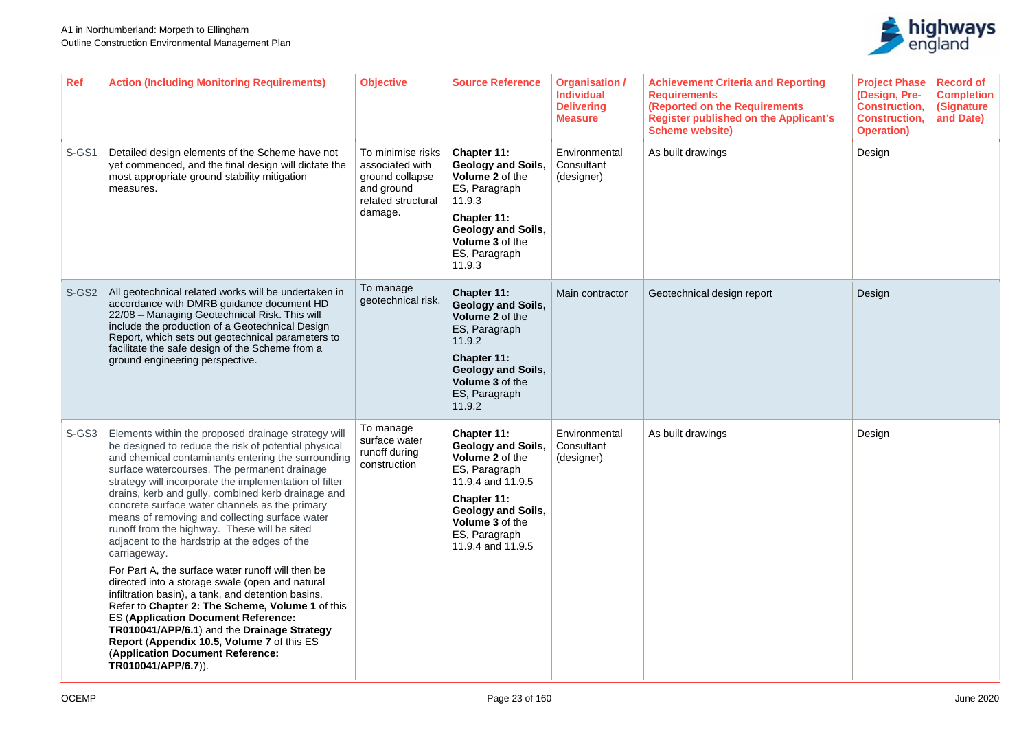| Ref | Action (Including Monitoring Requirements) | Objective | Source Reference | Organisation / Individual Delivering Measure | Achievement Criteria and Reporting Requirements (Reported on the Requirements Register published on the Applicant's Scheme website) | Project Phase (Design, Pre-Construction, Construction, Operation) | Record of Completion (Signature and Date) |
|---|---|---|---|---|---|---|---|
| S-GS1 | Detailed design elements of the Scheme have not yet commenced, and the final design will dictate the most appropriate ground stability mitigation measures. | To minimise risks associated with ground collapse and ground related structural damage. | **Chapter 11: Geology and Soils, Volume 2** of the ES, Paragraph 11.9.3<br><br>**Chapter 11: Geology and Soils, Volume 3** of the ES, Paragraph 11.9.3 | Environmental Consultant (designer) | As built drawings | Design | |
| S-GS2 | All geotechnical related works will be undertaken in accordance with DMRB guidance document HD 22/08 – Managing Geotechnical Risk. This will include the production of a Geotechnical Design Report, which sets out geotechnical parameters to facilitate the safe design of the Scheme from a ground engineering perspective. | To manage geotechnical risk. | **Chapter 11: Geology and Soils, Volume 2** of the ES, Paragraph 11.9.2<br><br>**Chapter 11: Geology and Soils, Volume 3** of the ES, Paragraph 11.9.2 | Main contractor | Geotechnical design report | Design | |
| S-GS3 | Elements within the proposed drainage strategy will be designed to reduce the risk of potential physical and chemical contaminants entering the surrounding surface watercourses. The permanent drainage strategy will incorporate the implementation of filter drains, kerb and gully, combined kerb drainage and concrete surface water channels as the primary means of removing and collecting surface water runoff from the highway. These will be sited adjacent to the hardstrip at the edges of the carriageway.<br><br>For Part A, the surface water runoff will then be directed into a storage swale (open and natural infiltration basin), a tank, and detention basins. Refer to **Chapter 2: The Scheme, Volume 1** of this ES (**Application Document Reference: TR010041/APP/6.1**) and the **Drainage Strategy Report** (**Appendix 10.5, Volume 7** of this ES (**Application Document Reference: TR010041/APP/6.7**)). | To manage surface water runoff during construction | **Chapter 11: Geology and Soils, Volume 2** of the ES, Paragraph 11.9.4 and 11.9.5<br><br>**Chapter 11: Geology and Soils, Volume 3** of the ES, Paragraph 11.9.4 and 11.9.5 | Environmental Consultant (designer) | As built drawings | Design | |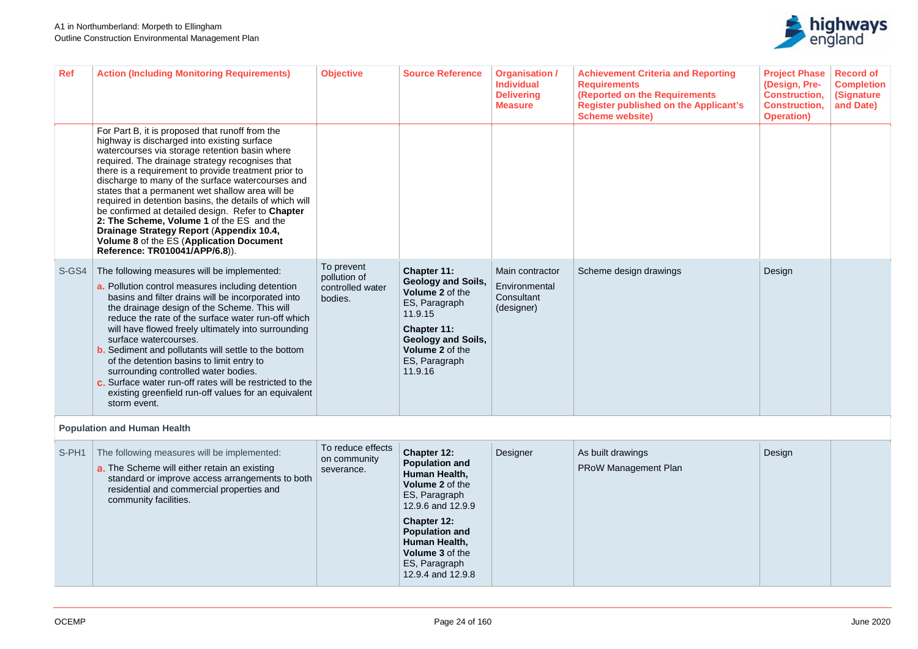| Ref | Action (Including Monitoring Requirements) | Objective | Source Reference | Organisation / Individual Delivering Measure | Achievement Criteria and Reporting Requirements (Reported on the Requirements Register published on the Applicant's Scheme website) | Project Phase (Design, Pre-Construction, Construction, Operation) | Record of Completion (Signature and Date) |
|---|---|---|---|---|---|---|---|
| | For Part B, it is proposed that runoff from the highway is discharged into existing surface watercourses via storage retention basin where required. The drainage strategy recognises that there is a requirement to provide treatment prior to discharge to many of the surface watercourses and states that a permanent wet shallow area will be required in detention basins, the details of which will be confirmed at detailed design. Refer to **Chapter 2: The Scheme, Volume 1** of the ES and the **Drainage Strategy Report** (**Appendix 10.4, Volume 8** of the ES (**Application Document Reference: TR010041/APP/6.8**)). | | | | | | |
| S-GS4 | The following measures will be implemented:<br>a. Pollution control measures including detention basins and filter drains will be incorporated into the drainage design of the Scheme. This will reduce the rate of the surface water run-off which will have flowed freely ultimately into surrounding surface watercourses.<br>b. Sediment and pollutants will settle to the bottom of the detention basins to limit entry to surrounding controlled water bodies.<br>c. Surface water run-off rates will be restricted to the existing greenfield run-off values for an equivalent storm event. | To prevent pollution of controlled water bodies. | **Chapter 11: Geology and Soils, Volume 2** of the ES, Paragraph 11.9.15<br>**Chapter 11: Geology and Soils, Volume 2** of the ES, Paragraph 11.9.16 | Main contractor<br>Environmental Consultant (designer) | Scheme design drawings | Design | |
| **Population and Human Health** | | | | | | | |
| S-PH1 | The following measures will be implemented:<br>a. The Scheme will either retain an existing standard or improve access arrangements to both residential and commercial properties and community facilities. | To reduce effects on community severance. | **Chapter 12: Population and Human Health, Volume 2** of the ES, Paragraph 12.9.6 and 12.9.9<br>**Chapter 12: Population and Human Health, Volume 3** of the ES, Paragraph 12.9.4 and 12.9.8 | Designer | As built drawings<br>PRoW Management Plan | Design | |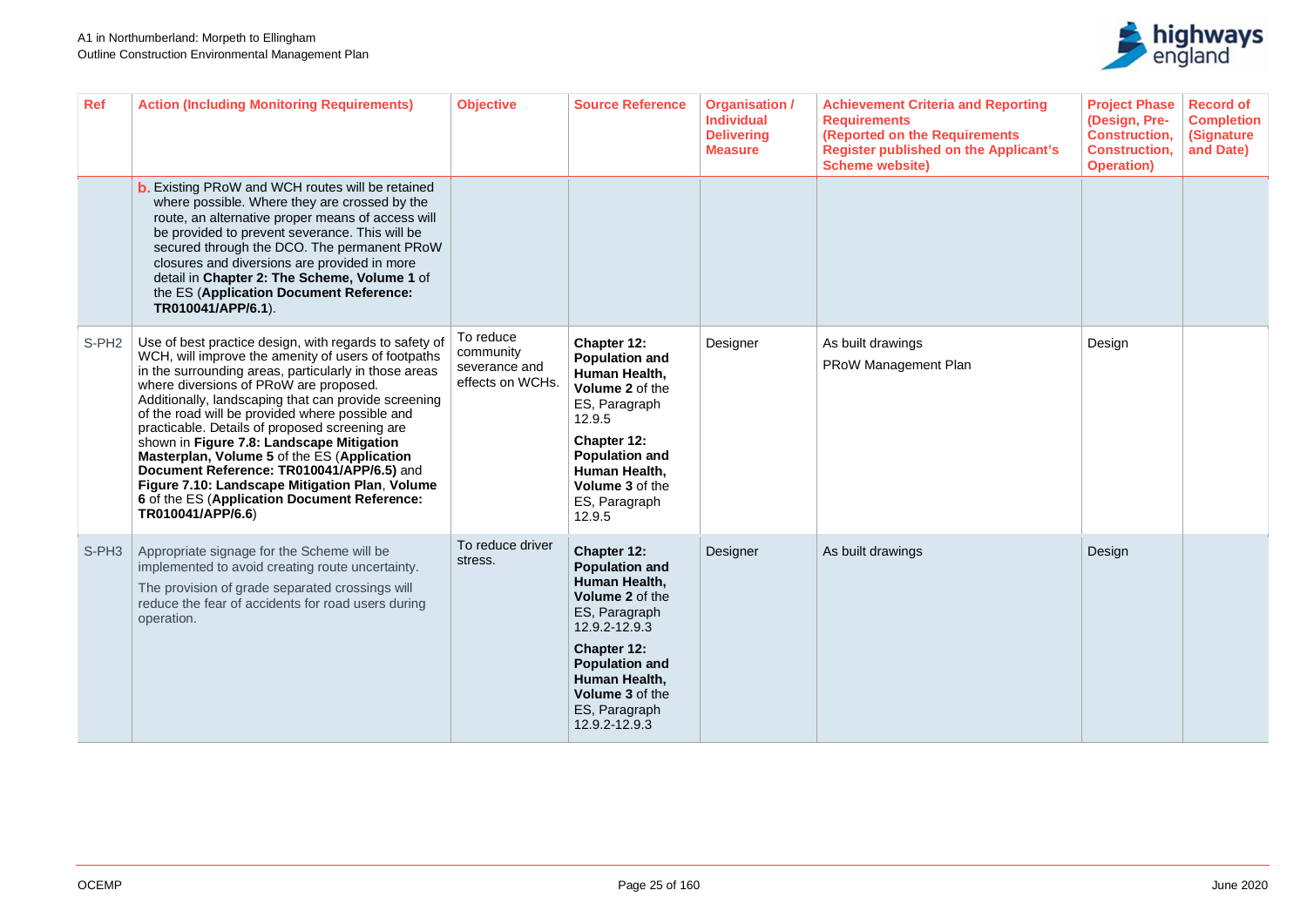| Ref | Action (Including Monitoring Requirements) | Objective | Source Reference | Organisation / Individual Delivering Measure | Achievement Criteria and Reporting Requirements (Reported on the Requirements Register published on the Applicant's Scheme website) | Project Phase (Design, Pre-Construction, Construction, Operation) | Record of Completion (Signature and Date) |
|---|---|---|---|---|---|---|---|
| | b. Existing PRoW and WCH routes will be retained where possible. Where they are crossed by the route, an alternative proper means of access will be provided to prevent severance. This will be secured through the DCO. The permanent PRoW closures and diversions are provided in more detail in **Chapter 2: The Scheme, Volume 1** of the ES (**Application Document Reference: TR010041/APP/6.1**). | | | | | | |
| S-PH2 | Use of best practice design, with regards to safety of WCH, will improve the amenity of users of footpaths in the surrounding areas, particularly in those areas where diversions of PRoW are proposed. Additionally, landscaping that can provide screening of the road will be provided where possible and practicable. Details of proposed screening are shown in **Figure 7.8: Landscape Mitigation Masterplan, Volume 5** of the ES (**Application Document Reference: TR010041/APP/6.5)** and **Figure 7.10: Landscape Mitigation Plan**, **Volume 6** of the ES (**Application Document Reference: TR010041/APP/6.6**) | To reduce community severance and effects on WCHs. | **Chapter 12: Population and Human Health, Volume 2** of the ES, Paragraph 12.9.5<br><br>**Chapter 12: Population and Human Health, Volume 3** of the ES, Paragraph 12.9.5 | Designer | As built drawings<br><br>PRoW Management Plan | Design | |
| S-PH3 | Appropriate signage for the Scheme will be implemented to avoid creating route uncertainty.<br><br>The provision of grade separated crossings will reduce the fear of accidents for road users during operation. | To reduce driver stress. | **Chapter 12: Population and Human Health, Volume 2** of the ES, Paragraph 12.9.2-12.9.3<br><br>**Chapter 12: Population and Human Health, Volume 3** of the ES, Paragraph 12.9.2-12.9.3 | Designer | As built drawings | Design | |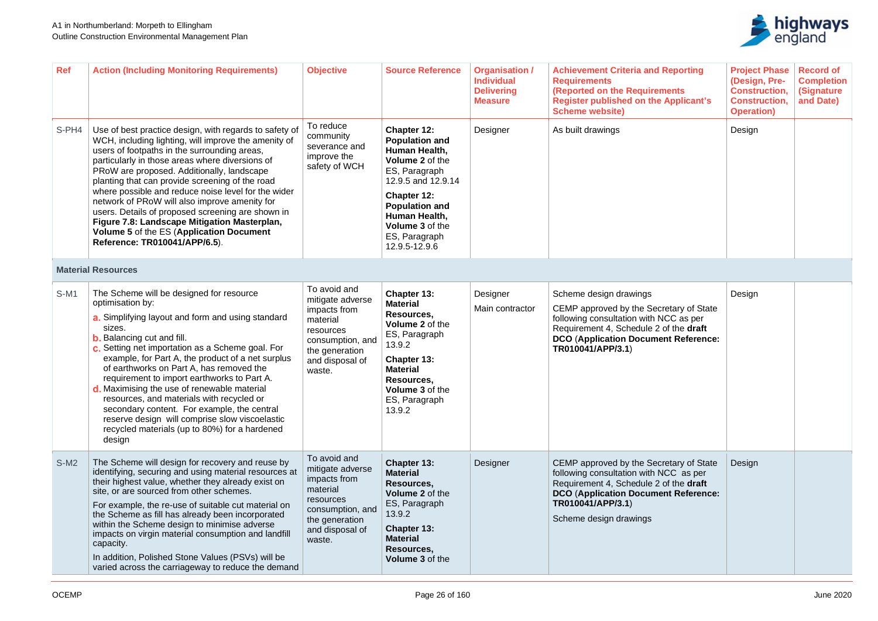| Ref | Action (Including Monitoring Requirements) | Objective | Source Reference | Organisation / Individual Delivering Measure | Achievement Criteria and Reporting Requirements (Reported on the Requirements Register published on the Applicant's Scheme website) | Project Phase (Design, Pre-Construction, Construction, Operation) | Record of Completion (Signature and Date) |
|---|---|---|---|---|---|---|---|
| S-PH4 | Use of best practice design, with regards to safety of WCH, including lighting, will improve the amenity of users of footpaths in the surrounding areas, particularly in those areas where diversions of PRoW are proposed. Additionally, landscape planting that can provide screening of the road where possible and reduce noise level for the wider network of PRoW will also improve amenity for users. Details of proposed screening are shown in **Figure 7.8: Landscape Mitigation Masterplan, Volume 5** of the ES (**Application Document Reference: TR010041/APP/6.5**). | To reduce community severance and improve the safety of WCH | **Chapter 12: Population and Human Health, Volume 2** of the ES, Paragraph 12.9.5 and 12.9.14<br>**Chapter 12: Population and Human Health, Volume 3** of the ES, Paragraph 12.9.5-12.9.6 | Designer | As built drawings | Design | |
| **Material Resources** | | | | | | | |
| S-M1 | The Scheme will be designed for resource optimisation by:<br>a. Simplifying layout and form and using standard sizes.<br>b. Balancing cut and fill.<br>c. Setting net importation as a Scheme goal. For example, for Part A, the product of a net surplus of earthworks on Part A, has removed the requirement to import earthworks to Part A.<br>d. Maximising the use of renewable material resources, and materials with recycled or secondary content. For example, the central reserve design will comprise slow viscoelastic recycled materials (up to 80%) for a hardened design | To avoid and mitigate adverse impacts from material resources consumption, and the generation and disposal of waste. | **Chapter 13: Material Resources, Volume 2** of the ES, Paragraph 13.9.2<br>**Chapter 13: Material Resources, Volume 3** of the ES, Paragraph 13.9.2 | Designer<br>Main contractor | Scheme design drawings<br>CEMP approved by the Secretary of State following consultation with NCC as per Requirement 4, Schedule 2 of the **draft DCO** (**Application Document Reference: TR010041/APP/3.1**) | Design | |
| S-M2 | The Scheme will design for recovery and reuse by identifying, securing and using material resources at their highest value, whether they already exist on site, or are sourced from other schemes.<br>For example, the re-use of suitable cut material on the Scheme as fill has already been incorporated within the Scheme design to minimise adverse impacts on virgin material consumption and landfill capacity.<br>In addition, Polished Stone Values (PSVs) will be varied across the carriageway to reduce the demand | To avoid and mitigate adverse impacts from material resources consumption, and the generation and disposal of waste. | **Chapter 13: Material Resources, Volume 2** of the ES, Paragraph 13.9.2<br>**Chapter 13: Material Resources, Volume 3** of the | Designer | CEMP approved by the Secretary of State following consultation with NCC as per Requirement 4, Schedule 2 of the **draft DCO** (**Application Document Reference: TR010041/APP/3.1**)<br>Scheme design drawings | Design | |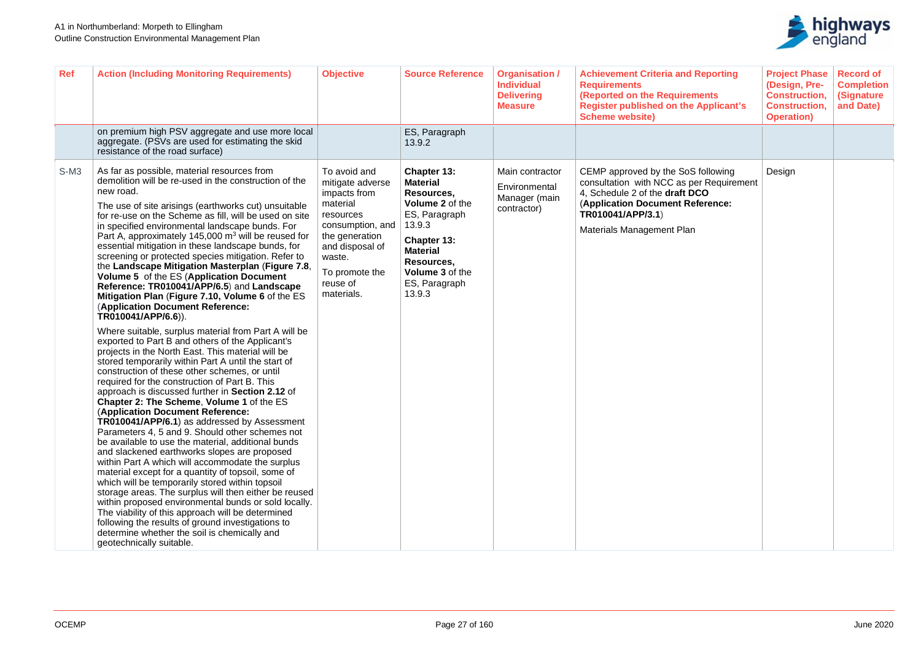| Ref | Action (Including Monitoring Requirements) | Objective | Source Reference | Organisation / Individual Delivering Measure | Achievement Criteria and Reporting Requirements (Reported on the Requirements Register published on the Applicant's Scheme website) | Project Phase (Design, Pre-Construction, Construction, Operation) | Record of Completion (Signature and Date) |
|---|---|---|---|---|---|---|---|
| | on premium high PSV aggregate and use more local aggregate. (PSVs are used for estimating the skid resistance of the road surface) | | ES, Paragraph 13.9.2 | | | | |
| S-M3 | As far as possible, material resources from demolition will be re-used in the construction of the new road.<br><br>The use of site arisings (earthworks cut) unsuitable for re-use on the Scheme as fill, will be used on site in specified environmental landscape bunds. For Part A, approximately 145,000 m$^3$ will be reused for essential mitigation in these landscape bunds, for screening or protected species mitigation. Refer to the **Landscape Mitigation Masterplan** (**Figure 7.8**, **Volume 5** of the ES (**Application Document Reference: TR010041/APP/6.5**) and **Landscape Mitigation Plan** (**Figure 7.10, Volume 6** of the ES (**Application Document Reference: TR010041/APP/6.6**)).<br><br>Where suitable, surplus material from Part A will be exported to Part B and others of the Applicant's projects in the North East. This material will be stored temporarily within Part A until the start of construction of these other schemes, or until required for the construction of Part B. This approach is discussed further in **Section 2.12** of **Chapter 2: The Scheme**, **Volume 1** of the ES (**Application Document Reference: TR010041/APP/6.1**) as addressed by Assessment Parameters 4, 5 and 9. Should other schemes not be available to use the material, additional bunds and slackened earthworks slopes are proposed within Part A which will accommodate the surplus material except for a quantity of topsoil, some of which will be temporarily stored within topsoil storage areas. The surplus will then either be reused within proposed environmental bunds or sold locally. The viability of this approach will be determined following the results of ground investigations to determine whether the soil is chemically and geotechnically suitable. | To avoid and mitigate adverse impacts from material resources consumption, and the generation and disposal of waste.<br><br>To promote the reuse of materials. | **Chapter 13: Material Resources, Volume 2** of the ES, Paragraph 13.9.3<br><br>**Chapter 13: Material Resources, Volume 3** of the ES, Paragraph 13.9.3 | Main contractor<br><br>Environmental Manager (main contractor) | CEMP approved by the SoS following consultation with NCC as per Requirement 4, Schedule 2 of the **draft DCO** (**Application Document Reference: TR010041/APP/3.1**)<br><br>Materials Management Plan | Design | |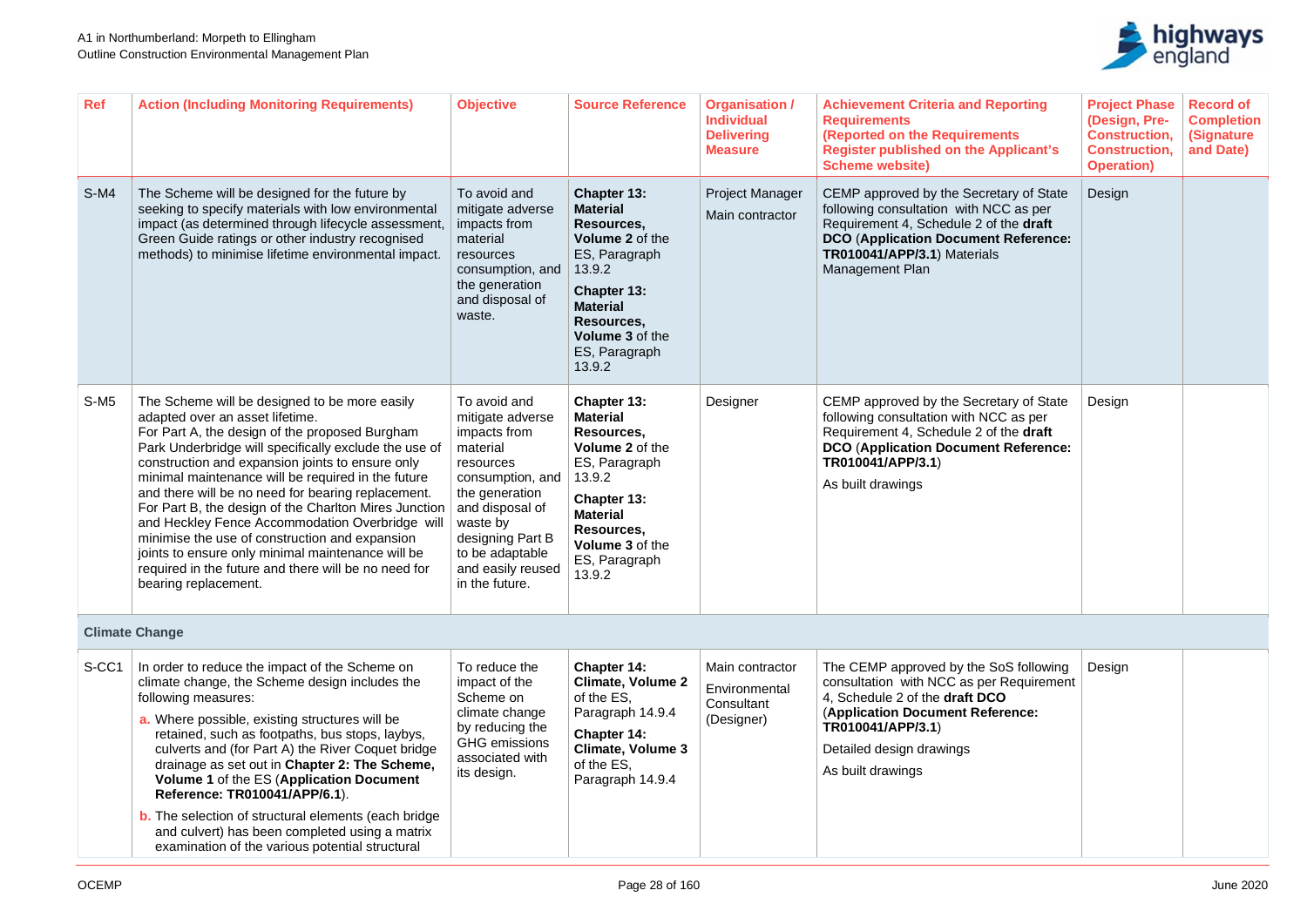| Ref | Action (Including Monitoring Requirements) | Objective | Source Reference | Organisation / Individual Delivering Measure | Achievement Criteria and Reporting Requirements (Reported on the Requirements Register published on the Applicant's Scheme website) | Project Phase (Design, Pre-Construction, Construction, Operation) | Record of Completion (Signature and Date) |
|---|---|---|---|---|---|---|---|
| S-M4 | The Scheme will be designed for the future by seeking to specify materials with low environmental impact (as determined through lifecycle assessment, Green Guide ratings or other industry recognised methods) to minimise lifetime environmental impact. | To avoid and mitigate adverse impacts from material resources consumption, and the generation and disposal of waste. | **Chapter 13: Material Resources, Volume 2** of the ES, Paragraph 13.9.2<br>**Chapter 13: Material Resources, Volume 3** of the ES, Paragraph 13.9.2 | Project Manager<br>Main contractor | CEMP approved by the Secretary of State following consultation with NCC as per Requirement 4, Schedule 2 of the **draft DCO** (**Application Document Reference: TR010041/APP/3.1**) Materials Management Plan | Design | |
| S-M5 | The Scheme will be designed to be more easily adapted over an asset lifetime.<br>For Part A, the design of the proposed Burgham Park Underbridge will specifically exclude the use of construction and expansion joints to ensure only minimal maintenance will be required in the future and there will be no need for bearing replacement.<br>For Part B, the design of the Charlton Mires Junction and Heckley Fence Accommodation Overbridge will minimise the use of construction and expansion joints to ensure only minimal maintenance will be required in the future and there will be no need for bearing replacement. | To avoid and mitigate adverse impacts from material resources consumption, and the generation and disposal of waste by designing Part B to be adaptable and easily reused in the future. | **Chapter 13: Material Resources, Volume 2** of the ES, Paragraph 13.9.2<br>**Chapter 13: Material Resources, Volume 3** of the ES, Paragraph 13.9.2 | Designer | CEMP approved by the Secretary of State following consultation with NCC as per Requirement 4, Schedule 2 of the **draft DCO** (**Application Document Reference: TR010041/APP/3.1**)<br>As built drawings | Design | |
| **Climate Change** | | | | | | | |
| S-CC1 | In order to reduce the impact of the Scheme on climate change, the Scheme design includes the following measures:<br>a. Where possible, existing structures will be retained, such as footpaths, bus stops, laybys, culverts and (for Part A) the River Coquet bridge drainage as set out in **Chapter 2: The Scheme, Volume 1** of the ES (**Application Document Reference: TR010041/APP/6.1**).<br>b. The selection of structural elements (each bridge and culvert) has been completed using a matrix examination of the various potential structural | To reduce the impact of the Scheme on climate change by reducing the GHG emissions associated with its design. | **Chapter 14: Climate, Volume 2** of the ES, Paragraph 14.9.4<br>**Chapter 14: Climate, Volume 3** of the ES, Paragraph 14.9.4 | Main contractor<br>Environmental Consultant (Designer) | The CEMP approved by the SoS following consultation with NCC as per Requirement 4, Schedule 2 of the **draft DCO** (**Application Document Reference: TR010041/APP/3.1**)<br>Detailed design drawings<br>As built drawings | Design | |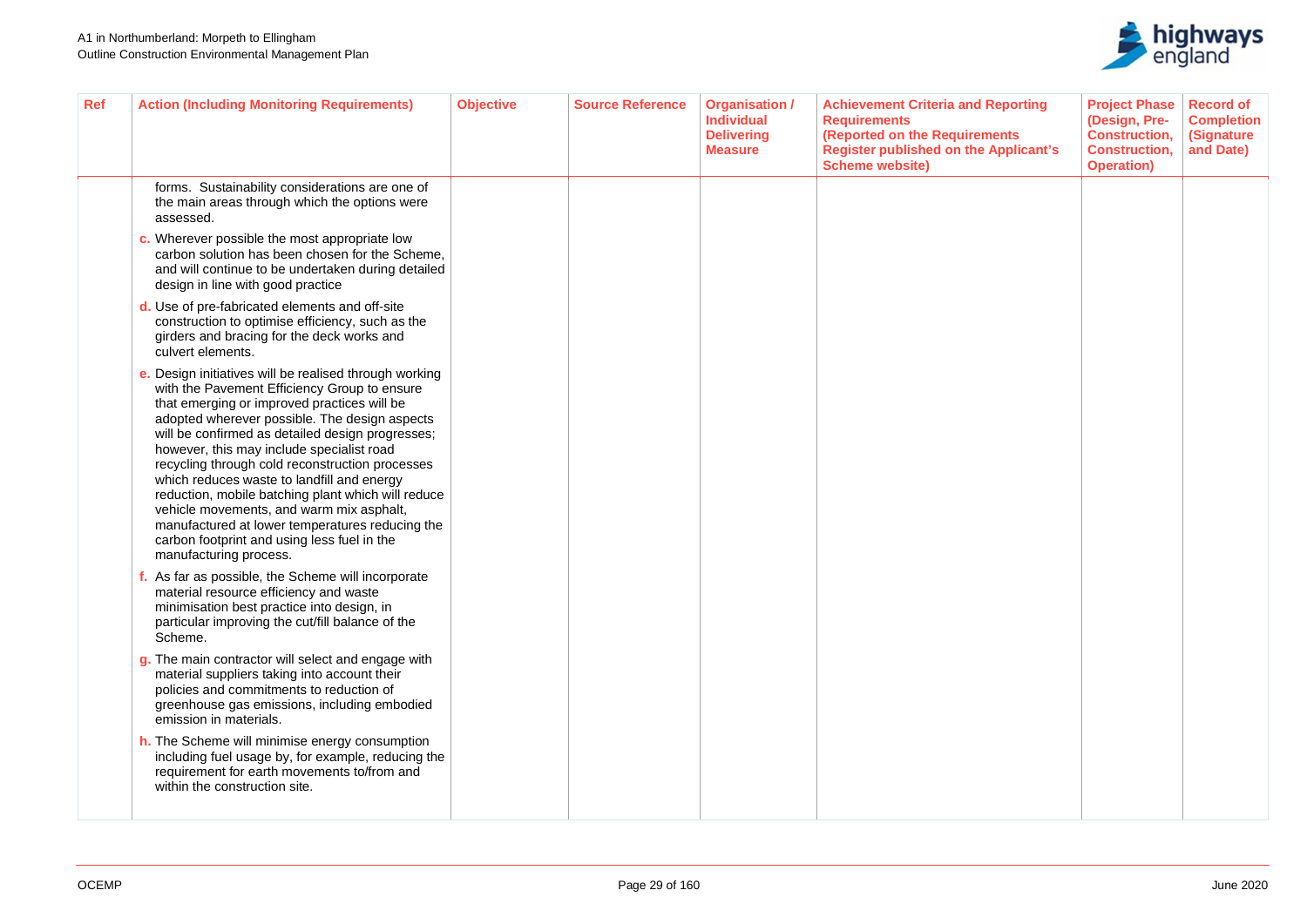| Ref | Action (Including Monitoring Requirements) | Objective | Source Reference | Organisation / Individual Delivering Measure | Achievement Criteria and Reporting Requirements (Reported on the Requirements Register published on the Applicant's Scheme website) | Project Phase (Design, Pre-Construction, Construction, Operation) | Record of Completion (Signature and Date) |
|---|---|---|---|---|---|---|---|
| | forms. Sustainability considerations are one of the main areas through which the options were assessed.<br>c. Wherever possible the most appropriate low carbon solution has been chosen for the Scheme, and will continue to be undertaken during detailed design in line with good practice<br>d. Use of pre-fabricated elements and off-site construction to optimise efficiency, such as the girders and bracing for the deck works and culvert elements.<br>e. Design initiatives will be realised through working with the Pavement Efficiency Group to ensure that emerging or improved practices will be adopted wherever possible. The design aspects will be confirmed as detailed design progresses; however, this may include specialist road recycling through cold reconstruction processes which reduces waste to landfill and energy reduction, mobile batching plant which will reduce vehicle movements, and warm mix asphalt, manufactured at lower temperatures reducing the carbon footprint and using less fuel in the manufacturing process.<br>f. As far as possible, the Scheme will incorporate material resource efficiency and waste minimisation best practice into design, in particular improving the cut/fill balance of the Scheme.<br>g. The main contractor will select and engage with material suppliers taking into account their policies and commitments to reduction of greenhouse gas emissions, including embodied emission in materials.<br>h. The Scheme will minimise energy consumption including fuel usage by, for example, reducing the requirement for earth movements to/from and within the construction site. | | | | | | |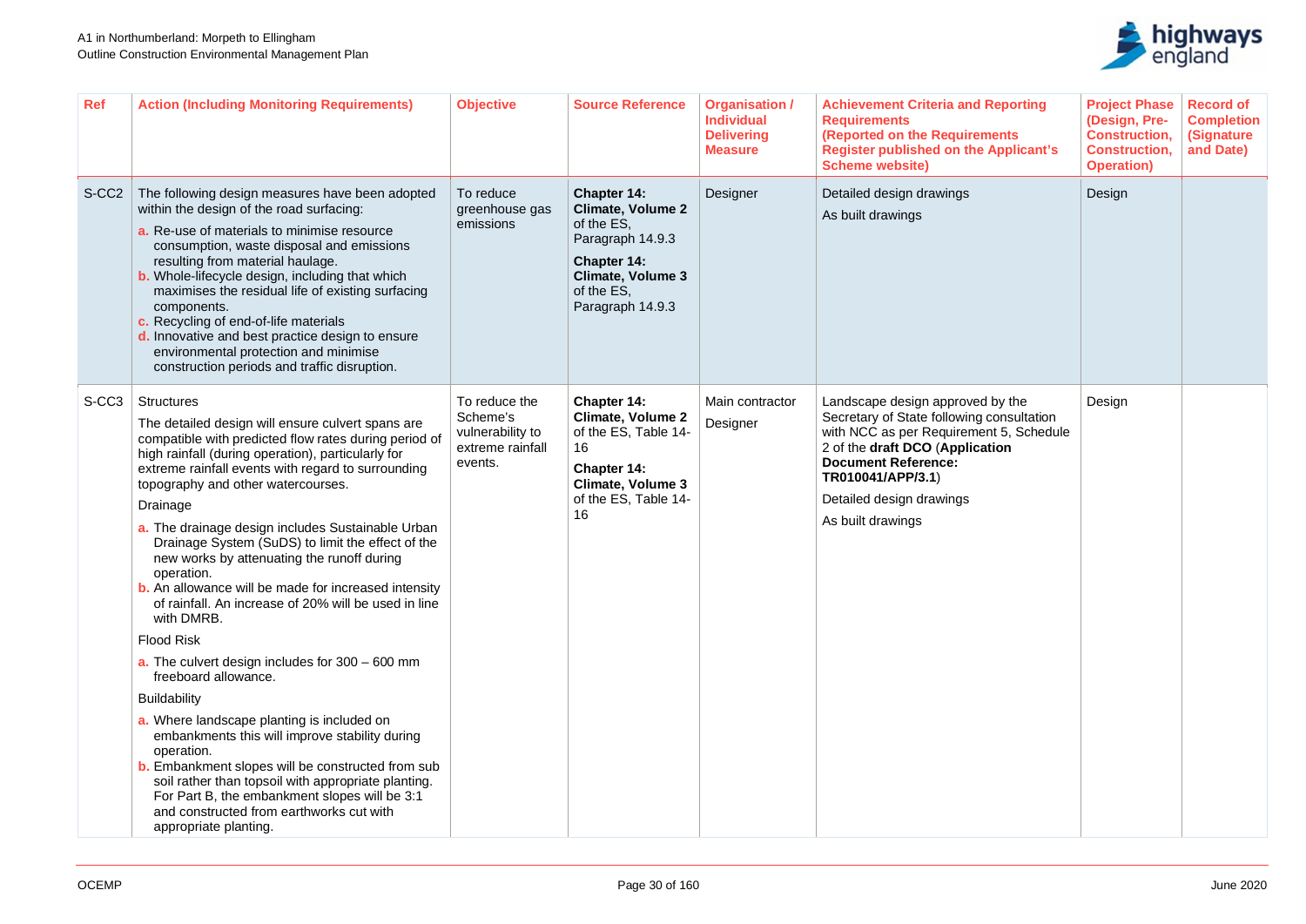| Ref | Action (Including Monitoring Requirements) | Objective | Source Reference | Organisation / Individual Delivering Measure | Achievement Criteria and Reporting Requirements (Reported on the Requirements Register published on the Applicant's Scheme website) | Project Phase (Design, Pre-Construction, Construction, Operation) | Record of Completion (Signature and Date) |
|---|---|---|---|---|---|---|---|
| S-CC2 | The following design measures have been adopted within the design of the road surfacing:<br>a. Re-use of materials to minimise resource consumption, waste disposal and emissions resulting from material haulage.<br>b. Whole-lifecycle design, including that which maximises the residual life of existing surfacing components.<br>c. Recycling of end-of-life materials<br>d. Innovative and best practice design to ensure environmental protection and minimise construction periods and traffic disruption. | To reduce greenhouse gas emissions | **Chapter 14: Climate, Volume 2** of the ES, Paragraph 14.9.3<br>**Chapter 14: Climate, Volume 3** of the ES, Paragraph 14.9.3 | Designer | Detailed design drawings<br>As built drawings | Design | |
| S-CC3 | Structures<br>The detailed design will ensure culvert spans are compatible with predicted flow rates during period of high rainfall (during operation), particularly for extreme rainfall events with regard to surrounding topography and other watercourses.<br>Drainage<br>a. The drainage design includes Sustainable Urban Drainage System (SuDS) to limit the effect of the new works by attenuating the runoff during operation.<br>b. An allowance will be made for increased intensity of rainfall. An increase of 20% will be used in line with DMRB.<br>Flood Risk<br>a. The culvert design includes for 300 – 600 mm freeboard allowance.<br>Buildability<br>a. Where landscape planting is included on embankments this will improve stability during operation.<br>b. Embankment slopes will be constructed from sub soil rather than topsoil with appropriate planting. For Part B, the embankment slopes will be 3:1 and constructed from earthworks cut with appropriate planting. | To reduce the Scheme's vulnerability to extreme rainfall events. | **Chapter 14: Climate, Volume 2** of the ES, Table 14-16<br>**Chapter 14: Climate, Volume 3** of the ES, Table 14-16 | Main contractor<br>Designer | Landscape design approved by the Secretary of State following consultation with NCC as per Requirement 5, Schedule 2 of the **draft DCO** (**Application Document Reference: TR010041/APP/3.1**)<br>Detailed design drawings<br>As built drawings | Design | |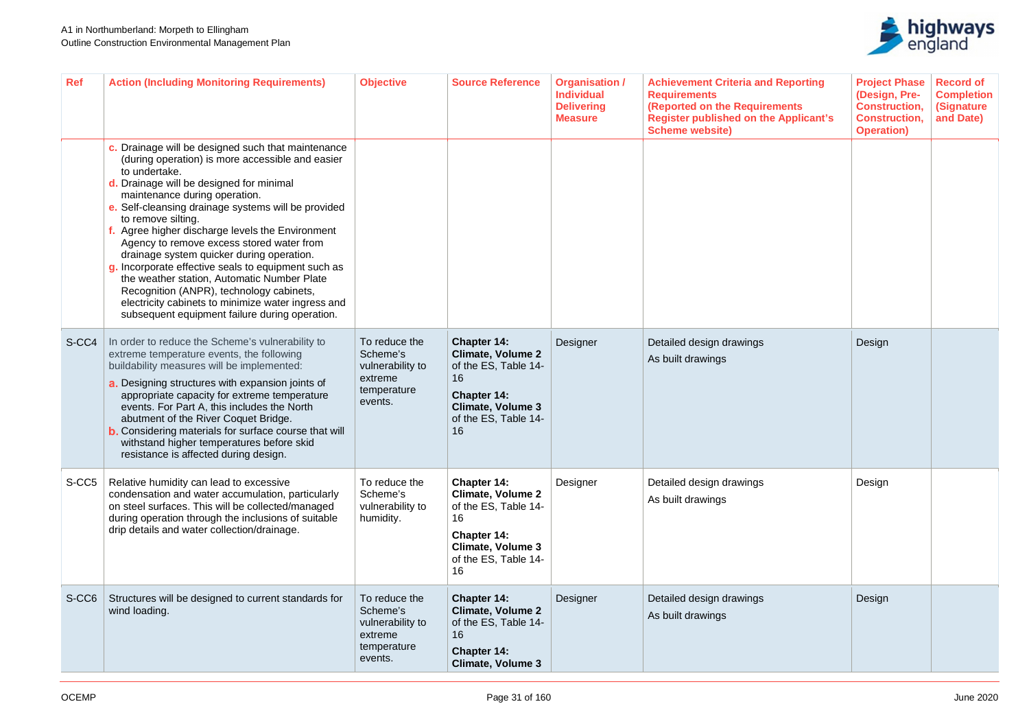| Ref | Action (Including Monitoring Requirements) | Objective | Source Reference | Organisation / Individual Delivering Measure | Achievement Criteria and Reporting Requirements (Reported on the Requirements Register published on the Applicant's Scheme website) | Project Phase (Design, Pre-Construction, Construction, Operation) | Record of Completion (Signature and Date) |
|---|---|---|---|---|---|---|---|
| | c. Drainage will be designed such that maintenance (during operation) is more accessible and easier to undertake.<br>d. Drainage will be designed for minimal maintenance during operation.<br>e. Self-cleansing drainage systems will be provided to remove silting.<br>f. Agree higher discharge levels the Environment Agency to remove excess stored water from drainage system quicker during operation.<br>g. Incorporate effective seals to equipment such as the weather station, Automatic Number Plate Recognition (ANPR), technology cabinets, electricity cabinets to minimize water ingress and subsequent equipment failure during operation. | | | | | | |
| S-CC4 | In order to reduce the Scheme's vulnerability to extreme temperature events, the following buildability measures will be implemented:<br>a. Designing structures with expansion joints of appropriate capacity for extreme temperature events. For Part A, this includes the North abutment of the River Coquet Bridge.<br>b. Considering materials for surface course that will withstand higher temperatures before skid resistance is affected during design. | To reduce the Scheme's vulnerability to extreme temperature events. | **Chapter 14: Climate, Volume 2** of the ES, Table 14-16<br>**Chapter 14: Climate, Volume 3** of the ES, Table 14-16 | Designer | Detailed design drawings<br>As built drawings | Design | |
| S-CC5 | Relative humidity can lead to excessive condensation and water accumulation, particularly on steel surfaces. This will be collected/managed during operation through the inclusions of suitable drip details and water collection/drainage. | To reduce the Scheme's vulnerability to humidity. | **Chapter 14: Climate, Volume 2** of the ES, Table 14-16<br>**Chapter 14: Climate, Volume 3** of the ES, Table 14-16 | Designer | Detailed design drawings<br>As built drawings | Design | |
| S-CC6 | Structures will be designed to current standards for wind loading. | To reduce the Scheme's vulnerability to extreme temperature events. | **Chapter 14: Climate, Volume 2** of the ES, Table 14-16<br>**Chapter 14: Climate, Volume 3** | Designer | Detailed design drawings<br>As built drawings | Design | |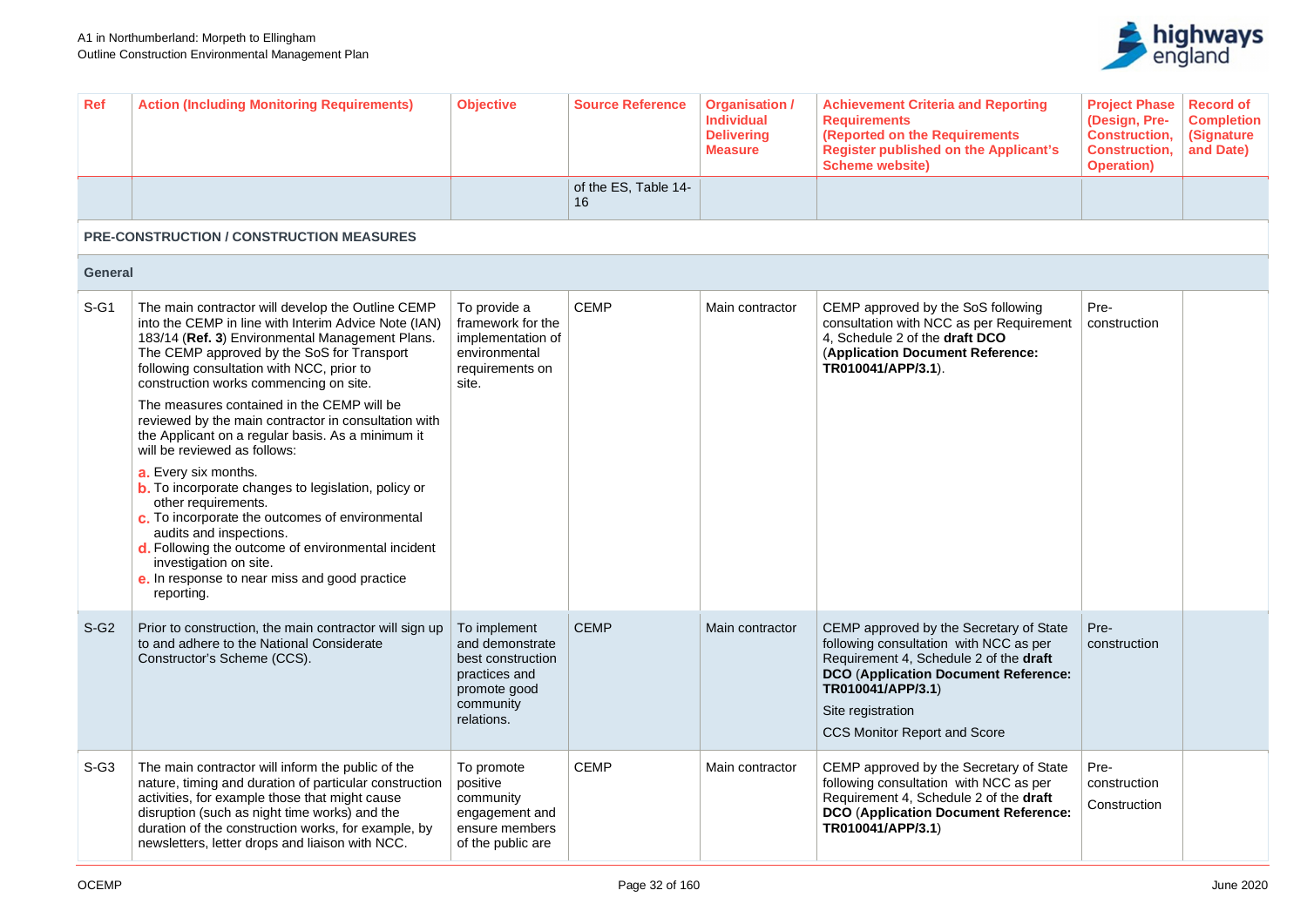| Ref | Action (Including Monitoring Requirements) | Objective | Source Reference | Organisation / Individual Delivering Measure | Achievement Criteria and Reporting Requirements (Reported on the Requirements Register published on the Applicant's Scheme website) | Project Phase (Design, Pre-Construction, Construction, Operation) | Record of Completion (Signature and Date) |
|---|---|---|---|---|---|---|---|
| | | | of the ES, Table 14-16 | | | | |
| **PRE-CONSTRUCTION / CONSTRUCTION MEASURES** | | | | | | | |
| **General** | | | | | | | |
| S-G1 | The main contractor will develop the Outline CEMP into the CEMP in line with Interim Advice Note (IAN) 183/14 (**Ref. 3**) Environmental Management Plans. The CEMP approved by the SoS for Transport following consultation with NCC, prior to construction works commencing on site.<br><br>The measures contained in the CEMP will be reviewed by the main contractor in consultation with the Applicant on a regular basis. As a minimum it will be reviewed as follows:<br>a. Every six months.<br>b. To incorporate changes to legislation, policy or other requirements.<br>c. To incorporate the outcomes of environmental audits and inspections.<br>d. Following the outcome of environmental incident investigation on site.<br>e. In response to near miss and good practice reporting. | To provide a framework for the implementation of environmental requirements on site. | CEMP | Main contractor | CEMP approved by the SoS following consultation with NCC as per Requirement 4, Schedule 2 of the **draft DCO** (**Application Document Reference: TR010041/APP/3.1**). | Pre-construction | |
| S-G2 | Prior to construction, the main contractor will sign up to and adhere to the National Considerate Constructor's Scheme (CCS). | To implement and demonstrate best construction practices and promote good community relations. | CEMP | Main contractor | CEMP approved by the Secretary of State following consultation with NCC as per Requirement 4, Schedule 2 of the **draft DCO** (**Application Document Reference: TR010041/APP/3.1**)<br><br>Site registration<br><br>CCS Monitor Report and Score | Pre-construction | |
| S-G3 | The main contractor will inform the public of the nature, timing and duration of particular construction activities, for example those that might cause disruption (such as night time works) and the duration of the construction works, for example, by newsletters, letter drops and liaison with NCC. | To promote positive community engagement and ensure members of the public are | CEMP | Main contractor | CEMP approved by the Secretary of State following consultation with NCC as per Requirement 4, Schedule 2 of the **draft DCO** (**Application Document Reference: TR010041/APP/3.1**) | Pre-construction<br><br>Construction | |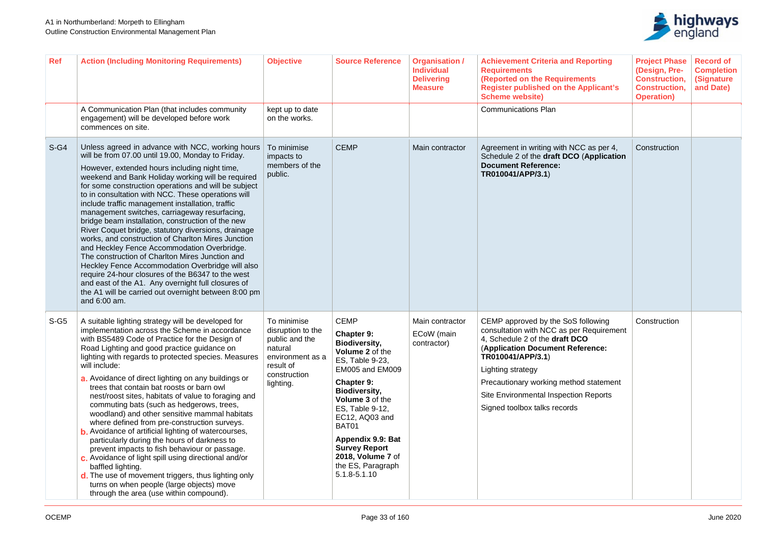| Ref | Action (Including Monitoring Requirements) | Objective | Source Reference | Organisation / Individual Delivering Measure | Achievement Criteria and Reporting Requirements (Reported on the Requirements Register published on the Applicant's Scheme website) | Project Phase (Design, Pre-Construction, Construction, Operation) | Record of Completion (Signature and Date) |
|---|---|---|---|---|---|---|---|
| | A Communication Plan (that includes community engagement) will be developed before work commences on site. | kept up to date on the works. | | | Communications Plan | | |
| S-G4 | Unless agreed in advance with NCC, working hours will be from 07.00 until 19.00, Monday to Friday.<br><br>However, extended hours including night time, weekend and Bank Holiday working will be required for some construction operations and will be subject to in consultation with NCC. These operations will include traffic management installation, traffic management switches, carriageway resurfacing, bridge beam installation, construction of the new River Coquet bridge, statutory diversions, drainage works, and construction of Charlton Mires Junction and Heckley Fence Accommodation Overbridge. The construction of Charlton Mires Junction and Heckley Fence Accommodation Overbridge will also require 24-hour closures of the B6347 to the west and east of the A1. Any overnight full closures of the A1 will be carried out overnight between 8:00 pm and 6:00 am. | To minimise impacts to members of the public. | CEMP | Main contractor | Agreement in writing with NCC as per 4, Schedule 2 of the **draft DCO** (**Application Document Reference: TR010041/APP/3.1**) | Construction | |
| S-G5 | A suitable lighting strategy will be developed for implementation across the Scheme in accordance with BS5489 Code of Practice for the Design of Road Lighting and good practice guidance on lighting with regards to protected species. Measures will include:<br>a. Avoidance of direct lighting on any buildings or trees that contain bat roosts or barn owl nest/roost sites, habitats of value to foraging and commuting bats (such as hedgerows, trees, woodland) and other sensitive mammal habitats where defined from pre-construction surveys.<br>b. Avoidance of artificial lighting of watercourses, particularly during the hours of darkness to prevent impacts to fish behaviour or passage.<br>c. Avoidance of light spill using directional and/or baffled lighting.<br>d. The use of movement triggers, thus lighting only turns on when people (large objects) move through the area (use within compound). | To minimise disruption to the public and the natural environment as a result of construction lighting. | CEMP<br><br>**Chapter 9: Biodiversity, Volume 2** of the ES, Table 9-23, EM005 and EM009<br><br>**Chapter 9: Biodiversity, Volume 3** of the ES, Table 9-12, EC12, AQ03 and BAT01<br><br>**Appendix 9.9: Bat Survey Report 2018, Volume 7** of the ES, Paragraph 5.1.8-5.1.10 | Main contractor<br><br>ECoW (main contractor) | CEMP approved by the SoS following consultation with NCC as per Requirement 4, Schedule 2 of the **draft DCO** (**Application Document Reference: TR010041/APP/3.1**)<br><br>Lighting strategy<br><br>Precautionary working method statement<br><br>Site Environmental Inspection Reports<br><br>Signed toolbox talks records | Construction | |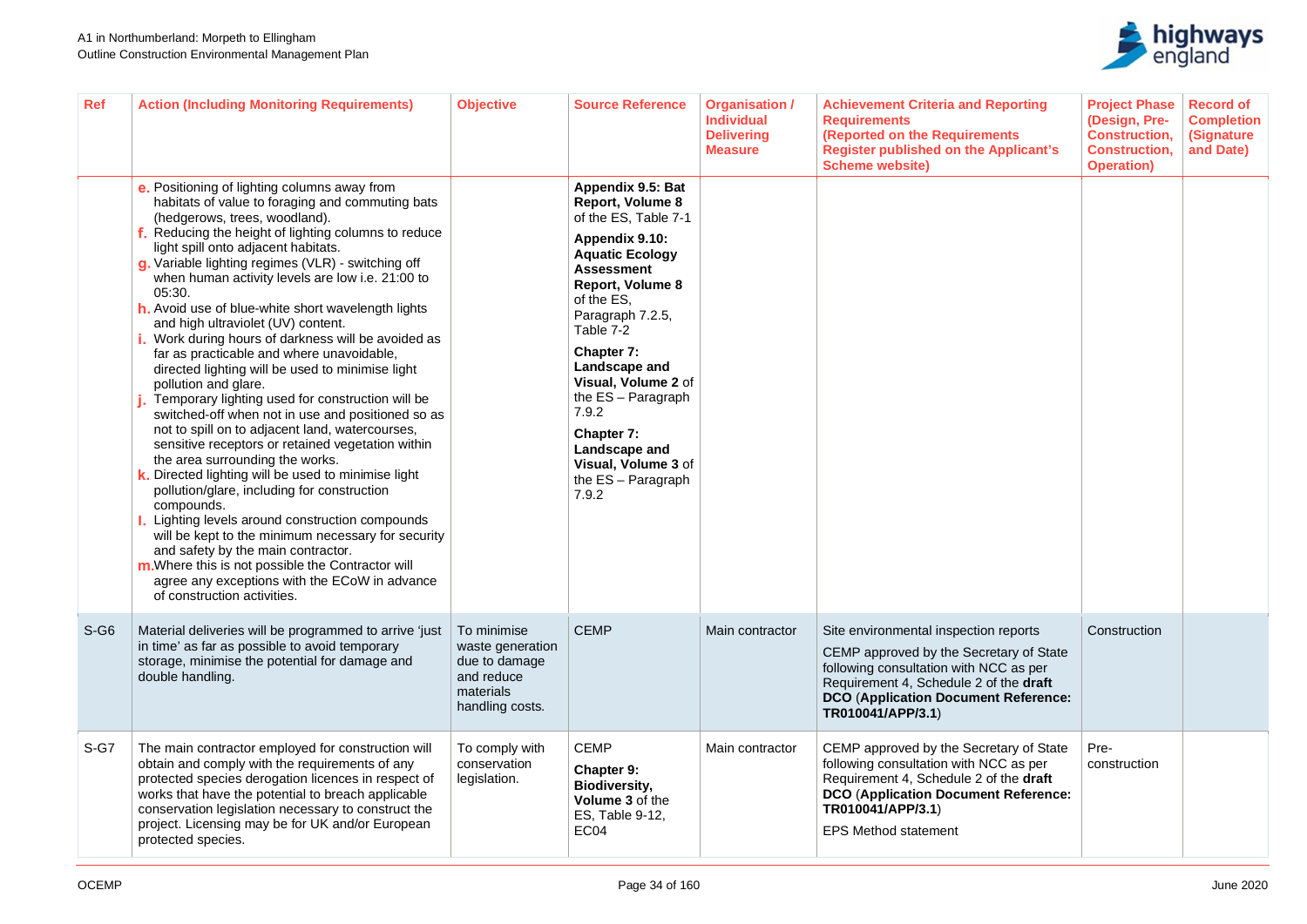| Ref | Action (Including Monitoring Requirements) | Objective | Source Reference | Organisation / Individual Delivering Measure | Achievement Criteria and Reporting Requirements (Reported on the Requirements Register published on the Applicant's Scheme website) | Project Phase (Design, Pre-Construction, Construction, Operation) | Record of Completion (Signature and Date) |
|---|---|---|---|---|---|---|---|
| | e. Positioning of lighting columns away from habitats of value to foraging and commuting bats (hedgerows, trees, woodland).<br>f. Reducing the height of lighting columns to reduce light spill onto adjacent habitats.<br>g. Variable lighting regimes (VLR) - switching off when human activity levels are low i.e. 21:00 to 05:30.<br>h. Avoid use of blue-white short wavelength lights and high ultraviolet (UV) content.<br>i. Work during hours of darkness will be avoided as far as practicable and where unavoidable, directed lighting will be used to minimise light pollution and glare.<br>j. Temporary lighting used for construction will be switched-off when not in use and positioned so as not to spill on to adjacent land, watercourses, sensitive receptors or retained vegetation within the area surrounding the works.<br>k. Directed lighting will be used to minimise light pollution/glare, including for construction compounds.<br>l. Lighting levels around construction compounds will be kept to the minimum necessary for security and safety by the main contractor.<br>m. Where this is not possible the Contractor will agree any exceptions with the ECoW in advance of construction activities. | | **Appendix 9.5: Bat Report, Volume 8** of the ES, Table 7-1<br>**Appendix 9.10: Aquatic Ecology Assessment Report, Volume 8** of the ES, Paragraph 7.2.5, Table 7-2<br>**Chapter 7: Landscape and Visual, Volume 2** of the ES – Paragraph 7.9.2<br>**Chapter 7: Landscape and Visual, Volume 3** of the ES – Paragraph 7.9.2 | | | | |
| S-G6 | Material deliveries will be programmed to arrive 'just in time' as far as possible to avoid temporary storage, minimise the potential for damage and double handling. | To minimise waste generation due to damage and reduce materials handling costs. | CEMP | Main contractor | Site environmental inspection reports<br>CEMP approved by the Secretary of State following consultation with NCC as per Requirement 4, Schedule 2 of the **draft DCO** (**Application Document Reference: TR010041/APP/3.1**) | Construction | |
| S-G7 | The main contractor employed for construction will obtain and comply with the requirements of any protected species derogation licences in respect of works that have the potential to breach applicable conservation legislation necessary to construct the project. Licensing may be for UK and/or European protected species. | To comply with conservation legislation. | CEMP<br>**Chapter 9: Biodiversity, Volume 3** of the ES, Table 9-12, EC04 | Main contractor | CEMP approved by the Secretary of State following consultation with NCC as per Requirement 4, Schedule 2 of the **draft DCO** (**Application Document Reference: TR010041/APP/3.1**)<br>EPS Method statement | Pre-construction | |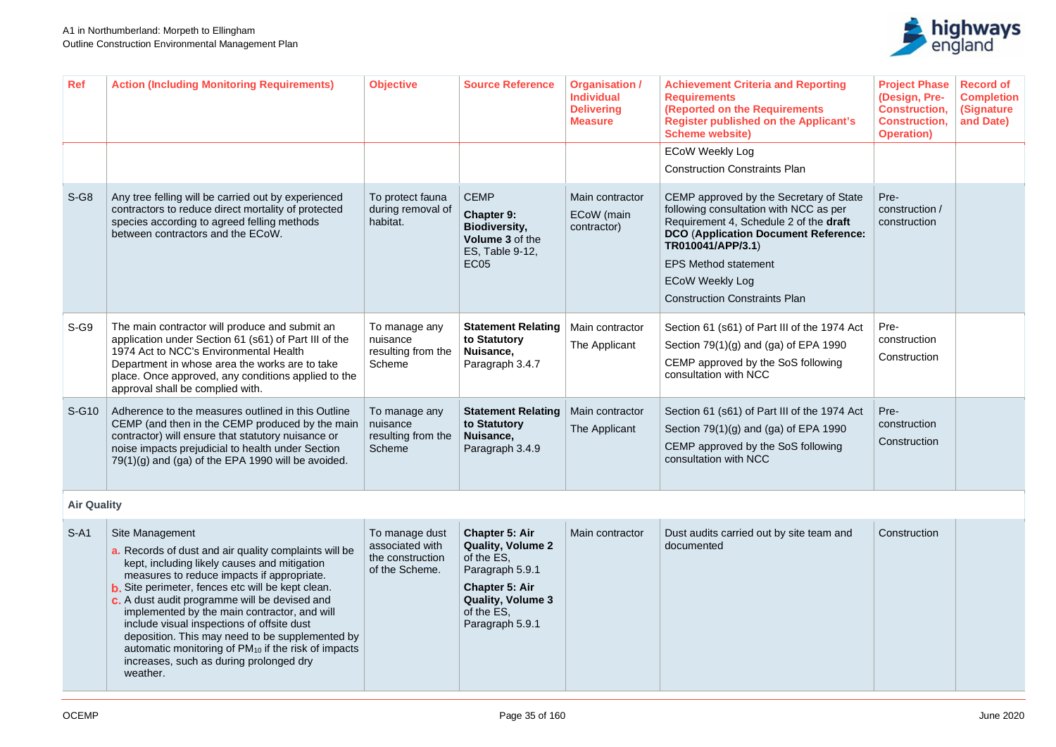| Ref | Action (Including Monitoring Requirements) | Objective | Source Reference | Organisation / Individual Delivering Measure | Achievement Criteria and Reporting Requirements (Reported on the Requirements Register published on the Applicant's Scheme website) | Project Phase (Design, Pre-Construction, Construction, Operation) | Record of Completion (Signature and Date) |
|---|---|---|---|---|---|---|---|
| | | | | | ECoW Weekly Log<br>Construction Constraints Plan | | |
| S-G8 | Any tree felling will be carried out by experienced contractors to reduce direct mortality of protected species according to agreed felling methods between contractors and the ECoW. | To protect fauna during removal of habitat. | CEMP<br>**Chapter 9: Biodiversity, Volume 3** of the ES, Table 9-12, EC05 | Main contractor<br>ECoW (main contractor) | CEMP approved by the Secretary of State following consultation with NCC as per Requirement 4, Schedule 2 of the **draft DCO** (**Application Document Reference: TR010041/APP/3.1**)<br>EPS Method statement<br>ECoW Weekly Log<br>Construction Constraints Plan | Pre-construction / construction | |
| S-G9 | The main contractor will produce and submit an application under Section 61 (s61) of Part III of the 1974 Act to NCC's Environmental Health Department in whose area the works are to take place. Once approved, any conditions applied to the approval shall be complied with. | To manage any nuisance resulting from the Scheme | **Statement Relating to Statutory Nuisance,** Paragraph 3.4.7 | Main contractor<br>The Applicant | Section 61 (s61) of Part III of the 1974 Act<br>Section 79(1)(g) and (ga) of EPA 1990<br>CEMP approved by the SoS following consultation with NCC | Pre-construction<br>Construction | |
| S-G10 | Adherence to the measures outlined in this Outline CEMP (and then in the CEMP produced by the main contractor) will ensure that statutory nuisance or noise impacts prejudicial to health under Section 79(1)(g) and (ga) of the EPA 1990 will be avoided. | To manage any nuisance resulting from the Scheme | **Statement Relating to Statutory Nuisance,** Paragraph 3.4.9 | Main contractor<br>The Applicant | Section 61 (s61) of Part III of the 1974 Act<br>Section 79(1)(g) and (ga) of EPA 1990<br>CEMP approved by the SoS following consultation with NCC | Pre-construction<br>Construction | |
| **Air Quality** | | | | | | | |
| S-A1 | Site Management<br>a. Records of dust and air quality complaints will be kept, including likely causes and mitigation measures to reduce impacts if appropriate.<br>b. Site perimeter, fences etc will be kept clean.<br>c. A dust audit programme will be devised and implemented by the main contractor, and will include visual inspections of offsite dust deposition. This may need to be supplemented by automatic monitoring of $PM_{10}$ if the risk of impacts increases, such as during prolonged dry weather. | To manage dust associated with the construction of the Scheme. | **Chapter 5: Air Quality, Volume 2** of the ES, Paragraph 5.9.1<br>**Chapter 5: Air Quality, Volume 3** of the ES, Paragraph 5.9.1 | Main contractor | Dust audits carried out by site team and documented | Construction | |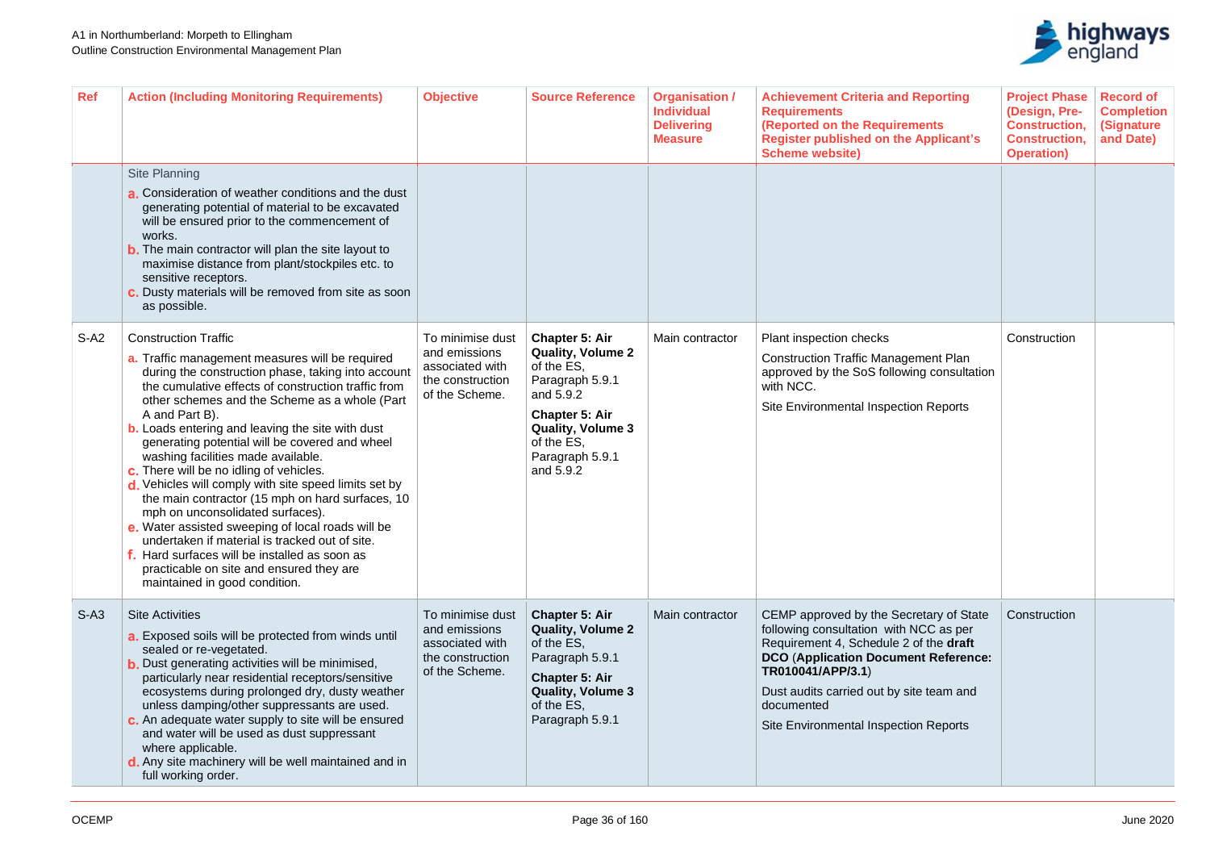| Ref | Action (Including Monitoring Requirements) | Objective | Source Reference | Organisation / Individual Delivering Measure | Achievement Criteria and Reporting Requirements (Reported on the Requirements Register published on the Applicant's Scheme website) | Project Phase (Design, Pre-Construction, Construction, Operation) | Record of Completion (Signature and Date) |
|---|---|---|---|---|---|---|---|
| | Site Planning<br>a. Consideration of weather conditions and the dust generating potential of material to be excavated will be ensured prior to the commencement of works.<br>b. The main contractor will plan the site layout to maximise distance from plant/stockpiles etc. to sensitive receptors.<br>c. Dusty materials will be removed from site as soon as possible. | | | | | | |
| S-A2 | Construction Traffic<br>a. Traffic management measures will be required during the construction phase, taking into account the cumulative effects of construction traffic from other schemes and the Scheme as a whole (Part A and Part B).<br>b. Loads entering and leaving the site with dust generating potential will be covered and wheel washing facilities made available.<br>c. There will be no idling of vehicles.<br>d. Vehicles will comply with site speed limits set by the main contractor (15 mph on hard surfaces, 10 mph on unconsolidated surfaces).<br>e. Water assisted sweeping of local roads will be undertaken if material is tracked out of site.<br>f. Hard surfaces will be installed as soon as practicable on site and ensured they are maintained in good condition. | To minimise dust and emissions associated with the construction of the Scheme. | **Chapter 5: Air Quality, Volume 2** of the ES, Paragraph 5.9.1 and 5.9.2<br>**Chapter 5: Air Quality, Volume 3** of the ES, Paragraph 5.9.1 and 5.9.2 | Main contractor | Plant inspection checks<br>Construction Traffic Management Plan approved by the SoS following consultation with NCC.<br>Site Environmental Inspection Reports | Construction | |
| S-A3 | Site Activities<br>a. Exposed soils will be protected from winds until sealed or re-vegetated.<br>b. Dust generating activities will be minimised, particularly near residential receptors/sensitive ecosystems during prolonged dry, dusty weather unless damping/other suppressants are used.<br>c. An adequate water supply to site will be ensured and water will be used as dust suppressant where applicable.<br>d. Any site machinery will be well maintained and in full working order. | To minimise dust and emissions associated with the construction of the Scheme. | **Chapter 5: Air Quality, Volume 2** of the ES, Paragraph 5.9.1<br>**Chapter 5: Air Quality, Volume 3** of the ES, Paragraph 5.9.1 | Main contractor | CEMP approved by the Secretary of State following consultation with NCC as per Requirement 4, Schedule 2 of the **draft DCO** (**Application Document Reference: TR010041/APP/3.1**)<br>Dust audits carried out by site team and documented<br>Site Environmental Inspection Reports | Construction | |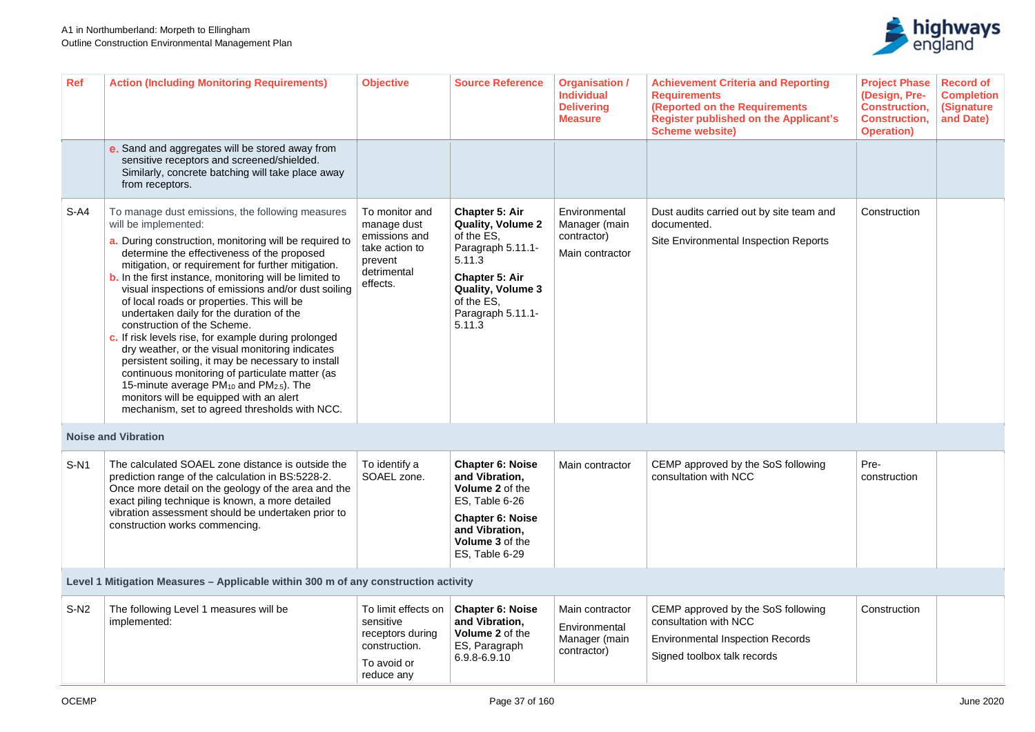| Ref | Action (Including Monitoring Requirements) | Objective | Source Reference | Organisation / Individual Delivering Measure | Achievement Criteria and Reporting Requirements (Reported on the Requirements Register published on the Applicant's Scheme website) | Project Phase (Design, Pre-Construction, Construction, Operation) | Record of Completion (Signature and Date) |
|---|---|---|---|---|---|---|---|
| | e. Sand and aggregates will be stored away from sensitive receptors and screened/shielded. Similarly, concrete batching will take place away from receptors. | | | | | | |
| S-A4 | To manage dust emissions, the following measures will be implemented:<br>a. During construction, monitoring will be required to determine the effectiveness of the proposed mitigation, or requirement for further mitigation.<br>b. In the first instance, monitoring will be limited to visual inspections of emissions and/or dust soiling of local roads or properties. This will be undertaken daily for the duration of the construction of the Scheme.<br>c. If risk levels rise, for example during prolonged dry weather, or the visual monitoring indicates persistent soiling, it may be necessary to install continuous monitoring of particulate matter (as 15-minute average $PM_{10}$ and $PM_{2.5}$). The monitors will be equipped with an alert mechanism, set to agreed thresholds with NCC. | To monitor and manage dust emissions and take action to prevent detrimental effects. | **Chapter 5: Air Quality, Volume 2** of the ES, Paragraph 5.11.1-5.11.3<br>**Chapter 5: Air Quality, Volume 3** of the ES, Paragraph 5.11.1-5.11.3 | Environmental Manager (main contractor)<br>Main contractor | Dust audits carried out by site team and documented.<br>Site Environmental Inspection Reports | Construction | |
| **Noise and Vibration** | | | | | | | |
| S-N1 | The calculated SOAEL zone distance is outside the prediction range of the calculation in BS:5228-2. Once more detail on the geology of the area and the exact piling technique is known, a more detailed vibration assessment should be undertaken prior to construction works commencing. | To identify a SOAEL zone. | **Chapter 6: Noise and Vibration, Volume 2** of the ES, Table 6-26<br>**Chapter 6: Noise and Vibration, Volume 3** of the ES, Table 6-29 | Main contractor | CEMP approved by the SoS following consultation with NCC | Pre-construction | |
| **Level 1 Mitigation Measures – Applicable within 300 m of any construction activity** | | | | | | | |
| S-N2 | The following Level 1 measures will be implemented: | To limit effects on sensitive receptors during construction.<br>To avoid or reduce any | **Chapter 6: Noise and Vibration, Volume 2** of the ES, Paragraph 6.9.8-6.9.10 | Main contractor<br>Environmental Manager (main contractor) | CEMP approved by the SoS following consultation with NCC<br>Environmental Inspection Records<br>Signed toolbox talk records | Construction | |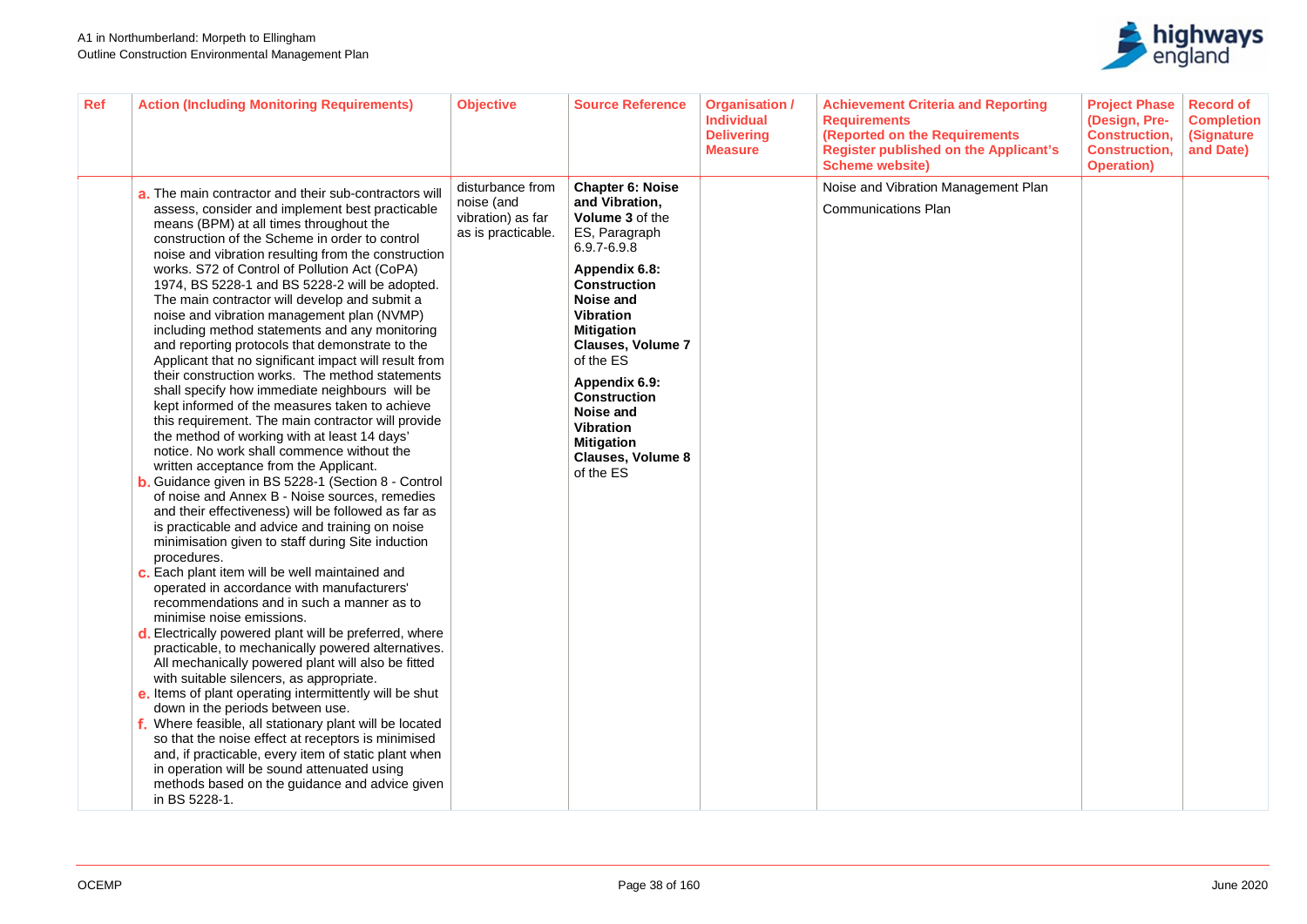| Ref | Action (Including Monitoring Requirements) | Objective | Source Reference | Organisation / Individual Delivering Measure | Achievement Criteria and Reporting Requirements (Reported on the Requirements Register published on the Applicant's Scheme website) | Project Phase (Design, Pre-Construction, Construction, Operation) | Record of Completion (Signature and Date) |
|---|---|---|---|---|---|---|---|
| | a. The main contractor and their sub-contractors will assess, consider and implement best practicable means (BPM) at all times throughout the construction of the Scheme in order to control noise and vibration resulting from the construction works. S72 of Control of Pollution Act (CoPA) 1974, BS 5228-1 and BS 5228-2 will be adopted. The main contractor will develop and submit a noise and vibration management plan (NVMP) including method statements and any monitoring and reporting protocols that demonstrate to the Applicant that no significant impact will result from their construction works. The method statements shall specify how immediate neighbours will be kept informed of the measures taken to achieve this requirement. The main contractor will provide the method of working with at least 14 days' notice. No work shall commence without the written acceptance from the Applicant.<br>b. Guidance given in BS 5228-1 (Section 8 - Control of noise and Annex B - Noise sources, remedies and their effectiveness) will be followed as far as is practicable and advice and training on noise minimisation given to staff during Site induction procedures.<br>c. Each plant item will be well maintained and operated in accordance with manufacturers' recommendations and in such a manner as to minimise noise emissions.<br>d. Electrically powered plant will be preferred, where practicable, to mechanically powered alternatives. All mechanically powered plant will also be fitted with suitable silencers, as appropriate.<br>e. Items of plant operating intermittently will be shut down in the periods between use.<br>f. Where feasible, all stationary plant will be located so that the noise effect at receptors is minimised and, if practicable, every item of static plant when in operation will be sound attenuated using methods based on the guidance and advice given in BS 5228-1. | disturbance from noise (and vibration) as far as is practicable. | **Chapter 6: Noise and Vibration, Volume 3** of the ES, Paragraph 6.9.7-6.9.8<br><br>**Appendix 6.8: Construction Noise and Vibration Mitigation Clauses, Volume 7** of the ES<br><br>**Appendix 6.9: Construction Noise and Vibration Mitigation Clauses, Volume 8** of the ES | | Noise and Vibration Management Plan<br><br>Communications Plan | | |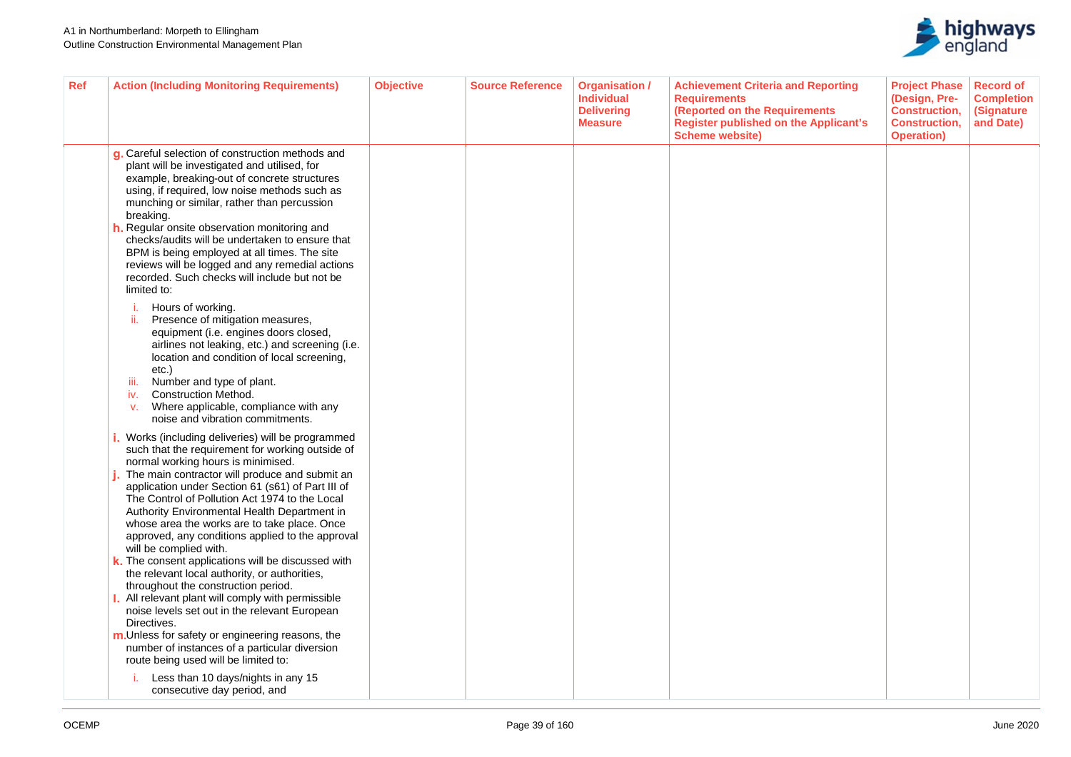| Ref | Action (Including Monitoring Requirements) | Objective | Source Reference | Organisation / Individual Delivering Measure | Achievement Criteria and Reporting Requirements (Reported on the Requirements Register published on the Applicant's Scheme website) | Project Phase (Design, Pre-Construction, Construction, Operation) | Record of Completion (Signature and Date) |
|---|---|---|---|---|---|---|---|
| | g. Careful selection of construction methods and plant will be investigated and utilised, for example, breaking-out of concrete structures using, if required, low noise methods such as munching or similar, rather than percussion breaking.<br>h. Regular onsite observation monitoring and checks/audits will be undertaken to ensure that BPM is being employed at all times. The site reviews will be logged and any remedial actions recorded. Such checks will include but not be limited to:<br>i. Hours of working.<br>ii. Presence of mitigation measures, equipment (i.e. engines doors closed, airlines not leaking, etc.) and screening (i.e. location and condition of local screening, etc.)<br>iii. Number and type of plant.<br>iv. Construction Method.<br>v. Where applicable, compliance with any noise and vibration commitments.<br>i. Works (including deliveries) will be programmed such that the requirement for working outside of normal working hours is minimised.<br>j. The main contractor will produce and submit an application under Section 61 (s61) of Part III of The Control of Pollution Act 1974 to the Local Authority Environmental Health Department in whose area the works are to take place. Once approved, any conditions applied to the approval will be complied with.<br>k. The consent applications will be discussed with the relevant local authority, or authorities, throughout the construction period.<br>l. All relevant plant will comply with permissible noise levels set out in the relevant European Directives.<br>m. Unless for safety or engineering reasons, the number of instances of a particular diversion route being used will be limited to:<br>i. Less than 10 days/nights in any 15 consecutive day period, and | | | | | | |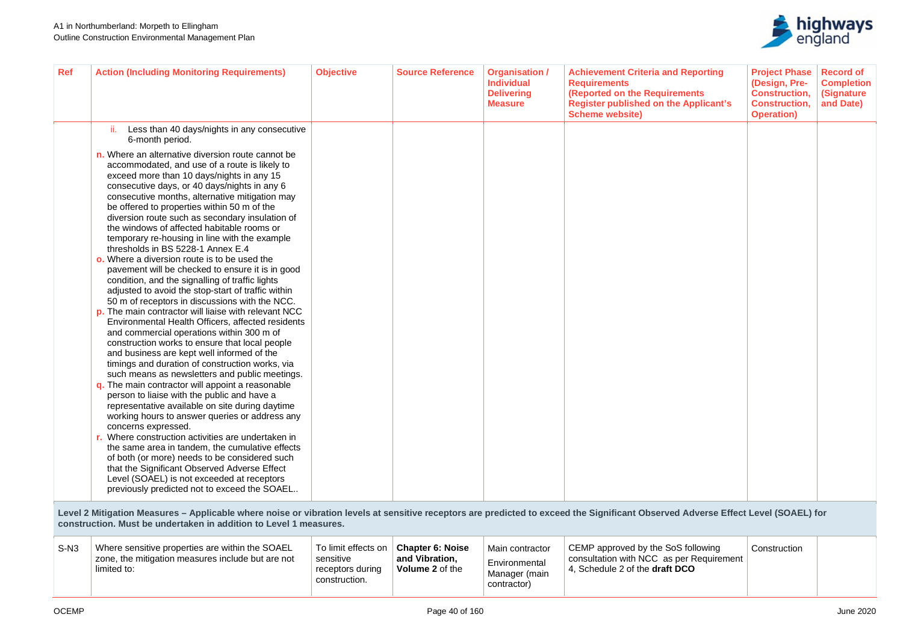| Ref | Action (Including Monitoring Requirements) | Objective | Source Reference | Organisation / Individual Delivering Measure | Achievement Criteria and Reporting Requirements (Reported on the Requirements Register published on the Applicant's Scheme website) | Project Phase (Design, Pre-Construction, Construction, Operation) | Record of Completion (Signature and Date) |
|---|---|---|---|---|---|---|---|
| | ii. Less than 40 days/nights in any consecutive 6-month period.<br>n. Where an alternative diversion route cannot be accommodated, and use of a route is likely to exceed more than 10 days/nights in any 15 consecutive days, or 40 days/nights in any 6 consecutive months, alternative mitigation may be offered to properties within 50 m of the diversion route such as secondary insulation of the windows of affected habitable rooms or temporary re-housing in line with the example thresholds in BS 5228-1 Annex E.4<br>o. Where a diversion route is to be used the pavement will be checked to ensure it is in good condition, and the signalling of traffic lights adjusted to avoid the stop-start of traffic within 50 m of receptors in discussions with the NCC.<br>p. The main contractor will liaise with relevant NCC Environmental Health Officers, affected residents and commercial operations within 300 m of construction works to ensure that local people and business are kept well informed of the timings and duration of construction works, via such means as newsletters and public meetings.<br>q. The main contractor will appoint a reasonable person to liaise with the public and have a representative available on site during daytime working hours to answer queries or address any concerns expressed.<br>r. Where construction activities are undertaken in the same area in tandem, the cumulative effects of both (or more) needs to be considered such that the Significant Observed Adverse Effect Level (SOAEL) is not exceeded at receptors previously predicted not to exceed the SOAEL.. | | | | | | |
| **Level 2 Mitigation Measures – Applicable where noise or vibration levels at sensitive receptors are predicted to exceed the Significant Observed Adverse Effect Level (SOAEL) for construction. Must be undertaken in addition to Level 1 measures.** | | | | | | | |
| S-N3 | Where sensitive properties are within the SOAEL zone, the mitigation measures include but are not limited to: | To limit effects on sensitive receptors during construction. | **Chapter 6: Noise and Vibration, Volume 2** of the | Main contractor<br>Environmental Manager (main contractor) | CEMP approved by the SoS following consultation with NCC as per Requirement 4, Schedule 2 of the **draft DCO** | Construction | |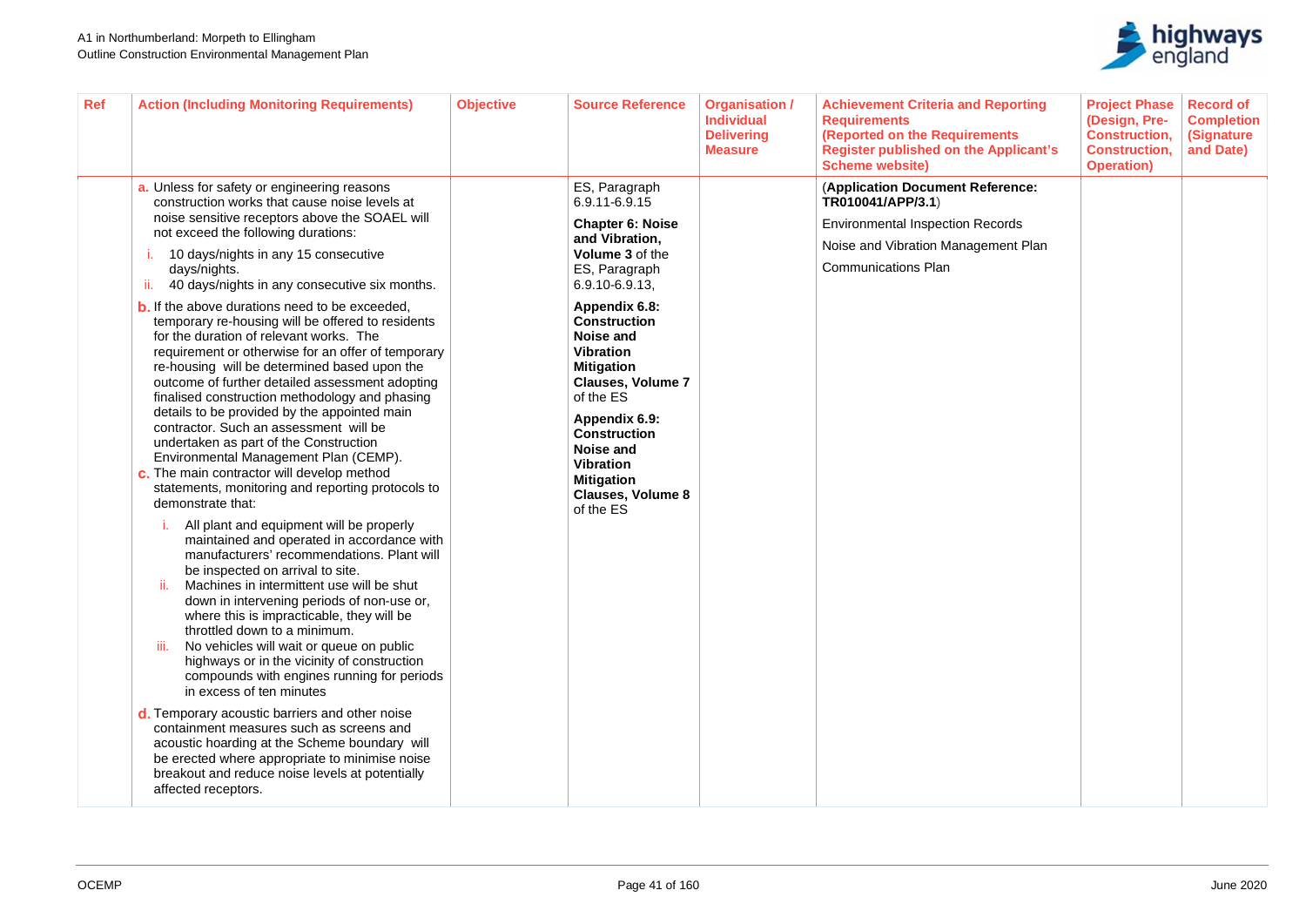| Ref | Action (Including Monitoring Requirements) | Objective | Source Reference | Organisation / Individual Delivering Measure | Achievement Criteria and Reporting Requirements (Reported on the Requirements Register published on the Applicant's Scheme website) | Project Phase (Design, Pre-Construction, Construction, Operation) | Record of Completion (Signature and Date) |
|---|---|---|---|---|---|---|---|
| | a. Unless for safety or engineering reasons construction works that cause noise levels at noise sensitive receptors above the SOAEL will not exceed the following durations:<br>i. 10 days/nights in any 15 consecutive days/nights.<br>ii. 40 days/nights in any consecutive six months.<br>b. If the above durations need to be exceeded, temporary re-housing will be offered to residents for the duration of relevant works. The requirement or otherwise for an offer of temporary re-housing will be determined based upon the outcome of further detailed assessment adopting finalised construction methodology and phasing details to be provided by the appointed main contractor. Such an assessment will be undertaken as part of the Construction Environmental Management Plan (CEMP).<br>c. The main contractor will develop method statements, monitoring and reporting protocols to demonstrate that:<br>i. All plant and equipment will be properly maintained and operated in accordance with manufacturers' recommendations. Plant will be inspected on arrival to site.<br>ii. Machines in intermittent use will be shut down in intervening periods of non-use or, where this is impracticable, they will be throttled down to a minimum.<br>iii. No vehicles will wait or queue on public highways or in the vicinity of construction compounds with engines running for periods in excess of ten minutes<br>d. Temporary acoustic barriers and other noise containment measures such as screens and acoustic hoarding at the Scheme boundary will be erected where appropriate to minimise noise breakout and reduce noise levels at potentially affected receptors. | | ES, Paragraph 6.9.11-6.9.15<br>**Chapter 6: Noise and Vibration, Volume 3** of the ES, Paragraph 6.9.10-6.9.13,<br>**Appendix 6.8: Construction Noise and Vibration Mitigation Clauses, Volume 7** of the ES<br>**Appendix 6.9: Construction Noise and Vibration Mitigation Clauses, Volume 8** of the ES | | (**Application Document Reference: TR010041/APP/3.1**)<br>Environmental Inspection Records<br>Noise and Vibration Management Plan<br>Communications Plan | | |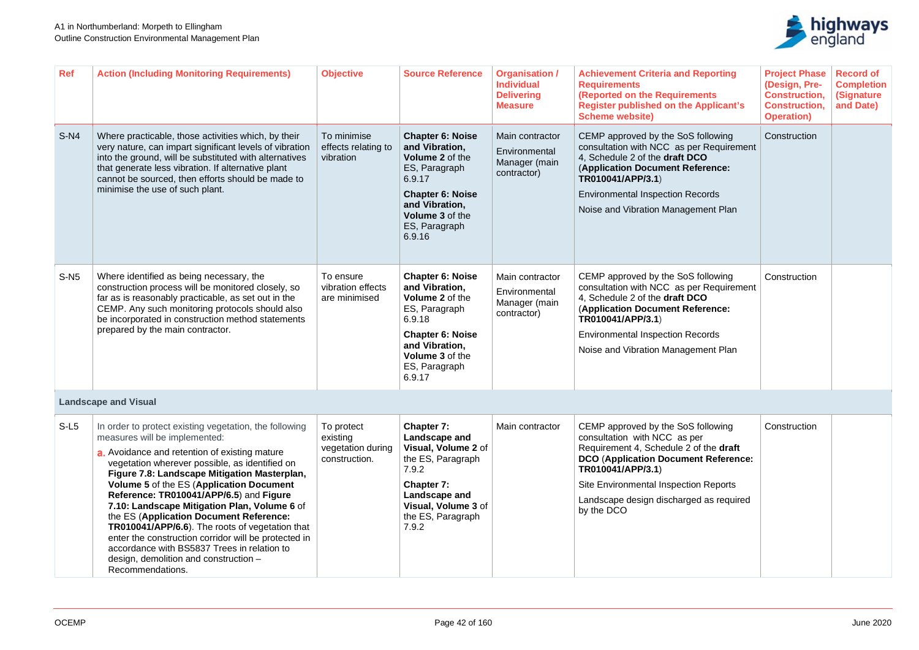| Ref | Action (Including Monitoring Requirements) | Objective | Source Reference | Organisation / Individual Delivering Measure | Achievement Criteria and Reporting Requirements (Reported on the Requirements Register published on the Applicant's Scheme website) | Project Phase (Design, Pre-Construction, Construction, Operation) | Record of Completion (Signature and Date) |
|---|---|---|---|---|---|---|---|
| S-N4 | Where practicable, those activities which, by their very nature, can impart significant levels of vibration into the ground, will be substituted with alternatives that generate less vibration. If alternative plant cannot be sourced, then efforts should be made to minimise the use of such plant. | To minimise effects relating to vibration | **Chapter 6: Noise and Vibration, Volume 2** of the ES, Paragraph 6.9.17<br><br>**Chapter 6: Noise and Vibration, Volume 3** of the ES, Paragraph 6.9.16 | Main contractor<br><br>Environmental Manager (main contractor) | CEMP approved by the SoS following consultation with NCC as per Requirement 4, Schedule 2 of the **draft DCO** (**Application Document Reference: TR010041/APP/3.1**)<br><br>Environmental Inspection Records<br><br>Noise and Vibration Management Plan | Construction | |
| S-N5 | Where identified as being necessary, the construction process will be monitored closely, so far as is reasonably practicable, as set out in the CEMP. Any such monitoring protocols should also be incorporated in construction method statements prepared by the main contractor. | To ensure vibration effects are minimised | **Chapter 6: Noise and Vibration, Volume 2** of the ES, Paragraph 6.9.18<br><br>**Chapter 6: Noise and Vibration, Volume 3** of the ES, Paragraph 6.9.17 | Main contractor<br><br>Environmental Manager (main contractor) | CEMP approved by the SoS following consultation with NCC as per Requirement 4, Schedule 2 of the **draft DCO** (**Application Document Reference: TR010041/APP/3.1**)<br><br>Environmental Inspection Records<br><br>Noise and Vibration Management Plan | Construction | |
| **Landscape and Visual** | | | | | | | |
| S-L5 | In order to protect existing vegetation, the following measures will be implemented:<br><br>a. Avoidance and retention of existing mature vegetation wherever possible, as identified on **Figure 7.8: Landscape Mitigation Masterplan, Volume 5** of the ES (**Application Document Reference: TR010041/APP/6.5**) and **Figure 7.10: Landscape Mitigation Plan, Volume 6** of the ES (**Application Document Reference: TR010041/APP/6.6**). The roots of vegetation that enter the construction corridor will be protected in accordance with BS5837 Trees in relation to design, demolition and construction – Recommendations. | To protect existing vegetation during construction. | **Chapter 7: Landscape and Visual, Volume 2** of the ES, Paragraph 7.9.2<br><br>**Chapter 7: Landscape and Visual, Volume 3** of the ES, Paragraph 7.9.2 | Main contractor | CEMP approved by the SoS following consultation with NCC as per Requirement 4, Schedule 2 of the **draft DCO** (**Application Document Reference: TR010041/APP/3.1**)<br><br>Site Environmental Inspection Reports<br><br>Landscape design discharged as required by the DCO | Construction | |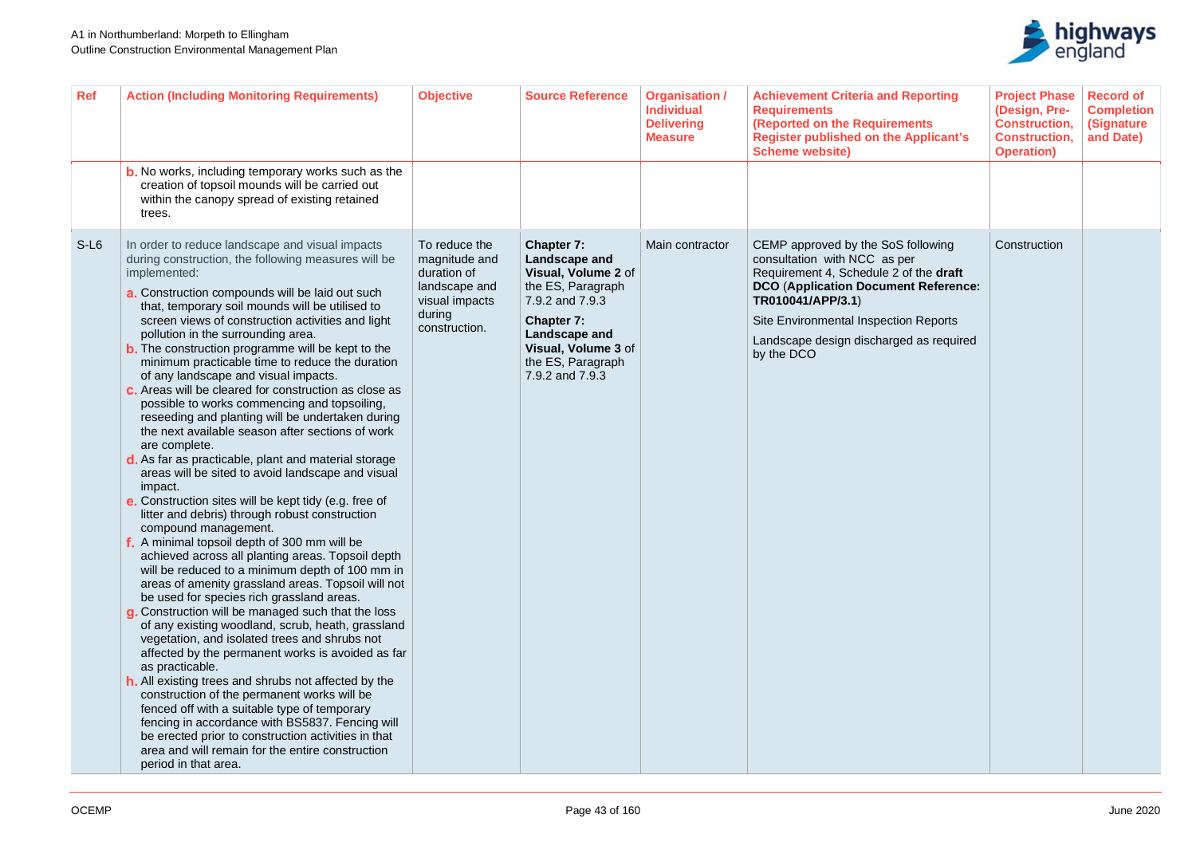| Ref | Action (Including Monitoring Requirements) | Objective | Source Reference | Organisation / Individual Delivering Measure | Achievement Criteria and Reporting Requirements (Reported on the Requirements Register published on the Applicant's Scheme website) | Project Phase (Design, Pre-Construction, Construction, Operation) | Record of Completion (Signature and Date) |
|---|---|---|---|---|---|---|---|
| | b. No works, including temporary works such as the creation of topsoil mounds will be carried out within the canopy spread of existing retained trees. | | | | | | |
| S-L6 | In order to reduce landscape and visual impacts during construction, the following measures will be implemented:<br>a. Construction compounds will be laid out such that, temporary soil mounds will be utilised to screen views of construction activities and light pollution in the surrounding area.<br>b. The construction programme will be kept to the minimum practicable time to reduce the duration of any landscape and visual impacts.<br>c. Areas will be cleared for construction as close as possible to works commencing and topsoiling, reseeding and planting will be undertaken during the next available season after sections of work are complete.<br>d. As far as practicable, plant and material storage areas will be sited to avoid landscape and visual impact.<br>e. Construction sites will be kept tidy (e.g. free of litter and debris) through robust construction compound management.<br>f. A minimal topsoil depth of 300 mm will be achieved across all planting areas. Topsoil depth will be reduced to a minimum depth of 100 mm in areas of amenity grassland areas. Topsoil will not be used for species rich grassland areas.<br>g. Construction will be managed such that the loss of any existing woodland, scrub, heath, grassland vegetation, and isolated trees and shrubs not affected by the permanent works is avoided as far as practicable.<br>h. All existing trees and shrubs not affected by the construction of the permanent works will be fenced off with a suitable type of temporary fencing in accordance with BS5837. Fencing will be erected prior to construction activities in that area and will remain for the entire construction period in that area. | To reduce the magnitude and duration of landscape and visual impacts during construction. | **Chapter 7: Landscape and Visual, Volume 2** of the ES, Paragraph 7.9.2 and 7.9.3<br>**Chapter 7: Landscape and Visual, Volume 3** of the ES, Paragraph 7.9.2 and 7.9.3 | Main contractor | CEMP approved by the SoS following consultation with NCC as per Requirement 4, Schedule 2 of the **draft DCO** (**Application Document Reference: TR010041/APP/3.1**)<br>Site Environmental Inspection Reports<br>Landscape design discharged as required by the DCO | Construction | |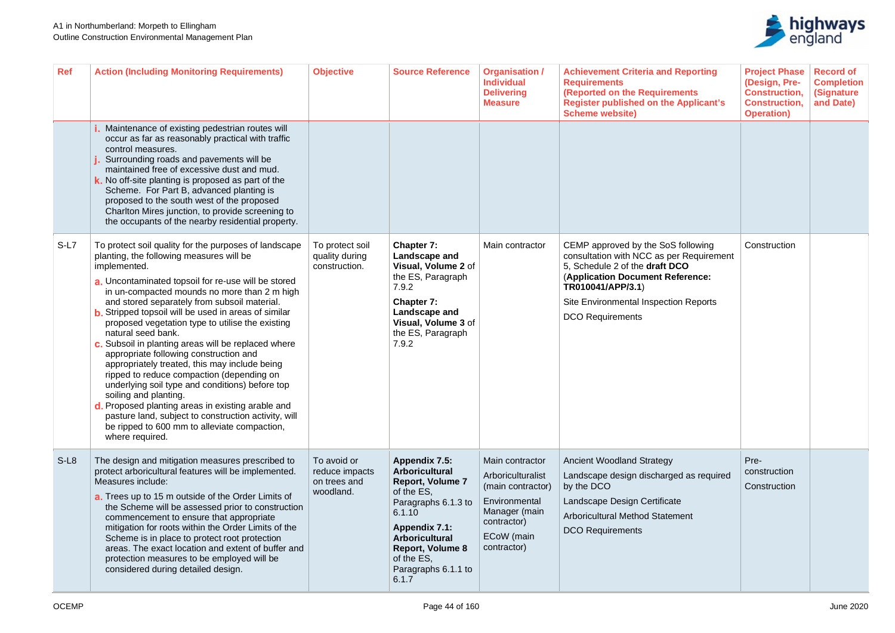| Ref | Action (Including Monitoring Requirements) | Objective | Source Reference | Organisation / Individual Delivering Measure | Achievement Criteria and Reporting Requirements (Reported on the Requirements Register published on the Applicant's Scheme website) | Project Phase (Design, Pre-Construction, Construction, Operation) | Record of Completion (Signature and Date) |
|---|---|---|---|---|---|---|---|
| | i. Maintenance of existing pedestrian routes will occur as far as reasonably practical with traffic control measures.<br>j. Surrounding roads and pavements will be maintained free of excessive dust and mud.<br>k. No off-site planting is proposed as part of the Scheme. For Part B, advanced planting is proposed to the south west of the proposed Charlton Mires junction, to provide screening to the occupants of the nearby residential property. | | | | | | |
| S-L7 | To protect soil quality for the purposes of landscape planting, the following measures will be implemented.<br>a. Uncontaminated topsoil for re-use will be stored in un-compacted mounds no more than 2 m high and stored separately from subsoil material.<br>b. Stripped topsoil will be used in areas of similar proposed vegetation type to utilise the existing natural seed bank.<br>c. Subsoil in planting areas will be replaced where appropriate following construction and appropriately treated, this may include being ripped to reduce compaction (depending on underlying soil type and conditions) before top soiling and planting.<br>d. Proposed planting areas in existing arable and pasture land, subject to construction activity, will be ripped to 600 mm to alleviate compaction, where required. | To protect soil quality during construction. | **Chapter 7: Landscape and Visual, Volume 2** of the ES, Paragraph 7.9.2<br>**Chapter 7: Landscape and Visual, Volume 3** of the ES, Paragraph 7.9.2 | Main contractor | CEMP approved by the SoS following consultation with NCC as per Requirement 5, Schedule 2 of the **draft DCO** (**Application Document Reference: TR010041/APP/3.1**)<br>Site Environmental Inspection Reports<br>DCO Requirements | Construction | |
| S-L8 | The design and mitigation measures prescribed to protect arboricultural features will be implemented. Measures include:<br>a. Trees up to 15 m outside of the Order Limits of the Scheme will be assessed prior to construction commencement to ensure that appropriate mitigation for roots within the Order Limits of the Scheme is in place to protect root protection areas. The exact location and extent of buffer and protection measures to be employed will be considered during detailed design. | To avoid or reduce impacts on trees and woodland. | **Appendix 7.5: Arboricultural Report, Volume 7** of the ES, Paragraphs 6.1.3 to 6.1.10<br>**Appendix 7.1: Arboricultural Report, Volume 8** of the ES, Paragraphs 6.1.1 to 6.1.7 | Main contractor<br>Arboriculturalist (main contractor)<br>Environmental Manager (main contractor)<br>ECoW (main contractor) | Ancient Woodland Strategy<br>Landscape design discharged as required by the DCO<br>Landscape Design Certificate<br>Arboricultural Method Statement<br>DCO Requirements | Pre-construction<br>Construction | |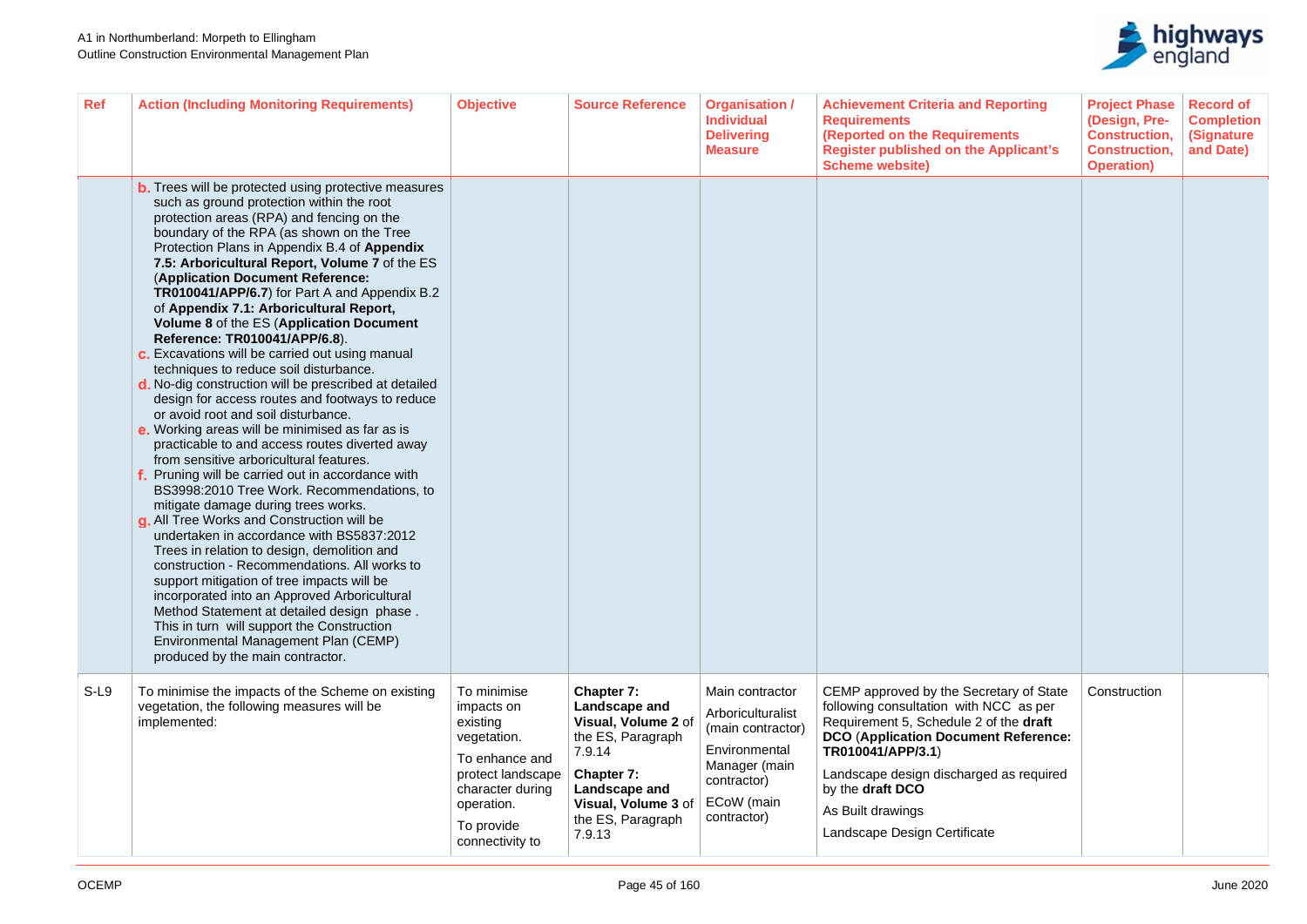| Ref | Action (Including Monitoring Requirements) | Objective | Source Reference | Organisation / Individual Delivering Measure | Achievement Criteria and Reporting Requirements (Reported on the Requirements Register published on the Applicant's Scheme website) | Project Phase (Design, Pre-Construction, Construction, Operation) | Record of Completion (Signature and Date) |
|---|---|---|---|---|---|---|---|
| | b. Trees will be protected using protective measures such as ground protection within the root protection areas (RPA) and fencing on the boundary of the RPA (as shown on the Tree Protection Plans in Appendix B.4 of **Appendix 7.5: Arboricultural Report, Volume 7** of the ES (**Application Document Reference: TR010041/APP/6.7**) for Part A and Appendix B.2 of **Appendix 7.1: Arboricultural Report, Volume 8** of the ES (**Application Document Reference: TR010041/APP/6.8**).<br>c. Excavations will be carried out using manual techniques to reduce soil disturbance.<br>d. No-dig construction will be prescribed at detailed design for access routes and footways to reduce or avoid root and soil disturbance.<br>e. Working areas will be minimised as far as is practicable to and access routes diverted away from sensitive arboricultural features.<br>f. Pruning will be carried out in accordance with BS3998:2010 Tree Work. Recommendations, to mitigate damage during trees works.<br>g. All Tree Works and Construction will be undertaken in accordance with BS5837:2012 Trees in relation to design, demolition and construction - Recommendations. All works to support mitigation of tree impacts will be incorporated into an Approved Arboricultural Method Statement at detailed design phase . This in turn will support the Construction Environmental Management Plan (CEMP) produced by the main contractor. | | | | | | |
| S-L9 | To minimise the impacts of the Scheme on existing vegetation, the following measures will be implemented: | To minimise impacts on existing vegetation.<br>To enhance and protect landscape character during operation.<br>To provide connectivity to | **Chapter 7: Landscape and Visual, Volume 2** of the ES, Paragraph 7.9.14<br>**Chapter 7: Landscape and Visual, Volume 3** of the ES, Paragraph 7.9.13 | Main contractor<br>Arboriculturalist (main contractor)<br>Environmental Manager (main contractor)<br>ECoW (main contractor) | CEMP approved by the Secretary of State following consultation with NCC as per Requirement 5, Schedule 2 of the **draft DCO** (**Application Document Reference: TR010041/APP/3.1**)<br>Landscape design discharged as required by the **draft DCO**<br>As Built drawings<br>Landscape Design Certificate | Construction | |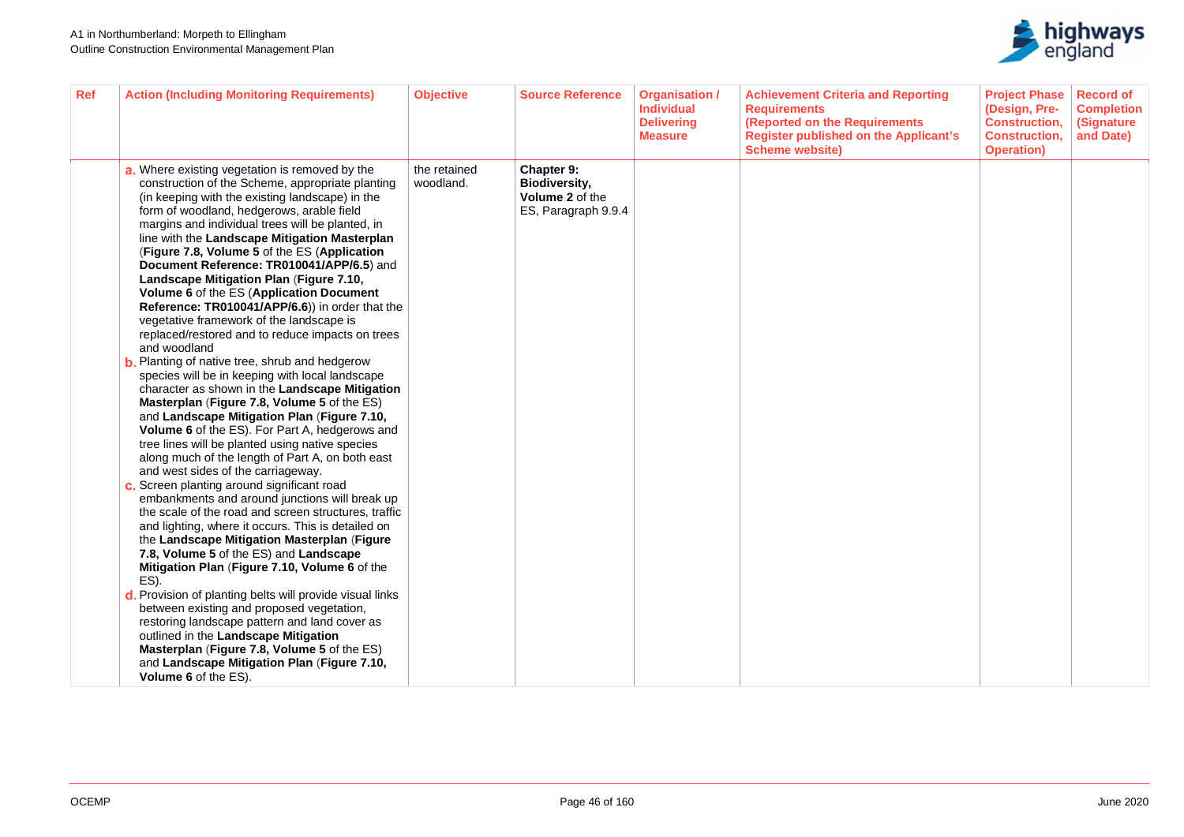| Ref | Action (Including Monitoring Requirements) | Objective | Source Reference | Organisation / Individual Delivering Measure | Achievement Criteria and Reporting Requirements (Reported on the Requirements Register published on the Applicant's Scheme website) | Project Phase (Design, Pre-Construction, Construction, Operation) | Record of Completion (Signature and Date) |
|---|---|---|---|---|---|---|---|
| | a. Where existing vegetation is removed by the construction of the Scheme, appropriate planting (in keeping with the existing landscape) in the form of woodland, hedgerows, arable field margins and individual trees will be planted, in line with the **Landscape Mitigation Masterplan** (**Figure 7.8, Volume 5** of the ES (**Application Document Reference: TR010041/APP/6.5**) and **Landscape Mitigation Plan** (**Figure 7.10, Volume 6** of the ES (**Application Document Reference: TR010041/APP/6.6**)) in order that the vegetative framework of the landscape is replaced/restored and to reduce impacts on trees and woodland<br>b. Planting of native tree, shrub and hedgerow species will be in keeping with local landscape character as shown in the **Landscape Mitigation Masterplan** (**Figure 7.8, Volume 5** of the ES) and **Landscape Mitigation Plan** (**Figure 7.10, Volume 6** of the ES). For Part A, hedgerows and tree lines will be planted using native species along much of the length of Part A, on both east and west sides of the carriageway.<br>c. Screen planting around significant road embankments and around junctions will break up the scale of the road and screen structures, traffic and lighting, where it occurs. This is detailed on the **Landscape Mitigation Masterplan** (**Figure 7.8, Volume 5** of the ES) and **Landscape Mitigation Plan** (**Figure 7.10, Volume 6** of the ES).<br>d. Provision of planting belts will provide visual links between existing and proposed vegetation, restoring landscape pattern and land cover as outlined in the **Landscape Mitigation Masterplan** (**Figure 7.8, Volume 5** of the ES) and **Landscape Mitigation Plan** (**Figure 7.10, Volume 6** of the ES). | the retained woodland. | **Chapter 9: Biodiversity, Volume 2** of the ES, Paragraph 9.9.4 | | | | |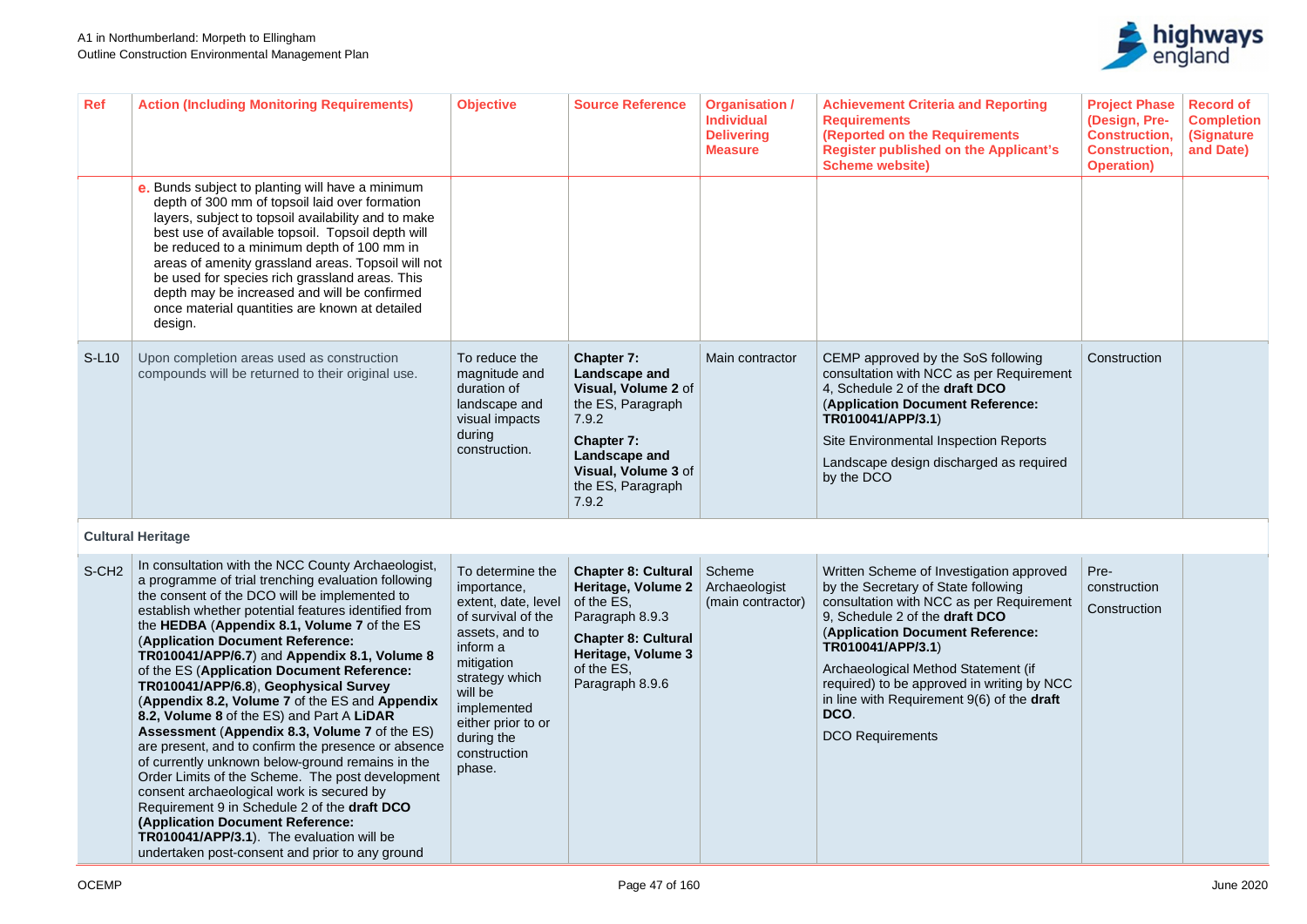| Ref | Action (Including Monitoring Requirements) | Objective | Source Reference | Organisation / Individual Delivering Measure | Achievement Criteria and Reporting Requirements (Reported on the Requirements Register published on the Applicant's Scheme website) | Project Phase (Design, Pre-Construction, Construction, Operation) | Record of Completion (Signature and Date) |
|---|---|---|---|---|---|---|---|
| | e. Bunds subject to planting will have a minimum depth of 300 mm of topsoil laid over formation layers, subject to topsoil availability and to make best use of available topsoil. Topsoil depth will be reduced to a minimum depth of 100 mm in areas of amenity grassland areas. Topsoil will not be used for species rich grassland areas. This depth may be increased and will be confirmed once material quantities are known at detailed design. | | | | | | |
| S-L10 | Upon completion areas used as construction compounds will be returned to their original use. | To reduce the magnitude and duration of landscape and visual impacts during construction. | **Chapter 7: Landscape and Visual, Volume 2** of the ES, Paragraph 7.9.2<br><br>**Chapter 7: Landscape and Visual, Volume 3** of the ES, Paragraph 7.9.2 | Main contractor | CEMP approved by the SoS following consultation with NCC as per Requirement 4, Schedule 2 of the **draft DCO** (**Application Document Reference: TR010041/APP/3.1**)<br><br>Site Environmental Inspection Reports<br><br>Landscape design discharged as required by the DCO | Construction | |
| **Cultural Heritage** | | | | | | | |
| S-CH2 | In consultation with the NCC County Archaeologist, a programme of trial trenching evaluation following the consent of the DCO will be implemented to establish whether potential features identified from the **HEDBA** (**Appendix 8.1, Volume 7** of the ES (**Application Document Reference: TR010041/APP/6.7**) and **Appendix 8.1, Volume 8** of the ES (**Application Document Reference: TR010041/APP/6.8**), **Geophysical Survey** (**Appendix 8.2, Volume 7** of the ES and **Appendix 8.2, Volume 8** of the ES) and Part A **LiDAR Assessment** (**Appendix 8.3, Volume 7** of the ES) are present, and to confirm the presence or absence of currently unknown below-ground remains in the Order Limits of the Scheme. The post development consent archaeological work is secured by Requirement 9 in Schedule 2 of the **draft DCO (Application Document Reference: TR010041/APP/3.1**). The evaluation will be undertaken post-consent and prior to any ground | To determine the importance, extent, date, level of survival of the assets, and to inform a mitigation strategy which will be implemented either prior to or during the construction phase. | **Chapter 8: Cultural Heritage, Volume 2** of the ES, Paragraph 8.9.3<br><br>**Chapter 8: Cultural Heritage, Volume 3** of the ES, Paragraph 8.9.6 | Scheme Archaeologist (main contractor) | Written Scheme of Investigation approved by the Secretary of State following consultation with NCC as per Requirement 9, Schedule 2 of the **draft DCO** (**Application Document Reference: TR010041/APP/3.1**)<br><br>Archaeological Method Statement (if required) to be approved in writing by NCC in line with Requirement 9(6) of the **draft DCO**.<br><br>DCO Requirements | Pre-construction<br><br>Construction | |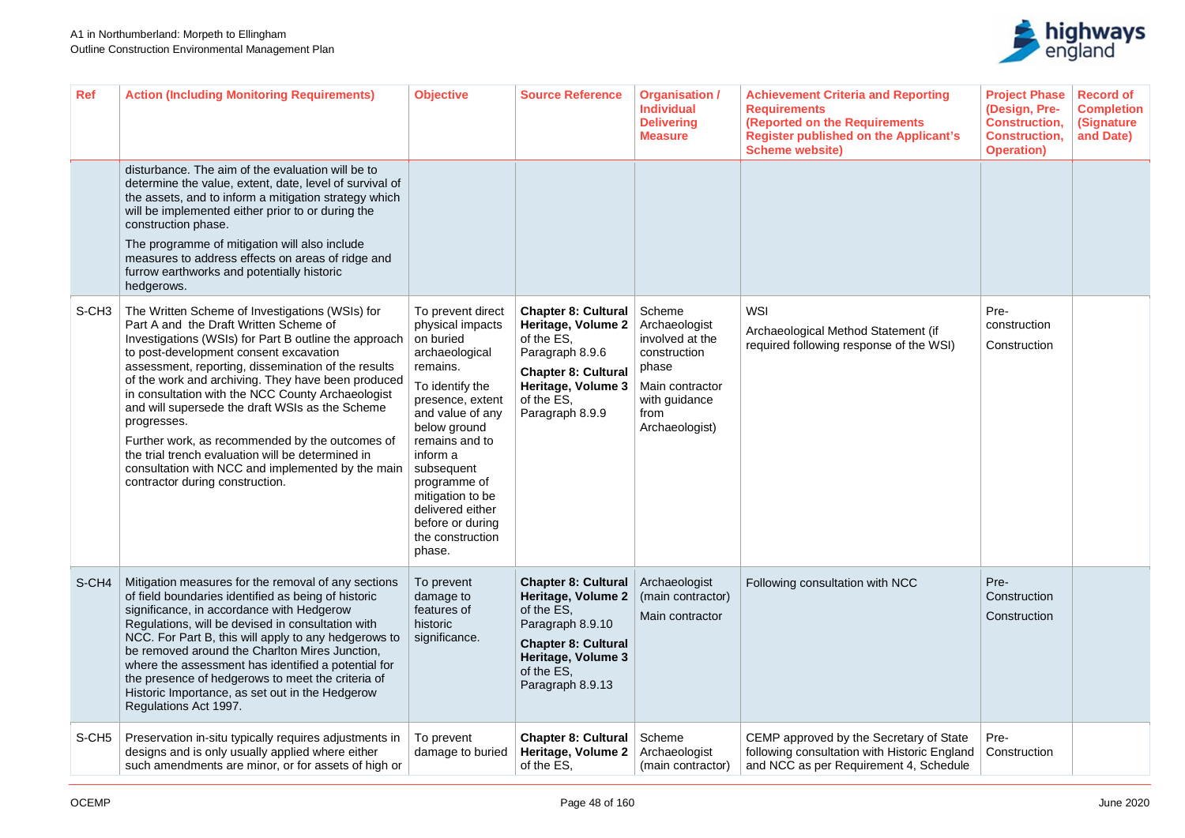| Ref | Action (Including Monitoring Requirements) | Objective | Source Reference | Organisation / Individual Delivering Measure | Achievement Criteria and Reporting Requirements (Reported on the Requirements Register published on the Applicant's Scheme website) | Project Phase (Design, Pre-Construction, Construction, Operation) | Record of Completion (Signature and Date) |
|---|---|---|---|---|---|---|---|
| | disturbance. The aim of the evaluation will be to determine the value, extent, date, level of survival of the assets, and to inform a mitigation strategy which will be implemented either prior to or during the construction phase.<br><br>The programme of mitigation will also include measures to address effects on areas of ridge and furrow earthworks and potentially historic hedgerows. | | | | | | |
| S-CH3 | The Written Scheme of Investigations (WSIs) for Part A and the Draft Written Scheme of Investigations (WSIs) for Part B outline the approach to post-development consent excavation assessment, reporting, dissemination of the results of the work and archiving. They have been produced in consultation with the NCC County Archaeologist and will supersede the draft WSIs as the Scheme progresses.<br><br>Further work, as recommended by the outcomes of the trial trench evaluation will be determined in consultation with NCC and implemented by the main contractor during construction. | To prevent direct physical impacts on buried archaeological remains.<br><br>To identify the presence, extent and value of any below ground remains and to inform a subsequent programme of mitigation to be delivered either before or during the construction phase. | **Chapter 8: Cultural Heritage, Volume 2** of the ES, Paragraph 8.9.6<br><br>**Chapter 8: Cultural Heritage, Volume 3** of the ES, Paragraph 8.9.9 | Scheme Archaeologist involved at the construction phase<br><br>Main contractor with guidance from Archaeologist) | WSI<br><br>Archaeological Method Statement (if required following response of the WSI) | Pre-construction<br><br>Construction | |
| S-CH4 | Mitigation measures for the removal of any sections of field boundaries identified as being of historic significance, in accordance with Hedgerow Regulations, will be devised in consultation with NCC. For Part B, this will apply to any hedgerows to be removed around the Charlton Mires Junction, where the assessment has identified a potential for the presence of hedgerows to meet the criteria of Historic Importance, as set out in the Hedgerow Regulations Act 1997. | To prevent damage to features of historic significance. | **Chapter 8: Cultural Heritage, Volume 2** of the ES, Paragraph 8.9.10<br><br>**Chapter 8: Cultural Heritage, Volume 3** of the ES, Paragraph 8.9.13 | Archaeologist (main contractor)<br><br>Main contractor | Following consultation with NCC | Pre-Construction<br><br>Construction | |
| S-CH5 | Preservation in-situ typically requires adjustments in designs and is only usually applied where either such amendments are minor, or for assets of high or | To prevent damage to buried | **Chapter 8: Cultural Heritage, Volume 2** of the ES, | Scheme Archaeologist (main contractor) | CEMP approved by the Secretary of State following consultation with Historic England and NCC as per Requirement 4, Schedule | Pre-Construction | |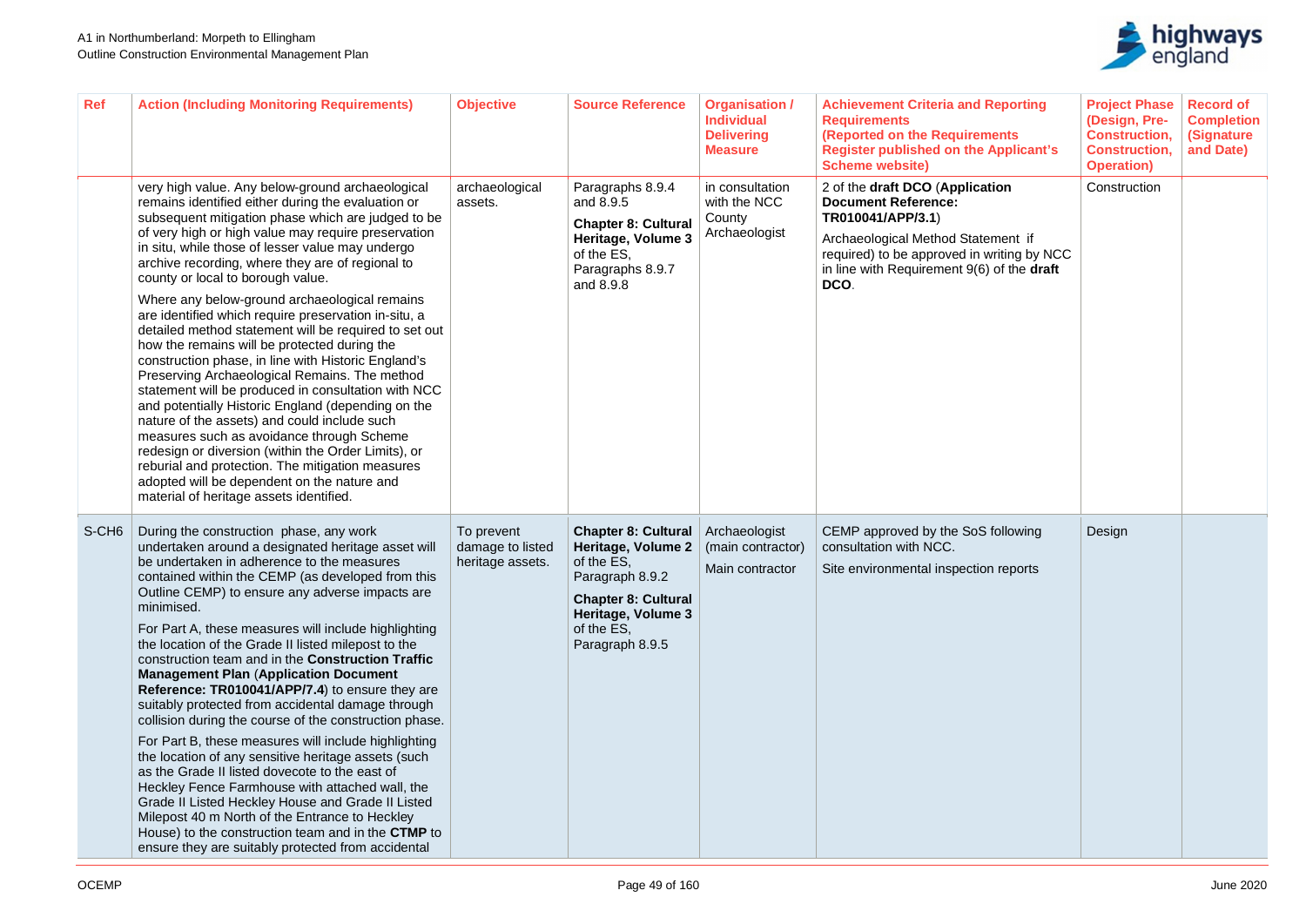| Ref | Action (Including Monitoring Requirements) | Objective | Source Reference | Organisation / Individual Delivering Measure | Achievement Criteria and Reporting Requirements (Reported on the Requirements Register published on the Applicant's Scheme website) | Project Phase (Design, Pre-Construction, Construction, Operation) | Record of Completion (Signature and Date) |
|---|---|---|---|---|---|---|---|
| | very high value. Any below-ground archaeological remains identified either during the evaluation or subsequent mitigation phase which are judged to be of very high or high value may require preservation in situ, while those of lesser value may undergo archive recording, where they are of regional to county or local to borough value.<br><br>Where any below-ground archaeological remains are identified which require preservation in-situ, a detailed method statement will be required to set out how the remains will be protected during the construction phase, in line with Historic England's Preserving Archaeological Remains. The method statement will be produced in consultation with NCC and potentially Historic England (depending on the nature of the assets) and could include such measures such as avoidance through Scheme redesign or diversion (within the Order Limits), or reburial and protection. The mitigation measures adopted will be dependent on the nature and material of heritage assets identified. | archaeological assets. | Paragraphs 8.9.4 and 8.9.5<br><br>**Chapter 8: Cultural Heritage, Volume 3** of the ES, Paragraphs 8.9.7 and 8.9.8 | in consultation with the NCC County Archaeologist | 2 of the **draft DCO** (**Application Document Reference: TR010041/APP/3.1**)<br><br>Archaeological Method Statement if required) to be approved in writing by NCC in line with Requirement 9(6) of the **draft DCO**. | Construction | |
| S-CH6 | During the construction phase, any work undertaken around a designated heritage asset will be undertaken in adherence to the measures contained within the CEMP (as developed from this Outline CEMP) to ensure any adverse impacts are minimised.<br><br>For Part A, these measures will include highlighting the location of the Grade II listed milepost to the construction team and in the **Construction Traffic Management Plan** (**Application Document Reference: TR010041/APP/7.4**) to ensure they are suitably protected from accidental damage through collision during the course of the construction phase.<br><br>For Part B, these measures will include highlighting the location of any sensitive heritage assets (such as the Grade II listed dovecote to the east of Heckley Fence Farmhouse with attached wall, the Grade II Listed Heckley House and Grade II Listed Milepost 40 m North of the Entrance to Heckley House) to the construction team and in the **CTMP** to ensure they are suitably protected from accidental | To prevent damage to listed heritage assets. | **Chapter 8: Cultural Heritage, Volume 2** of the ES, Paragraph 8.9.2<br><br>**Chapter 8: Cultural Heritage, Volume 3** of the ES, Paragraph 8.9.5 | Archaeologist (main contractor)<br><br>Main contractor | CEMP approved by the SoS following consultation with NCC.<br><br>Site environmental inspection reports | Design | |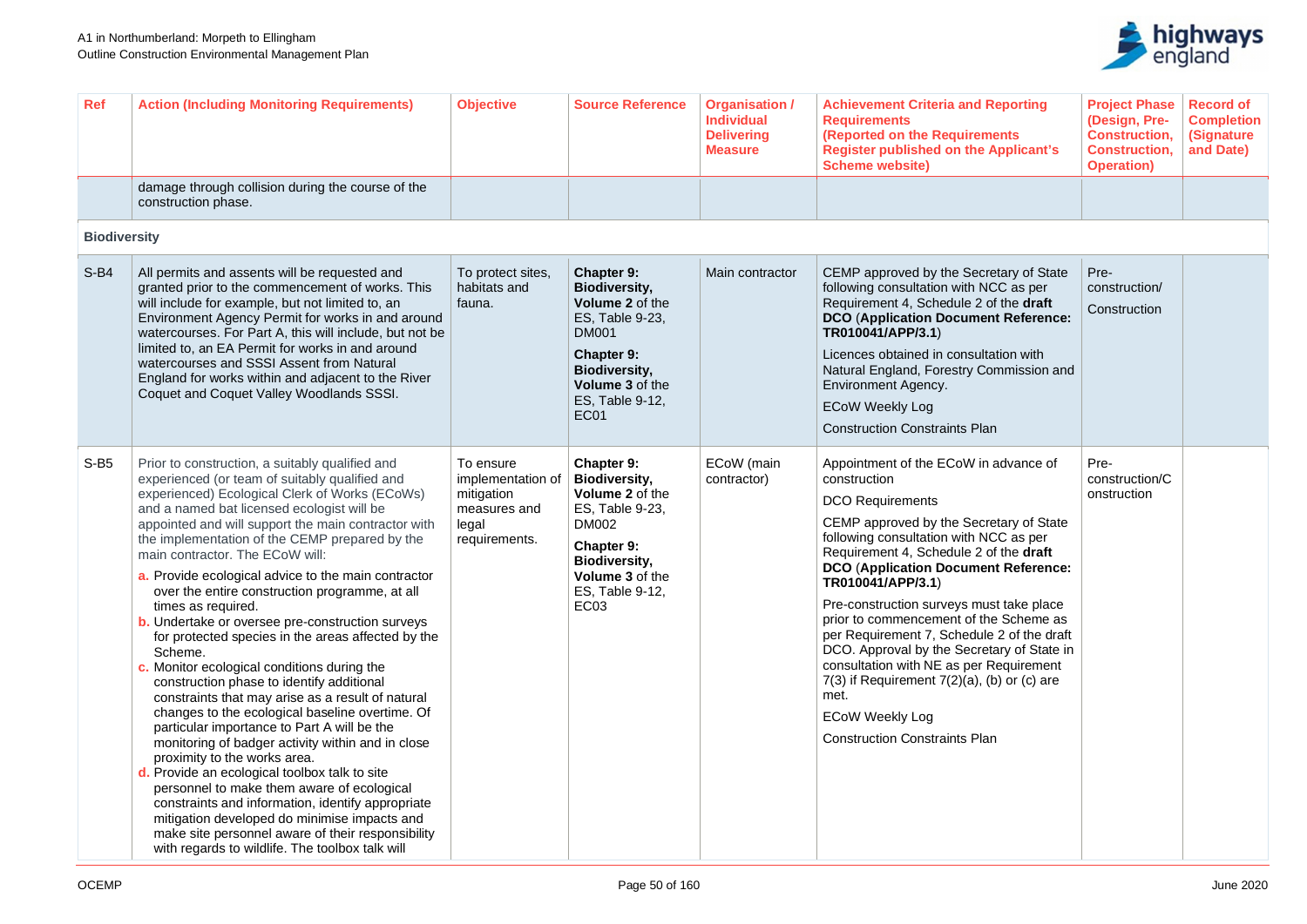| Ref | Action (Including Monitoring Requirements) | Objective | Source Reference | Organisation / Individual Delivering Measure | Achievement Criteria and Reporting Requirements (Reported on the Requirements Register published on the Applicant's Scheme website) | Project Phase (Design, Pre-Construction, Construction, Operation) | Record of Completion (Signature and Date) |
|---|---|---|---|---|---|---|---|
| | damage through collision during the course of the construction phase. | | | | | | |
| **Biodiversity** | | | | | | | |
| S-B4 | All permits and assents will be requested and granted prior to the commencement of works. This will include for example, but not limited to, an Environment Agency Permit for works in and around watercourses. For Part A, this will include, but not be limited to, an EA Permit for works in and around watercourses and SSSI Assent from Natural England for works within and adjacent to the River Coquet and Coquet Valley Woodlands SSSI. | To protect sites, habitats and fauna. | **Chapter 9: Biodiversity, Volume 2** of the ES, Table 9-23, DM001<br><br>**Chapter 9: Biodiversity, Volume 3** of the ES, Table 9-12, EC01 | Main contractor | CEMP approved by the Secretary of State following consultation with NCC as per Requirement 4, Schedule 2 of the **draft DCO** (**Application Document Reference: TR010041/APP/3.1**)<br><br>Licences obtained in consultation with Natural England, Forestry Commission and Environment Agency.<br><br>ECoW Weekly Log<br><br>Construction Constraints Plan | Pre-construction/<br><br>Construction | |
| S-B5 | Prior to construction, a suitably qualified and experienced (or team of suitably qualified and experienced) Ecological Clerk of Works (ECoWs) and a named bat licensed ecologist will be appointed and will support the main contractor with the implementation of the CEMP prepared by the main contractor. The ECoW will:<br>a. Provide ecological advice to the main contractor over the entire construction programme, at all times as required.<br>b. Undertake or oversee pre-construction surveys for protected species in the areas affected by the Scheme.<br>c. Monitor ecological conditions during the construction phase to identify additional constraints that may arise as a result of natural changes to the ecological baseline overtime. Of particular importance to Part A will be the monitoring of badger activity within and in close proximity to the works area.<br>d. Provide an ecological toolbox talk to site personnel to make them aware of ecological constraints and information, identify appropriate mitigation developed do minimise impacts and make site personnel aware of their responsibility with regards to wildlife. The toolbox talk will | To ensure implementation of mitigation measures and legal requirements. | **Chapter 9: Biodiversity, Volume 2** of the ES, Table 9-23, DM002<br><br>**Chapter 9: Biodiversity, Volume 3** of the ES, Table 9-12, EC03 | ECoW (main contractor) | Appointment of the ECoW in advance of construction<br><br>DCO Requirements<br><br>CEMP approved by the Secretary of State following consultation with NCC as per Requirement 4, Schedule 2 of the **draft DCO** (**Application Document Reference: TR010041/APP/3.1**)<br><br>Pre-construction surveys must take place prior to commencement of the Scheme as per Requirement 7, Schedule 2 of the draft DCO. Approval by the Secretary of State in consultation with NE as per Requirement 7(3) if Requirement 7(2)(a), (b) or (c) are met.<br><br>ECoW Weekly Log<br><br>Construction Constraints Plan | Pre-construction/Construction | |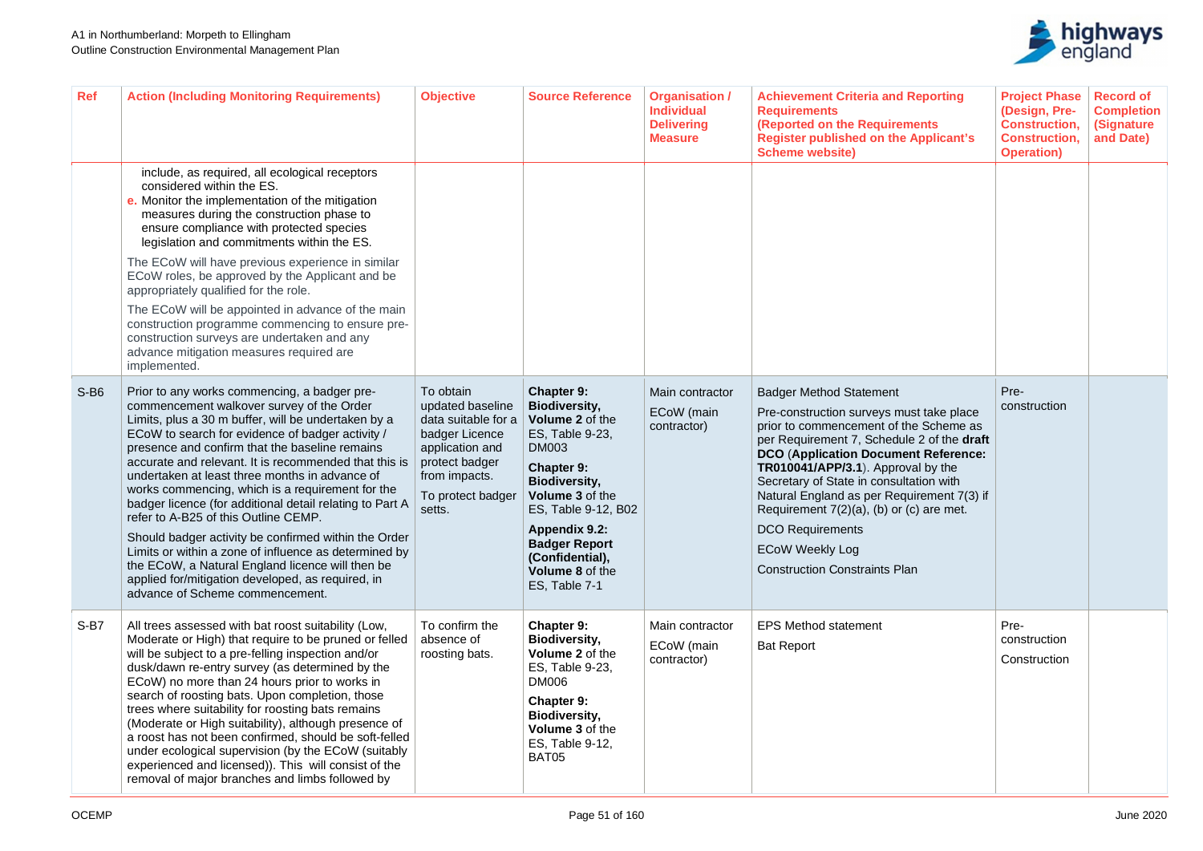| Ref | Action (Including Monitoring Requirements) | Objective | Source Reference | Organisation / Individual Delivering Measure | Achievement Criteria and Reporting Requirements (Reported on the Requirements Register published on the Applicant's Scheme website) | Project Phase (Design, Pre-Construction, Construction, Operation) | Record of Completion (Signature and Date) |
|---|---|---|---|---|---|---|---|
| | include, as required, all ecological receptors considered within the ES.<br>e. Monitor the implementation of the mitigation measures during the construction phase to ensure compliance with protected species legislation and commitments within the ES.<br>The ECoW will have previous experience in similar ECoW roles, be approved by the Applicant and be appropriately qualified for the role.<br>The ECoW will be appointed in advance of the main construction programme commencing to ensure pre-construction surveys are undertaken and any advance mitigation measures required are implemented. | | | | | | |
| S-B6 | Prior to any works commencing, a badger pre-commencement walkover survey of the Order Limits, plus a 30 m buffer, will be undertaken by a ECoW to search for evidence of badger activity / presence and confirm that the baseline remains accurate and relevant. It is recommended that this is undertaken at least three months in advance of works commencing, which is a requirement for the badger licence (for additional detail relating to Part A refer to A-B25 of this Outline CEMP.<br>Should badger activity be confirmed within the Order Limits or within a zone of influence as determined by the ECoW, a Natural England licence will then be applied for/mitigation developed, as required, in advance of Scheme commencement. | To obtain updated baseline data suitable for a badger Licence application and protect badger from impacts.<br>To protect badger setts. | **Chapter 9: Biodiversity, Volume 2** of the ES, Table 9-23, DM003<br>**Chapter 9: Biodiversity, Volume 3** of the ES, Table 9-12, B02<br>**Appendix 9.2: Badger Report (Confidential), Volume 8** of the ES, Table 7-1 | Main contractor<br>ECoW (main contractor) | Badger Method Statement<br>Pre-construction surveys must take place prior to commencement of the Scheme as per Requirement 7, Schedule 2 of the **draft DCO** (**Application Document Reference: TR010041/APP/3.1**). Approval by the Secretary of State in consultation with Natural England as per Requirement 7(3) if Requirement 7(2)(a), (b) or (c) are met.<br>DCO Requirements<br>ECoW Weekly Log<br>Construction Constraints Plan | Pre-construction | |
| S-B7 | All trees assessed with bat roost suitability (Low, Moderate or High) that require to be pruned or felled will be subject to a pre-felling inspection and/or dusk/dawn re-entry survey (as determined by the ECoW) no more than 24 hours prior to works in search of roosting bats. Upon completion, those trees where suitability for roosting bats remains (Moderate or High suitability), although presence of a roost has not been confirmed, should be soft-felled under ecological supervision (by the ECoW (suitably experienced and licensed)). This will consist of the removal of major branches and limbs followed by | To confirm the absence of roosting bats. | **Chapter 9: Biodiversity, Volume 2** of the ES, Table 9-23, DM006<br>**Chapter 9: Biodiversity, Volume 3** of the ES, Table 9-12, BAT05 | Main contractor<br>ECoW (main contractor) | EPS Method statement<br>Bat Report | Pre-construction<br>Construction | |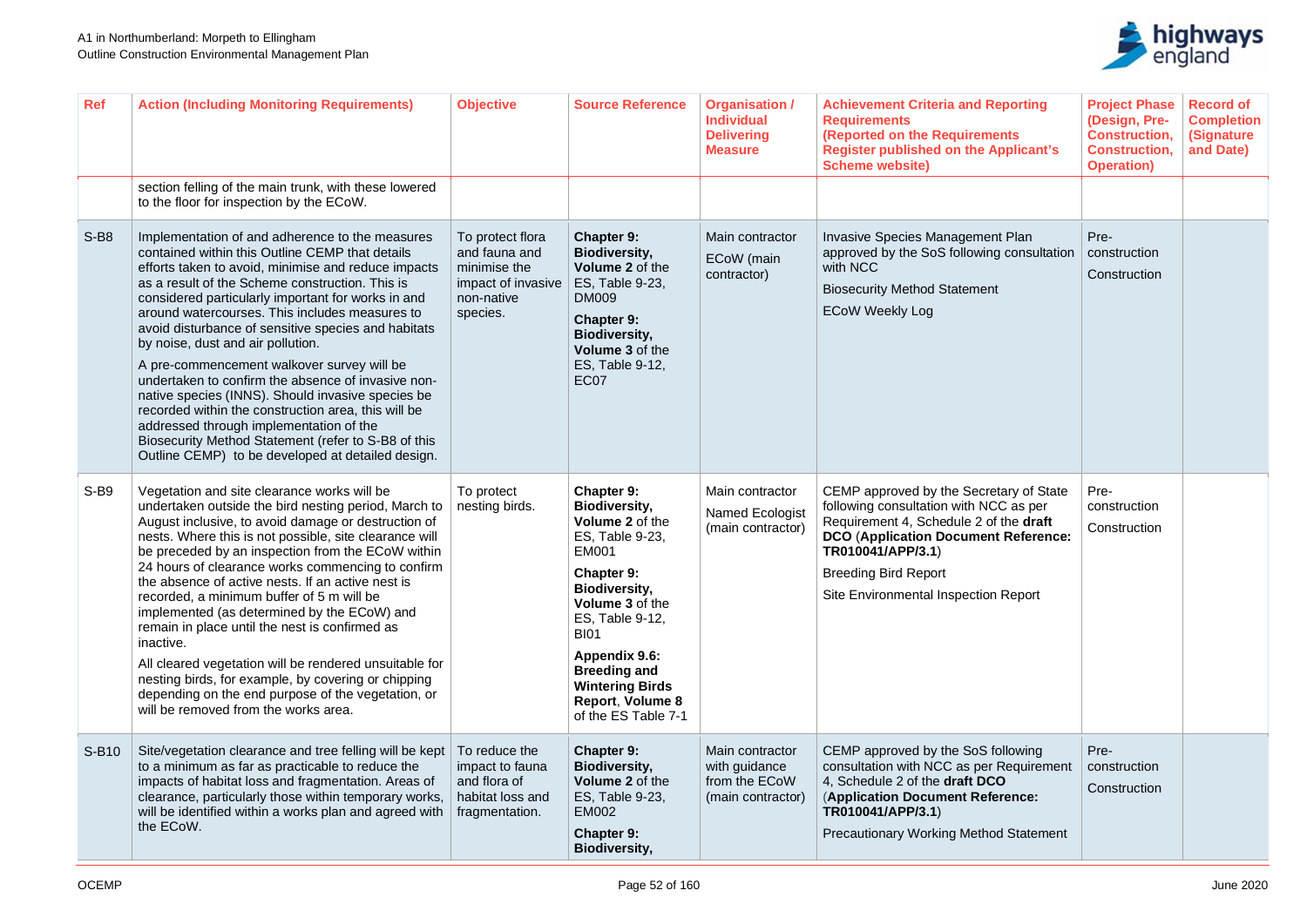| Ref | Action (Including Monitoring Requirements) | Objective | Source Reference | Organisation / Individual Delivering Measure | Achievement Criteria and Reporting Requirements (Reported on the Requirements Register published on the Applicant's Scheme website) | Project Phase (Design, Pre-Construction, Construction, Operation) | Record of Completion (Signature and Date) |
|---|---|---|---|---|---|---|---|
| | section felling of the main trunk, with these lowered to the floor for inspection by the ECoW. | | | | | | |
| S-B8 | Implementation of and adherence to the measures contained within this Outline CEMP that details efforts taken to avoid, minimise and reduce impacts as a result of the Scheme construction. This is considered particularly important for works in and around watercourses. This includes measures to avoid disturbance of sensitive species and habitats by noise, dust and air pollution.<br>A pre-commencement walkover survey will be undertaken to confirm the absence of invasive non-native species (INNS). Should invasive species be recorded within the construction area, this will be addressed through implementation of the Biosecurity Method Statement (refer to S-B8 of this Outline CEMP) to be developed at detailed design. | To protect flora and fauna and minimise the impact of invasive non-native species. | **Chapter 9: Biodiversity, Volume 2** of the ES, Table 9-23, DM009<br>**Chapter 9: Biodiversity, Volume 3** of the ES, Table 9-12, EC07 | Main contractor<br>ECoW (main contractor) | Invasive Species Management Plan approved by the SoS following consultation with NCC<br>Biosecurity Method Statement<br>ECoW Weekly Log | Pre-construction<br>Construction | |
| S-B9 | Vegetation and site clearance works will be undertaken outside the bird nesting period, March to August inclusive, to avoid damage or destruction of nests. Where this is not possible, site clearance will be preceded by an inspection from the ECoW within 24 hours of clearance works commencing to confirm the absence of active nests. If an active nest is recorded, a minimum buffer of 5 m will be implemented (as determined by the ECoW) and remain in place until the nest is confirmed as inactive.<br>All cleared vegetation will be rendered unsuitable for nesting birds, for example, by covering or chipping depending on the end purpose of the vegetation, or will be removed from the works area. | To protect nesting birds. | **Chapter 9: Biodiversity, Volume 2** of the ES, Table 9-23, EM001<br>**Chapter 9: Biodiversity, Volume 3** of the ES, Table 9-12, BI01<br>**Appendix 9.6: Breeding and Wintering Birds Report**, **Volume 8** of the ES Table 7-1 | Main contractor<br>Named Ecologist (main contractor) | CEMP approved by the Secretary of State following consultation with NCC as per Requirement 4, Schedule 2 of the **draft DCO** (**Application Document Reference: TR010041/APP/3.1**)<br>Breeding Bird Report<br>Site Environmental Inspection Report | Pre-construction<br>Construction | |
| S-B10 | Site/vegetation clearance and tree felling will be kept to a minimum as far as practicable to reduce the impacts of habitat loss and fragmentation. Areas of clearance, particularly those within temporary works, will be identified within a works plan and agreed with the ECoW. | To reduce the impact to fauna and flora of habitat loss and fragmentation. | **Chapter 9: Biodiversity, Volume 2** of the ES, Table 9-23, EM002<br>**Chapter 9: Biodiversity,** | Main contractor with guidance from the ECoW (main contractor) | CEMP approved by the SoS following consultation with NCC as per Requirement 4, Schedule 2 of the **draft DCO** (**Application Document Reference: TR010041/APP/3.1**)<br>Precautionary Working Method Statement | Pre-construction<br>Construction | |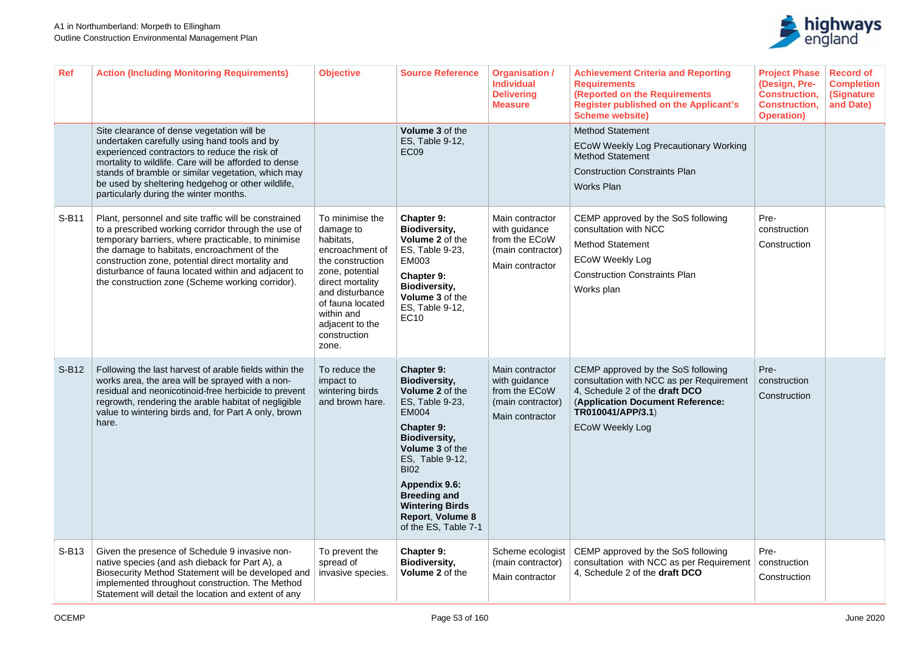| Ref | Action (Including Monitoring Requirements) | Objective | Source Reference | Organisation / Individual Delivering Measure | Achievement Criteria and Reporting Requirements (Reported on the Requirements Register published on the Applicant's Scheme website) | Project Phase (Design, Pre-Construction, Construction, Operation) | Record of Completion (Signature and Date) |
|---|---|---|---|---|---|---|---|
| | Site clearance of dense vegetation will be undertaken carefully using hand tools and by experienced contractors to reduce the risk of mortality to wildlife. Care will be afforded to dense stands of bramble or similar vegetation, which may be used by sheltering hedgehog or other wildlife, particularly during the winter months. | | **Volume 3** of the ES, Table 9-12, EC09 | | Method Statement<br>ECoW Weekly Log Precautionary Working Method Statement<br>Construction Constraints Plan<br>Works Plan | | |
| S-B11 | Plant, personnel and site traffic will be constrained to a prescribed working corridor through the use of temporary barriers, where practicable, to minimise the damage to habitats, encroachment of the construction zone, potential direct mortality and disturbance of fauna located within and adjacent to the construction zone (Scheme working corridor). | To minimise the damage to habitats, encroachment of the construction zone, potential direct mortality and disturbance of fauna located within and adjacent to the construction zone. | **Chapter 9: Biodiversity, Volume 2** of the ES, Table 9-23, EM003<br>**Chapter 9: Biodiversity, Volume 3** of the ES, Table 9-12, EC10 | Main contractor with guidance from the ECoW (main contractor)<br>Main contractor | CEMP approved by the SoS following consultation with NCC<br>Method Statement<br>ECoW Weekly Log<br>Construction Constraints Plan<br>Works plan | Pre-construction<br>Construction | |
| S-B12 | Following the last harvest of arable fields within the works area, the area will be sprayed with a non-residual and neonicotinoid-free herbicide to prevent regrowth, rendering the arable habitat of negligible value to wintering birds and, for Part A only, brown hare. | To reduce the impact to wintering birds and brown hare. | **Chapter 9: Biodiversity, Volume 2** of the ES, Table 9-23, EM004<br>**Chapter 9: Biodiversity, Volume 3** of the ES, Table 9-12, BI02<br>**Appendix 9.6: Breeding and Wintering Birds Report**, **Volume 8** of the ES, Table 7-1 | Main contractor with guidance from the ECoW (main contractor)<br>Main contractor | CEMP approved by the SoS following consultation with NCC as per Requirement 4, Schedule 2 of the **draft DCO** (**Application Document Reference: TR010041/APP/3.1**)<br>ECoW Weekly Log | Pre-construction<br>Construction | |
| S-B13 | Given the presence of Schedule 9 invasive non-native species (and ash dieback for Part A), a Biosecurity Method Statement will be developed and implemented throughout construction. The Method Statement will detail the location and extent of any | To prevent the spread of invasive species. | **Chapter 9: Biodiversity, Volume 2** of the | Scheme ecologist (main contractor)<br>Main contractor | CEMP approved by the SoS following consultation with NCC as per Requirement 4, Schedule 2 of the **draft DCO** | Pre-construction<br>Construction | |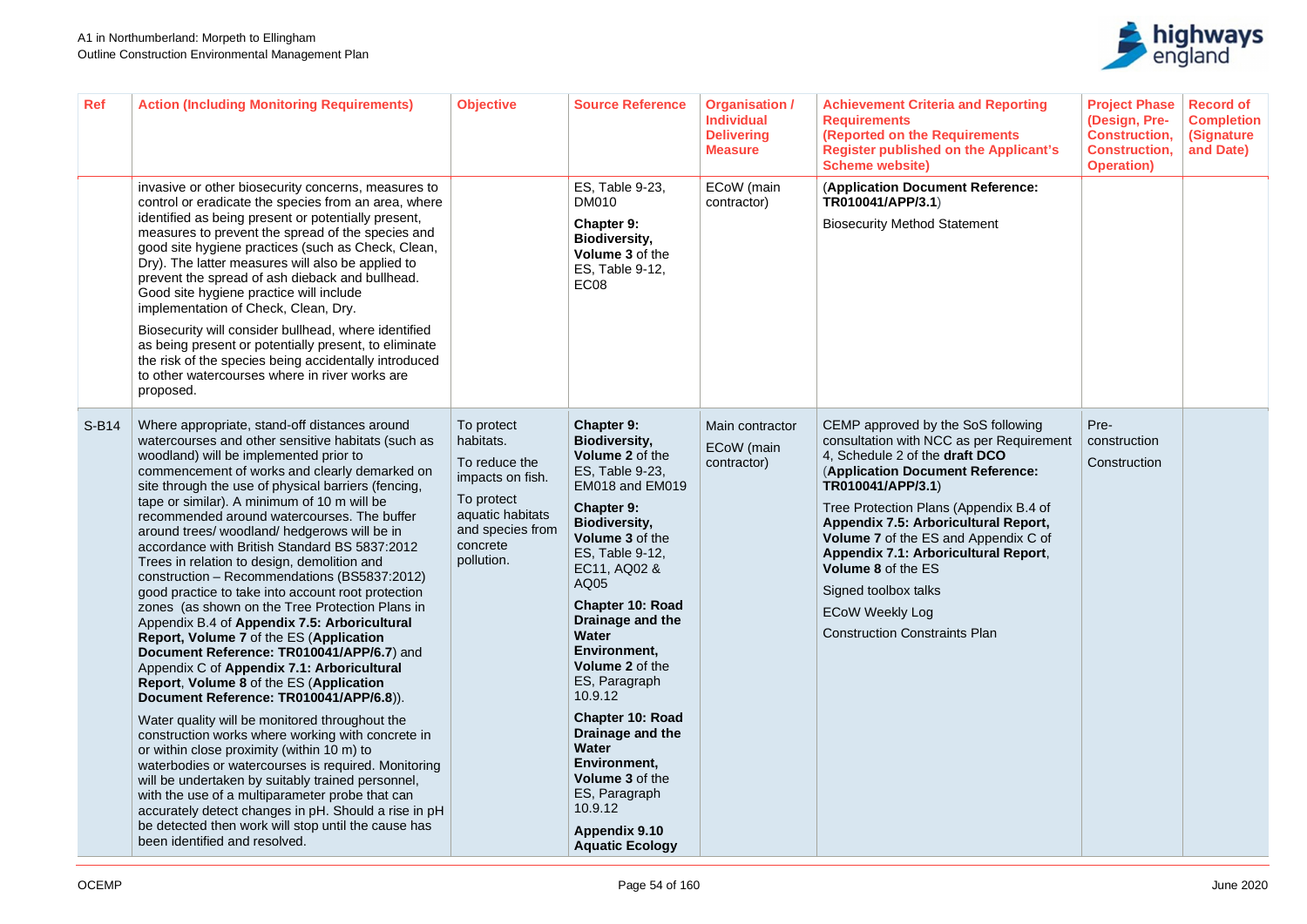| Ref | Action (Including Monitoring Requirements) | Objective | Source Reference | Organisation / Individual Delivering Measure | Achievement Criteria and Reporting Requirements (Reported on the Requirements Register published on the Applicant's Scheme website) | Project Phase (Design, Pre-Construction, Construction, Operation) | Record of Completion (Signature and Date) |
|---|---|---|---|---|---|---|---|
| | invasive or other biosecurity concerns, measures to control or eradicate the species from an area, where identified as being present or potentially present, measures to prevent the spread of the species and good site hygiene practices (such as Check, Clean, Dry). The latter measures will also be applied to prevent the spread of ash dieback and bullhead. Good site hygiene practice will include implementation of Check, Clean, Dry.<br><br>Biosecurity will consider bullhead, where identified as being present or potentially present, to eliminate the risk of the species being accidentally introduced to other watercourses where in river works are proposed. | | ES, Table 9-23, DM010<br><br>**Chapter 9: Biodiversity, Volume 3** of the ES, Table 9-12, EC08 | ECoW (main contractor) | (**Application Document Reference: TR010041/APP/3.1**)<br><br>Biosecurity Method Statement | | |
| S-B14 | Where appropriate, stand-off distances around watercourses and other sensitive habitats (such as woodland) will be implemented prior to commencement of works and clearly demarked on site through the use of physical barriers (fencing, tape or similar). A minimum of 10 m will be recommended around watercourses. The buffer around trees/ woodland/ hedgerows will be in accordance with British Standard BS 5837:2012 Trees in relation to design, demolition and construction – Recommendations (BS5837:2012) good practice to take into account root protection zones (as shown on the Tree Protection Plans in Appendix B.4 of **Appendix 7.5: Arboricultural Report, Volume 7** of the ES (**Application Document Reference: TR010041/APP/6.7**) and Appendix C of **Appendix 7.1: Arboricultural Report**, **Volume 8** of the ES (**Application Document Reference: TR010041/APP/6.8**)).<br><br>Water quality will be monitored throughout the construction works where working with concrete in or within close proximity (within 10 m) to waterbodies or watercourses is required. Monitoring will be undertaken by suitably trained personnel, with the use of a multiparameter probe that can accurately detect changes in pH. Should a rise in pH be detected then work will stop until the cause has been identified and resolved. | To protect habitats.<br><br>To reduce the impacts on fish.<br><br>To protect aquatic habitats and species from concrete pollution. | **Chapter 9: Biodiversity, Volume 2** of the ES, Table 9-23, EM018 and EM019<br><br>**Chapter 9: Biodiversity, Volume 3** of the ES, Table 9-12, EC11, AQ02 & AQ05<br><br>**Chapter 10: Road Drainage and the Water Environment, Volume 2** of the ES, Paragraph 10.9.12<br><br>**Chapter 10: Road Drainage and the Water Environment, Volume 3** of the ES, Paragraph 10.9.12<br><br>**Appendix 9.10 Aquatic Ecology** | Main contractor<br><br>ECoW (main contractor) | CEMP approved by the SoS following consultation with NCC as per Requirement 4, Schedule 2 of the **draft DCO** (**Application Document Reference: TR010041/APP/3.1**)<br><br>Tree Protection Plans (Appendix B.4 of **Appendix 7.5: Arboricultural Report, Volume 7** of the ES and Appendix C of **Appendix 7.1: Arboricultural Report**, **Volume 8** of the ES<br><br>Signed toolbox talks<br><br>ECoW Weekly Log<br><br>Construction Constraints Plan | Pre-construction<br><br>Construction | |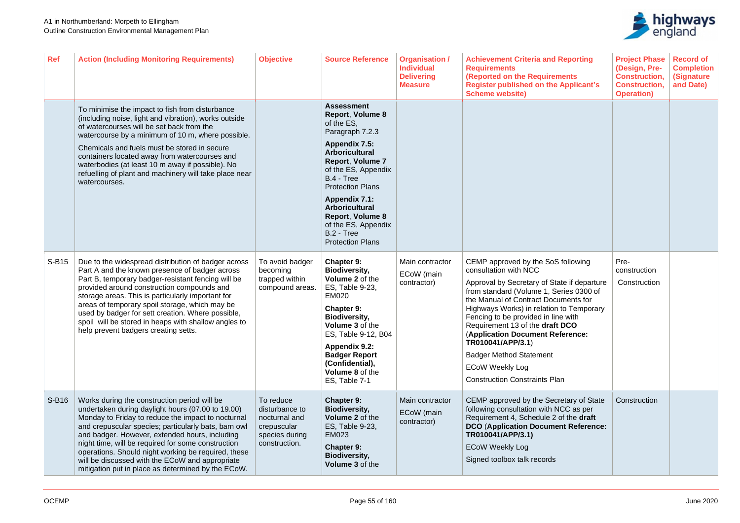| Ref | Action (Including Monitoring Requirements) | Objective | Source Reference | Organisation / Individual Delivering Measure | Achievement Criteria and Reporting Requirements (Reported on the Requirements Register published on the Applicant's Scheme website) | Project Phase (Design, Pre-Construction, Construction, Operation) | Record of Completion (Signature and Date) |
|---|---|---|---|---|---|---|---|
| | To minimise the impact to fish from disturbance (including noise, light and vibration), works outside of watercourses will be set back from the watercourse by a minimum of 10 m, where possible.<br><br>Chemicals and fuels must be stored in secure containers located away from watercourses and waterbodies (at least 10 m away if possible). No refuelling of plant and machinery will take place near watercourses. | | **Assessment Report**, **Volume 8** of the ES, Paragraph 7.2.3<br><br>**Appendix 7.5: Arboricultural Report**, **Volume 7** of the ES, Appendix B.4 - Tree Protection Plans<br><br>**Appendix 7.1: Arboricultural Report**, **Volume 8** of the ES, Appendix B.2 - Tree Protection Plans | | | | |
| S-B15 | Due to the widespread distribution of badger across Part A and the known presence of badger across Part B, temporary badger-resistant fencing will be provided around construction compounds and storage areas. This is particularly important for areas of temporary spoil storage, which may be used by badger for sett creation. Where possible, spoil will be stored in heaps with shallow angles to help prevent badgers creating setts. | To avoid badger becoming trapped within compound areas. | **Chapter 9: Biodiversity, Volume 2** of the ES, Table 9-23, EM020<br><br>**Chapter 9: Biodiversity, Volume 3** of the ES, Table 9-12, B04<br><br>**Appendix 9.2: Badger Report (Confidential), Volume 8** of the ES, Table 7-1 | Main contractor<br><br>ECoW (main contractor) | CEMP approved by the SoS following consultation with NCC<br><br>Approval by Secretary of State if departure from standard (Volume 1, Series 0300 of the Manual of Contract Documents for Highways Works) in relation to Temporary Fencing to be provided in line with Requirement 13 of the **draft DCO** (**Application Document Reference: TR010041/APP/3.1**)<br><br>Badger Method Statement<br><br>ECoW Weekly Log<br><br>Construction Constraints Plan | Pre-construction<br><br>Construction | |
| S-B16 | Works during the construction period will be undertaken during daylight hours (07.00 to 19.00) Monday to Friday to reduce the impact to nocturnal and crepuscular species; particularly bats, barn owl and badger. However, extended hours, including night time, will be required for some construction operations. Should night working be required, these will be discussed with the ECoW and appropriate mitigation put in place as determined by the ECoW. | To reduce disturbance to nocturnal and crepuscular species during construction. | **Chapter 9: Biodiversity, Volume 2** of the ES, Table 9-23, EM023<br><br>**Chapter 9: Biodiversity, Volume 3** of the | Main contractor<br><br>ECoW (main contractor) | CEMP approved by the Secretary of State following consultation with NCC as per Requirement 4, Schedule 2 of the **draft DCO** (**Application Document Reference: TR010041/APP/3.1)**<br><br>ECoW Weekly Log<br><br>Signed toolbox talk records | Construction | |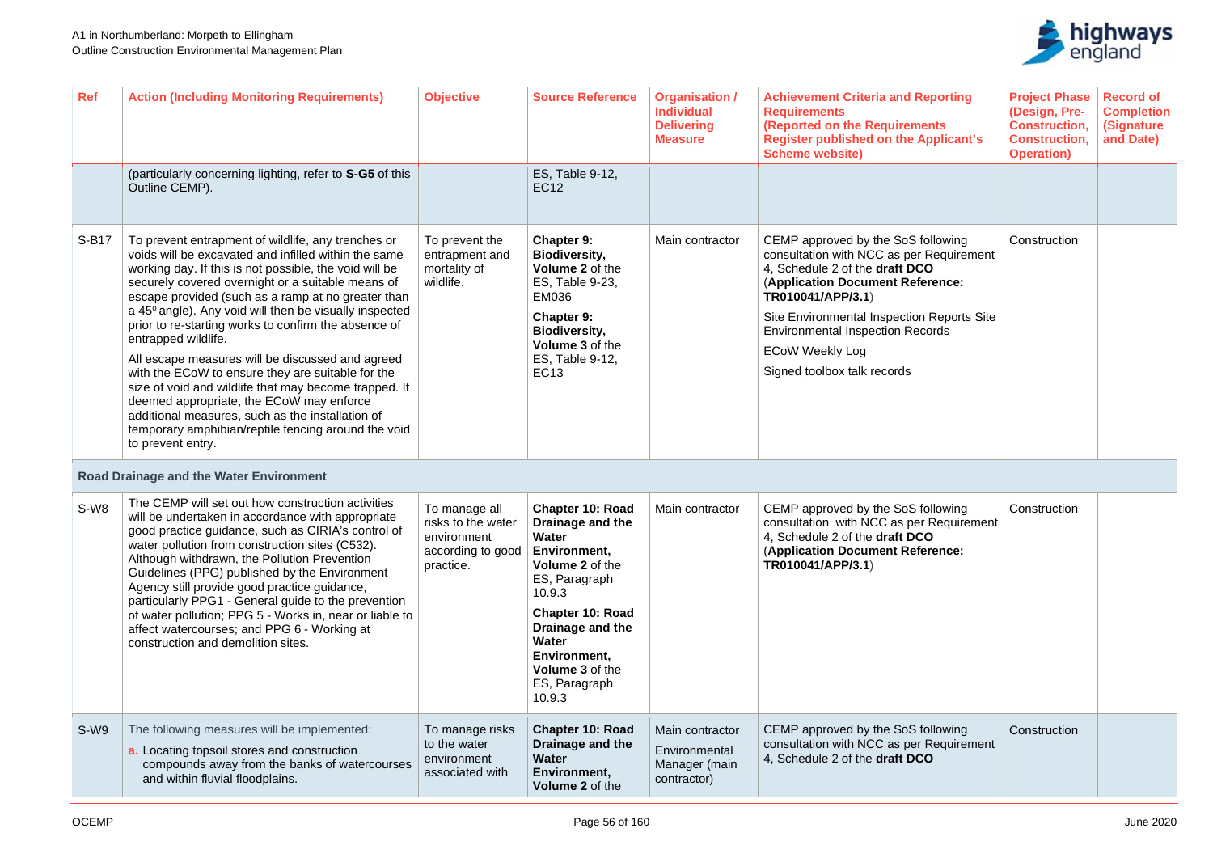| Ref | Action (Including Monitoring Requirements) | Objective | Source Reference | Organisation / Individual Delivering Measure | Achievement Criteria and Reporting Requirements (Reported on the Requirements Register published on the Applicant's Scheme website) | Project Phase (Design, Pre-Construction, Construction, Operation) | Record of Completion (Signature and Date) |
|---|---|---|---|---|---|---|---|
| | (particularly concerning lighting, refer to **S-G5** of this Outline CEMP). | | ES, Table 9-12, EC12 | | | | |
| S-B17 | To prevent entrapment of wildlife, any trenches or voids will be excavated and infilled within the same working day. If this is not possible, the void will be securely covered overnight or a suitable means of escape provided (such as a ramp at no greater than a 45° angle). Any void will then be visually inspected prior to re-starting works to confirm the absence of entrapped wildlife.<br><br>All escape measures will be discussed and agreed with the ECoW to ensure they are suitable for the size of void and wildlife that may become trapped. If deemed appropriate, the ECoW may enforce additional measures, such as the installation of temporary amphibian/reptile fencing around the void to prevent entry. | To prevent the entrapment and mortality of wildlife. | **Chapter 9: Biodiversity, Volume 2** of the ES, Table 9-23, EM036<br><br>**Chapter 9: Biodiversity, Volume 3** of the ES, Table 9-12, EC13 | Main contractor | CEMP approved by the SoS following consultation with NCC as per Requirement 4, Schedule 2 of the **draft DCO** (**Application Document Reference: TR010041/APP/3.1**)<br><br>Site Environmental Inspection Reports Site Environmental Inspection Records<br><br>ECoW Weekly Log<br><br>Signed toolbox talk records | Construction | |
| **Road Drainage and the Water Environment** | | | | | | | |
| S-W8 | The CEMP will set out how construction activities will be undertaken in accordance with appropriate good practice guidance, such as CIRIA's control of water pollution from construction sites (C532). Although withdrawn, the Pollution Prevention Guidelines (PPG) published by the Environment Agency still provide good practice guidance, particularly PPG1 - General guide to the prevention of water pollution; PPG 5 - Works in, near or liable to affect watercourses; and PPG 6 - Working at construction and demolition sites. | To manage all risks to the water environment according to good practice. | **Chapter 10: Road Drainage and the Water Environment, Volume 2** of the ES, Paragraph 10.9.3<br><br>**Chapter 10: Road Drainage and the Water Environment, Volume 3** of the ES, Paragraph 10.9.3 | Main contractor | CEMP approved by the SoS following consultation with NCC as per Requirement 4, Schedule 2 of the **draft DCO** (**Application Document Reference: TR010041/APP/3.1**) | Construction | |
| S-W9 | The following measures will be implemented:<br><br>a. Locating topsoil stores and construction compounds away from the banks of watercourses and within fluvial floodplains. | To manage risks to the water environment associated with | **Chapter 10: Road Drainage and the Water Environment, Volume 2** of the | Main contractor<br><br>Environmental Manager (main contractor) | CEMP approved by the SoS following consultation with NCC as per Requirement 4, Schedule 2 of the **draft DCO** | Construction | |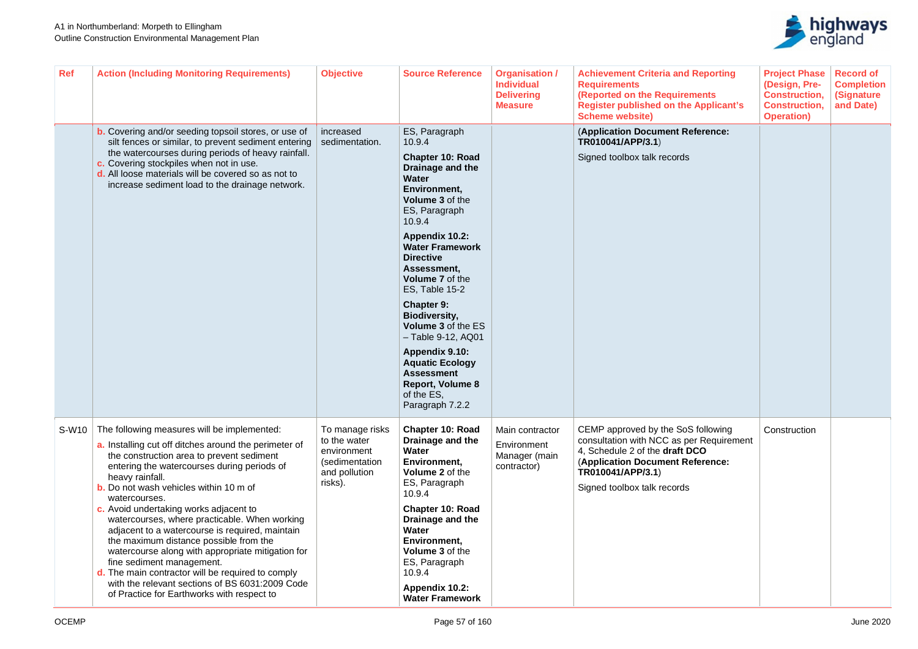| Ref | Action (Including Monitoring Requirements) | Objective | Source Reference | Organisation / Individual Delivering Measure | Achievement Criteria and Reporting Requirements (Reported on the Requirements Register published on the Applicant's Scheme website) | Project Phase (Design, Pre-Construction, Construction, Operation) | Record of Completion (Signature and Date) |
|---|---|---|---|---|---|---|---|
| | b. Covering and/or seeding topsoil stores, or use of silt fences or similar, to prevent sediment entering the watercourses during periods of heavy rainfall.<br>c. Covering stockpiles when not in use.<br>d. All loose materials will be covered so as not to increase sediment load to the drainage network. | increased sedimentation. | ES, Paragraph 10.9.4<br>**Chapter 10: Road Drainage and the Water Environment, Volume 3** of the ES, Paragraph 10.9.4<br>**Appendix 10.2: Water Framework Directive Assessment, Volume 7** of the ES, Table 15-2<br>**Chapter 9: Biodiversity, Volume 3** of the ES – Table 9-12, AQ01<br>**Appendix 9.10: Aquatic Ecology Assessment Report, Volume 8** of the ES, Paragraph 7.2.2 | | (**Application Document Reference: TR010041/APP/3.1**)<br>Signed toolbox talk records | | |
| S-W10 | The following measures will be implemented:<br>a. Installing cut off ditches around the perimeter of the construction area to prevent sediment entering the watercourses during periods of heavy rainfall.<br>b. Do not wash vehicles within 10 m of watercourses.<br>c. Avoid undertaking works adjacent to watercourses, where practicable. When working adjacent to a watercourse is required, maintain the maximum distance possible from the watercourse along with appropriate mitigation for fine sediment management.<br>d. The main contractor will be required to comply with the relevant sections of BS 6031:2009 Code of Practice for Earthworks with respect to | To manage risks to the water environment (sedimentation and pollution risks). | **Chapter 10: Road Drainage and the Water Environment, Volume 2** of the ES, Paragraph 10.9.4<br>**Chapter 10: Road Drainage and the Water Environment, Volume 3** of the ES, Paragraph 10.9.4<br>**Appendix 10.2: Water Framework** | Main contractor<br>Environment Manager (main contractor) | CEMP approved by the SoS following consultation with NCC as per Requirement 4, Schedule 2 of the **draft DCO** (**Application Document Reference: TR010041/APP/3.1**)<br>Signed toolbox talk records | Construction | |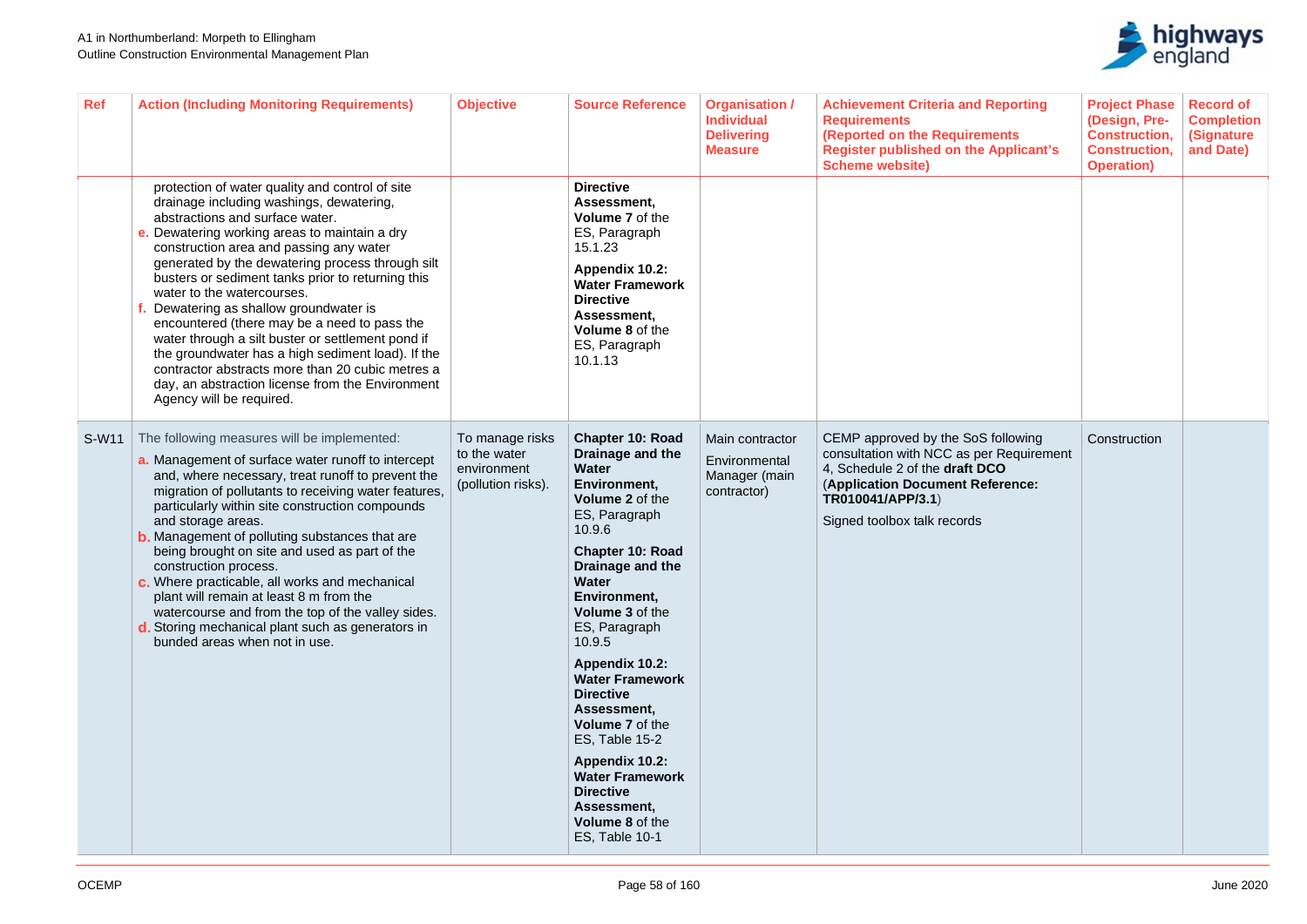| Ref | Action (Including Monitoring Requirements) | Objective | Source Reference | Organisation / Individual Delivering Measure | Achievement Criteria and Reporting Requirements (Reported on the Requirements Register published on the Applicant's Scheme website) | Project Phase (Design, Pre-Construction, Construction, Operation) | Record of Completion (Signature and Date) |
|---|---|---|---|---|---|---|---|
| | protection of water quality and control of site drainage including washings, dewatering, abstractions and surface water.<br>e. Dewatering working areas to maintain a dry construction area and passing any water generated by the dewatering process through silt busters or sediment tanks prior to returning this water to the watercourses.<br>f. Dewatering as shallow groundwater is encountered (there may be a need to pass the water through a silt buster or settlement pond if the groundwater has a high sediment load). If the contractor abstracts more than 20 cubic metres a day, an abstraction license from the Environment Agency will be required. | | **Directive Assessment, Volume 7** of the ES, Paragraph 15.1.23<br>**Appendix 10.2: Water Framework Directive Assessment, Volume 8** of the ES, Paragraph 10.1.13 | | | | |
| S-W11 | The following measures will be implemented:<br>a. Management of surface water runoff to intercept and, where necessary, treat runoff to prevent the migration of pollutants to receiving water features, particularly within site construction compounds and storage areas.<br>b. Management of polluting substances that are being brought on site and used as part of the construction process.<br>c. Where practicable, all works and mechanical plant will remain at least 8 m from the watercourse and from the top of the valley sides.<br>d. Storing mechanical plant such as generators in bunded areas when not in use. | To manage risks to the water environment (pollution risks). | **Chapter 10: Road Drainage and the Water Environment, Volume 2** of the ES, Paragraph 10.9.6<br>**Chapter 10: Road Drainage and the Water Environment, Volume 3** of the ES, Paragraph 10.9.5<br>**Appendix 10.2: Water Framework Directive Assessment, Volume 7** of the ES, Table 15-2<br>**Appendix 10.2: Water Framework Directive Assessment, Volume 8** of the ES, Table 10-1 | Main contractor<br>Environmental Manager (main contractor) | CEMP approved by the SoS following consultation with NCC as per Requirement 4, Schedule 2 of the **draft DCO** (**Application Document Reference: TR010041/APP/3.1**)<br>Signed toolbox talk records | Construction | |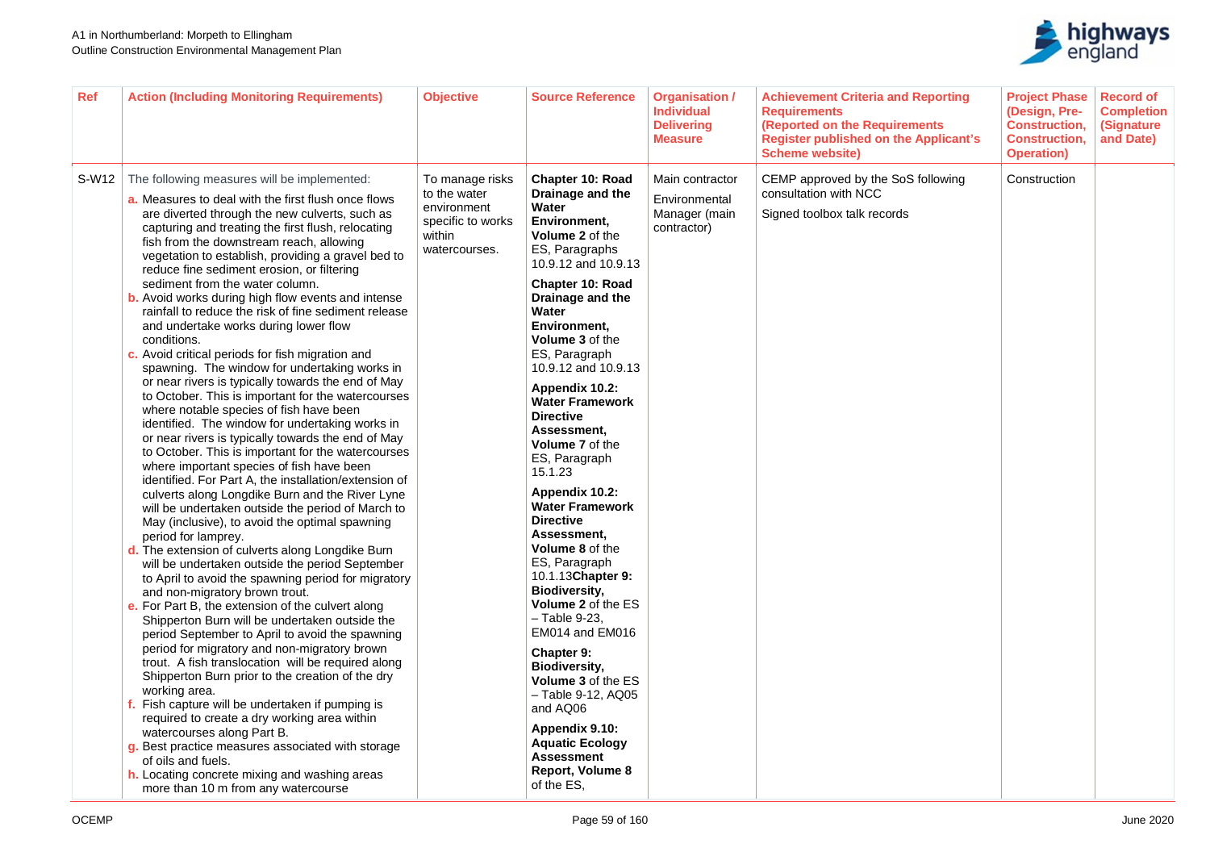| Ref | Action (Including Monitoring Requirements) | Objective | Source Reference | Organisation / Individual Delivering Measure | Achievement Criteria and Reporting Requirements (Reported on the Requirements Register published on the Applicant's Scheme website) | Project Phase (Design, Pre-Construction, Construction, Operation) | Record of Completion (Signature and Date) |
|---|---|---|---|---|---|---|---|
| S-W12 | The following measures will be implemented:<br>a. Measures to deal with the first flush once flows are diverted through the new culverts, such as capturing and treating the first flush, relocating fish from the downstream reach, allowing vegetation to establish, providing a gravel bed to reduce fine sediment erosion, or filtering sediment from the water column.<br>b. Avoid works during high flow events and intense rainfall to reduce the risk of fine sediment release and undertake works during lower flow conditions.<br>c. Avoid critical periods for fish migration and spawning. The window for undertaking works in or near rivers is typically towards the end of May to October. This is important for the watercourses where notable species of fish have been identified. The window for undertaking works in or near rivers is typically towards the end of May to October. This is important for the watercourses where important species of fish have been identified. For Part A, the installation/extension of culverts along Longdike Burn and the River Lyne will be undertaken outside the period of March to May (inclusive), to avoid the optimal spawning period for lamprey.<br>d. The extension of culverts along Longdike Burn will be undertaken outside the period September to April to avoid the spawning period for migratory and non-migratory brown trout.<br>e. For Part B, the extension of the culvert along Shipperton Burn will be undertaken outside the period September to April to avoid the spawning period for migratory and non-migratory brown trout. A fish translocation will be required along Shipperton Burn prior to the creation of the dry working area.<br>f. Fish capture will be undertaken if pumping is required to create a dry working area within watercourses along Part B.<br>g. Best practice measures associated with storage of oils and fuels.<br>h. Locating concrete mixing and washing areas more than 10 m from any watercourse | To manage risks to the water environment specific to works within watercourses. | **Chapter 10: Road Drainage and the Water Environment, Volume 2** of the ES, Paragraphs 10.9.12 and 10.9.13<br><br>**Chapter 10: Road Drainage and the Water Environment, Volume 3** of the ES, Paragraph 10.9.12 and 10.9.13<br><br>**Appendix 10.2: Water Framework Directive Assessment, Volume 7** of the ES, Paragraph 15.1.23<br><br>**Appendix 10.2: Water Framework Directive Assessment, Volume 8** of the ES, Paragraph 10.1.13**Chapter 9: Biodiversity, Volume 2** of the ES – Table 9-23, EM014 and EM016<br><br>**Chapter 9: Biodiversity, Volume 3** of the ES – Table 9-12, AQ05 and AQ06<br><br>**Appendix 9.10: Aquatic Ecology Assessment Report, Volume 8** of the ES, | Main contractor<br><br>Environmental Manager (main contractor) | CEMP approved by the SoS following consultation with NCC<br><br>Signed toolbox talk records | Construction | |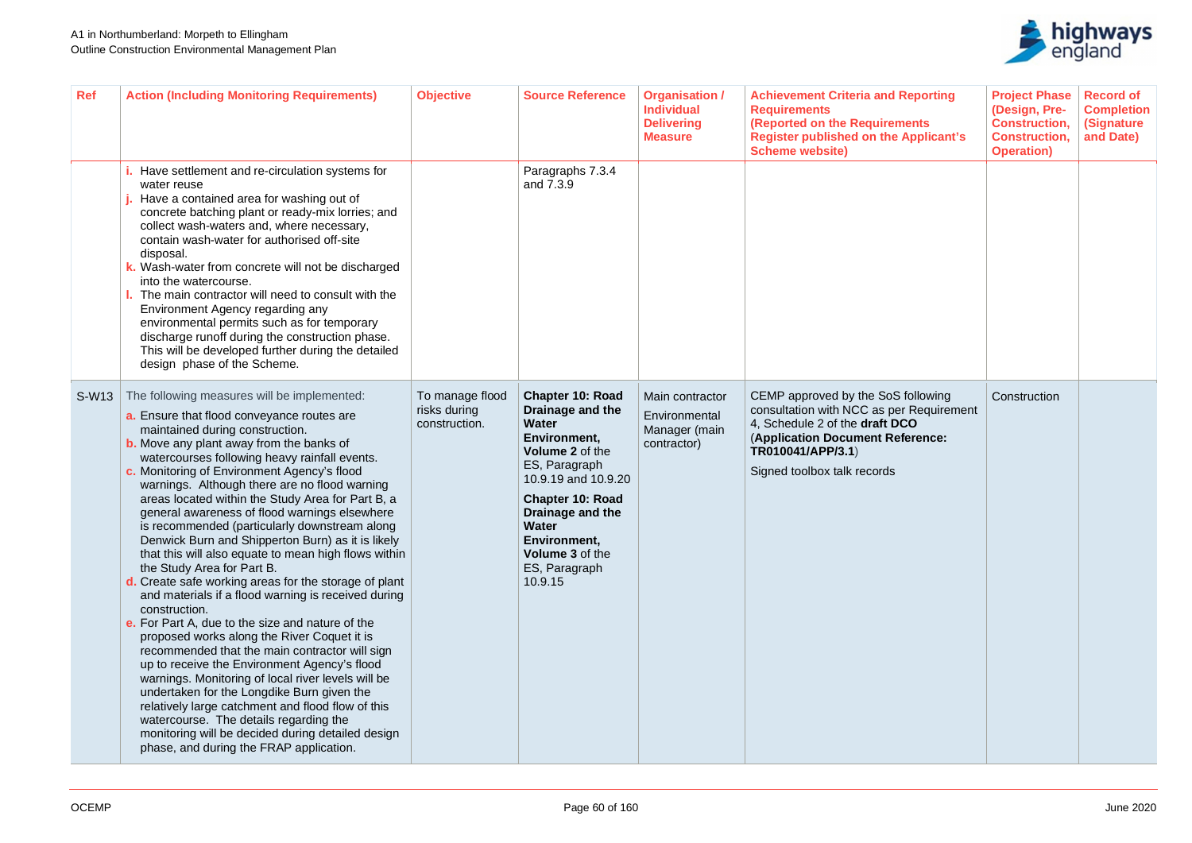| Ref | Action (Including Monitoring Requirements) | Objective | Source Reference | Organisation / Individual Delivering Measure | Achievement Criteria and Reporting Requirements (Reported on the Requirements Register published on the Applicant's Scheme website) | Project Phase (Design, Pre-Construction, Construction, Operation) | Record of Completion (Signature and Date) |
|---|---|---|---|---|---|---|---|
| | i. Have settlement and re-circulation systems for water reuse<br>j. Have a contained area for washing out of concrete batching plant or ready-mix lorries; and collect wash-waters and, where necessary, contain wash-water for authorised off-site disposal.<br>k. Wash-water from concrete will not be discharged into the watercourse.<br>l. The main contractor will need to consult with the Environment Agency regarding any environmental permits such as for temporary discharge runoff during the construction phase. This will be developed further during the detailed design phase of the Scheme. | | Paragraphs 7.3.4 and 7.3.9 | | | | |
| S-W13 | The following measures will be implemented:<br>a. Ensure that flood conveyance routes are maintained during construction.<br>b. Move any plant away from the banks of watercourses following heavy rainfall events.<br>c. Monitoring of Environment Agency's flood warnings. Although there are no flood warning areas located within the Study Area for Part B, a general awareness of flood warnings elsewhere is recommended (particularly downstream along Denwick Burn and Shipperton Burn) as it is likely that this will also equate to mean high flows within the Study Area for Part B.<br>d. Create safe working areas for the storage of plant and materials if a flood warning is received during construction.<br>e. For Part A, due to the size and nature of the proposed works along the River Coquet it is recommended that the main contractor will sign up to receive the Environment Agency's flood warnings. Monitoring of local river levels will be undertaken for the Longdike Burn given the relatively large catchment and flood flow of this watercourse. The details regarding the monitoring will be decided during detailed design phase, and during the FRAP application. | To manage flood risks during construction. | **Chapter 10: Road Drainage and the Water Environment, Volume 2** of the ES, Paragraph 10.9.19 and 10.9.20<br><br>**Chapter 10: Road Drainage and the Water Environment, Volume 3** of the ES, Paragraph 10.9.15 | Main contractor<br><br>Environmental Manager (main contractor) | CEMP approved by the SoS following consultation with NCC as per Requirement 4, Schedule 2 of the **draft DCO** (**Application Document Reference: TR010041/APP/3.1**)<br><br>Signed toolbox talk records | Construction | |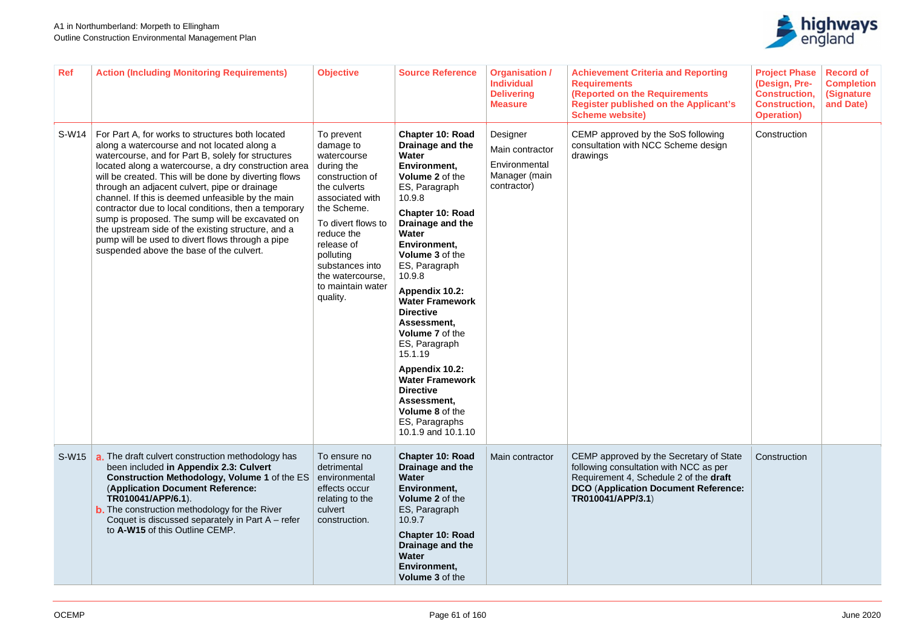| Ref | Action (Including Monitoring Requirements) | Objective | Source Reference | Organisation / Individual Delivering Measure | Achievement Criteria and Reporting Requirements (Reported on the Requirements Register published on the Applicant's Scheme website) | Project Phase (Design, Pre-Construction, Construction, Operation) | Record of Completion (Signature and Date) |
|---|---|---|---|---|---|---|---|
| S-W14 | For Part A, for works to structures both located along a watercourse and not located along a watercourse, and for Part B, solely for structures located along a watercourse, a dry construction area will be created. This will be done by diverting flows through an adjacent culvert, pipe or drainage channel. If this is deemed unfeasible by the main contractor due to local conditions, then a temporary sump is proposed. The sump will be excavated on the upstream side of the existing structure, and a pump will be used to divert flows through a pipe suspended above the base of the culvert. | To prevent damage to watercourse during the construction of the culverts associated with the Scheme.<br><br>To divert flows to reduce the release of polluting substances into the watercourse, to maintain water quality. | **Chapter 10: Road Drainage and the Water Environment, Volume 2** of the ES, Paragraph 10.9.8<br><br>**Chapter 10: Road Drainage and the Water Environment, Volume 3** of the ES, Paragraph 10.9.8<br><br>**Appendix 10.2: Water Framework Directive Assessment, Volume 7** of the ES, Paragraph 15.1.19<br><br>**Appendix 10.2: Water Framework Directive Assessment, Volume 8** of the ES, Paragraphs 10.1.9 and 10.1.10 | Designer<br><br>Main contractor<br><br>Environmental Manager (main contractor) | CEMP approved by the SoS following consultation with NCC Scheme design drawings | Construction | |
| S-W15 | **a.** The draft culvert construction methodology has been included **in Appendix 2.3: Culvert Construction Methodology, Volume 1** of the ES (**Application Document Reference: TR010041/APP/6.1**).<br>**b.** The construction methodology for the River Coquet is discussed separately in Part A – refer to **A-W15** of this Outline CEMP. | To ensure no detrimental environmental effects occur relating to the culvert construction. | **Chapter 10: Road Drainage and the Water Environment, Volume 2** of the ES, Paragraph 10.9.7<br><br>**Chapter 10: Road Drainage and the Water Environment, Volume 3** of the | Main contractor | CEMP approved by the Secretary of State following consultation with NCC as per Requirement 4, Schedule 2 of the **draft DCO** (**Application Document Reference: TR010041/APP/3.1**) | Construction | |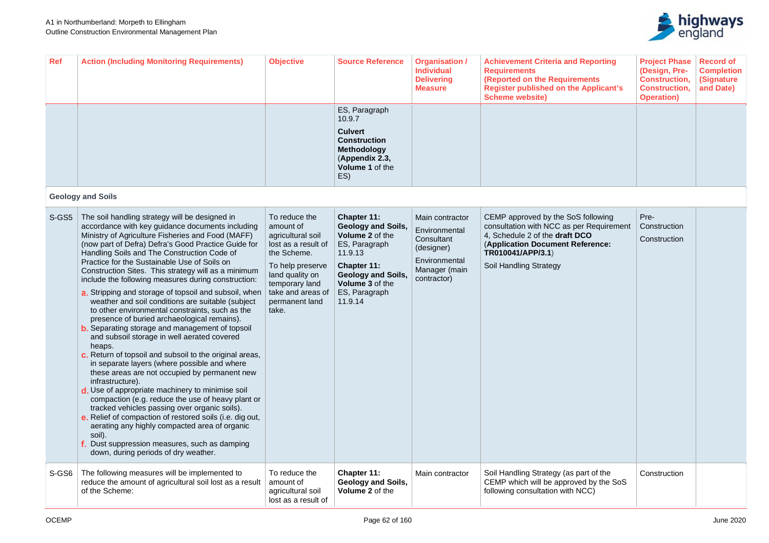| Ref | Action (Including Monitoring Requirements) | Objective | Source Reference | Organisation / Individual Delivering Measure | Achievement Criteria and Reporting Requirements (Reported on the Requirements Register published on the Applicant's Scheme website) | Project Phase (Design, Pre-Construction, Construction, Operation) | Record of Completion (Signature and Date) |
|---|---|---|---|---|---|---|---|
| | | | ES, Paragraph 10.9.7 **Culvert Construction Methodology** (**Appendix 2.3, Volume 1** of the ES) | | | | |
| **Geology and Soils** | | | | | | | |
| S-GS5 | The soil handling strategy will be designed in accordance with key guidance documents including Ministry of Agriculture Fisheries and Food (MAFF) (now part of Defra) Defra's Good Practice Guide for Handling Soils and The Construction Code of Practice for the Sustainable Use of Soils on Construction Sites. This strategy will as a minimum include the following measures during construction: a. Stripping and storage of topsoil and subsoil, when weather and soil conditions are suitable (subject to other environmental constraints, such as the presence of buried archaeological remains). b. Separating storage and management of topsoil and subsoil storage in well aerated covered heaps. c. Return of topsoil and subsoil to the original areas, in separate layers (where possible and where these areas are not occupied by permanent new infrastructure). d. Use of appropriate machinery to minimise soil compaction (e.g. reduce the use of heavy plant or tracked vehicles passing over organic soils). e. Relief of compaction of restored soils (i.e. dig out, aerating any highly compacted area of organic soil). f. Dust suppression measures, such as damping down, during periods of dry weather. | To reduce the amount of agricultural soil lost as a result of the Scheme. To help preserve land quality on temporary land take and areas of permanent land take. | **Chapter 11: Geology and Soils, Volume 2** of the ES, Paragraph 11.9.13 **Chapter 11: Geology and Soils, Volume 3** of the ES, Paragraph 11.9.14 | Main contractor Environmental Consultant (designer) Environmental Manager (main contractor) | CEMP approved by the SoS following consultation with NCC as per Requirement 4, Schedule 2 of the **draft DCO** (**Application Document Reference: TR010041/APP/3.1**) Soil Handling Strategy | Pre-Construction Construction | |
| S-GS6 | The following measures will be implemented to reduce the amount of agricultural soil lost as a result of the Scheme: | To reduce the amount of agricultural soil lost as a result of | **Chapter 11: Geology and Soils, Volume 2** of the | Main contractor | Soil Handling Strategy (as part of the CEMP which will be approved by the SoS following consultation with NCC) | Construction | |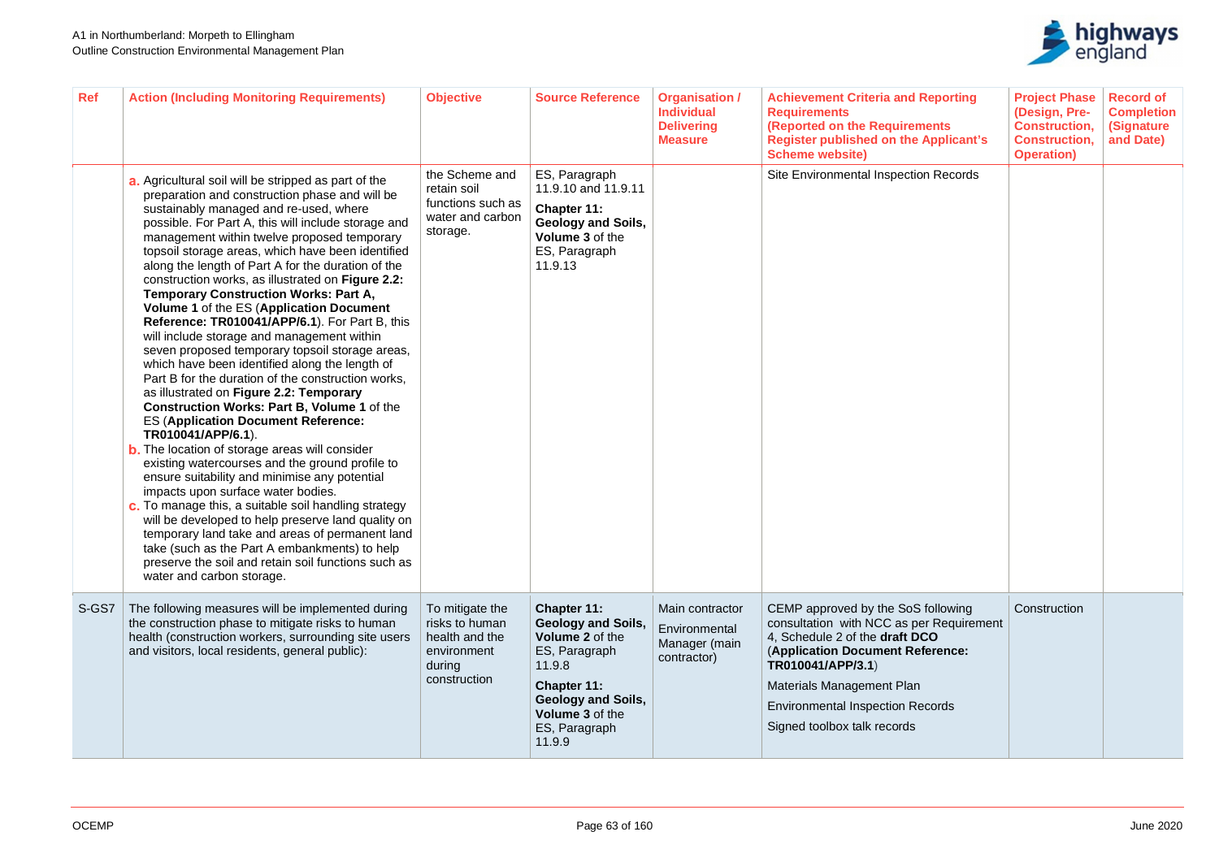| Ref | Action (Including Monitoring Requirements) | Objective | Source Reference | Organisation / Individual Delivering Measure | Achievement Criteria and Reporting Requirements (Reported on the Requirements Register published on the Applicant's Scheme website) | Project Phase (Design, Pre-Construction, Construction, Operation) | Record of Completion (Signature and Date) |
|---|---|---|---|---|---|---|---|
| | **a.** Agricultural soil will be stripped as part of the preparation and construction phase and will be sustainably managed and re-used, where possible. For Part A, this will include storage and management within twelve proposed temporary topsoil storage areas, which have been identified along the length of Part A for the duration of the construction works, as illustrated on **Figure 2.2: Temporary Construction Works: Part A, Volume 1** of the ES (**Application Document Reference: TR010041/APP/6.1**). For Part B, this will include storage and management within seven proposed temporary topsoil storage areas, which have been identified along the length of Part B for the duration of the construction works, as illustrated on **Figure 2.2: Temporary Construction Works: Part B, Volume 1** of the ES (**Application Document Reference: TR010041/APP/6.1**).<br>**b.** The location of storage areas will consider existing watercourses and the ground profile to ensure suitability and minimise any potential impacts upon surface water bodies.<br>**c.** To manage this, a suitable soil handling strategy will be developed to help preserve land quality on temporary land take and areas of permanent land take (such as the Part A embankments) to help preserve the soil and retain soil functions such as water and carbon storage. | the Scheme and retain soil functions such as water and carbon storage. | ES, Paragraph 11.9.10 and 11.9.11<br>**Chapter 11: Geology and Soils, Volume 3** of the ES, Paragraph 11.9.13 | | Site Environmental Inspection Records | | |
| S-GS7 | The following measures will be implemented during the construction phase to mitigate risks to human health (construction workers, surrounding site users and visitors, local residents, general public): | To mitigate the risks to human health and the environment during construction | **Chapter 11: Geology and Soils, Volume 2** of the ES, Paragraph 11.9.8<br>**Chapter 11: Geology and Soils, Volume 3** of the ES, Paragraph 11.9.9 | Main contractor<br>Environmental Manager (main contractor) | CEMP approved by the SoS following consultation with NCC as per Requirement 4, Schedule 2 of the **draft DCO** (**Application Document Reference: TR010041/APP/3.1**)<br>Materials Management Plan<br>Environmental Inspection Records<br>Signed toolbox talk records | Construction | |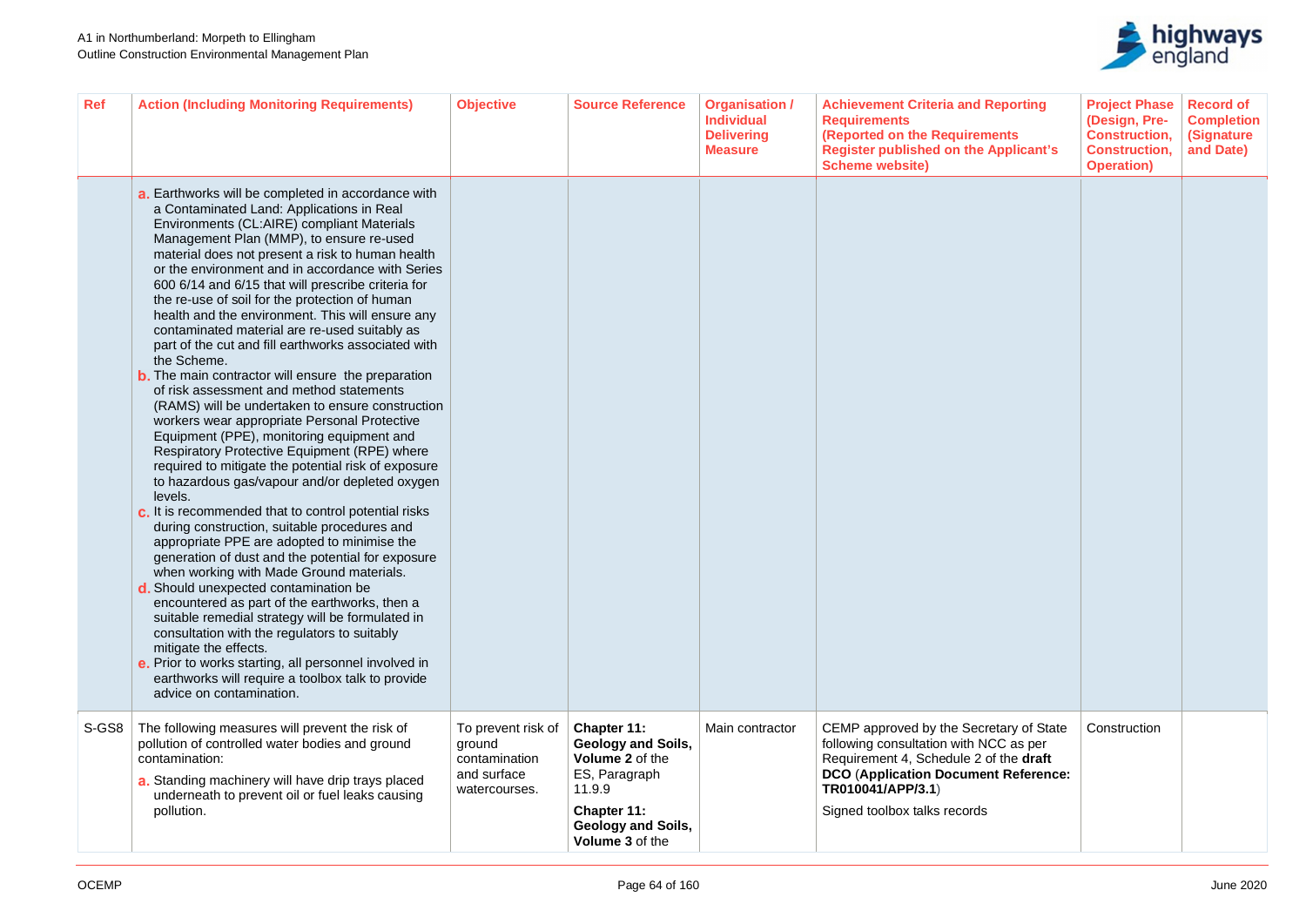| Ref | Action (Including Monitoring Requirements) | Objective | Source Reference | Organisation / Individual Delivering Measure | Achievement Criteria and Reporting Requirements (Reported on the Requirements Register published on the Applicant's Scheme website) | Project Phase (Design, Pre-Construction, Construction, Operation) | Record of Completion (Signature and Date) |
|---|---|---|---|---|---|---|---|
| | a. Earthworks will be completed in accordance with a Contaminated Land: Applications in Real Environments (CL:AIRE) compliant Materials Management Plan (MMP), to ensure re-used material does not present a risk to human health or the environment and in accordance with Series 600 6/14 and 6/15 that will prescribe criteria for the re-use of soil for the protection of human health and the environment. This will ensure any contaminated material are re-used suitably as part of the cut and fill earthworks associated with the Scheme.<br>b. The main contractor will ensure the preparation of risk assessment and method statements (RAMS) will be undertaken to ensure construction workers wear appropriate Personal Protective Equipment (PPE), monitoring equipment and Respiratory Protective Equipment (RPE) where required to mitigate the potential risk of exposure to hazardous gas/vapour and/or depleted oxygen levels.<br>c. It is recommended that to control potential risks during construction, suitable procedures and appropriate PPE are adopted to minimise the generation of dust and the potential for exposure when working with Made Ground materials.<br>d. Should unexpected contamination be encountered as part of the earthworks, then a suitable remedial strategy will be formulated in consultation with the regulators to suitably mitigate the effects.<br>e. Prior to works starting, all personnel involved in earthworks will require a toolbox talk to provide advice on contamination. | | | | | | |
| S-GS8 | The following measures will prevent the risk of pollution of controlled water bodies and ground contamination:<br>a. Standing machinery will have drip trays placed underneath to prevent oil or fuel leaks causing pollution. | To prevent risk of ground contamination and surface watercourses. | **Chapter 11: Geology and Soils, Volume 2** of the ES, Paragraph 11.9.9<br>**Chapter 11: Geology and Soils, Volume 3** of the | Main contractor | CEMP approved by the Secretary of State following consultation with NCC as per Requirement 4, Schedule 2 of the **draft DCO** (**Application Document Reference: TR010041/APP/3.1**)<br>Signed toolbox talks records | Construction | |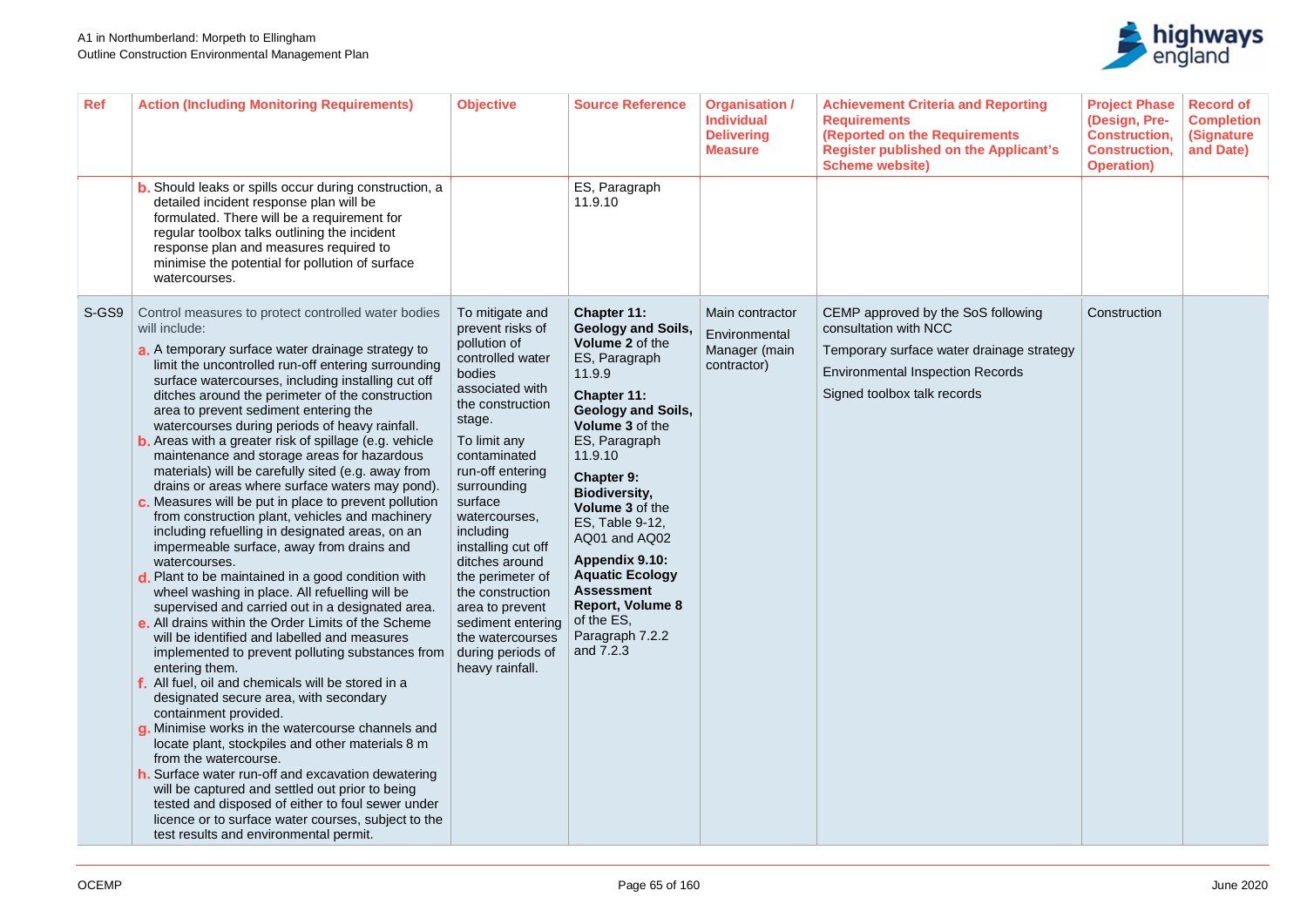| Ref | Action (Including Monitoring Requirements) | Objective | Source Reference | Organisation / Individual Delivering Measure | Achievement Criteria and Reporting Requirements (Reported on the Requirements Register published on the Applicant's Scheme website) | Project Phase (Design, Pre-Construction, Construction, Operation) | Record of Completion (Signature and Date) |
|---|---|---|---|---|---|---|---|
| | b. Should leaks or spills occur during construction, a detailed incident response plan will be formulated. There will be a requirement for regular toolbox talks outlining the incident response plan and measures required to minimise the potential for pollution of surface watercourses. | | ES, Paragraph 11.9.10 | | | | |
| S-GS9 | Control measures to protect controlled water bodies will include:<br>a. A temporary surface water drainage strategy to limit the uncontrolled run-off entering surrounding surface watercourses, including installing cut off ditches around the perimeter of the construction area to prevent sediment entering the watercourses during periods of heavy rainfall.<br>b. Areas with a greater risk of spillage (e.g. vehicle maintenance and storage areas for hazardous materials) will be carefully sited (e.g. away from drains or areas where surface waters may pond).<br>c. Measures will be put in place to prevent pollution from construction plant, vehicles and machinery including refuelling in designated areas, on an impermeable surface, away from drains and watercourses.<br>d. Plant to be maintained in a good condition with wheel washing in place. All refuelling will be supervised and carried out in a designated area.<br>e. All drains within the Order Limits of the Scheme will be identified and labelled and measures implemented to prevent polluting substances from entering them.<br>f. All fuel, oil and chemicals will be stored in a designated secure area, with secondary containment provided.<br>g. Minimise works in the watercourse channels and locate plant, stockpiles and other materials 8 m from the watercourse.<br>h. Surface water run-off and excavation dewatering will be captured and settled out prior to being tested and disposed of either to foul sewer under licence or to surface water courses, subject to the test results and environmental permit. | To mitigate and prevent risks of pollution of controlled water bodies associated with the construction stage.<br>To limit any contaminated run-off entering surrounding surface watercourses, including installing cut off ditches around the perimeter of the construction area to prevent sediment entering the watercourses during periods of heavy rainfall. | **Chapter 11: Geology and Soils, Volume 2** of the ES, Paragraph 11.9.9<br>**Chapter 11: Geology and Soils, Volume 3** of the ES, Paragraph 11.9.10<br>**Chapter 9: Biodiversity, Volume 3** of the ES, Table 9-12, AQ01 and AQ02<br>**Appendix 9.10: Aquatic Ecology Assessment Report, Volume 8** of the ES, Paragraph 7.2.2 and 7.2.3 | Main contractor<br>Environmental Manager (main contractor) | CEMP approved by the SoS following consultation with NCC<br>Temporary surface water drainage strategy<br>Environmental Inspection Records<br>Signed toolbox talk records | Construction | |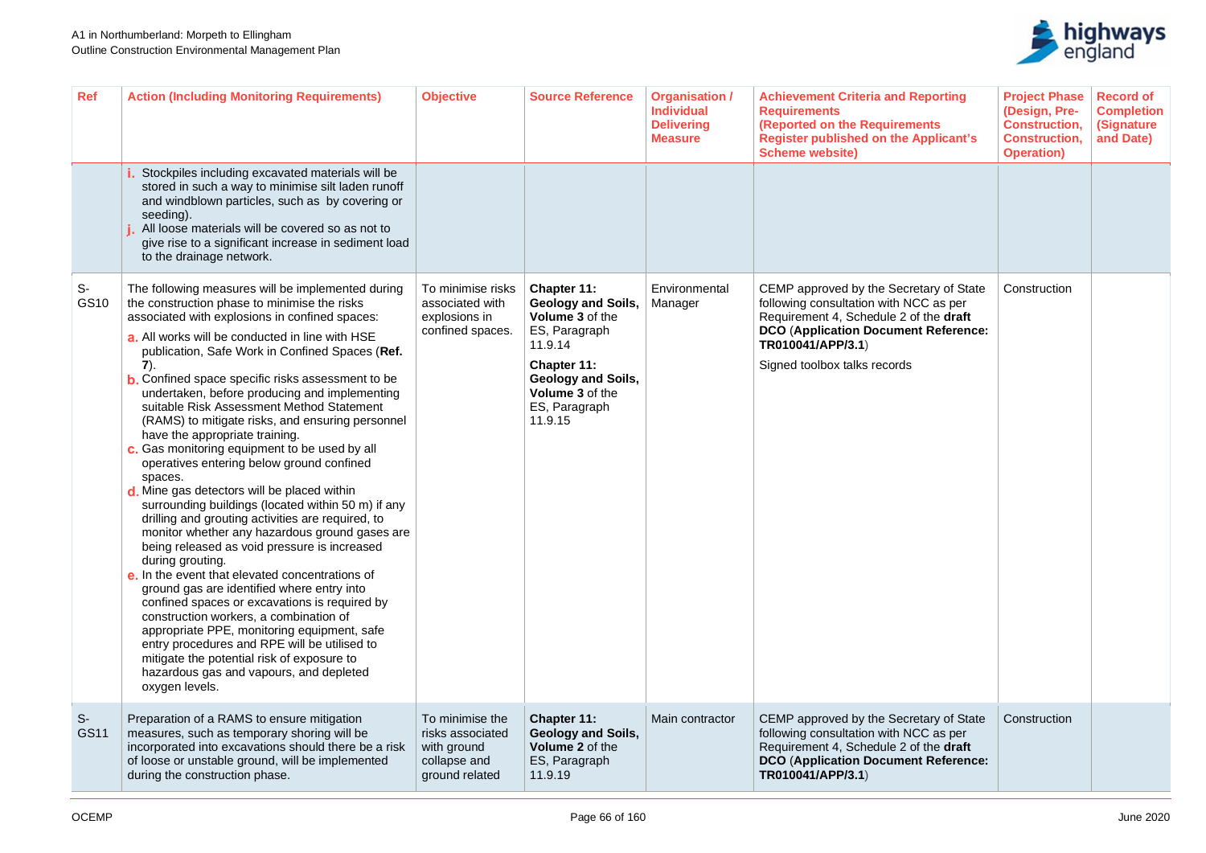| Ref | Action (Including Monitoring Requirements) | Objective | Source Reference | Organisation / Individual Delivering Measure | Achievement Criteria and Reporting Requirements (Reported on the Requirements Register published on the Applicant's Scheme website) | Project Phase (Design, Pre-Construction, Construction, Operation) | Record of Completion (Signature and Date) |
|---|---|---|---|---|---|---|---|
| | i. Stockpiles including excavated materials will be stored in such a way to minimise silt laden runoff and windblown particles, such as by covering or seeding).<br>j. All loose materials will be covered so as not to give rise to a significant increase in sediment load to the drainage network. | | | | | | |
| S-GS10 | The following measures will be implemented during the construction phase to minimise the risks associated with explosions in confined spaces:<br>a. All works will be conducted in line with HSE publication, Safe Work in Confined Spaces (**Ref. 7**).<br>b. Confined space specific risks assessment to be undertaken, before producing and implementing suitable Risk Assessment Method Statement (RAMS) to mitigate risks, and ensuring personnel have the appropriate training.<br>c. Gas monitoring equipment to be used by all operatives entering below ground confined spaces.<br>d. Mine gas detectors will be placed within surrounding buildings (located within 50 m) if any drilling and grouting activities are required, to monitor whether any hazardous ground gases are being released as void pressure is increased during grouting.<br>e. In the event that elevated concentrations of ground gas are identified where entry into confined spaces or excavations is required by construction workers, a combination of appropriate PPE, monitoring equipment, safe entry procedures and RPE will be utilised to mitigate the potential risk of exposure to hazardous gas and vapours, and depleted oxygen levels. | To minimise risks associated with explosions in confined spaces. | **Chapter 11: Geology and Soils, Volume 3** of the ES, Paragraph 11.9.14<br>**Chapter 11: Geology and Soils, Volume 3** of the ES, Paragraph 11.9.15 | Environmental Manager | CEMP approved by the Secretary of State following consultation with NCC as per Requirement 4, Schedule 2 of the **draft DCO** (**Application Document Reference: TR010041/APP/3.1**)<br>Signed toolbox talks records | Construction | |
| S-GS11 | Preparation of a RAMS to ensure mitigation measures, such as temporary shoring will be incorporated into excavations should there be a risk of loose or unstable ground, will be implemented during the construction phase. | To minimise the risks associated with ground collapse and ground related | **Chapter 11: Geology and Soils, Volume 2** of the ES, Paragraph 11.9.19 | Main contractor | CEMP approved by the Secretary of State following consultation with NCC as per Requirement 4, Schedule 2 of the **draft DCO** (**Application Document Reference: TR010041/APP/3.1**) | Construction | |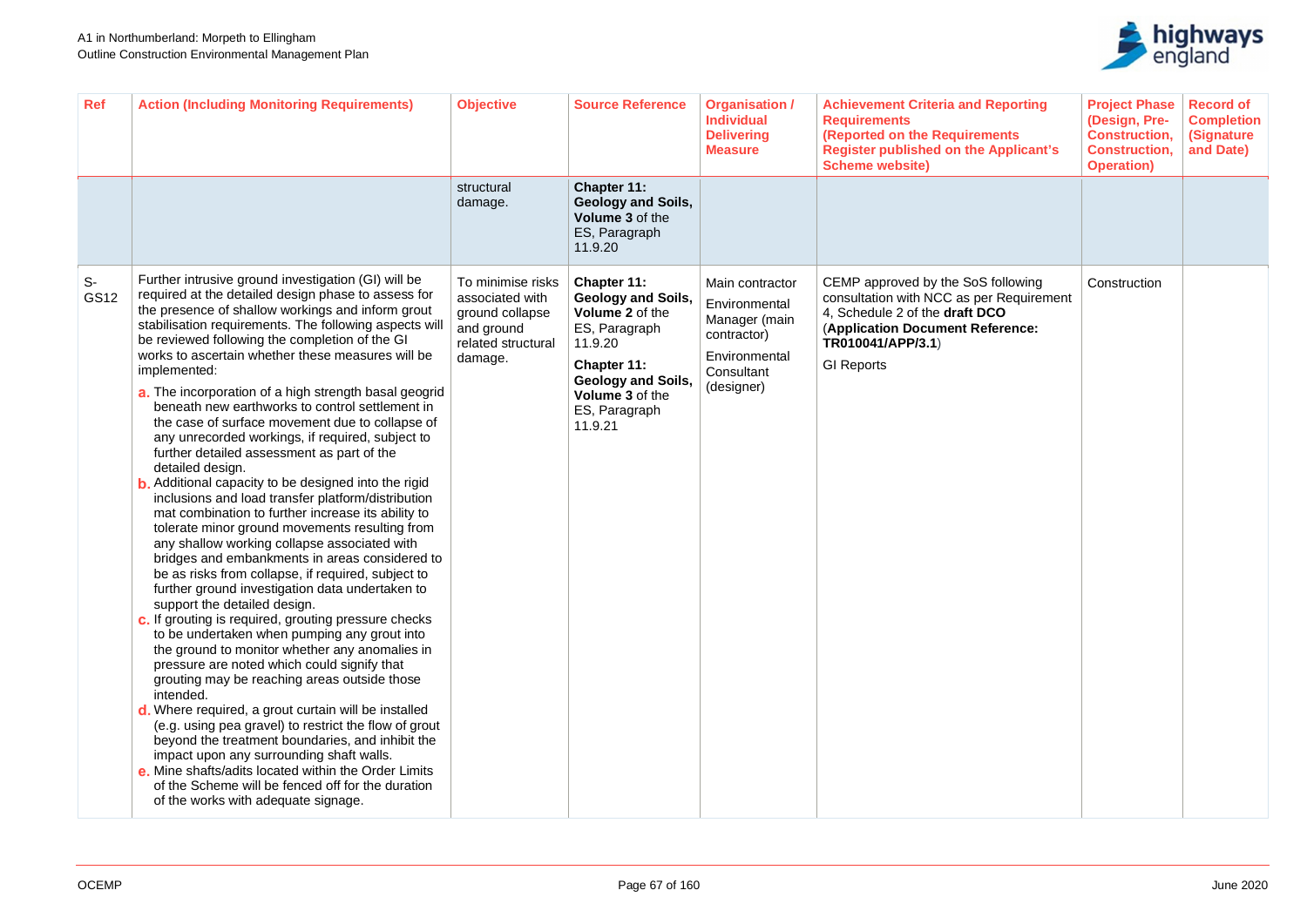| Ref | Action (Including Monitoring Requirements) | Objective | Source Reference | Organisation / Individual Delivering Measure | Achievement Criteria and Reporting Requirements (Reported on the Requirements Register published on the Applicant's Scheme website) | Project Phase (Design, Pre-Construction, Construction, Operation) | Record of Completion (Signature and Date) |
|---|---|---|---|---|---|---|---|
| | | structural damage. | **Chapter 11: Geology and Soils, Volume 3** of the ES, Paragraph 11.9.20 | | | | |
| S-GS12 | Further intrusive ground investigation (GI) will be required at the detailed design phase to assess for the presence of shallow workings and inform grout stabilisation requirements. The following aspects will be reviewed following the completion of the GI works to ascertain whether these measures will be implemented:<br>a. The incorporation of a high strength basal geogrid beneath new earthworks to control settlement in the case of surface movement due to collapse of any unrecorded workings, if required, subject to further detailed assessment as part of the detailed design.<br>b. Additional capacity to be designed into the rigid inclusions and load transfer platform/distribution mat combination to further increase its ability to tolerate minor ground movements resulting from any shallow working collapse associated with bridges and embankments in areas considered to be as risks from collapse, if required, subject to further ground investigation data undertaken to support the detailed design.<br>c. If grouting is required, grouting pressure checks to be undertaken when pumping any grout into the ground to monitor whether any anomalies in pressure are noted which could signify that grouting may be reaching areas outside those intended.<br>d. Where required, a grout curtain will be installed (e.g. using pea gravel) to restrict the flow of grout beyond the treatment boundaries, and inhibit the impact upon any surrounding shaft walls.<br>e. Mine shafts/adits located within the Order Limits of the Scheme will be fenced off for the duration of the works with adequate signage. | To minimise risks associated with ground collapse and ground related structural damage. | **Chapter 11: Geology and Soils, Volume 2** of the ES, Paragraph 11.9.20<br>**Chapter 11: Geology and Soils, Volume 3** of the ES, Paragraph 11.9.21 | Main contractor<br>Environmental Manager (main contractor)<br>Environmental Consultant (designer) | CEMP approved by the SoS following consultation with NCC as per Requirement 4, Schedule 2 of the **draft DCO** (**Application Document Reference: TR010041/APP/3.1**)<br>GI Reports | Construction | |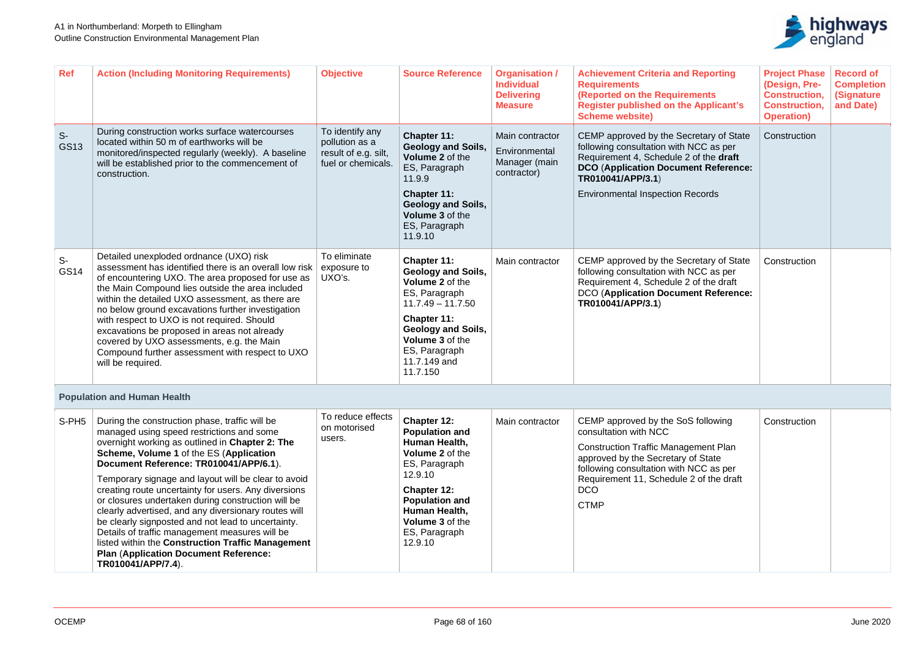| Ref | Action (Including Monitoring Requirements) | Objective | Source Reference | Organisation / Individual Delivering Measure | Achievement Criteria and Reporting Requirements (Reported on the Requirements Register published on the Applicant's Scheme website) | Project Phase (Design, Pre-Construction, Construction, Operation) | Record of Completion (Signature and Date) |
|---|---|---|---|---|---|---|---|
| S-GS13 | During construction works surface watercourses located within 50 m of earthworks will be monitored/inspected regularly (weekly). A baseline will be established prior to the commencement of construction. | To identify any pollution as a result of e.g. silt, fuel or chemicals. | **Chapter 11: Geology and Soils, Volume 2** of the ES, Paragraph 11.9.9<br><br>**Chapter 11: Geology and Soils, Volume 3** of the ES, Paragraph 11.9.10 | Main contractor<br><br>Environmental Manager (main contractor) | CEMP approved by the Secretary of State following consultation with NCC as per Requirement 4, Schedule 2 of the **draft DCO** (**Application Document Reference: TR010041/APP/3.1**)<br><br>Environmental Inspection Records | Construction | |
| S-GS14 | Detailed unexploded ordnance (UXO) risk assessment has identified there is an overall low risk of encountering UXO. The area proposed for use as the Main Compound lies outside the area included within the detailed UXO assessment, as there are no below ground excavations further investigation with respect to UXO is not required. Should excavations be proposed in areas not already covered by UXO assessments, e.g. the Main Compound further assessment with respect to UXO will be required. | To eliminate exposure to UXO's. | **Chapter 11: Geology and Soils, Volume 2** of the ES, Paragraph 11.7.49 – 11.7.50<br><br>**Chapter 11: Geology and Soils, Volume 3** of the ES, Paragraph 11.7.149 and 11.7.150 | Main contractor | CEMP approved by the Secretary of State following consultation with NCC as per Requirement 4, Schedule 2 of the draft DCO (**Application Document Reference: TR010041/APP/3.1**) | Construction | |
| **Population and Human Health** | | | | | | | |
| S-PH5 | During the construction phase, traffic will be managed using speed restrictions and some overnight working as outlined in **Chapter 2: The Scheme, Volume 1** of the ES (**Application Document Reference: TR010041/APP/6.1**).<br><br>Temporary signage and layout will be clear to avoid creating route uncertainty for users. Any diversions or closures undertaken during construction will be clearly advertised, and any diversionary routes will be clearly signposted and not lead to uncertainty. Details of traffic management measures will be listed within the **Construction Traffic Management Plan** (**Application Document Reference: TR010041/APP/7.4**). | To reduce effects on motorised users. | **Chapter 12: Population and Human Health, Volume 2** of the ES, Paragraph 12.9.10<br><br>**Chapter 12: Population and Human Health, Volume 3** of the ES, Paragraph 12.9.10 | Main contractor | CEMP approved by the SoS following consultation with NCC<br><br>Construction Traffic Management Plan approved by the Secretary of State following consultation with NCC as per Requirement 11, Schedule 2 of the draft DCO<br><br>CTMP | Construction | |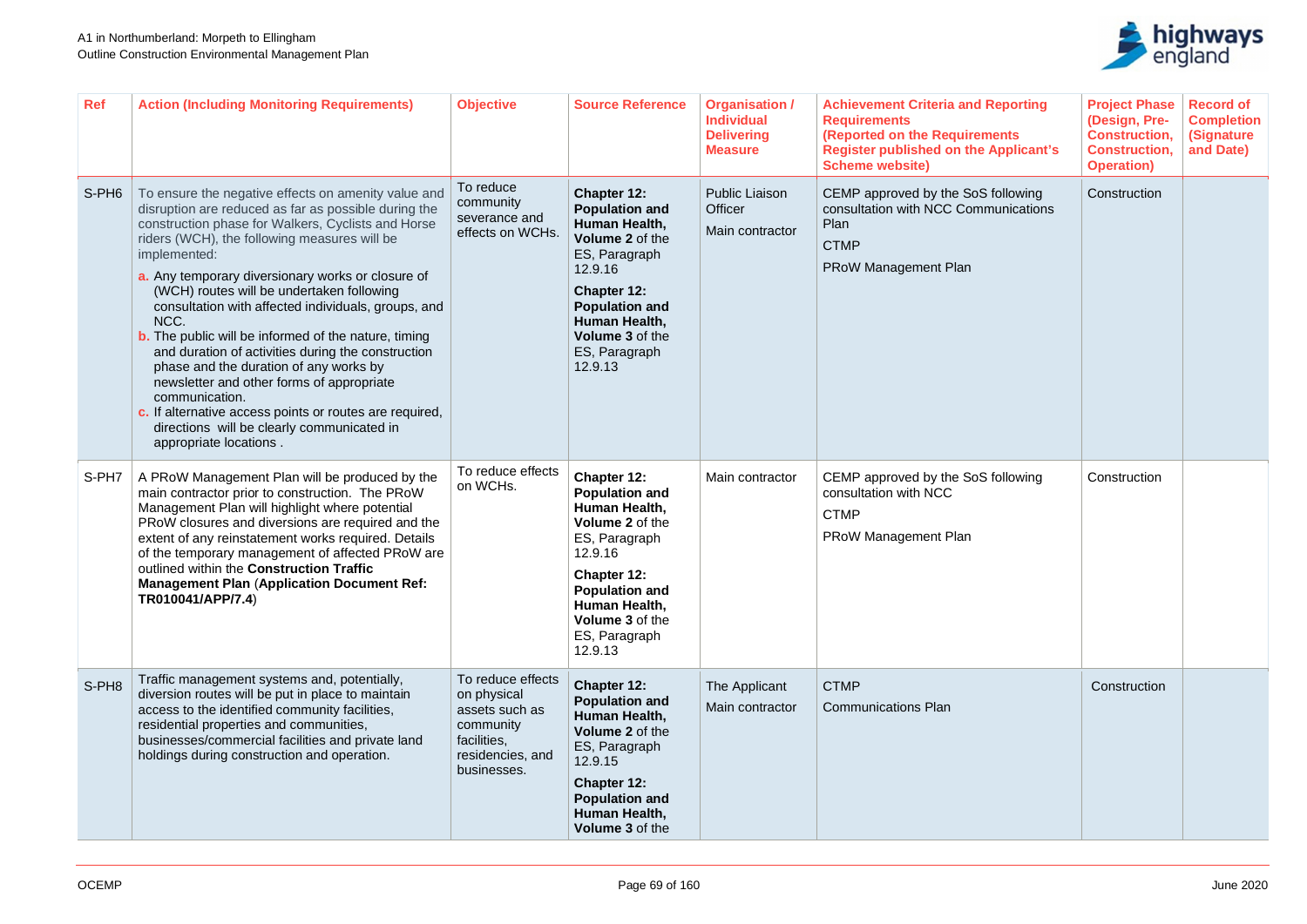| Ref | Action (Including Monitoring Requirements) | Objective | Source Reference | Organisation / Individual Delivering Measure | Achievement Criteria and Reporting Requirements (Reported on the Requirements Register published on the Applicant's Scheme website) | Project Phase (Design, Pre-Construction, Construction, Operation) | Record of Completion (Signature and Date) |
|---|---|---|---|---|---|---|---|
| S-PH6 | To ensure the negative effects on amenity value and disruption are reduced as far as possible during the construction phase for Walkers, Cyclists and Horse riders (WCH), the following measures will be implemented:<br>a. Any temporary diversionary works or closure of (WCH) routes will be undertaken following consultation with affected individuals, groups, and NCC.<br>b. The public will be informed of the nature, timing and duration of activities during the construction phase and the duration of any works by newsletter and other forms of appropriate communication.<br>c. If alternative access points or routes are required, directions will be clearly communicated in appropriate locations . | To reduce community severance and effects on WCHs. | **Chapter 12: Population and Human Health, Volume 2** of the ES, Paragraph 12.9.16<br>**Chapter 12: Population and Human Health, Volume 3** of the ES, Paragraph 12.9.13 | Public Liaison Officer<br>Main contractor | CEMP approved by the SoS following consultation with NCC Communications Plan<br>CTMP<br>PRoW Management Plan | Construction | |
| S-PH7 | A PRoW Management Plan will be produced by the main contractor prior to construction. The PRoW Management Plan will highlight where potential PRoW closures and diversions are required and the extent of any reinstatement works required. Details of the temporary management of affected PRoW are outlined within the **Construction Traffic Management Plan** (**Application Document Ref: TR010041/APP/7.4**) | To reduce effects on WCHs. | **Chapter 12: Population and Human Health, Volume 2** of the ES, Paragraph 12.9.16<br>**Chapter 12: Population and Human Health, Volume 3** of the ES, Paragraph 12.9.13 | Main contractor | CEMP approved by the SoS following consultation with NCC<br>CTMP<br>PRoW Management Plan | Construction | |
| S-PH8 | Traffic management systems and, potentially, diversion routes will be put in place to maintain access to the identified community facilities, residential properties and communities, businesses/commercial facilities and private land holdings during construction and operation. | To reduce effects on physical assets such as community facilities, residencies, and businesses. | **Chapter 12: Population and Human Health, Volume 2** of the ES, Paragraph 12.9.15<br>**Chapter 12: Population and Human Health, Volume 3** of the | The Applicant<br>Main contractor | CTMP<br>Communications Plan | Construction | |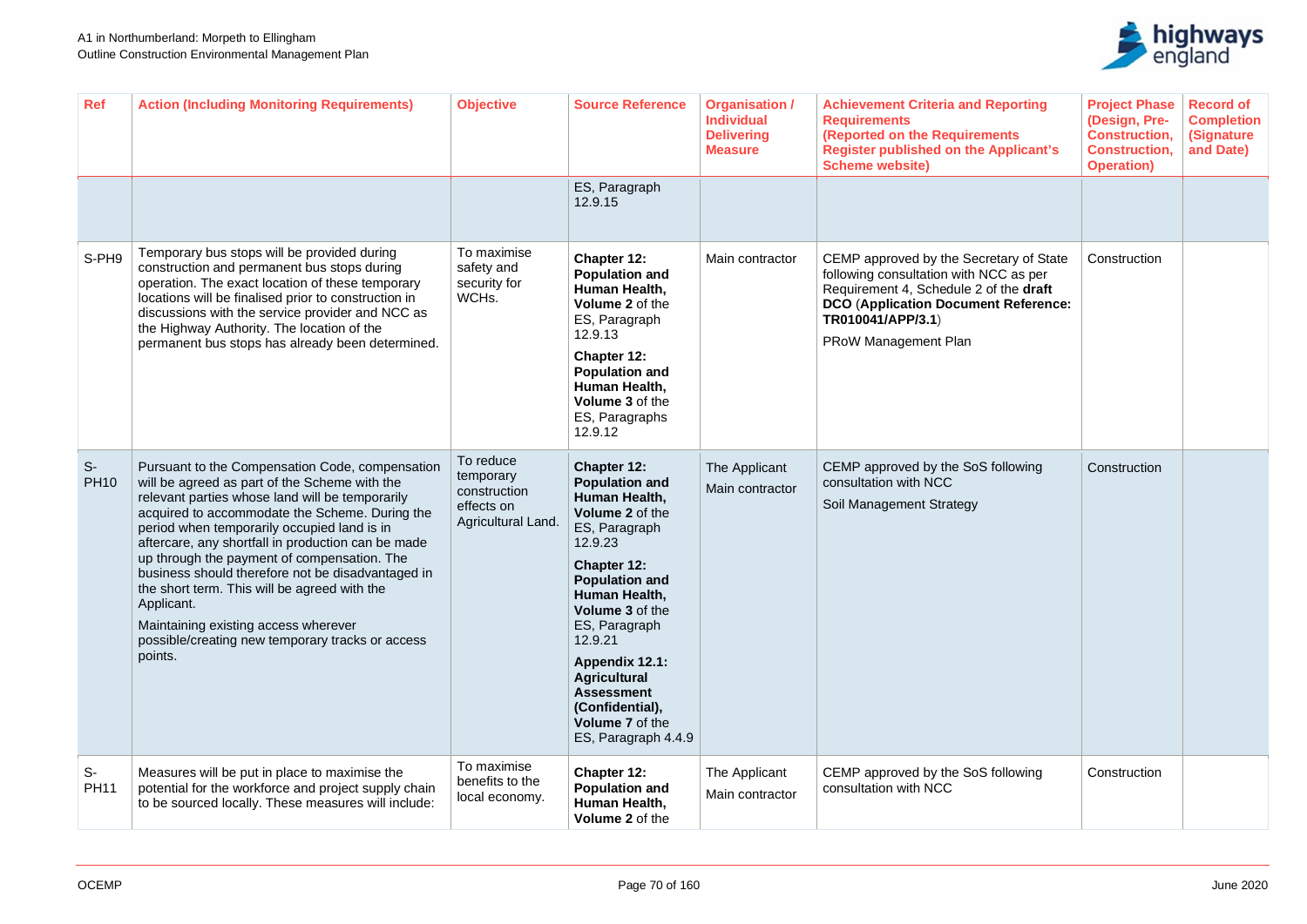| Ref | Action (Including Monitoring Requirements) | Objective | Source Reference | Organisation / Individual Delivering Measure | Achievement Criteria and Reporting Requirements (Reported on the Requirements Register published on the Applicant's Scheme website) | Project Phase (Design, Pre-Construction, Construction, Operation) | Record of Completion (Signature and Date) |
|---|---|---|---|---|---|---|---|
| | | | ES, Paragraph 12.9.15 | | | | |
| S-PH9 | Temporary bus stops will be provided during construction and permanent bus stops during operation. The exact location of these temporary locations will be finalised prior to construction in discussions with the service provider and NCC as the Highway Authority. The location of the permanent bus stops has already been determined. | To maximise safety and security for WCHs. | **Chapter 12: Population and Human Health, Volume 2** of the ES, Paragraph 12.9.13<br><br>**Chapter 12: Population and Human Health, Volume 3** of the ES, Paragraphs 12.9.12 | Main contractor | CEMP approved by the Secretary of State following consultation with NCC as per Requirement 4, Schedule 2 of the **draft DCO (Application Document Reference: TR010041/APP/3.1**)<br><br>PRoW Management Plan | Construction | |
| S-PH10 | Pursuant to the Compensation Code, compensation will be agreed as part of the Scheme with the relevant parties whose land will be temporarily acquired to accommodate the Scheme. During the period when temporarily occupied land is in aftercare, any shortfall in production can be made up through the payment of compensation. The business should therefore not be disadvantaged in the short term. This will be agreed with the Applicant.<br><br>Maintaining existing access wherever possible/creating new temporary tracks or access points. | To reduce temporary construction effects on Agricultural Land. | **Chapter 12: Population and Human Health, Volume 2** of the ES, Paragraph 12.9.23<br><br>**Chapter 12: Population and Human Health, Volume 3** of the ES, Paragraph 12.9.21<br><br>**Appendix 12.1: Agricultural Assessment (Confidential), Volume 7** of the ES, Paragraph 4.4.9 | The Applicant<br><br>Main contractor | CEMP approved by the SoS following consultation with NCC<br><br>Soil Management Strategy | Construction | |
| S-PH11 | Measures will be put in place to maximise the potential for the workforce and project supply chain to be sourced locally. These measures will include: | To maximise benefits to the local economy. | **Chapter 12: Population and Human Health, Volume 2** of the | The Applicant<br><br>Main contractor | CEMP approved by the SoS following consultation with NCC | Construction | |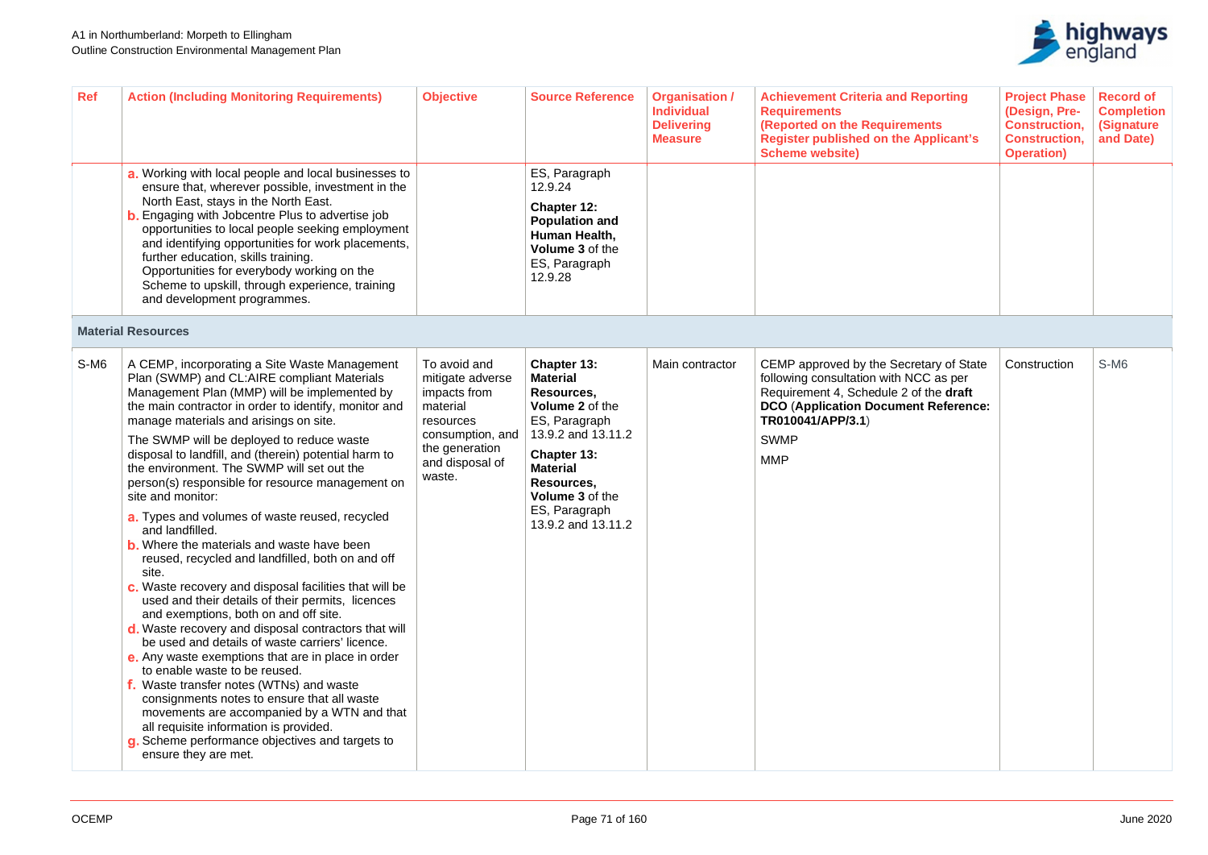| Ref | Action (Including Monitoring Requirements) | Objective | Source Reference | Organisation / Individual Delivering Measure | Achievement Criteria and Reporting Requirements (Reported on the Requirements Register published on the Applicant's Scheme website) | Project Phase (Design, Pre-Construction, Construction, Operation) | Record of Completion (Signature and Date) |
|---|---|---|---|---|---|---|---|
| | a. Working with local people and local businesses to ensure that, wherever possible, investment in the North East, stays in the North East.<br>b. Engaging with Jobcentre Plus to advertise job opportunities to local people seeking employment and identifying opportunities for work placements, further education, skills training.<br>Opportunities for everybody working on the Scheme to upskill, through experience, training and development programmes. | | ES, Paragraph 12.9.24<br>**Chapter 12: Population and Human Health, Volume 3** of the ES, Paragraph 12.9.28 | | | | |
| **Material Resources** | | | | | | | |
| S-M6 | A CEMP, incorporating a Site Waste Management Plan (SWMP) and CL:AIRE compliant Materials Management Plan (MMP) will be implemented by the main contractor in order to identify, monitor and manage materials and arisings on site.<br>The SWMP will be deployed to reduce waste disposal to landfill, and (therein) potential harm to the environment. The SWMP will set out the person(s) responsible for resource management on site and monitor:<br>a. Types and volumes of waste reused, recycled and landfilled.<br>b. Where the materials and waste have been reused, recycled and landfilled, both on and off site.<br>c. Waste recovery and disposal facilities that will be used and their details of their permits, licences and exemptions, both on and off site.<br>d. Waste recovery and disposal contractors that will be used and details of waste carriers' licence.<br>e. Any waste exemptions that are in place in order to enable waste to be reused.<br>f. Waste transfer notes (WTNs) and waste consignments notes to ensure that all waste movements are accompanied by a WTN and that all requisite information is provided.<br>g. Scheme performance objectives and targets to ensure they are met. | To avoid and mitigate adverse impacts from material resources consumption, and the generation and disposal of waste. | **Chapter 13: Material Resources, Volume 2** of the ES, Paragraph 13.9.2 and 13.11.2<br>**Chapter 13: Material Resources, Volume 3** of the ES, Paragraph 13.9.2 and 13.11.2 | Main contractor | CEMP approved by the Secretary of State following consultation with NCC as per Requirement 4, Schedule 2 of the **draft DCO** (**Application Document Reference: TR010041/APP/3.1**)<br>SWMP<br>MMP | Construction | S-M6 |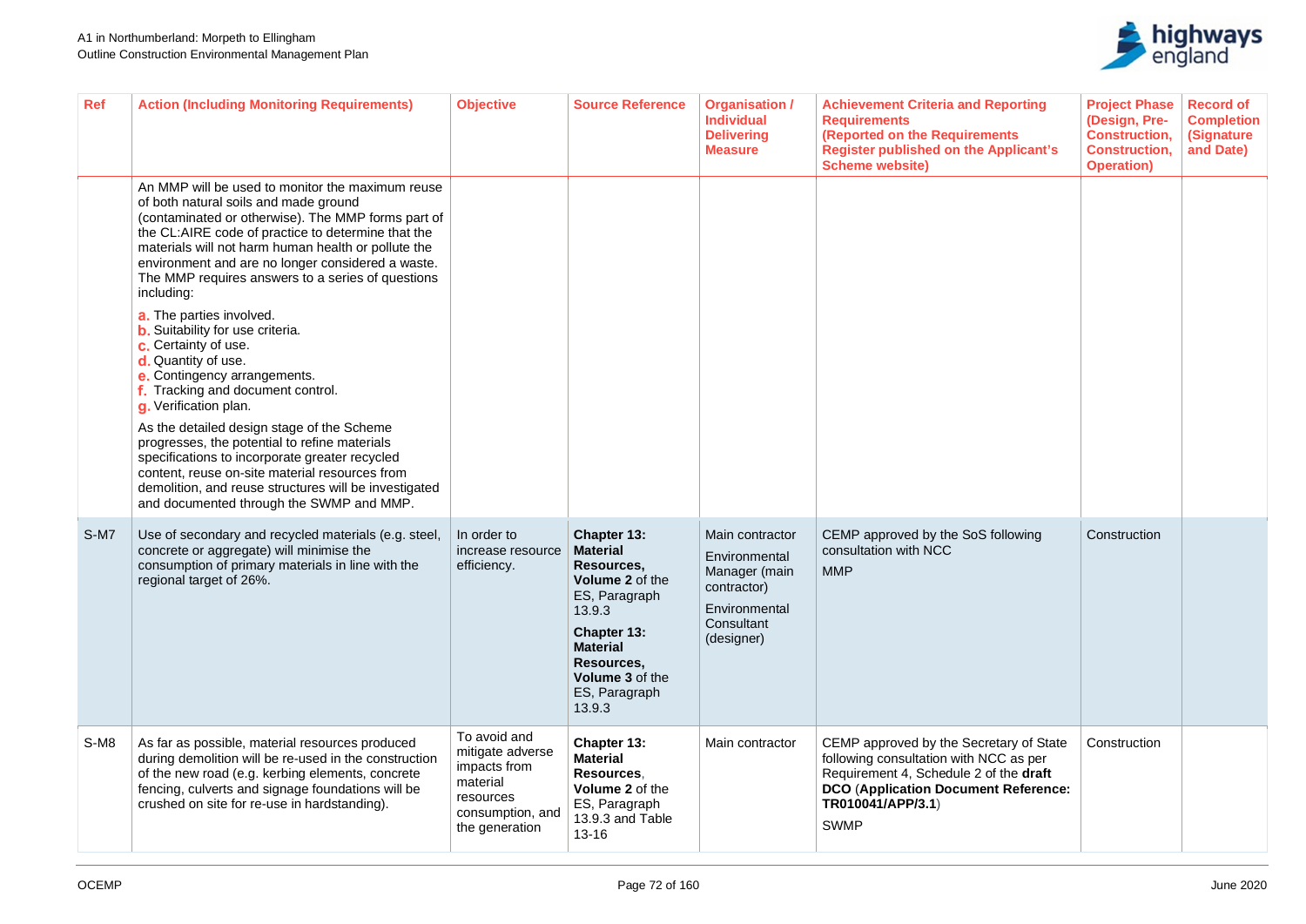| Ref | Action (Including Monitoring Requirements) | Objective | Source Reference | Organisation / Individual Delivering Measure | Achievement Criteria and Reporting Requirements (Reported on the Requirements Register published on the Applicant's Scheme website) | Project Phase (Design, Pre-Construction, Construction, Operation) | Record of Completion (Signature and Date) |
|---|---|---|---|---|---|---|---|
| | An MMP will be used to monitor the maximum reuse of both natural soils and made ground (contaminated or otherwise). The MMP forms part of the CL:AIRE code of practice to determine that the materials will not harm human health or pollute the environment and are no longer considered a waste. The MMP requires answers to a series of questions including:<br>a. The parties involved.<br>b. Suitability for use criteria.<br>c. Certainty of use.<br>d. Quantity of use.<br>e. Contingency arrangements.<br>f. Tracking and document control.<br>g. Verification plan.<br>As the detailed design stage of the Scheme progresses, the potential to refine materials specifications to incorporate greater recycled content, reuse on-site material resources from demolition, and reuse structures will be investigated and documented through the SWMP and MMP. | | | | | | |
| S-M7 | Use of secondary and recycled materials (e.g. steel, concrete or aggregate) will minimise the consumption of primary materials in line with the regional target of 26%. | In order to increase resource efficiency. | **Chapter 13: Material Resources, Volume 2** of the ES, Paragraph 13.9.3<br>**Chapter 13: Material Resources, Volume 3** of the ES, Paragraph 13.9.3 | Main contractor<br>Environmental Manager (main contractor)<br>Environmental Consultant (designer) | CEMP approved by the SoS following consultation with NCC<br>MMP | Construction | |
| S-M8 | As far as possible, material resources produced during demolition will be re-used in the construction of the new road (e.g. kerbing elements, concrete fencing, culverts and signage foundations will be crushed on site for re-use in hardstanding). | To avoid and mitigate adverse impacts from material resources consumption, and the generation | **Chapter 13: Material Resources**, **Volume 2** of the ES, Paragraph 13.9.3 and Table 13-16 | Main contractor | CEMP approved by the Secretary of State following consultation with NCC as per Requirement 4, Schedule 2 of the **draft DCO** (**Application Document Reference: TR010041/APP/3.1**)<br>SWMP | Construction | |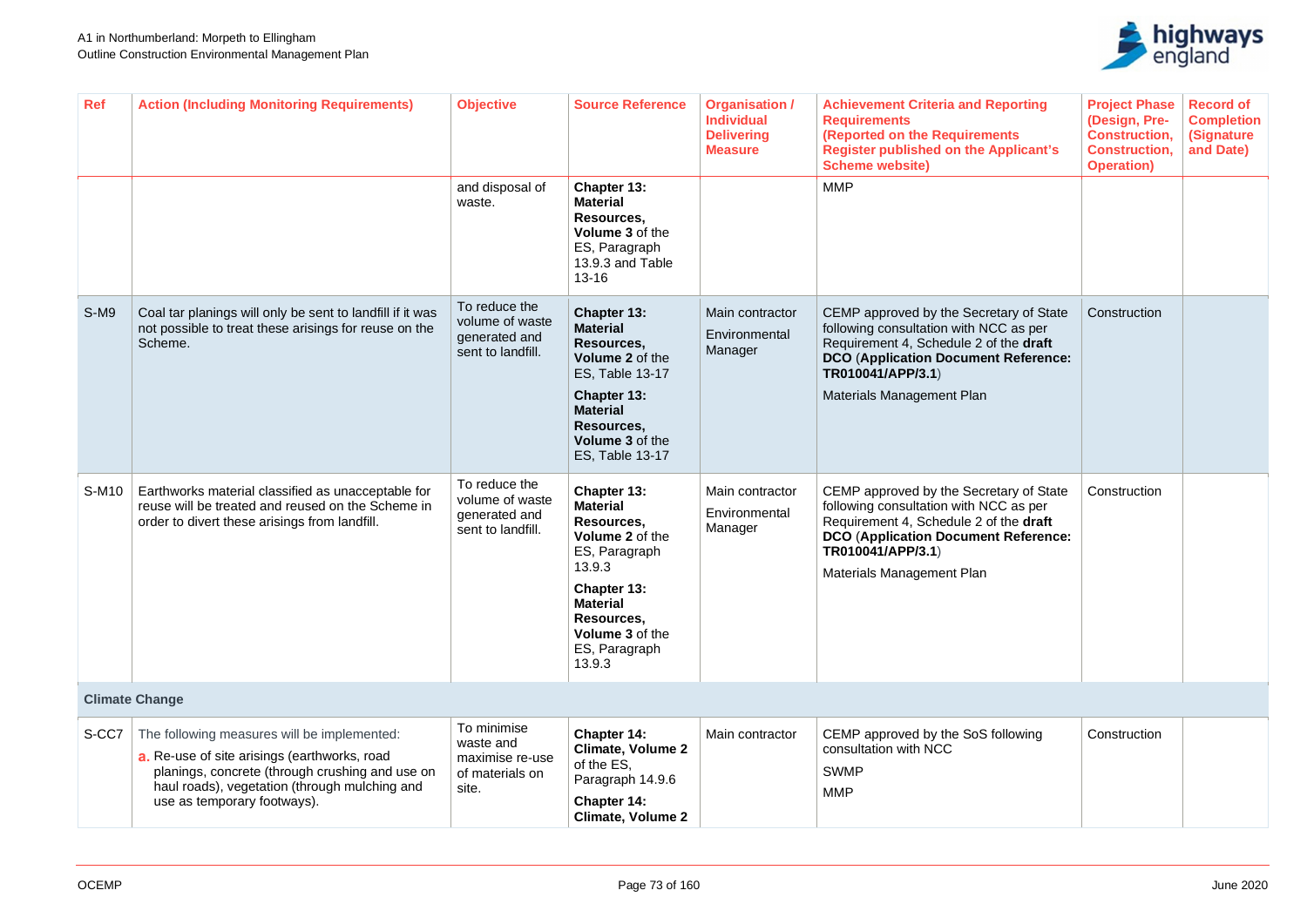| Ref | Action (Including Monitoring Requirements) | Objective | Source Reference | Organisation / Individual Delivering Measure | Achievement Criteria and Reporting Requirements (Reported on the Requirements Register published on the Applicant's Scheme website) | Project Phase (Design, Pre-Construction, Construction, Operation) | Record of Completion (Signature and Date) |
|---|---|---|---|---|---|---|---|
| | | and disposal of waste. | **Chapter 13: Material Resources, Volume 3** of the ES, Paragraph 13.9.3 and Table 13-16 | | MMP | | |
| S-M9 | Coal tar planings will only be sent to landfill if it was not possible to treat these arisings for reuse on the Scheme. | To reduce the volume of waste generated and sent to landfill. | **Chapter 13: Material Resources, Volume 2** of the ES, Table 13-17<br>**Chapter 13: Material Resources, Volume 3** of the ES, Table 13-17 | Main contractor<br>Environmental Manager | CEMP approved by the Secretary of State following consultation with NCC as per Requirement 4, Schedule 2 of the **draft DCO** (**Application Document Reference: TR010041/APP/3.1**)<br>Materials Management Plan | Construction | |
| S-M10 | Earthworks material classified as unacceptable for reuse will be treated and reused on the Scheme in order to divert these arisings from landfill. | To reduce the volume of waste generated and sent to landfill. | **Chapter 13: Material Resources, Volume 2** of the ES, Paragraph 13.9.3<br>**Chapter 13: Material Resources, Volume 3** of the ES, Paragraph 13.9.3 | Main contractor<br>Environmental Manager | CEMP approved by the Secretary of State following consultation with NCC as per Requirement 4, Schedule 2 of the **draft DCO** (**Application Document Reference: TR010041/APP/3.1**)<br>Materials Management Plan | Construction | |
| **Climate Change** | | | | | | | |
| S-CC7 | The following measures will be implemented:<br>a. Re-use of site arisings (earthworks, road planings, concrete (through crushing and use on haul roads), vegetation (through mulching and use as temporary footways). | To minimise waste and maximise re-use of materials on site. | **Chapter 14: Climate, Volume 2** of the ES, Paragraph 14.9.6<br>**Chapter 14: Climate, Volume 2** | Main contractor | CEMP approved by the SoS following consultation with NCC<br>SWMP<br>MMP | Construction | |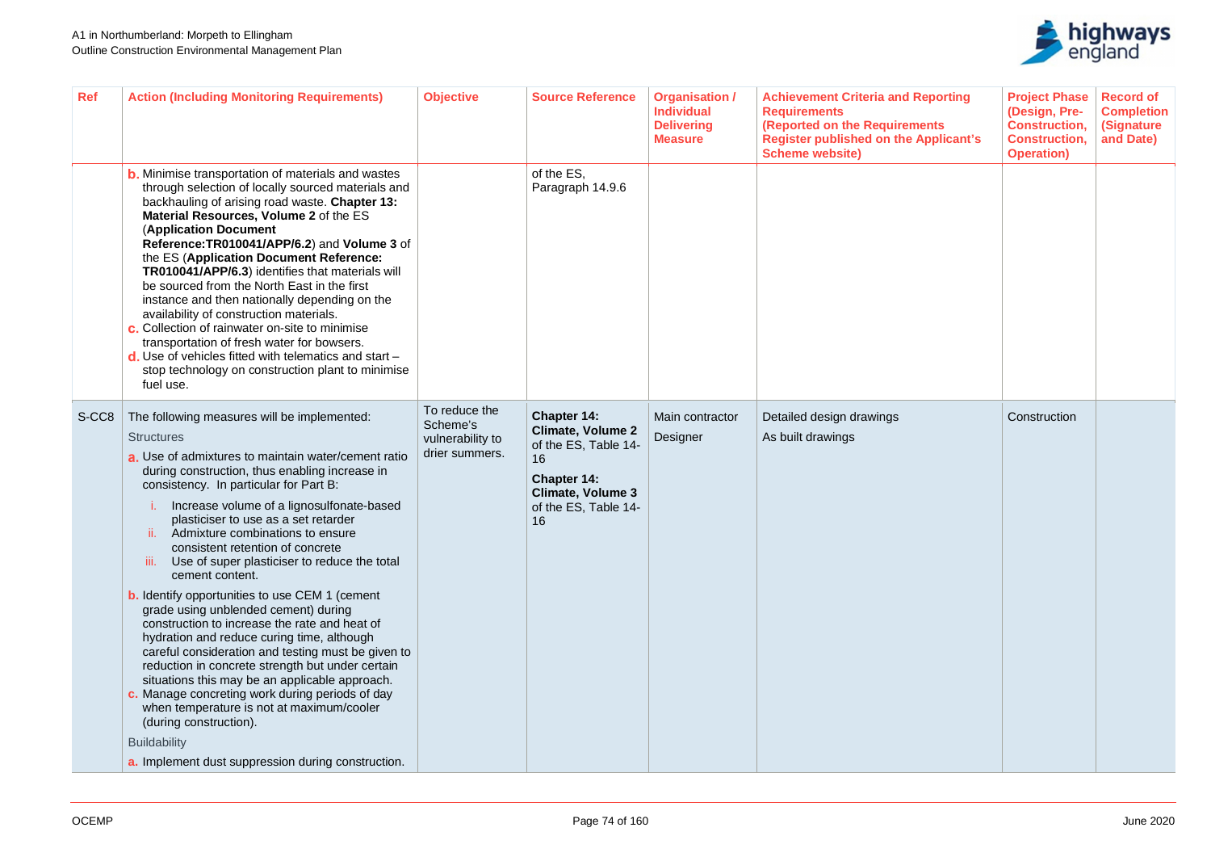| Ref | Action (Including Monitoring Requirements) | Objective | Source Reference | Organisation / Individual Delivering Measure | Achievement Criteria and Reporting Requirements (Reported on the Requirements Register published on the Applicant's Scheme website) | Project Phase (Design, Pre-Construction, Construction, Operation) | Record of Completion (Signature and Date) |
|---|---|---|---|---|---|---|---|
| | b. Minimise transportation of materials and wastes through selection of locally sourced materials and backhauling of arising road waste. **Chapter 13: Material Resources, Volume 2** of the ES (**Application Document Reference:TR010041/APP/6.2**) and **Volume 3** of the ES (**Application Document Reference: TR010041/APP/6.3**) identifies that materials will be sourced from the North East in the first instance and then nationally depending on the availability of construction materials.<br>c. Collection of rainwater on-site to minimise transportation of fresh water for bowsers.<br>d. Use of vehicles fitted with telematics and start – stop technology on construction plant to minimise fuel use. | | of the ES, Paragraph 14.9.6 | | | | |
| S-CC8 | The following measures will be implemented:<br>Structures<br>a. Use of admixtures to maintain water/cement ratio during construction, thus enabling increase in consistency. In particular for Part B:<br>i. Increase volume of a lignosulfonate-based plasticiser to use as a set retarder<br>ii. Admixture combinations to ensure consistent retention of concrete<br>iii. Use of super plasticiser to reduce the total cement content.<br>b. Identify opportunities to use CEM 1 (cement grade using unblended cement) during construction to increase the rate and heat of hydration and reduce curing time, although careful consideration and testing must be given to reduction in concrete strength but under certain situations this may be an applicable approach.<br>c. Manage concreting work during periods of day when temperature is not at maximum/cooler (during construction).<br>Buildability<br>a. Implement dust suppression during construction. | To reduce the Scheme's vulnerability to drier summers. | **Chapter 14: Climate, Volume 2** of the ES, Table 14-16<br>**Chapter 14: Climate, Volume 3** of the ES, Table 14-16 | Main contractor<br>Designer | Detailed design drawings<br>As built drawings | Construction | |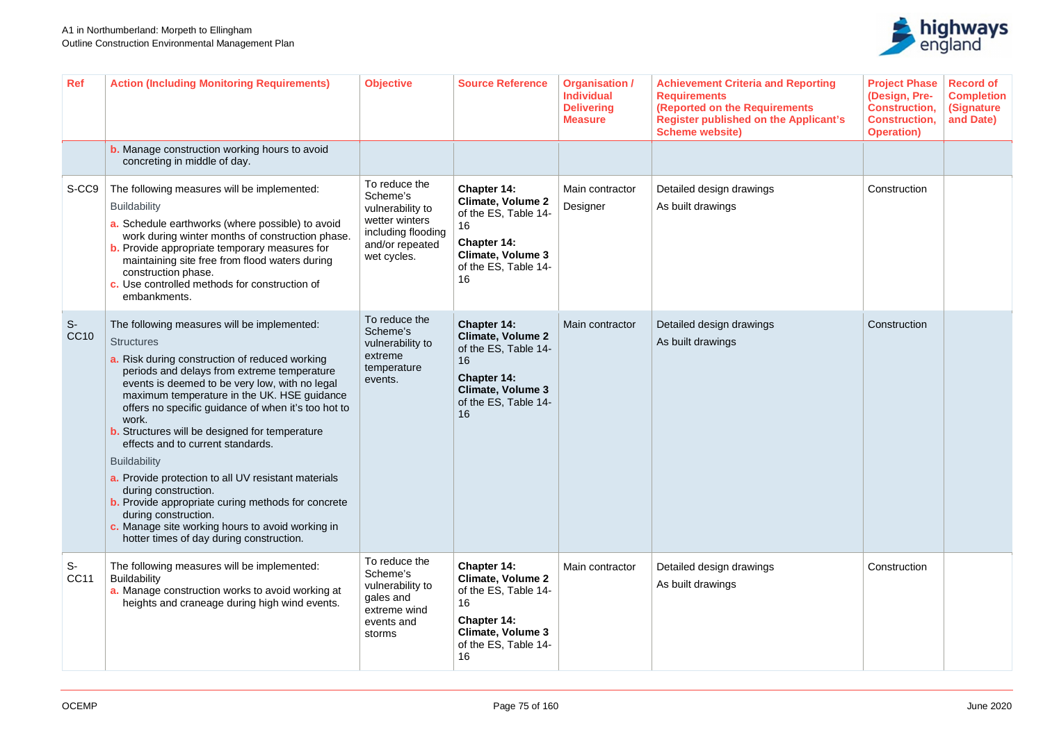| Ref | Action (Including Monitoring Requirements) | Objective | Source Reference | Organisation / Individual Delivering Measure | Achievement Criteria and Reporting Requirements (Reported on the Requirements Register published on the Applicant's Scheme website) | Project Phase (Design, Pre-Construction, Construction, Operation) | Record of Completion (Signature and Date) |
|---|---|---|---|---|---|---|---|
| | b. Manage construction working hours to avoid concreting in middle of day. | | | | | | |
| S-CC9 | The following measures will be implemented:<br>Buildability<br>a. Schedule earthworks (where possible) to avoid work during winter months of construction phase.<br>b. Provide appropriate temporary measures for maintaining site free from flood waters during construction phase.<br>c. Use controlled methods for construction of embankments. | To reduce the Scheme's vulnerability to wetter winters including flooding and/or repeated wet cycles. | **Chapter 14: Climate, Volume 2** of the ES, Table 14-16<br>**Chapter 14: Climate, Volume 3** of the ES, Table 14-16 | Main contractor<br>Designer | Detailed design drawings<br>As built drawings | Construction | |
| S-CC10 | The following measures will be implemented:<br>Structures<br>a. Risk during construction of reduced working periods and delays from extreme temperature events is deemed to be very low, with no legal maximum temperature in the UK. HSE guidance offers no specific guidance of when it's too hot to work.<br>b. Structures will be designed for temperature effects and to current standards.<br>Buildability<br>a. Provide protection to all UV resistant materials during construction.<br>b. Provide appropriate curing methods for concrete during construction.<br>c. Manage site working hours to avoid working in hotter times of day during construction. | To reduce the Scheme's vulnerability to extreme temperature events. | **Chapter 14: Climate, Volume 2** of the ES, Table 14-16<br>**Chapter 14: Climate, Volume 3** of the ES, Table 14-16 | Main contractor | Detailed design drawings<br>As built drawings | Construction | |
| S-CC11 | The following measures will be implemented:<br>Buildability<br>a. Manage construction works to avoid working at heights and craneage during high wind events. | To reduce the Scheme's vulnerability to gales and extreme wind events and storms | **Chapter 14: Climate, Volume 2** of the ES, Table 14-16<br>**Chapter 14: Climate, Volume 3** of the ES, Table 14-16 | Main contractor | Detailed design drawings<br>As built drawings | Construction | |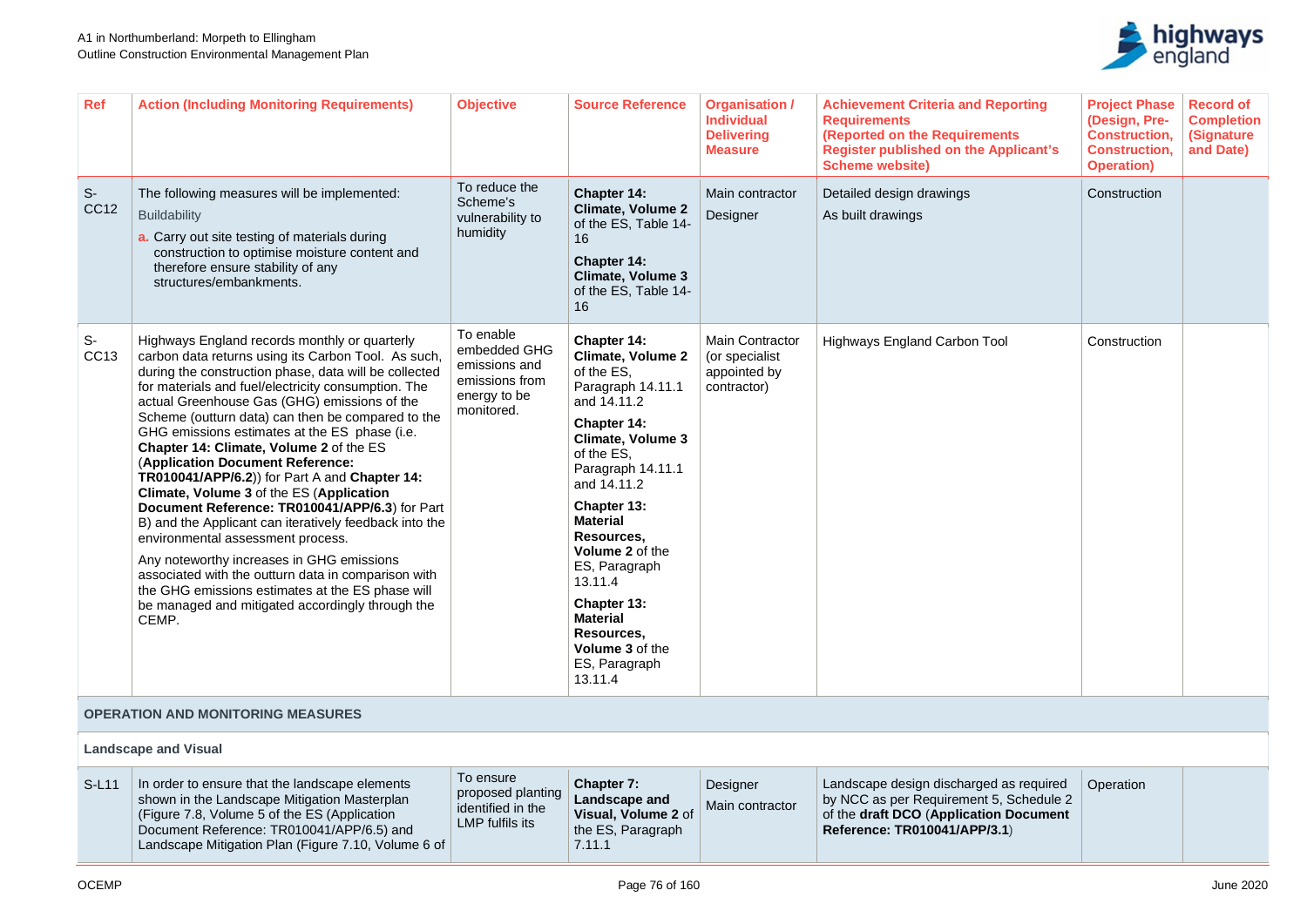| Ref | Action (Including Monitoring Requirements) | Objective | Source Reference | Organisation / Individual Delivering Measure | Achievement Criteria and Reporting Requirements (Reported on the Requirements Register published on the Applicant's Scheme website) | Project Phase (Design, Pre-Construction, Construction, Operation) | Record of Completion (Signature and Date) |
|---|---|---|---|---|---|---|---|
| S-CC12 | The following measures will be implemented:<br>Buildability<br>a. Carry out site testing of materials during construction to optimise moisture content and therefore ensure stability of any structures/embankments. | To reduce the Scheme's vulnerability to humidity | **Chapter 14: Climate, Volume 2** of the ES, Table 14-16<br>**Chapter 14: Climate, Volume 3** of the ES, Table 14-16 | Main contractor<br>Designer | Detailed design drawings<br>As built drawings | Construction | |
| S-CC13 | Highways England records monthly or quarterly carbon data returns using its Carbon Tool. As such, during the construction phase, data will be collected for materials and fuel/electricity consumption. The actual Greenhouse Gas (GHG) emissions of the Scheme (outturn data) can then be compared to the GHG emissions estimates at the ES phase (i.e. **Chapter 14: Climate, Volume 2** of the ES (**Application Document Reference: TR010041/APP/6.2**)) for Part A and **Chapter 14: Climate, Volume 3** of the ES (**Application Document Reference: TR010041/APP/6.3**) for Part B) and the Applicant can iteratively feedback into the environmental assessment process.<br>Any noteworthy increases in GHG emissions associated with the outturn data in comparison with the GHG emissions estimates at the ES phase will be managed and mitigated accordingly through the CEMP. | To enable embedded GHG emissions and emissions from energy to be monitored. | **Chapter 14: Climate, Volume 2** of the ES, Paragraph 14.11.1 and 14.11.2<br>**Chapter 14: Climate, Volume 3** of the ES, Paragraph 14.11.1 and 14.11.2<br>**Chapter 13: Material Resources, Volume 2** of the ES, Paragraph 13.11.4<br>**Chapter 13: Material Resources, Volume 3** of the ES, Paragraph 13.11.4 | Main Contractor (or specialist appointed by contractor) | Highways England Carbon Tool | Construction | |
| **OPERATION AND MONITORING MEASURES** | | | | | | | |
| **Landscape and Visual** | | | | | | | |
| S-L11 | In order to ensure that the landscape elements shown in the Landscape Mitigation Masterplan (Figure 7.8, Volume 5 of the ES (Application Document Reference: TR010041/APP/6.5) and Landscape Mitigation Plan (Figure 7.10, Volume 6 of | To ensure proposed planting identified in the LMP fulfils its | **Chapter 7: Landscape and Visual, Volume 2** of the ES, Paragraph 7.11.1 | Designer<br>Main contractor | Landscape design discharged as required by NCC as per Requirement 5, Schedule 2 of the **draft DCO** (**Application Document Reference: TR010041/APP/3.1**) | Operation | |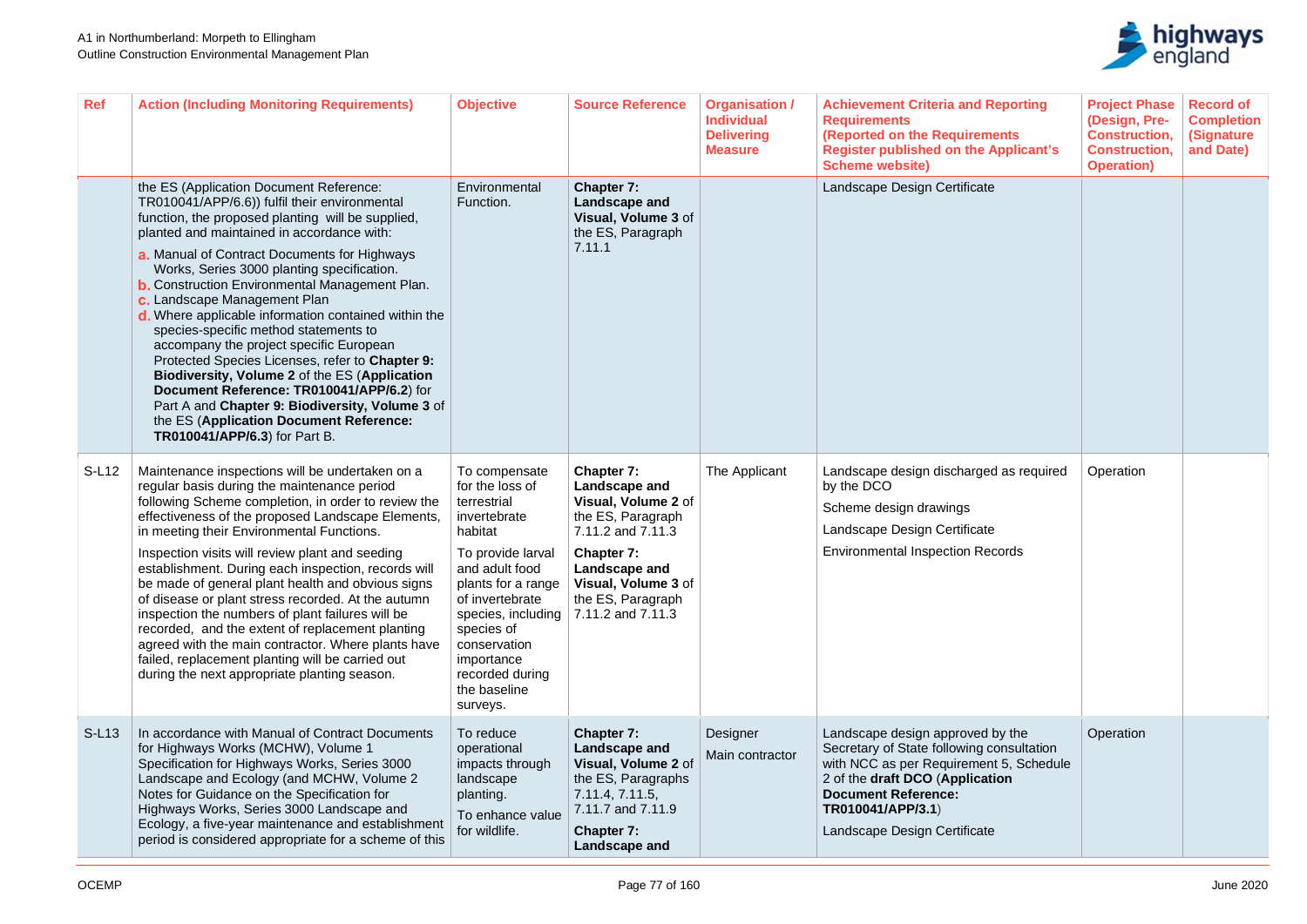| Ref | Action (Including Monitoring Requirements) | Objective | Source Reference | Organisation / Individual Delivering Measure | Achievement Criteria and Reporting Requirements (Reported on the Requirements Register published on the Applicant's Scheme website) | Project Phase (Design, Pre-Construction, Construction, Operation) | Record of Completion (Signature and Date) |
|---|---|---|---|---|---|---|---|
| | the ES (Application Document Reference: TR010041/APP/6.6)) fulfil their environmental function, the proposed planting will be supplied, planted and maintained in accordance with:<br>a. Manual of Contract Documents for Highways Works, Series 3000 planting specification.<br>b. Construction Environmental Management Plan.<br>c. Landscape Management Plan<br>d. Where applicable information contained within the species-specific method statements to accompany the project specific European Protected Species Licenses, refer to **Chapter 9: Biodiversity, Volume 2** of the ES (**Application Document Reference: TR010041/APP/6.2**) for Part A and **Chapter 9: Biodiversity, Volume 3** of the ES (**Application Document Reference: TR010041/APP/6.3**) for Part B. | Environmental Function. | **Chapter 7: Landscape and Visual, Volume 3** of the ES, Paragraph 7.11.1 | | Landscape Design Certificate | | |
| S-L12 | Maintenance inspections will be undertaken on a regular basis during the maintenance period following Scheme completion, in order to review the effectiveness of the proposed Landscape Elements, in meeting their Environmental Functions.<br>Inspection visits will review plant and seeding establishment. During each inspection, records will be made of general plant health and obvious signs of disease or plant stress recorded. At the autumn inspection the numbers of plant failures will be recorded, and the extent of replacement planting agreed with the main contractor. Where plants have failed, replacement planting will be carried out during the next appropriate planting season. | To compensate for the loss of terrestrial invertebrate habitat<br>To provide larval and adult food plants for a range of invertebrate species, including species of conservation importance recorded during the baseline surveys. | **Chapter 7: Landscape and Visual, Volume 2** of the ES, Paragraph 7.11.2 and 7.11.3<br>**Chapter 7: Landscape and Visual, Volume 3** of the ES, Paragraph 7.11.2 and 7.11.3 | The Applicant | Landscape design discharged as required by the DCO<br>Scheme design drawings<br>Landscape Design Certificate<br>Environmental Inspection Records | Operation | |
| S-L13 | In accordance with Manual of Contract Documents for Highways Works (MCHW), Volume 1 Specification for Highways Works, Series 3000 Landscape and Ecology (and MCHW, Volume 2 Notes for Guidance on the Specification for Highways Works, Series 3000 Landscape and Ecology, a five-year maintenance and establishment period is considered appropriate for a scheme of this | To reduce operational impacts through landscape planting.<br>To enhance value for wildlife. | **Chapter 7: Landscape and Visual, Volume 2** of the ES, Paragraphs 7.11.4, 7.11.5, 7.11.7 and 7.11.9<br>**Chapter 7: Landscape and** | Designer<br>Main contractor | Landscape design approved by the Secretary of State following consultation with NCC as per Requirement 5, Schedule 2 of the **draft DCO** (**Application Document Reference: TR010041/APP/3.1**)<br>Landscape Design Certificate | Operation | |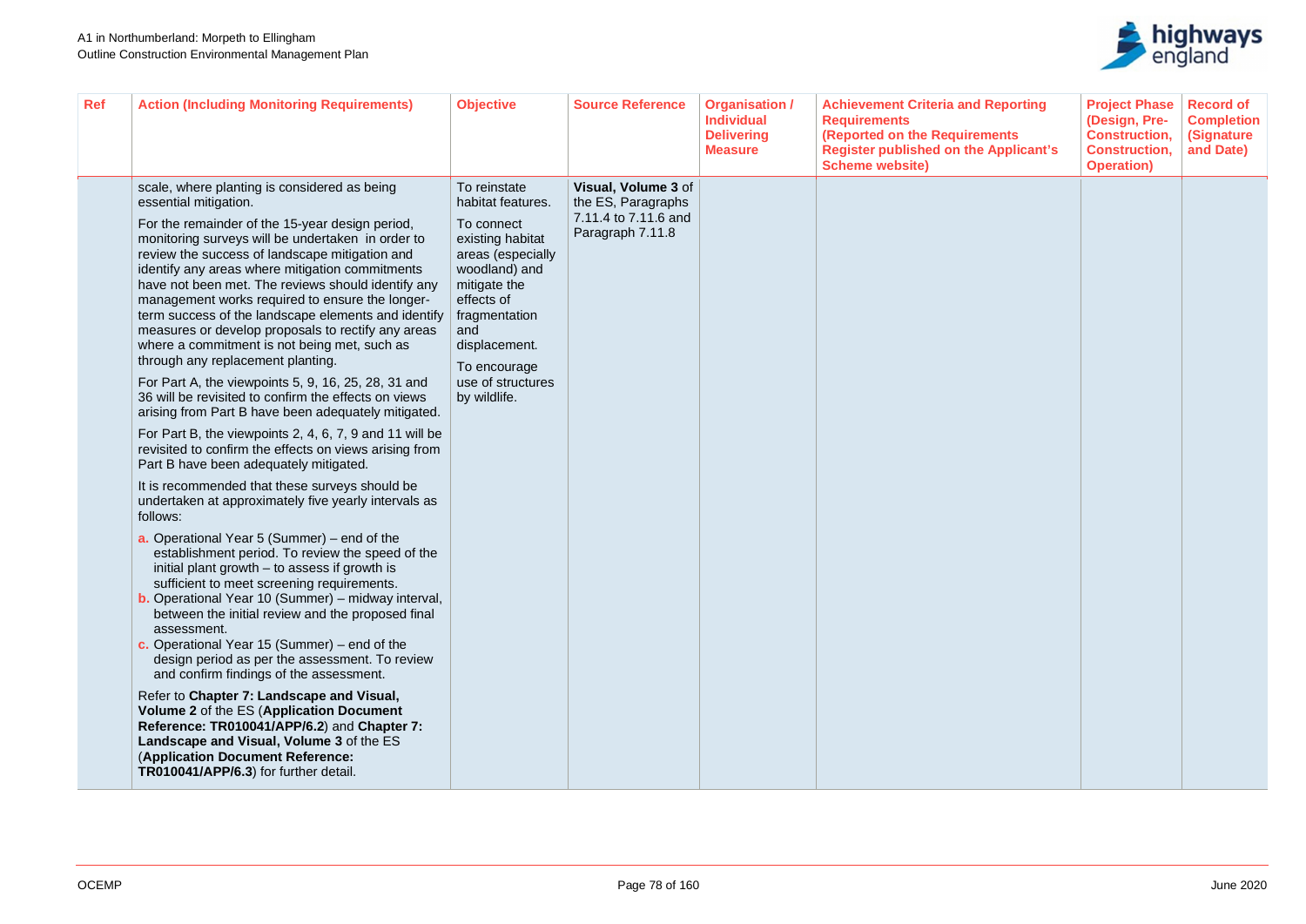| Ref | Action (Including Monitoring Requirements) | Objective | Source Reference | Organisation / Individual Delivering Measure | Achievement Criteria and Reporting Requirements (Reported on the Requirements Register published on the Applicant's Scheme website) | Project Phase (Design, Pre-Construction, Construction, Operation) | Record of Completion (Signature and Date) |
|---|---|---|---|---|---|---|---|
| | scale, where planting is considered as being essential mitigation.<br><br>For the remainder of the 15-year design period, monitoring surveys will be undertaken in order to review the success of landscape mitigation and identify any areas where mitigation commitments have not been met. The reviews should identify any management works required to ensure the longer-term success of the landscape elements and identify measures or develop proposals to rectify any areas where a commitment is not being met, such as through any replacement planting.<br><br>For Part A, the viewpoints 5, 9, 16, 25, 28, 31 and 36 will be revisited to confirm the effects on views arising from Part B have been adequately mitigated.<br><br>For Part B, the viewpoints 2, 4, 6, 7, 9 and 11 will be revisited to confirm the effects on views arising from Part B have been adequately mitigated.<br><br>It is recommended that these surveys should be undertaken at approximately five yearly intervals as follows:<br><br>a. Operational Year 5 (Summer) – end of the establishment period. To review the speed of the initial plant growth – to assess if growth is sufficient to meet screening requirements.<br>b. Operational Year 10 (Summer) – midway interval, between the initial review and the proposed final assessment.<br>c. Operational Year 15 (Summer) – end of the design period as per the assessment. To review and confirm findings of the assessment.<br><br>Refer to **Chapter 7: Landscape and Visual, Volume 2** of the ES (**Application Document Reference: TR010041/APP/6.2**) and **Chapter 7: Landscape and Visual, Volume 3** of the ES (**Application Document Reference: TR010041/APP/6.3**) for further detail. | To reinstate habitat features.<br><br>To connect existing habitat areas (especially woodland) and mitigate the effects of fragmentation and displacement.<br><br>To encourage use of structures by wildlife. | **Visual, Volume 3** of the ES, Paragraphs 7.11.4 to 7.11.6 and Paragraph 7.11.8 | | | | |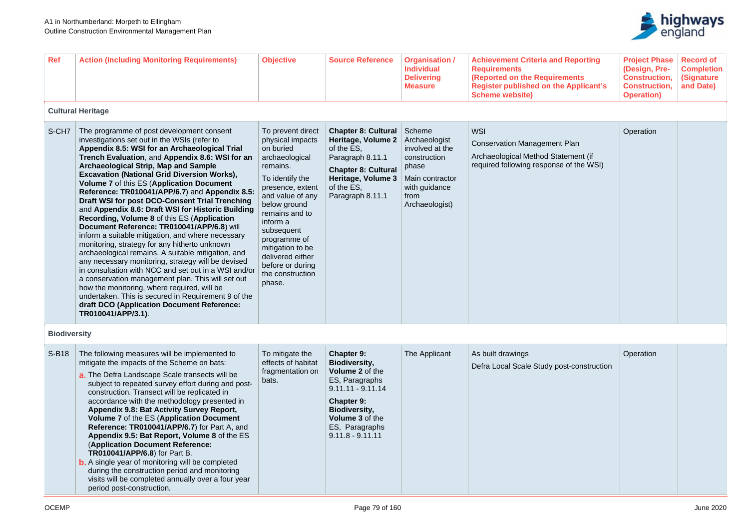| Ref | Action (Including Monitoring Requirements) | Objective | Source Reference | Organisation / Individual Delivering Measure | Achievement Criteria and Reporting Requirements (Reported on the Requirements Register published on the Applicant's Scheme website) | Project Phase (Design, Pre-Construction, Construction, Operation) | Record of Completion (Signature and Date) |
|---|---|---|---|---|---|---|---|
| **Cultural Heritage** | | | | | | | |
| S-CH7 | The programme of post development consent investigations set out in the WSIs (refer to **Appendix 8.5: WSI for an Archaeological Trial Trench Evaluation**, and **Appendix 8.6: WSI for an Archaeological Strip, Map and Sample Excavation (National Grid Diversion Works), Volume 7** of this ES (**Application Document Reference: TR010041/APP/6.7**) and **Appendix 8.5: Draft WSI for post DCO-Consent Trial Trenching** and **Appendix 8.6: Draft WSI for Historic Building Recording, Volume 8** of this ES (**Application Document Reference: TR010041/APP/6.8**) will inform a suitable mitigation, and where necessary monitoring, strategy for any hitherto unknown archaeological remains. A suitable mitigation, and any necessary monitoring, strategy will be devised in consultation with NCC and set out in a WSI and/or a conservation management plan. This will set out how the monitoring, where required, will be undertaken. This is secured in Requirement 9 of the **draft DCO (Application Document Reference: TR010041/APP/3.1)**. | To prevent direct physical impacts on buried archaeological remains.<br>To identify the presence, extent and value of any below ground remains and to inform a subsequent programme of mitigation to be delivered either before or during the construction phase. | **Chapter 8: Cultural Heritage, Volume 2** of the ES, Paragraph 8.11.1<br>**Chapter 8: Cultural Heritage, Volume 3** of the ES, Paragraph 8.11.1 | Scheme Archaeologist involved at the construction phase<br>Main contractor with guidance from Archaeologist) | WSI<br>Conservation Management Plan<br>Archaeological Method Statement (if required following response of the WSI) | Operation | |
| **Biodiversity** | | | | | | | |
| S-B18 | The following measures will be implemented to mitigate the impacts of the Scheme on bats:<br>a. The Defra Landscape Scale transects will be subject to repeated survey effort during and post-construction. Transect will be replicated in accordance with the methodology presented in **Appendix 9.8: Bat Activity Survey Report, Volume 7** of the ES (**Application Document Reference: TR010041/APP/6.7**) for Part A, and **Appendix 9.5: Bat Report, Volume 8** of the ES (**Application Document Reference: TR010041/APP/6.8**) for Part B.<br>b. A single year of monitoring will be completed during the construction period and monitoring visits will be completed annually over a four year period post-construction. | To mitigate the effects of habitat fragmentation on bats. | **Chapter 9: Biodiversity, Volume 2** of the ES, Paragraphs 9.11.11 - 9.11.14<br>**Chapter 9: Biodiversity, Volume 3** of the ES, Paragraphs 9.11.8 - 9.11.11 | The Applicant | As built drawings<br>Defra Local Scale Study post-construction | Operation | |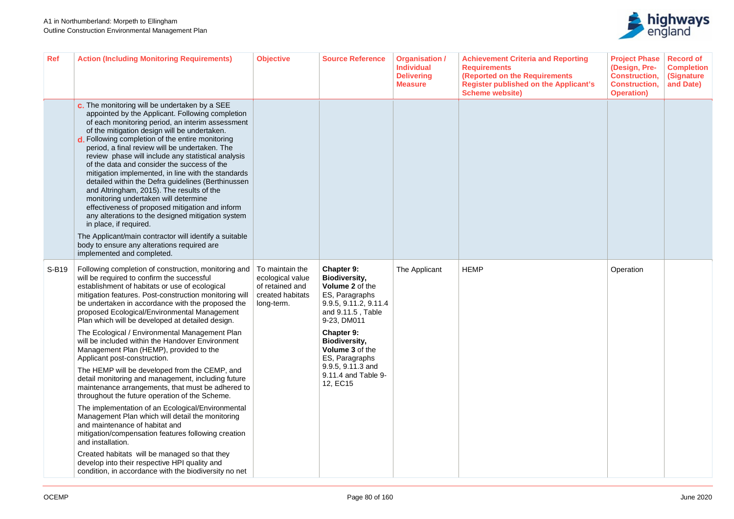| Ref | Action (Including Monitoring Requirements) | Objective | Source Reference | Organisation / Individual Delivering Measure | Achievement Criteria and Reporting Requirements (Reported on the Requirements Register published on the Applicant's Scheme website) | Project Phase (Design, Pre-Construction, Construction, Operation) | Record of Completion (Signature and Date) |
|---|---|---|---|---|---|---|---|
| | c. The monitoring will be undertaken by a SEE appointed by the Applicant. Following completion of each monitoring period, an interim assessment of the mitigation design will be undertaken.<br>d. Following completion of the entire monitoring period, a final review will be undertaken. The review phase will include any statistical analysis of the data and consider the success of the mitigation implemented, in line with the standards detailed within the Defra guidelines (Berthinussen and Altringham, 2015). The results of the monitoring undertaken will determine effectiveness of proposed mitigation and inform any alterations to the designed mitigation system in place, if required.<br><br>The Applicant/main contractor will identify a suitable body to ensure any alterations required are implemented and completed. | | | | | | |
| S-B19 | Following completion of construction, monitoring and will be required to confirm the successful establishment of habitats or use of ecological mitigation features. Post-construction monitoring will be undertaken in accordance with the proposed the proposed Ecological/Environmental Management Plan which will be developed at detailed design.<br><br>The Ecological / Environmental Management Plan will be included within the Handover Environment Management Plan (HEMP), provided to the Applicant post-construction.<br><br>The HEMP will be developed from the CEMP, and detail monitoring and management, including future maintenance arrangements, that must be adhered to throughout the future operation of the Scheme.<br><br>The implementation of an Ecological/Environmental Management Plan which will detail the monitoring and maintenance of habitat and mitigation/compensation features following creation and installation.<br><br>Created habitats will be managed so that they develop into their respective HPI quality and condition, in accordance with the biodiversity no net | To maintain the ecological value of retained and created habitats long-term. | **Chapter 9: Biodiversity, Volume 2** of the ES, Paragraphs 9.9.5, 9.11.2, 9.11.4 and 9.11.5 , Table 9-23, DM011<br><br>**Chapter 9: Biodiversity, Volume 3** of the ES, Paragraphs 9.9.5, 9.11.3 and 9.11.4 and Table 9-12, EC15 | The Applicant | HEMP | Operation | |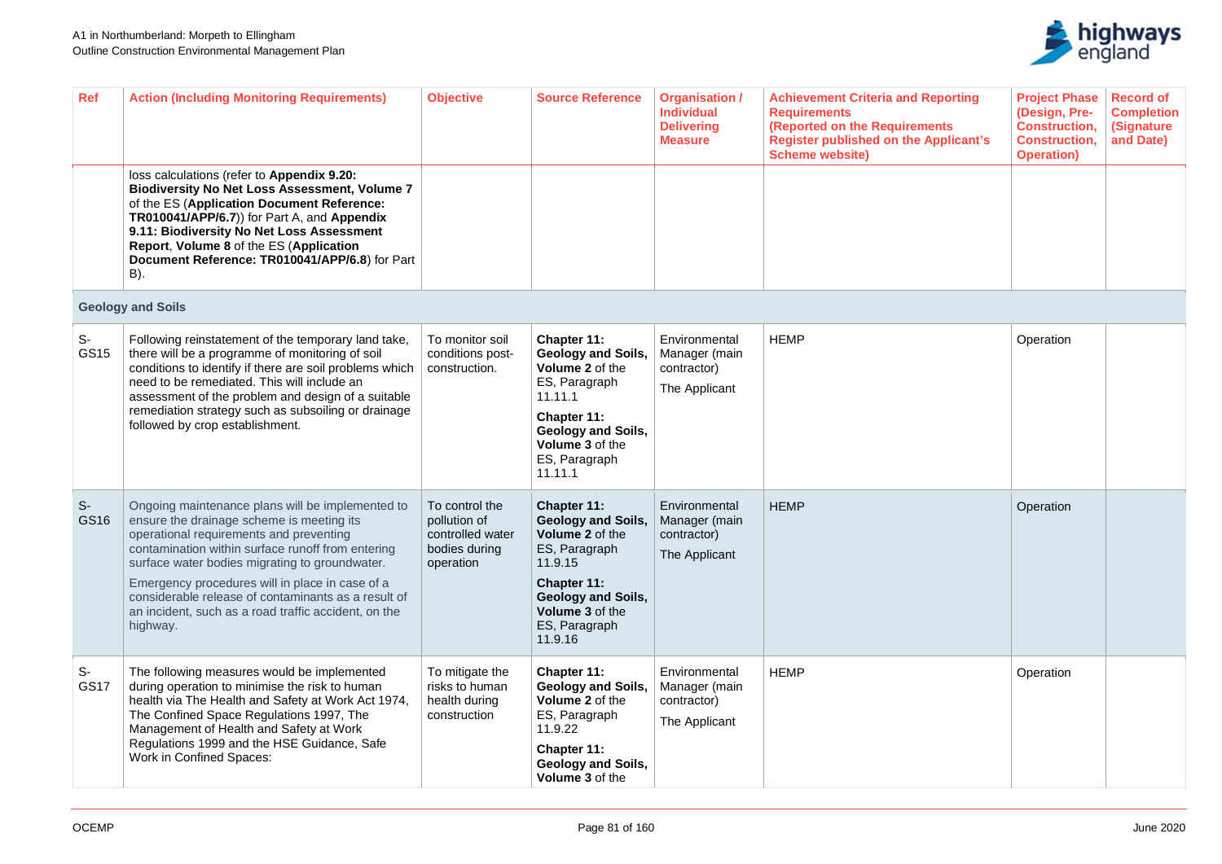| Ref | Action (Including Monitoring Requirements) | Objective | Source Reference | Organisation / Individual Delivering Measure | Achievement Criteria and Reporting Requirements (Reported on the Requirements Register published on the Applicant's Scheme website) | Project Phase (Design, Pre-Construction, Construction, Operation) | Record of Completion (Signature and Date) |
|---|---|---|---|---|---|---|---|
| | loss calculations (refer to **Appendix 9.20: Biodiversity No Net Loss Assessment, Volume 7** of the ES (**Application Document Reference: TR010041/APP/6.7**)) for Part A, and **Appendix 9.11: Biodiversity No Net Loss Assessment Report**, **Volume 8** of the ES (**Application Document Reference: TR010041/APP/6.8**) for Part B). | | | | | | |
| **Geology and Soils** | | | | | | | |
| S-GS15 | Following reinstatement of the temporary land take, there will be a programme of monitoring of soil conditions to identify if there are soil problems which need to be remediated. This will include an assessment of the problem and design of a suitable remediation strategy such as subsoiling or drainage followed by crop establishment. | To monitor soil conditions post-construction. | **Chapter 11: Geology and Soils, Volume 2** of the ES, Paragraph 11.11.1<br>**Chapter 11: Geology and Soils, Volume 3** of the ES, Paragraph 11.11.1 | Environmental Manager (main contractor)<br>The Applicant | HEMP | Operation | |
| S-GS16 | Ongoing maintenance plans will be implemented to ensure the drainage scheme is meeting its operational requirements and preventing contamination within surface runoff from entering surface water bodies migrating to groundwater.<br>Emergency procedures will in place in case of a considerable release of contaminants as a result of an incident, such as a road traffic accident, on the highway. | To control the pollution of controlled water bodies during operation | **Chapter 11: Geology and Soils, Volume 2** of the ES, Paragraph 11.9.15<br>**Chapter 11: Geology and Soils, Volume 3** of the ES, Paragraph 11.9.16 | Environmental Manager (main contractor)<br>The Applicant | HEMP | Operation | |
| S-GS17 | The following measures would be implemented during operation to minimise the risk to human health via The Health and Safety at Work Act 1974, The Confined Space Regulations 1997, The Management of Health and Safety at Work Regulations 1999 and the HSE Guidance, Safe Work in Confined Spaces: | To mitigate the risks to human health during construction | **Chapter 11: Geology and Soils, Volume 2** of the ES, Paragraph 11.9.22<br>**Chapter 11: Geology and Soils, Volume 3** of the | Environmental Manager (main contractor)<br>The Applicant | HEMP | Operation | |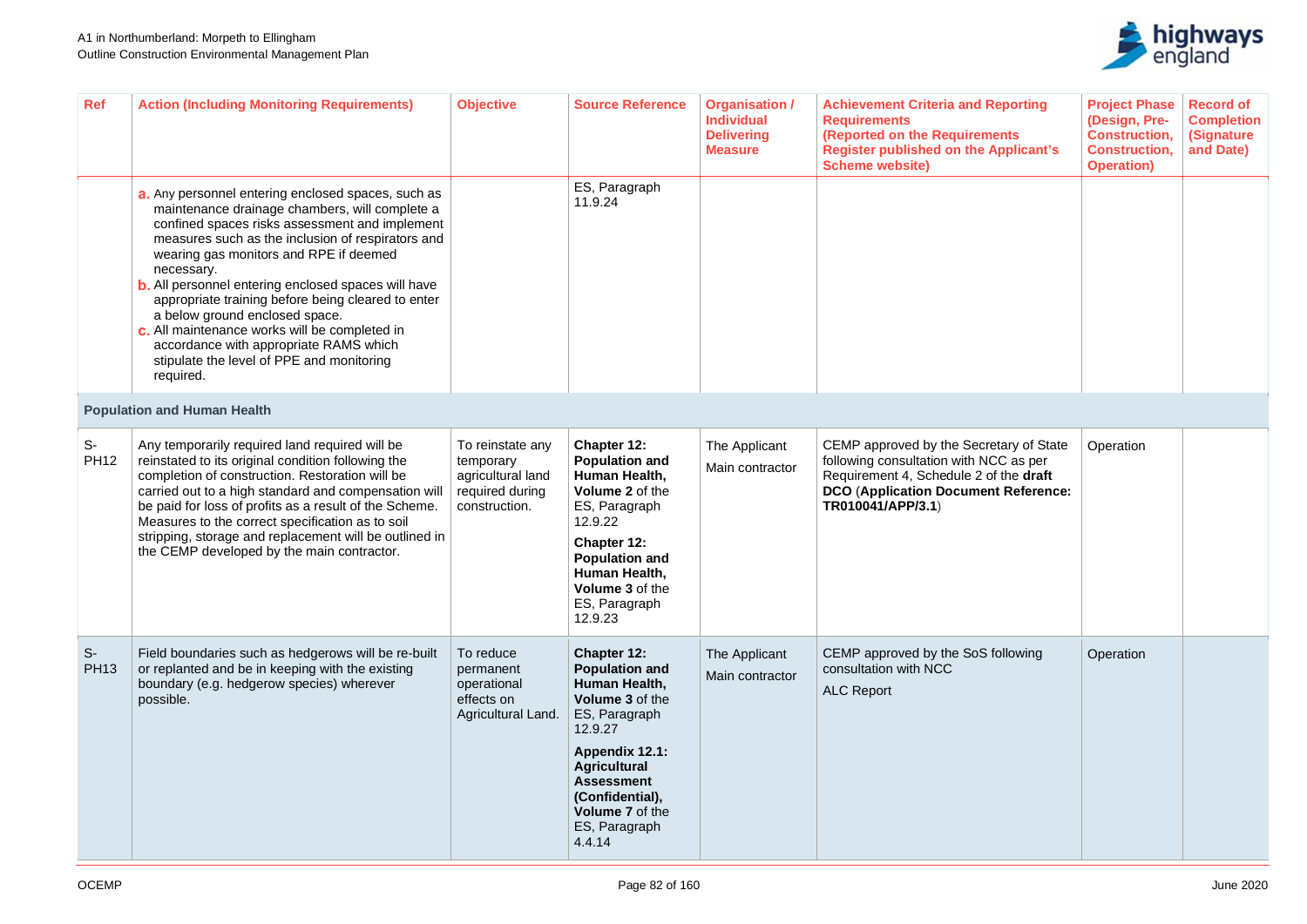| Ref | Action (Including Monitoring Requirements) | Objective | Source Reference | Organisation / Individual Delivering Measure | Achievement Criteria and Reporting Requirements (Reported on the Requirements Register published on the Applicant's Scheme website) | Project Phase (Design, Pre-Construction, Construction, Operation) | Record of Completion (Signature and Date) |
|---|---|---|---|---|---|---|---|
| | a. Any personnel entering enclosed spaces, such as maintenance drainage chambers, will complete a confined spaces risks assessment and implement measures such as the inclusion of respirators and wearing gas monitors and RPE if deemed necessary.<br>b. All personnel entering enclosed spaces will have appropriate training before being cleared to enter a below ground enclosed space.<br>c. All maintenance works will be completed in accordance with appropriate RAMS which stipulate the level of PPE and monitoring required. | | ES, Paragraph 11.9.24 | | | | |
| **Population and Human Health** | | | | | | | |
| S-PH12 | Any temporarily required land required will be reinstated to its original condition following the completion of construction. Restoration will be carried out to a high standard and compensation will be paid for loss of profits as a result of the Scheme. Measures to the correct specification as to soil stripping, storage and replacement will be outlined in the CEMP developed by the main contractor. | To reinstate any temporary agricultural land required during construction. | **Chapter 12: Population and Human Health, Volume 2** of the ES, Paragraph 12.9.22<br>**Chapter 12: Population and Human Health, Volume 3** of the ES, Paragraph 12.9.23 | The Applicant<br>Main contractor | CEMP approved by the Secretary of State following consultation with NCC as per Requirement 4, Schedule 2 of the **draft DCO** (**Application Document Reference: TR010041/APP/3.1**) | Operation | |
| S-PH13 | Field boundaries such as hedgerows will be re-built or replanted and be in keeping with the existing boundary (e.g. hedgerow species) wherever possible. | To reduce permanent operational effects on Agricultural Land. | **Chapter 12: Population and Human Health, Volume 3** of the ES, Paragraph 12.9.27<br>**Appendix 12.1: Agricultural Assessment (Confidential), Volume 7** of the ES, Paragraph 4.4.14 | The Applicant<br>Main contractor | CEMP approved by the SoS following consultation with NCC<br>ALC Report | Operation | |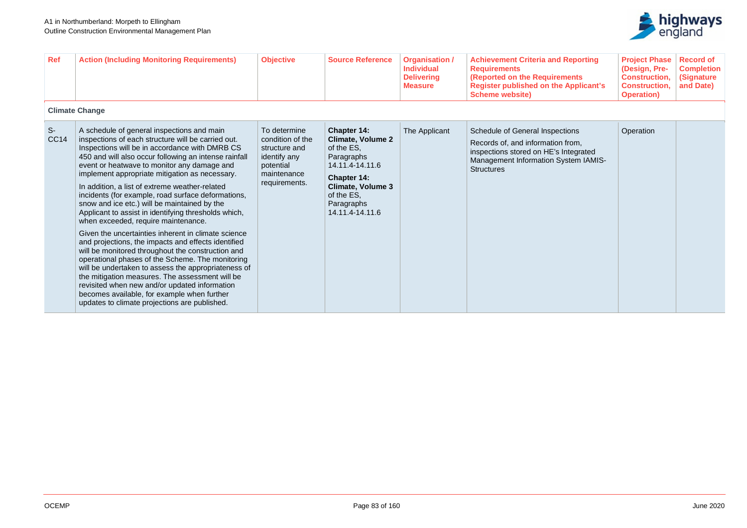| Ref | Action (Including Monitoring Requirements) | Objective | Source Reference | Organisation / Individual Delivering Measure | Achievement Criteria and Reporting Requirements (Reported on the Requirements Register published on the Applicant's Scheme website) | Project Phase (Design, Pre-Construction, Construction, Operation) | Record of Completion (Signature and Date) |
|---|---|---|---|---|---|---|---|
| **Climate Change** | | | | | | | |
| S-CC14 | A schedule of general inspections and main inspections of each structure will be carried out. Inspections will be in accordance with DMRB CS 450 and will also occur following an intense rainfall event or heatwave to monitor any damage and implement appropriate mitigation as necessary.<br><br>In addition, a list of extreme weather-related incidents (for example, road surface deformations, snow and ice etc.) will be maintained by the Applicant to assist in identifying thresholds which, when exceeded, require maintenance.<br><br>Given the uncertainties inherent in climate science and projections, the impacts and effects identified will be monitored throughout the construction and operational phases of the Scheme. The monitoring will be undertaken to assess the appropriateness of the mitigation measures. The assessment will be revisited when new and/or updated information becomes available, for example when further updates to climate projections are published. | To determine condition of the structure and identify any potential maintenance requirements. | **Chapter 14: Climate, Volume 2** of the ES, Paragraphs 14.11.4-14.11.6<br><br>**Chapter 14: Climate, Volume 3** of the ES, Paragraphs 14.11.4-14.11.6 | The Applicant | Schedule of General Inspections<br><br>Records of, and information from, inspections stored on HE's Integrated Management Information System IAMIS-Structures | Operation | |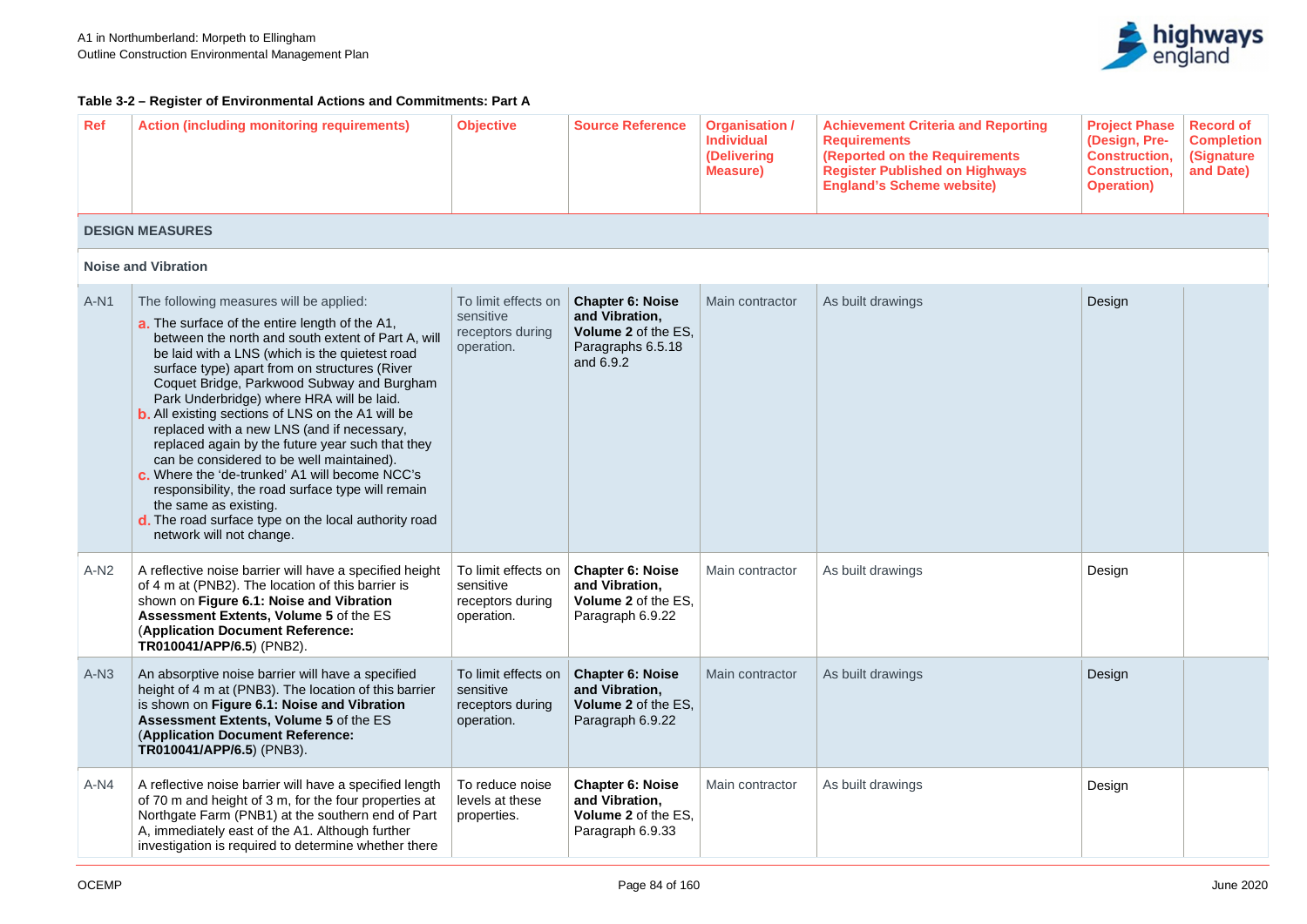**Table 3-2 – Register of Environmental Actions and Commitments: Part A**

| Ref | Action (including monitoring requirements) | Objective | Source Reference | Organisation / Individual (Delivering Measure) | Achievement Criteria and Reporting Requirements (Reported on the Requirements Register Published on Highways England's Scheme website) | Project Phase (Design, Pre-Construction, Construction, Operation) | Record of Completion (Signature and Date) |
|---|---|---|---|---|---|---|---|
| **DESIGN MEASURES** | | | | | | | |
| **Noise and Vibration** | | | | | | | |
| A-N1 | The following measures will be applied:<br>a. The surface of the entire length of the A1, between the north and south extent of Part A, will be laid with a LNS (which is the quietest road surface type) apart from on structures (River Coquet Bridge, Parkwood Subway and Burgham Park Underbridge) where HRA will be laid.<br>b. All existing sections of LNS on the A1 will be replaced with a new LNS (and if necessary, replaced again by the future year such that they can be considered to be well maintained).<br>c. Where the 'de-trunked' A1 will become NCC's responsibility, the road surface type will remain the same as existing.<br>d. The road surface type on the local authority road network will not change. | To limit effects on sensitive receptors during operation. | **Chapter 6: Noise and Vibration, Volume 2** of the ES, Paragraphs 6.5.18 and 6.9.2 | Main contractor | As built drawings | Design | |
| A-N2 | A reflective noise barrier will have a specified height of 4 m at (PNB2). The location of this barrier is shown on **Figure 6.1: Noise and Vibration Assessment Extents, Volume 5** of the ES (**Application Document Reference: TR010041/APP/6.5**) (PNB2). | To limit effects on sensitive receptors during operation. | **Chapter 6: Noise and Vibration, Volume 2** of the ES, Paragraph 6.9.22 | Main contractor | As built drawings | Design | |
| A-N3 | An absorptive noise barrier will have a specified height of 4 m at (PNB3). The location of this barrier is shown on **Figure 6.1: Noise and Vibration Assessment Extents, Volume 5** of the ES (**Application Document Reference: TR010041/APP/6.5**) (PNB3). | To limit effects on sensitive receptors during operation. | **Chapter 6: Noise and Vibration, Volume 2** of the ES, Paragraph 6.9.22 | Main contractor | As built drawings | Design | |
| A-N4 | A reflective noise barrier will have a specified length of 70 m and height of 3 m, for the four properties at Northgate Farm (PNB1) at the southern end of Part A, immediately east of the A1. Although further investigation is required to determine whether there | To reduce noise levels at these properties. | **Chapter 6: Noise and Vibration, Volume 2** of the ES, Paragraph 6.9.33 | Main contractor | As built drawings | Design | |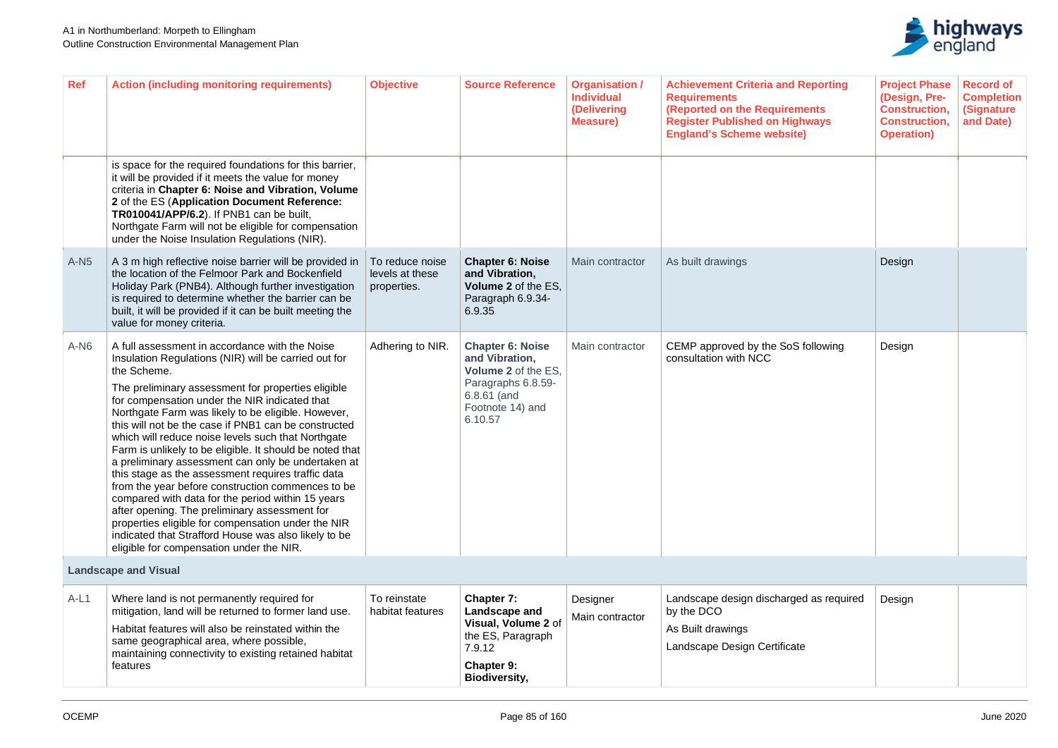| Ref | Action (including monitoring requirements) | Objective | Source Reference | Organisation / Individual (Delivering Measure) | Achievement Criteria and Reporting Requirements (Reported on the Requirements Register Published on Highways England's Scheme website) | Project Phase (Design, Pre-Construction, Construction, Operation) | Record of Completion (Signature and Date) |
|---|---|---|---|---|---|---|---|
| | is space for the required foundations for this barrier, it will be provided if it meets the value for money criteria in **Chapter 6: Noise and Vibration, Volume 2** of the ES (**Application Document Reference: TR010041/APP/6.2**). If PNB1 can be built, Northgate Farm will not be eligible for compensation under the Noise Insulation Regulations (NIR). | | | | | | |
| A-N5 | A 3 m high reflective noise barrier will be provided in the location of the Felmoor Park and Bockenfield Holiday Park (PNB4). Although further investigation is required to determine whether the barrier can be built, it will be provided if it can be built meeting the value for money criteria. | To reduce noise levels at these properties. | **Chapter 6: Noise and Vibration, Volume 2** of the ES, Paragraph 6.9.34-6.9.35 | Main contractor | As built drawings | Design | |
| A-N6 | A full assessment in accordance with the Noise Insulation Regulations (NIR) will be carried out for the Scheme.<br>The preliminary assessment for properties eligible for compensation under the NIR indicated that Northgate Farm was likely to be eligible. However, this will not be the case if PNB1 can be constructed which will reduce noise levels such that Northgate Farm is unlikely to be eligible. It should be noted that a preliminary assessment can only be undertaken at this stage as the assessment requires traffic data from the year before construction commences to be compared with data for the period within 15 years after opening. The preliminary assessment for properties eligible for compensation under the NIR indicated that Strafford House was also likely to be eligible for compensation under the NIR. | Adhering to NIR. | **Chapter 6: Noise and Vibration, Volume 2** of the ES, Paragraphs 6.8.59-6.8.61 (and Footnote 14) and 6.10.57 | Main contractor | CEMP approved by the SoS following consultation with NCC | Design | |
| **Landscape and Visual** | | | | | | | |
| A-L1 | Where land is not permanently required for mitigation, land will be returned to former land use.<br>Habitat features will also be reinstated within the same geographical area, where possible, maintaining connectivity to existing retained habitat features | To reinstate habitat features | **Chapter 7: Landscape and Visual, Volume 2** of the ES, Paragraph 7.9.12<br>**Chapter 9: Biodiversity,** | Designer<br>Main contractor | Landscape design discharged as required by the DCO<br>As Built drawings<br>Landscape Design Certificate | Design | |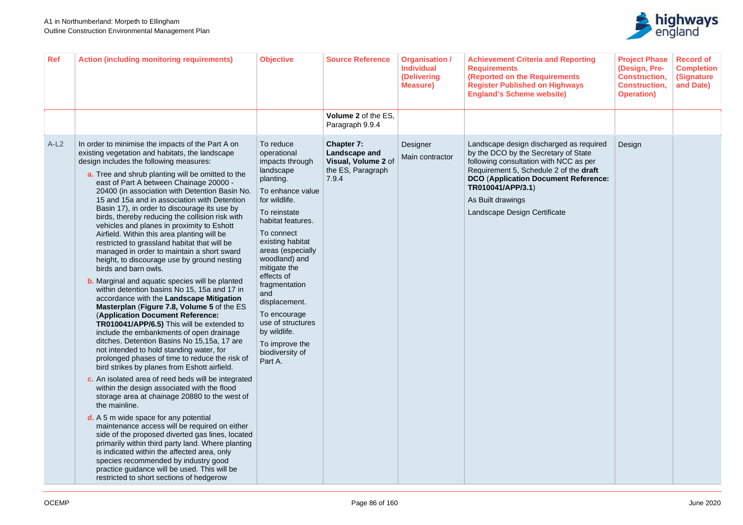| Ref | Action (including monitoring requirements) | Objective | Source Reference | Organisation / Individual (Delivering Measure) | Achievement Criteria and Reporting Requirements (Reported on the Requirements Register Published on Highways England's Scheme website) | Project Phase (Design, Pre-Construction, Construction, Operation) | Record of Completion (Signature and Date) |
|---|---|---|---|---|---|---|---|
| | | | **Volume 2** of the ES, Paragraph 9.9.4 | | | | |
| A-L2 | In order to minimise the impacts of the Part A on existing vegetation and habitats, the landscape design includes the following measures:<br>**a.** Tree and shrub planting will be omitted to the east of Part A between Chainage 20000 - 20400 (in association with Detention Basin No. 15 and 15a and in association with Detention Basin 17), in order to discourage its use by birds, thereby reducing the collision risk with vehicles and planes in proximity to Eshott Airfield. Within this area planting will be restricted to grassland habitat that will be managed in order to maintain a short sward height, to discourage use by ground nesting birds and barn owls.<br>**b.** Marginal and aquatic species will be planted within detention basins No 15, 15a and 17 in accordance with the **Landscape Mitigation Masterplan** (**Figure 7.8, Volume 5** of the ES (**Application Document Reference: TR010041/APP/6.5)** This will be extended to include the embankments of open drainage ditches. Detention Basins No 15,15a, 17 are not intended to hold standing water, for prolonged phases of time to reduce the risk of bird strikes by planes from Eshott airfield.<br>**c.** An isolated area of reed beds will be integrated within the design associated with the flood storage area at chainage 20880 to the west of the mainline.<br>**d.** A 5 m wide space for any potential maintenance access will be required on either side of the proposed diverted gas lines, located primarily within third party land. Where planting is indicated within the affected area, only species recommended by industry good practice guidance will be used. This will be restricted to short sections of hedgerow | To reduce operational impacts through landscape planting.<br>To enhance value for wildlife.<br>To reinstate habitat features.<br>To connect existing habitat areas (especially woodland) and mitigate the effects of fragmentation and displacement.<br>To encourage use of structures by wildlife.<br>To improve the biodiversity of Part A. | **Chapter 7: Landscape and Visual, Volume 2** of the ES, Paragraph 7.9.4 | Designer<br>Main contractor | Landscape design discharged as required by the DCO by the Secretary of State following consultation with NCC as per Requirement 5, Schedule 2 of the **draft DCO** (**Application Document Reference: TR010041/APP/3.1**)<br>As Built drawings<br>Landscape Design Certificate | Design | |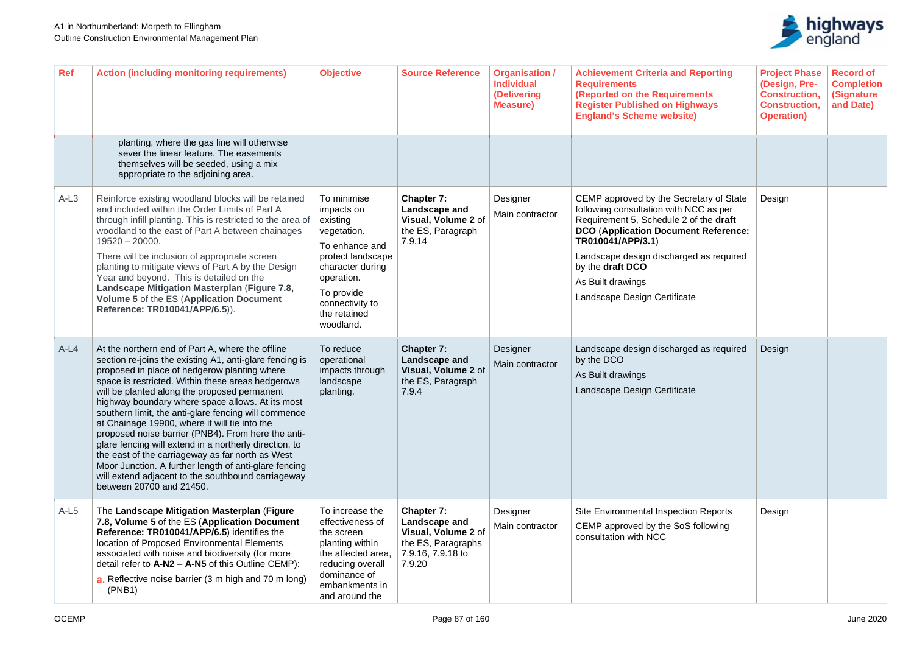| Ref | Action (including monitoring requirements) | Objective | Source Reference | Organisation / Individual (Delivering Measure) | Achievement Criteria and Reporting Requirements (Reported on the Requirements Register Published on Highways England's Scheme website) | Project Phase (Design, Pre-Construction, Construction, Operation) | Record of Completion (Signature and Date) |
|---|---|---|---|---|---|---|---|
| | planting, where the gas line will otherwise sever the linear feature. The easements themselves will be seeded, using a mix appropriate to the adjoining area. | | | | | | |
| A-L3 | Reinforce existing woodland blocks will be retained and included within the Order Limits of Part A through infill planting. This is restricted to the area of woodland to the east of Part A between chainages 19520 – 20000.<br><br>There will be inclusion of appropriate screen planting to mitigate views of Part A by the Design Year and beyond. This is detailed on the **Landscape Mitigation Masterplan** (**Figure 7.8, Volume 5** of the ES (**Application Document Reference: TR010041/APP/6.5**)). | To minimise impacts on existing vegetation.<br><br>To enhance and protect landscape character during operation.<br><br>To provide connectivity to the retained woodland. | **Chapter 7: Landscape and Visual, Volume 2** of the ES, Paragraph 7.9.14 | Designer<br><br>Main contractor | CEMP approved by the Secretary of State following consultation with NCC as per Requirement 5, Schedule 2 of the **draft DCO** (**Application Document Reference: TR010041/APP/3.1**)<br><br>Landscape design discharged as required by the **draft DCO**<br><br>As Built drawings<br><br>Landscape Design Certificate | Design | |
| A-L4 | At the northern end of Part A, where the offline section re-joins the existing A1, anti-glare fencing is proposed in place of hedgerow planting where space is restricted. Within these areas hedgerows will be planted along the proposed permanent highway boundary where space allows. At its most southern limit, the anti-glare fencing will commence at Chainage 19900, where it will tie into the proposed noise barrier (PNB4). From here the anti-glare fencing will extend in a northerly direction, to the east of the carriageway as far north as West Moor Junction. A further length of anti-glare fencing will extend adjacent to the southbound carriageway between 20700 and 21450. | To reduce operational impacts through landscape planting. | **Chapter 7: Landscape and Visual, Volume 2** of the ES, Paragraph 7.9.4 | Designer<br><br>Main contractor | Landscape design discharged as required by the DCO<br><br>As Built drawings<br><br>Landscape Design Certificate | Design | |
| A-L5 | The **Landscape Mitigation Masterplan** (**Figure 7.8, Volume 5** of the ES (**Application Document Reference: TR010041/APP/6.5**) identifies the location of Proposed Environmental Elements associated with noise and biodiversity (for more detail refer to **A-N2** – **A-N5** of this Outline CEMP):<br><br>a. Reflective noise barrier (3 m high and 70 m long) (PNB1) | To increase the effectiveness of the screen planting within the affected area, reducing overall dominance of embankments in and around the | **Chapter 7: Landscape and Visual, Volume 2** of the ES, Paragraphs 7.9.16, 7.9.18 to 7.9.20 | Designer<br><br>Main contractor | Site Environmental Inspection Reports<br><br>CEMP approved by the SoS following consultation with NCC | Design | |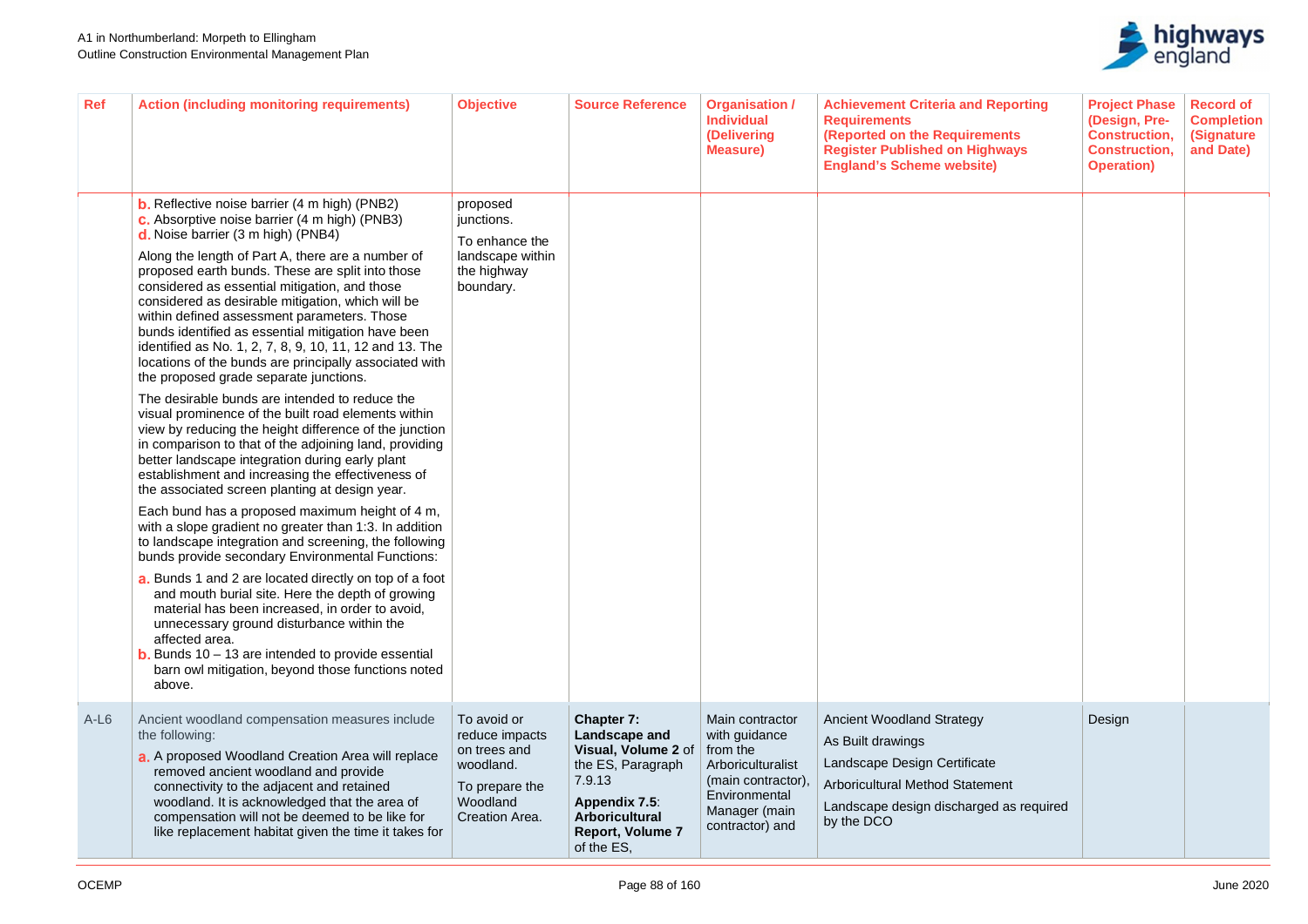| Ref | Action (including monitoring requirements) | Objective | Source Reference | Organisation / Individual (Delivering Measure) | Achievement Criteria and Reporting Requirements (Reported on the Requirements Register Published on Highways England's Scheme website) | Project Phase (Design, Pre-Construction, Construction, Operation) | Record of Completion (Signature and Date) |
|---|---|---|---|---|---|---|---|
| | b. Reflective noise barrier (4 m high) (PNB2)<br>c. Absorptive noise barrier (4 m high) (PNB3)<br>d. Noise barrier (3 m high) (PNB4)<br><br>Along the length of Part A, there are a number of proposed earth bunds. These are split into those considered as essential mitigation, and those considered as desirable mitigation, which will be within defined assessment parameters. Those bunds identified as essential mitigation have been identified as No. 1, 2, 7, 8, 9, 10, 11, 12 and 13. The locations of the bunds are principally associated with the proposed grade separate junctions.<br><br>The desirable bunds are intended to reduce the visual prominence of the built road elements within view by reducing the height difference of the junction in comparison to that of the adjoining land, providing better landscape integration during early plant establishment and increasing the effectiveness of the associated screen planting at design year.<br><br>Each bund has a proposed maximum height of 4 m, with a slope gradient no greater than 1:3. In addition to landscape integration and screening, the following bunds provide secondary Environmental Functions:<br><br>a. Bunds 1 and 2 are located directly on top of a foot and mouth burial site. Here the depth of growing material has been increased, in order to avoid, unnecessary ground disturbance within the affected area.<br>b. Bunds 10 – 13 are intended to provide essential barn owl mitigation, beyond those functions noted above. | proposed junctions.<br><br>To enhance the landscape within the highway boundary. | | | | | |
| A-L6 | Ancient woodland compensation measures include the following:<br><br>a. A proposed Woodland Creation Area will replace removed ancient woodland and provide connectivity to the adjacent and retained woodland. It is acknowledged that the area of compensation will not be deemed to be like for like replacement habitat given the time it takes for | To avoid or reduce impacts on trees and woodland.<br><br>To prepare the Woodland Creation Area. | **Chapter 7: Landscape and Visual, Volume 2** of the ES, Paragraph 7.9.13<br><br>**Appendix 7.5**: **Arboricultural Report, Volume 7** of the ES, | Main contractor with guidance from the Arboriculturalist (main contractor), Environmental Manager (main contractor) and | Ancient Woodland Strategy<br><br>As Built drawings<br><br>Landscape Design Certificate<br><br>Arboricultural Method Statement<br><br>Landscape design discharged as required by the DCO | Design | |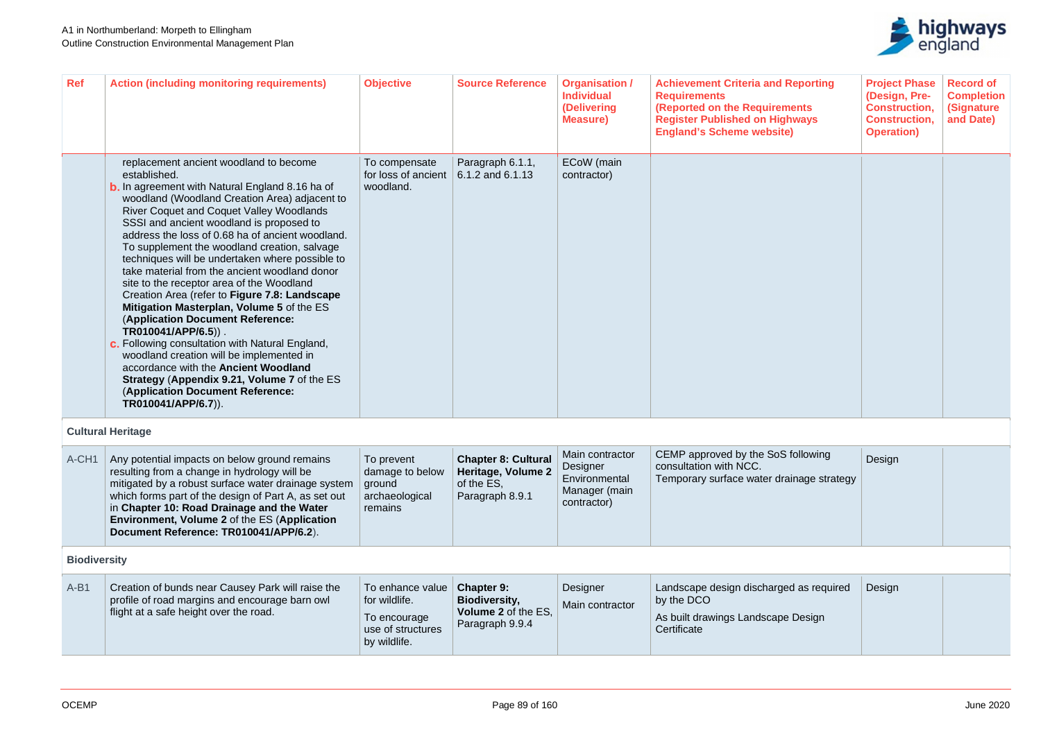| Ref | Action (including monitoring requirements) | Objective | Source Reference | Organisation / Individual (Delivering Measure) | Achievement Criteria and Reporting Requirements (Reported on the Requirements Register Published on Highways England's Scheme website) | Project Phase (Design, Pre-Construction, Construction, Operation) | Record of Completion (Signature and Date) |
|---|---|---|---|---|---|---|---|
| | replacement ancient woodland to become established.<br>b. In agreement with Natural England 8.16 ha of woodland (Woodland Creation Area) adjacent to River Coquet and Coquet Valley Woodlands SSSI and ancient woodland is proposed to address the loss of 0.68 ha of ancient woodland. To supplement the woodland creation, salvage techniques will be undertaken where possible to take material from the ancient woodland donor site to the receptor area of the Woodland Creation Area (refer to **Figure 7.8: Landscape Mitigation Masterplan, Volume 5** of the ES (**Application Document Reference: TR010041/APP/6.5**)) .<br>c. Following consultation with Natural England, woodland creation will be implemented in accordance with the **Ancient Woodland Strategy** (**Appendix 9.21, Volume 7** of the ES (**Application Document Reference: TR010041/APP/6.7**)). | To compensate for loss of ancient woodland. | Paragraph 6.1.1, 6.1.2 and 6.1.13 | ECoW (main contractor) | | | |
| **Cultural Heritage** | | | | | | | |
| A-CH1 | Any potential impacts on below ground remains resulting from a change in hydrology will be mitigated by a robust surface water drainage system which forms part of the design of Part A, as set out in **Chapter 10: Road Drainage and the Water Environment, Volume 2** of the ES (**Application Document Reference: TR010041/APP/6.2**). | To prevent damage to below ground archaeological remains | **Chapter 8: Cultural Heritage, Volume 2** of the ES, Paragraph 8.9.1 | Main contractor<br>Designer<br>Environmental Manager (main contractor) | CEMP approved by the SoS following consultation with NCC.<br>Temporary surface water drainage strategy | Design | |
| **Biodiversity** | | | | | | | |
| A-B1 | Creation of bunds near Causey Park will raise the profile of road margins and encourage barn owl flight at a safe height over the road. | To enhance value for wildlife.<br>To encourage use of structures by wildlife. | **Chapter 9: Biodiversity, Volume 2** of the ES, Paragraph 9.9.4 | Designer<br>Main contractor | Landscape design discharged as required by the DCO<br>As built drawings Landscape Design Certificate | Design | |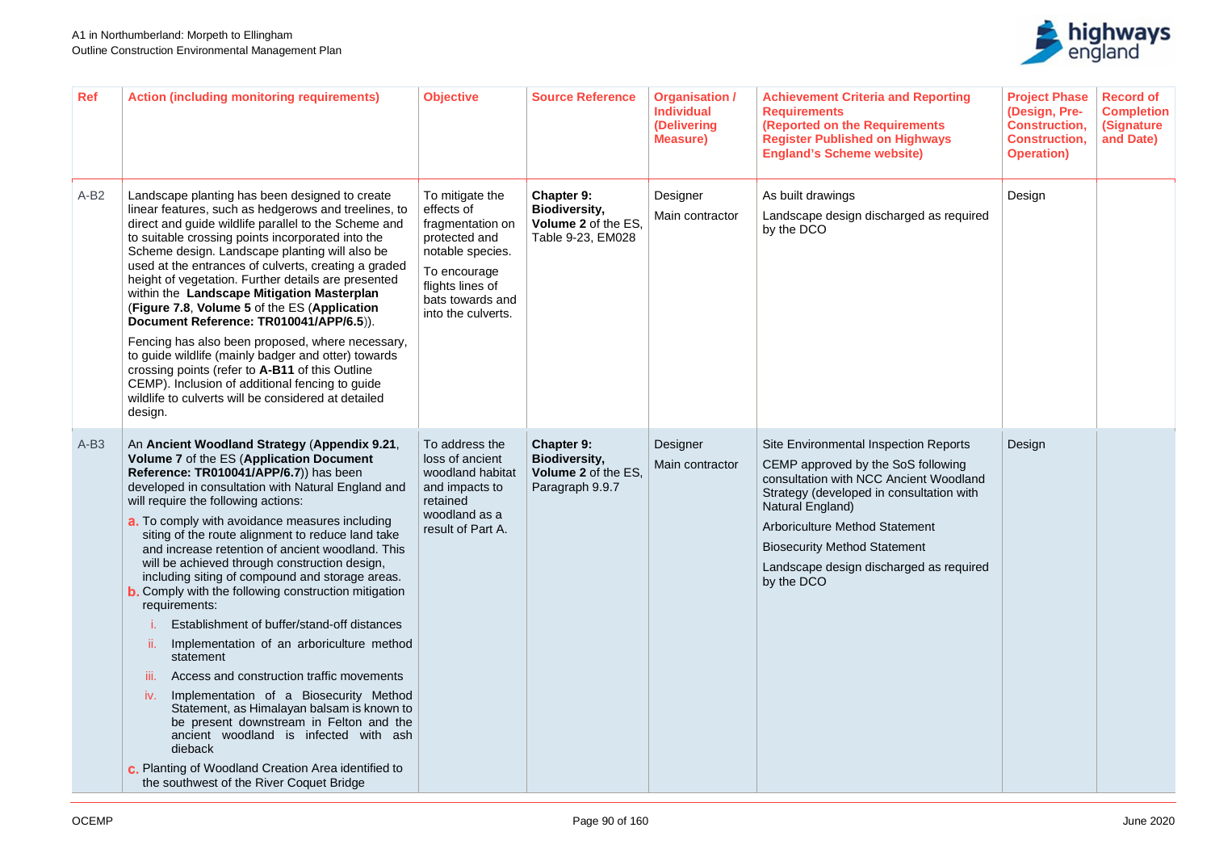| Ref | Action (including monitoring requirements) | Objective | Source Reference | Organisation / Individual (Delivering Measure) | Achievement Criteria and Reporting Requirements (Reported on the Requirements Register Published on Highways England's Scheme website) | Project Phase (Design, Pre-Construction, Construction, Operation) | Record of Completion (Signature and Date) |
|---|---|---|---|---|---|---|---|
| A-B2 | Landscape planting has been designed to create linear features, such as hedgerows and treelines, to direct and guide wildlife parallel to the Scheme and to suitable crossing points incorporated into the Scheme design. Landscape planting will also be used at the entrances of culverts, creating a graded height of vegetation. Further details are presented within the **Landscape Mitigation Masterplan** (**Figure 7.8**, **Volume 5** of the ES (**Application Document Reference: TR010041/APP/6.5**)).<br><br>Fencing has also been proposed, where necessary, to guide wildlife (mainly badger and otter) towards crossing points (refer to **A-B11** of this Outline CEMP). Inclusion of additional fencing to guide wildlife to culverts will be considered at detailed design. | To mitigate the effects of fragmentation on protected and notable species.<br><br>To encourage flights lines of bats towards and into the culverts. | **Chapter 9: Biodiversity, Volume 2** of the ES, Table 9-23, EM028 | Designer<br><br>Main contractor | As built drawings<br><br>Landscape design discharged as required by the DCO | Design | |
| A-B3 | An **Ancient Woodland Strategy** (**Appendix 9.21**, **Volume 7** of the ES (**Application Document Reference: TR010041/APP/6.7**)) has been developed in consultation with Natural England and will require the following actions:<br>a. To comply with avoidance measures including siting of the route alignment to reduce land take and increase retention of ancient woodland. This will be achieved through construction design, including siting of compound and storage areas.<br>b. Comply with the following construction mitigation requirements:<br>i. Establishment of buffer/stand-off distances<br>ii. Implementation of an arboriculture method statement<br>iii. Access and construction traffic movements<br>iv. Implementation of a Biosecurity Method Statement, as Himalayan balsam is known to be present downstream in Felton and the ancient woodland is infected with ash dieback<br>c. Planting of Woodland Creation Area identified to the southwest of the River Coquet Bridge | To address the loss of ancient woodland habitat and impacts to retained woodland as a result of Part A. | **Chapter 9: Biodiversity, Volume 2** of the ES, Paragraph 9.9.7 | Designer<br><br>Main contractor | Site Environmental Inspection Reports<br><br>CEMP approved by the SoS following consultation with NCC Ancient Woodland Strategy (developed in consultation with Natural England)<br><br>Arboriculture Method Statement<br><br>Biosecurity Method Statement<br><br>Landscape design discharged as required by the DCO | Design | |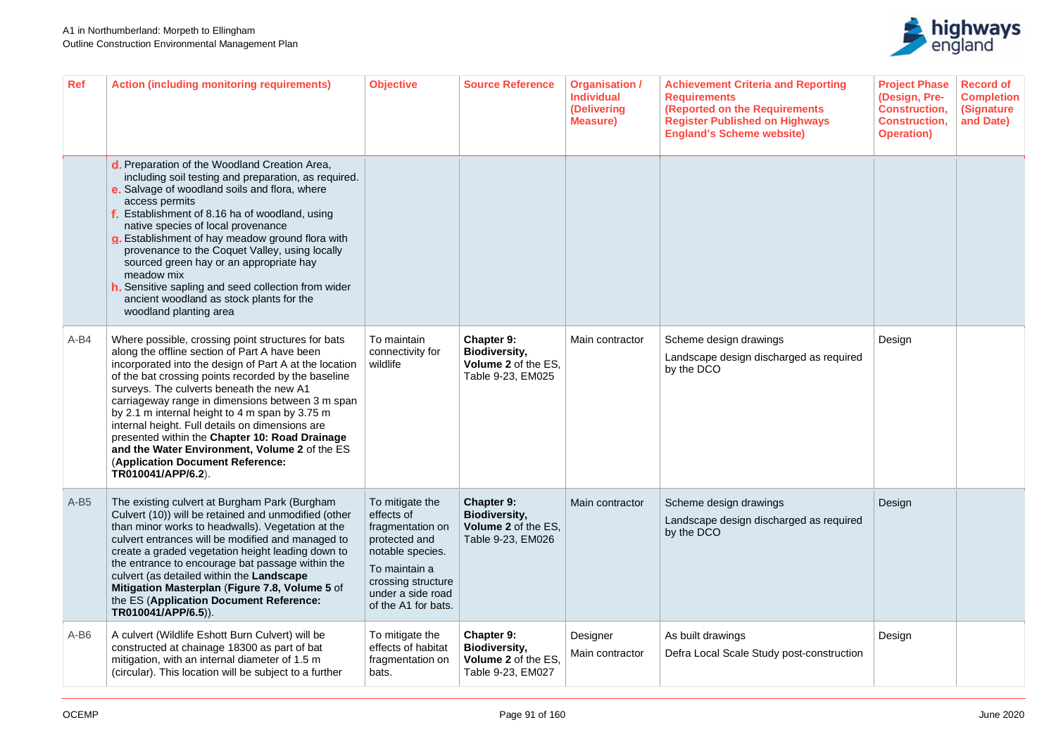| Ref | Action (including monitoring requirements) | Objective | Source Reference | Organisation / Individual (Delivering Measure) | Achievement Criteria and Reporting Requirements (Reported on the Requirements Register Published on Highways England's Scheme website) | Project Phase (Design, Pre-Construction, Construction, Operation) | Record of Completion (Signature and Date) |
|---|---|---|---|---|---|---|---|
| | d. Preparation of the Woodland Creation Area, including soil testing and preparation, as required.<br>e. Salvage of woodland soils and flora, where access permits<br>f. Establishment of 8.16 ha of woodland, using native species of local provenance<br>g. Establishment of hay meadow ground flora with provenance to the Coquet Valley, using locally sourced green hay or an appropriate hay meadow mix<br>h. Sensitive sapling and seed collection from wider ancient woodland as stock plants for the woodland planting area | | | | | | |
| A-B4 | Where possible, crossing point structures for bats along the offline section of Part A have been incorporated into the design of Part A at the location of the bat crossing points recorded by the baseline surveys. The culverts beneath the new A1 carriageway range in dimensions between 3 m span by 2.1 m internal height to 4 m span by 3.75 m internal height. Full details on dimensions are presented within the **Chapter 10: Road Drainage and the Water Environment, Volume 2** of the ES (**Application Document Reference: TR010041/APP/6.2**). | To maintain connectivity for wildlife | **Chapter 9: Biodiversity, Volume 2** of the ES, Table 9-23, EM025 | Main contractor | Scheme design drawings<br>Landscape design discharged as required by the DCO | Design | |
| A-B5 | The existing culvert at Burgham Park (Burgham Culvert (10)) will be retained and unmodified (other than minor works to headwalls). Vegetation at the culvert entrances will be modified and managed to create a graded vegetation height leading down to the entrance to encourage bat passage within the culvert (as detailed within the **Landscape Mitigation Masterplan** (**Figure 7.8, Volume 5** of the ES (**Application Document Reference: TR010041/APP/6.5**)). | To mitigate the effects of fragmentation on protected and notable species.<br>To maintain a crossing structure under a side road of the A1 for bats. | **Chapter 9: Biodiversity, Volume 2** of the ES, Table 9-23, EM026 | Main contractor | Scheme design drawings<br>Landscape design discharged as required by the DCO | Design | |
| A-B6 | A culvert (Wildlife Eshott Burn Culvert) will be constructed at chainage 18300 as part of bat mitigation, with an internal diameter of 1.5 m (circular). This location will be subject to a further | To mitigate the effects of habitat fragmentation on bats. | **Chapter 9: Biodiversity, Volume 2** of the ES, Table 9-23, EM027 | Designer<br>Main contractor | As built drawings<br>Defra Local Scale Study post-construction | Design | |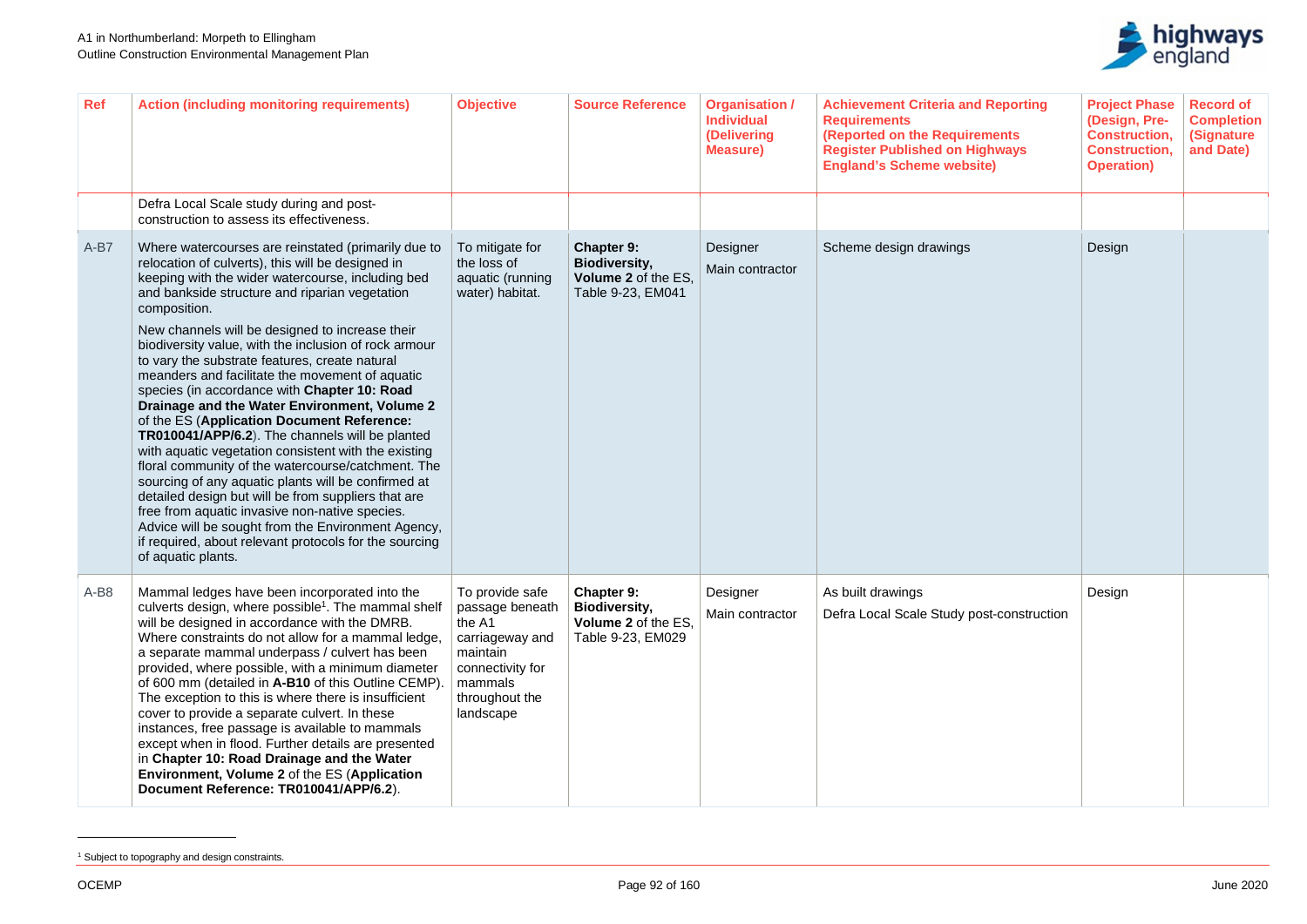| Ref | Action (including monitoring requirements) | Objective | Source Reference | Organisation / Individual (Delivering Measure) | Achievement Criteria and Reporting Requirements (Reported on the Requirements Register Published on Highways England's Scheme website) | Project Phase (Design, Pre-Construction, Construction, Operation) | Record of Completion (Signature and Date) |
|---|---|---|---|---|---|---|---|
| | Defra Local Scale study during and post-construction to assess its effectiveness. | | | | | | |
| A-B7 | Where watercourses are reinstated (primarily due to relocation of culverts), this will be designed in keeping with the wider watercourse, including bed and bankside structure and riparian vegetation composition.<br><br>New channels will be designed to increase their biodiversity value, with the inclusion of rock armour to vary the substrate features, create natural meanders and facilitate the movement of aquatic species (in accordance with **Chapter 10: Road Drainage and the Water Environment, Volume 2** of the ES (**Application Document Reference: TR010041/APP/6.2**). The channels will be planted with aquatic vegetation consistent with the existing floral community of the watercourse/catchment. The sourcing of any aquatic plants will be confirmed at detailed design but will be from suppliers that are free from aquatic invasive non-native species. Advice will be sought from the Environment Agency, if required, about relevant protocols for the sourcing of aquatic plants. | To mitigate for the loss of aquatic (running water) habitat. | **Chapter 9: Biodiversity, Volume 2** of the ES, Table 9-23, EM041 | Designer<br><br>Main contractor | Scheme design drawings | Design | |
| A-B8 | Mammal ledges have been incorporated into the culverts design, where possible[1]. The mammal shelf will be designed in accordance with the DMRB. Where constraints do not allow for a mammal ledge, a separate mammal underpass / culvert has been provided, where possible, with a minimum diameter of 600 mm (detailed in **A-B10** of this Outline CEMP). The exception to this is where there is insufficient cover to provide a separate culvert. In these instances, free passage is available to mammals except when in flood. Further details are presented in **Chapter 10: Road Drainage and the Water Environment, Volume 2** of the ES (**Application Document Reference: TR010041/APP/6.2**). | To provide safe passage beneath the A1 carriageway and maintain connectivity for mammals throughout the landscape | **Chapter 9: Biodiversity, Volume 2** of the ES, Table 9-23, EM029 | Designer<br><br>Main contractor | As built drawings<br><br>Defra Local Scale Study post-construction | Design | |

[1] Subject to topography and design constraints.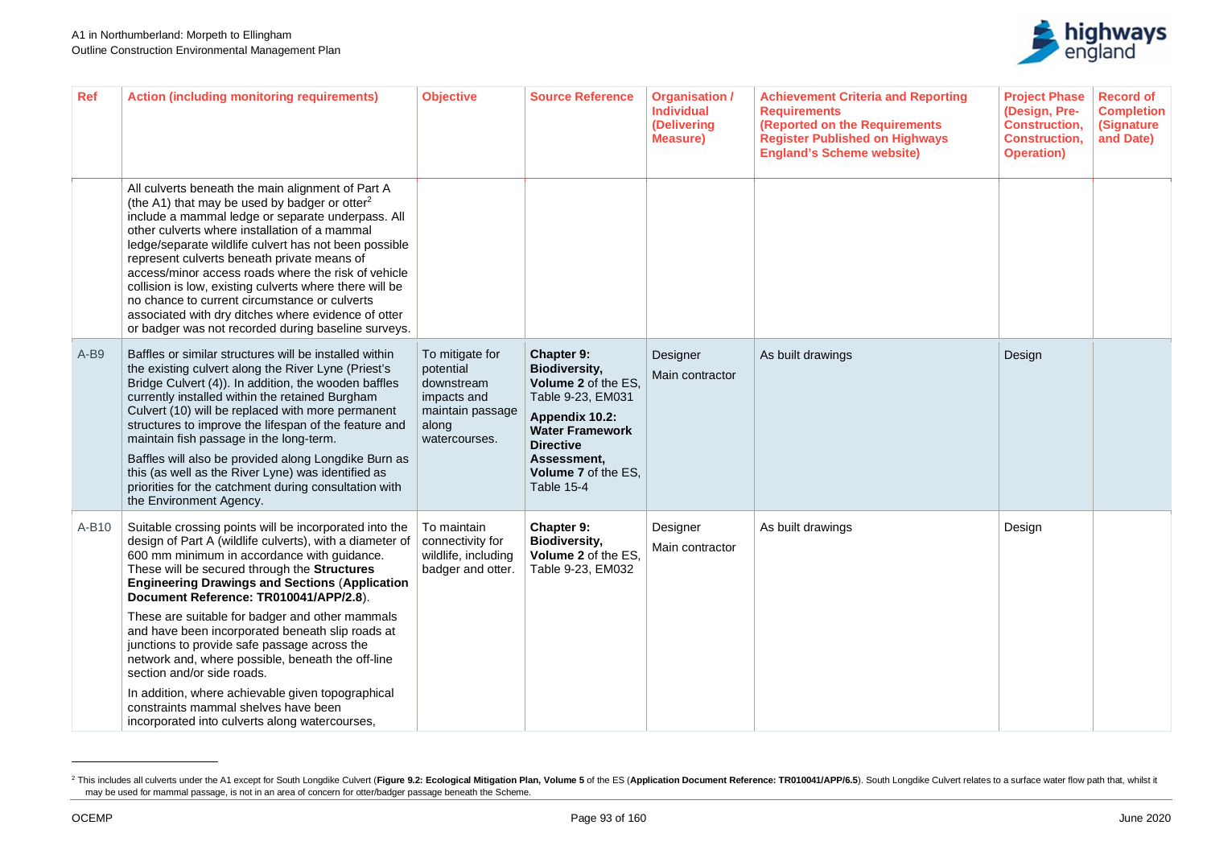| Ref | Action (including monitoring requirements) | Objective | Source Reference | Organisation / Individual (Delivering Measure) | Achievement Criteria and Reporting Requirements (Reported on the Requirements Register Published on Highways England's Scheme website) | Project Phase (Design, Pre-Construction, Construction, Operation) | Record of Completion (Signature and Date) |
|---|---|---|---|---|---|---|---|
| | All culverts beneath the main alignment of Part A (the A1) that may be used by badger or otter[2] include a mammal ledge or separate underpass. All other culverts where installation of a mammal ledge/separate wildlife culvert has not been possible represent culverts beneath private means of access/minor access roads where the risk of vehicle collision is low, existing culverts where there will be no chance to current circumstance or culverts associated with dry ditches where evidence of otter or badger was not recorded during baseline surveys. | | | | | | |
| A-B9 | Baffles or similar structures will be installed within the existing culvert along the River Lyne (Priest's Bridge Culvert (4)). In addition, the wooden baffles currently installed within the retained Burgham Culvert (10) will be replaced with more permanent structures to improve the lifespan of the feature and maintain fish passage in the long-term.<br><br>Baffles will also be provided along Longdike Burn as this (as well as the River Lyne) was identified as priorities for the catchment during consultation with the Environment Agency. | To mitigate for potential downstream impacts and maintain passage along watercourses. | **Chapter 9: Biodiversity, Volume 2** of the ES, Table 9-23, EM031<br><br>**Appendix 10.2: Water Framework Directive Assessment, Volume 7** of the ES, Table 15-4 | Designer<br><br>Main contractor | As built drawings | Design | |
| A-B10 | Suitable crossing points will be incorporated into the design of Part A (wildlife culverts), with a diameter of 600 mm minimum in accordance with guidance. These will be secured through the **Structures Engineering Drawings and Sections** (**Application Document Reference: TR010041/APP/2.8**).<br><br>These are suitable for badger and other mammals and have been incorporated beneath slip roads at junctions to provide safe passage across the network and, where possible, beneath the off-line section and/or side roads.<br><br>In addition, where achievable given topographical constraints mammal shelves have been incorporated into culverts along watercourses, | To maintain connectivity for wildlife, including badger and otter. | **Chapter 9: Biodiversity, Volume 2** of the ES, Table 9-23, EM032 | Designer<br><br>Main contractor | As built drawings | Design | |

[2] This includes all culverts under the A1 except for South Longdike Culvert (**Figure 9.2: Ecological Mitigation Plan, Volume 5** of the ES (**Application Document Reference: TR010041/APP/6.5**). South Longdike Culvert relates to a surface water flow path that, whilst it may be used for mammal passage, is not in an area of concern for otter/badger passage beneath the Scheme.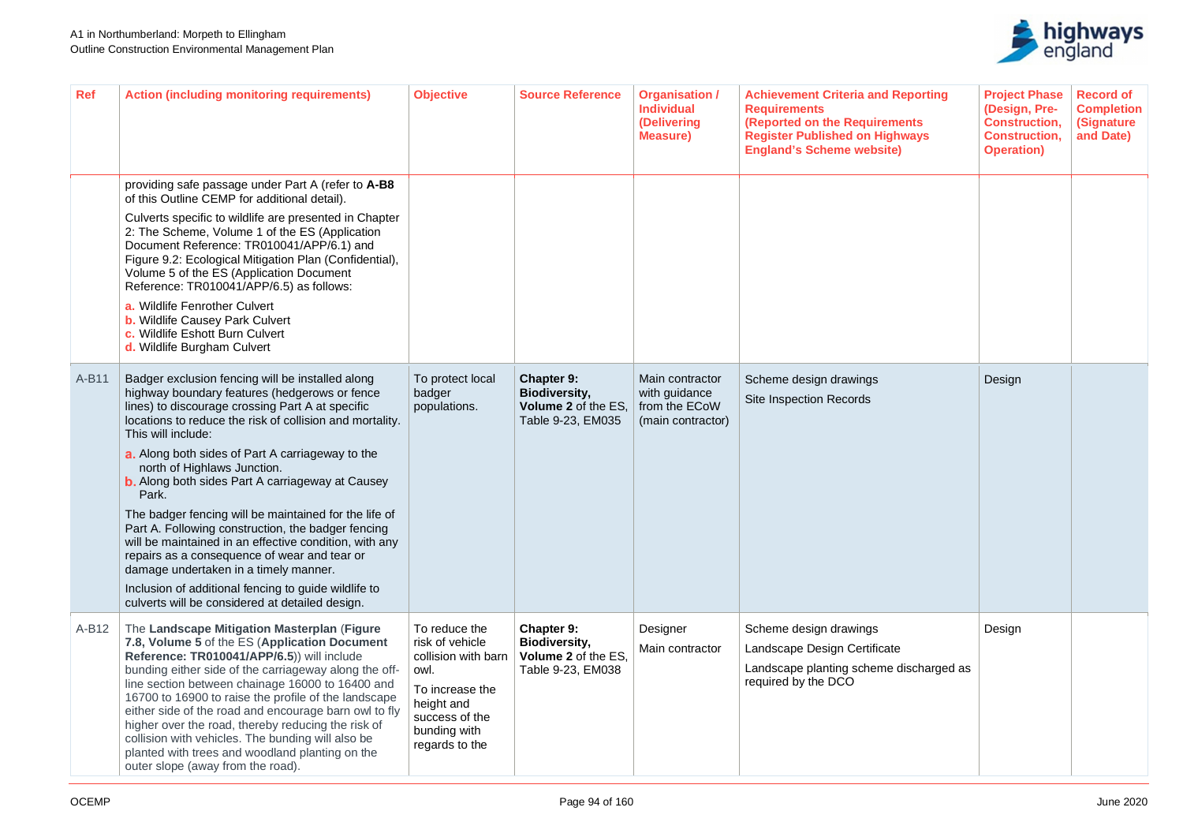| Ref | Action (including monitoring requirements) | Objective | Source Reference | Organisation / Individual (Delivering Measure) | Achievement Criteria and Reporting Requirements (Reported on the Requirements Register Published on Highways England's Scheme website) | Project Phase (Design, Pre-Construction, Construction, Operation) | Record of Completion (Signature and Date) |
|---|---|---|---|---|---|---|---|
| | providing safe passage under Part A (refer to **A-B8** of this Outline CEMP for additional detail).<br>Culverts specific to wildlife are presented in Chapter 2: The Scheme, Volume 1 of the ES (Application Document Reference: TR010041/APP/6.1) and Figure 9.2: Ecological Mitigation Plan (Confidential), Volume 5 of the ES (Application Document Reference: TR010041/APP/6.5) as follows:<br>a. Wildlife Fenrother Culvert<br>b. Wildlife Causey Park Culvert<br>c. Wildlife Eshott Burn Culvert<br>d. Wildlife Burgham Culvert | | | | | | |
| A-B11 | Badger exclusion fencing will be installed along highway boundary features (hedgerows or fence lines) to discourage crossing Part A at specific locations to reduce the risk of collision and mortality. This will include:<br>a. Along both sides of Part A carriageway to the north of Highlaws Junction.<br>b. Along both sides Part A carriageway at Causey Park.<br>The badger fencing will be maintained for the life of Part A. Following construction, the badger fencing will be maintained in an effective condition, with any repairs as a consequence of wear and tear or damage undertaken in a timely manner.<br>Inclusion of additional fencing to guide wildlife to culverts will be considered at detailed design. | To protect local badger populations. | **Chapter 9: Biodiversity, Volume 2** of the ES, Table 9-23, EM035 | Main contractor with guidance from the ECoW (main contractor) | Scheme design drawings<br>Site Inspection Records | Design | |
| A-B12 | The **Landscape Mitigation Masterplan** (**Figure 7.8, Volume 5** of the ES (**Application Document Reference: TR010041/APP/6.5**)) will include bunding either side of the carriageway along the off-line section between chainage 16000 to 16400 and 16700 to 16900 to raise the profile of the landscape either side of the road and encourage barn owl to fly higher over the road, thereby reducing the risk of collision with vehicles. The bunding will also be planted with trees and woodland planting on the outer slope (away from the road). | To reduce the risk of vehicle collision with barn owl.<br>To increase the height and success of the bunding with regards to the | **Chapter 9: Biodiversity, Volume 2** of the ES, Table 9-23, EM038 | Designer<br>Main contractor | Scheme design drawings<br>Landscape Design Certificate<br>Landscape planting scheme discharged as required by the DCO | Design | |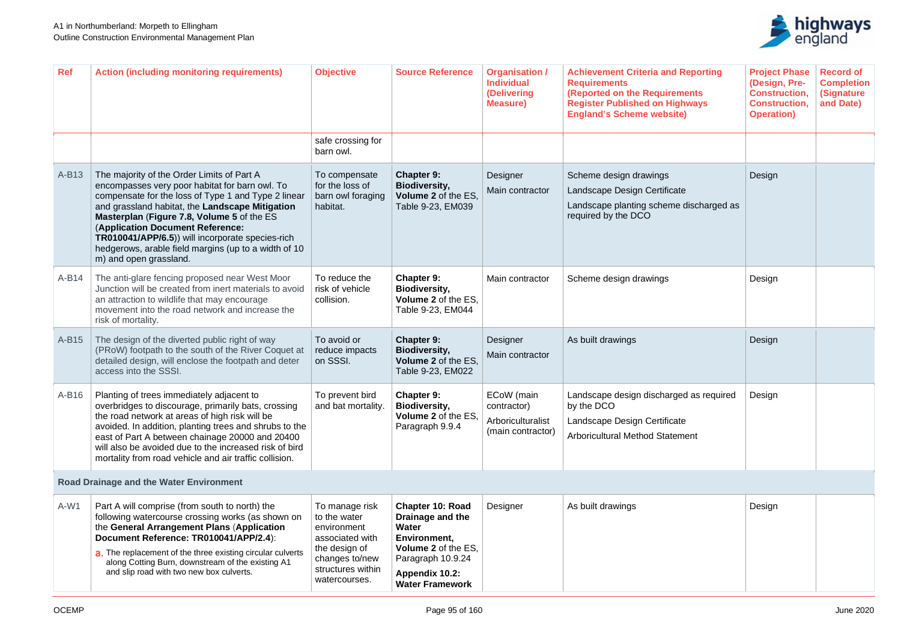| Ref | Action (including monitoring requirements) | Objective | Source Reference | Organisation / Individual (Delivering Measure) | Achievement Criteria and Reporting Requirements (Reported on the Requirements Register Published on Highways England's Scheme website) | Project Phase (Design, Pre-Construction, Construction, Operation) | Record of Completion (Signature and Date) |
|---|---|---|---|---|---|---|---|
| | | safe crossing for barn owl. | | | | | |
| A-B13 | The majority of the Order Limits of Part A encompasses very poor habitat for barn owl. To compensate for the loss of Type 1 and Type 2 linear and grassland habitat, the **Landscape Mitigation Masterplan** (**Figure 7.8, Volume 5** of the ES (**Application Document Reference: TR010041/APP/6.5**)) will incorporate species-rich hedgerows, arable field margins (up to a width of 10 m) and open grassland. | To compensate for the loss of barn owl foraging habitat. | **Chapter 9: Biodiversity, Volume 2** of the ES, Table 9-23, EM039 | Designer<br>Main contractor | Scheme design drawings<br>Landscape Design Certificate<br>Landscape planting scheme discharged as required by the DCO | Design | |
| A-B14 | The anti-glare fencing proposed near West Moor Junction will be created from inert materials to avoid an attraction to wildlife that may encourage movement into the road network and increase the risk of mortality. | To reduce the risk of vehicle collision. | **Chapter 9: Biodiversity, Volume 2** of the ES, Table 9-23, EM044 | Main contractor | Scheme design drawings | Design | |
| A-B15 | The design of the diverted public right of way (PRoW) footpath to the south of the River Coquet at detailed design, will enclose the footpath and deter access into the SSSI. | To avoid or reduce impacts on SSSI. | **Chapter 9: Biodiversity, Volume 2** of the ES, Table 9-23, EM022 | Designer<br>Main contractor | As built drawings | Design | |
| A-B16 | Planting of trees immediately adjacent to overbridges to discourage, primarily bats, crossing the road network at areas of high risk will be avoided. In addition, planting trees and shrubs to the east of Part A between chainage 20000 and 20400 will also be avoided due to the increased risk of bird mortality from road vehicle and air traffic collision. | To prevent bird and bat mortality. | **Chapter 9: Biodiversity, Volume 2** of the ES, Paragraph 9.9.4 | ECoW (main contractor)<br>Arboriculturalist (main contractor) | Landscape design discharged as required by the DCO<br>Landscape Design Certificate<br>Arboricultural Method Statement | Design | |
| **Road Drainage and the Water Environment** | | | | | | | |
| A-W1 | Part A will comprise (from south to north) the following watercourse crossing works (as shown on the **General Arrangement Plans** (**Application Document Reference: TR010041/APP/2.4**):<br>a. The replacement of the three existing circular culverts along Cotting Burn, downstream of the existing A1 and slip road with two new box culverts. | To manage risk to the water environment associated with the design of changes to/new structures within watercourses. | **Chapter 10: Road Drainage and the Water Environment, Volume 2** of the ES, Paragraph 10.9.24<br>**Appendix 10.2: Water Framework** | Designer | As built drawings | Design | |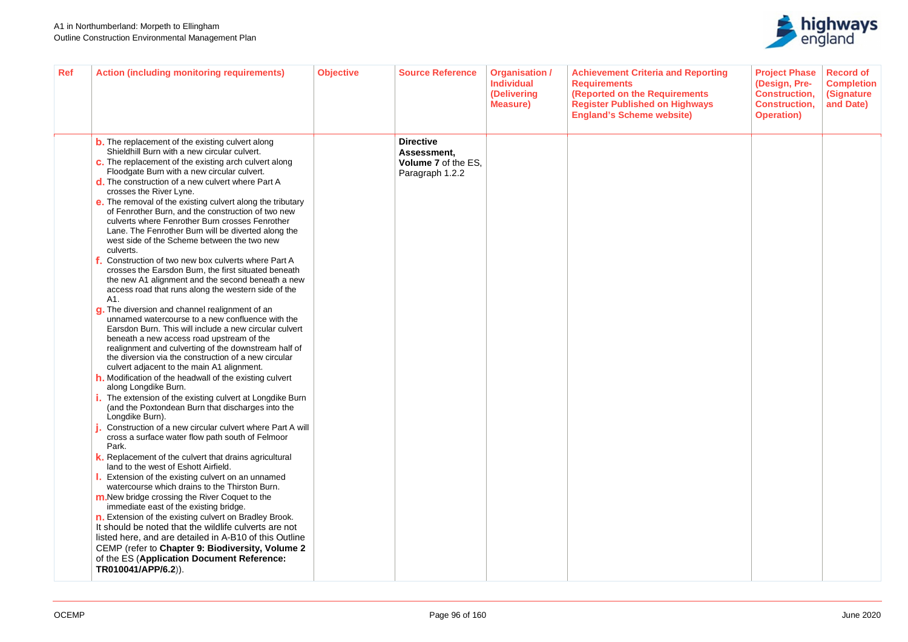| Ref | Action (including monitoring requirements) | Objective | Source Reference | Organisation / Individual (Delivering Measure) | Achievement Criteria and Reporting Requirements (Reported on the Requirements Register Published on Highways England's Scheme website) | Project Phase (Design, Pre-Construction, Construction, Operation) | Record of Completion (Signature and Date) |
|---|---|---|---|---|---|---|---|
| | **b.** The replacement of the existing culvert along Shieldhill Burn with a new circular culvert.<br>**c.** The replacement of the existing arch culvert along Floodgate Burn with a new circular culvert.<br>**d.** The construction of a new culvert where Part A crosses the River Lyne.<br>**e.** The removal of the existing culvert along the tributary of Fenrother Burn, and the construction of two new culverts where Fenrother Burn crosses Fenrother Lane. The Fenrother Burn will be diverted along the west side of the Scheme between the two new culverts.<br>**f.** Construction of two new box culverts where Part A crosses the Earsdon Burn, the first situated beneath the new A1 alignment and the second beneath a new access road that runs along the western side of the A1.<br>**g.** The diversion and channel realignment of an unnamed watercourse to a new confluence with the Earsdon Burn. This will include a new circular culvert beneath a new access road upstream of the realignment and culverting of the downstream half of the diversion via the construction of a new circular culvert adjacent to the main A1 alignment.<br>**h.** Modification of the headwall of the existing culvert along Longdike Burn.<br>**i.** The extension of the existing culvert at Longdike Burn (and the Poxtondean Burn that discharges into the Longdike Burn).<br>**j.** Construction of a new circular culvert where Part A will cross a surface water flow path south of Felmoor Park.<br>**k.** Replacement of the culvert that drains agricultural land to the west of Eshott Airfield.<br>**l.** Extension of the existing culvert on an unnamed watercourse which drains to the Thirston Burn.<br>**m.** New bridge crossing the River Coquet to the immediate east of the existing bridge.<br>**n.** Extension of the existing culvert on Bradley Brook.<br>It should be noted that the wildlife culverts are not listed here, and are detailed in A-B10 of this Outline CEMP (refer to **Chapter 9: Biodiversity, Volume 2** of the ES (**Application Document Reference: TR010041/APP/6.2**)). | | **Directive Assessment, Volume 7** of the ES, Paragraph 1.2.2 | | | | |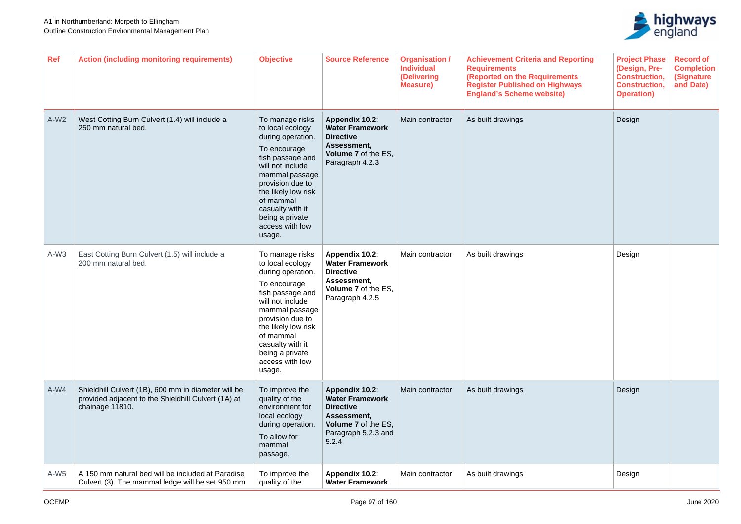| Ref | Action (including monitoring requirements) | Objective | Source Reference | Organisation / Individual (Delivering Measure) | Achievement Criteria and Reporting Requirements (Reported on the Requirements Register Published on Highways England's Scheme website) | Project Phase (Design, Pre-Construction, Construction, Operation) | Record of Completion (Signature and Date) |
|---|---|---|---|---|---|---|---|
| A-W2 | West Cotting Burn Culvert (1.4) will include a 250 mm natural bed. | To manage risks to local ecology during operation. To encourage fish passage and will not include mammal passage provision due to the likely low risk of mammal casualty with it being a private access with low usage. | **Appendix 10.2**: **Water Framework Directive Assessment, Volume 7** of the ES, Paragraph 4.2.3 | Main contractor | As built drawings | Design | |
| A-W3 | East Cotting Burn Culvert (1.5) will include a 200 mm natural bed. | To manage risks to local ecology during operation. To encourage fish passage and will not include mammal passage provision due to the likely low risk of mammal casualty with it being a private access with low usage. | **Appendix 10.2**: **Water Framework Directive Assessment, Volume 7** of the ES, Paragraph 4.2.5 | Main contractor | As built drawings | Design | |
| A-W4 | Shieldhill Culvert (1B), 600 mm in diameter will be provided adjacent to the Shieldhill Culvert (1A) at chainage 11810. | To improve the quality of the environment for local ecology during operation. To allow for mammal passage. | **Appendix 10.2**: **Water Framework Directive Assessment, Volume 7** of the ES, Paragraph 5.2.3 and 5.2.4 | Main contractor | As built drawings | Design | |
| A-W5 | A 150 mm natural bed will be included at Paradise Culvert (3). The mammal ledge will be set 950 mm | To improve the quality of the | **Appendix 10.2**: **Water Framework** | Main contractor | As built drawings | Design | |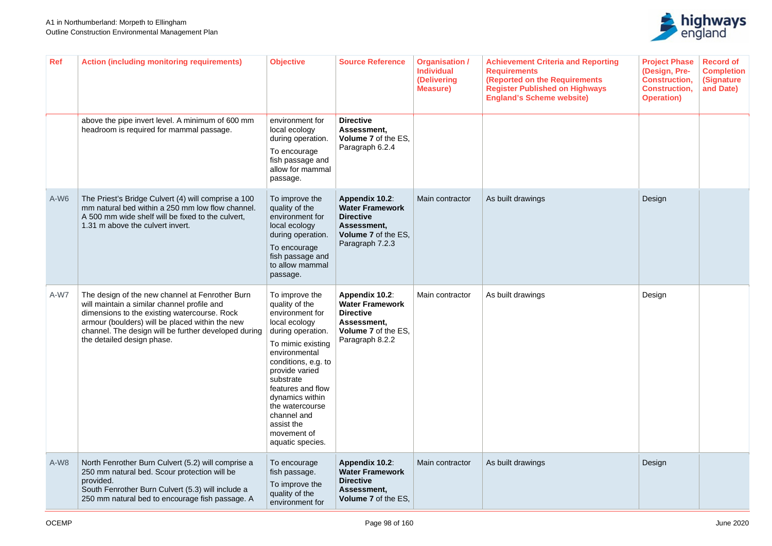| Ref | Action (including monitoring requirements) | Objective | Source Reference | Organisation / Individual (Delivering Measure) | Achievement Criteria and Reporting Requirements (Reported on the Requirements Register Published on Highways England's Scheme website) | Project Phase (Design, Pre-Construction, Construction, Operation) | Record of Completion (Signature and Date) |
|---|---|---|---|---|---|---|---|
| | above the pipe invert level. A minimum of 600 mm headroom is required for mammal passage. | environment for local ecology during operation. To encourage fish passage and allow for mammal passage. | **Directive Assessment, Volume 7** of the ES, Paragraph 6.2.4 | | | | |
| A-W6 | The Priest's Bridge Culvert (4) will comprise a 100 mm natural bed within a 250 mm low flow channel. A 500 mm wide shelf will be fixed to the culvert, 1.31 m above the culvert invert. | To improve the quality of the environment for local ecology during operation. To encourage fish passage and to allow mammal passage. | **Appendix 10.2**: **Water Framework Directive Assessment, Volume 7** of the ES, Paragraph 7.2.3 | Main contractor | As built drawings | Design | |
| A-W7 | The design of the new channel at Fenrother Burn will maintain a similar channel profile and dimensions to the existing watercourse. Rock armour (boulders) will be placed within the new channel. The design will be further developed during the detailed design phase. | To improve the quality of the environment for local ecology during operation. To mimic existing environmental conditions, e.g. to provide varied substrate features and flow dynamics within the watercourse channel and assist the movement of aquatic species. | **Appendix 10.2**: **Water Framework Directive Assessment, Volume 7** of the ES, Paragraph 8.2.2 | Main contractor | As built drawings | Design | |
| A-W8 | North Fenrother Burn Culvert (5.2) will comprise a 250 mm natural bed. Scour protection will be provided. South Fenrother Burn Culvert (5.3) will include a 250 mm natural bed to encourage fish passage. A | To encourage fish passage. To improve the quality of the environment for | **Appendix 10.2**: **Water Framework Directive Assessment, Volume 7** of the ES, | Main contractor | As built drawings | Design | |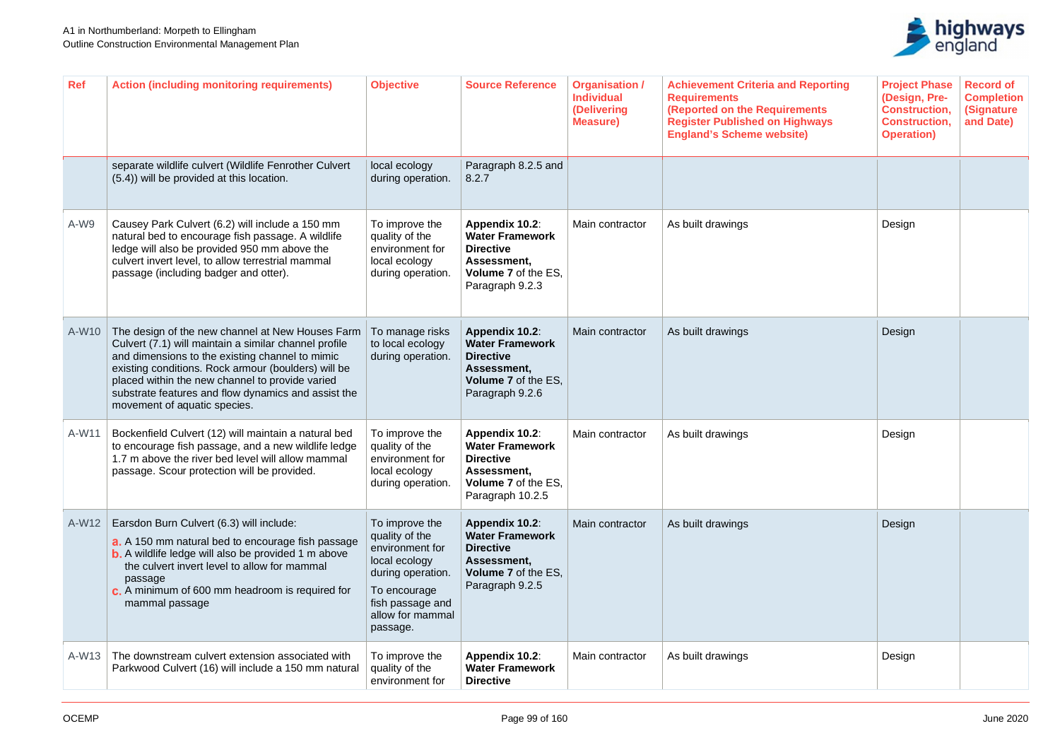| Ref | Action (including monitoring requirements) | Objective | Source Reference | Organisation / Individual (Delivering Measure) | Achievement Criteria and Reporting Requirements (Reported on the Requirements Register Published on Highways England's Scheme website) | Project Phase (Design, Pre-Construction, Construction, Operation) | Record of Completion (Signature and Date) |
|---|---|---|---|---|---|---|---|
| | separate wildlife culvert (Wildlife Fenrother Culvert (5.4)) will be provided at this location. | local ecology during operation. | Paragraph 8.2.5 and 8.2.7 | | | | |
| A-W9 | Causey Park Culvert (6.2) will include a 150 mm natural bed to encourage fish passage. A wildlife ledge will also be provided 950 mm above the culvert invert level, to allow terrestrial mammal passage (including badger and otter). | To improve the quality of the environment for local ecology during operation. | **Appendix 10.2**: **Water Framework Directive Assessment, Volume 7** of the ES, Paragraph 9.2.3 | Main contractor | As built drawings | Design | |
| A-W10 | The design of the new channel at New Houses Farm Culvert (7.1) will maintain a similar channel profile and dimensions to the existing channel to mimic existing conditions. Rock armour (boulders) will be placed within the new channel to provide varied substrate features and flow dynamics and assist the movement of aquatic species. | To manage risks to local ecology during operation. | **Appendix 10.2**: **Water Framework Directive Assessment, Volume 7** of the ES, Paragraph 9.2.6 | Main contractor | As built drawings | Design | |
| A-W11 | Bockenfield Culvert (12) will maintain a natural bed to encourage fish passage, and a new wildlife ledge 1.7 m above the river bed level will allow mammal passage. Scour protection will be provided. | To improve the quality of the environment for local ecology during operation. | **Appendix 10.2**: **Water Framework Directive Assessment, Volume 7** of the ES, Paragraph 10.2.5 | Main contractor | As built drawings | Design | |
| A-W12 | Earsdon Burn Culvert (6.3) will include:<br>a. A 150 mm natural bed to encourage fish passage<br>b. A wildlife ledge will also be provided 1 m above the culvert invert level to allow for mammal passage<br>c. A minimum of 600 mm headroom is required for mammal passage | To improve the quality of the environment for local ecology during operation.<br>To encourage fish passage and allow for mammal passage. | **Appendix 10.2**: **Water Framework Directive Assessment, Volume 7** of the ES, Paragraph 9.2.5 | Main contractor | As built drawings | Design | |
| A-W13 | The downstream culvert extension associated with Parkwood Culvert (16) will include a 150 mm natural | To improve the quality of the environment for | **Appendix 10.2**: **Water Framework Directive** | Main contractor | As built drawings | Design | |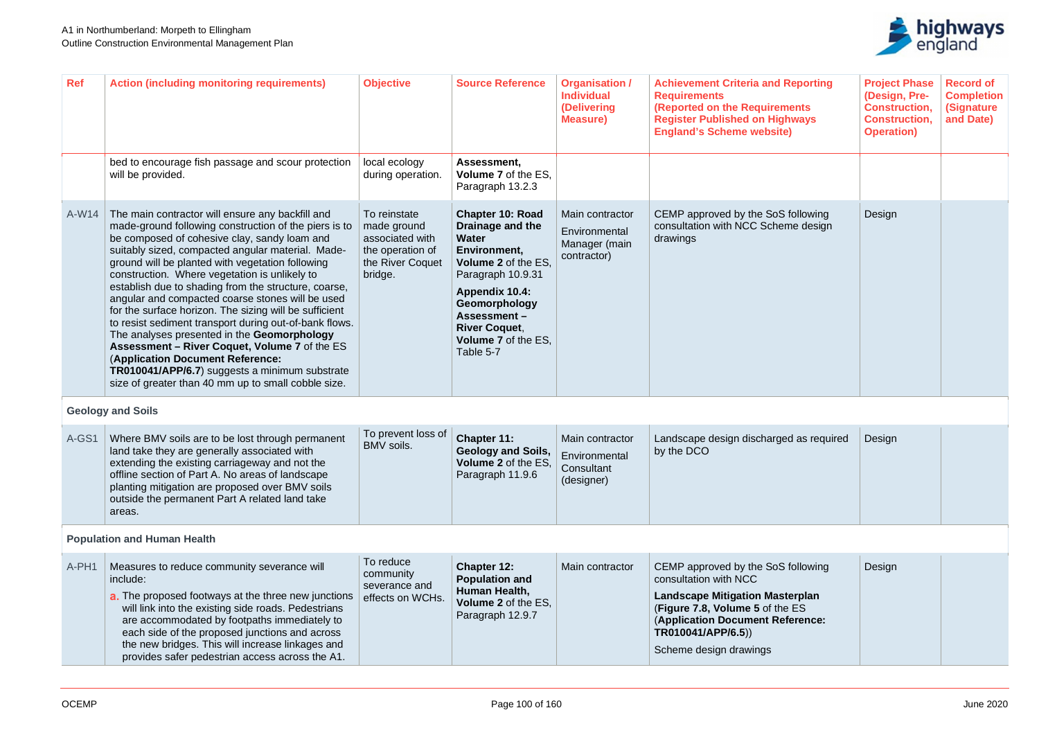| Ref | Action (including monitoring requirements) | Objective | Source Reference | Organisation / Individual (Delivering Measure) | Achievement Criteria and Reporting Requirements (Reported on the Requirements Register Published on Highways England's Scheme website) | Project Phase (Design, Pre-Construction, Construction, Operation) | Record of Completion (Signature and Date) |
|---|---|---|---|---|---|---|---|
| | bed to encourage fish passage and scour protection will be provided. | local ecology during operation. | **Assessment, Volume 7** of the ES, Paragraph 13.2.3 | | | | |
| A-W14 | The main contractor will ensure any backfill and made-ground following construction of the piers is to be composed of cohesive clay, sandy loam and suitably sized, compacted angular material. Made-ground will be planted with vegetation following construction. Where vegetation is unlikely to establish due to shading from the structure, coarse, angular and compacted coarse stones will be used for the surface horizon. The sizing will be sufficient to resist sediment transport during out-of-bank flows. The analyses presented in the **Geomorphology Assessment – River Coquet, Volume 7** of the ES (**Application Document Reference: TR010041/APP/6.7**) suggests a minimum substrate size of greater than 40 mm up to small cobble size. | To reinstate made ground associated with the operation of the River Coquet bridge. | **Chapter 10: Road Drainage and the Water Environment, Volume 2** of the ES, Paragraph 10.9.31<br><br>**Appendix 10.4: Geomorphology Assessment – River Coquet, Volume 7** of the ES, Table 5-7 | Main contractor<br><br>Environmental Manager (main contractor) | CEMP approved by the SoS following consultation with NCC Scheme design drawings | Design | |
| **Geology and Soils** | | | | | | | |
| A-GS1 | Where BMV soils are to be lost through permanent land take they are generally associated with extending the existing carriageway and not the offline section of Part A. No areas of landscape planting mitigation are proposed over BMV soils outside the permanent Part A related land take areas. | To prevent loss of BMV soils. | **Chapter 11: Geology and Soils, Volume 2** of the ES, Paragraph 11.9.6 | Main contractor<br><br>Environmental Consultant (designer) | Landscape design discharged as required by the DCO | Design | |
| **Population and Human Health** | | | | | | | |
| A-PH1 | Measures to reduce community severance will include:<br><br>a. The proposed footways at the three new junctions will link into the existing side roads. Pedestrians are accommodated by footpaths immediately to each side of the proposed junctions and across the new bridges. This will increase linkages and provides safer pedestrian access across the A1. | To reduce community severance and effects on WCHs. | **Chapter 12: Population and Human Health, Volume 2** of the ES, Paragraph 12.9.7 | Main contractor | CEMP approved by the SoS following consultation with NCC<br><br>**Landscape Mitigation Masterplan** (**Figure 7.8, Volume 5** of the ES (**Application Document Reference: TR010041/APP/6.5**))<br><br>Scheme design drawings | Design | |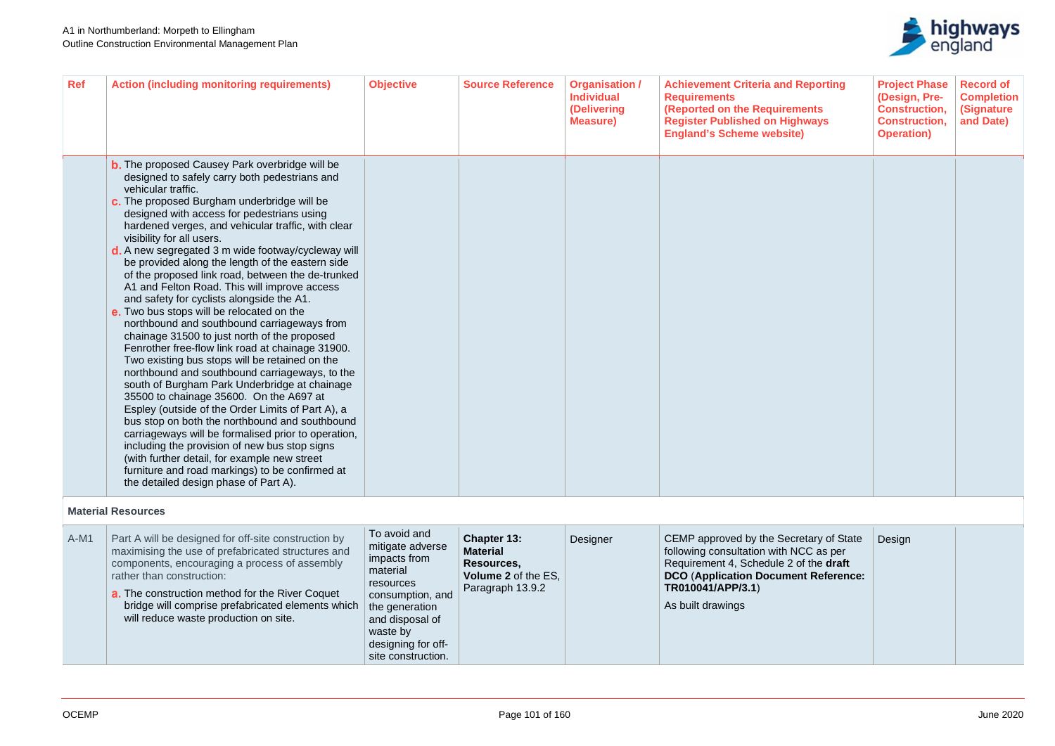| Ref | Action (including monitoring requirements) | Objective | Source Reference | Organisation / Individual (Delivering Measure) | Achievement Criteria and Reporting Requirements (Reported on the Requirements Register Published on Highways England's Scheme website) | Project Phase (Design, Pre-Construction, Construction, Operation) | Record of Completion (Signature and Date) |
|---|---|---|---|---|---|---|---|
| | b. The proposed Causey Park overbridge will be designed to safely carry both pedestrians and vehicular traffic.<br>c. The proposed Burgham underbridge will be designed with access for pedestrians using hardened verges, and vehicular traffic, with clear visibility for all users.<br>d. A new segregated 3 m wide footway/cycleway will be provided along the length of the eastern side of the proposed link road, between the de-trunked A1 and Felton Road. This will improve access and safety for cyclists alongside the A1.<br>e. Two bus stops will be relocated on the northbound and southbound carriageways from chainage 31500 to just north of the proposed Fenrother free-flow link road at chainage 31900. Two existing bus stops will be retained on the northbound and southbound carriageways, to the south of Burgham Park Underbridge at chainage 35500 to chainage 35600. On the A697 at Espley (outside of the Order Limits of Part A), a bus stop on both the northbound and southbound carriageways will be formalised prior to operation, including the provision of new bus stop signs (with further detail, for example new street furniture and road markings) to be confirmed at the detailed design phase of Part A). | | | | | | |
| **Material Resources** | | | | | | | |
| A-M1 | Part A will be designed for off-site construction by maximising the use of prefabricated structures and components, encouraging a process of assembly rather than construction:<br>a. The construction method for the River Coquet bridge will comprise prefabricated elements which will reduce waste production on site. | To avoid and mitigate adverse impacts from material resources consumption, and the generation and disposal of waste by designing for off-site construction. | **Chapter 13: Material Resources, Volume 2** of the ES, Paragraph 13.9.2 | Designer | CEMP approved by the Secretary of State following consultation with NCC as per Requirement 4, Schedule 2 of the **draft DCO** (**Application Document Reference: TR010041/APP/3.1**)<br>As built drawings | Design | |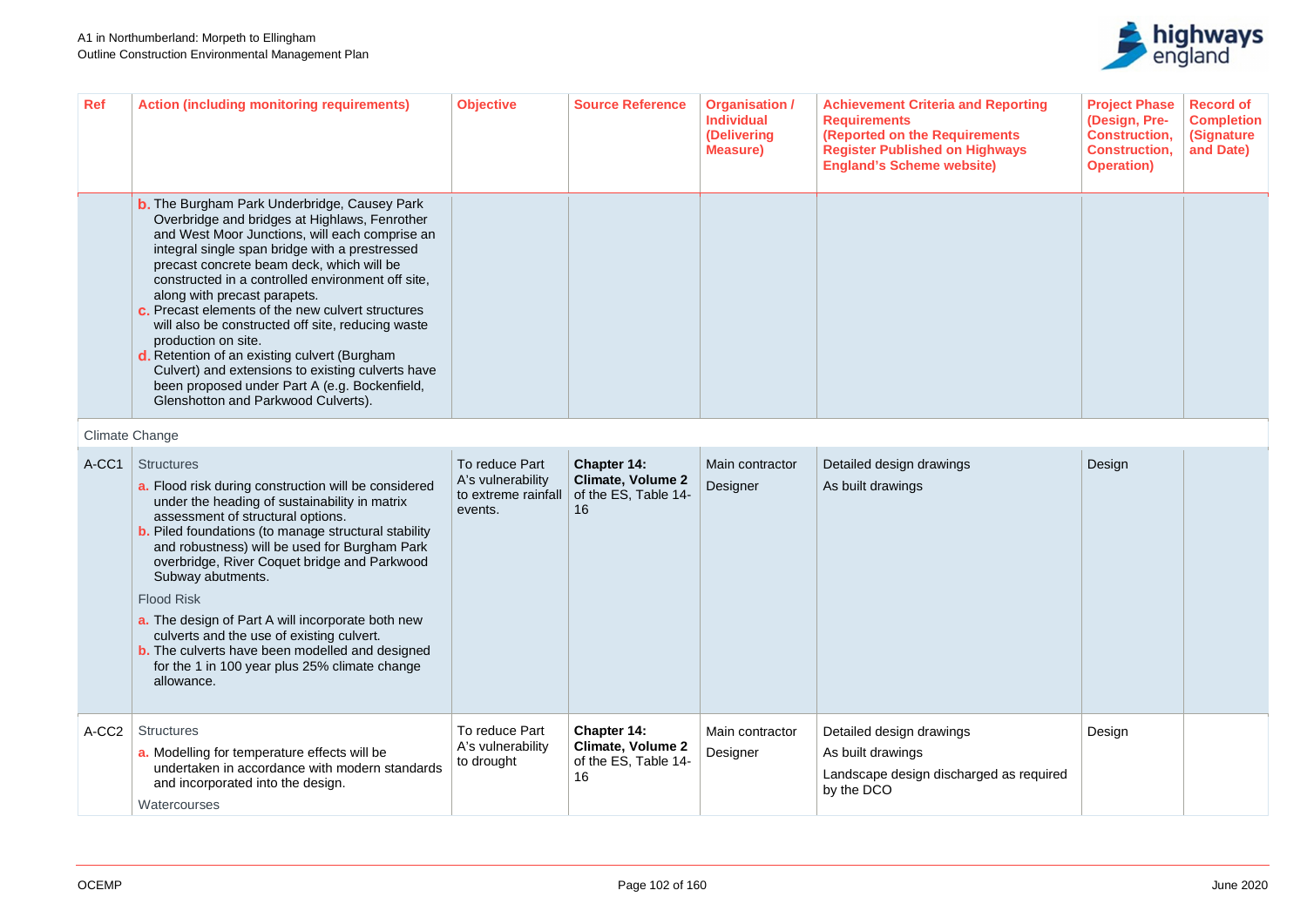| Ref | Action (including monitoring requirements) | Objective | Source Reference | Organisation / Individual (Delivering Measure) | Achievement Criteria and Reporting Requirements (Reported on the Requirements Register Published on Highways England's Scheme website) | Project Phase (Design, Pre-Construction, Construction, Operation) | Record of Completion (Signature and Date) |
|---|---|---|---|---|---|---|---|
| | b. The Burgham Park Underbridge, Causey Park Overbridge and bridges at Highlaws, Fenrother and West Moor Junctions, will each comprise an integral single span bridge with a prestressed precast concrete beam deck, which will be constructed in a controlled environment off site, along with precast parapets.<br>c. Precast elements of the new culvert structures will also be constructed off site, reducing waste production on site.<br>d. Retention of an existing culvert (Burgham Culvert) and extensions to existing culverts have been proposed under Part A (e.g. Bockenfield, Glenshotton and Parkwood Culverts). | | | | | | |
| Climate Change | | | | | | | |
| A-CC1 | Structures<br>a. Flood risk during construction will be considered under the heading of sustainability in matrix assessment of structural options.<br>b. Piled foundations (to manage structural stability and robustness) will be used for Burgham Park overbridge, River Coquet bridge and Parkwood Subway abutments.<br>Flood Risk<br>a. The design of Part A will incorporate both new culverts and the use of existing culvert.<br>b. The culverts have been modelled and designed for the 1 in 100 year plus 25% climate change allowance. | To reduce Part A's vulnerability to extreme rainfall events. | **Chapter 14: Climate, Volume 2** of the ES, Table 14-16 | Main contractor<br>Designer | Detailed design drawings<br>As built drawings | Design | |
| A-CC2 | Structures<br>a. Modelling for temperature effects will be undertaken in accordance with modern standards and incorporated into the design.<br>Watercourses | To reduce Part A's vulnerability to drought | **Chapter 14: Climate, Volume 2** of the ES, Table 14-16 | Main contractor<br>Designer | Detailed design drawings<br>As built drawings<br>Landscape design discharged as required by the DCO | Design | |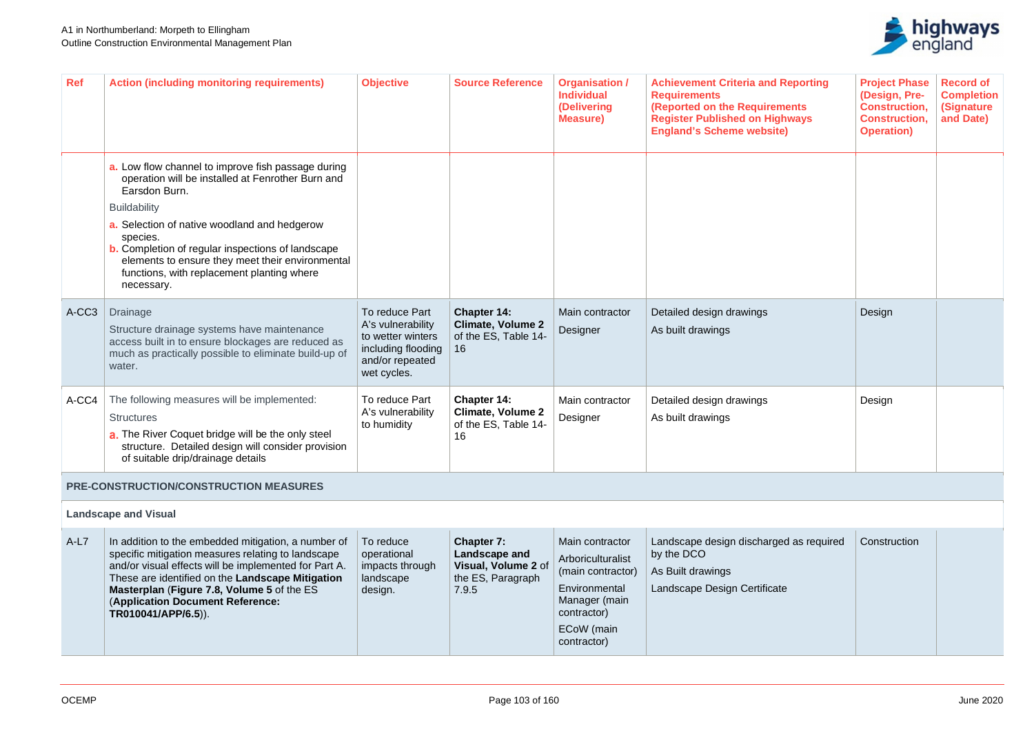| Ref | Action (including monitoring requirements) | Objective | Source Reference | Organisation / Individual (Delivering Measure) | Achievement Criteria and Reporting Requirements (Reported on the Requirements Register Published on Highways England's Scheme website) | Project Phase (Design, Pre-Construction, Construction, Operation) | Record of Completion (Signature and Date) |
|---|---|---|---|---|---|---|---|
| | a. Low flow channel to improve fish passage during operation will be installed at Fenrother Burn and Earsdon Burn.<br>Buildability<br>a. Selection of native woodland and hedgerow species.<br>b. Completion of regular inspections of landscape elements to ensure they meet their environmental functions, with replacement planting where necessary. | | | | | | |
| A-CC3 | Drainage<br>Structure drainage systems have maintenance access built in to ensure blockages are reduced as much as practically possible to eliminate build-up of water. | To reduce Part A's vulnerability to wetter winters including flooding and/or repeated wet cycles. | **Chapter 14: Climate, Volume 2** of the ES, Table 14-16 | Main contractor<br>Designer | Detailed design drawings<br>As built drawings | Design | |
| A-CC4 | The following measures will be implemented:<br>Structures<br>a. The River Coquet bridge will be the only steel structure. Detailed design will consider provision of suitable drip/drainage details | To reduce Part A's vulnerability to humidity | **Chapter 14: Climate, Volume 2** of the ES, Table 14-16 | Main contractor<br>Designer | Detailed design drawings<br>As built drawings | Design | |
| **PRE-CONSTRUCTION/CONSTRUCTION MEASURES** | | | | | | | |
| **Landscape and Visual** | | | | | | | |
| A-L7 | In addition to the embedded mitigation, a number of specific mitigation measures relating to landscape and/or visual effects will be implemented for Part A. These are identified on the **Landscape Mitigation Masterplan** (**Figure 7.8, Volume 5** of the ES (**Application Document Reference: TR010041/APP/6.5**)). | To reduce operational impacts through landscape design. | **Chapter 7: Landscape and Visual, Volume 2** of the ES, Paragraph 7.9.5 | Main contractor<br>Arboriculturalist (main contractor)<br>Environmental Manager (main contractor)<br>ECoW (main contractor) | Landscape design discharged as required by the DCO<br>As Built drawings<br>Landscape Design Certificate | Construction | |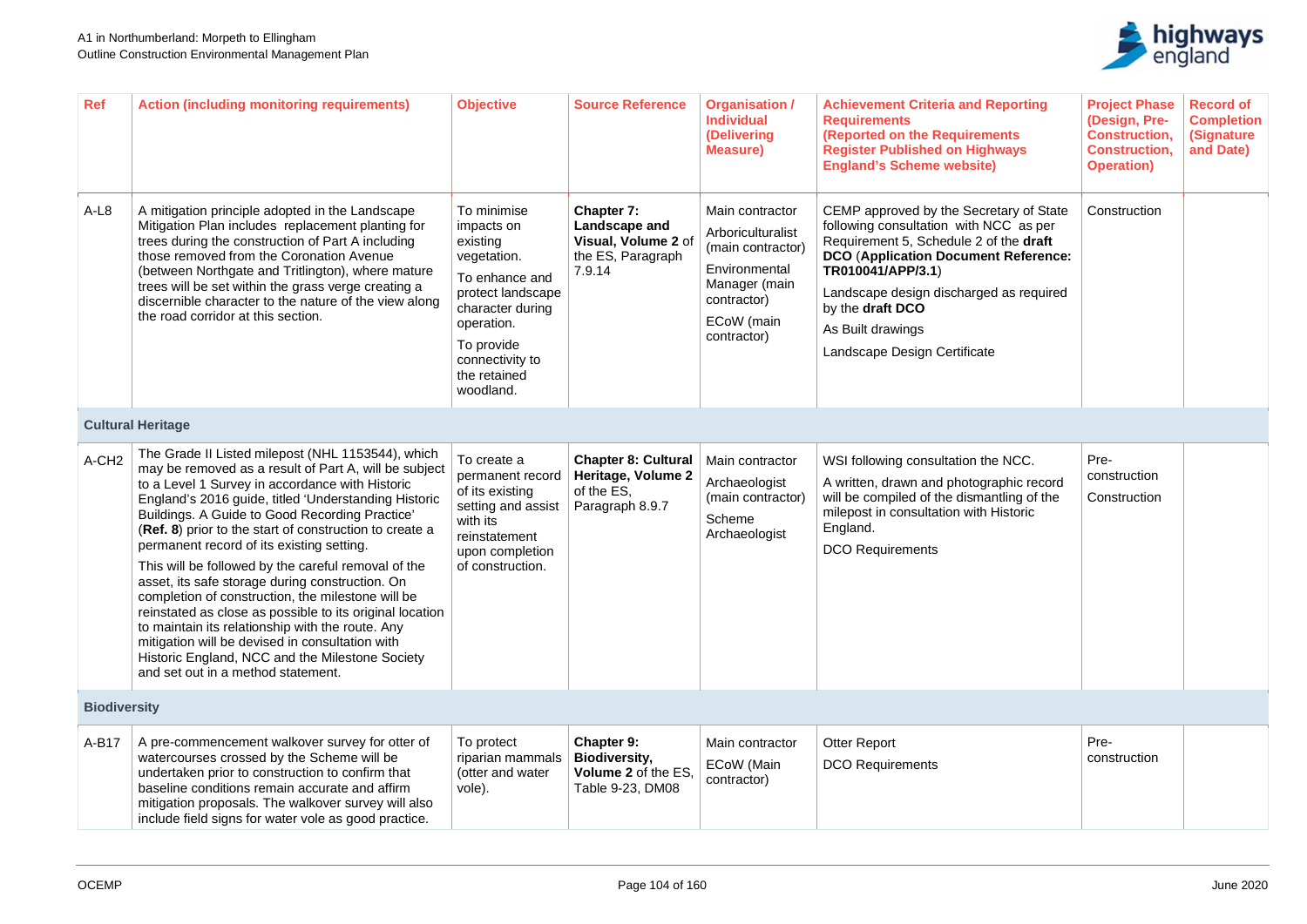| Ref | Action (including monitoring requirements) | Objective | Source Reference | Organisation / Individual (Delivering Measure) | Achievement Criteria and Reporting Requirements (Reported on the Requirements Register Published on Highways England's Scheme website) | Project Phase (Design, Pre-Construction, Construction, Operation) | Record of Completion (Signature and Date) |
|---|---|---|---|---|---|---|---|
| A-L8 | A mitigation principle adopted in the Landscape Mitigation Plan includes replacement planting for trees during the construction of Part A including those removed from the Coronation Avenue (between Northgate and Tritlington), where mature trees will be set within the grass verge creating a discernible character to the nature of the view along the road corridor at this section. | To minimise impacts on existing vegetation.<br><br>To enhance and protect landscape character during operation.<br><br>To provide connectivity to the retained woodland. | **Chapter 7: Landscape and Visual, Volume 2** of the ES, Paragraph 7.9.14 | Main contractor<br><br>Arboriculturalist (main contractor)<br><br>Environmental Manager (main contractor)<br><br>ECoW (main contractor) | CEMP approved by the Secretary of State following consultation with NCC as per Requirement 5, Schedule 2 of the **draft DCO** (**Application Document Reference: TR010041/APP/3.1**)<br><br>Landscape design discharged as required by the **draft DCO**<br><br>As Built drawings<br><br>Landscape Design Certificate | Construction | |
| **Cultural Heritage** | | | | | | | |
| A-CH2 | The Grade II Listed milepost (NHL 1153544), which may be removed as a result of Part A, will be subject to a Level 1 Survey in accordance with Historic England's 2016 guide, titled 'Understanding Historic Buildings. A Guide to Good Recording Practice' (**Ref. 8**) prior to the start of construction to create a permanent record of its existing setting.<br><br>This will be followed by the careful removal of the asset, its safe storage during construction. On completion of construction, the milestone will be reinstated as close as possible to its original location to maintain its relationship with the route. Any mitigation will be devised in consultation with Historic England, NCC and the Milestone Society and set out in a method statement. | To create a permanent record of its existing setting and assist with its reinstatement upon completion of construction. | **Chapter 8: Cultural Heritage, Volume 2** of the ES, Paragraph 8.9.7 | Main contractor<br><br>Archaeologist (main contractor)<br><br>Scheme Archaeologist | WSI following consultation the NCC.<br><br>A written, drawn and photographic record will be compiled of the dismantling of the milepost in consultation with Historic England.<br><br>DCO Requirements | Pre-construction<br><br>Construction | |
| **Biodiversity** | | | | | | | |
| A-B17 | A pre-commencement walkover survey for otter of watercourses crossed by the Scheme will be undertaken prior to construction to confirm that baseline conditions remain accurate and affirm mitigation proposals. The walkover survey will also include field signs for water vole as good practice. | To protect riparian mammals (otter and water vole). | **Chapter 9: Biodiversity, Volume 2** of the ES, Table 9-23, DM08 | Main contractor<br><br>ECoW (Main contractor) | Otter Report<br><br>DCO Requirements | Pre-construction | |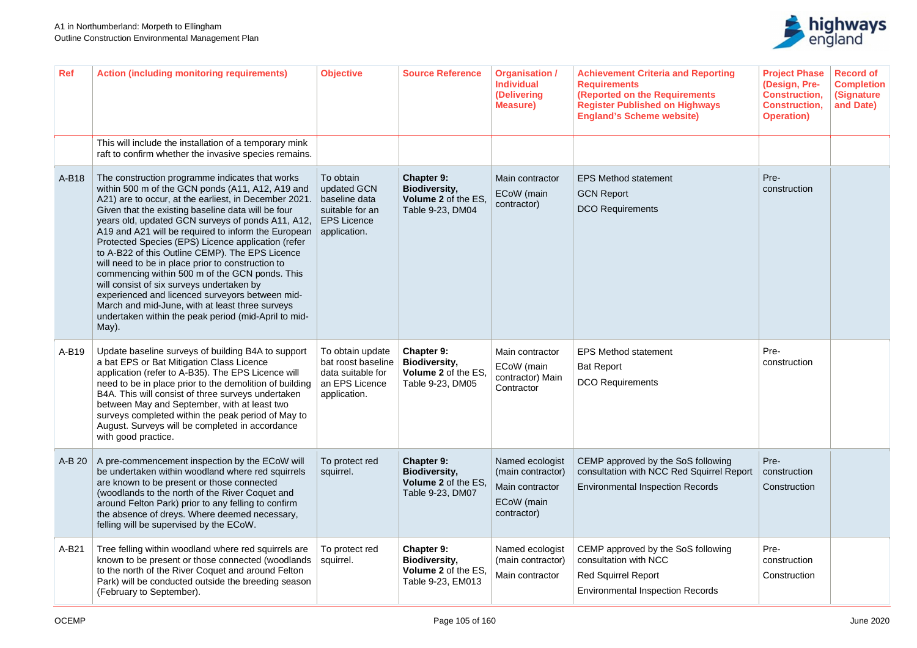| Ref | Action (including monitoring requirements) | Objective | Source Reference | Organisation / Individual (Delivering Measure) | Achievement Criteria and Reporting Requirements (Reported on the Requirements Register Published on Highways England's Scheme website) | Project Phase (Design, Pre-Construction, Construction, Operation) | Record of Completion (Signature and Date) |
|---|---|---|---|---|---|---|---|
| | This will include the installation of a temporary mink raft to confirm whether the invasive species remains. | | | | | | |
| A-B18 | The construction programme indicates that works within 500 m of the GCN ponds (A11, A12, A19 and A21) are to occur, at the earliest, in December 2021. Given that the existing baseline data will be four years old, updated GCN surveys of ponds A11, A12, A19 and A21 will be required to inform the European Protected Species (EPS) Licence application (refer to A-B22 of this Outline CEMP). The EPS Licence will need to be in place prior to construction to commencing within 500 m of the GCN ponds. This will consist of six surveys undertaken by experienced and licenced surveyors between mid-March and mid-June, with at least three surveys undertaken within the peak period (mid-April to mid-May). | To obtain updated GCN baseline data suitable for an EPS Licence application. | **Chapter 9: Biodiversity, Volume 2** of the ES, Table 9-23, DM04 | Main contractor<br>ECoW (main contractor) | EPS Method statement<br>GCN Report<br>DCO Requirements | Pre-construction | |
| A-B19 | Update baseline surveys of building B4A to support a bat EPS or Bat Mitigation Class Licence application (refer to A-B35). The EPS Licence will need to be in place prior to the demolition of building B4A. This will consist of three surveys undertaken between May and September, with at least two surveys completed within the peak period of May to August. Surveys will be completed in accordance with good practice. | To obtain update bat roost baseline data suitable for an EPS Licence application. | **Chapter 9: Biodiversity, Volume 2** of the ES, Table 9-23, DM05 | Main contractor<br>ECoW (main contractor) Main Contractor | EPS Method statement<br>Bat Report<br>DCO Requirements | Pre-construction | |
| A-B 20 | A pre-commencement inspection by the ECoW will be undertaken within woodland where red squirrels are known to be present or those connected (woodlands to the north of the River Coquet and around Felton Park) prior to any felling to confirm the absence of dreys. Where deemed necessary, felling will be supervised by the ECoW. | To protect red squirrel. | **Chapter 9: Biodiversity, Volume 2** of the ES, Table 9-23, DM07 | Named ecologist (main contractor)<br>Main contractor<br>ECoW (main contractor) | CEMP approved by the SoS following consultation with NCC Red Squirrel Report<br>Environmental Inspection Records | Pre-construction<br>Construction | |
| A-B21 | Tree felling within woodland where red squirrels are known to be present or those connected (woodlands to the north of the River Coquet and around Felton Park) will be conducted outside the breeding season (February to September). | To protect red squirrel. | **Chapter 9: Biodiversity, Volume 2** of the ES, Table 9-23, EM013 | Named ecologist (main contractor)<br>Main contractor | CEMP approved by the SoS following consultation with NCC<br>Red Squirrel Report<br>Environmental Inspection Records | Pre-construction<br>Construction | |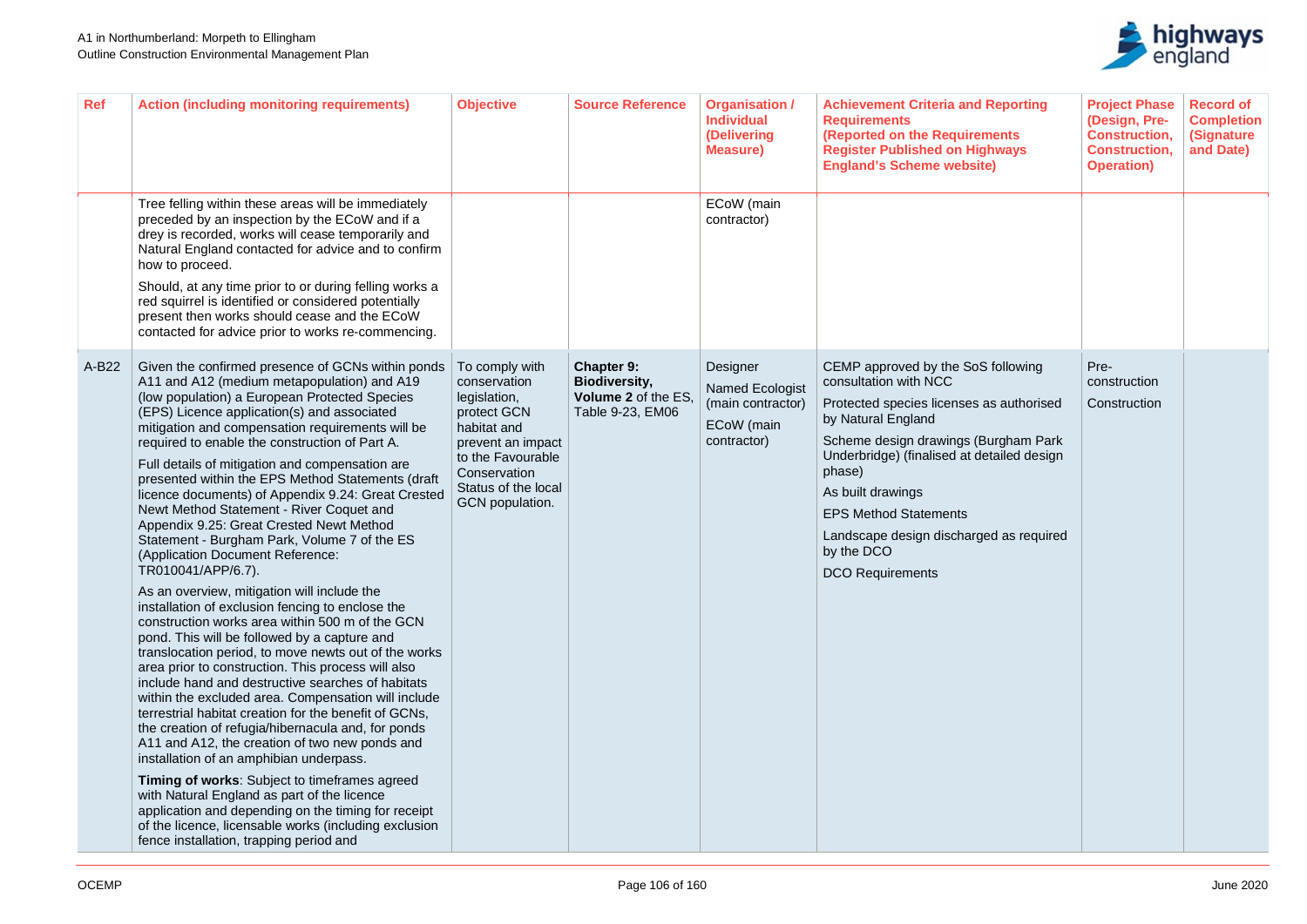| Ref | Action (including monitoring requirements) | Objective | Source Reference | Organisation / Individual (Delivering Measure) | Achievement Criteria and Reporting Requirements (Reported on the Requirements Register Published on Highways England's Scheme website) | Project Phase (Design, Pre-Construction, Construction, Operation) | Record of Completion (Signature and Date) |
|---|---|---|---|---|---|---|---|
| | Tree felling within these areas will be immediately preceded by an inspection by the ECoW and if a drey is recorded, works will cease temporarily and Natural England contacted for advice and to confirm how to proceed.<br><br>Should, at any time prior to or during felling works a red squirrel is identified or considered potentially present then works should cease and the ECoW contacted for advice prior to works re-commencing. | | | ECoW (main contractor) | | | |
| A-B22 | Given the confirmed presence of GCNs within ponds A11 and A12 (medium metapopulation) and A19 (low population) a European Protected Species (EPS) Licence application(s) and associated mitigation and compensation requirements will be required to enable the construction of Part A.<br><br>Full details of mitigation and compensation are presented within the EPS Method Statements (draft licence documents) of Appendix 9.24: Great Crested Newt Method Statement - River Coquet and Appendix 9.25: Great Crested Newt Method Statement - Burgham Park, Volume 7 of the ES (Application Document Reference: TR010041/APP/6.7).<br><br>As an overview, mitigation will include the installation of exclusion fencing to enclose the construction works area within 500 m of the GCN pond. This will be followed by a capture and translocation period, to move newts out of the works area prior to construction. This process will also include hand and destructive searches of habitats within the excluded area. Compensation will include terrestrial habitat creation for the benefit of GCNs, the creation of refugia/hibernacula and, for ponds A11 and A12, the creation of two new ponds and installation of an amphibian underpass.<br><br>**Timing of works**: Subject to timeframes agreed with Natural England as part of the licence application and depending on the timing for receipt of the licence, licensable works (including exclusion fence installation, trapping period and | To comply with conservation legislation, protect GCN habitat and prevent an impact to the Favourable Conservation Status of the local GCN population. | **Chapter 9: Biodiversity, Volume 2** of the ES, Table 9-23, EM06 | Designer<br><br>Named Ecologist (main contractor)<br><br>ECoW (main contractor) | CEMP approved by the SoS following consultation with NCC<br><br>Protected species licenses as authorised by Natural England<br><br>Scheme design drawings (Burgham Park Underbridge) (finalised at detailed design phase)<br><br>As built drawings<br><br>EPS Method Statements<br><br>Landscape design discharged as required by the DCO<br><br>DCO Requirements | Pre-construction<br><br>Construction | |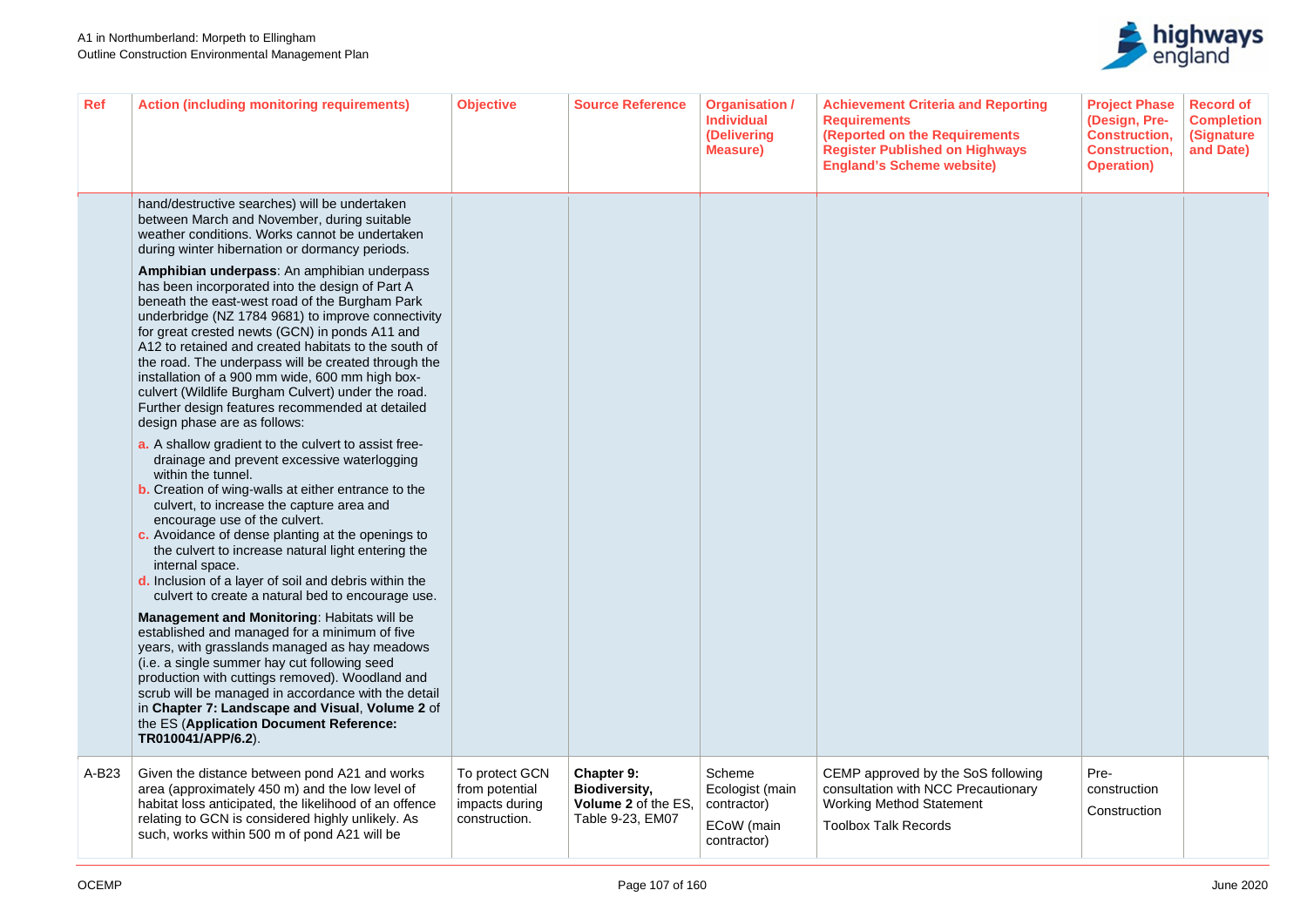| Ref | Action (including monitoring requirements) | Objective | Source Reference | Organisation / Individual (Delivering Measure) | Achievement Criteria and Reporting Requirements (Reported on the Requirements Register Published on Highways England's Scheme website) | Project Phase (Design, Pre-Construction, Construction, Operation) | Record of Completion (Signature and Date) |
|---|---|---|---|---|---|---|---|
| | hand/destructive searches) will be undertaken between March and November, during suitable weather conditions. Works cannot be undertaken during winter hibernation or dormancy periods.<br><br>**Amphibian underpass**: An amphibian underpass has been incorporated into the design of Part A beneath the east-west road of the Burgham Park underbridge (NZ 1784 9681) to improve connectivity for great crested newts (GCN) in ponds A11 and A12 to retained and created habitats to the south of the road. The underpass will be created through the installation of a 900 mm wide, 600 mm high box-culvert (Wildlife Burgham Culvert) under the road. Further design features recommended at detailed design phase are as follows:<br><br>a. A shallow gradient to the culvert to assist free-drainage and prevent excessive waterlogging within the tunnel.<br>b. Creation of wing-walls at either entrance to the culvert, to increase the capture area and encourage use of the culvert.<br>c. Avoidance of dense planting at the openings to the culvert to increase natural light entering the internal space.<br>d. Inclusion of a layer of soil and debris within the culvert to create a natural bed to encourage use.<br><br>**Management and Monitoring**: Habitats will be established and managed for a minimum of five years, with grasslands managed as hay meadows (i.e. a single summer hay cut following seed production with cuttings removed). Woodland and scrub will be managed in accordance with the detail in **Chapter 7: Landscape and Visual**, **Volume 2** of the ES (**Application Document Reference: TR010041/APP/6.2**). | | | | | | |
| A-B23 | Given the distance between pond A21 and works area (approximately 450 m) and the low level of habitat loss anticipated, the likelihood of an offence relating to GCN is considered highly unlikely. As such, works within 500 m of pond A21 will be | To protect GCN from potential impacts during construction. | **Chapter 9: Biodiversity, Volume 2** of the ES, Table 9-23, EM07 | Scheme Ecologist (main contractor)<br><br>ECoW (main contractor) | CEMP approved by the SoS following consultation with NCC Precautionary Working Method Statement<br><br>Toolbox Talk Records | Pre-construction<br><br>Construction | |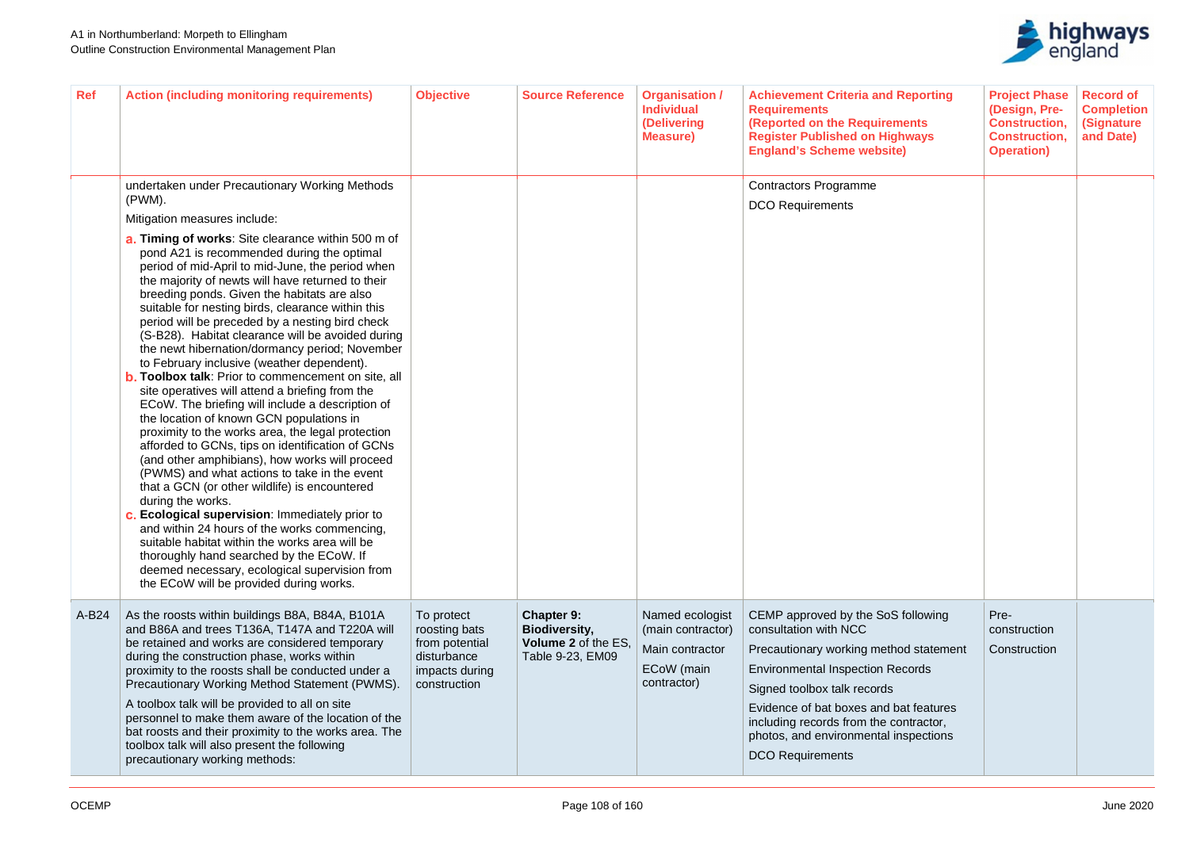| Ref | Action (including monitoring requirements) | Objective | Source Reference | Organisation / Individual (Delivering Measure) | Achievement Criteria and Reporting Requirements (Reported on the Requirements Register Published on Highways England's Scheme website) | Project Phase (Design, Pre-Construction, Construction, Operation) | Record of Completion (Signature and Date) |
|---|---|---|---|---|---|---|---|
| | undertaken under Precautionary Working Methods (PWM).<br>Mitigation measures include:<br>a. **Timing of works**: Site clearance within 500 m of pond A21 is recommended during the optimal period of mid-April to mid-June, the period when the majority of newts will have returned to their breeding ponds. Given the habitats are also suitable for nesting birds, clearance within this period will be preceded by a nesting bird check (S-B28). Habitat clearance will be avoided during the newt hibernation/dormancy period; November to February inclusive (weather dependent).<br>b. **Toolbox talk**: Prior to commencement on site, all site operatives will attend a briefing from the ECoW. The briefing will include a description of the location of known GCN populations in proximity to the works area, the legal protection afforded to GCNs, tips on identification of GCNs (and other amphibians), how works will proceed (PWMS) and what actions to take in the event that a GCN (or other wildlife) is encountered during the works.<br>c. **Ecological supervision**: Immediately prior to and within 24 hours of the works commencing, suitable habitat within the works area will be thoroughly hand searched by the ECoW. If deemed necessary, ecological supervision from the ECoW will be provided during works. | | | | Contractors Programme<br>DCO Requirements | | |
| A-B24 | As the roosts within buildings B8A, B84A, B101A and B86A and trees T136A, T147A and T220A will be retained and works are considered temporary during the construction phase, works within proximity to the roosts shall be conducted under a Precautionary Working Method Statement (PWMS).<br>A toolbox talk will be provided to all on site personnel to make them aware of the location of the bat roosts and their proximity to the works area. The toolbox talk will also present the following precautionary working methods: | To protect roosting bats from potential disturbance impacts during construction | **Chapter 9: Biodiversity, Volume 2** of the ES, Table 9-23, EM09 | Named ecologist (main contractor)<br>Main contractor<br>ECoW (main contractor) | CEMP approved by the SoS following consultation with NCC<br>Precautionary working method statement<br>Environmental Inspection Records<br>Signed toolbox talk records<br>Evidence of bat boxes and bat features including records from the contractor, photos, and environmental inspections<br>DCO Requirements | Pre-construction<br>Construction | |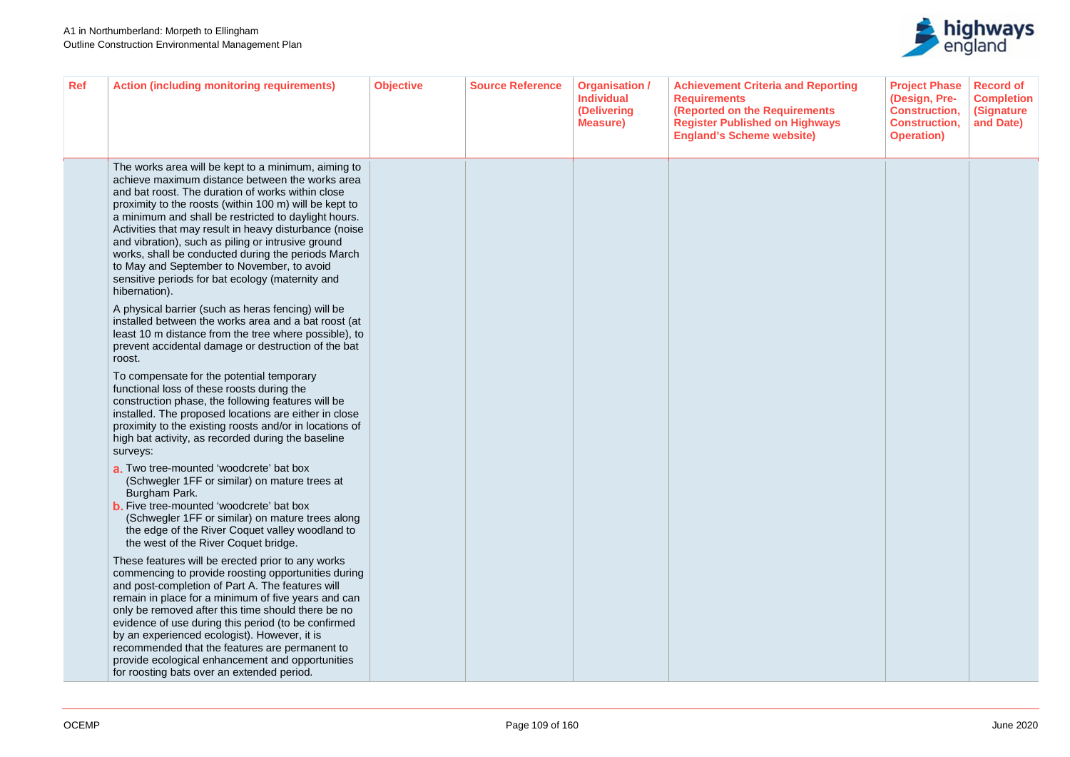| Ref | Action (including monitoring requirements) | Objective | Source Reference | Organisation / Individual (Delivering Measure) | Achievement Criteria and Reporting Requirements (Reported on the Requirements Register Published on Highways England's Scheme website) | Project Phase (Design, Pre-Construction, Construction, Operation) | Record of Completion (Signature and Date) |
|---|---|---|---|---|---|---|---|
| | The works area will be kept to a minimum, aiming to achieve maximum distance between the works area and bat roost. The duration of works within close proximity to the roosts (within 100 m) will be kept to a minimum and shall be restricted to daylight hours. Activities that may result in heavy disturbance (noise and vibration), such as piling or intrusive ground works, shall be conducted during the periods March to May and September to November, to avoid sensitive periods for bat ecology (maternity and hibernation).<br><br>A physical barrier (such as heras fencing) will be installed between the works area and a bat roost (at least 10 m distance from the tree where possible), to prevent accidental damage or destruction of the bat roost.<br><br>To compensate for the potential temporary functional loss of these roosts during the construction phase, the following features will be installed. The proposed locations are either in close proximity to the existing roosts and/or in locations of high bat activity, as recorded during the baseline surveys:<br><br>a. Two tree-mounted 'woodcrete' bat box (Schwegler 1FF or similar) on mature trees at Burgham Park.<br>b. Five tree-mounted 'woodcrete' bat box (Schwegler 1FF or similar) on mature trees along the edge of the River Coquet valley woodland to the west of the River Coquet bridge.<br><br>These features will be erected prior to any works commencing to provide roosting opportunities during and post-completion of Part A. The features will remain in place for a minimum of five years and can only be removed after this time should there be no evidence of use during this period (to be confirmed by an experienced ecologist). However, it is recommended that the features are permanent to provide ecological enhancement and opportunities for roosting bats over an extended period. | | | | | | |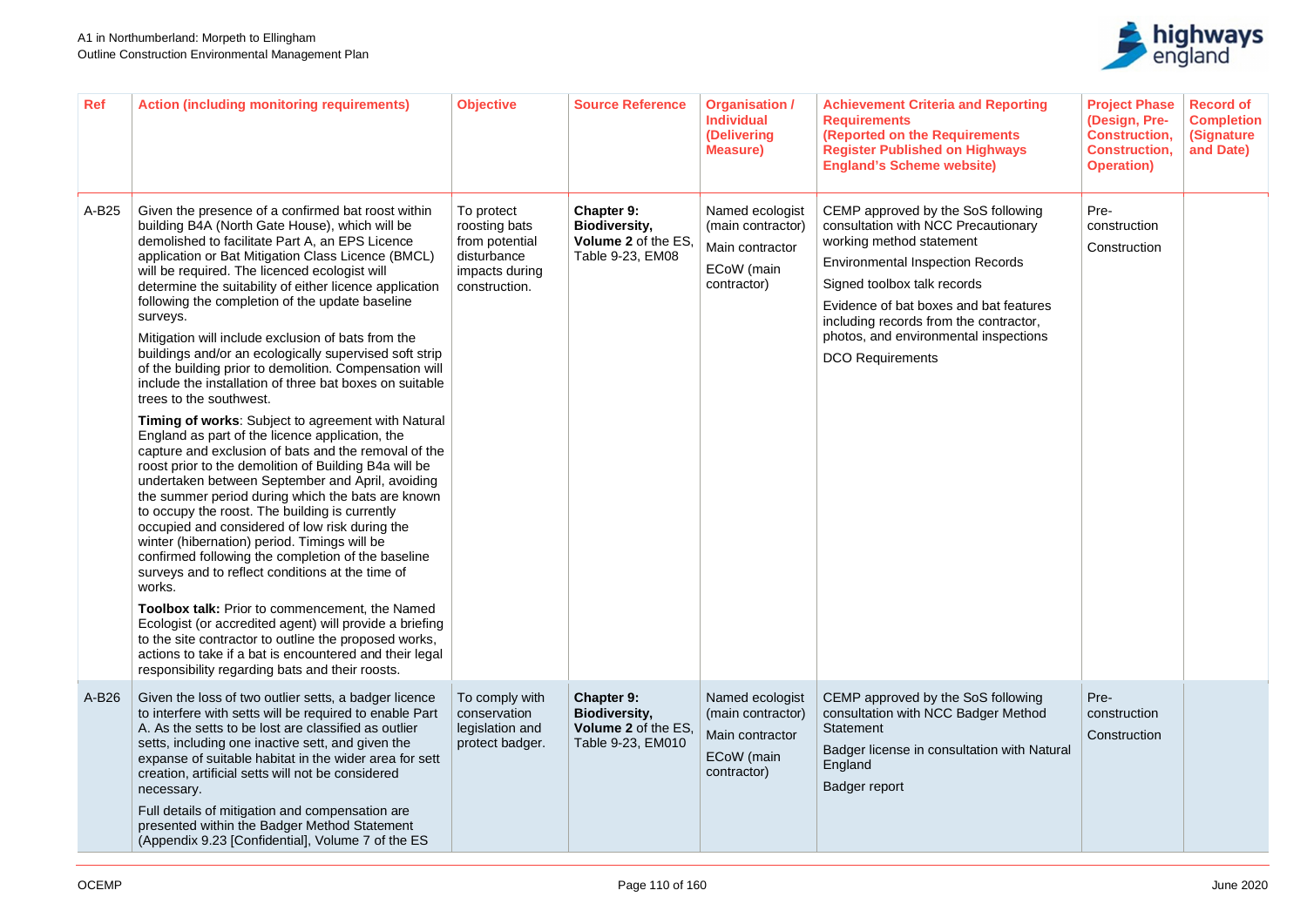| Ref | Action (including monitoring requirements) | Objective | Source Reference | Organisation / Individual (Delivering Measure) | Achievement Criteria and Reporting Requirements (Reported on the Requirements Register Published on Highways England's Scheme website) | Project Phase (Design, Pre-Construction, Construction, Operation) | Record of Completion (Signature and Date) |
|---|---|---|---|---|---|---|---|
| A-B25 | Given the presence of a confirmed bat roost within building B4A (North Gate House), which will be demolished to facilitate Part A, an EPS Licence application or Bat Mitigation Class Licence (BMCL) will be required. The licenced ecologist will determine the suitability of either licence application following the completion of the update baseline surveys.<br><br>Mitigation will include exclusion of bats from the buildings and/or an ecologically supervised soft strip of the building prior to demolition. Compensation will include the installation of three bat boxes on suitable trees to the southwest.<br><br>**Timing of works**: Subject to agreement with Natural England as part of the licence application, the capture and exclusion of bats and the removal of the roost prior to the demolition of Building B4a will be undertaken between September and April, avoiding the summer period during which the bats are known to occupy the roost. The building is currently occupied and considered of low risk during the winter (hibernation) period. Timings will be confirmed following the completion of the baseline surveys and to reflect conditions at the time of works.<br><br>**Toolbox talk:** Prior to commencement, the Named Ecologist (or accredited agent) will provide a briefing to the site contractor to outline the proposed works, actions to take if a bat is encountered and their legal responsibility regarding bats and their roosts. | To protect roosting bats from potential disturbance impacts during construction. | **Chapter 9: Biodiversity, Volume 2** of the ES, Table 9-23, EM08 | Named ecologist (main contractor)<br><br>Main contractor<br><br>ECoW (main contractor) | CEMP approved by the SoS following consultation with NCC Precautionary working method statement<br><br>Environmental Inspection Records<br><br>Signed toolbox talk records<br><br>Evidence of bat boxes and bat features including records from the contractor, photos, and environmental inspections<br><br>DCO Requirements | Pre-construction<br><br>Construction | |
| A-B26 | Given the loss of two outlier setts, a badger licence to interfere with setts will be required to enable Part A. As the setts to be lost are classified as outlier setts, including one inactive sett, and given the expanse of suitable habitat in the wider area for sett creation, artificial setts will not be considered necessary.<br><br>Full details of mitigation and compensation are presented within the Badger Method Statement (Appendix 9.23 [Confidential], Volume 7 of the ES | To comply with conservation legislation and protect badger. | **Chapter 9: Biodiversity, Volume 2** of the ES, Table 9-23, EM010 | Named ecologist (main contractor)<br><br>Main contractor<br><br>ECoW (main contractor) | CEMP approved by the SoS following consultation with NCC Badger Method Statement<br><br>Badger license in consultation with Natural England<br><br>Badger report | Pre-construction<br><br>Construction | |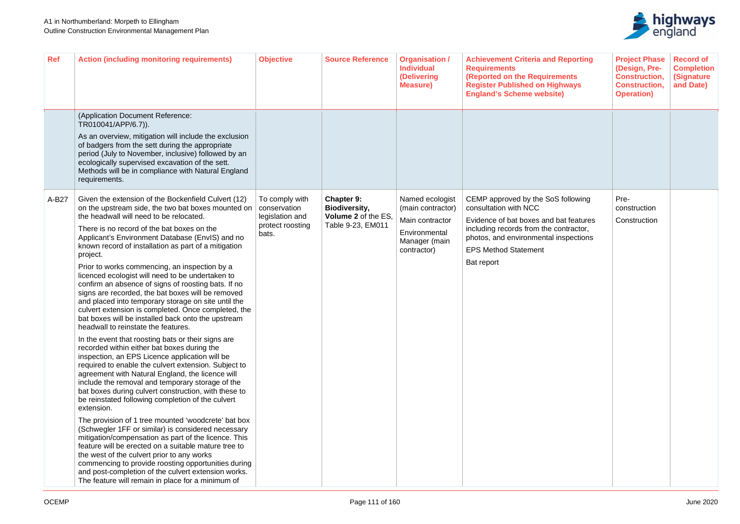| Ref | Action (including monitoring requirements) | Objective | Source Reference | Organisation / Individual (Delivering Measure) | Achievement Criteria and Reporting Requirements (Reported on the Requirements Register Published on Highways England's Scheme website) | Project Phase (Design, Pre-Construction, Construction, Operation) | Record of Completion (Signature and Date) |
|---|---|---|---|---|---|---|---|
| | (Application Document Reference: TR010041/APP/6.7)).<br><br>As an overview, mitigation will include the exclusion of badgers from the sett during the appropriate period (July to November, inclusive) followed by an ecologically supervised excavation of the sett. Methods will be in compliance with Natural England requirements. | | | | | | |
| A-B27 | Given the extension of the Bockenfield Culvert (12) on the upstream side, the two bat boxes mounted on the headwall will need to be relocated.<br><br>There is no record of the bat boxes on the Applicant's Environment Database (EnvIS) and no known record of installation as part of a mitigation project.<br><br>Prior to works commencing, an inspection by a licenced ecologist will need to be undertaken to confirm an absence of signs of roosting bats. If no signs are recorded, the bat boxes will be removed and placed into temporary storage on site until the culvert extension is completed. Once completed, the bat boxes will be installed back onto the upstream headwall to reinstate the features.<br><br>In the event that roosting bats or their signs are recorded within either bat boxes during the inspection, an EPS Licence application will be required to enable the culvert extension. Subject to agreement with Natural England, the licence will include the removal and temporary storage of the bat boxes during culvert construction, with these to be reinstated following completion of the culvert extension.<br><br>The provision of 1 tree mounted 'woodcrete' bat box (Schwegler 1FF or similar) is considered necessary mitigation/compensation as part of the licence. This feature will be erected on a suitable mature tree to the west of the culvert prior to any works commencing to provide roosting opportunities during and post-completion of the culvert extension works. The feature will remain in place for a minimum of | To comply with conservation legislation and protect roosting bats. | **Chapter 9: Biodiversity, Volume 2** of the ES, Table 9-23, EM011 | Named ecologist (main contractor)<br><br>Main contractor<br><br>Environmental Manager (main contractor) | CEMP approved by the SoS following consultation with NCC<br><br>Evidence of bat boxes and bat features including records from the contractor, photos, and environmental inspections<br><br>EPS Method Statement<br><br>Bat report | Pre-construction<br><br>Construction | |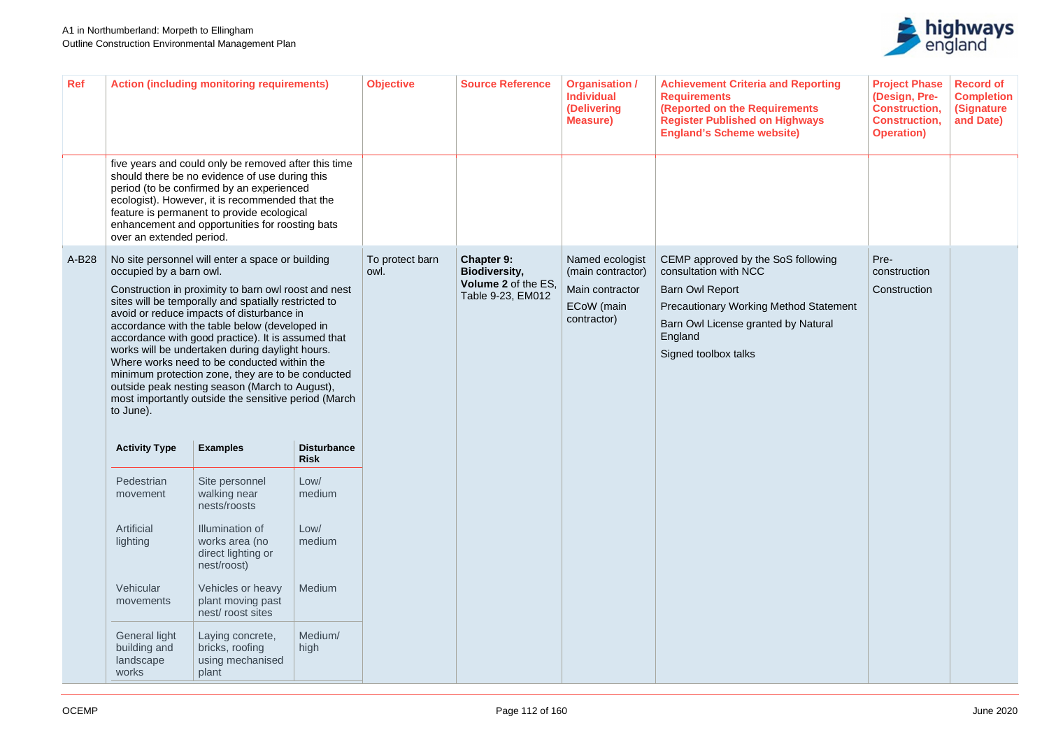| Ref | Action (including monitoring requirements) | Objective | Source Reference | Organisation / Individual (Delivering Measure) | Achievement Criteria and Reporting Requirements (Reported on the Requirements Register Published on Highways England's Scheme website) | Project Phase (Design, Pre-Construction, Construction, Operation) | Record of Completion (Signature and Date) |
|---|---|---|---|---|---|---|---|
| | five years and could only be removed after this time should there be no evidence of use during this period (to be confirmed by an experienced ecologist). However, it is recommended that the feature is permanent to provide ecological enhancement and opportunities for roosting bats over an extended period. | | | | | | |
| A-B28 | No site personnel will enter a space or building occupied by a barn owl.<br><br>Construction in proximity to barn owl roost and nest sites will be temporally and spatially restricted to avoid or reduce impacts of disturbance in accordance with the table below (developed in accordance with good practice). It is assumed that works will be undertaken during daylight hours. Where works need to be conducted within the minimum protection zone, they are to be conducted outside peak nesting season (March to August), most importantly outside the sensitive period (March to June).<br><br>**Activity Type** / **Examples** / **Disturbance Risk**<br>Pedestrian movement / Site personnel walking near nests/roosts / Low/ medium<br>Artificial lighting / Illumination of works area (no direct lighting or nest/roost) / Low/ medium<br>Vehicular movements / Vehicles or heavy plant moving past nest/ roost sites / Medium<br>General light building and landscape works / Laying concrete, bricks, roofing using mechanised plant / Medium/ high | To protect barn owl. | **Chapter 9: Biodiversity, Volume 2** of the ES, Table 9-23, EM012 | Named ecologist (main contractor)<br><br>Main contractor<br><br>ECoW (main contractor) | CEMP approved by the SoS following consultation with NCC<br><br>Barn Owl Report<br><br>Precautionary Working Method Statement<br><br>Barn Owl License granted by Natural England<br><br>Signed toolbox talks | Pre-construction<br><br>Construction | |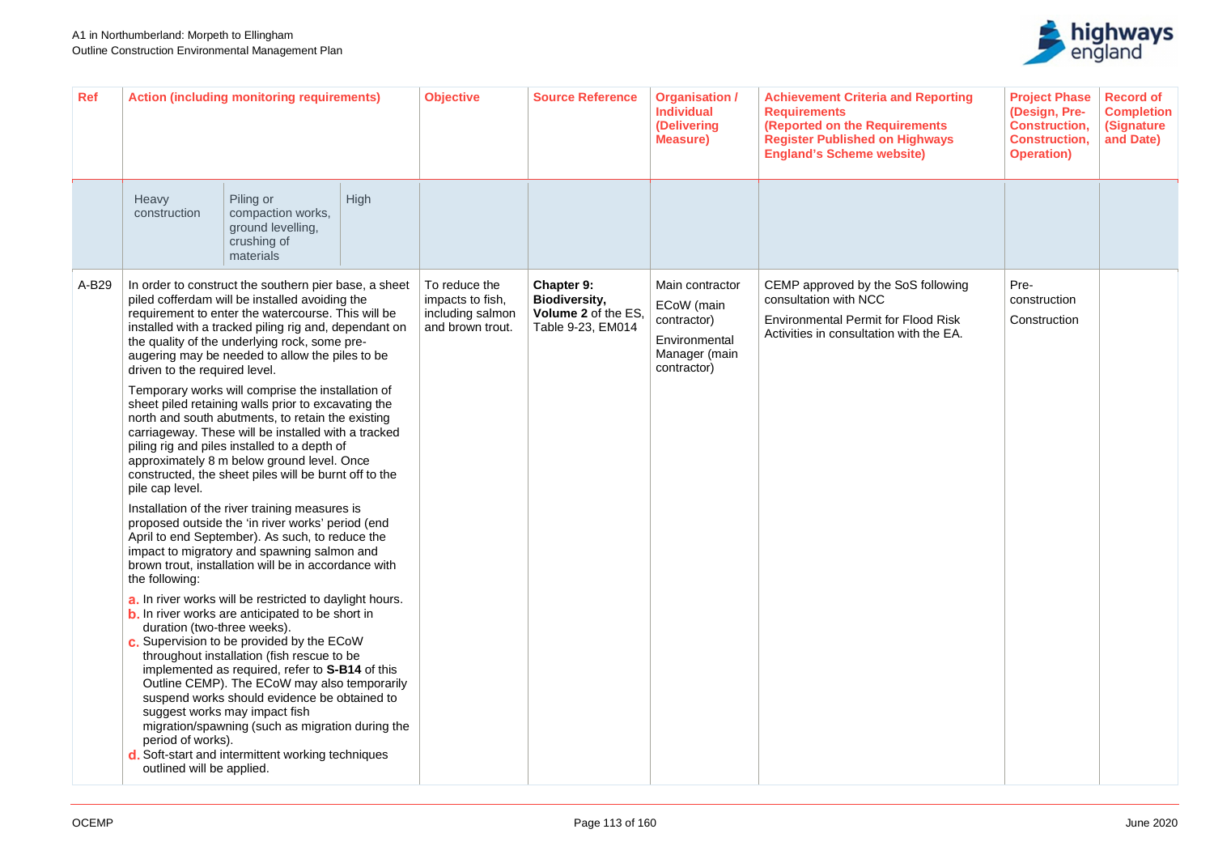| Ref | Action (including monitoring requirements) | Objective | Source Reference | Organisation / Individual (Delivering Measure) | Achievement Criteria and Reporting Requirements (Reported on the Requirements Register Published on Highways England's Scheme website) | Project Phase (Design, Pre-Construction, Construction, Operation) | Record of Completion (Signature and Date) |
|---|---|---|---|---|---|---|---|
| | Heavy construction / Piling or compaction works, ground levelling, crushing of materials / High | | | | | | |
| A-B29 | In order to construct the southern pier base, a sheet piled cofferdam will be installed avoiding the requirement to enter the watercourse. This will be installed with a tracked piling rig and, dependant on the quality of the underlying rock, some pre-augering may be needed to allow the piles to be driven to the required level.<br><br>Temporary works will comprise the installation of sheet piled retaining walls prior to excavating the north and south abutments, to retain the existing carriageway. These will be installed with a tracked piling rig and piles installed to a depth of approximately 8 m below ground level. Once constructed, the sheet piles will be burnt off to the pile cap level.<br><br>Installation of the river training measures is proposed outside the 'in river works' period (end April to end September). As such, to reduce the impact to migratory and spawning salmon and brown trout, installation will be in accordance with the following:<br><br>a. In river works will be restricted to daylight hours.<br>b. In river works are anticipated to be short in duration (two-three weeks).<br>c. Supervision to be provided by the ECoW throughout installation (fish rescue to be implemented as required, refer to **S-B14** of this Outline CEMP). The ECoW may also temporarily suspend works should evidence be obtained to suggest works may impact fish migration/spawning (such as migration during the period of works).<br>d. Soft-start and intermittent working techniques outlined will be applied. | To reduce the impacts to fish, including salmon and brown trout. | **Chapter 9: Biodiversity, Volume 2** of the ES, Table 9-23, EM014 | Main contractor<br><br>ECoW (main contractor)<br><br>Environmental Manager (main contractor) | CEMP approved by the SoS following consultation with NCC<br><br>Environmental Permit for Flood Risk Activities in consultation with the EA. | Pre-construction<br><br>Construction | |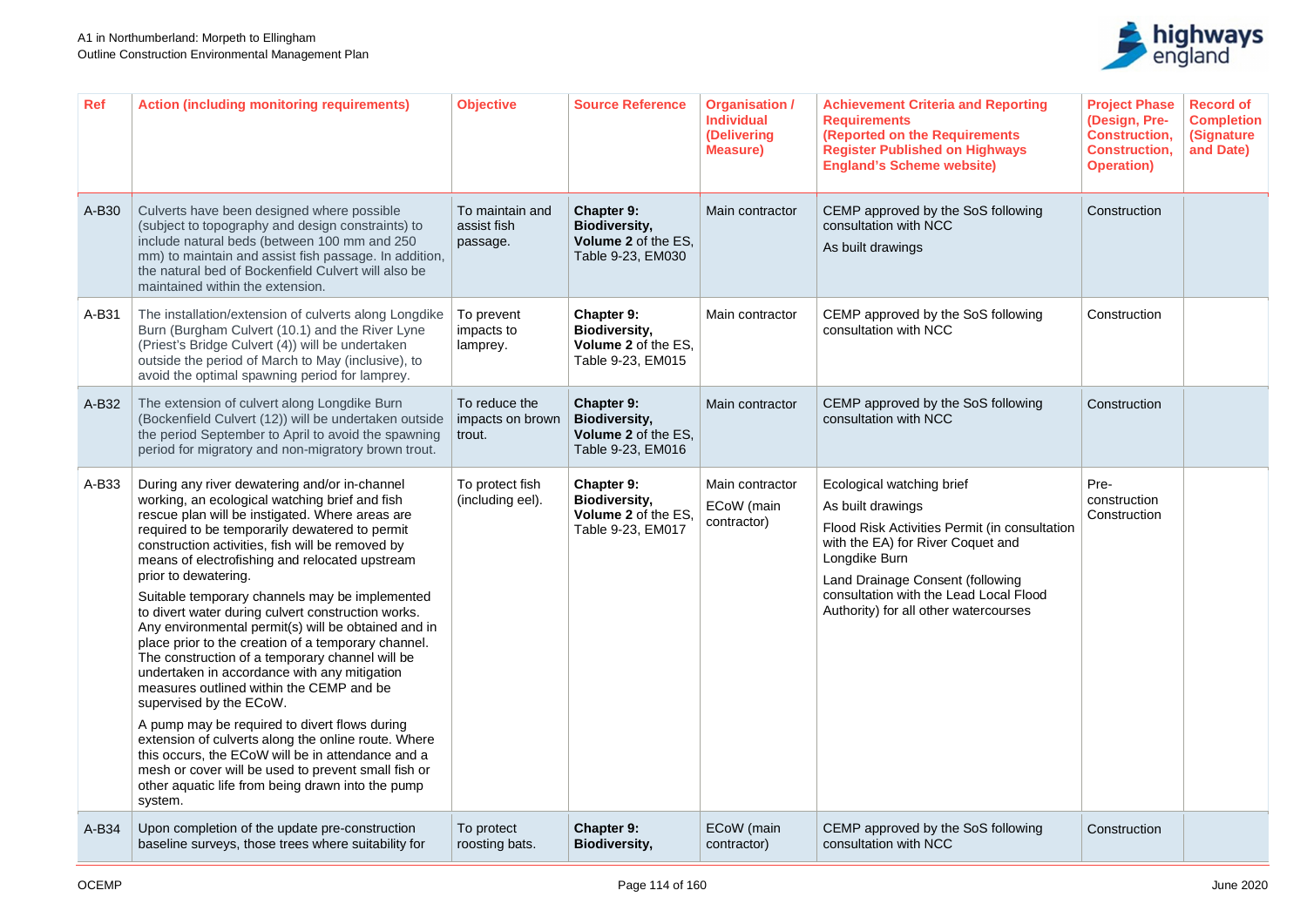| Ref | Action (including monitoring requirements) | Objective | Source Reference | Organisation / Individual (Delivering Measure) | Achievement Criteria and Reporting Requirements (Reported on the Requirements Register Published on Highways England's Scheme website) | Project Phase (Design, Pre-Construction, Construction, Operation) | Record of Completion (Signature and Date) |
|---|---|---|---|---|---|---|---|
| A-B30 | Culverts have been designed where possible (subject to topography and design constraints) to include natural beds (between 100 mm and 250 mm) to maintain and assist fish passage. In addition, the natural bed of Bockenfield Culvert will also be maintained within the extension. | To maintain and assist fish passage. | **Chapter 9: Biodiversity, Volume 2** of the ES, Table 9-23, EM030 | Main contractor | CEMP approved by the SoS following consultation with NCC<br><br>As built drawings | Construction | |
| A-B31 | The installation/extension of culverts along Longdike Burn (Burgham Culvert (10.1) and the River Lyne (Priest's Bridge Culvert (4)) will be undertaken outside the period of March to May (inclusive), to avoid the optimal spawning period for lamprey. | To prevent impacts to lamprey. | **Chapter 9: Biodiversity, Volume 2** of the ES, Table 9-23, EM015 | Main contractor | CEMP approved by the SoS following consultation with NCC | Construction | |
| A-B32 | The extension of culvert along Longdike Burn (Bockenfield Culvert (12)) will be undertaken outside the period September to April to avoid the spawning period for migratory and non-migratory brown trout. | To reduce the impacts on brown trout. | **Chapter 9: Biodiversity, Volume 2** of the ES, Table 9-23, EM016 | Main contractor | CEMP approved by the SoS following consultation with NCC | Construction | |
| A-B33 | During any river dewatering and/or in-channel working, an ecological watching brief and fish rescue plan will be instigated. Where areas are required to be temporarily dewatered to permit construction activities, fish will be removed by means of electrofishing and relocated upstream prior to dewatering.<br><br>Suitable temporary channels may be implemented to divert water during culvert construction works. Any environmental permit(s) will be obtained and in place prior to the creation of a temporary channel. The construction of a temporary channel will be undertaken in accordance with any mitigation measures outlined within the CEMP and be supervised by the ECoW.<br><br>A pump may be required to divert flows during extension of culverts along the online route. Where this occurs, the ECoW will be in attendance and a mesh or cover will be used to prevent small fish or other aquatic life from being drawn into the pump system. | To protect fish (including eel). | **Chapter 9: Biodiversity, Volume 2** of the ES, Table 9-23, EM017 | Main contractor<br><br>ECoW (main contractor) | Ecological watching brief<br><br>As built drawings<br><br>Flood Risk Activities Permit (in consultation with the EA) for River Coquet and Longdike Burn<br><br>Land Drainage Consent (following consultation with the Lead Local Flood Authority) for all other watercourses | Pre-construction<br>Construction | |
| A-B34 | Upon completion of the update pre-construction baseline surveys, those trees where suitability for | To protect roosting bats. | **Chapter 9: Biodiversity,** | ECoW (main contractor) | CEMP approved by the SoS following consultation with NCC | Construction | |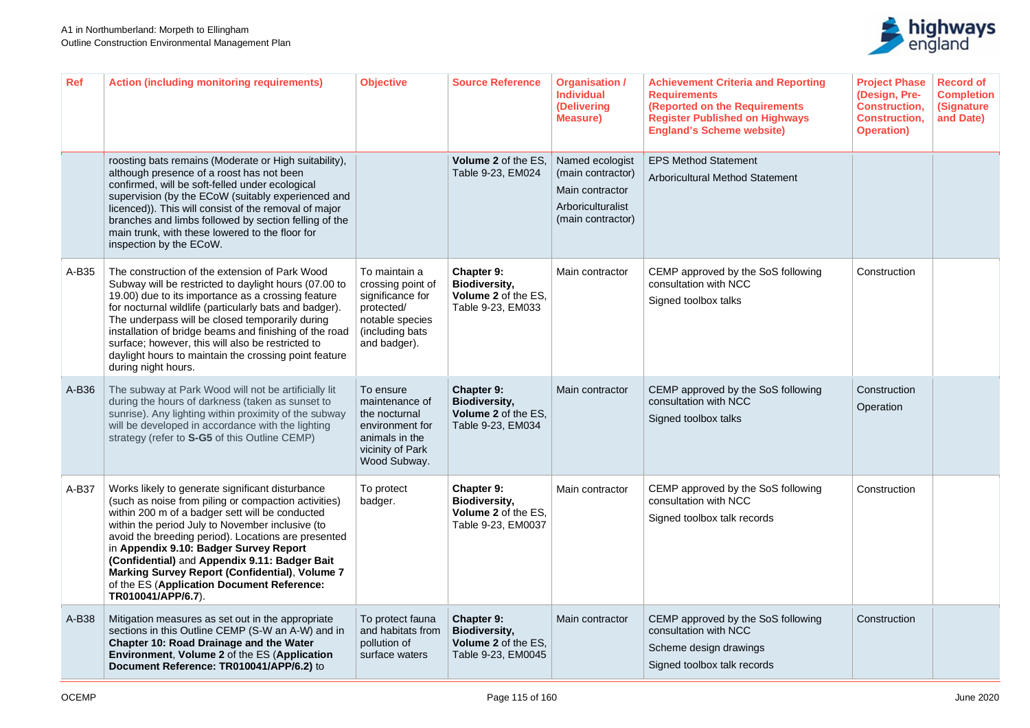| Ref | Action (including monitoring requirements) | Objective | Source Reference | Organisation / Individual (Delivering Measure) | Achievement Criteria and Reporting Requirements (Reported on the Requirements Register Published on Highways England's Scheme website) | Project Phase (Design, Pre-Construction, Construction, Operation) | Record of Completion (Signature and Date) |
|---|---|---|---|---|---|---|---|
| | roosting bats remains (Moderate or High suitability), although presence of a roost has not been confirmed, will be soft-felled under ecological supervision (by the ECoW (suitably experienced and licenced)). This will consist of the removal of major branches and limbs followed by section felling of the main trunk, with these lowered to the floor for inspection by the ECoW. | | **Volume 2** of the ES, Table 9-23, EM024 | Named ecologist (main contractor)<br>Main contractor<br>Arboriculturalist (main contractor) | EPS Method Statement<br>Arboricultural Method Statement | | |
| A-B35 | The construction of the extension of Park Wood Subway will be restricted to daylight hours (07.00 to 19.00) due to its importance as a crossing feature for nocturnal wildlife (particularly bats and badger). The underpass will be closed temporarily during installation of bridge beams and finishing of the road surface; however, this will also be restricted to daylight hours to maintain the crossing point feature during night hours. | To maintain a crossing point of significance for protected/ notable species (including bats and badger). | **Chapter 9: Biodiversity, Volume 2** of the ES, Table 9-23, EM033 | Main contractor | CEMP approved by the SoS following consultation with NCC<br>Signed toolbox talks | Construction | |
| A-B36 | The subway at Park Wood will not be artificially lit during the hours of darkness (taken as sunset to sunrise). Any lighting within proximity of the subway will be developed in accordance with the lighting strategy (refer to **S-G5** of this Outline CEMP) | To ensure maintenance of the nocturnal environment for animals in the vicinity of Park Wood Subway. | **Chapter 9: Biodiversity, Volume 2** of the ES, Table 9-23, EM034 | Main contractor | CEMP approved by the SoS following consultation with NCC<br>Signed toolbox talks | Construction<br>Operation | |
| A-B37 | Works likely to generate significant disturbance (such as noise from piling or compaction activities) within 200 m of a badger sett will be conducted within the period July to November inclusive (to avoid the breeding period). Locations are presented in **Appendix 9.10: Badger Survey Report (Confidential)** and **Appendix 9.11: Badger Bait Marking Survey Report (Confidential)**, **Volume 7** of the ES (**Application Document Reference: TR010041/APP/6.7**). | To protect badger. | **Chapter 9: Biodiversity, Volume 2** of the ES, Table 9-23, EM0037 | Main contractor | CEMP approved by the SoS following consultation with NCC<br>Signed toolbox talk records | Construction | |
| A-B38 | Mitigation measures as set out in the appropriate sections in this Outline CEMP (S-W an A-W) and in **Chapter 10: Road Drainage and the Water Environment**, **Volume 2** of the ES (**Application Document Reference: TR010041/APP/6.2)** to | To protect fauna and habitats from pollution of surface waters | **Chapter 9: Biodiversity, Volume 2** of the ES, Table 9-23, EM0045 | Main contractor | CEMP approved by the SoS following consultation with NCC<br>Scheme design drawings<br>Signed toolbox talk records | Construction | |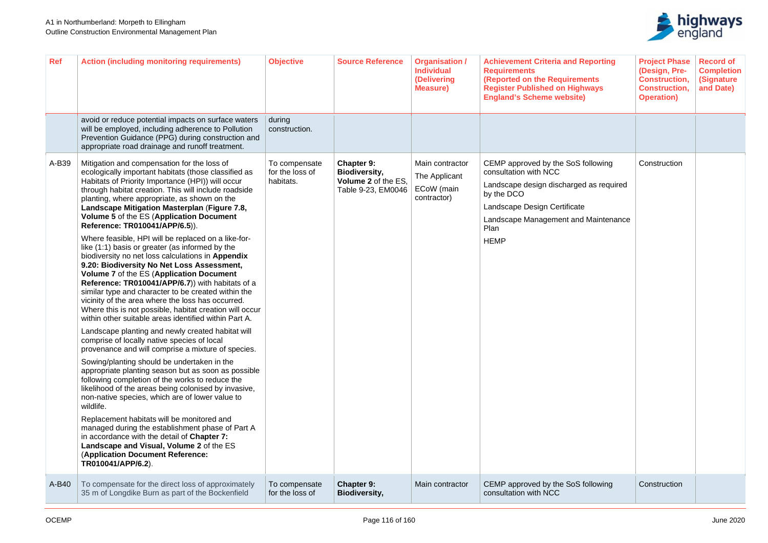| Ref | Action (including monitoring requirements) | Objective | Source Reference | Organisation / Individual (Delivering Measure) | Achievement Criteria and Reporting Requirements (Reported on the Requirements Register Published on Highways England's Scheme website) | Project Phase (Design, Pre-Construction, Construction, Operation) | Record of Completion (Signature and Date) |
|---|---|---|---|---|---|---|---|
| | avoid or reduce potential impacts on surface waters will be employed, including adherence to Pollution Prevention Guidance (PPG) during construction and appropriate road drainage and runoff treatment. | during construction. | | | | | |
| A-B39 | Mitigation and compensation for the loss of ecologically important habitats (those classified as Habitats of Priority Importance (HPI)) will occur through habitat creation. This will include roadside planting, where appropriate, as shown on the **Landscape Mitigation Masterplan** (**Figure 7.8, Volume 5** of the ES (**Application Document Reference: TR010041/APP/6.5**)).<br><br>Where feasible, HPI will be replaced on a like-for-like (1:1) basis or greater (as informed by the biodiversity no net loss calculations in **Appendix 9.20: Biodiversity No Net Loss Assessment, Volume 7** of the ES (**Application Document Reference: TR010041/APP/6.7**)) with habitats of a similar type and character to be created within the vicinity of the area where the loss has occurred. Where this is not possible, habitat creation will occur within other suitable areas identified within Part A.<br><br>Landscape planting and newly created habitat will comprise of locally native species of local provenance and will comprise a mixture of species.<br><br>Sowing/planting should be undertaken in the appropriate planting season but as soon as possible following completion of the works to reduce the likelihood of the areas being colonised by invasive, non-native species, which are of lower value to wildlife.<br><br>Replacement habitats will be monitored and managed during the establishment phase of Part A in accordance with the detail of **Chapter 7: Landscape and Visual, Volume 2** of the ES (**Application Document Reference: TR010041/APP/6.2**). | To compensate for the loss of habitats. | **Chapter 9: Biodiversity, Volume 2** of the ES, Table 9-23, EM0046 | Main contractor<br><br>The Applicant<br><br>ECoW (main contractor) | CEMP approved by the SoS following consultation with NCC<br><br>Landscape design discharged as required by the DCO<br><br>Landscape Design Certificate<br><br>Landscape Management and Maintenance Plan<br><br>HEMP | Construction | |
| A-B40 | To compensate for the direct loss of approximately 35 m of Longdike Burn as part of the Bockenfield | To compensate for the loss of | **Chapter 9: Biodiversity,** | Main contractor | CEMP approved by the SoS following consultation with NCC | Construction | |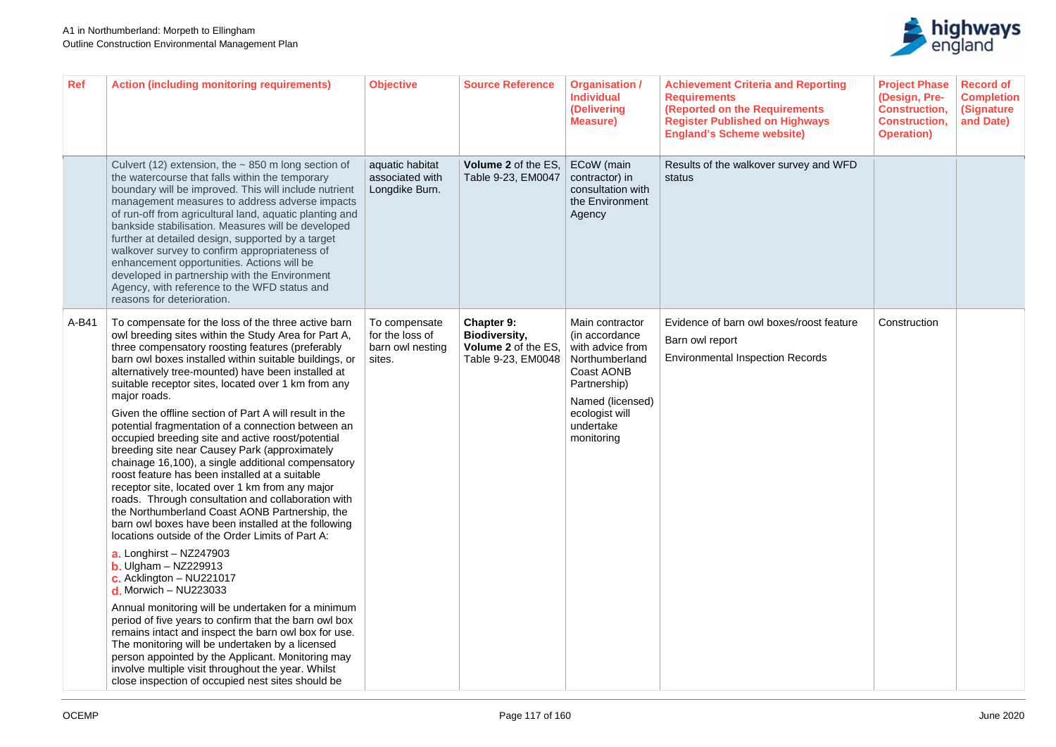| Ref | Action (including monitoring requirements) | Objective | Source Reference | Organisation / Individual (Delivering Measure) | Achievement Criteria and Reporting Requirements (Reported on the Requirements Register Published on Highways England's Scheme website) | Project Phase (Design, Pre-Construction, Construction, Operation) | Record of Completion (Signature and Date) |
|---|---|---|---|---|---|---|---|
| | Culvert (12) extension, the ~ 850 m long section of the watercourse that falls within the temporary boundary will be improved. This will include nutrient management measures to address adverse impacts of run-off from agricultural land, aquatic planting and bankside stabilisation. Measures will be developed further at detailed design, supported by a target walkover survey to confirm appropriateness of enhancement opportunities. Actions will be developed in partnership with the Environment Agency, with reference to the WFD status and reasons for deterioration. | aquatic habitat associated with Longdike Burn. | **Volume 2** of the ES, Table 9-23, EM0047 | ECoW (main contractor) in consultation with the Environment Agency | Results of the walkover survey and WFD status | | |
| A-B41 | To compensate for the loss of the three active barn owl breeding sites within the Study Area for Part A, three compensatory roosting features (preferably barn owl boxes installed within suitable buildings, or alternatively tree-mounted) have been installed at suitable receptor sites, located over 1 km from any major roads.<br><br>Given the offline section of Part A will result in the potential fragmentation of a connection between an occupied breeding site and active roost/potential breeding site near Causey Park (approximately chainage 16,100), a single additional compensatory roost feature has been installed at a suitable receptor site, located over 1 km from any major roads. Through consultation and collaboration with the Northumberland Coast AONB Partnership, the barn owl boxes have been installed at the following locations outside of the Order Limits of Part A:<br><br>a. Longhirst – NZ247903<br>b. Ulgham – NZ229913<br>c. Acklington – NU221017<br>d. Morwich – NU223033<br><br>Annual monitoring will be undertaken for a minimum period of five years to confirm that the barn owl box remains intact and inspect the barn owl box for use. The monitoring will be undertaken by a licensed person appointed by the Applicant. Monitoring may involve multiple visit throughout the year. Whilst close inspection of occupied nest sites should be | To compensate for the loss of barn owl nesting sites. | **Chapter 9: Biodiversity, Volume 2** of the ES, Table 9-23, EM0048 | Main contractor (in accordance with advice from Northumberland Coast AONB Partnership)<br><br>Named (licensed) ecologist will undertake monitoring | Evidence of barn owl boxes/roost feature<br><br>Barn owl report<br><br>Environmental Inspection Records | Construction | |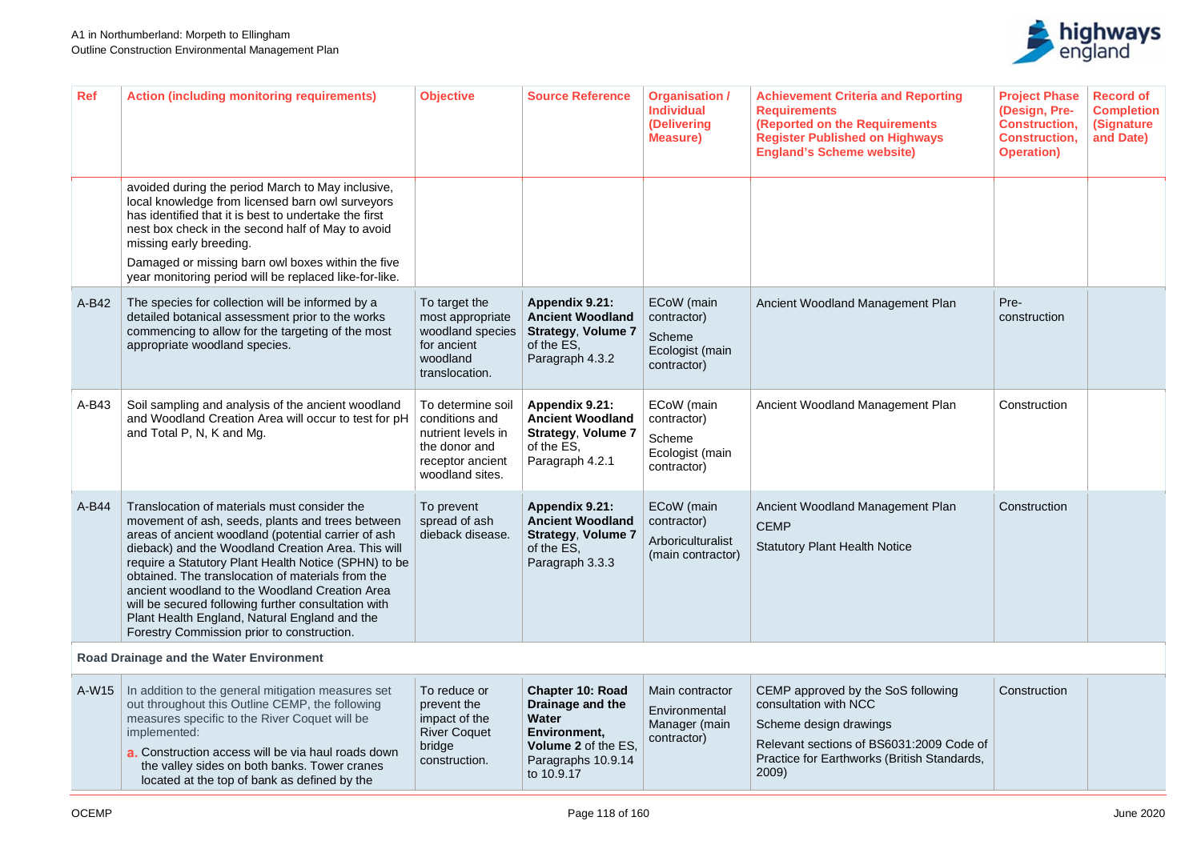| Ref | Action (including monitoring requirements) | Objective | Source Reference | Organisation / Individual (Delivering Measure) | Achievement Criteria and Reporting Requirements (Reported on the Requirements Register Published on Highways England's Scheme website) | Project Phase (Design, Pre-Construction, Construction, Operation) | Record of Completion (Signature and Date) |
|---|---|---|---|---|---|---|---|
| | avoided during the period March to May inclusive, local knowledge from licensed barn owl surveyors has identified that it is best to undertake the first nest box check in the second half of May to avoid missing early breeding.<br>Damaged or missing barn owl boxes within the five year monitoring period will be replaced like-for-like. | | | | | | |
| A-B42 | The species for collection will be informed by a detailed botanical assessment prior to the works commencing to allow for the targeting of the most appropriate woodland species. | To target the most appropriate woodland species for ancient woodland translocation. | **Appendix 9.21: Ancient Woodland Strategy, Volume 7** of the ES, Paragraph 4.3.2 | ECoW (main contractor)<br>Scheme Ecologist (main contractor) | Ancient Woodland Management Plan | Pre-construction | |
| A-B43 | Soil sampling and analysis of the ancient woodland and Woodland Creation Area will occur to test for pH and Total P, N, K and Mg. | To determine soil conditions and nutrient levels in the donor and receptor ancient woodland sites. | **Appendix 9.21: Ancient Woodland Strategy, Volume 7** of the ES, Paragraph 4.2.1 | ECoW (main contractor)<br>Scheme Ecologist (main contractor) | Ancient Woodland Management Plan | Construction | |
| A-B44 | Translocation of materials must consider the movement of ash, seeds, plants and trees between areas of ancient woodland (potential carrier of ash dieback) and the Woodland Creation Area. This will require a Statutory Plant Health Notice (SPHN) to be obtained. The translocation of materials from the ancient woodland to the Woodland Creation Area will be secured following further consultation with Plant Health England, Natural England and the Forestry Commission prior to construction. | To prevent spread of ash dieback disease. | **Appendix 9.21: Ancient Woodland Strategy, Volume 7** of the ES, Paragraph 3.3.3 | ECoW (main contractor)<br>Arboriculturalist (main contractor) | Ancient Woodland Management Plan<br>CEMP<br>Statutory Plant Health Notice | Construction | |
| **Road Drainage and the Water Environment** | | | | | | | |
| A-W15 | In addition to the general mitigation measures set out throughout this Outline CEMP, the following measures specific to the River Coquet will be implemented:<br>a. Construction access will be via haul roads down the valley sides on both banks. Tower cranes located at the top of bank as defined by the | To reduce or prevent the impact of the River Coquet bridge construction. | **Chapter 10: Road Drainage and the Water Environment, Volume 2** of the ES, Paragraphs 10.9.14 to 10.9.17 | Main contractor<br>Environmental Manager (main contractor) | CEMP approved by the SoS following consultation with NCC<br>Scheme design drawings<br>Relevant sections of BS6031:2009 Code of Practice for Earthworks (British Standards, 2009) | Construction | |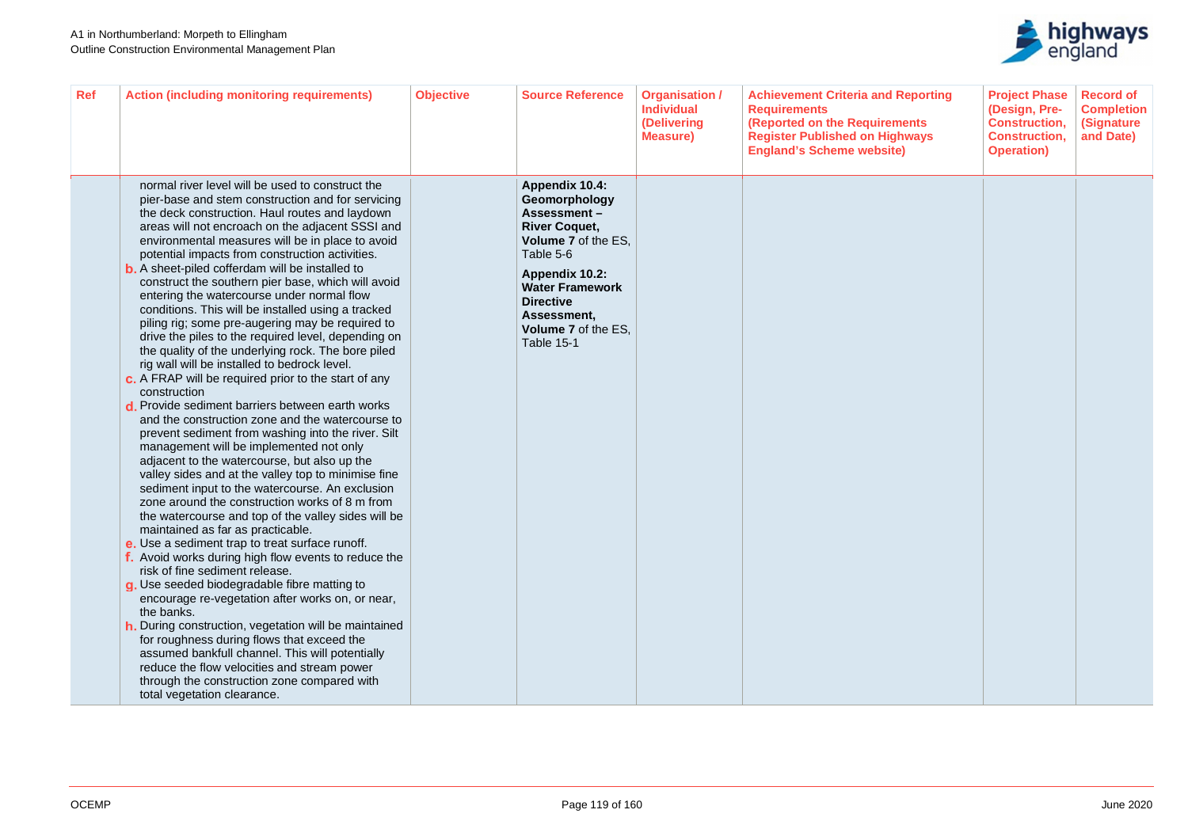| Ref | Action (including monitoring requirements) | Objective | Source Reference | Organisation / Individual (Delivering Measure) | Achievement Criteria and Reporting Requirements (Reported on the Requirements Register Published on Highways England's Scheme website) | Project Phase (Design, Pre-Construction, Construction, Operation) | Record of Completion (Signature and Date) |
|---|---|---|---|---|---|---|---|
| | normal river level will be used to construct the pier-base and stem construction and for servicing the deck construction. Haul routes and laydown areas will not encroach on the adjacent SSSI and environmental measures will be in place to avoid potential impacts from construction activities.<br>**b.** A sheet-piled cofferdam will be installed to construct the southern pier base, which will avoid entering the watercourse under normal flow conditions. This will be installed using a tracked piling rig; some pre-augering may be required to drive the piles to the required level, depending on the quality of the underlying rock. The bore piled rig wall will be installed to bedrock level.<br>**c.** A FRAP will be required prior to the start of any construction<br>**d.** Provide sediment barriers between earth works and the construction zone and the watercourse to prevent sediment from washing into the river. Silt management will be implemented not only adjacent to the watercourse, but also up the valley sides and at the valley top to minimise fine sediment input to the watercourse. An exclusion zone around the construction works of 8 m from the watercourse and top of the valley sides will be maintained as far as practicable.<br>**e.** Use a sediment trap to treat surface runoff.<br>**f.** Avoid works during high flow events to reduce the risk of fine sediment release.<br>**g.** Use seeded biodegradable fibre matting to encourage re-vegetation after works on, or near, the banks.<br>**h.** During construction, vegetation will be maintained for roughness during flows that exceed the assumed bankfull channel. This will potentially reduce the flow velocities and stream power through the construction zone compared with total vegetation clearance. | | **Appendix 10.4: Geomorphology Assessment – River Coquet, Volume 7** of the ES, Table 5-6<br><br>**Appendix 10.2: Water Framework Directive Assessment, Volume 7** of the ES, Table 15-1 | | | | |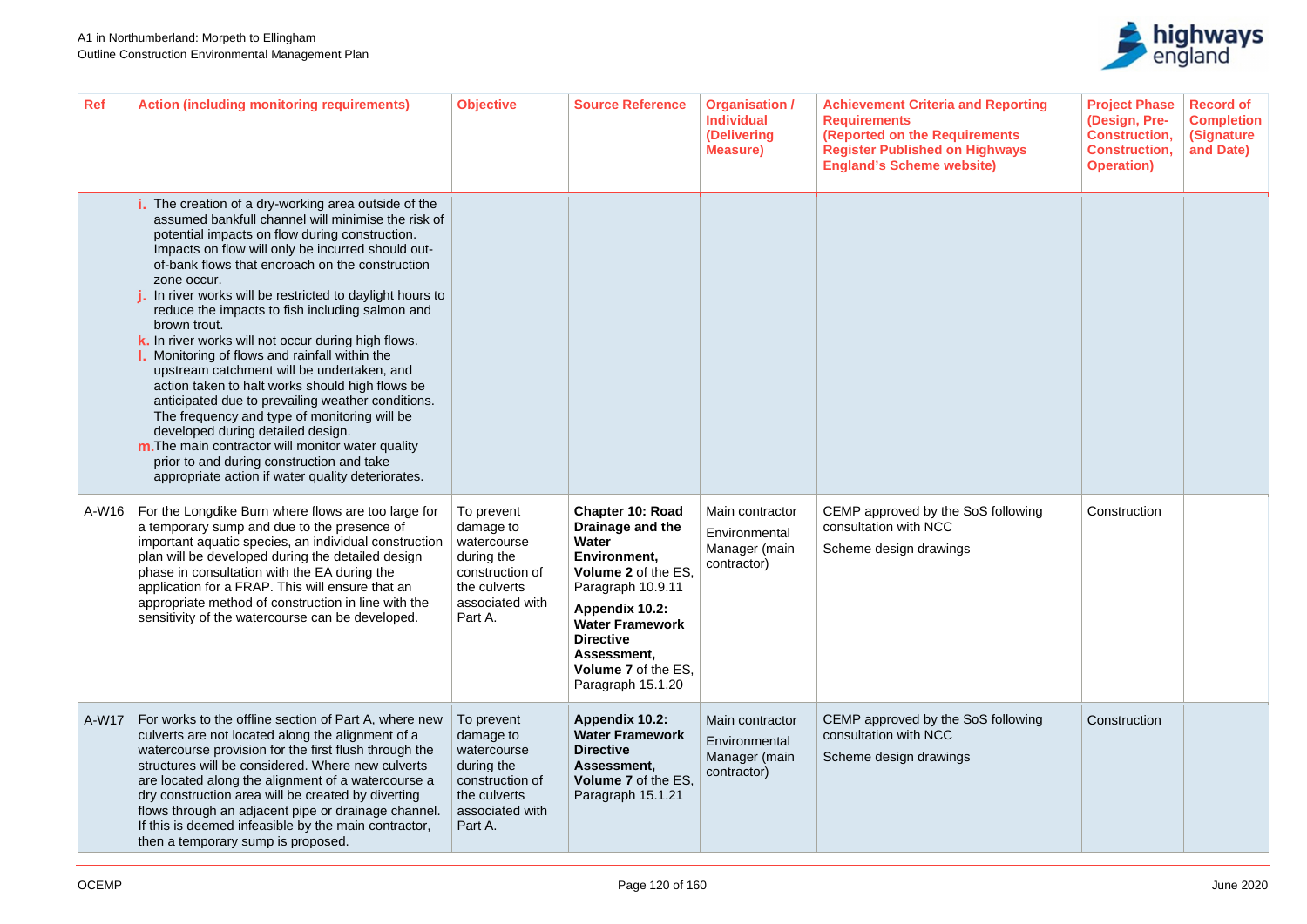| Ref | Action (including monitoring requirements) | Objective | Source Reference | Organisation / Individual (Delivering Measure) | Achievement Criteria and Reporting Requirements (Reported on the Requirements Register Published on Highways England's Scheme website) | Project Phase (Design, Pre-Construction, Construction, Operation) | Record of Completion (Signature and Date) |
|---|---|---|---|---|---|---|---|
| | i. The creation of a dry-working area outside of the assumed bankfull channel will minimise the risk of potential impacts on flow during construction. Impacts on flow will only be incurred should out-of-bank flows that encroach on the construction zone occur.<br>j. In river works will be restricted to daylight hours to reduce the impacts to fish including salmon and brown trout.<br>k. In river works will not occur during high flows.<br>l. Monitoring of flows and rainfall within the upstream catchment will be undertaken, and action taken to halt works should high flows be anticipated due to prevailing weather conditions. The frequency and type of monitoring will be developed during detailed design.<br>m. The main contractor will monitor water quality prior to and during construction and take appropriate action if water quality deteriorates. | | | | | | |
| A-W16 | For the Longdike Burn where flows are too large for a temporary sump and due to the presence of important aquatic species, an individual construction plan will be developed during the detailed design phase in consultation with the EA during the application for a FRAP. This will ensure that an appropriate method of construction in line with the sensitivity of the watercourse can be developed. | To prevent damage to watercourse during the construction of the culverts associated with Part A. | **Chapter 10: Road Drainage and the Water Environment, Volume 2** of the ES, Paragraph 10.9.11<br>**Appendix 10.2: Water Framework Directive Assessment, Volume 7** of the ES, Paragraph 15.1.20 | Main contractor<br>Environmental Manager (main contractor) | CEMP approved by the SoS following consultation with NCC<br>Scheme design drawings | Construction | |
| A-W17 | For works to the offline section of Part A, where new culverts are not located along the alignment of a watercourse provision for the first flush through the structures will be considered. Where new culverts are located along the alignment of a watercourse a dry construction area will be created by diverting flows through an adjacent pipe or drainage channel. If this is deemed infeasible by the main contractor, then a temporary sump is proposed. | To prevent damage to watercourse during the construction of the culverts associated with Part A. | **Appendix 10.2: Water Framework Directive Assessment, Volume 7** of the ES, Paragraph 15.1.21 | Main contractor<br>Environmental Manager (main contractor) | CEMP approved by the SoS following consultation with NCC<br>Scheme design drawings | Construction | |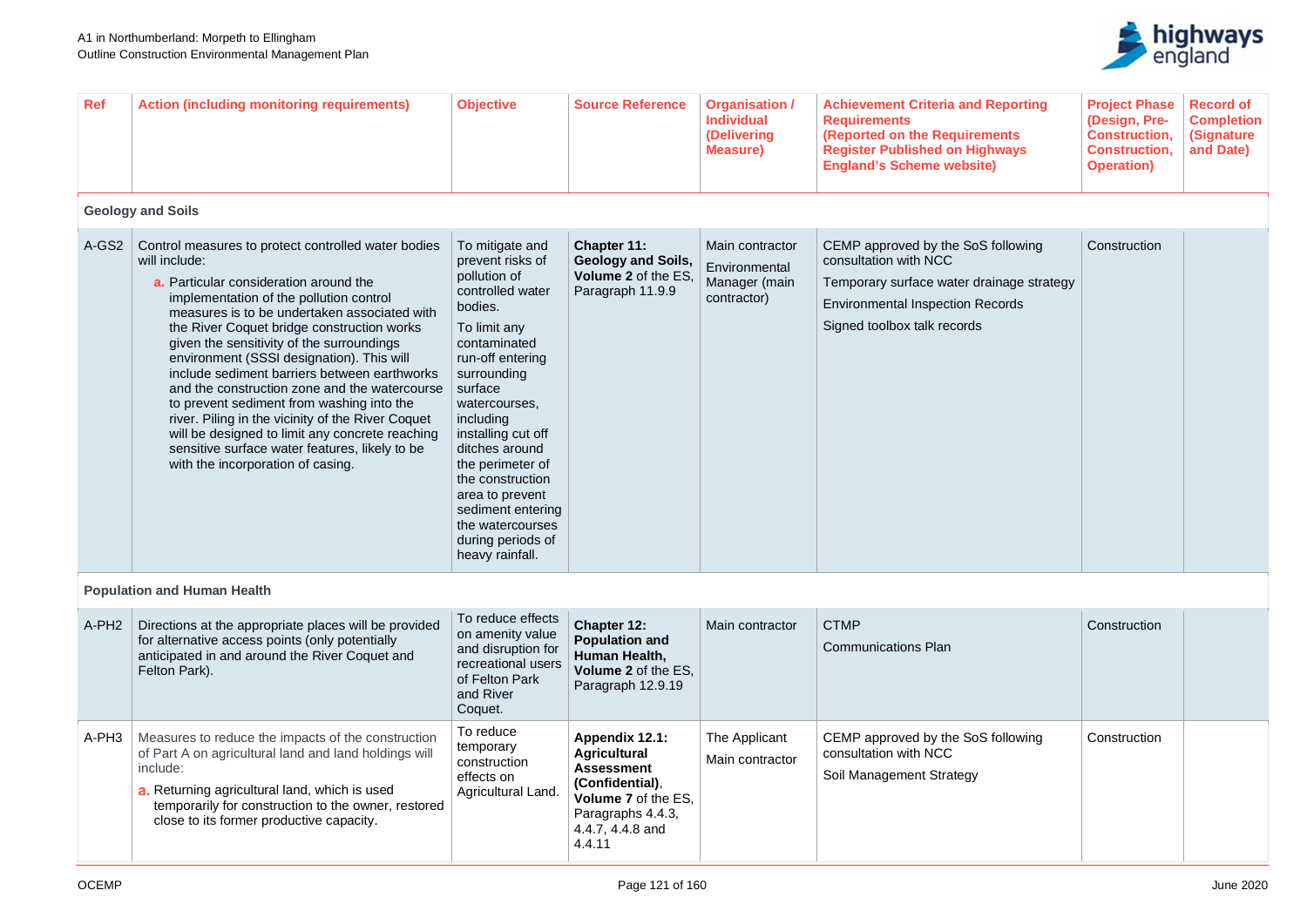| Ref | Action (including monitoring requirements) | Objective | Source Reference | Organisation / Individual (Delivering Measure) | Achievement Criteria and Reporting Requirements (Reported on the Requirements Register Published on Highways England's Scheme website) | Project Phase (Design, Pre-Construction, Construction, Operation) | Record of Completion (Signature and Date) |
|---|---|---|---|---|---|---|---|
| **Geology and Soils** | | | | | | | |
| A-GS2 | Control measures to protect controlled water bodies will include:<br>a. Particular consideration around the implementation of the pollution control measures is to be undertaken associated with the River Coquet bridge construction works given the sensitivity of the surroundings environment (SSSI designation). This will include sediment barriers between earthworks and the construction zone and the watercourse to prevent sediment from washing into the river. Piling in the vicinity of the River Coquet will be designed to limit any concrete reaching sensitive surface water features, likely to be with the incorporation of casing. | To mitigate and prevent risks of pollution of controlled water bodies.<br>To limit any contaminated run-off entering surrounding surface watercourses, including installing cut off ditches around the perimeter of the construction area to prevent sediment entering the watercourses during periods of heavy rainfall. | **Chapter 11: Geology and Soils, Volume 2** of the ES, Paragraph 11.9.9 | Main contractor<br>Environmental Manager (main contractor) | CEMP approved by the SoS following consultation with NCC<br>Temporary surface water drainage strategy<br>Environmental Inspection Records<br>Signed toolbox talk records | Construction | |
| **Population and Human Health** | | | | | | | |
| A-PH2 | Directions at the appropriate places will be provided for alternative access points (only potentially anticipated in and around the River Coquet and Felton Park). | To reduce effects on amenity value and disruption for recreational users of Felton Park and River Coquet. | **Chapter 12: Population and Human Health, Volume 2** of the ES, Paragraph 12.9.19 | Main contractor | CTMP<br>Communications Plan | Construction | |
| A-PH3 | Measures to reduce the impacts of the construction of Part A on agricultural land and land holdings will include:<br>a. Returning agricultural land, which is used temporarily for construction to the owner, restored close to its former productive capacity. | To reduce temporary construction effects on Agricultural Land. | **Appendix 12.1: Agricultural Assessment (Confidential)**, **Volume 7** of the ES, Paragraphs 4.4.3, 4.4.7, 4.4.8 and 4.4.11 | The Applicant<br>Main contractor | CEMP approved by the SoS following consultation with NCC<br>Soil Management Strategy | Construction | |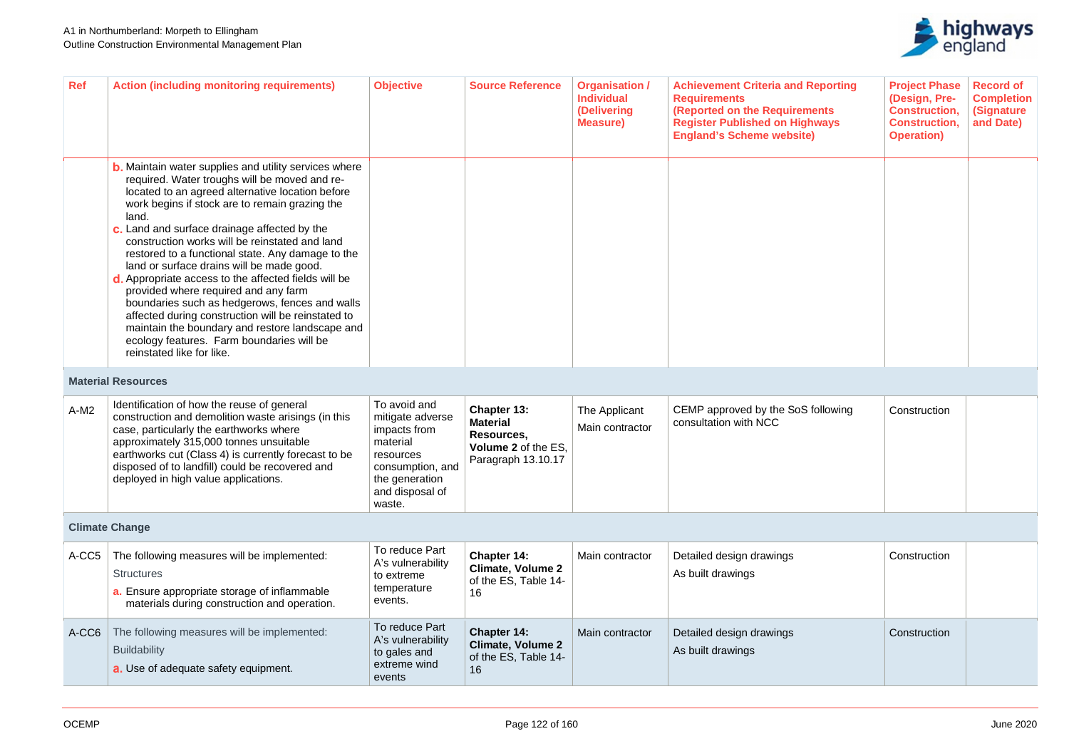| Ref | Action (including monitoring requirements) | Objective | Source Reference | Organisation / Individual (Delivering Measure) | Achievement Criteria and Reporting Requirements (Reported on the Requirements Register Published on Highways England's Scheme website) | Project Phase (Design, Pre-Construction, Construction, Operation) | Record of Completion (Signature and Date) |
|---|---|---|---|---|---|---|---|
| | b. Maintain water supplies and utility services where required. Water troughs will be moved and re-located to an agreed alternative location before work begins if stock are to remain grazing the land.<br>c. Land and surface drainage affected by the construction works will be reinstated and land restored to a functional state. Any damage to the land or surface drains will be made good.<br>d. Appropriate access to the affected fields will be provided where required and any farm boundaries such as hedgerows, fences and walls affected during construction will be reinstated to maintain the boundary and restore landscape and ecology features. Farm boundaries will be reinstated like for like. | | | | | | |
| **Material Resources** | | | | | | | |
| A-M2 | Identification of how the reuse of general construction and demolition waste arisings (in this case, particularly the earthworks where approximately 315,000 tonnes unsuitable earthworks cut (Class 4) is currently forecast to be disposed of to landfill) could be recovered and deployed in high value applications. | To avoid and mitigate adverse impacts from material resources consumption, and the generation and disposal of waste. | **Chapter 13: Material Resources, Volume 2** of the ES, Paragraph 13.10.17 | The Applicant<br>Main contractor | CEMP approved by the SoS following consultation with NCC | Construction | |
| **Climate Change** | | | | | | | |
| A-CC5 | The following measures will be implemented:<br>Structures<br>a. Ensure appropriate storage of inflammable materials during construction and operation. | To reduce Part A's vulnerability to extreme temperature events. | **Chapter 14: Climate, Volume 2** of the ES, Table 14-16 | Main contractor | Detailed design drawings<br>As built drawings | Construction | |
| A-CC6 | The following measures will be implemented:<br>Buildability<br>a. Use of adequate safety equipment. | To reduce Part A's vulnerability to gales and extreme wind events | **Chapter 14: Climate, Volume 2** of the ES, Table 14-16 | Main contractor | Detailed design drawings<br>As built drawings | Construction | |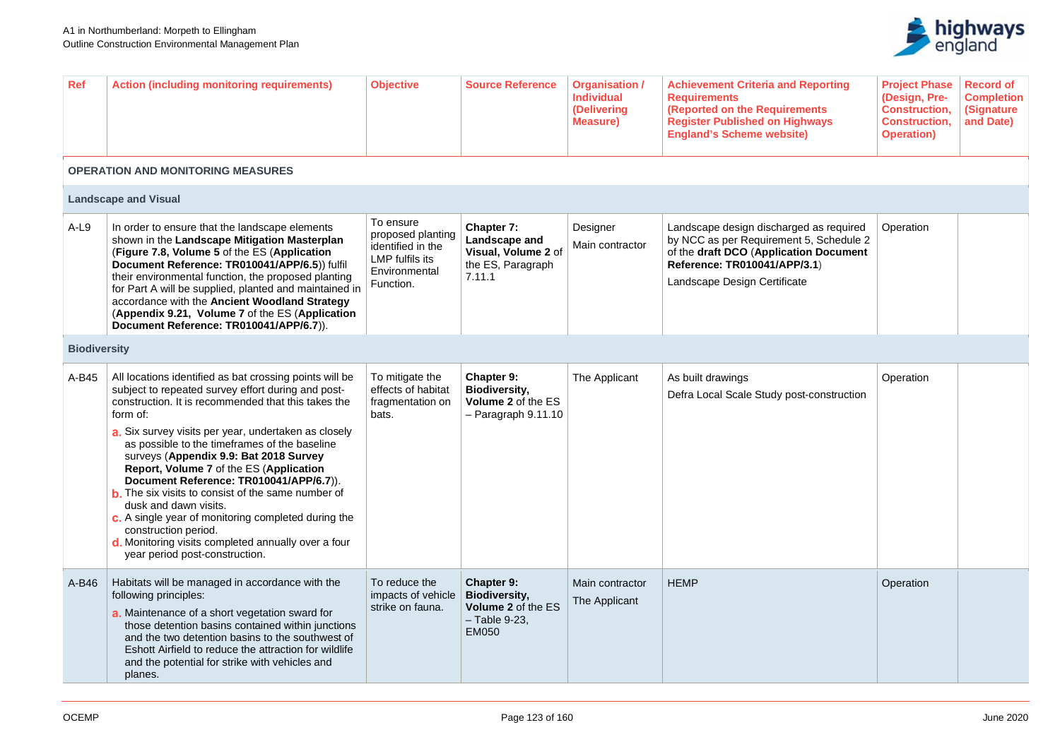| Ref | Action (including monitoring requirements) | Objective | Source Reference | Organisation / Individual (Delivering Measure) | Achievement Criteria and Reporting Requirements (Reported on the Requirements Register Published on Highways England's Scheme website) | Project Phase (Design, Pre-Construction, Construction, Operation) | Record of Completion (Signature and Date) |
|---|---|---|---|---|---|---|---|
| **OPERATION AND MONITORING MEASURES** | | | | | | | |
| **Landscape and Visual** | | | | | | | |
| A-L9 | In order to ensure that the landscape elements shown in the **Landscape Mitigation Masterplan** (**Figure 7.8, Volume 5** of the ES (**Application Document Reference: TR010041/APP/6.5**)) fulfil their environmental function, the proposed planting for Part A will be supplied, planted and maintained in accordance with the **Ancient Woodland Strategy** (**Appendix 9.21, Volume 7** of the ES (**Application Document Reference: TR010041/APP/6.7**)). | To ensure proposed planting identified in the LMP fulfils its Environmental Function. | **Chapter 7: Landscape and Visual, Volume 2** of the ES, Paragraph 7.11.1 | Designer<br>Main contractor | Landscape design discharged as required by NCC as per Requirement 5, Schedule 2 of the **draft DCO** (**Application Document Reference: TR010041/APP/3.1**)<br>Landscape Design Certificate | Operation | |
| **Biodiversity** | | | | | | | |
| A-B45 | All locations identified as bat crossing points will be subject to repeated survey effort during and post-construction. It is recommended that this takes the form of:<br>a. Six survey visits per year, undertaken as closely as possible to the timeframes of the baseline surveys (**Appendix 9.9: Bat 2018 Survey Report, Volume 7** of the ES (**Application Document Reference: TR010041/APP/6.7**)).<br>b. The six visits to consist of the same number of dusk and dawn visits.<br>c. A single year of monitoring completed during the construction period.<br>d. Monitoring visits completed annually over a four year period post-construction. | To mitigate the effects of habitat fragmentation on bats. | **Chapter 9: Biodiversity, Volume 2** of the ES – Paragraph 9.11.10 | The Applicant | As built drawings<br>Defra Local Scale Study post-construction | Operation | |
| A-B46 | Habitats will be managed in accordance with the following principles:<br>a. Maintenance of a short vegetation sward for those detention basins contained within junctions and the two detention basins to the southwest of Eshott Airfield to reduce the attraction for wildlife and the potential for strike with vehicles and planes. | To reduce the impacts of vehicle strike on fauna. | **Chapter 9: Biodiversity, Volume 2** of the ES – Table 9-23, EM050 | Main contractor<br>The Applicant | HEMP | Operation | |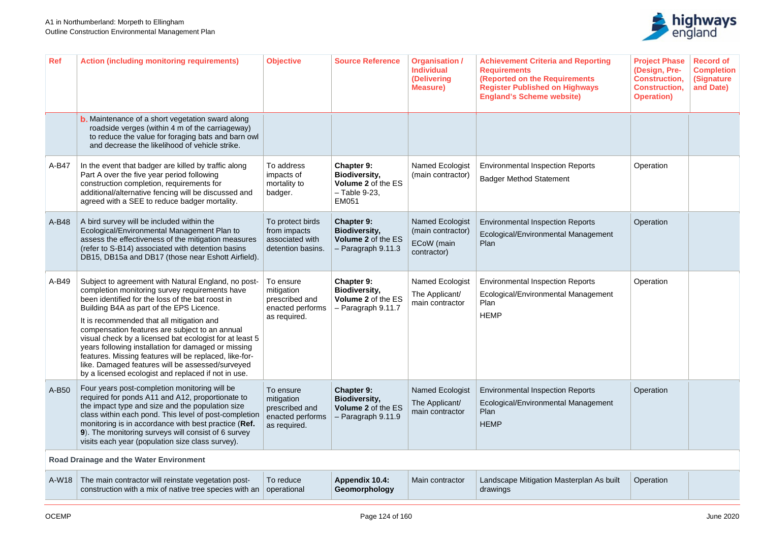| Ref | Action (including monitoring requirements) | Objective | Source Reference | Organisation / Individual (Delivering Measure) | Achievement Criteria and Reporting Requirements (Reported on the Requirements Register Published on Highways England's Scheme website) | Project Phase (Design, Pre-Construction, Construction, Operation) | Record of Completion (Signature and Date) |
|---|---|---|---|---|---|---|---|
| | **b.** Maintenance of a short vegetation sward along roadside verges (within 4 m of the carriageway) to reduce the value for foraging bats and barn owl and decrease the likelihood of vehicle strike. | | | | | | |
| A-B47 | In the event that badger are killed by traffic along Part A over the five year period following construction completion, requirements for additional/alternative fencing will be discussed and agreed with a SEE to reduce badger mortality. | To address impacts of mortality to badger. | **Chapter 9: Biodiversity, Volume 2** of the ES – Table 9-23, EM051 | Named Ecologist (main contractor) | Environmental Inspection Reports<br>Badger Method Statement | Operation | |
| A-B48 | A bird survey will be included within the Ecological/Environmental Management Plan to assess the effectiveness of the mitigation measures (refer to S-B14) associated with detention basins DB15, DB15a and DB17 (those near Eshott Airfield). | To protect birds from impacts associated with detention basins. | **Chapter 9: Biodiversity, Volume 2** of the ES – Paragraph 9.11.3 | Named Ecologist (main contractor)<br>ECoW (main contractor) | Environmental Inspection Reports<br>Ecological/Environmental Management Plan | Operation | |
| A-B49 | Subject to agreement with Natural England, no post-completion monitoring survey requirements have been identified for the loss of the bat roost in Building B4A as part of the EPS Licence.<br>It is recommended that all mitigation and compensation features are subject to an annual visual check by a licensed bat ecologist for at least 5 years following installation for damaged or missing features. Missing features will be replaced, like-for-like. Damaged features will be assessed/surveyed by a licensed ecologist and replaced if not in use. | To ensure mitigation prescribed and enacted performs as required. | **Chapter 9: Biodiversity, Volume 2** of the ES – Paragraph 9.11.7 | Named Ecologist<br>The Applicant/ main contractor | Environmental Inspection Reports<br>Ecological/Environmental Management Plan<br>HEMP | Operation | |
| A-B50 | Four years post-completion monitoring will be required for ponds A11 and A12, proportionate to the impact type and size and the population size class within each pond. This level of post-completion monitoring is in accordance with best practice (**Ref. 9**). The monitoring surveys will consist of 6 survey visits each year (population size class survey). | To ensure mitigation prescribed and enacted performs as required. | **Chapter 9: Biodiversity, Volume 2** of the ES – Paragraph 9.11.9 | Named Ecologist<br>The Applicant/ main contractor | Environmental Inspection Reports<br>Ecological/Environmental Management Plan<br>HEMP | Operation | |
| **Road Drainage and the Water Environment** | | | | | | | |
| A-W18 | The main contractor will reinstate vegetation post-construction with a mix of native tree species with an | To reduce operational | **Appendix 10.4: Geomorphology** | Main contractor | Landscape Mitigation Masterplan As built drawings | Operation | |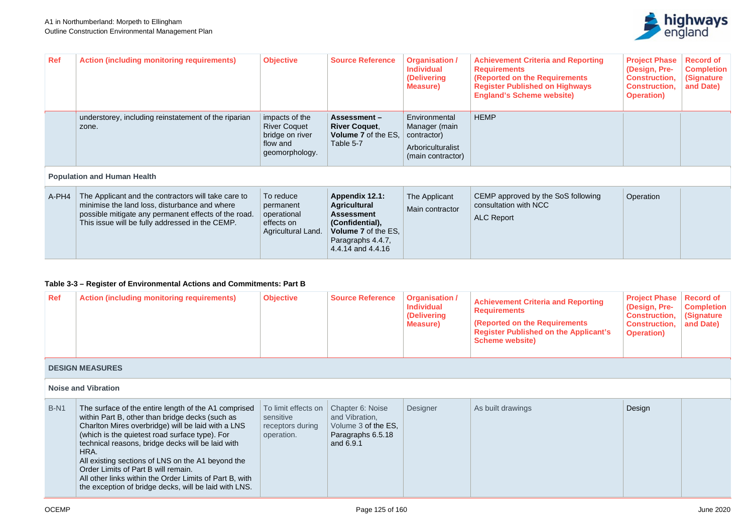| Ref | Action (including monitoring requirements) | Objective | Source Reference | Organisation / Individual (Delivering Measure) | Achievement Criteria and Reporting Requirements (Reported on the Requirements Register Published on Highways England's Scheme website) | Project Phase (Design, Pre-Construction, Construction, Operation) | Record of Completion (Signature and Date) |
|---|---|---|---|---|---|---|---|
| | understorey, including reinstatement of the riparian zone. | impacts of the River Coquet bridge on river flow and geomorphology. | **Assessment – River Coquet**, **Volume 7** of the ES, Table 5-7 | Environmental Manager (main contractor)<br>Arboriculturalist (main contractor) | HEMP | | |
| **Population and Human Health** | | | | | | | |
| A-PH4 | The Applicant and the contractors will take care to minimise the land loss, disturbance and where possible mitigate any permanent effects of the road. This issue will be fully addressed in the CEMP. | To reduce permanent operational effects on Agricultural Land. | **Appendix 12.1: Agricultural Assessment (Confidential), Volume 7** of the ES, Paragraphs 4.4.7, 4.4.14 and 4.4.16 | The Applicant<br>Main contractor | CEMP approved by the SoS following consultation with NCC<br>ALC Report | Operation | |

**Table 3-3 – Register of Environmental Actions and Commitments: Part B**

| Ref | Action (including monitoring requirements) | Objective | Source Reference | Organisation / Individual (Delivering Measure) | Achievement Criteria and Reporting Requirements (Reported on the Requirements Register Published on the Applicant's Scheme website) | Project Phase (Design, Pre-Construction, Construction, Operation) | Record of Completion (Signature and Date) |
|---|---|---|---|---|---|---|---|
| **DESIGN MEASURES** | | | | | | | |
| **Noise and Vibration** | | | | | | | |
| B-N1 | The surface of the entire length of the A1 comprised within Part B, other than bridge decks (such as Charlton Mires overbridge) will be laid with a LNS (which is the quietest road surface type). For technical reasons, bridge decks will be laid with HRA.<br>All existing sections of LNS on the A1 beyond the Order Limits of Part B will remain.<br>All other links within the Order Limits of Part B, with the exception of bridge decks, will be laid with LNS. | To limit effects on sensitive receptors during operation. | Chapter 6: Noise and Vibration, Volume 3 of the ES, Paragraphs 6.5.18 and 6.9.1 | Designer | As built drawings | Design | |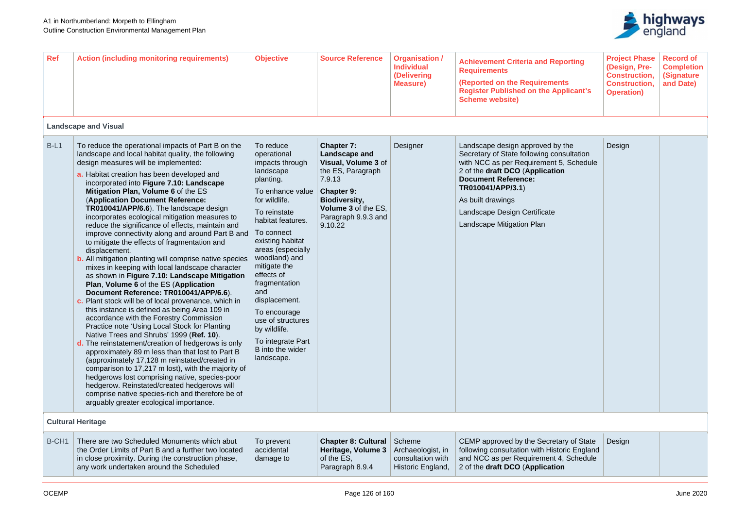| Ref | Action (including monitoring requirements) | Objective | Source Reference | Organisation / Individual (Delivering Measure) | Achievement Criteria and Reporting Requirements (Reported on the Requirements Register Published on the Applicant's Scheme website) | Project Phase (Design, Pre-Construction, Construction, Operation) | Record of Completion (Signature and Date) |
|---|---|---|---|---|---|---|---|
| **Landscape and Visual** | | | | | | | |
| B-L1 | To reduce the operational impacts of Part B on the landscape and local habitat quality, the following design measures will be implemented:<br>a. Habitat creation has been developed and incorporated into **Figure 7.10: Landscape Mitigation Plan, Volume 6** of the ES (**Application Document Reference: TR010041/APP/6.6**). The landscape design incorporates ecological mitigation measures to reduce the significance of effects, maintain and improve connectivity along and around Part B and to mitigate the effects of fragmentation and displacement.<br>b. All mitigation planting will comprise native species mixes in keeping with local landscape character as shown in **Figure 7.10: Landscape Mitigation Plan**, **Volume 6** of the ES (**Application Document Reference: TR010041/APP/6.6**).<br>c. Plant stock will be of local provenance, which in this instance is defined as being Area 109 in accordance with the Forestry Commission Practice note 'Using Local Stock for Planting Native Trees and Shrubs' 1999 (**Ref. 10**).<br>d. The reinstatement/creation of hedgerows is only approximately 89 m less than that lost to Part B (approximately 17,128 m reinstated/created in comparison to 17,217 m lost), with the majority of hedgerows lost comprising native, species-poor hedgerow. Reinstated/created hedgerows will comprise native species-rich and therefore be of arguably greater ecological importance. | To reduce operational impacts through landscape planting.<br>To enhance value for wildlife.<br>To reinstate habitat features.<br>To connect existing habitat areas (especially woodland) and mitigate the effects of fragmentation and displacement.<br>To encourage use of structures by wildlife.<br>To integrate Part B into the wider landscape. | **Chapter 7: Landscape and Visual, Volume 3** of the ES, Paragraph 7.9.13<br>**Chapter 9: Biodiversity, Volume 3** of the ES, Paragraph 9.9.3 and 9.10.22 | Designer | Landscape design approved by the Secretary of State following consultation with NCC as per Requirement 5, Schedule 2 of the **draft DCO** (**Application Document Reference: TR010041/APP/3.1**)<br>As built drawings<br>Landscape Design Certificate<br>Landscape Mitigation Plan | Design | |
| **Cultural Heritage** | | | | | | | |
| B-CH1 | There are two Scheduled Monuments which abut the Order Limits of Part B and a further two located in close proximity. During the construction phase, any work undertaken around the Scheduled | To prevent accidental damage to | **Chapter 8: Cultural Heritage, Volume 3** of the ES, Paragraph 8.9.4 | Scheme Archaeologist, in consultation with Historic England, | CEMP approved by the Secretary of State following consultation with Historic England and NCC as per Requirement 4, Schedule 2 of the **draft DCO** (**Application** | Design | |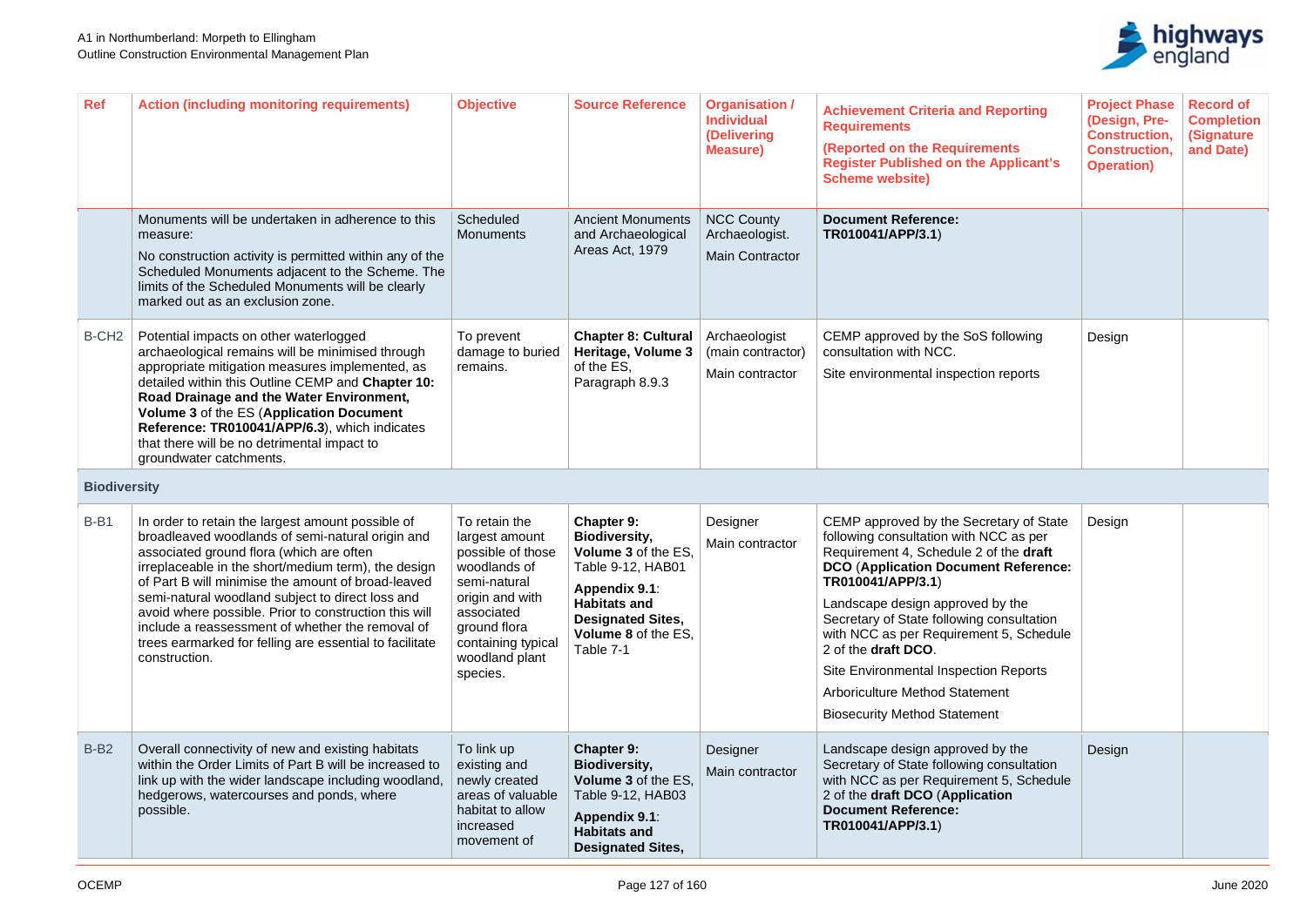| Ref | Action (including monitoring requirements) | Objective | Source Reference | Organisation / Individual (Delivering Measure) | Achievement Criteria and Reporting Requirements (Reported on the Requirements Register Published on the Applicant's Scheme website) | Project Phase (Design, Pre-Construction, Construction, Operation) | Record of Completion (Signature and Date) |
|---|---|---|---|---|---|---|---|
| | Monuments will be undertaken in adherence to this measure: No construction activity is permitted within any of the Scheduled Monuments adjacent to the Scheme. The limits of the Scheduled Monuments will be clearly marked out as an exclusion zone. | Scheduled Monuments | Ancient Monuments and Archaeological Areas Act, 1979 | NCC County Archaeologist. Main Contractor | **Document Reference: TR010041/APP/3.1**) | | |
| B-CH2 | Potential impacts on other waterlogged archaeological remains will be minimised through appropriate mitigation measures implemented, as detailed within this Outline CEMP and **Chapter 10: Road Drainage and the Water Environment, Volume 3** of the ES (**Application Document Reference: TR010041/APP/6.3**), which indicates that there will be no detrimental impact to groundwater catchments. | To prevent damage to buried remains. | **Chapter 8: Cultural Heritage, Volume 3** of the ES, Paragraph 8.9.3 | Archaeologist (main contractor) Main contractor | CEMP approved by the SoS following consultation with NCC. Site environmental inspection reports | Design | |
| **Biodiversity** | | | | | | | |
| B-B1 | In order to retain the largest amount possible of broadleaved woodlands of semi-natural origin and associated ground flora (which are often irreplaceable in the short/medium term), the design of Part B will minimise the amount of broad-leaved semi-natural woodland subject to direct loss and avoid where possible. Prior to construction this will include a reassessment of whether the removal of trees earmarked for felling are essential to facilitate construction. | To retain the largest amount possible of those woodlands of semi-natural origin and with associated ground flora containing typical woodland plant species. | **Chapter 9: Biodiversity, Volume 3** of the ES, Table 9-12, HAB01 **Appendix 9.1**: **Habitats and Designated Sites, Volume 8** of the ES, Table 7-1 | Designer Main contractor | CEMP approved by the Secretary of State following consultation with NCC as per Requirement 4, Schedule 2 of the **draft DCO** (**Application Document Reference: TR010041/APP/3.1**) Landscape design approved by the Secretary of State following consultation with NCC as per Requirement 5, Schedule 2 of the **draft DCO**. Site Environmental Inspection Reports Arboriculture Method Statement Biosecurity Method Statement | Design | |
| B-B2 | Overall connectivity of new and existing habitats within the Order Limits of Part B will be increased to link up with the wider landscape including woodland, hedgerows, watercourses and ponds, where possible. | To link up existing and newly created areas of valuable habitat to allow increased movement of | **Chapter 9: Biodiversity, Volume 3** of the ES, Table 9-12, HAB03 **Appendix 9.1**: **Habitats and Designated Sites,** | Designer Main contractor | Landscape design approved by the Secretary of State following consultation with NCC as per Requirement 5, Schedule 2 of the **draft DCO** (**Application Document Reference: TR010041/APP/3.1**) | Design | |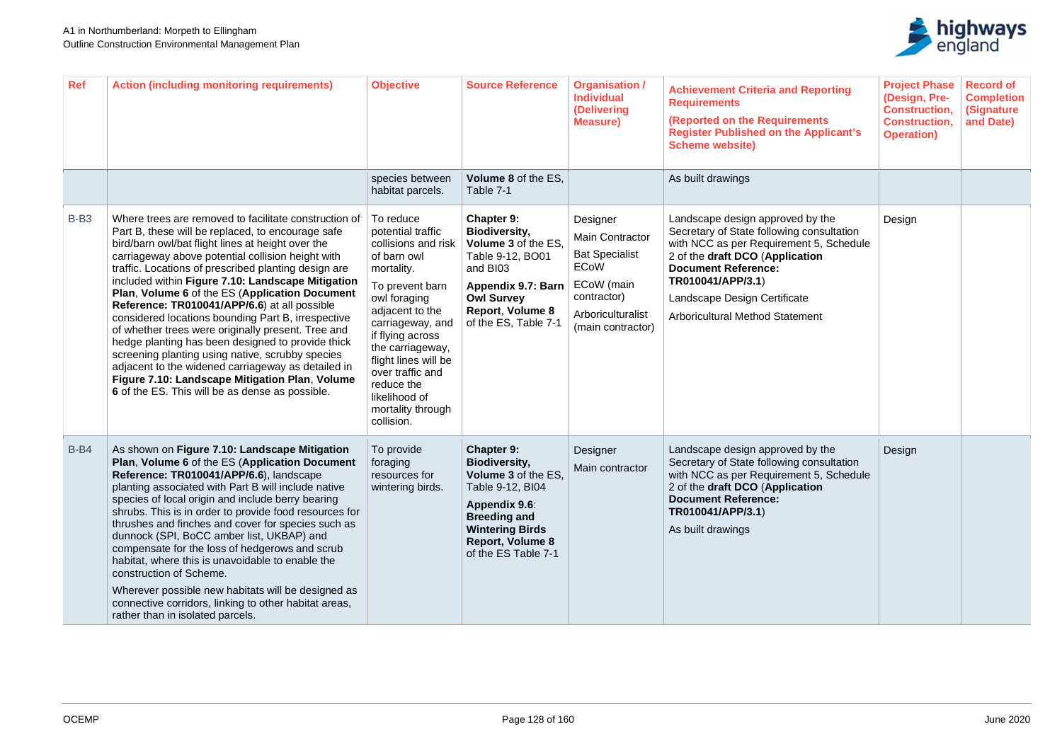| Ref | Action (including monitoring requirements) | Objective | Source Reference | Organisation / Individual (Delivering Measure) | Achievement Criteria and Reporting Requirements (Reported on the Requirements Register Published on the Applicant's Scheme website) | Project Phase (Design, Pre-Construction, Construction, Operation) | Record of Completion (Signature and Date) |
|---|---|---|---|---|---|---|---|
| | | species between habitat parcels. | **Volume 8** of the ES, Table 7-1 | | As built drawings | | |
| B-B3 | Where trees are removed to facilitate construction of Part B, these will be replaced, to encourage safe bird/barn owl/bat flight lines at height over the carriageway above potential collision height with traffic. Locations of prescribed planting design are included within **Figure 7.10: Landscape Mitigation Plan**, **Volume 6** of the ES (**Application Document Reference: TR010041/APP/6.6**) at all possible considered locations bounding Part B, irrespective of whether trees were originally present. Tree and hedge planting has been designed to provide thick screening planting using native, scrubby species adjacent to the widened carriageway as detailed in **Figure 7.10: Landscape Mitigation Plan**, **Volume 6** of the ES. This will be as dense as possible. | To reduce potential traffic collisions and risk of barn owl mortality.<br><br>To prevent barn owl foraging adjacent to the carriageway, and if flying across the carriageway, flight lines will be over traffic and reduce the likelihood of mortality through collision. | **Chapter 9: Biodiversity, Volume 3** of the ES, Table 9-12, BO01 and BI03<br><br>**Appendix 9.7: Barn Owl Survey Report, Volume 8** of the ES, Table 7-1 | Designer<br><br>Main Contractor<br><br>Bat Specialist<br><br>ECoW<br><br>ECoW (main contractor)<br><br>Arboriculturalist (main contractor) | Landscape design approved by the Secretary of State following consultation with NCC as per Requirement 5, Schedule 2 of the **draft DCO** (**Application Document Reference: TR010041/APP/3.1**)<br><br>Landscape Design Certificate<br><br>Arboricultural Method Statement | Design | |
| B-B4 | As shown on **Figure 7.10: Landscape Mitigation Plan**, **Volume 6** of the ES (**Application Document Reference: TR010041/APP/6.6**), landscape planting associated with Part B will include native species of local origin and include berry bearing shrubs. This is in order to provide food resources for thrushes and finches and cover for species such as dunnock (SPI, BoCC amber list, UKBAP) and compensate for the loss of hedgerows and scrub habitat, where this is unavoidable to enable the construction of Scheme.<br><br>Wherever possible new habitats will be designed as connective corridors, linking to other habitat areas, rather than in isolated parcels. | To provide foraging resources for wintering birds. | **Chapter 9: Biodiversity, Volume 3** of the ES, Table 9-12, BI04<br><br>**Appendix 9.6**: **Breeding and Wintering Birds Report, Volume 8** of the ES Table 7-1 | Designer<br><br>Main contractor | Landscape design approved by the Secretary of State following consultation with NCC as per Requirement 5, Schedule 2 of the **draft DCO** (**Application Document Reference: TR010041/APP/3.1**)<br><br>As built drawings | Design | |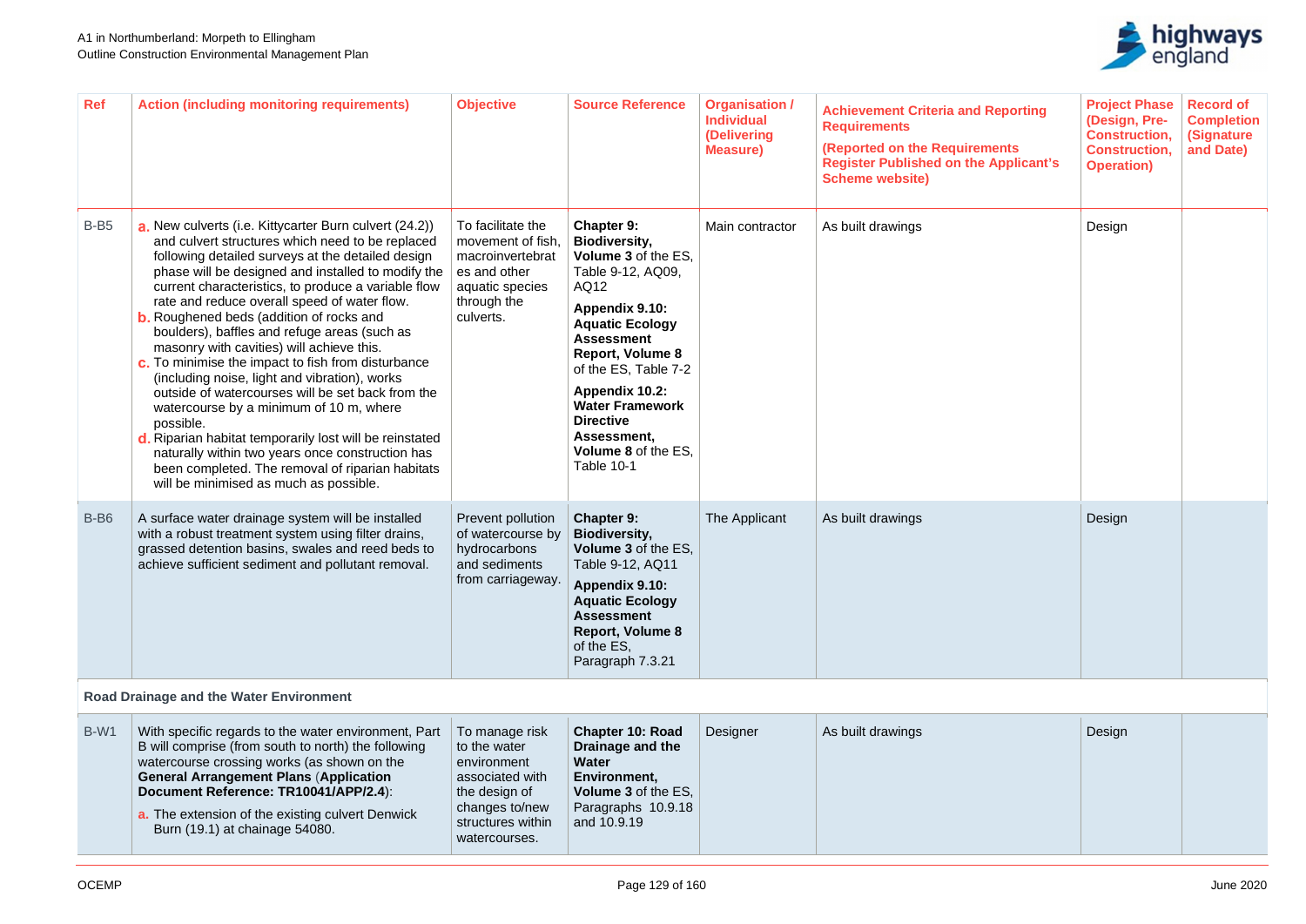| Ref | Action (including monitoring requirements) | Objective | Source Reference | Organisation / Individual (Delivering Measure) | Achievement Criteria and Reporting Requirements (Reported on the Requirements Register Published on the Applicant's Scheme website) | Project Phase (Design, Pre-Construction, Construction, Operation) | Record of Completion (Signature and Date) |
|---|---|---|---|---|---|---|---|
| B-B5 | a. New culverts (i.e. Kittycarter Burn culvert (24.2)) and culvert structures which need to be replaced following detailed surveys at the detailed design phase will be designed and installed to modify the current characteristics, to produce a variable flow rate and reduce overall speed of water flow.<br>b. Roughened beds (addition of rocks and boulders), baffles and refuge areas (such as masonry with cavities) will achieve this.<br>c. To minimise the impact to fish from disturbance (including noise, light and vibration), works outside of watercourses will be set back from the watercourse by a minimum of 10 m, where possible.<br>d. Riparian habitat temporarily lost will be reinstated naturally within two years once construction has been completed. The removal of riparian habitats will be minimised as much as possible. | To facilitate the movement of fish, macroinvertebrates and other aquatic species through the culverts. | **Chapter 9: Biodiversity, Volume 3** of the ES, Table 9-12, AQ09, AQ12<br>**Appendix 9.10: Aquatic Ecology Assessment Report, Volume 8** of the ES, Table 7-2<br>**Appendix 10.2: Water Framework Directive Assessment, Volume 8** of the ES, Table 10-1 | Main contractor | As built drawings | Design | |
| B-B6 | A surface water drainage system will be installed with a robust treatment system using filter drains, grassed detention basins, swales and reed beds to achieve sufficient sediment and pollutant removal. | Prevent pollution of watercourse by hydrocarbons and sediments from carriageway. | **Chapter 9: Biodiversity, Volume 3** of the ES, Table 9-12, AQ11<br>**Appendix 9.10: Aquatic Ecology Assessment Report, Volume 8** of the ES, Paragraph 7.3.21 | The Applicant | As built drawings | Design | |
| **Road Drainage and the Water Environment** | | | | | | | |
| B-W1 | With specific regards to the water environment, Part B will comprise (from south to north) the following watercourse crossing works (as shown on the **General Arrangement Plans** (**Application Document Reference: TR10041/APP/2.4**):<br>a. The extension of the existing culvert Denwick Burn (19.1) at chainage 54080. | To manage risk to the water environment associated with the design of changes to/new structures within watercourses. | **Chapter 10: Road Drainage and the Water Environment, Volume 3** of the ES, Paragraphs 10.9.18 and 10.9.19 | Designer | As built drawings | Design | |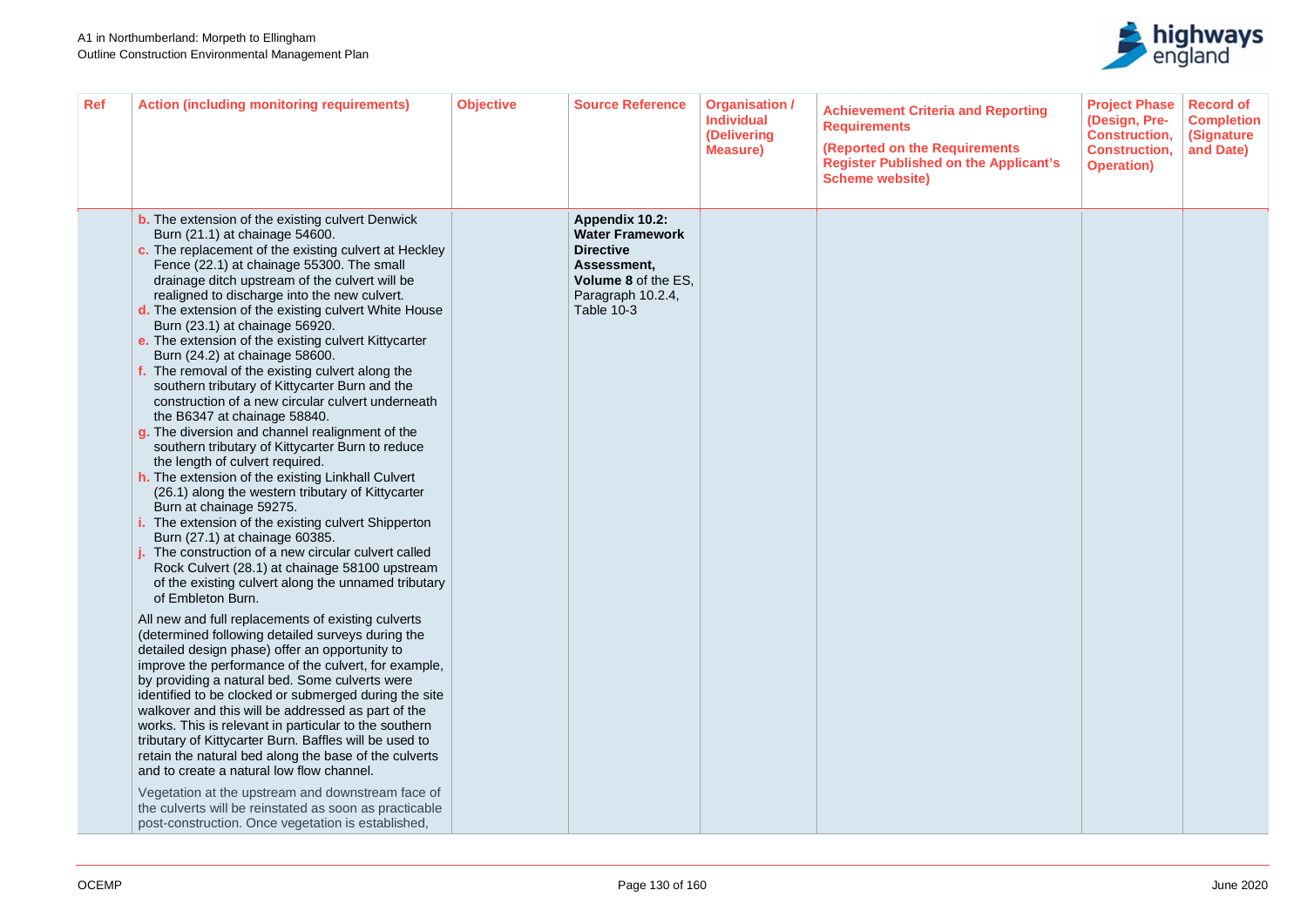| Ref | Action (including monitoring requirements) | Objective | Source Reference | Organisation / Individual (Delivering Measure) | Achievement Criteria and Reporting Requirements (Reported on the Requirements Register Published on the Applicant's Scheme website) | Project Phase (Design, Pre-Construction, Construction, Operation) | Record of Completion (Signature and Date) |
|---|---|---|---|---|---|---|---|
| | b. The extension of the existing culvert Denwick Burn (21.1) at chainage 54600.<br>c. The replacement of the existing culvert at Heckley Fence (22.1) at chainage 55300. The small drainage ditch upstream of the culvert will be realigned to discharge into the new culvert.<br>d. The extension of the existing culvert White House Burn (23.1) at chainage 56920.<br>e. The extension of the existing culvert Kittycarter Burn (24.2) at chainage 58600.<br>f. The removal of the existing culvert along the southern tributary of Kittycarter Burn and the construction of a new circular culvert underneath the B6347 at chainage 58840.<br>g. The diversion and channel realignment of the southern tributary of Kittycarter Burn to reduce the length of culvert required.<br>h. The extension of the existing Linkhall Culvert (26.1) along the western tributary of Kittycarter Burn at chainage 59275.<br>i. The extension of the existing culvert Shipperton Burn (27.1) at chainage 60385.<br>j. The construction of a new circular culvert called Rock Culvert (28.1) at chainage 58100 upstream of the existing culvert along the unnamed tributary of Embleton Burn.<br><br>All new and full replacements of existing culverts (determined following detailed surveys during the detailed design phase) offer an opportunity to improve the performance of the culvert, for example, by providing a natural bed. Some culverts were identified to be clocked or submerged during the site walkover and this will be addressed as part of the works. This is relevant in particular to the southern tributary of Kittycarter Burn. Baffles will be used to retain the natural bed along the base of the culverts and to create a natural low flow channel.<br><br>Vegetation at the upstream and downstream face of the culverts will be reinstated as soon as practicable post-construction. Once vegetation is established, | | **Appendix 10.2: Water Framework Directive Assessment, Volume 8** of the ES, Paragraph 10.2.4, Table 10-3 | | | | |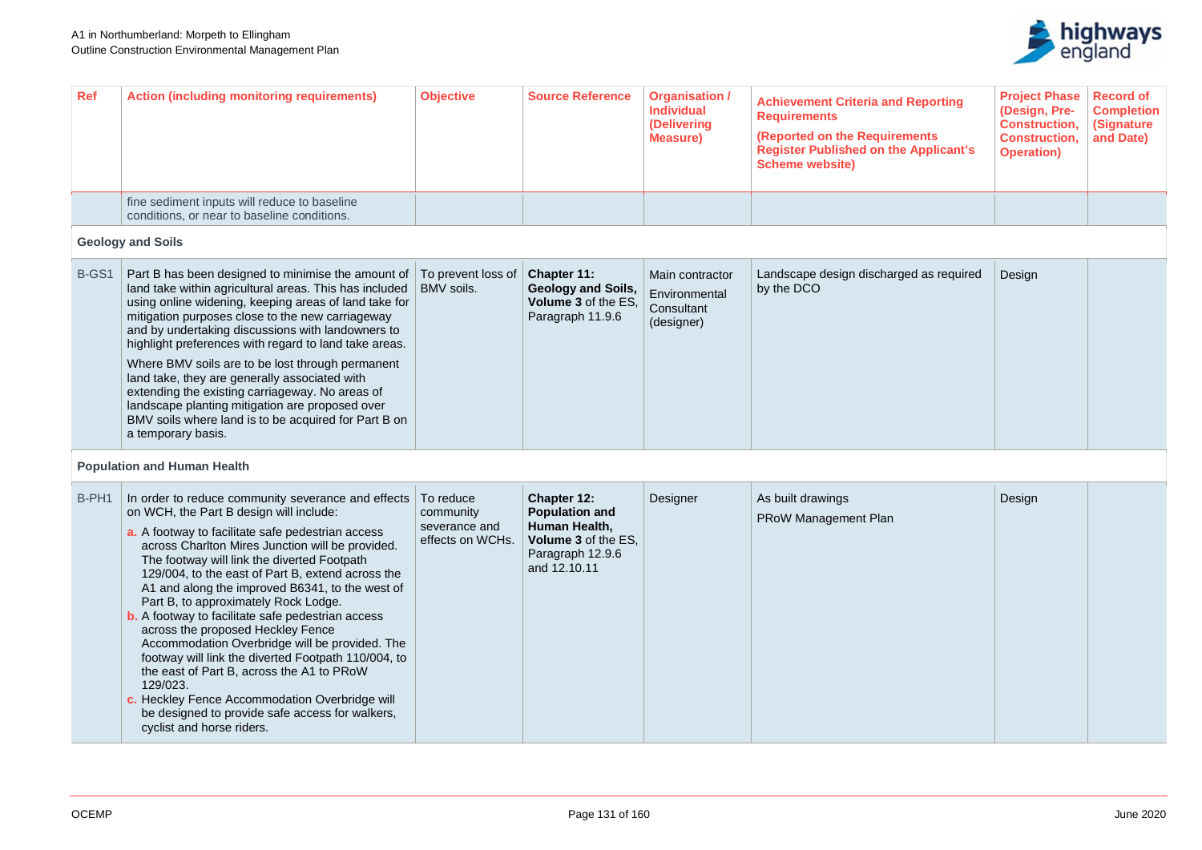| Ref | Action (including monitoring requirements) | Objective | Source Reference | Organisation / Individual (Delivering Measure) | Achievement Criteria and Reporting Requirements (Reported on the Requirements Register Published on the Applicant's Scheme website) | Project Phase (Design, Pre-Construction, Construction, Operation) | Record of Completion (Signature and Date) |
|---|---|---|---|---|---|---|---|
| | fine sediment inputs will reduce to baseline conditions, or near to baseline conditions. | | | | | | |
| **Geology and Soils** | | | | | | | |
| B-GS1 | Part B has been designed to minimise the amount of land take within agricultural areas. This has included using online widening, keeping areas of land take for mitigation purposes close to the new carriageway and by undertaking discussions with landowners to highlight preferences with regard to land take areas.<br><br>Where BMV soils are to be lost through permanent land take, they are generally associated with extending the existing carriageway. No areas of landscape planting mitigation are proposed over BMV soils where land is to be acquired for Part B on a temporary basis. | To prevent loss of BMV soils. | **Chapter 11: Geology and Soils, Volume 3** of the ES, Paragraph 11.9.6 | Main contractor<br><br>Environmental Consultant (designer) | Landscape design discharged as required by the DCO | Design | |
| **Population and Human Health** | | | | | | | |
| B-PH1 | In order to reduce community severance and effects on WCH, the Part B design will include:<br>a. A footway to facilitate safe pedestrian access across Charlton Mires Junction will be provided. The footway will link the diverted Footpath 129/004, to the east of Part B, extend across the A1 and along the improved B6341, to the west of Part B, to approximately Rock Lodge.<br>b. A footway to facilitate safe pedestrian access across the proposed Heckley Fence Accommodation Overbridge will be provided. The footway will link the diverted Footpath 110/004, to the east of Part B, across the A1 to PRoW 129/023.<br>c. Heckley Fence Accommodation Overbridge will be designed to provide safe access for walkers, cyclist and horse riders. | To reduce community severance and effects on WCHs. | **Chapter 12: Population and Human Health, Volume 3** of the ES, Paragraph 12.9.6 and 12.10.11 | Designer | As built drawings<br><br>PRoW Management Plan | Design | |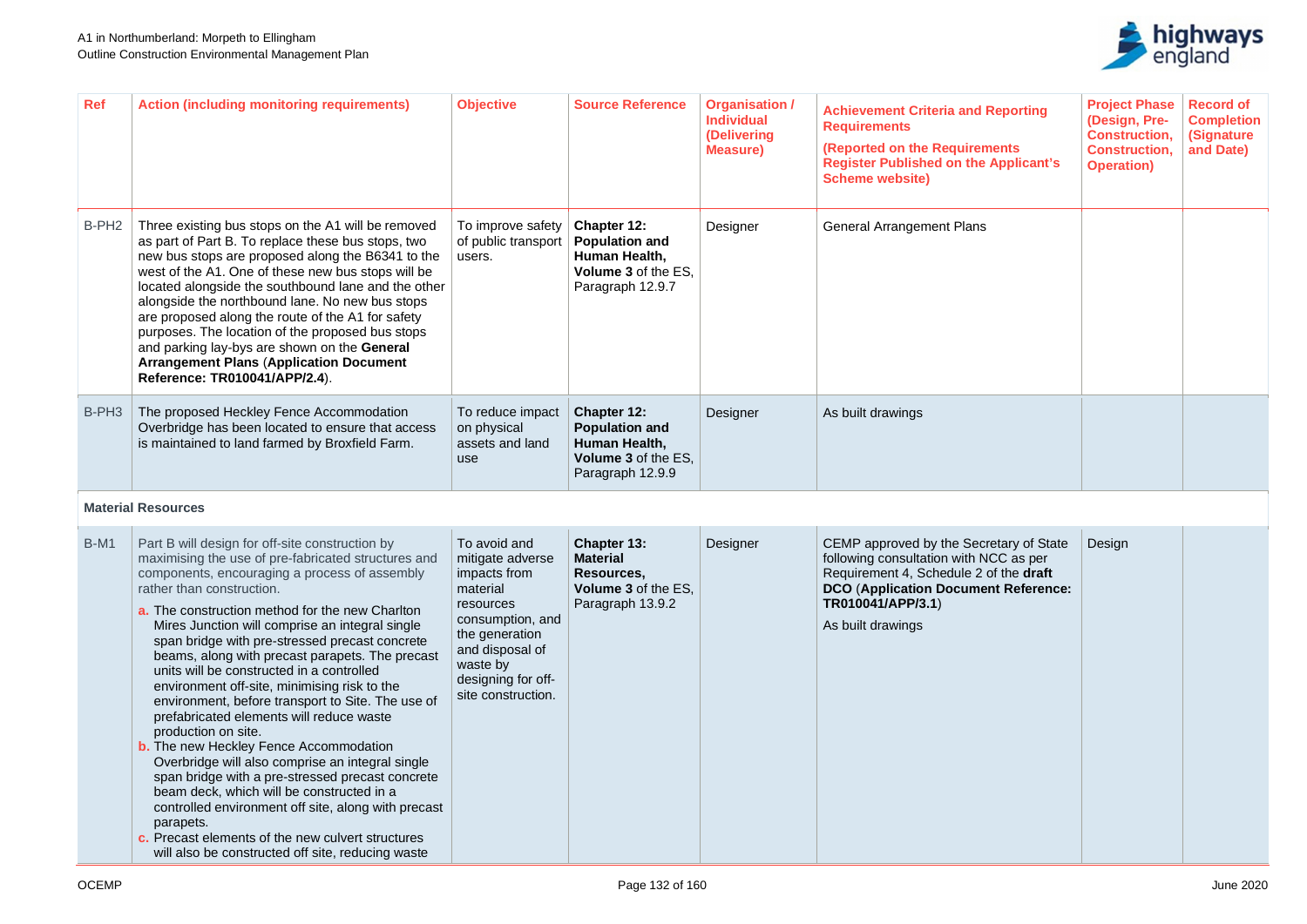| Ref | Action (including monitoring requirements) | Objective | Source Reference | Organisation / Individual (Delivering Measure) | Achievement Criteria and Reporting Requirements (Reported on the Requirements Register Published on the Applicant's Scheme website) | Project Phase (Design, Pre-Construction, Construction, Operation) | Record of Completion (Signature and Date) |
|---|---|---|---|---|---|---|---|
| B-PH2 | Three existing bus stops on the A1 will be removed as part of Part B. To replace these bus stops, two new bus stops are proposed along the B6341 to the west of the A1. One of these new bus stops will be located alongside the southbound lane and the other alongside the northbound lane. No new bus stops are proposed along the route of the A1 for safety purposes. The location of the proposed bus stops and parking lay-bys are shown on the **General Arrangement Plans** (**Application Document Reference: TR010041/APP/2.4**). | To improve safety of public transport users. | **Chapter 12: Population and Human Health, Volume 3** of the ES, Paragraph 12.9.7 | Designer | General Arrangement Plans | | |
| B-PH3 | The proposed Heckley Fence Accommodation Overbridge has been located to ensure that access is maintained to land farmed by Broxfield Farm. | To reduce impact on physical assets and land use | **Chapter 12: Population and Human Health, Volume 3** of the ES, Paragraph 12.9.9 | Designer | As built drawings | | |
| **Material Resources** | | | | | | | |
| B-M1 | Part B will design for off-site construction by maximising the use of pre-fabricated structures and components, encouraging a process of assembly rather than construction.<br>a. The construction method for the new Charlton Mires Junction will comprise an integral single span bridge with pre-stressed precast concrete beams, along with precast parapets. The precast units will be constructed in a controlled environment off-site, minimising risk to the environment, before transport to Site. The use of prefabricated elements will reduce waste production on site.<br>b. The new Heckley Fence Accommodation Overbridge will also comprise an integral single span bridge with a pre-stressed precast concrete beam deck, which will be constructed in a controlled environment off site, along with precast parapets.<br>c. Precast elements of the new culvert structures will also be constructed off site, reducing waste | To avoid and mitigate adverse impacts from material resources consumption, and the generation and disposal of waste by designing for off-site construction. | **Chapter 13: Material Resources, Volume 3** of the ES, Paragraph 13.9.2 | Designer | CEMP approved by the Secretary of State following consultation with NCC as per Requirement 4, Schedule 2 of the **draft DCO** (**Application Document Reference: TR010041/APP/3.1**)<br>As built drawings | Design | |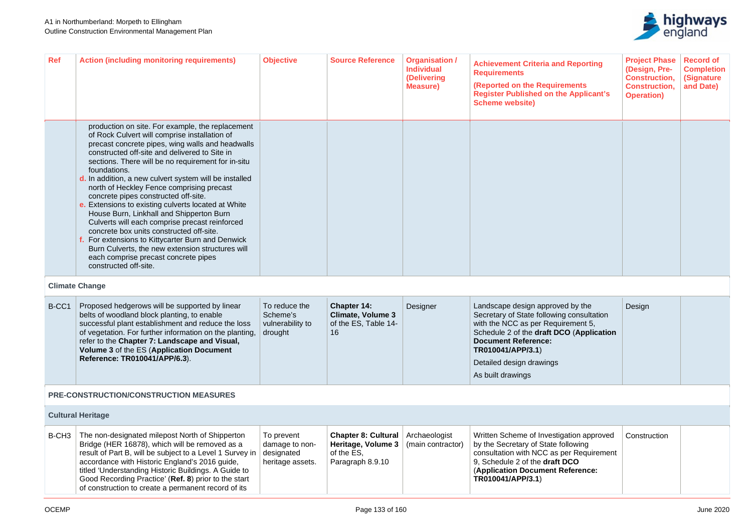| Ref | Action (including monitoring requirements) | Objective | Source Reference | Organisation / Individual (Delivering Measure) | Achievement Criteria and Reporting Requirements (Reported on the Requirements Register Published on the Applicant's Scheme website) | Project Phase (Design, Pre-Construction, Construction, Operation) | Record of Completion (Signature and Date) |
|---|---|---|---|---|---|---|---|
| | production on site. For example, the replacement of Rock Culvert will comprise installation of precast concrete pipes, wing walls and headwalls constructed off-site and delivered to Site in sections. There will be no requirement for in-situ foundations.<br>d. In addition, a new culvert system will be installed north of Heckley Fence comprising precast concrete pipes constructed off-site.<br>e. Extensions to existing culverts located at White House Burn, Linkhall and Shipperton Burn Culverts will each comprise precast reinforced concrete box units constructed off-site.<br>f. For extensions to Kittycarter Burn and Denwick Burn Culverts, the new extension structures will each comprise precast concrete pipes constructed off-site. | | | | | | |
| **Climate Change** | | | | | | | |
| B-CC1 | Proposed hedgerows will be supported by linear belts of woodland block planting, to enable successful plant establishment and reduce the loss of vegetation. For further information on the planting, refer to the **Chapter 7: Landscape and Visual, Volume 3** of the ES (**Application Document Reference: TR010041/APP/6.3**). | To reduce the Scheme's vulnerability to drought | **Chapter 14: Climate, Volume 3** of the ES, Table 14-16 | Designer | Landscape design approved by the Secretary of State following consultation with the NCC as per Requirement 5, Schedule 2 of the **draft DCO** (**Application Document Reference: TR010041/APP/3.1**)<br>Detailed design drawings<br>As built drawings | Design | |
| **PRE-CONSTRUCTION/CONSTRUCTION MEASURES** | | | | | | | |
| **Cultural Heritage** | | | | | | | |
| B-CH3 | The non-designated milepost North of Shipperton Bridge (HER 16878), which will be removed as a result of Part B, will be subject to a Level 1 Survey in accordance with Historic England's 2016 guide, titled 'Understanding Historic Buildings. A Guide to Good Recording Practice' (**Ref. 8**) prior to the start of construction to create a permanent record of its | To prevent damage to non-designated heritage assets. | **Chapter 8: Cultural Heritage, Volume 3** of the ES, Paragraph 8.9.10 | Archaeologist (main contractor) | Written Scheme of Investigation approved by the Secretary of State following consultation with NCC as per Requirement 9, Schedule 2 of the **draft DCO** (**Application Document Reference: TR010041/APP/3.1**) | Construction | |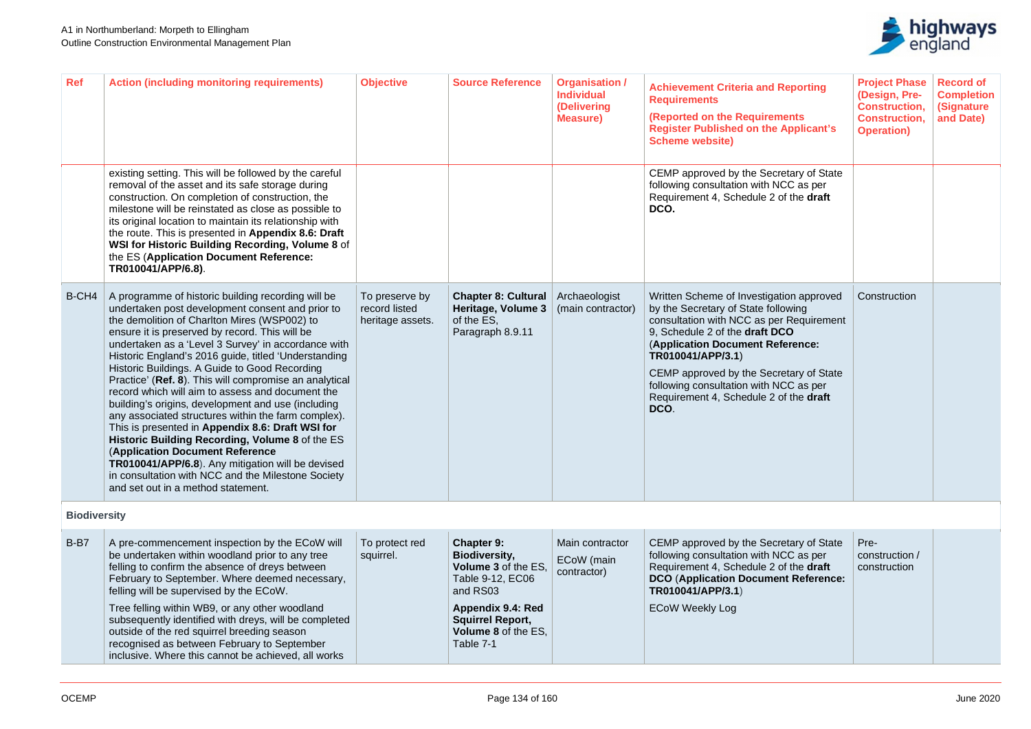| Ref | Action (including monitoring requirements) | Objective | Source Reference | Organisation / Individual (Delivering Measure) | Achievement Criteria and Reporting Requirements (Reported on the Requirements Register Published on the Applicant's Scheme website) | Project Phase (Design, Pre-Construction, Construction, Operation) | Record of Completion (Signature and Date) |
|---|---|---|---|---|---|---|---|
| | existing setting. This will be followed by the careful removal of the asset and its safe storage during construction. On completion of construction, the milestone will be reinstated as close as possible to its original location to maintain its relationship with the route. This is presented in **Appendix 8.6: Draft WSI for Historic Building Recording, Volume 8** of the ES (**Application Document Reference: TR010041/APP/6.8**). | | | | CEMP approved by the Secretary of State following consultation with NCC as per Requirement 4, Schedule 2 of the **draft DCO.** | | |
| B-CH4 | A programme of historic building recording will be undertaken post development consent and prior to the demolition of Charlton Mires (WSP002) to ensure it is preserved by record. This will be undertaken as a 'Level 3 Survey' in accordance with Historic England's 2016 guide, titled 'Understanding Historic Buildings. A Guide to Good Recording Practice' (**Ref. 8**). This will compromise an analytical record which will aim to assess and document the building's origins, development and use (including any associated structures within the farm complex). This is presented in **Appendix 8.6: Draft WSI for Historic Building Recording, Volume 8** of the ES (**Application Document Reference TR010041/APP/6.8**). Any mitigation will be devised in consultation with NCC and the Milestone Society and set out in a method statement. | To preserve by record listed heritage assets. | **Chapter 8: Cultural Heritage, Volume 3** of the ES, Paragraph 8.9.11 | Archaeologist (main contractor) | Written Scheme of Investigation approved by the Secretary of State following consultation with NCC as per Requirement 9, Schedule 2 of the **draft DCO** (**Application Document Reference: TR010041/APP/3.1**)<br><br>CEMP approved by the Secretary of State following consultation with NCC as per Requirement 4, Schedule 2 of the **draft DCO**. | Construction | |
| **Biodiversity** | | | | | | | |
| B-B7 | A pre-commencement inspection by the ECoW will be undertaken within woodland prior to any tree felling to confirm the absence of dreys between February to September. Where deemed necessary, felling will be supervised by the ECoW.<br><br>Tree felling within WB9, or any other woodland subsequently identified with dreys, will be completed outside of the red squirrel breeding season recognised as between February to September inclusive. Where this cannot be achieved, all works | To protect red squirrel. | **Chapter 9: Biodiversity, Volume 3** of the ES, Table 9-12, EC06 and RS03<br><br>**Appendix 9.4: Red Squirrel Report, Volume 8** of the ES, Table 7-1 | Main contractor<br><br>ECoW (main contractor) | CEMP approved by the Secretary of State following consultation with NCC as per Requirement 4, Schedule 2 of the **draft DCO** (**Application Document Reference: TR010041/APP/3.1**)<br><br>ECoW Weekly Log | Pre-construction / construction | |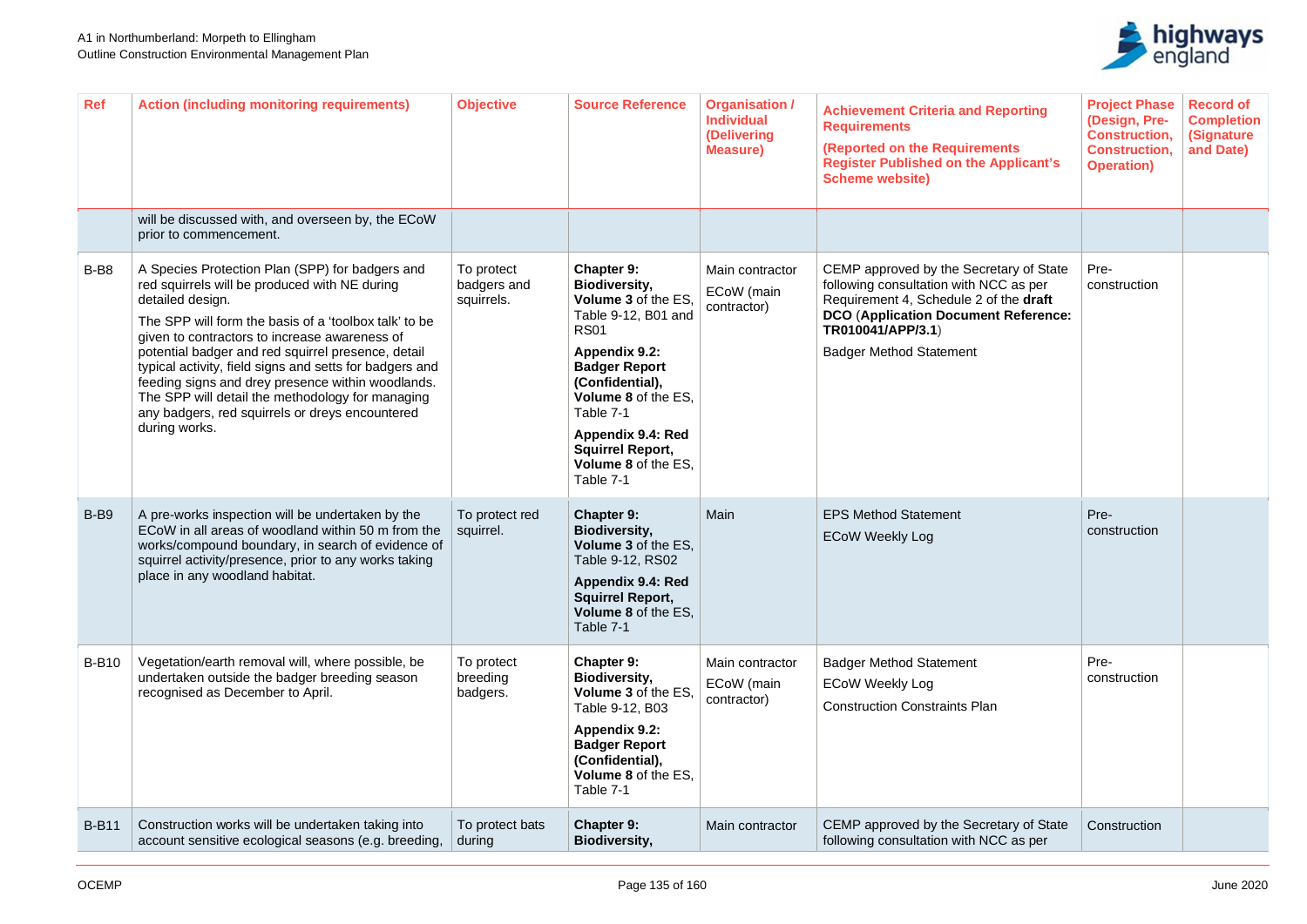| Ref | Action (including monitoring requirements) | Objective | Source Reference | Organisation / Individual (Delivering Measure) | Achievement Criteria and Reporting Requirements (Reported on the Requirements Register Published on the Applicant's Scheme website) | Project Phase (Design, Pre-Construction, Construction, Operation) | Record of Completion (Signature and Date) |
|---|---|---|---|---|---|---|---|
| | will be discussed with, and overseen by, the ECoW prior to commencement. | | | | | | |
| B-B8 | A Species Protection Plan (SPP) for badgers and red squirrels will be produced with NE during detailed design. The SPP will form the basis of a 'toolbox talk' to be given to contractors to increase awareness of potential badger and red squirrel presence, detail typical activity, field signs and setts for badgers and feeding signs and drey presence within woodlands. The SPP will detail the methodology for managing any badgers, red squirrels or dreys encountered during works. | To protect badgers and red squirrels. | **Chapter 9: Biodiversity, Volume 3** of the ES, Table 9-12, B01 and RS01 **Appendix 9.2: Badger Report (Confidential), Volume 8** of the ES, Table 7-1 **Appendix 9.4: Red Squirrel Report, Volume 8** of the ES, Table 7-1 | Main contractor ECoW (main contractor) | CEMP approved by the Secretary of State following consultation with NCC as per Requirement 4, Schedule 2 of the **draft DCO** (**Application Document Reference: TR010041/APP/3.1**) Badger Method Statement | Pre-construction | |
| B-B9 | A pre-works inspection will be undertaken by the ECoW in all areas of woodland within 50 m from the works/compound boundary, in search of evidence of squirrel activity/presence, prior to any works taking place in any woodland habitat. | To protect red squirrel. | **Chapter 9: Biodiversity, Volume 3** of the ES, Table 9-12, RS02 **Appendix 9.4: Red Squirrel Report, Volume 8** of the ES, Table 7-1 | Main | EPS Method Statement ECoW Weekly Log | Pre-construction | |
| B-B10 | Vegetation/earth removal will, where possible, be undertaken outside the badger breeding season recognised as December to April. | To protect breeding badgers. | **Chapter 9: Biodiversity, Volume 3** of the ES, Table 9-12, B03 **Appendix 9.2: Badger Report (Confidential), Volume 8** of the ES, Table 7-1 | Main contractor ECoW (main contractor) | Badger Method Statement ECoW Weekly Log Construction Constraints Plan | Pre-construction | |
| B-B11 | Construction works will be undertaken taking into account sensitive ecological seasons (e.g. breeding, | To protect bats during | **Chapter 9: Biodiversity,** | Main contractor | CEMP approved by the Secretary of State following consultation with NCC as per | Construction | |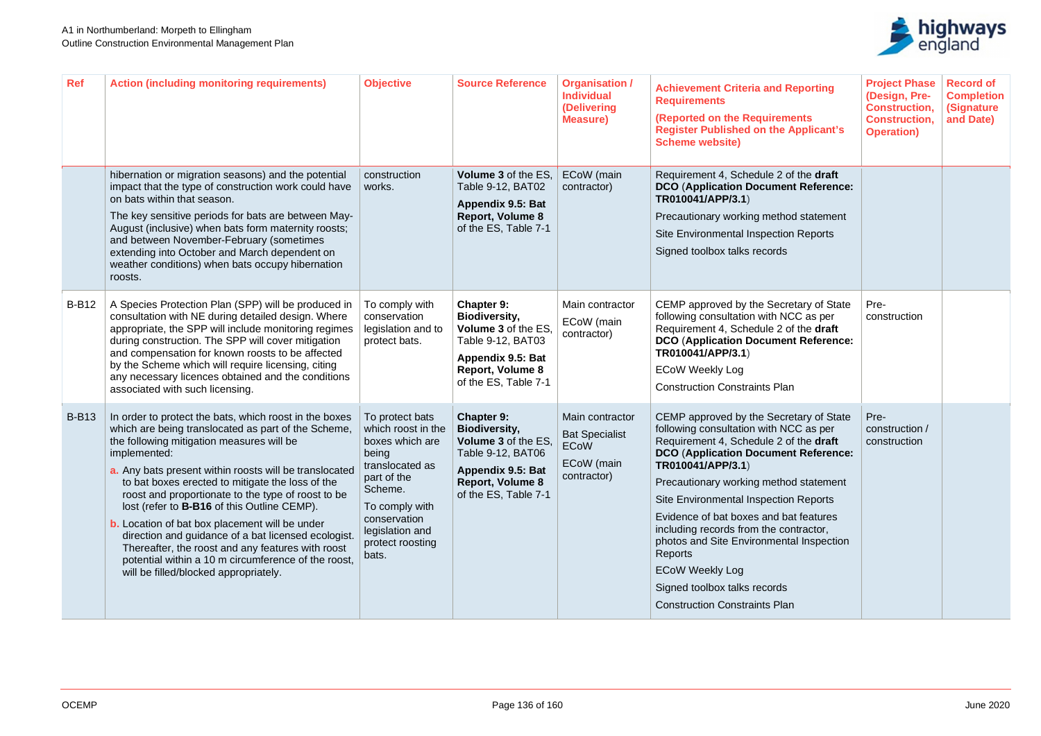| Ref | Action (including monitoring requirements) | Objective | Source Reference | Organisation / Individual (Delivering Measure) | Achievement Criteria and Reporting Requirements (Reported on the Requirements Register Published on the Applicant's Scheme website) | Project Phase (Design, Pre-Construction, Construction, Operation) | Record of Completion (Signature and Date) |
|---|---|---|---|---|---|---|---|
| | hibernation or migration seasons) and the potential impact that the type of construction work could have on bats within that season.<br>The key sensitive periods for bats are between May-August (inclusive) when bats form maternity roosts; and between November-February (sometimes extending into October and March dependent on weather conditions) when bats occupy hibernation roosts. | construction works. | **Volume 3** of the ES, Table 9-12, BAT02<br>**Appendix 9.5: Bat Report, Volume 8** of the ES, Table 7-1 | ECoW (main contractor) | Requirement 4, Schedule 2 of the **draft DCO** (**Application Document Reference: TR010041/APP/3.1**)<br>Precautionary working method statement<br>Site Environmental Inspection Reports<br>Signed toolbox talks records | | |
| B-B12 | A Species Protection Plan (SPP) will be produced in consultation with NE during detailed design. Where appropriate, the SPP will include monitoring regimes during construction. The SPP will cover mitigation and compensation for known roosts to be affected by the Scheme which will require licensing, citing any necessary licences obtained and the conditions associated with such licensing. | To comply with conservation legislation and to protect bats. | **Chapter 9: Biodiversity, Volume 3** of the ES, Table 9-12, BAT03<br>**Appendix 9.5: Bat Report, Volume 8** of the ES, Table 7-1 | Main contractor<br>ECoW (main contractor) | CEMP approved by the Secretary of State following consultation with NCC as per Requirement 4, Schedule 2 of the **draft DCO** (**Application Document Reference: TR010041/APP/3.1**)<br>ECoW Weekly Log<br>Construction Constraints Plan | Pre-construction | |
| B-B13 | In order to protect the bats, which roost in the boxes which are being translocated as part of the Scheme, the following mitigation measures will be implemented:<br>**a.** Any bats present within roosts will be translocated to bat boxes erected to mitigate the loss of the roost and proportionate to the type of roost to be lost (refer to **B-B16** of this Outline CEMP).<br>**b.** Location of bat box placement will be under direction and guidance of a bat licensed ecologist. Thereafter, the roost and any features with roost potential within a 10 m circumference of the roost, will be filled/blocked appropriately. | To protect bats which roost in the boxes which are being translocated as part of the Scheme.<br>To comply with conservation legislation and protect roosting bats. | **Chapter 9: Biodiversity, Volume 3** of the ES, Table 9-12, BAT06<br>**Appendix 9.5: Bat Report, Volume 8** of the ES, Table 7-1 | Main contractor<br>Bat Specialist ECoW<br>ECoW (main contractor) | CEMP approved by the Secretary of State following consultation with NCC as per Requirement 4, Schedule 2 of the **draft DCO** (**Application Document Reference: TR010041/APP/3.1**)<br>Precautionary working method statement<br>Site Environmental Inspection Reports<br>Evidence of bat boxes and bat features including records from the contractor, photos and Site Environmental Inspection Reports<br>ECoW Weekly Log<br>Signed toolbox talks records<br>Construction Constraints Plan | Pre-construction / construction | |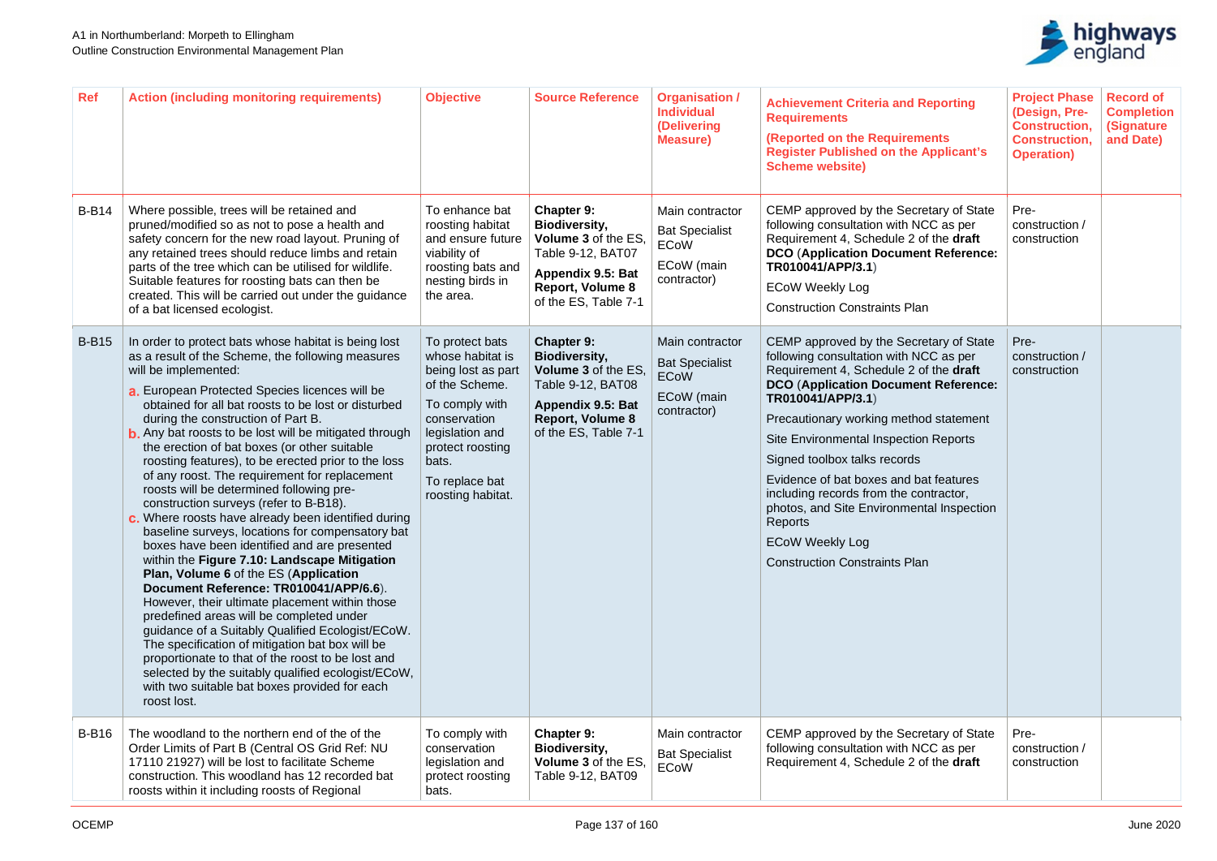| Ref | Action (including monitoring requirements) | Objective | Source Reference | Organisation / Individual (Delivering Measure) | Achievement Criteria and Reporting Requirements (Reported on the Requirements Register Published on the Applicant's Scheme website) | Project Phase (Design, Pre-Construction, Construction, Operation) | Record of Completion (Signature and Date) |
|---|---|---|---|---|---|---|---|
| B-B14 | Where possible, trees will be retained and pruned/modified so as not to pose a health and safety concern for the new road layout. Pruning of any retained trees should reduce limbs and retain parts of the tree which can be utilised for wildlife. Suitable features for roosting bats can then be created. This will be carried out under the guidance of a bat licensed ecologist. | To enhance bat roosting habitat and ensure future viability of roosting bats and nesting birds in the area. | **Chapter 9: Biodiversity, Volume 3** of the ES, Table 9-12, BAT07<br>**Appendix 9.5: Bat Report, Volume 8** of the ES, Table 7-1 | Main contractor<br>Bat Specialist ECoW<br>ECoW (main contractor) | CEMP approved by the Secretary of State following consultation with NCC as per Requirement 4, Schedule 2 of the **draft DCO** (**Application Document Reference: TR010041/APP/3.1**)<br>ECoW Weekly Log<br>Construction Constraints Plan | Pre-construction / construction | |
| B-B15 | In order to protect bats whose habitat is being lost as a result of the Scheme, the following measures will be implemented:<br>a. European Protected Species licences will be obtained for all bat roosts to be lost or disturbed during the construction of Part B.<br>b. Any bat roosts to be lost will be mitigated through the erection of bat boxes (or other suitable roosting features), to be erected prior to the loss of any roost. The requirement for replacement roosts will be determined following pre-construction surveys (refer to B-B18).<br>c. Where roosts have already been identified during baseline surveys, locations for compensatory bat boxes have been identified and are presented within the **Figure 7.10: Landscape Mitigation Plan, Volume 6** of the ES (**Application Document Reference: TR010041/APP/6.6**). However, their ultimate placement within those predefined areas will be completed under guidance of a Suitably Qualified Ecologist/ECoW. The specification of mitigation bat box will be proportionate to that of the roost to be lost and selected by the suitably qualified ecologist/ECoW, with two suitable bat boxes provided for each roost lost. | To protect bats whose habitat is being lost as part of the Scheme.<br>To comply with conservation legislation and protect roosting bats.<br>To replace bat roosting habitat. | **Chapter 9: Biodiversity, Volume 3** of the ES, Table 9-12, BAT08<br>**Appendix 9.5: Bat Report, Volume 8** of the ES, Table 7-1 | Main contractor<br>Bat Specialist ECoW<br>ECoW (main contractor) | CEMP approved by the Secretary of State following consultation with NCC as per Requirement 4, Schedule 2 of the **draft DCO** (**Application Document Reference: TR010041/APP/3.1**)<br>Precautionary working method statement<br>Site Environmental Inspection Reports<br>Signed toolbox talks records<br>Evidence of bat boxes and bat features including records from the contractor, photos, and Site Environmental Inspection Reports<br>ECoW Weekly Log<br>Construction Constraints Plan | Pre-construction / construction | |
| B-B16 | The woodland to the northern end of the of the Order Limits of Part B (Central OS Grid Ref: NU 17110 21927) will be lost to facilitate Scheme construction. This woodland has 12 recorded bat roosts within it including roosts of Regional | To comply with conservation legislation and protect roosting bats. | **Chapter 9: Biodiversity, Volume 3** of the ES, Table 9-12, BAT09 | Main contractor<br>Bat Specialist ECoW | CEMP approved by the Secretary of State following consultation with NCC as per Requirement 4, Schedule 2 of the **draft** | Pre-construction / construction | |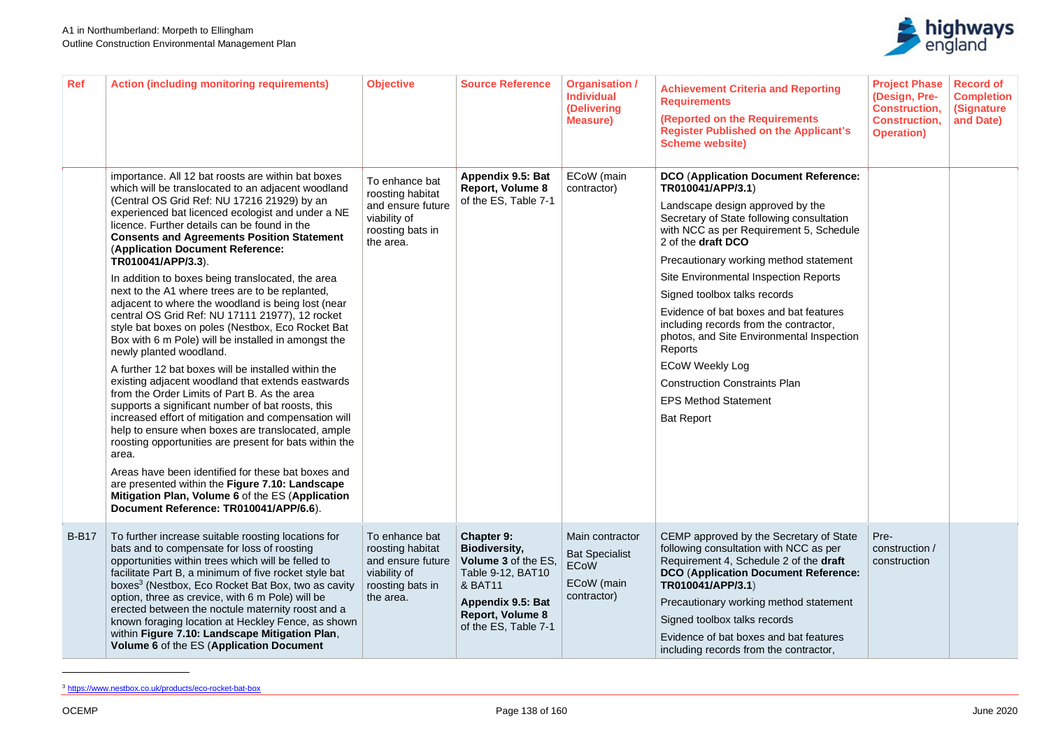| Ref | Action (including monitoring requirements) | Objective | Source Reference | Organisation / Individual (Delivering Measure) | Achievement Criteria and Reporting Requirements (Reported on the Requirements Register Published on the Applicant's Scheme website) | Project Phase (Design, Pre-Construction, Construction, Operation) | Record of Completion (Signature and Date) |
|---|---|---|---|---|---|---|---|
| | importance. All 12 bat roosts are within bat boxes which will be translocated to an adjacent woodland (Central OS Grid Ref: NU 17216 21929) by an experienced bat licenced ecologist and under a NE licence. Further details can be found in the **Consents and Agreements Position Statement** (**Application Document Reference: TR010041/APP/3.3**).<br><br>In addition to boxes being translocated, the area next to the A1 where trees are to be replanted, adjacent to where the woodland is being lost (near central OS Grid Ref: NU 17111 21977), 12 rocket style bat boxes on poles (Nestbox, Eco Rocket Bat Box with 6 m Pole) will be installed in amongst the newly planted woodland.<br><br>A further 12 bat boxes will be installed within the existing adjacent woodland that extends eastwards from the Order Limits of Part B. As the area supports a significant number of bat roosts, this increased effort of mitigation and compensation will help to ensure when boxes are translocated, ample roosting opportunities are present for bats within the area.<br><br>Areas have been identified for these bat boxes and are presented within the **Figure 7.10: Landscape Mitigation Plan, Volume 6** of the ES (**Application Document Reference: TR010041/APP/6.6**). | To enhance bat roosting habitat and ensure future viability of roosting bats in the area. | **Appendix 9.5: Bat Report, Volume 8** of the ES, Table 7-1 | ECoW (main contractor) | **DCO** (**Application Document Reference: TR010041/APP/3.1**)<br><br>Landscape design approved by the Secretary of State following consultation with NCC as per Requirement 5, Schedule 2 of the **draft DCO**<br><br>Precautionary working method statement<br><br>Site Environmental Inspection Reports<br><br>Signed toolbox talks records<br><br>Evidence of bat boxes and bat features including records from the contractor, photos, and Site Environmental Inspection Reports<br><br>ECoW Weekly Log<br><br>Construction Constraints Plan<br><br>EPS Method Statement<br><br>Bat Report | | |
| B-B17 | To further increase suitable roosting locations for bats and to compensate for loss of roosting opportunities within trees which will be felled to facilitate Part B, a minimum of five rocket style bat boxes[3] (Nestbox, Eco Rocket Bat Box, two as cavity option, three as crevice, with 6 m Pole) will be erected between the noctule maternity roost and a known foraging location at Heckley Fence, as shown within **Figure 7.10: Landscape Mitigation Plan, Volume 6** of the ES (**Application Document** | To enhance bat roosting habitat and ensure future viability of roosting bats in the area. | **Chapter 9: Biodiversity, Volume 3** of the ES, Table 9-12, BAT10 & BAT11<br><br>**Appendix 9.5: Bat Report, Volume 8** of the ES, Table 7-1 | Main contractor<br><br>Bat Specialist ECoW<br><br>ECoW (main contractor) | CEMP approved by the Secretary of State following consultation with NCC as per Requirement 4, Schedule 2 of the **draft DCO** (**Application Document Reference: TR010041/APP/3.1**)<br><br>Precautionary working method statement<br><br>Signed toolbox talks records<br><br>Evidence of bat boxes and bat features including records from the contractor, | Pre-construction / construction | |

[3] https://www.nestbox.co.uk/products/eco-rocket-bat-box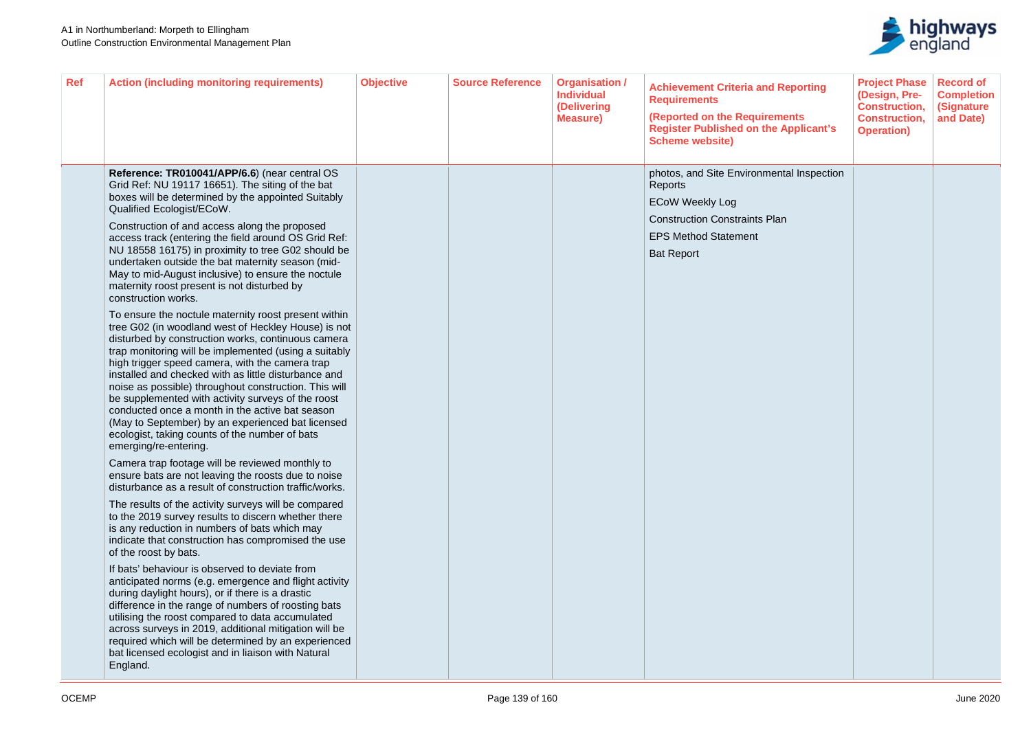| Ref | Action (including monitoring requirements) | Objective | Source Reference | Organisation / Individual (Delivering Measure) | Achievement Criteria and Reporting Requirements (Reported on the Requirements Register Published on the Applicant's Scheme website) | Project Phase (Design, Pre-Construction, Construction, Operation) | Record of Completion (Signature and Date) |
|---|---|---|---|---|---|---|---|
| | **Reference: TR010041/APP/6.6**) (near central OS Grid Ref: NU 19117 16651). The siting of the bat boxes will be determined by the appointed Suitably Qualified Ecologist/ECoW.<br><br>Construction of and access along the proposed access track (entering the field around OS Grid Ref: NU 18558 16175) in proximity to tree G02 should be undertaken outside the bat maternity season (mid-May to mid-August inclusive) to ensure the noctule maternity roost present is not disturbed by construction works.<br><br>To ensure the noctule maternity roost present within tree G02 (in woodland west of Heckley House) is not disturbed by construction works, continuous camera trap monitoring will be implemented (using a suitably high trigger speed camera, with the camera trap installed and checked with as little disturbance and noise as possible) throughout construction. This will be supplemented with activity surveys of the roost conducted once a month in the active bat season (May to September) by an experienced bat licensed ecologist, taking counts of the number of bats emerging/re-entering.<br><br>Camera trap footage will be reviewed monthly to ensure bats are not leaving the roosts due to noise disturbance as a result of construction traffic/works.<br><br>The results of the activity surveys will be compared to the 2019 survey results to discern whether there is any reduction in numbers of bats which may indicate that construction has compromised the use of the roost by bats.<br><br>If bats' behaviour is observed to deviate from anticipated norms (e.g. emergence and flight activity during daylight hours), or if there is a drastic difference in the range of numbers of roosting bats utilising the roost compared to data accumulated across surveys in 2019, additional mitigation will be required which will be determined by an experienced bat licensed ecologist and in liaison with Natural England. | | | | photos, and Site Environmental Inspection Reports<br><br>ECoW Weekly Log<br><br>Construction Constraints Plan<br><br>EPS Method Statement<br><br>Bat Report | | |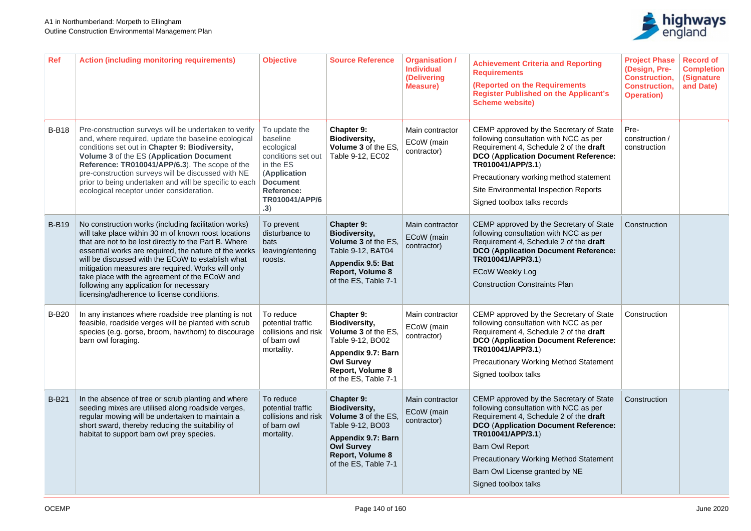| Ref | Action (including monitoring requirements) | Objective | Source Reference | Organisation / Individual (Delivering Measure) | Achievement Criteria and Reporting Requirements (Reported on the Requirements Register Published on the Applicant's Scheme website) | Project Phase (Design, Pre-Construction, Construction, Operation) | Record of Completion (Signature and Date) |
|---|---|---|---|---|---|---|---|
| B-B18 | Pre-construction surveys will be undertaken to verify and, where required, update the baseline ecological conditions set out in **Chapter 9: Biodiversity, Volume 3** of the ES (**Application Document Reference: TR010041/APP/6.3**). The scope of the pre-construction surveys will be discussed with NE prior to being undertaken and will be specific to each ecological receptor under consideration. | To update the baseline ecological conditions set out in the ES (**Application Document Reference: TR010041/APP/6.3**) | **Chapter 9: Biodiversity, Volume 3** of the ES, Table 9-12, EC02 | Main contractor<br>ECoW (main contractor) | CEMP approved by the Secretary of State following consultation with NCC as per Requirement 4, Schedule 2 of the **draft DCO** (**Application Document Reference: TR010041/APP/3.1**)<br>Precautionary working method statement<br>Site Environmental Inspection Reports<br>Signed toolbox talks records | Pre-construction / construction | |
| B-B19 | No construction works (including facilitation works) will take place within 30 m of known roost locations that are not to be lost directly to the Part B. Where essential works are required, the nature of the works will be discussed with the ECoW to establish what mitigation measures are required. Works will only take place with the agreement of the ECoW and following any application for necessary licensing/adherence to license conditions. | To prevent disturbance to bats leaving/entering roosts. | **Chapter 9: Biodiversity, Volume 3** of the ES, Table 9-12, BAT04<br>**Appendix 9.5: Bat Report, Volume 8** of the ES, Table 7-1 | Main contractor<br>ECoW (main contractor) | CEMP approved by the Secretary of State following consultation with NCC as per Requirement 4, Schedule 2 of the **draft DCO** (**Application Document Reference: TR010041/APP/3.1**)<br>ECoW Weekly Log<br>Construction Constraints Plan | Construction | |
| B-B20 | In any instances where roadside tree planting is not feasible, roadside verges will be planted with scrub species (e.g. gorse, broom, hawthorn) to discourage barn owl foraging. | To reduce potential traffic collisions and risk of barn owl mortality. | **Chapter 9: Biodiversity, Volume 3** of the ES, Table 9-12, BO02<br>**Appendix 9.7: Barn Owl Survey Report, Volume 8** of the ES, Table 7-1 | Main contractor<br>ECoW (main contractor) | CEMP approved by the Secretary of State following consultation with NCC as per Requirement 4, Schedule 2 of the **draft DCO** (**Application Document Reference: TR010041/APP/3.1**)<br>Precautionary Working Method Statement<br>Signed toolbox talks | Construction | |
| B-B21 | In the absence of tree or scrub planting and where seeding mixes are utilised along roadside verges, regular mowing will be undertaken to maintain a short sward, thereby reducing the suitability of habitat to support barn owl prey species. | To reduce potential traffic collisions and risk of barn owl mortality. | **Chapter 9: Biodiversity, Volume 3** of the ES, Table 9-12, BO03<br>**Appendix 9.7: Barn Owl Survey Report, Volume 8** of the ES, Table 7-1 | Main contractor<br>ECoW (main contractor) | CEMP approved by the Secretary of State following consultation with NCC as per Requirement 4, Schedule 2 of the **draft DCO** (**Application Document Reference: TR010041/APP/3.1**)<br>Barn Owl Report<br>Precautionary Working Method Statement<br>Barn Owl License granted by NE<br>Signed toolbox talks | Construction | |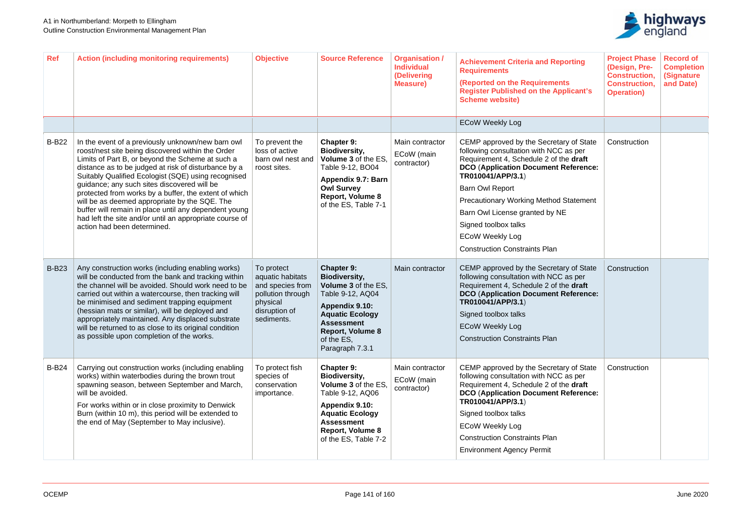| Ref | Action (including monitoring requirements) | Objective | Source Reference | Organisation / Individual (Delivering Measure) | Achievement Criteria and Reporting Requirements (Reported on the Requirements Register Published on the Applicant's Scheme website) | Project Phase (Design, Pre-Construction, Construction, Operation) | Record of Completion (Signature and Date) |
|---|---|---|---|---|---|---|---|
| | | | | | ECoW Weekly Log | | |
| B-B22 | In the event of a previously unknown/new barn owl roost/nest site being discovered within the Order Limits of Part B, or beyond the Scheme at such a distance as to be judged at risk of disturbance by a Suitably Qualified Ecologist (SQE) using recognised guidance; any such sites discovered will be protected from works by a buffer, the extent of which will be as deemed appropriate by the SQE. The buffer will remain in place until any dependent young had left the site and/or until an appropriate course of action had been determined. | To prevent the loss of active barn owl nest and roost sites. | **Chapter 9: Biodiversity, Volume 3** of the ES, Table 9-12, BO04<br>**Appendix 9.7: Barn Owl Survey Report, Volume 8** of the ES, Table 7-1 | Main contractor<br>ECoW (main contractor) | CEMP approved by the Secretary of State following consultation with NCC as per Requirement 4, Schedule 2 of the **draft DCO** (**Application Document Reference: TR010041/APP/3.1**)<br>Barn Owl Report<br>Precautionary Working Method Statement<br>Barn Owl License granted by NE<br>Signed toolbox talks<br>ECoW Weekly Log<br>Construction Constraints Plan | Construction | |
| B-B23 | Any construction works (including enabling works) will be conducted from the bank and tracking within the channel will be avoided. Should work need to be carried out within a watercourse, then tracking will be minimised and sediment trapping equipment (hessian mats or similar), will be deployed and appropriately maintained. Any displaced substrate will be returned to as close to its original condition as possible upon completion of the works. | To protect aquatic habitats and species from pollution through physical disruption of sediments. | **Chapter 9: Biodiversity, Volume 3** of the ES, Table 9-12, AQ04<br>**Appendix 9.10: Aquatic Ecology Assessment Report, Volume 8** of the ES, Paragraph 7.3.1 | Main contractor | CEMP approved by the Secretary of State following consultation with NCC as per Requirement 4, Schedule 2 of the **draft DCO** (**Application Document Reference: TR010041/APP/3.1**)<br>Signed toolbox talks<br>ECoW Weekly Log<br>Construction Constraints Plan | Construction | |
| B-B24 | Carrying out construction works (including enabling works) within waterbodies during the brown trout spawning season, between September and March, will be avoided.<br>For works within or in close proximity to Denwick Burn (within 10 m), this period will be extended to the end of May (September to May inclusive). | To protect fish species of conservation importance. | **Chapter 9: Biodiversity, Volume 3** of the ES, Table 9-12, AQ06<br>**Appendix 9.10: Aquatic Ecology Assessment Report, Volume 8** of the ES, Table 7-2 | Main contractor<br>ECoW (main contractor) | CEMP approved by the Secretary of State following consultation with NCC as per Requirement 4, Schedule 2 of the **draft DCO** (**Application Document Reference: TR010041/APP/3.1**)<br>Signed toolbox talks<br>ECoW Weekly Log<br>Construction Constraints Plan<br>Environment Agency Permit | Construction | |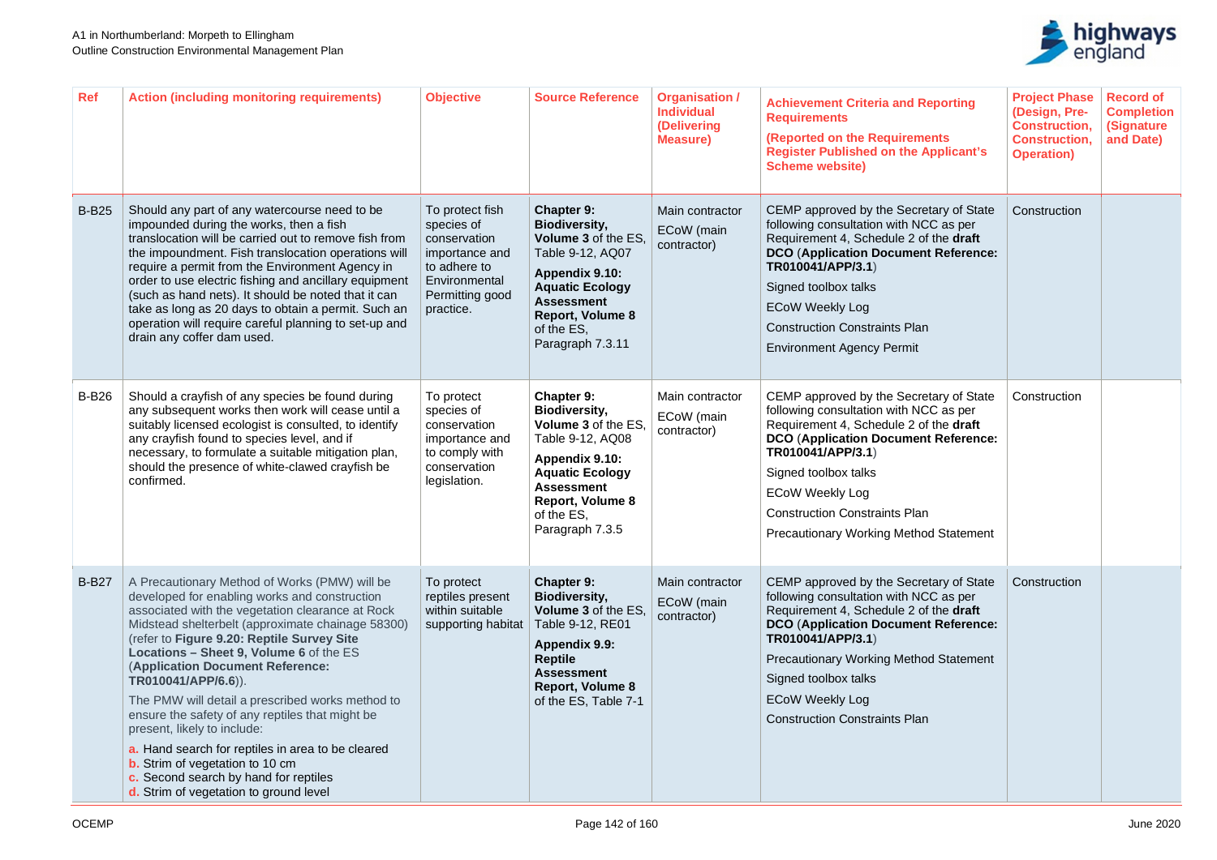| Ref | Action (including monitoring requirements) | Objective | Source Reference | Organisation / Individual (Delivering Measure) | Achievement Criteria and Reporting Requirements (Reported on the Requirements Register Published on the Applicant's Scheme website) | Project Phase (Design, Pre-Construction, Construction, Operation) | Record of Completion (Signature and Date) |
|---|---|---|---|---|---|---|---|
| B-B25 | Should any part of any watercourse need to be impounded during the works, then a fish translocation will be carried out to remove fish from the impoundment. Fish translocation operations will require a permit from the Environment Agency in order to use electric fishing and ancillary equipment (such as hand nets). It should be noted that it can take as long as 20 days to obtain a permit. Such an operation will require careful planning to set-up and drain any coffer dam used. | To protect fish species of conservation importance and to adhere to Environmental Permitting good practice. | **Chapter 9: Biodiversity, Volume 3** of the ES, Table 9-12, AQ07<br>**Appendix 9.10: Aquatic Ecology Assessment Report, Volume 8** of the ES, Paragraph 7.3.11 | Main contractor<br>ECoW (main contractor) | CEMP approved by the Secretary of State following consultation with NCC as per Requirement 4, Schedule 2 of the **draft DCO** (**Application Document Reference: TR010041/APP/3.1**)<br>Signed toolbox talks<br>ECoW Weekly Log<br>Construction Constraints Plan<br>Environment Agency Permit | Construction | |
| B-B26 | Should a crayfish of any species be found during any subsequent works then work will cease until a suitably licensed ecologist is consulted, to identify any crayfish found to species level, and if necessary, to formulate a suitable mitigation plan, should the presence of white-clawed crayfish be confirmed. | To protect species of conservation importance and to comply with conservation legislation. | **Chapter 9: Biodiversity, Volume 3** of the ES, Table 9-12, AQ08<br>**Appendix 9.10: Aquatic Ecology Assessment Report, Volume 8** of the ES, Paragraph 7.3.5 | Main contractor<br>ECoW (main contractor) | CEMP approved by the Secretary of State following consultation with NCC as per Requirement 4, Schedule 2 of the **draft DCO** (**Application Document Reference: TR010041/APP/3.1**)<br>Signed toolbox talks<br>ECoW Weekly Log<br>Construction Constraints Plan<br>Precautionary Working Method Statement | Construction | |
| B-B27 | A Precautionary Method of Works (PMW) will be developed for enabling works and construction associated with the vegetation clearance at Rock Midstead shelterbelt (approximate chainage 58300) (refer to **Figure 9.20: Reptile Survey Site Locations – Sheet 9, Volume 6** of the ES (**Application Document Reference: TR010041/APP/6.6**)).<br>The PMW will detail a prescribed works method to ensure the safety of any reptiles that might be present, likely to include:<br>a. Hand search for reptiles in area to be cleared<br>b. Strim of vegetation to 10 cm<br>c. Second search by hand for reptiles<br>d. Strim of vegetation to ground level | To protect reptiles present within suitable supporting habitat | **Chapter 9: Biodiversity, Volume 3** of the ES, Table 9-12, RE01<br>**Appendix 9.9: Reptile Assessment Report, Volume 8** of the ES, Table 7-1 | Main contractor<br>ECoW (main contractor) | CEMP approved by the Secretary of State following consultation with NCC as per Requirement 4, Schedule 2 of the **draft DCO** (**Application Document Reference: TR010041/APP/3.1**)<br>Precautionary Working Method Statement<br>Signed toolbox talks<br>ECoW Weekly Log<br>Construction Constraints Plan | Construction | |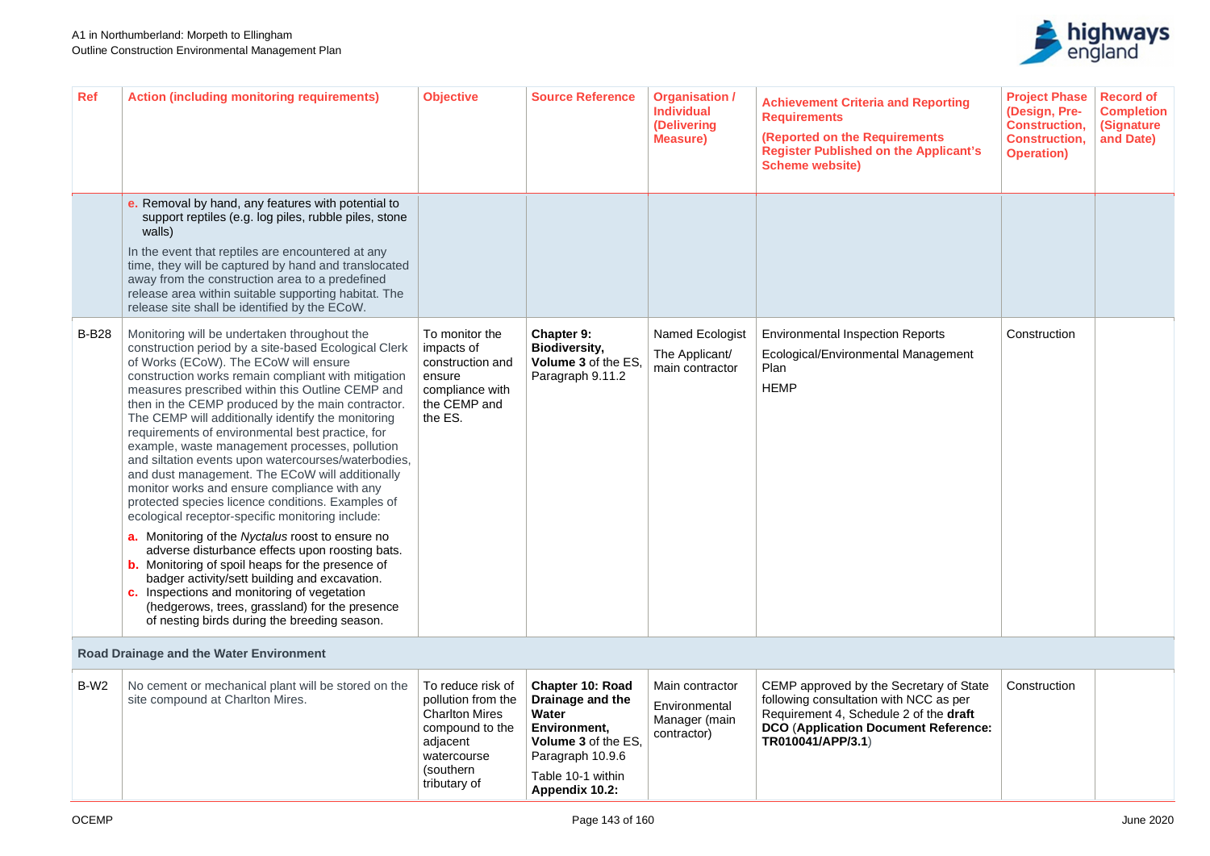| Ref | Action (including monitoring requirements) | Objective | Source Reference | Organisation / Individual (Delivering Measure) | Achievement Criteria and Reporting Requirements (Reported on the Requirements Register Published on the Applicant's Scheme website) | Project Phase (Design, Pre-Construction, Construction, Operation) | Record of Completion (Signature and Date) |
|---|---|---|---|---|---|---|---|
| | e. Removal by hand, any features with potential to support reptiles (e.g. log piles, rubble piles, stone walls)<br><br>In the event that reptiles are encountered at any time, they will be captured by hand and translocated away from the construction area to a predefined release area within suitable supporting habitat. The release site shall be identified by the ECoW. | | | | | | |
| B-B28 | Monitoring will be undertaken throughout the construction period by a site-based Ecological Clerk of Works (ECoW). The ECoW will ensure construction works remain compliant with mitigation measures prescribed within this Outline CEMP and then in the CEMP produced by the main contractor. The CEMP will additionally identify the monitoring requirements of environmental best practice, for example, waste management processes, pollution and siltation events upon watercourses/waterbodies, and dust management. The ECoW will additionally monitor works and ensure compliance with any protected species licence conditions. Examples of ecological receptor-specific monitoring include:<br><br>a. Monitoring of the *Nyctalus* roost to ensure no adverse disturbance effects upon roosting bats.<br>b. Monitoring of spoil heaps for the presence of badger activity/sett building and excavation.<br>c. Inspections and monitoring of vegetation (hedgerows, trees, grassland) for the presence of nesting birds during the breeding season. | To monitor the impacts of construction and ensure compliance with the CEMP and the ES. | **Chapter 9: Biodiversity, Volume 3** of the ES, Paragraph 9.11.2 | Named Ecologist<br><br>The Applicant/ main contractor | Environmental Inspection Reports<br><br>Ecological/Environmental Management Plan<br><br>HEMP | Construction | |
| **Road Drainage and the Water Environment** | | | | | | | |
| B-W2 | No cement or mechanical plant will be stored on the site compound at Charlton Mires. | To reduce risk of pollution from the Charlton Mires compound to the adjacent watercourse (southern tributary of | **Chapter 10: Road Drainage and the Water Environment, Volume 3** of the ES, Paragraph 10.9.6<br><br>Table 10-1 within **Appendix 10.2:** | Main contractor<br><br>Environmental Manager (main contractor) | CEMP approved by the Secretary of State following consultation with NCC as per Requirement 4, Schedule 2 of the **draft DCO** (**Application Document Reference: TR010041/APP/3.1**) | Construction | |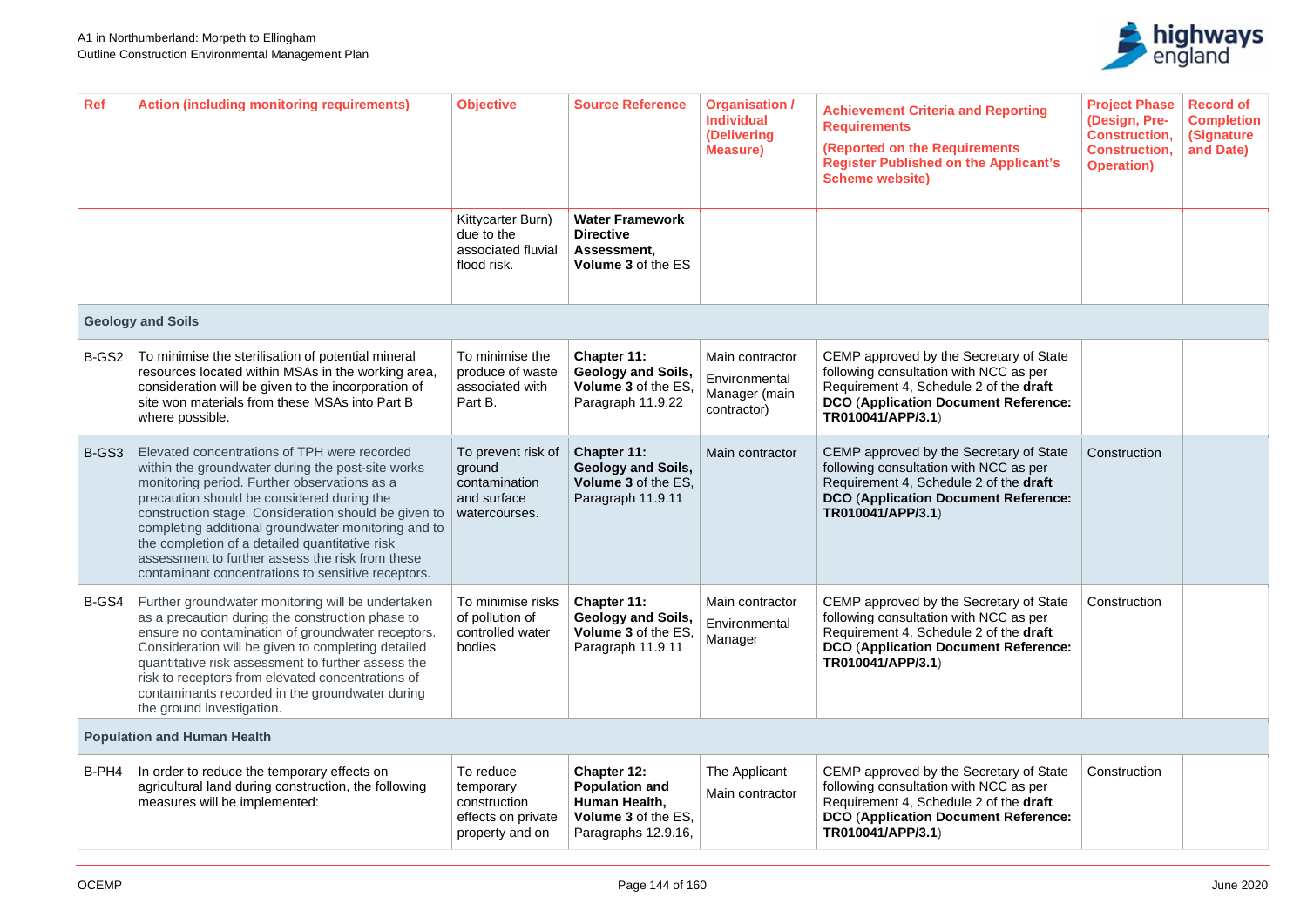| Ref | Action (including monitoring requirements) | Objective | Source Reference | Organisation / Individual (Delivering Measure) | Achievement Criteria and Reporting Requirements (Reported on the Requirements Register Published on the Applicant's Scheme website) | Project Phase (Design, Pre-Construction, Construction, Operation) | Record of Completion (Signature and Date) |
|---|---|---|---|---|---|---|---|
| | | Kittycarter Burn) due to the associated fluvial flood risk. | **Water Framework Directive Assessment, Volume 3** of the ES | | | | |
| **Geology and Soils** | | | | | | | |
| B-GS2 | To minimise the sterilisation of potential mineral resources located within MSAs in the working area, consideration will be given to the incorporation of site won materials from these MSAs into Part B where possible. | To minimise the produce of waste associated with Part B. | **Chapter 11: Geology and Soils, Volume 3** of the ES, Paragraph 11.9.22 | Main contractor<br>Environmental Manager (main contractor) | CEMP approved by the Secretary of State following consultation with NCC as per Requirement 4, Schedule 2 of the **draft DCO** (**Application Document Reference: TR010041/APP/3.1**) | | |
| B-GS3 | Elevated concentrations of TPH were recorded within the groundwater during the post-site works monitoring period. Further observations as a precaution should be considered during the construction stage. Consideration should be given to completing additional groundwater monitoring and to the completion of a detailed quantitative risk assessment to further assess the risk from these contaminant concentrations to sensitive receptors. | To prevent risk of ground contamination and surface watercourses. | **Chapter 11: Geology and Soils, Volume 3** of the ES, Paragraph 11.9.11 | Main contractor | CEMP approved by the Secretary of State following consultation with NCC as per Requirement 4, Schedule 2 of the **draft DCO** (**Application Document Reference: TR010041/APP/3.1**) | Construction | |
| B-GS4 | Further groundwater monitoring will be undertaken as a precaution during the construction phase to ensure no contamination of groundwater receptors. Consideration will be given to completing detailed quantitative risk assessment to further assess the risk to receptors from elevated concentrations of contaminants recorded in the groundwater during the ground investigation. | To minimise risks of pollution of controlled water bodies | **Chapter 11: Geology and Soils, Volume 3** of the ES, Paragraph 11.9.11 | Main contractor<br>Environmental Manager | CEMP approved by the Secretary of State following consultation with NCC as per Requirement 4, Schedule 2 of the **draft DCO** (**Application Document Reference: TR010041/APP/3.1**) | Construction | |
| **Population and Human Health** | | | | | | | |
| B-PH4 | In order to reduce the temporary effects on agricultural land during construction, the following measures will be implemented: | To reduce temporary construction effects on private property and on | **Chapter 12: Population and Human Health, Volume 3** of the ES, Paragraphs 12.9.16, | The Applicant<br>Main contractor | CEMP approved by the Secretary of State following consultation with NCC as per Requirement 4, Schedule 2 of the **draft DCO** (**Application Document Reference: TR010041/APP/3.1**) | Construction | |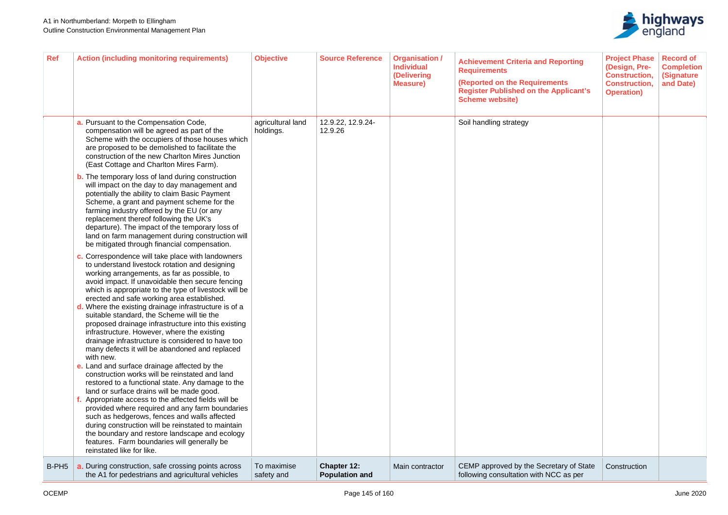| Ref | Action (including monitoring requirements) | Objective | Source Reference | Organisation / Individual (Delivering Measure) | Achievement Criteria and Reporting Requirements (Reported on the Requirements Register Published on the Applicant's Scheme website) | Project Phase (Design, Pre-Construction, Construction, Construction, Operation) | Record of Completion (Signature and Date) |
|---|---|---|---|---|---|---|---|
| | a. Pursuant to the Compensation Code, compensation will be agreed as part of the Scheme with the occupiers of those houses which are proposed to be demolished to facilitate the construction of the new Charlton Mires Junction (East Cottage and Charlton Mires Farm).<br>b. The temporary loss of land during construction will impact on the day to day management and potentially the ability to claim Basic Payment Scheme, a grant and payment scheme for the farming industry offered by the EU (or any replacement thereof following the UK's departure). The impact of the temporary loss of land on farm management during construction will be mitigated through financial compensation.<br>c. Correspondence will take place with landowners to understand livestock rotation and designing working arrangements, as far as possible, to avoid impact. If unavoidable then secure fencing which is appropriate to the type of livestock will be erected and safe working area established.<br>d. Where the existing drainage infrastructure is of a suitable standard, the Scheme will tie the proposed drainage infrastructure into this existing infrastructure. However, where the existing drainage infrastructure is considered to have too many defects it will be abandoned and replaced with new.<br>e. Land and surface drainage affected by the construction works will be reinstated and land restored to a functional state. Any damage to the land or surface drains will be made good.<br>f. Appropriate access to the affected fields will be provided where required and any farm boundaries such as hedgerows, fences and walls affected during construction will be reinstated to maintain the boundary and restore landscape and ecology features. Farm boundaries will generally be reinstated like for like. | agricultural land holdings. | 12.9.22, 12.9.24-12.9.26 | | Soil handling strategy | | |
| B-PH5 | a. During construction, safe crossing points across the A1 for pedestrians and agricultural vehicles | To maximise safety and | **Chapter 12: Population and** | Main contractor | CEMP approved by the Secretary of State following consultation with NCC as per | Construction | |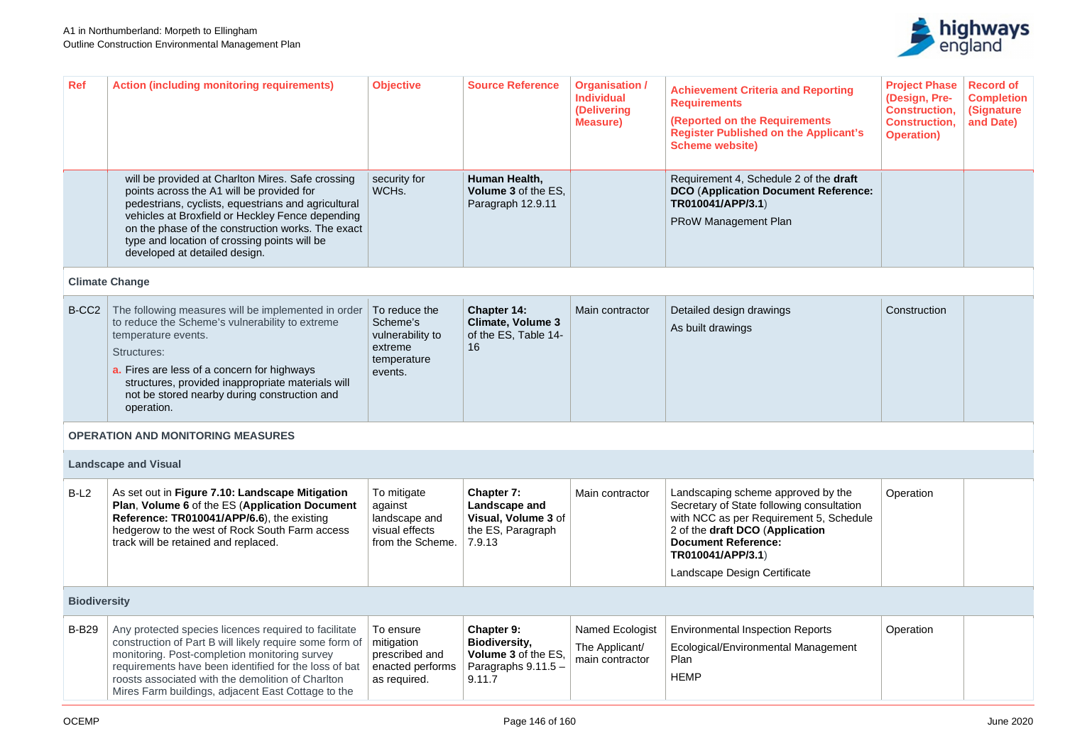| Ref | Action (including monitoring requirements) | Objective | Source Reference | Organisation / Individual (Delivering Measure) | Achievement Criteria and Reporting Requirements (Reported on the Requirements Register Published on the Applicant's Scheme website) | Project Phase (Design, Pre-Construction, Construction, Operation) | Record of Completion (Signature and Date) |
|---|---|---|---|---|---|---|---|
| | will be provided at Charlton Mires. Safe crossing points across the A1 will be provided for pedestrians, cyclists, equestrians and agricultural vehicles at Broxfield or Heckley Fence depending on the phase of the construction works. The exact type and location of crossing points will be developed at detailed design. | security for WCHs. | **Human Health, Volume 3** of the ES, Paragraph 12.9.11 | | Requirement 4, Schedule 2 of the **draft DCO** (**Application Document Reference: TR010041/APP/3.1**)<br>PRoW Management Plan | | |
| **Climate Change** | | | | | | | |
| B-CC2 | The following measures will be implemented in order to reduce the Scheme's vulnerability to extreme temperature events.<br>Structures:<br>a. Fires are less of a concern for highways structures, provided inappropriate materials will not be stored nearby during construction and operation. | To reduce the Scheme's vulnerability to extreme temperature events. | **Chapter 14: Climate, Volume 3** of the ES, Table 14-16 | Main contractor | Detailed design drawings<br>As built drawings | Construction | |
| **OPERATION AND MONITORING MEASURES** | | | | | | | |
| **Landscape and Visual** | | | | | | | |
| B-L2 | As set out in **Figure 7.10: Landscape Mitigation Plan**, **Volume 6** of the ES (**Application Document Reference: TR010041/APP/6.6**), the existing hedgerow to the west of Rock South Farm access track will be retained and replaced. | To mitigate against landscape and visual effects from the Scheme. | **Chapter 7: Landscape and Visual, Volume 3** of the ES, Paragraph 7.9.13 | Main contractor | Landscaping scheme approved by the Secretary of State following consultation with NCC as per Requirement 5, Schedule 2 of the **draft DCO** (**Application Document Reference: TR010041/APP/3.1**)<br>Landscape Design Certificate | Operation | |
| **Biodiversity** | | | | | | | |
| B-B29 | Any protected species licences required to facilitate construction of Part B will likely require some form of monitoring. Post-completion monitoring survey requirements have been identified for the loss of bat roosts associated with the demolition of Charlton Mires Farm buildings, adjacent East Cottage to the | To ensure mitigation prescribed and enacted performs as required. | **Chapter 9: Biodiversity, Volume 3** of the ES, Paragraphs 9.11.5 – 9.11.7 | Named Ecologist<br>The Applicant/ main contractor | Environmental Inspection Reports<br>Ecological/Environmental Management Plan<br>HEMP | Operation | |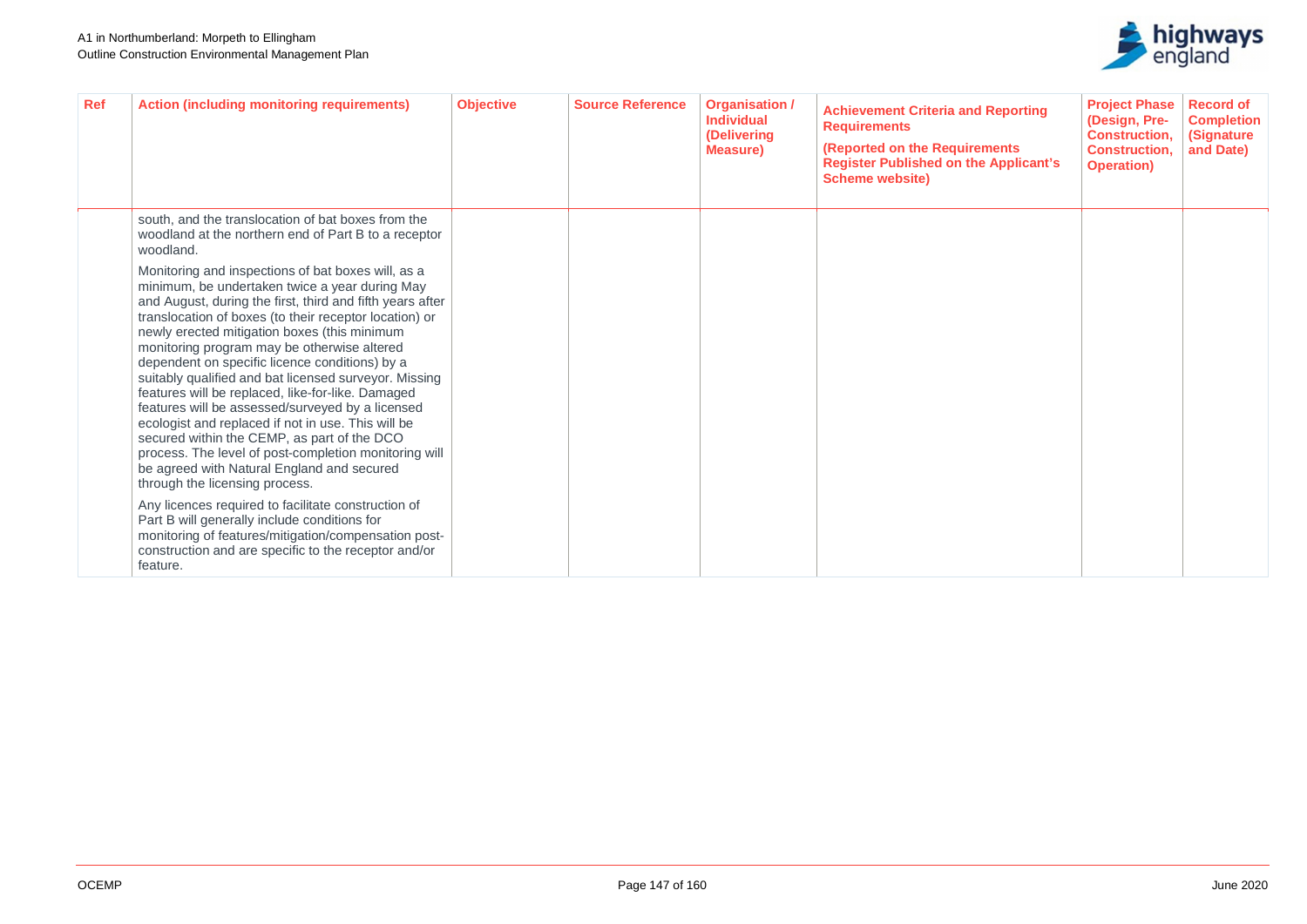| Ref | Action (including monitoring requirements) | Objective | Source Reference | Organisation / Individual (Delivering Measure) | Achievement Criteria and Reporting Requirements (Reported on the Requirements Register Published on the Applicant's Scheme website) | Project Phase (Design, Pre-Construction, Construction, Operation) | Record of Completion (Signature and Date) |
|---|---|---|---|---|---|---|---|
| | south, and the translocation of bat boxes from the woodland at the northern end of Part B to a receptor woodland.<br><br>Monitoring and inspections of bat boxes will, as a minimum, be undertaken twice a year during May and August, during the first, third and fifth years after translocation of boxes (to their receptor location) or newly erected mitigation boxes (this minimum monitoring program may be otherwise altered dependent on specific licence conditions) by a suitably qualified and bat licensed surveyor. Missing features will be replaced, like-for-like. Damaged features will be assessed/surveyed by a licensed ecologist and replaced if not in use. This will be secured within the CEMP, as part of the DCO process. The level of post-completion monitoring will be agreed with Natural England and secured through the licensing process.<br><br>Any licences required to facilitate construction of Part B will generally include conditions for monitoring of features/mitigation/compensation post-construction and are specific to the receptor and/or feature. | | | | | | |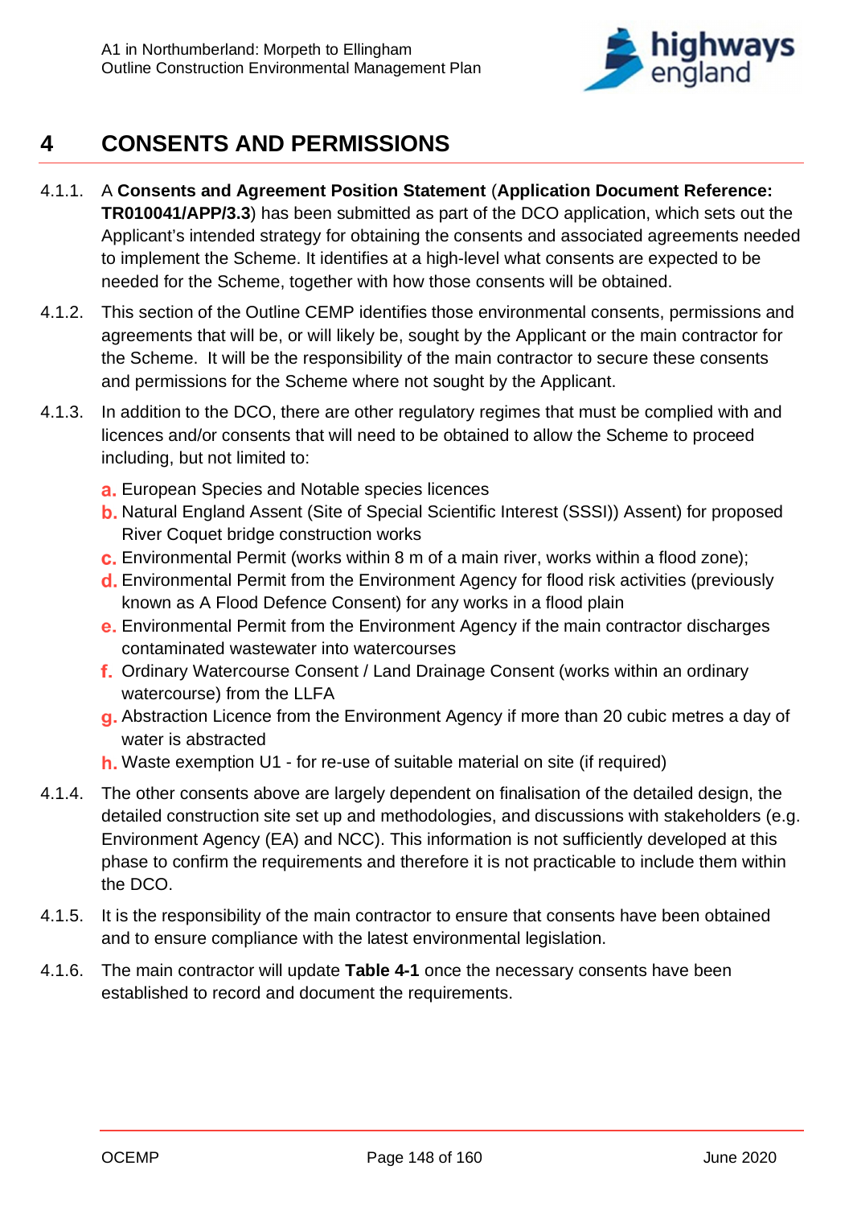# 4 CONSENTS AND PERMISSIONS

4.1.1. A **Consents and Agreement Position Statement** (**Application Document Reference: TR010041/APP/3.3**) has been submitted as part of the DCO application, which sets out the Applicant's intended strategy for obtaining the consents and associated agreements needed to implement the Scheme. It identifies at a high-level what consents are expected to be needed for the Scheme, together with how those consents will be obtained.

4.1.2. This section of the Outline CEMP identifies those environmental consents, permissions and agreements that will be, or will likely be, sought by the Applicant or the main contractor for the Scheme. It will be the responsibility of the main contractor to secure these consents and permissions for the Scheme where not sought by the Applicant.

4.1.3. In addition to the DCO, there are other regulatory regimes that must be complied with and licences and/or consents that will need to be obtained to allow the Scheme to proceed including, but not limited to:

a. European Species and Notable species licences
b. Natural England Assent (Site of Special Scientific Interest (SSSI)) Assent) for proposed River Coquet bridge construction works
c. Environmental Permit (works within 8 m of a main river, works within a flood zone);
d. Environmental Permit from the Environment Agency for flood risk activities (previously known as A Flood Defence Consent) for any works in a flood plain
e. Environmental Permit from the Environment Agency if the main contractor discharges contaminated wastewater into watercourses
f. Ordinary Watercourse Consent / Land Drainage Consent (works within an ordinary watercourse) from the LLFA
g. Abstraction Licence from the Environment Agency if more than 20 cubic metres a day of water is abstracted
h. Waste exemption U1 - for re-use of suitable material on site (if required)

4.1.4. The other consents above are largely dependent on finalisation of the detailed design, the detailed construction site set up and methodologies, and discussions with stakeholders (e.g. Environment Agency (EA) and NCC). This information is not sufficiently developed at this phase to confirm the requirements and therefore it is not practicable to include them within the DCO.

4.1.5. It is the responsibility of the main contractor to ensure that consents have been obtained and to ensure compliance with the latest environmental legislation.

4.1.6. The main contractor will update **Table 4-1** once the necessary consents have been established to record and document the requirements.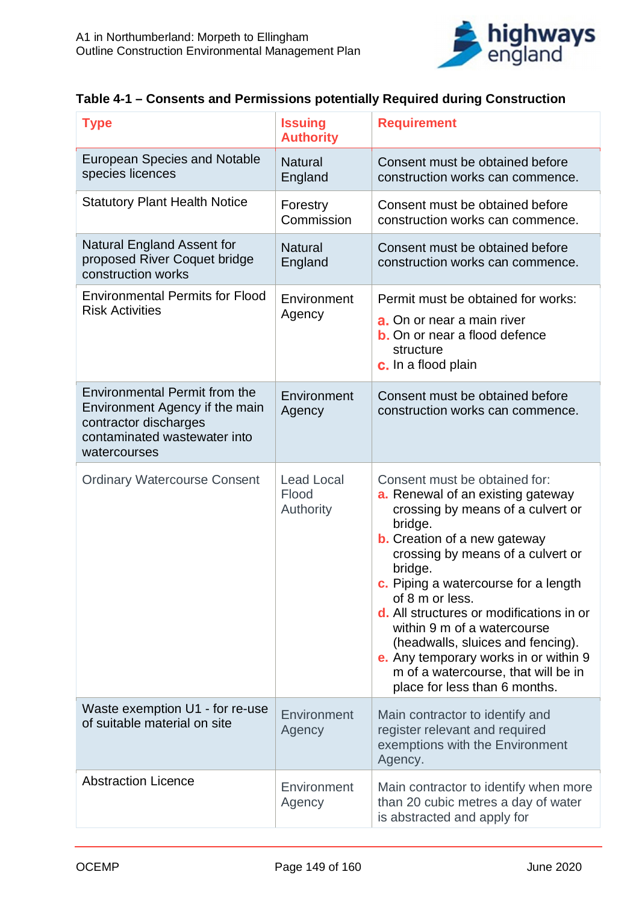**Table 4-1 – Consents and Permissions potentially Required during Construction**

| Type | Issuing Authority | Requirement |
|---|---|---|
| European Species and Notable species licences | Natural England | Consent must be obtained before construction works can commence. |
| Statutory Plant Health Notice | Forestry Commission | Consent must be obtained before construction works can commence. |
| Natural England Assent for proposed River Coquet bridge construction works | Natural England | Consent must be obtained before construction works can commence. |
| Environmental Permits for Flood Risk Activities | Environment Agency | Permit must be obtained for works:<br>a. On or near a main river<br>b. On or near a flood defence structure<br>c. In a flood plain |
| Environmental Permit from the Environment Agency if the main contractor discharges contaminated wastewater into watercourses | Environment Agency | Consent must be obtained before construction works can commence. |
| Ordinary Watercourse Consent | Lead Local Flood Authority | Consent must be obtained for:<br>a. Renewal of an existing gateway crossing by means of a culvert or bridge.<br>b. Creation of a new gateway crossing by means of a culvert or bridge.<br>c. Piping a watercourse for a length of 8 m or less.<br>d. All structures or modifications in or within 9 m of a watercourse (headwalls, sluices and fencing).<br>e. Any temporary works in or within 9 m of a watercourse, that will be in place for less than 6 months. |
| Waste exemption U1 - for re-use of suitable material on site | Environment Agency | Main contractor to identify and register relevant and required exemptions with the Environment Agency. |
| Abstraction Licence | Environment Agency | Main contractor to identify when more than 20 cubic metres a day of water is abstracted and apply for |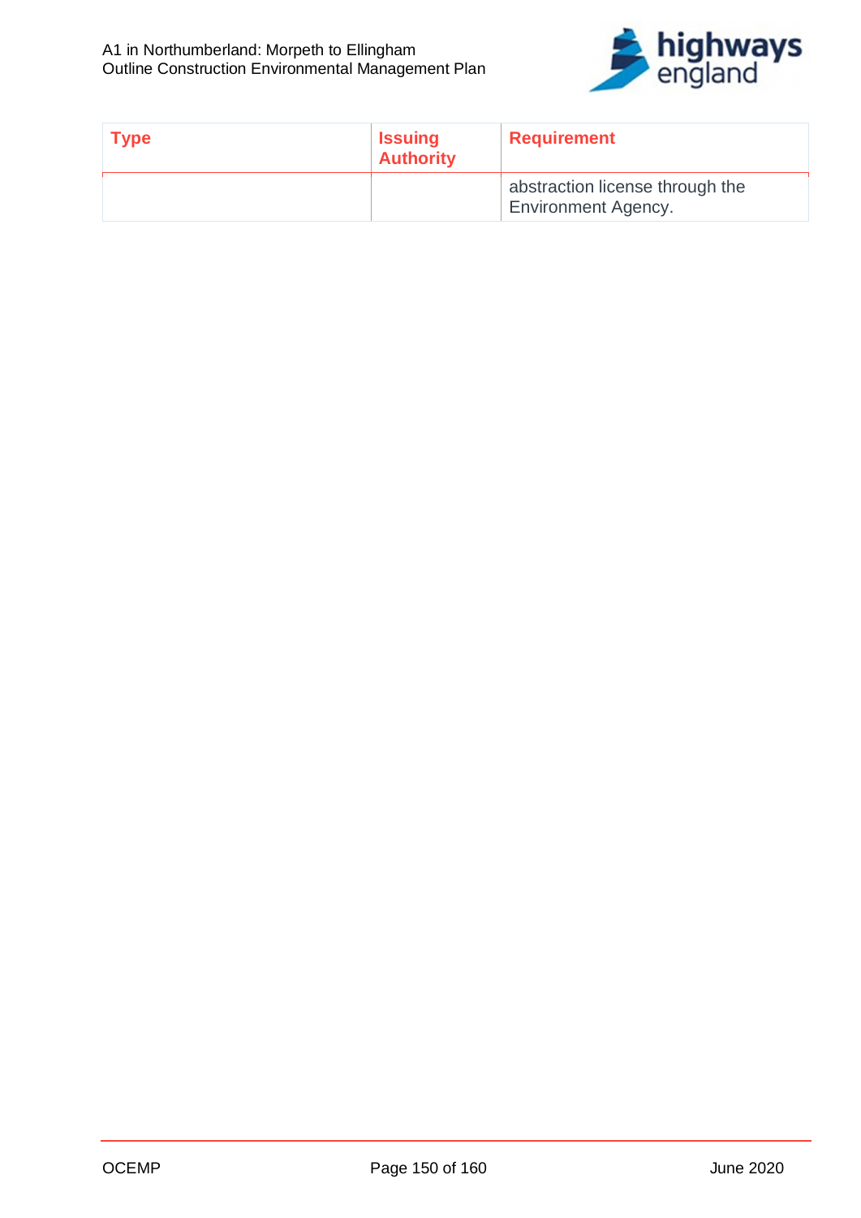| Type | Issuing Authority | Requirement |
|---|---|---|
| | | abstraction license through the Environment Agency. |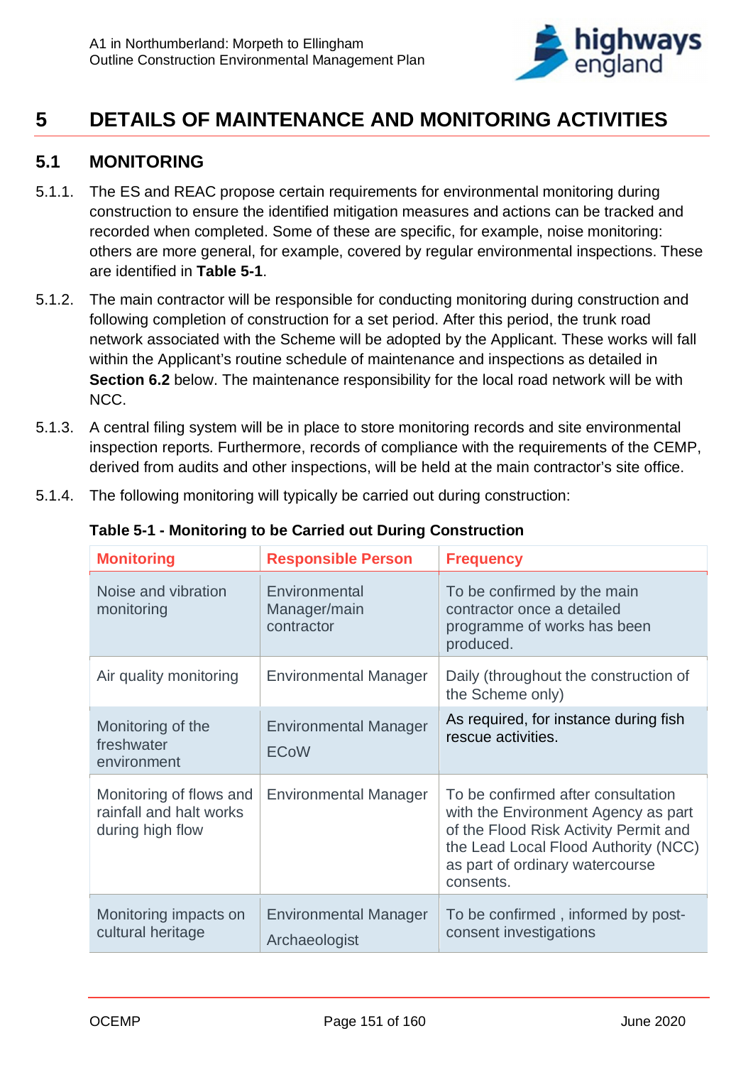# 5 DETAILS OF MAINTENANCE AND MONITORING ACTIVITIES

## 5.1 MONITORING

5.1.1. The ES and REAC propose certain requirements for environmental monitoring during construction to ensure the identified mitigation measures and actions can be tracked and recorded when completed. Some of these are specific, for example, noise monitoring: others are more general, for example, covered by regular environmental inspections. These are identified in **Table 5-1**.

5.1.2. The main contractor will be responsible for conducting monitoring during construction and following completion of construction for a set period. After this period, the trunk road network associated with the Scheme will be adopted by the Applicant. These works will fall within the Applicant's routine schedule of maintenance and inspections as detailed in **Section 6.2** below. The maintenance responsibility for the local road network will be with NCC.

5.1.3. A central filing system will be in place to store monitoring records and site environmental inspection reports. Furthermore, records of compliance with the requirements of the CEMP, derived from audits and other inspections, will be held at the main contractor's site office.

5.1.4. The following monitoring will typically be carried out during construction:

**Table 5-1 - Monitoring to be Carried out During Construction**

| Monitoring | Responsible Person | Frequency |
|---|---|---|
| Noise and vibration monitoring | Environmental Manager/main contractor | To be confirmed by the main contractor once a detailed programme of works has been produced. |
| Air quality monitoring | Environmental Manager | Daily (throughout the construction of the Scheme only) |
| Monitoring of the freshwater environment | Environmental Manager ECoW | As required, for instance during fish rescue activities. |
| Monitoring of flows and rainfall and halt works during high flow | Environmental Manager | To be confirmed after consultation with the Environment Agency as part of the Flood Risk Activity Permit and the Lead Local Flood Authority (NCC) as part of ordinary watercourse consents. |
| Monitoring impacts on cultural heritage | Environmental Manager Archaeologist | To be confirmed , informed by post-consent investigations |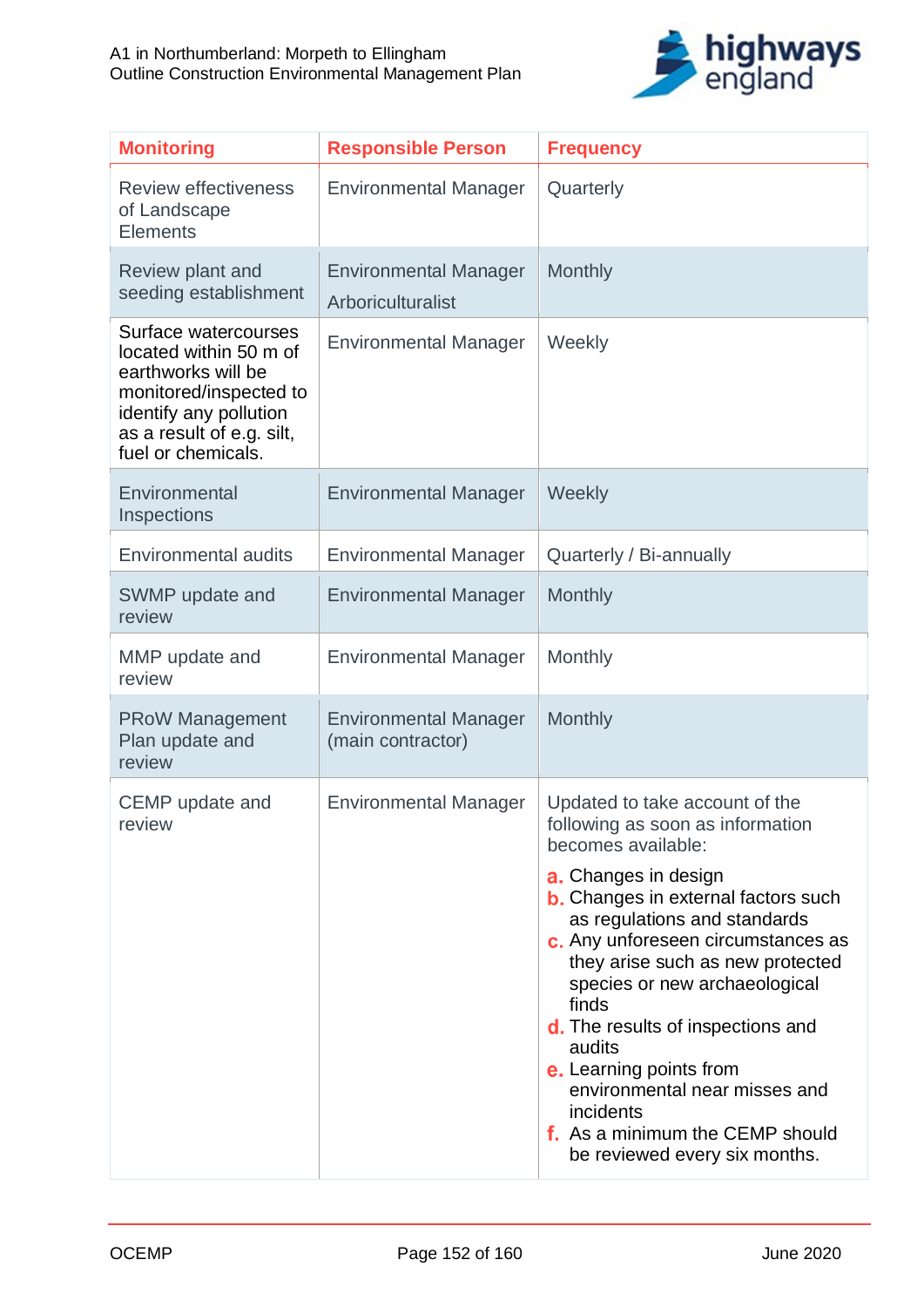| Monitoring | Responsible Person | Frequency |
|---|---|---|
| Review effectiveness of Landscape Elements | Environmental Manager | Quarterly |
| Review plant and seeding establishment | Environmental Manager<br>Arboriculturalist | Monthly |
| Surface watercourses located within 50 m of earthworks will be monitored/inspected to identify any pollution as a result of e.g. silt, fuel or chemicals. | Environmental Manager | Weekly |
| Environmental Inspections | Environmental Manager | Weekly |
| Environmental audits | Environmental Manager | Quarterly / Bi-annually |
| SWMP update and review | Environmental Manager | Monthly |
| MMP update and review | Environmental Manager | Monthly |
| PRoW Management Plan update and review | Environmental Manager (main contractor) | Monthly |
| CEMP update and review | Environmental Manager | Updated to take account of the following as soon as information becomes available:<br>a. Changes in design<br>b. Changes in external factors such as regulations and standards<br>c. Any unforeseen circumstances as they arise such as new protected species or new archaeological finds<br>d. The results of inspections and audits<br>e. Learning points from environmental near misses and incidents<br>f. As a minimum the CEMP should be reviewed every six months. |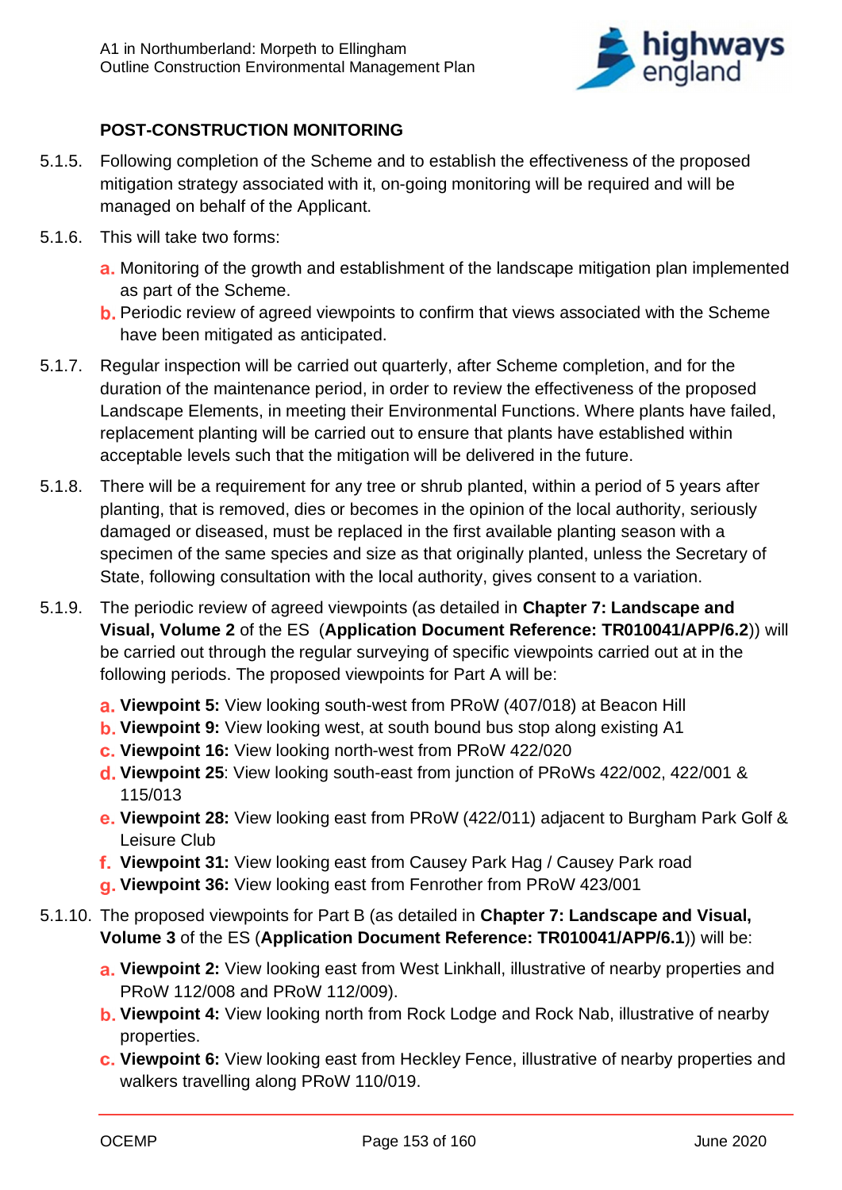### POST-CONSTRUCTION MONITORING

5.1.5. Following completion of the Scheme and to establish the effectiveness of the proposed mitigation strategy associated with it, on-going monitoring will be required and will be managed on behalf of the Applicant.

5.1.6. This will take two forms:

a. Monitoring of the growth and establishment of the landscape mitigation plan implemented as part of the Scheme.
b. Periodic review of agreed viewpoints to confirm that views associated with the Scheme have been mitigated as anticipated.

5.1.7. Regular inspection will be carried out quarterly, after Scheme completion, and for the duration of the maintenance period, in order to review the effectiveness of the proposed Landscape Elements, in meeting their Environmental Functions. Where plants have failed, replacement planting will be carried out to ensure that plants have established within acceptable levels such that the mitigation will be delivered in the future.

5.1.8. There will be a requirement for any tree or shrub planted, within a period of 5 years after planting, that is removed, dies or becomes in the opinion of the local authority, seriously damaged or diseased, must be replaced in the first available planting season with a specimen of the same species and size as that originally planted, unless the Secretary of State, following consultation with the local authority, gives consent to a variation.

5.1.9. The periodic review of agreed viewpoints (as detailed in **Chapter 7: Landscape and Visual, Volume 2** of the ES (**Application Document Reference: TR010041/APP/6.2**)) will be carried out through the regular surveying of specific viewpoints carried out at in the following periods. The proposed viewpoints for Part A will be:

a. **Viewpoint 5:** View looking south-west from PRoW (407/018) at Beacon Hill
b. **Viewpoint 9:** View looking west, at south bound bus stop along existing A1
c. **Viewpoint 16:** View looking north-west from PRoW 422/020
d. **Viewpoint 25**: View looking south-east from junction of PRoWs 422/002, 422/001 & 115/013
e. **Viewpoint 28:** View looking east from PRoW (422/011) adjacent to Burgham Park Golf & Leisure Club
f. **Viewpoint 31:** View looking east from Causey Park Hag / Causey Park road
g. **Viewpoint 36:** View looking east from Fenrother from PRoW 423/001

5.1.10. The proposed viewpoints for Part B (as detailed in **Chapter 7: Landscape and Visual, Volume 3** of the ES (**Application Document Reference: TR010041/APP/6.1**)) will be:

a. **Viewpoint 2:** View looking east from West Linkhall, illustrative of nearby properties and PRoW 112/008 and PRoW 112/009).
b. **Viewpoint 4:** View looking north from Rock Lodge and Rock Nab, illustrative of nearby properties.
c. **Viewpoint 6:** View looking east from Heckley Fence, illustrative of nearby properties and walkers travelling along PRoW 110/019.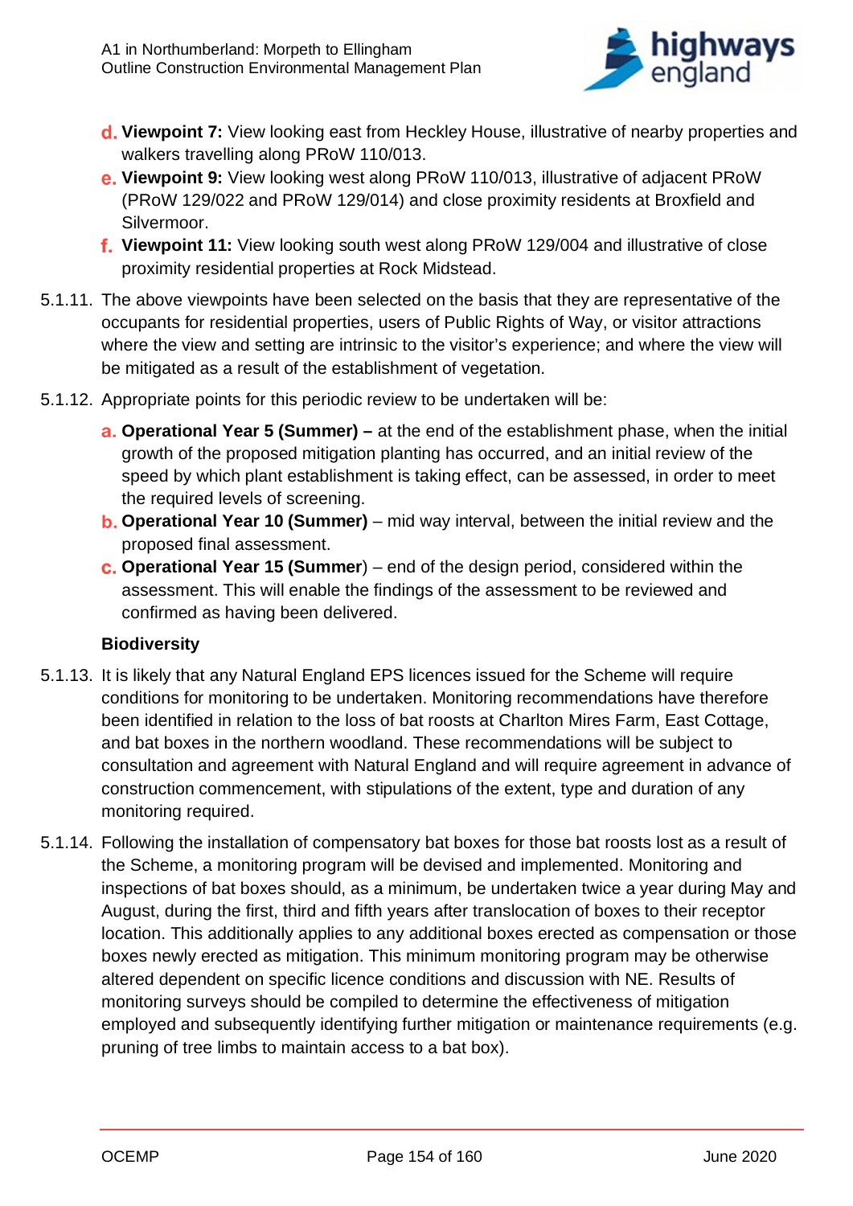d. **Viewpoint 7:** View looking east from Heckley House, illustrative of nearby properties and walkers travelling along PRoW 110/013.

e. **Viewpoint 9:** View looking west along PRoW 110/013, illustrative of adjacent PRoW (PRoW 129/022 and PRoW 129/014) and close proximity residents at Broxfield and Silvermoor.

f. **Viewpoint 11:** View looking south west along PRoW 129/004 and illustrative of close proximity residential properties at Rock Midstead.

5.1.11. The above viewpoints have been selected on the basis that they are representative of the occupants for residential properties, users of Public Rights of Way, or visitor attractions where the view and setting are intrinsic to the visitor's experience; and where the view will be mitigated as a result of the establishment of vegetation.

5.1.12. Appropriate points for this periodic review to be undertaken will be:

a. **Operational Year 5 (Summer) –** at the end of the establishment phase, when the initial growth of the proposed mitigation planting has occurred, and an initial review of the speed by which plant establishment is taking effect, can be assessed, in order to meet the required levels of screening.

b. **Operational Year 10 (Summer)** – mid way interval, between the initial review and the proposed final assessment.

c. **Operational Year 15 (Summer**) – end of the design period, considered within the assessment. This will enable the findings of the assessment to be reviewed and confirmed as having been delivered.

**Biodiversity**

5.1.13. It is likely that any Natural England EPS licences issued for the Scheme will require conditions for monitoring to be undertaken. Monitoring recommendations have therefore been identified in relation to the loss of bat roosts at Charlton Mires Farm, East Cottage, and bat boxes in the northern woodland. These recommendations will be subject to consultation and agreement with Natural England and will require agreement in advance of construction commencement, with stipulations of the extent, type and duration of any monitoring required.

5.1.14. Following the installation of compensatory bat boxes for those bat roosts lost as a result of the Scheme, a monitoring program will be devised and implemented. Monitoring and inspections of bat boxes should, as a minimum, be undertaken twice a year during May and August, during the first, third and fifth years after translocation of boxes to their receptor location. This additionally applies to any additional boxes erected as compensation or those boxes newly erected as mitigation. This minimum monitoring program may be otherwise altered dependent on specific licence conditions and discussion with NE. Results of monitoring surveys should be compiled to determine the effectiveness of mitigation employed and subsequently identifying further mitigation or maintenance requirements (e.g. pruning of tree limbs to maintain access to a bat box).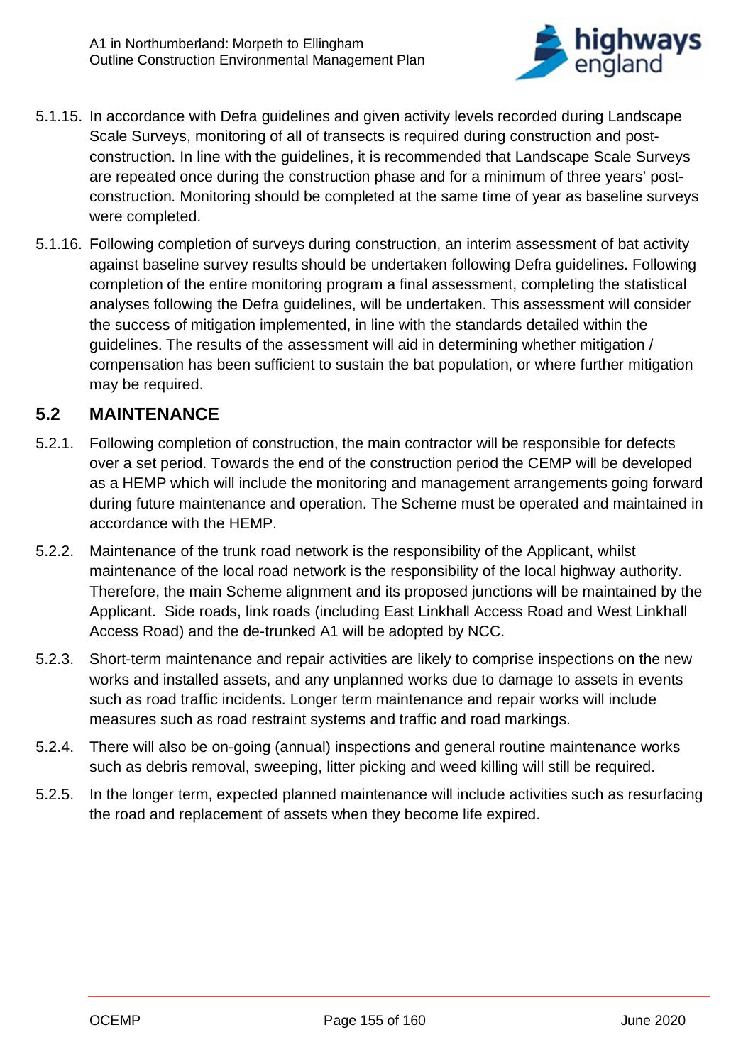5.1.15. In accordance with Defra guidelines and given activity levels recorded during Landscape Scale Surveys, monitoring of all of transects is required during construction and post-construction. In line with the guidelines, it is recommended that Landscape Scale Surveys are repeated once during the construction phase and for a minimum of three years' post-construction. Monitoring should be completed at the same time of year as baseline surveys were completed.

5.1.16. Following completion of surveys during construction, an interim assessment of bat activity against baseline survey results should be undertaken following Defra guidelines. Following completion of the entire monitoring program a final assessment, completing the statistical analyses following the Defra guidelines, will be undertaken. This assessment will consider the success of mitigation implemented, in line with the standards detailed within the guidelines. The results of the assessment will aid in determining whether mitigation / compensation has been sufficient to sustain the bat population, or where further mitigation may be required.

## 5.2 MAINTENANCE

5.2.1. Following completion of construction, the main contractor will be responsible for defects over a set period. Towards the end of the construction period the CEMP will be developed as a HEMP which will include the monitoring and management arrangements going forward during future maintenance and operation. The Scheme must be operated and maintained in accordance with the HEMP.

5.2.2. Maintenance of the trunk road network is the responsibility of the Applicant, whilst maintenance of the local road network is the responsibility of the local highway authority. Therefore, the main Scheme alignment and its proposed junctions will be maintained by the Applicant. Side roads, link roads (including East Linkhall Access Road and West Linkhall Access Road) and the de-trunked A1 will be adopted by NCC.

5.2.3. Short-term maintenance and repair activities are likely to comprise inspections on the new works and installed assets, and any unplanned works due to damage to assets in events such as road traffic incidents. Longer term maintenance and repair works will include measures such as road restraint systems and traffic and road markings.

5.2.4. There will also be on-going (annual) inspections and general routine maintenance works such as debris removal, sweeping, litter picking and weed killing will still be required.

5.2.5. In the longer term, expected planned maintenance will include activities such as resurfacing the road and replacement of assets when they become life expired.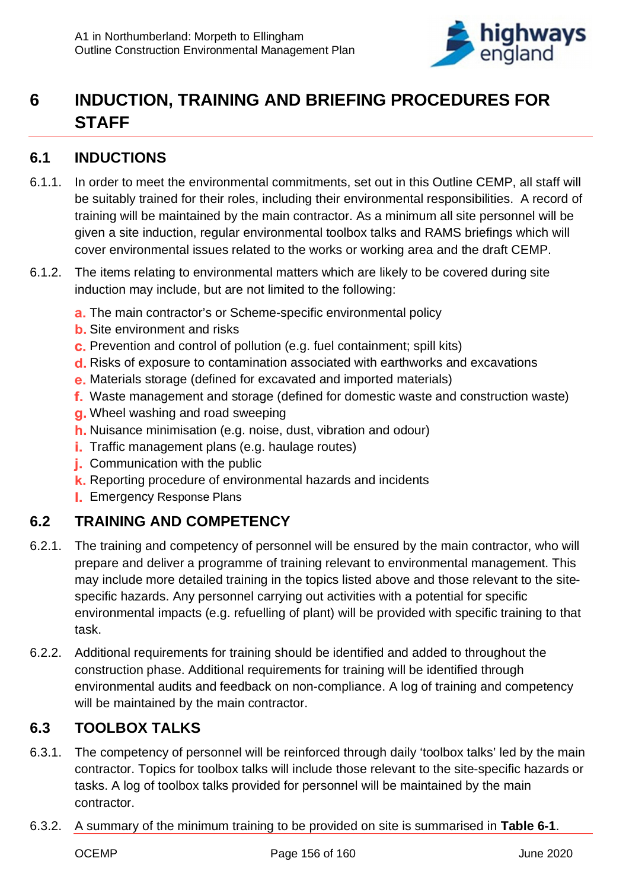# 6 INDUCTION, TRAINING AND BRIEFING PROCEDURES FOR STAFF

## 6.1 INDUCTIONS

6.1.1. In order to meet the environmental commitments, set out in this Outline CEMP, all staff will be suitably trained for their roles, including their environmental responsibilities. A record of training will be maintained by the main contractor. As a minimum all site personnel will be given a site induction, regular environmental toolbox talks and RAMS briefings which will cover environmental issues related to the works or working area and the draft CEMP.

6.1.2. The items relating to environmental matters which are likely to be covered during site induction may include, but are not limited to the following:

a. The main contractor's or Scheme-specific environmental policy
b. Site environment and risks
c. Prevention and control of pollution (e.g. fuel containment; spill kits)
d. Risks of exposure to contamination associated with earthworks and excavations
e. Materials storage (defined for excavated and imported materials)
f. Waste management and storage (defined for domestic waste and construction waste)
g. Wheel washing and road sweeping
h. Nuisance minimisation (e.g. noise, dust, vibration and odour)
i. Traffic management plans (e.g. haulage routes)
j. Communication with the public
k. Reporting procedure of environmental hazards and incidents
l. Emergency Response Plans

## 6.2 TRAINING AND COMPETENCY

6.2.1. The training and competency of personnel will be ensured by the main contractor, who will prepare and deliver a programme of training relevant to environmental management. This may include more detailed training in the topics listed above and those relevant to the site-specific hazards. Any personnel carrying out activities with a potential for specific environmental impacts (e.g. refuelling of plant) will be provided with specific training to that task.

6.2.2. Additional requirements for training should be identified and added to throughout the construction phase. Additional requirements for training will be identified through environmental audits and feedback on non-compliance. A log of training and competency will be maintained by the main contractor.

## 6.3 TOOLBOX TALKS

6.3.1. The competency of personnel will be reinforced through daily 'toolbox talks' led by the main contractor. Topics for toolbox talks will include those relevant to the site-specific hazards or tasks. A log of toolbox talks provided for personnel will be maintained by the main contractor.

6.3.2. A summary of the minimum training to be provided on site is summarised in **Table 6-1**.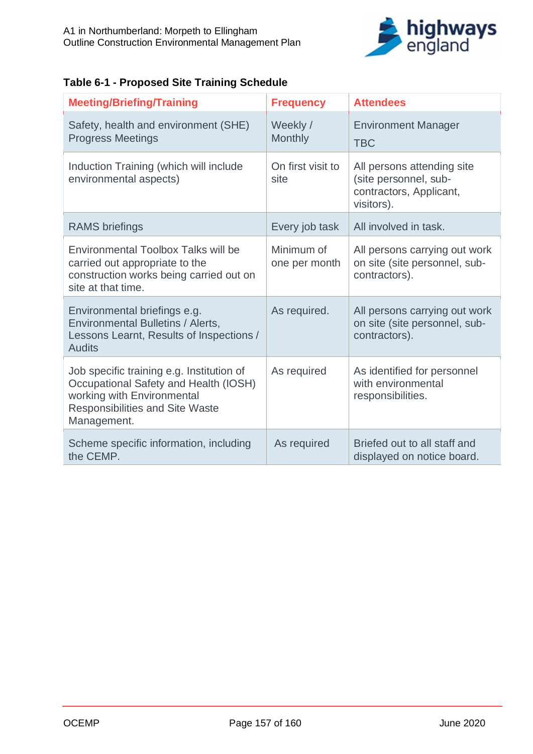**Table 6-1 - Proposed Site Training Schedule**

| Meeting/Briefing/Training | Frequency | Attendees |
|---|---|---|
| Safety, health and environment (SHE) Progress Meetings | Weekly / Monthly | Environment Manager<br>TBC |
| Induction Training (which will include environmental aspects) | On first visit to site | All persons attending site (site personnel, sub-contractors, Applicant, visitors). |
| RAMS briefings | Every job task | All involved in task. |
| Environmental Toolbox Talks will be carried out appropriate to the construction works being carried out on site at that time. | Minimum of one per month | All persons carrying out work on site (site personnel, sub-contractors). |
| Environmental briefings e.g. Environmental Bulletins / Alerts, Lessons Learnt, Results of Inspections / Audits | As required. | All persons carrying out work on site (site personnel, sub-contractors). |
| Job specific training e.g. Institution of Occupational Safety and Health (IOSH) working with Environmental Responsibilities and Site Waste Management. | As required | As identified for personnel with environmental responsibilities. |
| Scheme specific information, including the CEMP. | As required | Briefed out to all staff and displayed on notice board. |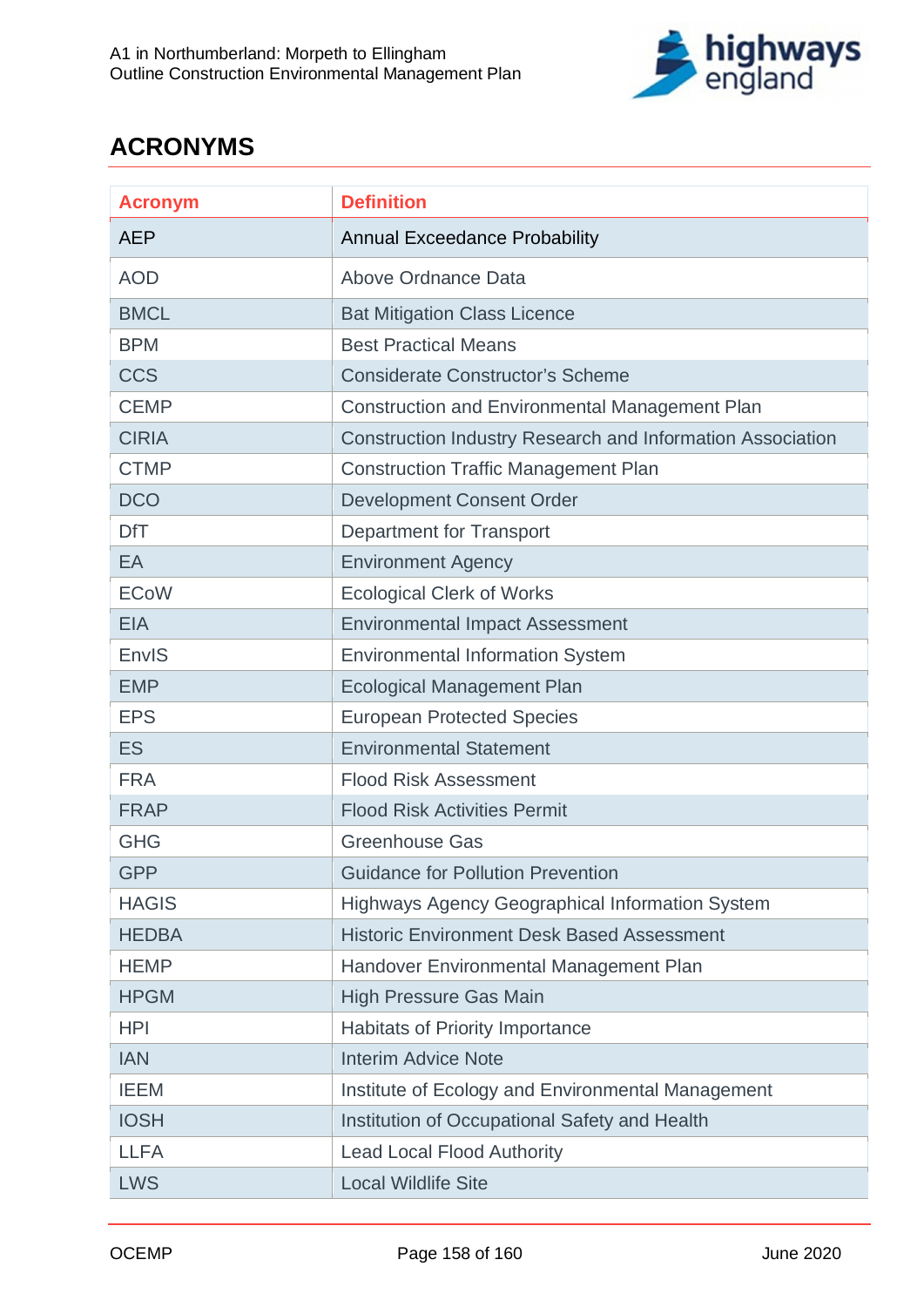## ACRONYMS

| Acronym | Definition |
|---|---|
| AEP | Annual Exceedance Probability |
| AOD | Above Ordnance Data |
| BMCL | Bat Mitigation Class Licence |
| BPM | Best Practical Means |
| CCS | Considerate Constructor's Scheme |
| CEMP | Construction and Environmental Management Plan |
| CIRIA | Construction Industry Research and Information Association |
| CTMP | Construction Traffic Management Plan |
| DCO | Development Consent Order |
| DfT | Department for Transport |
| EA | Environment Agency |
| ECoW | Ecological Clerk of Works |
| EIA | Environmental Impact Assessment |
| EnvIS | Environmental Information System |
| EMP | Ecological Management Plan |
| EPS | European Protected Species |
| ES | Environmental Statement |
| FRA | Flood Risk Assessment |
| FRAP | Flood Risk Activities Permit |
| GHG | Greenhouse Gas |
| GPP | Guidance for Pollution Prevention |
| HAGIS | Highways Agency Geographical Information System |
| HEDBA | Historic Environment Desk Based Assessment |
| HEMP | Handover Environmental Management Plan |
| HPGM | High Pressure Gas Main |
| HPI | Habitats of Priority Importance |
| IAN | Interim Advice Note |
| IEEM | Institute of Ecology and Environmental Management |
| IOSH | Institution of Occupational Safety and Health |
| LLFA | Lead Local Flood Authority |
| LWS | Local Wildlife Site |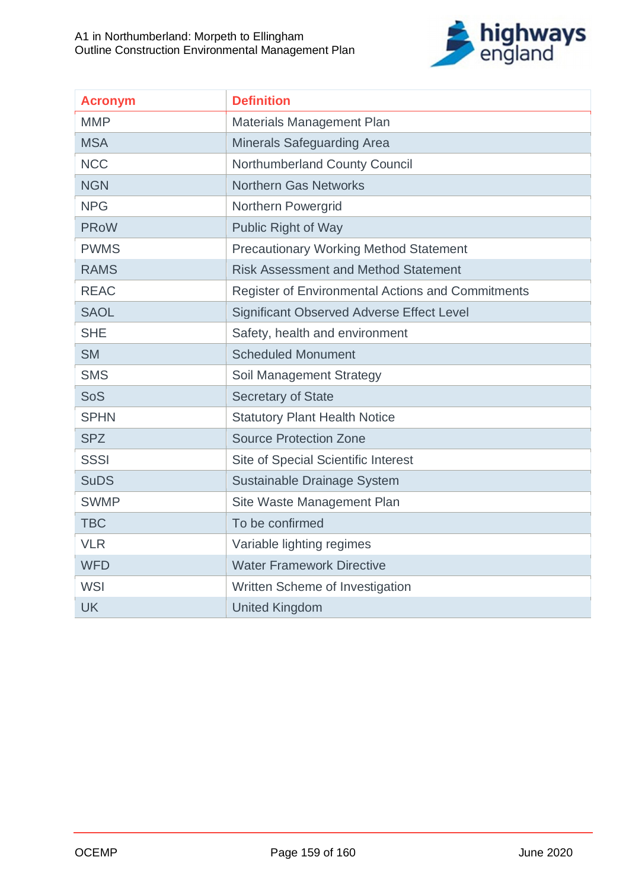| Acronym | Definition |
|---|---|
| MMP | Materials Management Plan |
| MSA | Minerals Safeguarding Area |
| NCC | Northumberland County Council |
| NGN | Northern Gas Networks |
| NPG | Northern Powergrid |
| PRoW | Public Right of Way |
| PWMS | Precautionary Working Method Statement |
| RAMS | Risk Assessment and Method Statement |
| REAC | Register of Environmental Actions and Commitments |
| SAOL | Significant Observed Adverse Effect Level |
| SHE | Safety, health and environment |
| SM | Scheduled Monument |
| SMS | Soil Management Strategy |
| SoS | Secretary of State |
| SPHN | Statutory Plant Health Notice |
| SPZ | Source Protection Zone |
| SSSI | Site of Special Scientific Interest |
| SuDS | Sustainable Drainage System |
| SWMP | Site Waste Management Plan |
| TBC | To be confirmed |
| VLR | Variable lighting regimes |
| WFD | Water Framework Directive |
| WSI | Written Scheme of Investigation |
| UK | United Kingdom |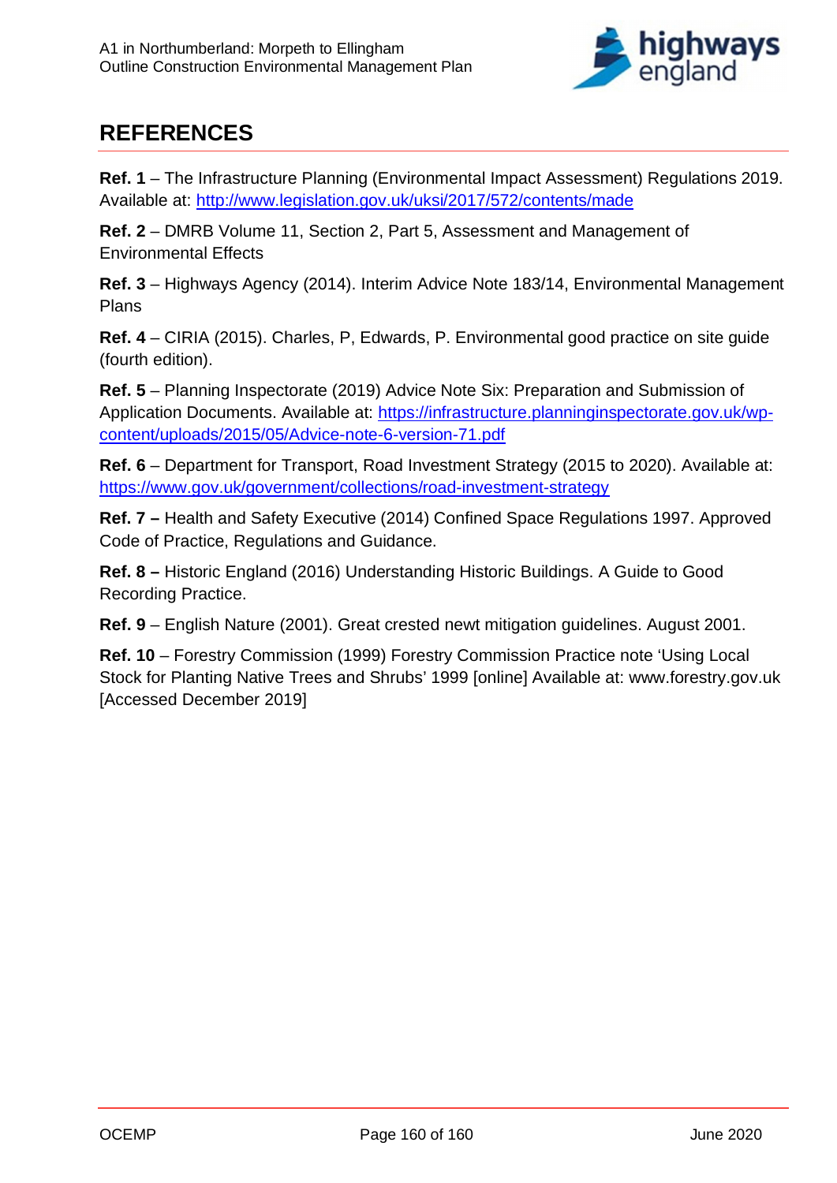# REFERENCES

**Ref. 1** – The Infrastructure Planning (Environmental Impact Assessment) Regulations 2019. Available at: http://www.legislation.gov.uk/uksi/2017/572/contents/made

**Ref. 2** – DMRB Volume 11, Section 2, Part 5, Assessment and Management of Environmental Effects

**Ref. 3** – Highways Agency (2014). Interim Advice Note 183/14, Environmental Management Plans

**Ref. 4** – CIRIA (2015). Charles, P, Edwards, P. Environmental good practice on site guide (fourth edition).

**Ref. 5** – Planning Inspectorate (2019) Advice Note Six: Preparation and Submission of Application Documents. Available at: https://infrastructure.planninginspectorate.gov.uk/wp-content/uploads/2015/05/Advice-note-6-version-71.pdf

**Ref. 6** – Department for Transport, Road Investment Strategy (2015 to 2020). Available at: https://www.gov.uk/government/collections/road-investment-strategy

**Ref. 7 –** Health and Safety Executive (2014) Confined Space Regulations 1997. Approved Code of Practice, Regulations and Guidance.

**Ref. 8 –** Historic England (2016) Understanding Historic Buildings. A Guide to Good Recording Practice.

**Ref. 9** – English Nature (2001). Great crested newt mitigation guidelines. August 2001.

**Ref. 10** – Forestry Commission (1999) Forestry Commission Practice note 'Using Local Stock for Planting Native Trees and Shrubs' 1999 [online] Available at: www.forestry.gov.uk [Accessed December 2019]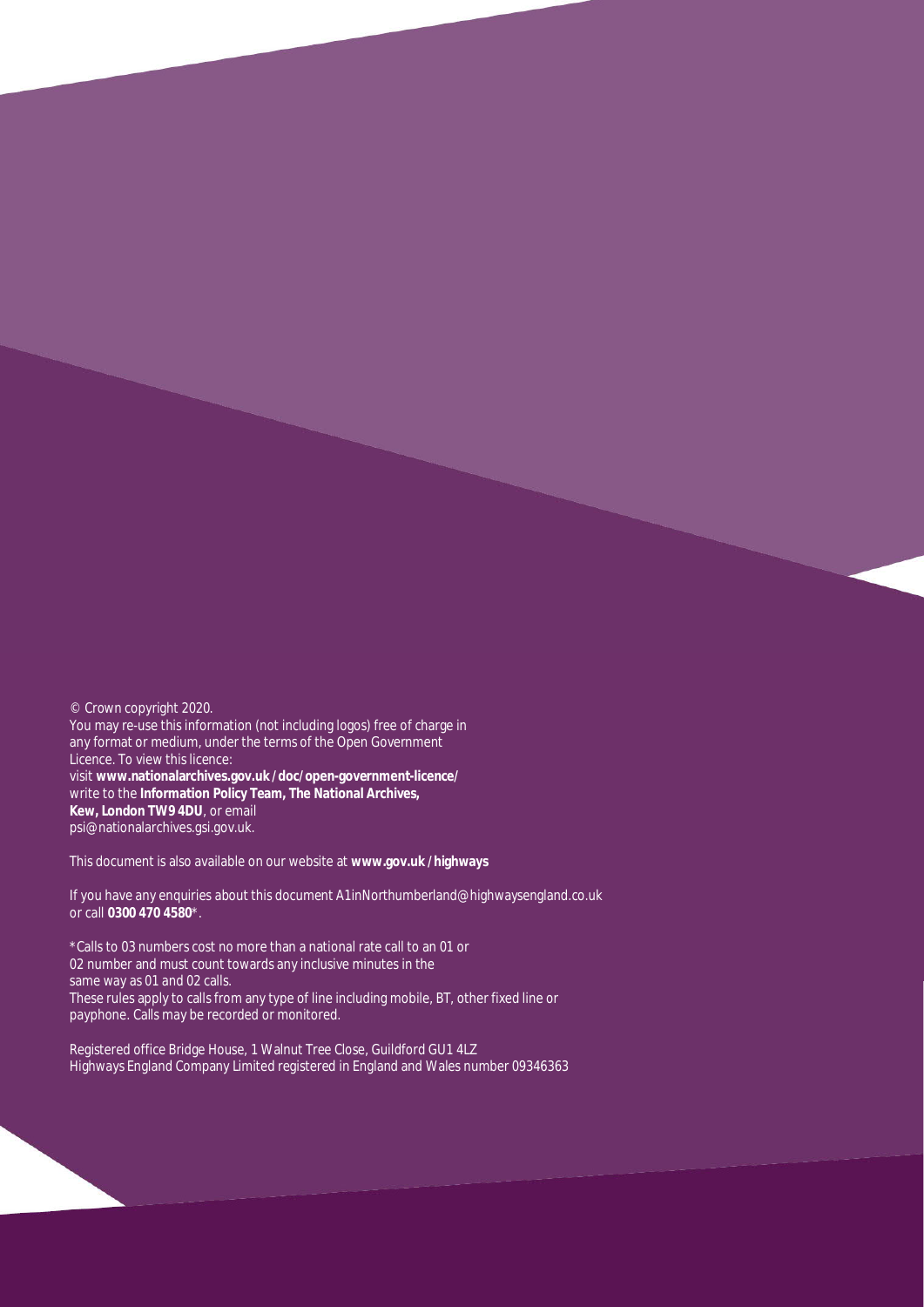© Crown copyright 2020.
You may re-use this information (not including logos) free of charge in any format or medium, under the terms of the Open Government Licence. To view this licence:
visit **www.nationalarchives.gov.uk /doc/open-government-licence/**
write to the **Information Policy Team, The National Archives, Kew, London TW9 4DU**, or email
psi@nationalarchives.gsi.gov.uk.

This document is also available on our website at **www.gov.uk /highways**

If you have any enquiries about this document A1inNorthumberland@highwaysengland.co.uk or call **0300 470 4580***.

*Calls to 03 numbers cost no more than a national rate call to an 01 or 02 number and must count towards any inclusive minutes in the same way as 01 and 02 calls.
These rules apply to calls from any type of line including mobile, BT, other fixed line or payphone. Calls may be recorded or monitored.

Registered office Bridge House, 1 Walnut Tree Close, Guildford GU1 4LZ
Highways England Company Limited registered in England and Wales number 09346363